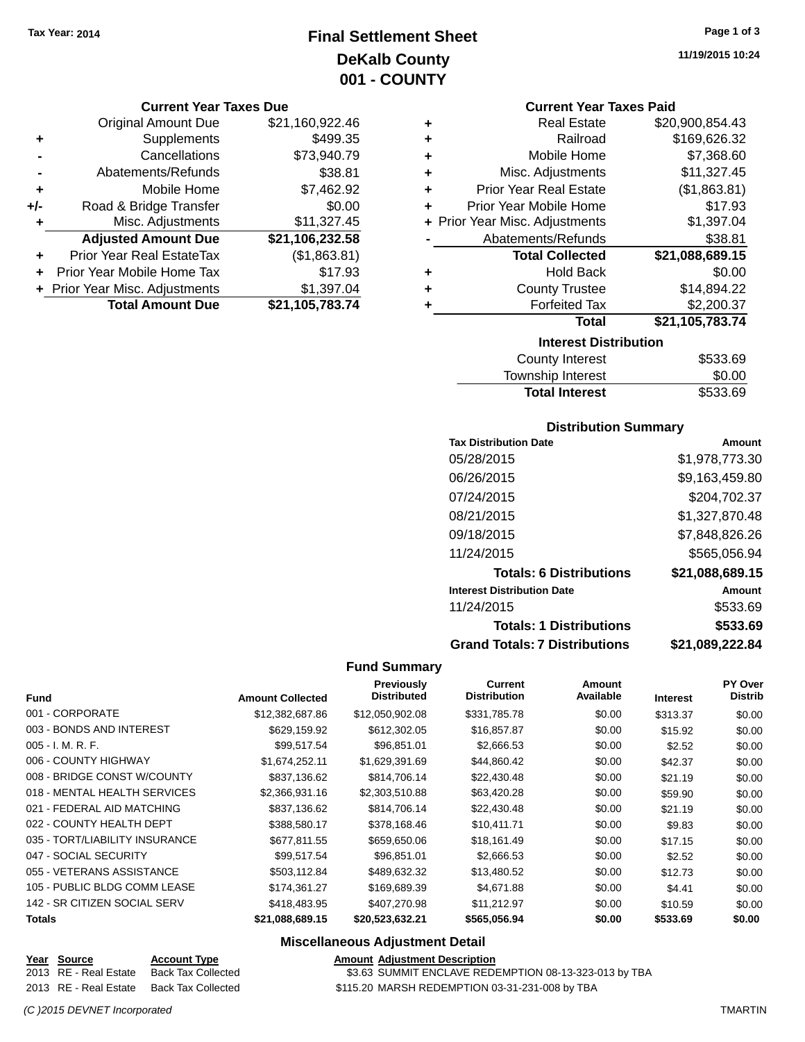Tax Year: 2014

# Final Settlement Sheet

## DeKalb County

## 001 - COUNTY

11/19/2015 10:24

### Current Year Taxes Due

| | | |
|---|---|---|
| | Original Amount Due | $21,160,922.46 |
| + | Supplements | $499.35 |
| - | Cancellations | $73,940.79 |
| - | Abatements/Refunds | $38.81 |
| + | Mobile Home | $7,462.92 |
| +/- | Road & Bridge Transfer | $0.00 |
| + | Misc. Adjustments | $11,327.45 |
| | **Adjusted Amount Due** | **$21,106,232.58** |
| + | Prior Year Real EstateTax | ($1,863.81) |
| + | Prior Year Mobile Home Tax | $17.93 |
| + | Prior Year Misc. Adjustments | $1,397.04 |
| | **Total Amount Due** | **$21,105,783.74** |

### Current Year Taxes Paid

| | | |
|---|---|---|
| + | Real Estate | $20,900,854.43 |
| + | Railroad | $169,626.32 |
| + | Mobile Home | $7,368.60 |
| + | Misc. Adjustments | $11,327.45 |
| + | Prior Year Real Estate | ($1,863.81) |
| + | Prior Year Mobile Home | $17.93 |
| + | Prior Year Misc. Adjustments | $1,397.04 |
| - | Abatements/Refunds | $38.81 |
| | **Total Collected** | **$21,088,689.15** |
| + | Hold Back | $0.00 |
| + | County Trustee | $14,894.22 |
| + | Forfeited Tax | $2,200.37 |
| | **Total** | **$21,105,783.74** |

### Interest Distribution

| | |
|---|---|
| County Interest | $533.69 |
| Township Interest | $0.00 |
| **Total Interest** | $533.69 |

### Distribution Summary

| Tax Distribution Date | Amount |
|---|---|
| 05/28/2015 | $1,978,773.30 |
| 06/26/2015 | $9,163,459.80 |
| 07/24/2015 | $204,702.37 |
| 08/21/2015 | $1,327,870.48 |
| 09/18/2015 | $7,848,826.26 |
| 11/24/2015 | $565,056.94 |
| **Totals: 6 Distributions** | **$21,088,689.15** |
| **Interest Distribution Date** | **Amount** |
| 11/24/2015 | $533.69 |
| **Totals: 1 Distributions** | **$533.69** |
| **Grand Totals: 7 Distributions** | **$21,089,222.84** |

### Fund Summary

| Fund | Amount Collected | Previously Distributed | Current Distribution | Amount Available | Interest | PY Over Distrib |
|---|---|---|---|---|---|---|
| 001 - CORPORATE | $12,382,687.86 | $12,050,902.08 | $331,785.78 | $0.00 | $313.37 | $0.00 |
| 003 - BONDS AND INTEREST | $629,159.92 | $612,302.05 | $16,857.87 | $0.00 | $15.92 | $0.00 |
| 005 - I. M. R. F. | $99,517.54 | $96,851.01 | $2,666.53 | $0.00 | $2.52 | $0.00 |
| 006 - COUNTY HIGHWAY | $1,674,252.11 | $1,629,391.69 | $44,860.42 | $0.00 | $42.37 | $0.00 |
| 008 - BRIDGE CONST W/COUNTY | $837,136.62 | $814,706.14 | $22,430.48 | $0.00 | $21.19 | $0.00 |
| 018 - MENTAL HEALTH SERVICES | $2,366,931.16 | $2,303,510.88 | $63,420.28 | $0.00 | $59.90 | $0.00 |
| 021 - FEDERAL AID MATCHING | $837,136.62 | $814,706.14 | $22,430.48 | $0.00 | $21.19 | $0.00 |
| 022 - COUNTY HEALTH DEPT | $388,580.17 | $378,168.46 | $10,411.71 | $0.00 | $9.83 | $0.00 |
| 035 - TORT/LIABILITY INSURANCE | $677,811.55 | $659,650.06 | $18,161.49 | $0.00 | $17.15 | $0.00 |
| 047 - SOCIAL SECURITY | $99,517.54 | $96,851.01 | $2,666.53 | $0.00 | $2.52 | $0.00 |
| 055 - VETERANS ASSISTANCE | $503,112.84 | $489,632.32 | $13,480.52 | $0.00 | $12.73 | $0.00 |
| 105 - PUBLIC BLDG COMM LEASE | $174,361.27 | $169,689.39 | $4,671.88 | $0.00 | $4.41 | $0.00 |
| 142 - SR CITIZEN SOCIAL SERV | $418,483.95 | $407,270.98 | $11,212.97 | $0.00 | $10.59 | $0.00 |
| **Totals** | **$21,088,689.15** | **$20,523,632.21** | **$565,056.94** | **$0.00** | **$533.69** | **$0.00** |

### Miscellaneous Adjustment Detail

| Year | Source | Account Type | Amount | Adjustment Description |
|---|---|---|---|---|
| 2013 | RE - Real Estate | Back Tax Collected | $3.63 | SUMMIT ENCLAVE REDEMPTION 08-13-323-013 by TBA |
| 2013 | RE - Real Estate | Back Tax Collected | $115.20 | MARSH REDEMPTION 03-31-231-008 by TBA |

(C )2015 DEVNET Incorporated TMARTIN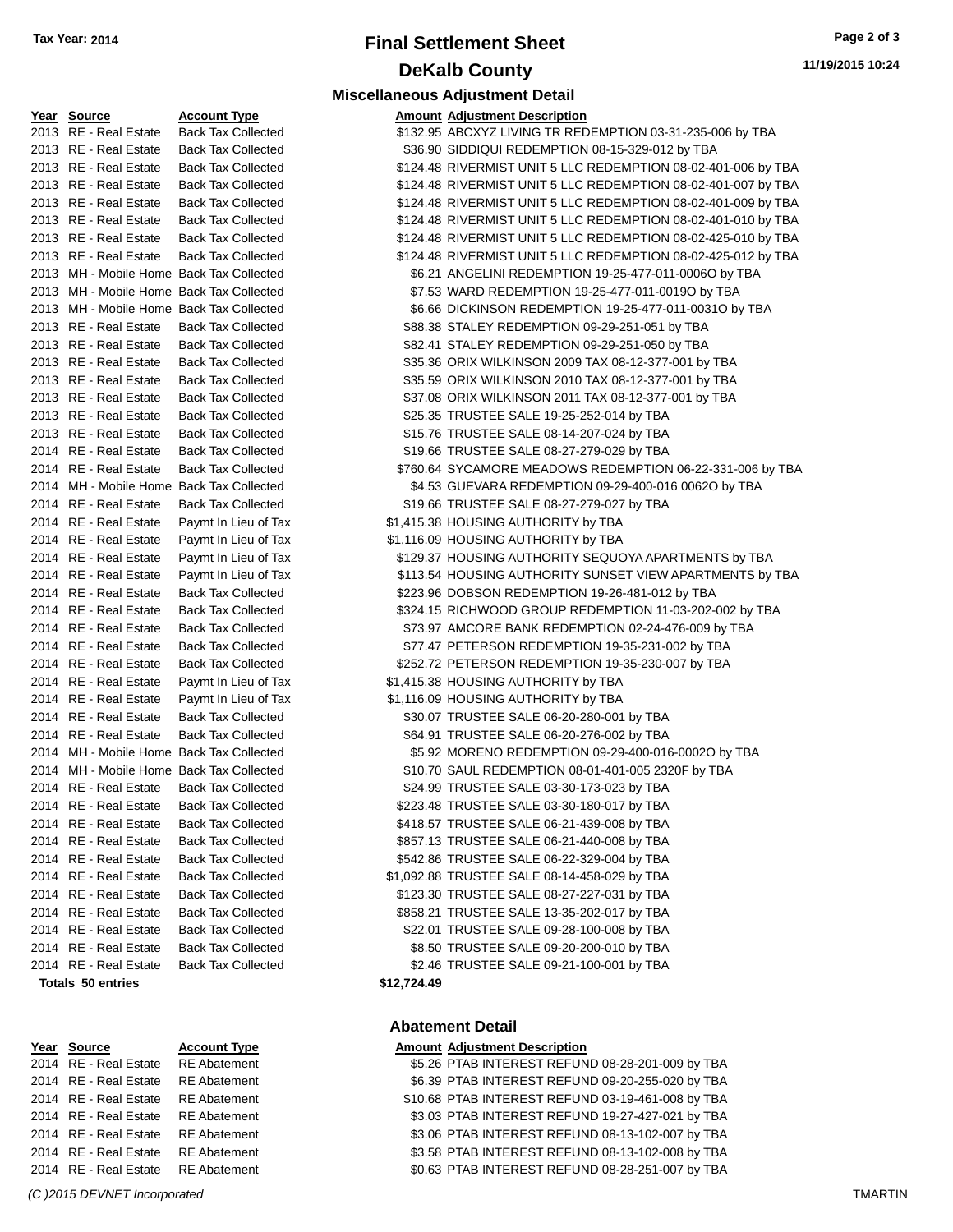# Final Settlement Sheet

## DeKalb County

Tax Year: 2014

11/19/2015 10:24

### Miscellaneous Adjustment Detail

| Year | Source | Account Type | Amount | Adjustment Description |
|---|---|---|---|---|
| 2013 | RE - Real Estate | Back Tax Collected | $132.95 | ABCXYZ LIVING TR REDEMPTION 03-31-235-006 by TBA |
| 2013 | RE - Real Estate | Back Tax Collected | $36.90 | SIDDIQUI REDEMPTION 08-15-329-012 by TBA |
| 2013 | RE - Real Estate | Back Tax Collected | $124.48 | RIVERMIST UNIT 5 LLC REDEMPTION 08-02-401-006 by TBA |
| 2013 | RE - Real Estate | Back Tax Collected | $124.48 | RIVERMIST UNIT 5 LLC REDEMPTION 08-02-401-007 by TBA |
| 2013 | RE - Real Estate | Back Tax Collected | $124.48 | RIVERMIST UNIT 5 LLC REDEMPTION 08-02-401-009 by TBA |
| 2013 | RE - Real Estate | Back Tax Collected | $124.48 | RIVERMIST UNIT 5 LLC REDEMPTION 08-02-401-010 by TBA |
| 2013 | RE - Real Estate | Back Tax Collected | $124.48 | RIVERMIST UNIT 5 LLC REDEMPTION 08-02-425-010 by TBA |
| 2013 | RE - Real Estate | Back Tax Collected | $124.48 | RIVERMIST UNIT 5 LLC REDEMPTION 08-02-425-012 by TBA |
| 2013 | MH - Mobile Home | Back Tax Collected | $6.21 | ANGELINI REDEMPTION 19-25-477-011-0006O by TBA |
| 2013 | MH - Mobile Home | Back Tax Collected | $7.53 | WARD REDEMPTION 19-25-477-011-0019O by TBA |
| 2013 | MH - Mobile Home | Back Tax Collected | $6.66 | DICKINSON REDEMPTION 19-25-477-011-0031O by TBA |
| 2013 | RE - Real Estate | Back Tax Collected | $88.38 | STALEY REDEMPTION 09-29-251-051 by TBA |
| 2013 | RE - Real Estate | Back Tax Collected | $82.41 | STALEY REDEMPTION 09-29-251-050 by TBA |
| 2013 | RE - Real Estate | Back Tax Collected | $35.36 | ORIX WILKINSON 2009 TAX 08-12-377-001 by TBA |
| 2013 | RE - Real Estate | Back Tax Collected | $35.59 | ORIX WILKINSON 2010 TAX 08-12-377-001 by TBA |
| 2013 | RE - Real Estate | Back Tax Collected | $37.08 | ORIX WILKINSON 2011 TAX 08-12-377-001 by TBA |
| 2013 | RE - Real Estate | Back Tax Collected | $25.35 | TRUSTEE SALE 19-25-252-014 by TBA |
| 2013 | RE - Real Estate | Back Tax Collected | $15.76 | TRUSTEE SALE 08-14-207-024 by TBA |
| 2014 | RE - Real Estate | Back Tax Collected | $19.66 | TRUSTEE SALE 08-27-279-029 by TBA |
| 2014 | RE - Real Estate | Back Tax Collected | $760.64 | SYCAMORE MEADOWS REDEMPTION 06-22-331-006 by TBA |
| 2014 | MH - Mobile Home | Back Tax Collected | $4.53 | GUEVARA REDEMPTION 09-29-400-016 0062O by TBA |
| 2014 | RE - Real Estate | Back Tax Collected | $19.66 | TRUSTEE SALE 08-27-279-027 by TBA |
| 2014 | RE - Real Estate | Paymt In Lieu of Tax | $1,415.38 | HOUSING AUTHORITY by TBA |
| 2014 | RE - Real Estate | Paymt In Lieu of Tax | $1,116.09 | HOUSING AUTHORITY by TBA |
| 2014 | RE - Real Estate | Paymt In Lieu of Tax | $129.37 | HOUSING AUTHORITY SEQUOYA APARTMENTS by TBA |
| 2014 | RE - Real Estate | Paymt In Lieu of Tax | $113.54 | HOUSING AUTHORITY SUNSET VIEW APARTMENTS by TBA |
| 2014 | RE - Real Estate | Back Tax Collected | $223.96 | DOBSON REDEMPTION 19-26-481-012 by TBA |
| 2014 | RE - Real Estate | Back Tax Collected | $324.15 | RICHWOOD GROUP REDEMPTION 11-03-202-002 by TBA |
| 2014 | RE - Real Estate | Back Tax Collected | $73.97 | AMCORE BANK REDEMPTION 02-24-476-009 by TBA |
| 2014 | RE - Real Estate | Back Tax Collected | $77.47 | PETERSON REDEMPTION 19-35-231-002 by TBA |
| 2014 | RE - Real Estate | Back Tax Collected | $252.72 | PETERSON REDEMPTION 19-35-230-007 by TBA |
| 2014 | RE - Real Estate | Paymt In Lieu of Tax | $1,415.38 | HOUSING AUTHORITY by TBA |
| 2014 | RE - Real Estate | Paymt In Lieu of Tax | $1,116.09 | HOUSING AUTHORITY by TBA |
| 2014 | RE - Real Estate | Back Tax Collected | $30.07 | TRUSTEE SALE 06-20-280-001 by TBA |
| 2014 | RE - Real Estate | Back Tax Collected | $64.91 | TRUSTEE SALE 06-20-276-002 by TBA |
| 2014 | MH - Mobile Home | Back Tax Collected | $5.92 | MORENO REDEMPTION 09-29-400-016-0002O by TBA |
| 2014 | MH - Mobile Home | Back Tax Collected | $10.70 | SAUL REDEMPTION 08-01-401-005 2320F by TBA |
| 2014 | RE - Real Estate | Back Tax Collected | $24.99 | TRUSTEE SALE 03-30-173-023 by TBA |
| 2014 | RE - Real Estate | Back Tax Collected | $223.48 | TRUSTEE SALE 03-30-180-017 by TBA |
| 2014 | RE - Real Estate | Back Tax Collected | $418.57 | TRUSTEE SALE 06-21-439-008 by TBA |
| 2014 | RE - Real Estate | Back Tax Collected | $857.13 | TRUSTEE SALE 06-21-440-008 by TBA |
| 2014 | RE - Real Estate | Back Tax Collected | $542.86 | TRUSTEE SALE 06-22-329-004 by TBA |
| 2014 | RE - Real Estate | Back Tax Collected | $1,092.88 | TRUSTEE SALE 08-14-458-029 by TBA |
| 2014 | RE - Real Estate | Back Tax Collected | $123.30 | TRUSTEE SALE 08-27-227-031 by TBA |
| 2014 | RE - Real Estate | Back Tax Collected | $858.21 | TRUSTEE SALE 13-35-202-017 by TBA |
| 2014 | RE - Real Estate | Back Tax Collected | $22.01 | TRUSTEE SALE 09-28-100-008 by TBA |
| 2014 | RE - Real Estate | Back Tax Collected | $8.50 | TRUSTEE SALE 09-20-200-010 by TBA |
| 2014 | RE - Real Estate | Back Tax Collected | $2.46 | TRUSTEE SALE 09-21-100-001 by TBA |
| **Totals** | **50 entries** | | **$12,724.49** | |

### Abatement Detail

| Year | Source | Account Type | Amount | Adjustment Description |
|---|---|---|---|---|
| 2014 | RE - Real Estate | RE Abatement | $5.26 | PTAB INTEREST REFUND 08-28-201-009 by TBA |
| 2014 | RE - Real Estate | RE Abatement | $6.39 | PTAB INTEREST REFUND 09-20-255-020 by TBA |
| 2014 | RE - Real Estate | RE Abatement | $10.68 | PTAB INTEREST REFUND 03-19-461-008 by TBA |
| 2014 | RE - Real Estate | RE Abatement | $3.03 | PTAB INTEREST REFUND 19-27-427-021 by TBA |
| 2014 | RE - Real Estate | RE Abatement | $3.06 | PTAB INTEREST REFUND 08-13-102-007 by TBA |
| 2014 | RE - Real Estate | RE Abatement | $3.58 | PTAB INTEREST REFUND 08-13-102-008 by TBA |
| 2014 | RE - Real Estate | RE Abatement | $0.63 | PTAB INTEREST REFUND 08-28-251-007 by TBA |

*(C )2015 DEVNET Incorporated* TMARTIN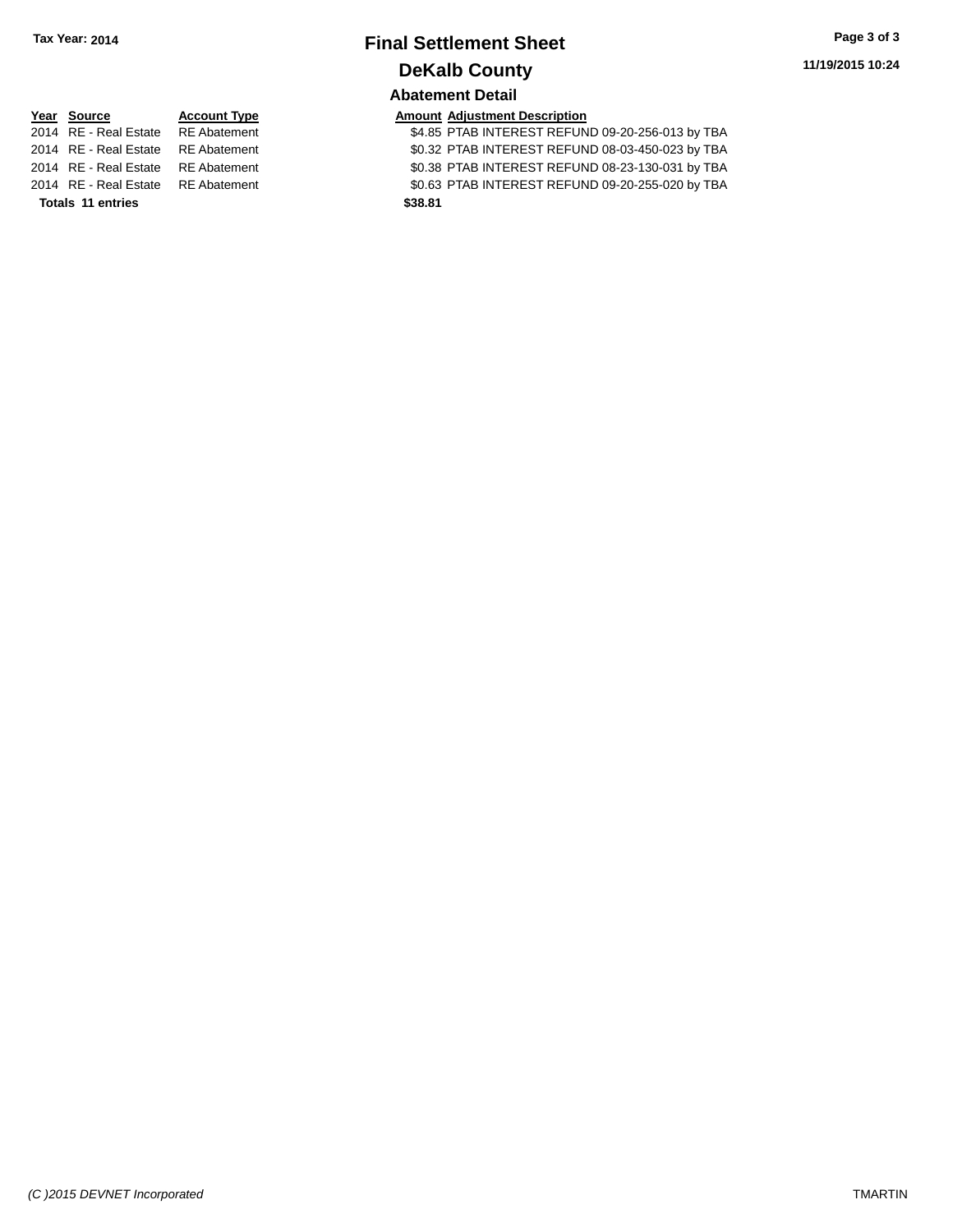## Final Settlement Sheet

## DeKalb County

### Abatement Detail

| Year | Source | Account Type | Amount | Adjustment Description |
|---|---|---|---|---|
| 2014 | RE - Real Estate | RE Abatement | $4.85 | PTAB INTEREST REFUND 09-20-256-013 by TBA |
| 2014 | RE - Real Estate | RE Abatement | $0.32 | PTAB INTEREST REFUND 08-03-450-023 by TBA |
| 2014 | RE - Real Estate | RE Abatement | $0.38 | PTAB INTEREST REFUND 08-23-130-031 by TBA |
| 2014 | RE - Real Estate | RE Abatement | $0.63 | PTAB INTEREST REFUND 09-20-255-020 by TBA |
| **Totals 11 entries** | | | **$38.81** | |

*(C )2015 DEVNET Incorporated*

TMARTIN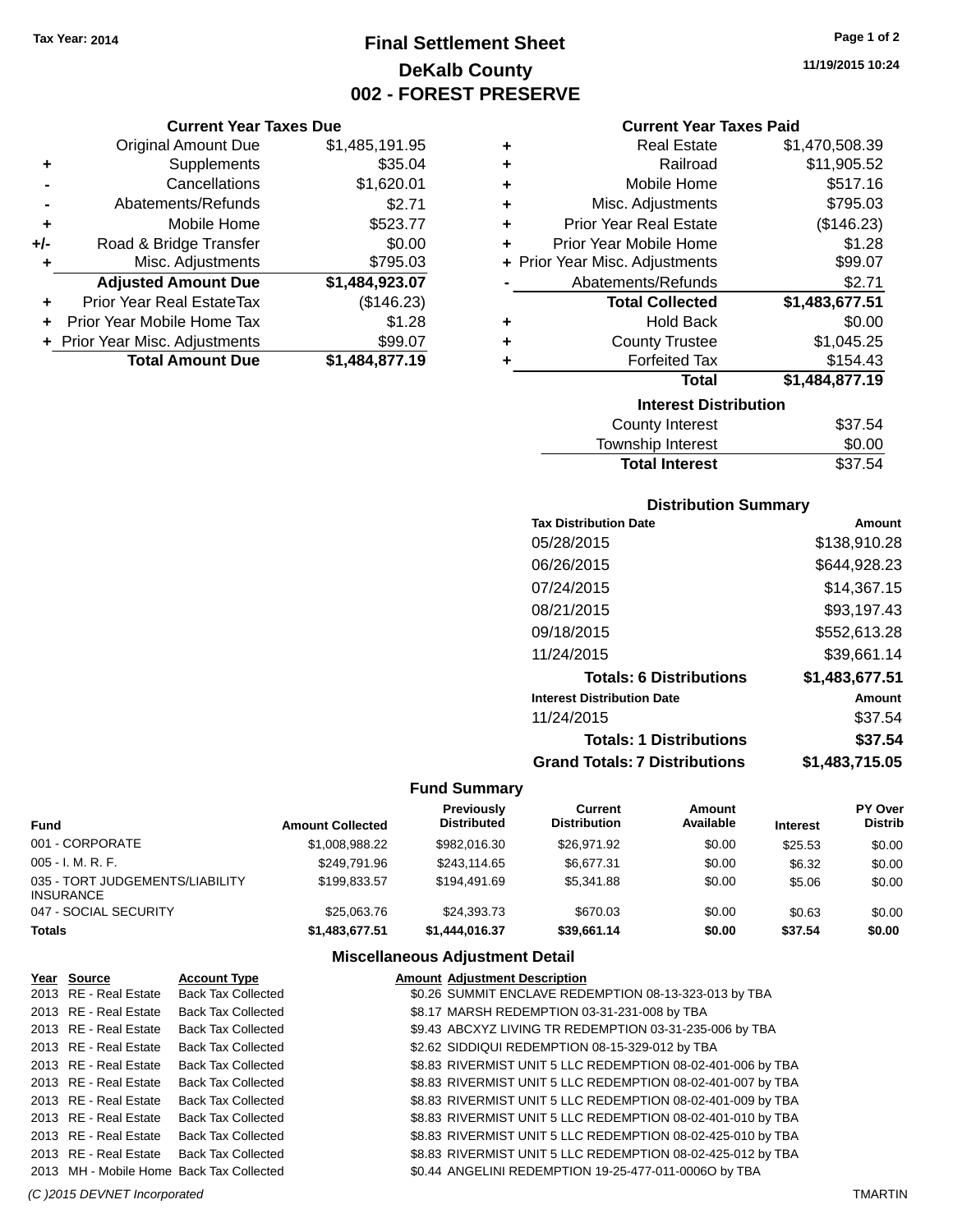Tax Year: 2014

# Final Settlement Sheet
## DeKalb County
## 002 - FOREST PRESERVE

11/19/2015 10:24

### Current Year Taxes Due

| | | |
|---|---|---|
| | Original Amount Due | $1,485,191.95 |
| + | Supplements | $35.04 |
| - | Cancellations | $1,620.01 |
| - | Abatements/Refunds | $2.71 |
| + | Mobile Home | $523.77 |
| +/- | Road & Bridge Transfer | $0.00 |
| + | Misc. Adjustments | $795.03 |
| | **Adjusted Amount Due** | **$1,484,923.07** |
| + | Prior Year Real EstateTax | ($146.23) |
| + | Prior Year Mobile Home Tax | $1.28 |
| + | Prior Year Misc. Adjustments | $99.07 |
| | **Total Amount Due** | **$1,484,877.19** |

### Current Year Taxes Paid

| | | |
|---|---|---|
| + | Real Estate | $1,470,508.39 |
| + | Railroad | $11,905.52 |
| + | Mobile Home | $517.16 |
| + | Misc. Adjustments | $795.03 |
| + | Prior Year Real Estate | ($146.23) |
| + | Prior Year Mobile Home | $1.28 |
| + | Prior Year Misc. Adjustments | $99.07 |
| - | Abatements/Refunds | $2.71 |
| | **Total Collected** | **$1,483,677.51** |
| + | Hold Back | $0.00 |
| + | County Trustee | $1,045.25 |
| + | Forfeited Tax | $154.43 |
| | **Total** | **$1,484,877.19** |

### Interest Distribution

| | |
|---|---|
| County Interest | $37.54 |
| Township Interest | $0.00 |
| **Total Interest** | $37.54 |

### Distribution Summary

| Tax Distribution Date | Amount |
|---|---|
| 05/28/2015 | $138,910.28 |
| 06/26/2015 | $644,928.23 |
| 07/24/2015 | $14,367.15 |
| 08/21/2015 | $93,197.43 |
| 09/18/2015 | $552,613.28 |
| 11/24/2015 | $39,661.14 |
| **Totals: 6 Distributions** | **$1,483,677.51** |

| Interest Distribution Date | Amount |
|---|---|
| 11/24/2015 | $37.54 |
| **Totals: 1 Distributions** | **$37.54** |
| **Grand Totals: 7 Distributions** | **$1,483,715.05** |

### Fund Summary

| Fund | Amount Collected | Previously Distributed | Current Distribution | Amount Available | Interest | PY Over Distrib |
|---|---|---|---|---|---|---|
| 001 - CORPORATE | $1,008,988.22 | $982,016.30 | $26,971.92 | $0.00 | $25.53 | $0.00 |
| 005 - I. M. R. F. | $249,791.96 | $243,114.65 | $6,677.31 | $0.00 | $6.32 | $0.00 |
| 035 - TORT JUDGEMENTS/LIABILITY INSURANCE | $199,833.57 | $194,491.69 | $5,341.88 | $0.00 | $5.06 | $0.00 |
| 047 - SOCIAL SECURITY | $25,063.76 | $24,393.73 | $670.03 | $0.00 | $0.63 | $0.00 |
| **Totals** | **$1,483,677.51** | **$1,444,016.37** | **$39,661.14** | **$0.00** | **$37.54** | **$0.00** |

### Miscellaneous Adjustment Detail

| Year | Source | Account Type | Amount | Adjustment Description |
|---|---|---|---|---|
| 2013 | RE - Real Estate | Back Tax Collected | $0.26 | SUMMIT ENCLAVE REDEMPTION 08-13-323-013 by TBA |
| 2013 | RE - Real Estate | Back Tax Collected | $8.17 | MARSH REDEMPTION 03-31-231-008 by TBA |
| 2013 | RE - Real Estate | Back Tax Collected | $9.43 | ABCXYZ LIVING TR REDEMPTION 03-31-235-006 by TBA |
| 2013 | RE - Real Estate | Back Tax Collected | $2.62 | SIDDIQUI REDEMPTION 08-15-329-012 by TBA |
| 2013 | RE - Real Estate | Back Tax Collected | $8.83 | RIVERMIST UNIT 5 LLC REDEMPTION 08-02-401-006 by TBA |
| 2013 | RE - Real Estate | Back Tax Collected | $8.83 | RIVERMIST UNIT 5 LLC REDEMPTION 08-02-401-007 by TBA |
| 2013 | RE - Real Estate | Back Tax Collected | $8.83 | RIVERMIST UNIT 5 LLC REDEMPTION 08-02-401-009 by TBA |
| 2013 | RE - Real Estate | Back Tax Collected | $8.83 | RIVERMIST UNIT 5 LLC REDEMPTION 08-02-401-010 by TBA |
| 2013 | RE - Real Estate | Back Tax Collected | $8.83 | RIVERMIST UNIT 5 LLC REDEMPTION 08-02-425-010 by TBA |
| 2013 | RE - Real Estate | Back Tax Collected | $8.83 | RIVERMIST UNIT 5 LLC REDEMPTION 08-02-425-012 by TBA |
| 2013 | MH - Mobile Home | Back Tax Collected | $0.44 | ANGELINI REDEMPTION 19-25-477-011-0006O by TBA |

(C )2015 DEVNET Incorporated TMARTIN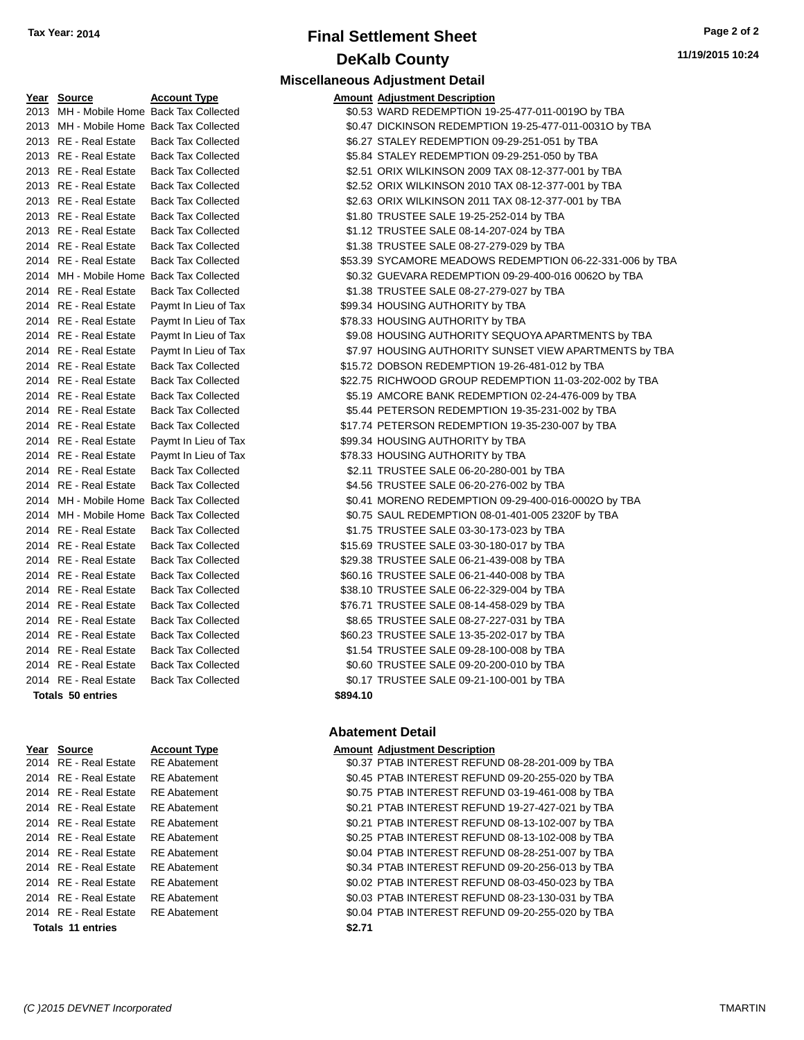**Tax Year: 2014**

# Final Settlement Sheet

## DeKalb County

**11/19/2015 10:24**

### Miscellaneous Adjustment Detail

| Year | Source | Account Type | Amount | Adjustment Description |
|---|---|---|---|---|
| 2013 | MH - Mobile Home | Back Tax Collected | $0.53 | WARD REDEMPTION 19-25-477-011-0019O by TBA |
| 2013 | MH - Mobile Home | Back Tax Collected | $0.47 | DICKINSON REDEMPTION 19-25-477-011-0031O by TBA |
| 2013 | RE - Real Estate | Back Tax Collected | $6.27 | STALEY REDEMPTION 09-29-251-051 by TBA |
| 2013 | RE - Real Estate | Back Tax Collected | $5.84 | STALEY REDEMPTION 09-29-251-050 by TBA |
| 2013 | RE - Real Estate | Back Tax Collected | $2.51 | ORIX WILKINSON 2009 TAX 08-12-377-001 by TBA |
| 2013 | RE - Real Estate | Back Tax Collected | $2.52 | ORIX WILKINSON 2010 TAX 08-12-377-001 by TBA |
| 2013 | RE - Real Estate | Back Tax Collected | $2.63 | ORIX WILKINSON 2011 TAX 08-12-377-001 by TBA |
| 2013 | RE - Real Estate | Back Tax Collected | $1.80 | TRUSTEE SALE 19-25-252-014 by TBA |
| 2013 | RE - Real Estate | Back Tax Collected | $1.12 | TRUSTEE SALE 08-14-207-024 by TBA |
| 2014 | RE - Real Estate | Back Tax Collected | $1.38 | TRUSTEE SALE 08-27-279-029 by TBA |
| 2014 | RE - Real Estate | Back Tax Collected | $53.39 | SYCAMORE MEADOWS REDEMPTION 06-22-331-006 by TBA |
| 2014 | MH - Mobile Home | Back Tax Collected | $0.32 | GUEVARA REDEMPTION 09-29-400-016 0062O by TBA |
| 2014 | RE - Real Estate | Back Tax Collected | $1.38 | TRUSTEE SALE 08-27-279-027 by TBA |
| 2014 | RE - Real Estate | Paymt In Lieu of Tax | $99.34 | HOUSING AUTHORITY by TBA |
| 2014 | RE - Real Estate | Paymt In Lieu of Tax | $78.33 | HOUSING AUTHORITY by TBA |
| 2014 | RE - Real Estate | Paymt In Lieu of Tax | $9.08 | HOUSING AUTHORITY SEQUOYA APARTMENTS by TBA |
| 2014 | RE - Real Estate | Paymt In Lieu of Tax | $7.97 | HOUSING AUTHORITY SUNSET VIEW APARTMENTS by TBA |
| 2014 | RE - Real Estate | Back Tax Collected | $15.72 | DOBSON REDEMPTION 19-26-481-012 by TBA |
| 2014 | RE - Real Estate | Back Tax Collected | $22.75 | RICHWOOD GROUP REDEMPTION 11-03-202-002 by TBA |
| 2014 | RE - Real Estate | Back Tax Collected | $5.19 | AMCORE BANK REDEMPTION 02-24-476-009 by TBA |
| 2014 | RE - Real Estate | Back Tax Collected | $5.44 | PETERSON REDEMPTION 19-35-231-002 by TBA |
| 2014 | RE - Real Estate | Back Tax Collected | $17.74 | PETERSON REDEMPTION 19-35-230-007 by TBA |
| 2014 | RE - Real Estate | Paymt In Lieu of Tax | $99.34 | HOUSING AUTHORITY by TBA |
| 2014 | RE - Real Estate | Paymt In Lieu of Tax | $78.33 | HOUSING AUTHORITY by TBA |
| 2014 | RE - Real Estate | Back Tax Collected | $2.11 | TRUSTEE SALE 06-20-280-001 by TBA |
| 2014 | RE - Real Estate | Back Tax Collected | $4.56 | TRUSTEE SALE 06-20-276-002 by TBA |
| 2014 | MH - Mobile Home | Back Tax Collected | $0.41 | MORENO REDEMPTION 09-29-400-016-0002O by TBA |
| 2014 | MH - Mobile Home | Back Tax Collected | $0.75 | SAUL REDEMPTION 08-01-401-005 2320F by TBA |
| 2014 | RE - Real Estate | Back Tax Collected | $1.75 | TRUSTEE SALE 03-30-173-023 by TBA |
| 2014 | RE - Real Estate | Back Tax Collected | $15.69 | TRUSTEE SALE 03-30-180-017 by TBA |
| 2014 | RE - Real Estate | Back Tax Collected | $29.38 | TRUSTEE SALE 06-21-439-008 by TBA |
| 2014 | RE - Real Estate | Back Tax Collected | $60.16 | TRUSTEE SALE 06-21-440-008 by TBA |
| 2014 | RE - Real Estate | Back Tax Collected | $38.10 | TRUSTEE SALE 06-22-329-004 by TBA |
| 2014 | RE - Real Estate | Back Tax Collected | $76.71 | TRUSTEE SALE 08-14-458-029 by TBA |
| 2014 | RE - Real Estate | Back Tax Collected | $8.65 | TRUSTEE SALE 08-27-227-031 by TBA |
| 2014 | RE - Real Estate | Back Tax Collected | $60.23 | TRUSTEE SALE 13-35-202-017 by TBA |
| 2014 | RE - Real Estate | Back Tax Collected | $1.54 | TRUSTEE SALE 09-28-100-008 by TBA |
| 2014 | RE - Real Estate | Back Tax Collected | $0.60 | TRUSTEE SALE 09-20-200-010 by TBA |
| 2014 | RE - Real Estate | Back Tax Collected | $0.17 | TRUSTEE SALE 09-21-100-001 by TBA |
| **Totals 50 entries** | | | **$894.10** | |

### Abatement Detail

| Year | Source | Account Type | Amount | Adjustment Description |
|---|---|---|---|---|
| 2014 | RE - Real Estate | RE Abatement | $0.37 | PTAB INTEREST REFUND 08-28-201-009 by TBA |
| 2014 | RE - Real Estate | RE Abatement | $0.45 | PTAB INTEREST REFUND 09-20-255-020 by TBA |
| 2014 | RE - Real Estate | RE Abatement | $0.75 | PTAB INTEREST REFUND 03-19-461-008 by TBA |
| 2014 | RE - Real Estate | RE Abatement | $0.21 | PTAB INTEREST REFUND 19-27-427-021 by TBA |
| 2014 | RE - Real Estate | RE Abatement | $0.21 | PTAB INTEREST REFUND 08-13-102-007 by TBA |
| 2014 | RE - Real Estate | RE Abatement | $0.25 | PTAB INTEREST REFUND 08-13-102-008 by TBA |
| 2014 | RE - Real Estate | RE Abatement | $0.04 | PTAB INTEREST REFUND 08-28-251-007 by TBA |
| 2014 | RE - Real Estate | RE Abatement | $0.34 | PTAB INTEREST REFUND 09-20-256-013 by TBA |
| 2014 | RE - Real Estate | RE Abatement | $0.02 | PTAB INTEREST REFUND 08-03-450-023 by TBA |
| 2014 | RE - Real Estate | RE Abatement | $0.03 | PTAB INTEREST REFUND 08-23-130-031 by TBA |
| 2014 | RE - Real Estate | RE Abatement | $0.04 | PTAB INTEREST REFUND 09-20-255-020 by TBA |
| **Totals 11 entries** | | | **$2.71** | |

*(C )2015 DEVNET Incorporated* TMARTIN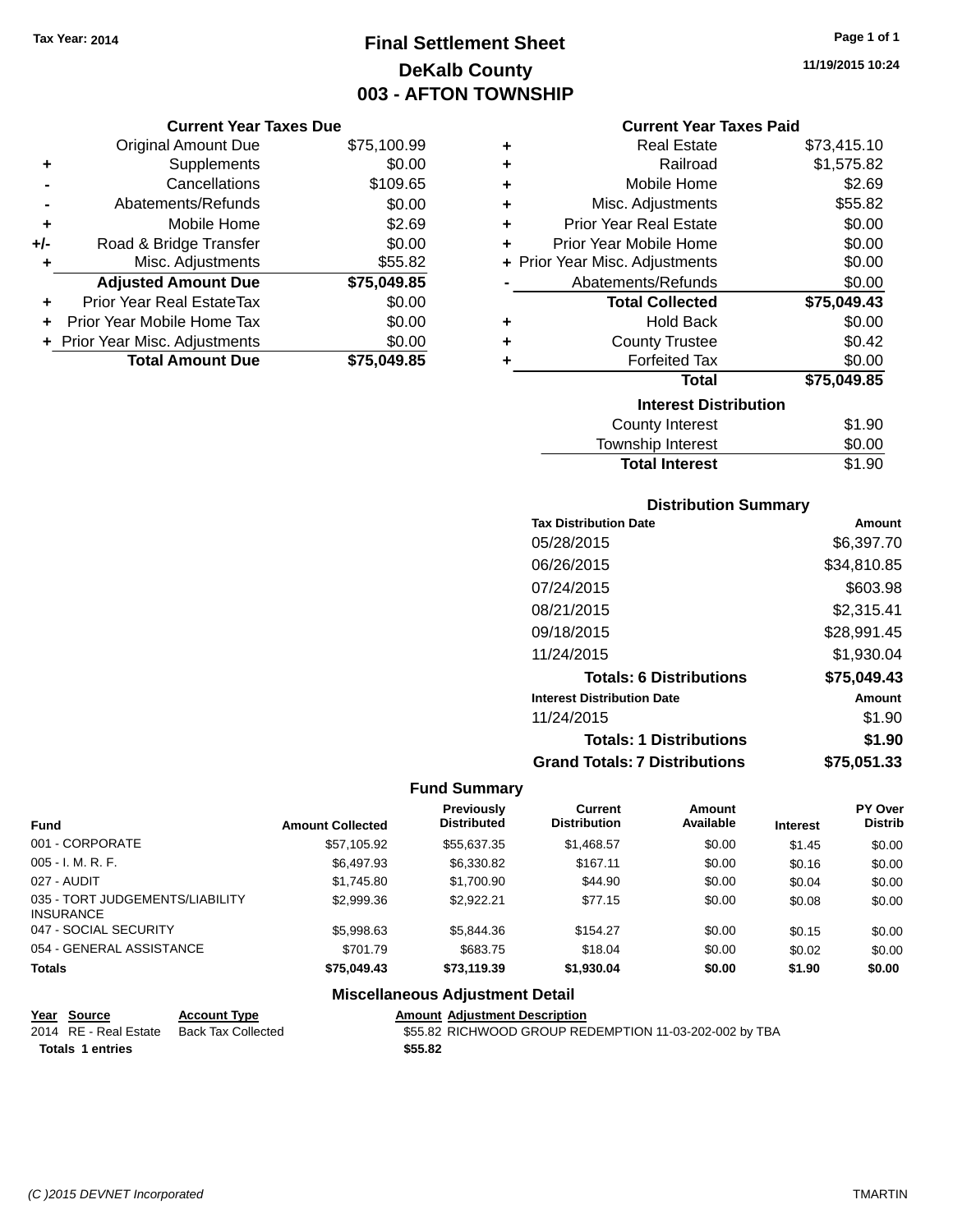Tax Year: 2014

# Final Settlement Sheet
## DeKalb County
## 003 - AFTON TOWNSHIP

11/19/2015 10:24

### Current Year Taxes Due

| | | |
|---|---|---|
| | Original Amount Due | $75,100.99 |
| + | Supplements | $0.00 |
| - | Cancellations | $109.65 |
| - | Abatements/Refunds | $0.00 |
| + | Mobile Home | $2.69 |
| +/- | Road & Bridge Transfer | $0.00 |
| + | Misc. Adjustments | $55.82 |
| | **Adjusted Amount Due** | **$75,049.85** |
| + | Prior Year Real EstateTax | $0.00 |
| + | Prior Year Mobile Home Tax | $0.00 |
| + | Prior Year Misc. Adjustments | $0.00 |
| | **Total Amount Due** | **$75,049.85** |

### Current Year Taxes Paid

| | | |
|---|---|---|
| + | Real Estate | $73,415.10 |
| + | Railroad | $1,575.82 |
| + | Mobile Home | $2.69 |
| + | Misc. Adjustments | $55.82 |
| + | Prior Year Real Estate | $0.00 |
| + | Prior Year Mobile Home | $0.00 |
| + | Prior Year Misc. Adjustments | $0.00 |
| - | Abatements/Refunds | $0.00 |
| | **Total Collected** | **$75,049.43** |
| + | Hold Back | $0.00 |
| + | County Trustee | $0.42 |
| + | Forfeited Tax | $0.00 |
| | **Total** | **$75,049.85** |

### Interest Distribution

| | |
|---|---|
| County Interest | $1.90 |
| Township Interest | $0.00 |
| **Total Interest** | $1.90 |

### Distribution Summary

| Tax Distribution Date | Amount |
|---|---|
| 05/28/2015 | $6,397.70 |
| 06/26/2015 | $34,810.85 |
| 07/24/2015 | $603.98 |
| 08/21/2015 | $2,315.41 |
| 09/18/2015 | $28,991.45 |
| 11/24/2015 | $1,930.04 |
| **Totals: 6 Distributions** | **$75,049.43** |

| Interest Distribution Date | Amount |
|---|---|
| 11/24/2015 | $1.90 |
| **Totals: 1 Distributions** | **$1.90** |
| **Grand Totals: 7 Distributions** | **$75,051.33** |

### Fund Summary

| Fund | Amount Collected | Previously Distributed | Current Distribution | Amount Available | Interest | PY Over Distrib |
|---|---|---|---|---|---|---|
| 001 - CORPORATE | $57,105.92 | $55,637.35 | $1,468.57 | $0.00 | $1.45 | $0.00 |
| 005 - I. M. R. F. | $6,497.93 | $6,330.82 | $167.11 | $0.00 | $0.16 | $0.00 |
| 027 - AUDIT | $1,745.80 | $1,700.90 | $44.90 | $0.00 | $0.04 | $0.00 |
| 035 - TORT JUDGEMENTS/LIABILITY INSURANCE | $2,999.36 | $2,922.21 | $77.15 | $0.00 | $0.08 | $0.00 |
| 047 - SOCIAL SECURITY | $5,998.63 | $5,844.36 | $154.27 | $0.00 | $0.15 | $0.00 |
| 054 - GENERAL ASSISTANCE | $701.79 | $683.75 | $18.04 | $0.00 | $0.02 | $0.00 |
| **Totals** | **$75,049.43** | **$73,119.39** | **$1,930.04** | **$0.00** | **$1.90** | **$0.00** |

### Miscellaneous Adjustment Detail

| Year | Source | Account Type | Amount | Adjustment Description |
|---|---|---|---|---|
| 2014 | RE - Real Estate | Back Tax Collected | $55.82 | RICHWOOD GROUP REDEMPTION 11-03-202-002 by TBA |
| **Totals 1 entries** | | | **$55.82** | |

(C )2015 DEVNET Incorporated TMARTIN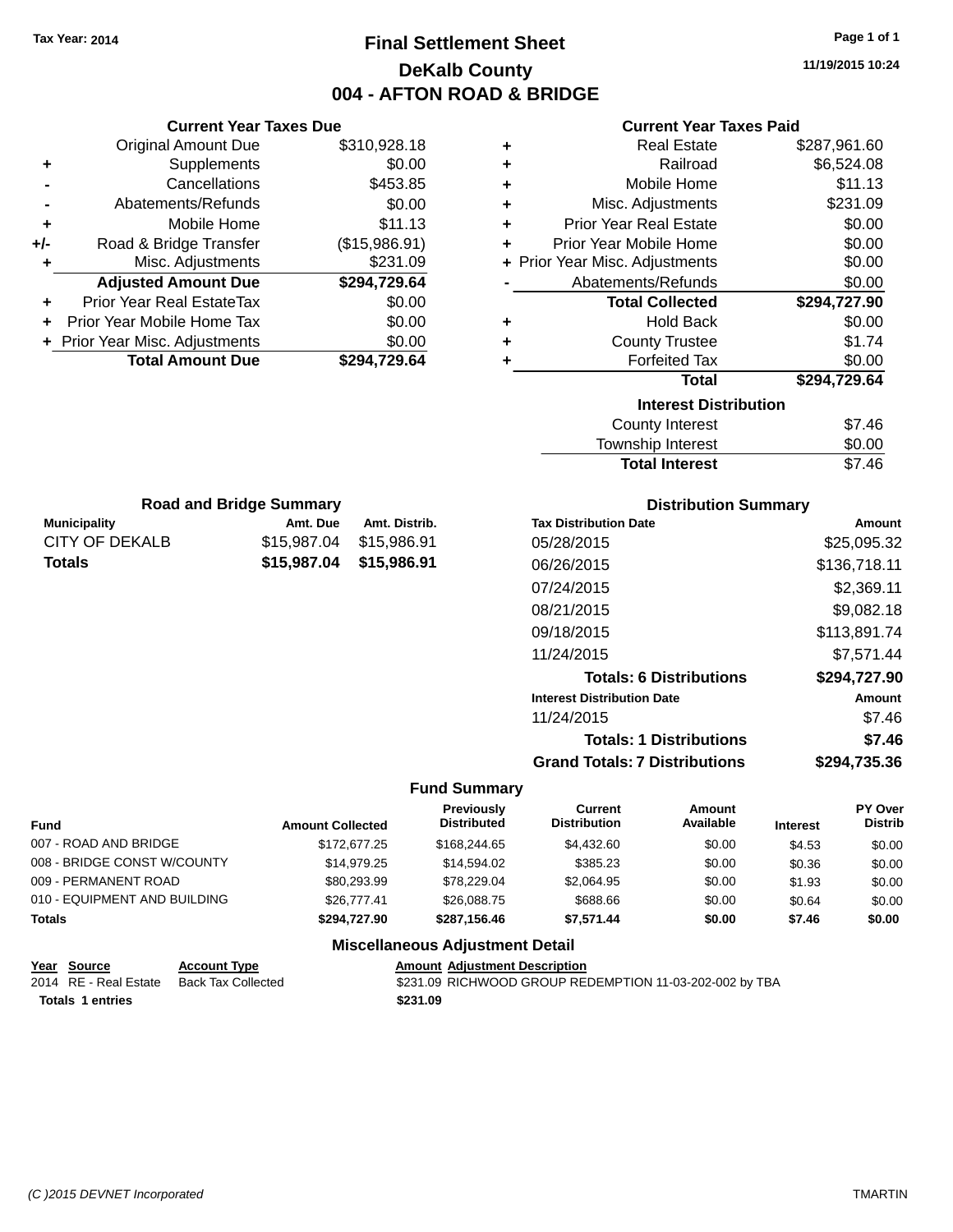Tax Year: 2014

# Final Settlement Sheet

## DeKalb County

## 004 - AFTON ROAD & BRIDGE

11/19/2015 10:24

### Current Year Taxes Due

| | | |
|---|---|---|
| | Original Amount Due | $310,928.18 |
| + | Supplements | $0.00 |
| - | Cancellations | $453.85 |
| - | Abatements/Refunds | $0.00 |
| + | Mobile Home | $11.13 |
| +/- | Road & Bridge Transfer | ($15,986.91) |
| + | Misc. Adjustments | $231.09 |
| | **Adjusted Amount Due** | **$294,729.64** |
| + | Prior Year Real EstateTax | $0.00 |
| + | Prior Year Mobile Home Tax | $0.00 |
| + | Prior Year Misc. Adjustments | $0.00 |
| | **Total Amount Due** | **$294,729.64** |

### Current Year Taxes Paid

| | | |
|---|---|---|
| + | Real Estate | $287,961.60 |
| + | Railroad | $6,524.08 |
| + | Mobile Home | $11.13 |
| + | Misc. Adjustments | $231.09 |
| + | Prior Year Real Estate | $0.00 |
| + | Prior Year Mobile Home | $0.00 |
| + | Prior Year Misc. Adjustments | $0.00 |
| - | Abatements/Refunds | $0.00 |
| | **Total Collected** | **$294,727.90** |
| + | Hold Back | $0.00 |
| + | County Trustee | $1.74 |
| + | Forfeited Tax | $0.00 |
| | **Total** | **$294,729.64** |

### Interest Distribution

| | |
|---|---|
| County Interest | $7.46 |
| Township Interest | $0.00 |
| **Total Interest** | $7.46 |

### Road and Bridge Summary

| Municipality | Amt. Due | Amt. Distrib. |
|---|---|---|
| CITY OF DEKALB | $15,987.04 | $15,986.91 |
| **Totals** | **$15,987.04** | **$15,986.91** |

### Distribution Summary

| Tax Distribution Date | Amount |
|---|---|
| 05/28/2015 | $25,095.32 |
| 06/26/2015 | $136,718.11 |
| 07/24/2015 | $2,369.11 |
| 08/21/2015 | $9,082.18 |
| 09/18/2015 | $113,891.74 |
| 11/24/2015 | $7,571.44 |
| **Totals: 6 Distributions** | **$294,727.90** |
| **Interest Distribution Date** | **Amount** |
| 11/24/2015 | $7.46 |
| **Totals: 1 Distributions** | **$7.46** |
| **Grand Totals: 7 Distributions** | **$294,735.36** |

### Fund Summary

| Fund | Amount Collected | Previously Distributed | Current Distribution | Amount Available | Interest | PY Over Distrib |
|---|---|---|---|---|---|---|
| 007 - ROAD AND BRIDGE | $172,677.25 | $168,244.65 | $4,432.60 | $0.00 | $4.53 | $0.00 |
| 008 - BRIDGE CONST W/COUNTY | $14,979.25 | $14,594.02 | $385.23 | $0.00 | $0.36 | $0.00 |
| 009 - PERMANENT ROAD | $80,293.99 | $78,229.04 | $2,064.95 | $0.00 | $1.93 | $0.00 |
| 010 - EQUIPMENT AND BUILDING | $26,777.41 | $26,088.75 | $688.66 | $0.00 | $0.64 | $0.00 |
| **Totals** | **$294,727.90** | **$287,156.46** | **$7,571.44** | **$0.00** | **$7.46** | **$0.00** |

### Miscellaneous Adjustment Detail

| Year | Source | Account Type | Amount | Adjustment Description |
|---|---|---|---|---|
| 2014 | RE - Real Estate | Back Tax Collected | $231.09 | RICHWOOD GROUP REDEMPTION 11-03-202-002 by TBA |
| **Totals** | **1 entries** | | **$231.09** | |

(C )2015 DEVNET Incorporated

TMARTIN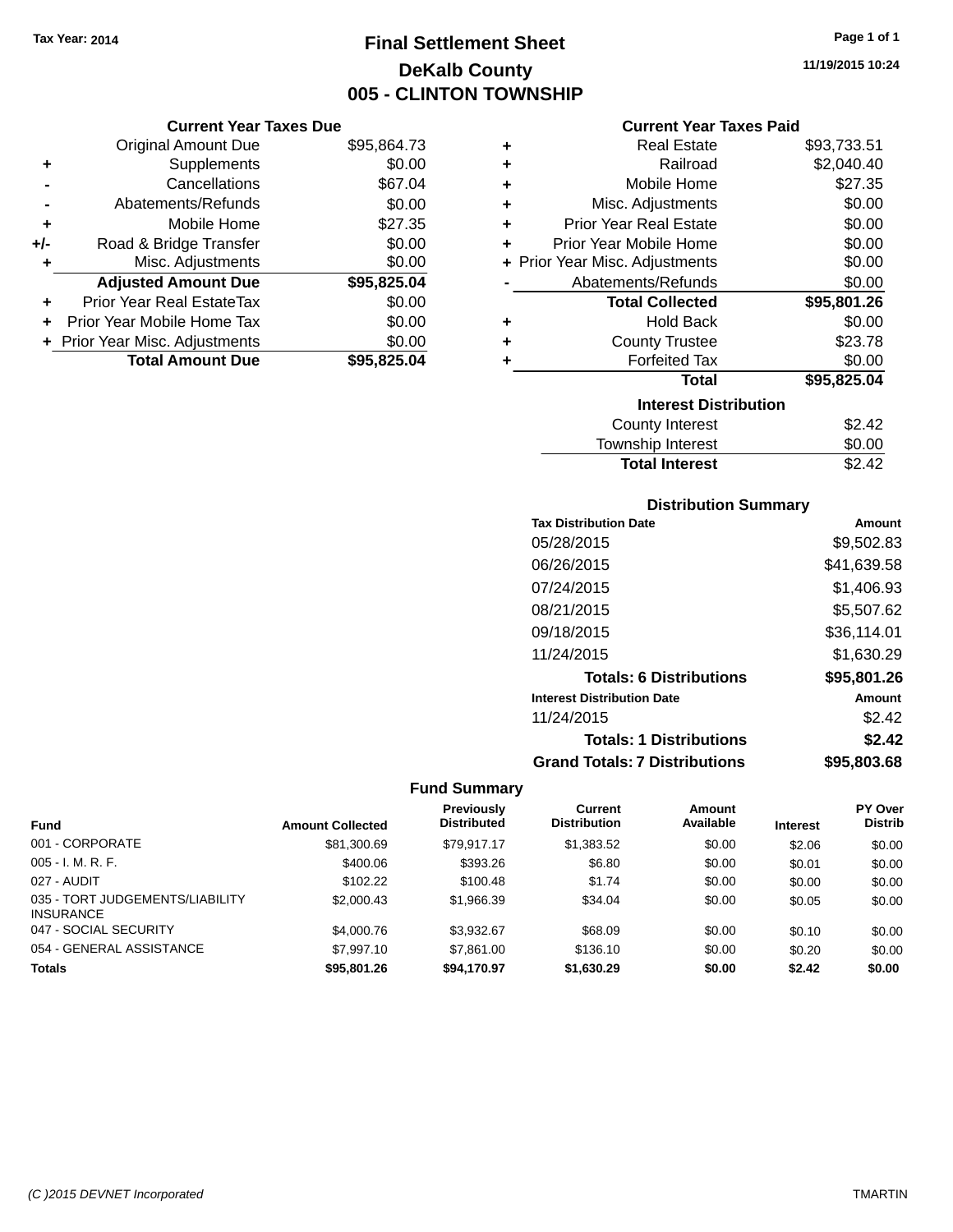Tax Year: 2014

# Final Settlement Sheet
## DeKalb County
## 005 - CLINTON TOWNSHIP

11/19/2015 10:24

### Current Year Taxes Due

| | | |
|---|---|---|
| | Original Amount Due | $95,864.73 |
| + | Supplements | $0.00 |
| - | Cancellations | $67.04 |
| - | Abatements/Refunds | $0.00 |
| + | Mobile Home | $27.35 |
| +/- | Road & Bridge Transfer | $0.00 |
| + | Misc. Adjustments | $0.00 |
| | **Adjusted Amount Due** | **$95,825.04** |
| + | Prior Year Real EstateTax | $0.00 |
| + | Prior Year Mobile Home Tax | $0.00 |
| + | Prior Year Misc. Adjustments | $0.00 |
| | **Total Amount Due** | **$95,825.04** |

### Current Year Taxes Paid

| | | |
|---|---|---|
| + | Real Estate | $93,733.51 |
| + | Railroad | $2,040.40 |
| + | Mobile Home | $27.35 |
| + | Misc. Adjustments | $0.00 |
| + | Prior Year Real Estate | $0.00 |
| + | Prior Year Mobile Home | $0.00 |
| + | Prior Year Misc. Adjustments | $0.00 |
| - | Abatements/Refunds | $0.00 |
| | **Total Collected** | **$95,801.26** |
| + | Hold Back | $0.00 |
| + | County Trustee | $23.78 |
| + | Forfeited Tax | $0.00 |
| | **Total** | **$95,825.04** |

### Interest Distribution

| | |
|---|---|
| County Interest | $2.42 |
| Township Interest | $0.00 |
| **Total Interest** | $2.42 |

### Distribution Summary

| Tax Distribution Date | Amount |
|---|---|
| 05/28/2015 | $9,502.83 |
| 06/26/2015 | $41,639.58 |
| 07/24/2015 | $1,406.93 |
| 08/21/2015 | $5,507.62 |
| 09/18/2015 | $36,114.01 |
| 11/24/2015 | $1,630.29 |
| **Totals: 6 Distributions** | **$95,801.26** |
| **Interest Distribution Date** | **Amount** |
| 11/24/2015 | $2.42 |
| **Totals: 1 Distributions** | **$2.42** |
| **Grand Totals: 7 Distributions** | **$95,803.68** |

### Fund Summary

| Fund | Amount Collected | Previously Distributed | Current Distribution | Amount Available | Interest | PY Over Distrib |
|---|---|---|---|---|---|---|
| 001 - CORPORATE | $81,300.69 | $79,917.17 | $1,383.52 | $0.00 | $2.06 | $0.00 |
| 005 - I. M. R. F. | $400.06 | $393.26 | $6.80 | $0.00 | $0.01 | $0.00 |
| 027 - AUDIT | $102.22 | $100.48 | $1.74 | $0.00 | $0.00 | $0.00 |
| 035 - TORT JUDGEMENTS/LIABILITY INSURANCE | $2,000.43 | $1,966.39 | $34.04 | $0.00 | $0.05 | $0.00 |
| 047 - SOCIAL SECURITY | $4,000.76 | $3,932.67 | $68.09 | $0.00 | $0.10 | $0.00 |
| 054 - GENERAL ASSISTANCE | $7,997.10 | $7,861.00 | $136.10 | $0.00 | $0.20 | $0.00 |
| **Totals** | **$95,801.26** | **$94,170.97** | **$1,630.29** | **$0.00** | **$2.42** | **$0.00** |

(C )2015 DEVNET Incorporated TMARTIN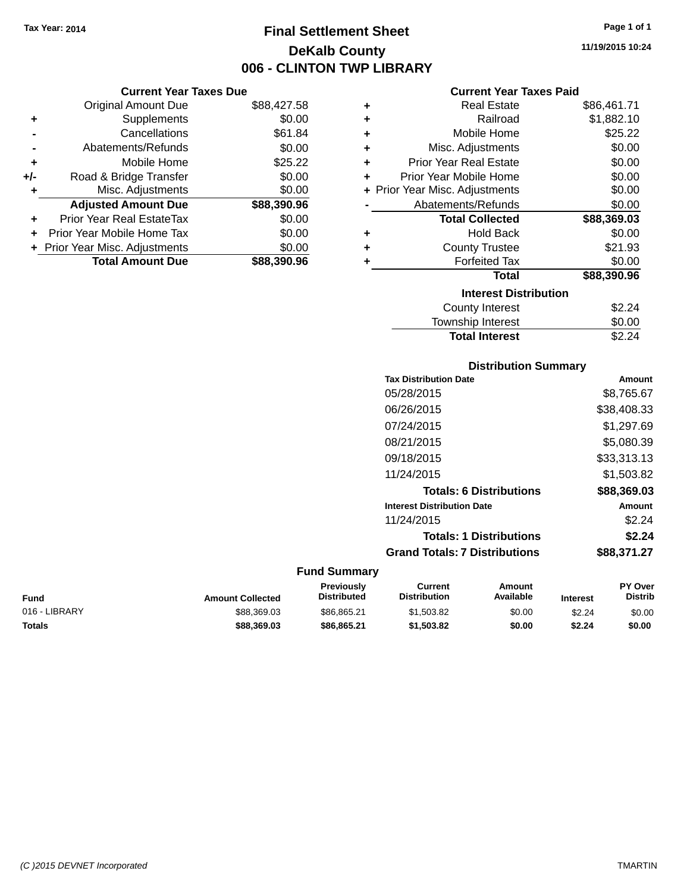Tax Year: 2014

# Final Settlement Sheet

## DeKalb County

## 006 - CLINTON TWP LIBRARY

11/19/2015 10:24

### Current Year Taxes Due

| | | |
|---|---|---|
| | Original Amount Due | $88,427.58 |
| + | Supplements | $0.00 |
| - | Cancellations | $61.84 |
| - | Abatements/Refunds | $0.00 |
| + | Mobile Home | $25.22 |
| +/- | Road & Bridge Transfer | $0.00 |
| + | Misc. Adjustments | $0.00 |
| | **Adjusted Amount Due** | **$88,390.96** |
| + | Prior Year Real EstateTax | $0.00 |
| + | Prior Year Mobile Home Tax | $0.00 |
| + | Prior Year Misc. Adjustments | $0.00 |
| | **Total Amount Due** | **$88,390.96** |

### Current Year Taxes Paid

| | | |
|---|---|---|
| + | Real Estate | $86,461.71 |
| + | Railroad | $1,882.10 |
| + | Mobile Home | $25.22 |
| + | Misc. Adjustments | $0.00 |
| + | Prior Year Real Estate | $0.00 |
| + | Prior Year Mobile Home | $0.00 |
| + | Prior Year Misc. Adjustments | $0.00 |
| - | Abatements/Refunds | $0.00 |
| | **Total Collected** | **$88,369.03** |
| + | Hold Back | $0.00 |
| + | County Trustee | $21.93 |
| + | Forfeited Tax | $0.00 |
| | **Total** | **$88,390.96** |

### Interest Distribution

| | |
|---|---|
| County Interest | $2.24 |
| Township Interest | $0.00 |
| **Total Interest** | $2.24 |

### Distribution Summary

| Tax Distribution Date | Amount |
|---|---|
| 05/28/2015 | $8,765.67 |
| 06/26/2015 | $38,408.33 |
| 07/24/2015 | $1,297.69 |
| 08/21/2015 | $5,080.39 |
| 09/18/2015 | $33,313.13 |
| 11/24/2015 | $1,503.82 |
| **Totals: 6 Distributions** | **$88,369.03** |

| Interest Distribution Date | Amount |
|---|---|
| 11/24/2015 | $2.24 |
| **Totals: 1 Distributions** | **$2.24** |
| **Grand Totals: 7 Distributions** | **$88,371.27** |

### Fund Summary

| Fund | Amount Collected | Previously Distributed | Current Distribution | Amount Available | Interest | PY Over Distrib |
|---|---|---|---|---|---|---|
| 016 - LIBRARY | $88,369.03 | $86,865.21 | $1,503.82 | $0.00 | $2.24 | $0.00 |
| **Totals** | **$88,369.03** | **$86,865.21** | **$1,503.82** | **$0.00** | **$2.24** | **$0.00** |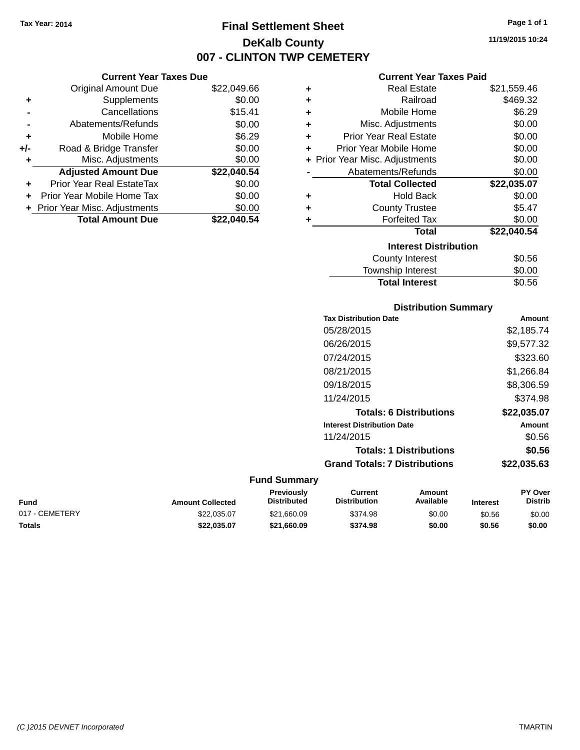Tax Year: 2014

# Final Settlement Sheet
## DeKalb County
## 007 - CLINTON TWP CEMETERY

11/19/2015 10:24

### Current Year Taxes Due

| | | |
|---|---|---|
| | Original Amount Due | $22,049.66 |
| + | Supplements | $0.00 |
| - | Cancellations | $15.41 |
| - | Abatements/Refunds | $0.00 |
| + | Mobile Home | $6.29 |
| +/- | Road & Bridge Transfer | $0.00 |
| + | Misc. Adjustments | $0.00 |
| | **Adjusted Amount Due** | **$22,040.54** |
| + | Prior Year Real EstateTax | $0.00 |
| + | Prior Year Mobile Home Tax | $0.00 |
| + | Prior Year Misc. Adjustments | $0.00 |
| | **Total Amount Due** | **$22,040.54** |

### Current Year Taxes Paid

| | | |
|---|---|---|
| + | Real Estate | $21,559.46 |
| + | Railroad | $469.32 |
| + | Mobile Home | $6.29 |
| + | Misc. Adjustments | $0.00 |
| + | Prior Year Real Estate | $0.00 |
| + | Prior Year Mobile Home | $0.00 |
| + | Prior Year Misc. Adjustments | $0.00 |
| - | Abatements/Refunds | $0.00 |
| | **Total Collected** | **$22,035.07** |
| + | Hold Back | $0.00 |
| + | County Trustee | $5.47 |
| + | Forfeited Tax | $0.00 |
| | **Total** | **$22,040.54** |

### Interest Distribution

| | |
|---|---|
| County Interest | $0.56 |
| Township Interest | $0.00 |
| **Total Interest** | $0.56 |

### Distribution Summary

| Tax Distribution Date | Amount |
|---|---|
| 05/28/2015 | $2,185.74 |
| 06/26/2015 | $9,577.32 |
| 07/24/2015 | $323.60 |
| 08/21/2015 | $1,266.84 |
| 09/18/2015 | $8,306.59 |
| 11/24/2015 | $374.98 |
| **Totals: 6 Distributions** | **$22,035.07** |

| Interest Distribution Date | Amount |
|---|---|
| 11/24/2015 | $0.56 |
| **Totals: 1 Distributions** | **$0.56** |
| **Grand Totals: 7 Distributions** | **$22,035.63** |

### Fund Summary

| Fund | Amount Collected | Previously Distributed | Current Distribution | Amount Available | Interest | PY Over Distrib |
|---|---|---|---|---|---|---|
| 017 - CEMETERY | $22,035.07 | $21,660.09 | $374.98 | $0.00 | $0.56 | $0.00 |
| **Totals** | **$22,035.07** | **$21,660.09** | **$374.98** | **$0.00** | **$0.56** | **$0.00** |

(C )2015 DEVNET Incorporated TMARTIN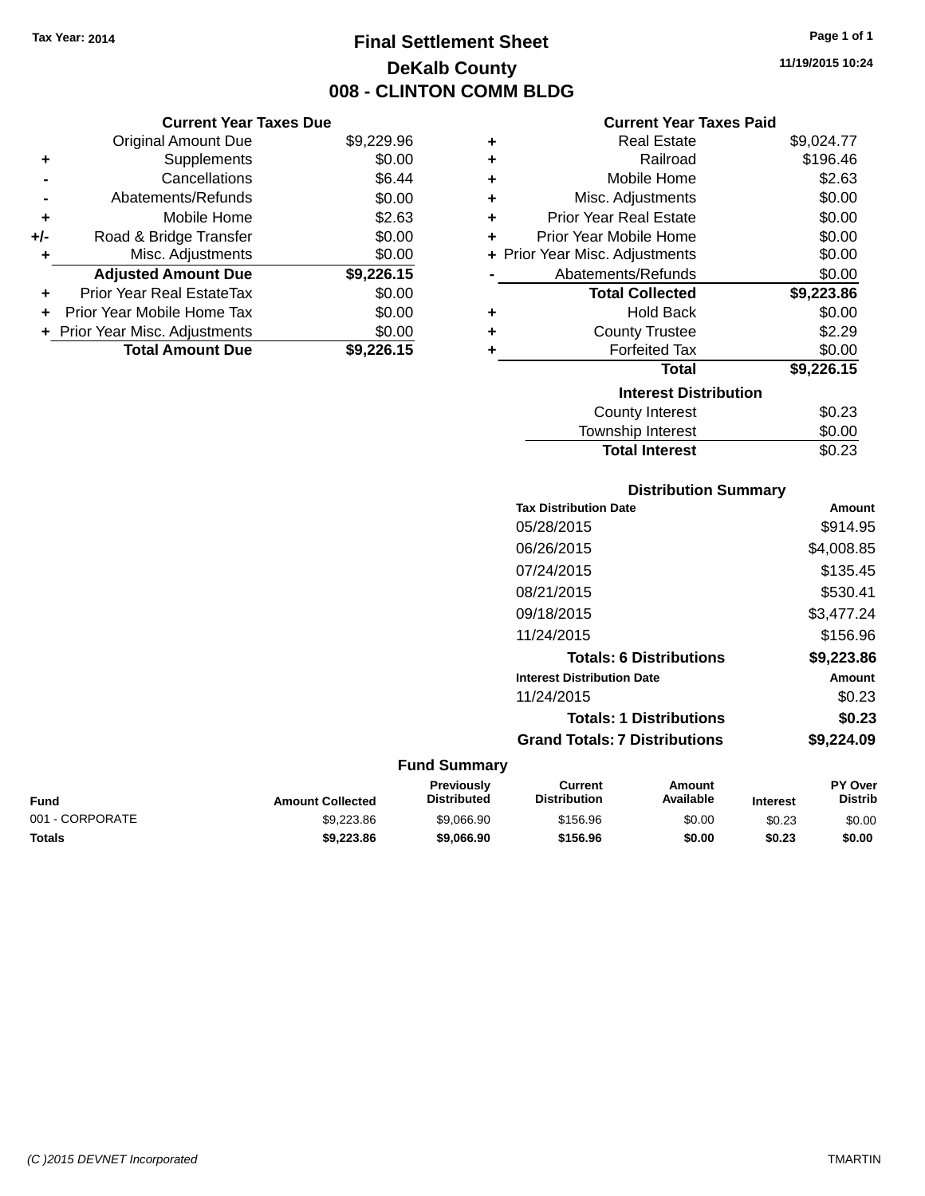Tax Year: 2014

# Final Settlement Sheet
## DeKalb County
## 008 - CLINTON COMM BLDG

11/19/2015 10:24

### Current Year Taxes Due

| | | |
|---|---|---|
| | Original Amount Due | $9,229.96 |
| + | Supplements | $0.00 |
| - | Cancellations | $6.44 |
| - | Abatements/Refunds | $0.00 |
| + | Mobile Home | $2.63 |
| +/- | Road & Bridge Transfer | $0.00 |
| + | Misc. Adjustments | $0.00 |
| | **Adjusted Amount Due** | **$9,226.15** |
| + | Prior Year Real EstateTax | $0.00 |
| + | Prior Year Mobile Home Tax | $0.00 |
| + | Prior Year Misc. Adjustments | $0.00 |
| | **Total Amount Due** | **$9,226.15** |

### Current Year Taxes Paid

| | | |
|---|---|---|
| + | Real Estate | $9,024.77 |
| + | Railroad | $196.46 |
| + | Mobile Home | $2.63 |
| + | Misc. Adjustments | $0.00 |
| + | Prior Year Real Estate | $0.00 |
| + | Prior Year Mobile Home | $0.00 |
| + | Prior Year Misc. Adjustments | $0.00 |
| - | Abatements/Refunds | $0.00 |
| | **Total Collected** | **$9,223.86** |
| + | Hold Back | $0.00 |
| + | County Trustee | $2.29 |
| + | Forfeited Tax | $0.00 |
| | **Total** | **$9,226.15** |

### Interest Distribution

| | |
|---|---|
| County Interest | $0.23 |
| Township Interest | $0.00 |
| **Total Interest** | $0.23 |

### Distribution Summary

| Tax Distribution Date | Amount |
|---|---|
| 05/28/2015 | $914.95 |
| 06/26/2015 | $4,008.85 |
| 07/24/2015 | $135.45 |
| 08/21/2015 | $530.41 |
| 09/18/2015 | $3,477.24 |
| 11/24/2015 | $156.96 |
| **Totals: 6 Distributions** | **$9,223.86** |

| Interest Distribution Date | Amount |
|---|---|
| 11/24/2015 | $0.23 |
| **Totals: 1 Distributions** | **$0.23** |
| **Grand Totals: 7 Distributions** | **$9,224.09** |

### Fund Summary

| Fund | Amount Collected | Previously Distributed | Current Distribution | Amount Available | Interest | PY Over Distrib |
|---|---|---|---|---|---|---|
| 001 - CORPORATE | $9,223.86 | $9,066.90 | $156.96 | $0.00 | $0.23 | $0.00 |
| **Totals** | **$9,223.86** | **$9,066.90** | **$156.96** | **$0.00** | **$0.23** | **$0.00** |

(C )2015 DEVNET Incorporated TMARTIN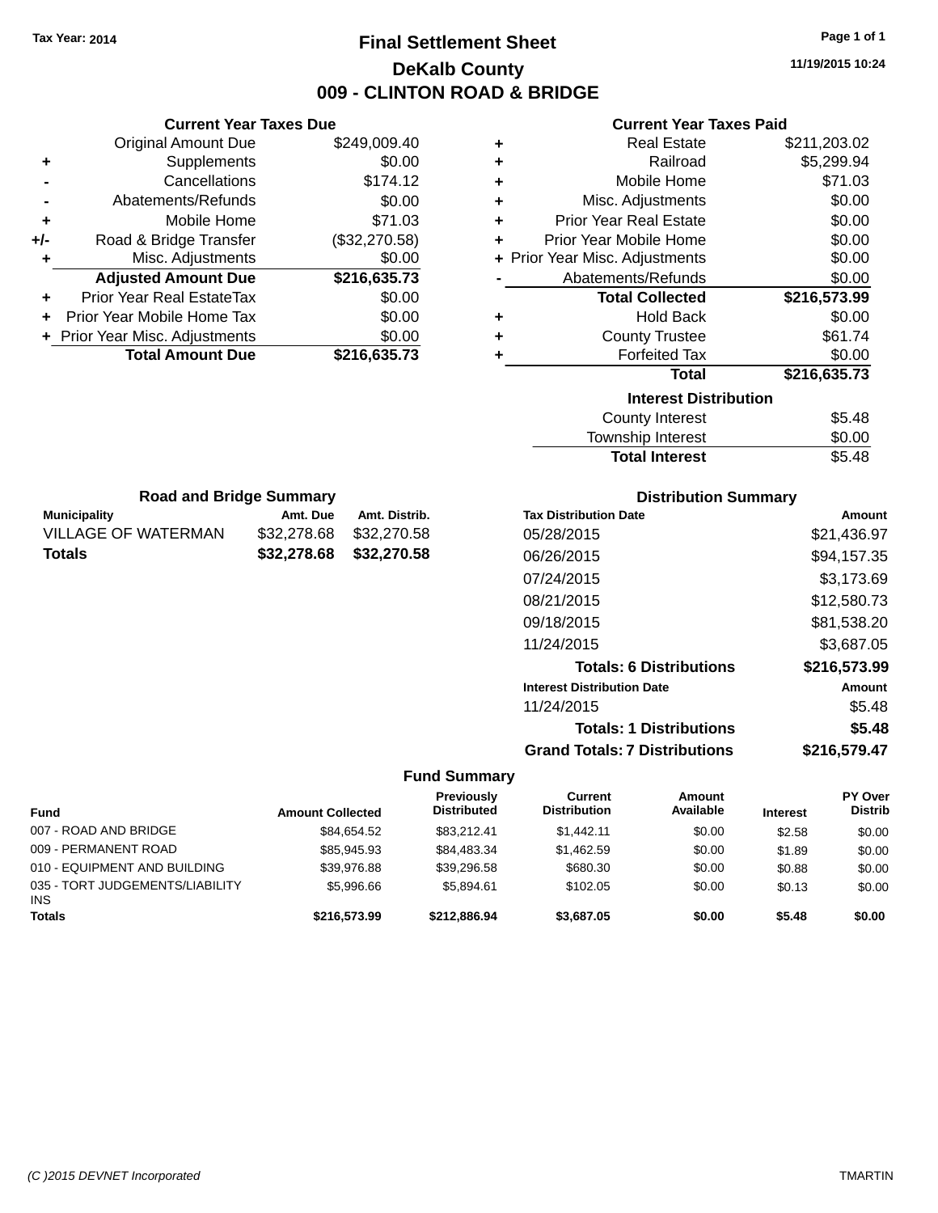Tax Year: 2014

# Final Settlement Sheet

## DeKalb County

## 009 - CLINTON ROAD & BRIDGE

11/19/2015 10:24

### Current Year Taxes Due

| | | |
|---|---|---|
| | Original Amount Due | $249,009.40 |
| + | Supplements | $0.00 |
| - | Cancellations | $174.12 |
| - | Abatements/Refunds | $0.00 |
| + | Mobile Home | $71.03 |
| +/- | Road & Bridge Transfer | ($32,270.58) |
| + | Misc. Adjustments | $0.00 |
| | **Adjusted Amount Due** | **$216,635.73** |
| + | Prior Year Real EstateTax | $0.00 |
| + | Prior Year Mobile Home Tax | $0.00 |
| + | Prior Year Misc. Adjustments | $0.00 |
| | **Total Amount Due** | **$216,635.73** |

### Current Year Taxes Paid

| | | |
|---|---|---|
| + | Real Estate | $211,203.02 |
| + | Railroad | $5,299.94 |
| + | Mobile Home | $71.03 |
| + | Misc. Adjustments | $0.00 |
| + | Prior Year Real Estate | $0.00 |
| + | Prior Year Mobile Home | $0.00 |
| + | Prior Year Misc. Adjustments | $0.00 |
| - | Abatements/Refunds | $0.00 |
| | **Total Collected** | **$216,573.99** |
| + | Hold Back | $0.00 |
| + | County Trustee | $61.74 |
| + | Forfeited Tax | $0.00 |
| | **Total** | **$216,635.73** |

### Interest Distribution

| | |
|---|---|
| County Interest | $5.48 |
| Township Interest | $0.00 |
| **Total Interest** | $5.48 |

### Road and Bridge Summary

| Municipality | Amt. Due | Amt. Distrib. |
|---|---|---|
| VILLAGE OF WATERMAN | $32,278.68 | $32,270.58 |
| **Totals** | **$32,278.68** | **$32,270.58** |

### Distribution Summary

| Tax Distribution Date | Amount |
|---|---|
| 05/28/2015 | $21,436.97 |
| 06/26/2015 | $94,157.35 |
| 07/24/2015 | $3,173.69 |
| 08/21/2015 | $12,580.73 |
| 09/18/2015 | $81,538.20 |
| 11/24/2015 | $3,687.05 |
| **Totals: 6 Distributions** | **$216,573.99** |
| **Interest Distribution Date** | **Amount** |
| 11/24/2015 | $5.48 |
| **Totals: 1 Distributions** | **$5.48** |
| **Grand Totals: 7 Distributions** | **$216,579.47** |

### Fund Summary

| Fund | Amount Collected | Previously Distributed | Current Distribution | Amount Available | Interest | PY Over Distrib |
|---|---|---|---|---|---|---|
| 007 - ROAD AND BRIDGE | $84,654.52 | $83,212.41 | $1,442.11 | $0.00 | $2.58 | $0.00 |
| 009 - PERMANENT ROAD | $85,945.93 | $84,483.34 | $1,462.59 | $0.00 | $1.89 | $0.00 |
| 010 - EQUIPMENT AND BUILDING | $39,976.88 | $39,296.58 | $680.30 | $0.00 | $0.88 | $0.00 |
| 035 - TORT JUDGEMENTS/LIABILITY INS | $5,996.66 | $5,894.61 | $102.05 | $0.00 | $0.13 | $0.00 |
| **Totals** | **$216,573.99** | **$212,886.94** | **$3,687.05** | **$0.00** | **$5.48** | **$0.00** |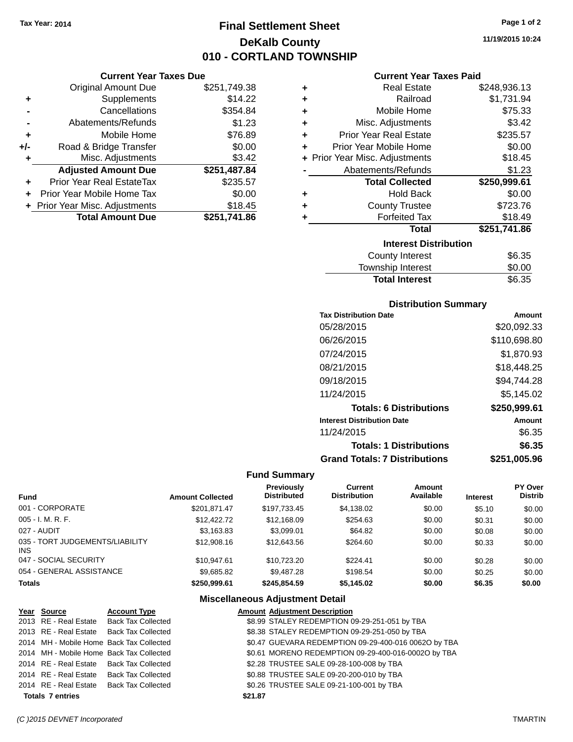Tax Year: 2014

# Final Settlement Sheet

## DeKalb County

## 010 - CORTLAND TOWNSHIP

11/19/2015 10:24

### Current Year Taxes Due

| | | |
|---|---|---|
| | Original Amount Due | $251,749.38 |
| + | Supplements | $14.22 |
| - | Cancellations | $354.84 |
| - | Abatements/Refunds | $1.23 |
| + | Mobile Home | $76.89 |
| +/- | Road & Bridge Transfer | $0.00 |
| + | Misc. Adjustments | $3.42 |
| | **Adjusted Amount Due** | **$251,487.84** |
| + | Prior Year Real EstateTax | $235.57 |
| + | Prior Year Mobile Home Tax | $0.00 |
| + | Prior Year Misc. Adjustments | $18.45 |
| | **Total Amount Due** | **$251,741.86** |

### Current Year Taxes Paid

| | | |
|---|---|---|
| + | Real Estate | $248,936.13 |
| + | Railroad | $1,731.94 |
| + | Mobile Home | $75.33 |
| + | Misc. Adjustments | $3.42 |
| + | Prior Year Real Estate | $235.57 |
| + | Prior Year Mobile Home | $0.00 |
| + | Prior Year Misc. Adjustments | $18.45 |
| - | Abatements/Refunds | $1.23 |
| | **Total Collected** | **$250,999.61** |
| + | Hold Back | $0.00 |
| + | County Trustee | $723.76 |
| + | Forfeited Tax | $18.49 |
| | **Total** | **$251,741.86** |

### Interest Distribution

| | |
|---|---|
| County Interest | $6.35 |
| Township Interest | $0.00 |
| **Total Interest** | $6.35 |

### Distribution Summary

| Tax Distribution Date | Amount |
|---|---|
| 05/28/2015 | $20,092.33 |
| 06/26/2015 | $110,698.80 |
| 07/24/2015 | $1,870.93 |
| 08/21/2015 | $18,448.25 |
| 09/18/2015 | $94,744.28 |
| 11/24/2015 | $5,145.02 |
| **Totals: 6 Distributions** | **$250,999.61** |
| **Interest Distribution Date** | **Amount** |
| 11/24/2015 | $6.35 |
| **Totals: 1 Distributions** | **$6.35** |
| **Grand Totals: 7 Distributions** | **$251,005.96** |

### Fund Summary

| Fund | Amount Collected | Previously Distributed | Current Distribution | Amount Available | Interest | PY Over Distrib |
|---|---|---|---|---|---|---|
| 001 - CORPORATE | $201,871.47 | $197,733.45 | $4,138.02 | $0.00 | $5.10 | $0.00 |
| 005 - I. M. R. F. | $12,422.72 | $12,168.09 | $254.63 | $0.00 | $0.31 | $0.00 |
| 027 - AUDIT | $3,163.83 | $3,099.01 | $64.82 | $0.00 | $0.08 | $0.00 |
| 035 - TORT JUDGEMENTS/LIABILITY INS | $12,908.16 | $12,643.56 | $264.60 | $0.00 | $0.33 | $0.00 |
| 047 - SOCIAL SECURITY | $10,947.61 | $10,723.20 | $224.41 | $0.00 | $0.28 | $0.00 |
| 054 - GENERAL ASSISTANCE | $9,685.82 | $9,487.28 | $198.54 | $0.00 | $0.25 | $0.00 |
| **Totals** | **$250,999.61** | **$245,854.59** | **$5,145.02** | **$0.00** | **$6.35** | **$0.00** |

### Miscellaneous Adjustment Detail

| Year | Source | Account Type | Amount | Adjustment Description |
|---|---|---|---|---|
| 2013 | RE - Real Estate | Back Tax Collected | $8.99 | STALEY REDEMPTION 09-29-251-051 by TBA |
| 2013 | RE - Real Estate | Back Tax Collected | $8.38 | STALEY REDEMPTION 09-29-251-050 by TBA |
| 2014 | MH - Mobile Home | Back Tax Collected | $0.47 | GUEVARA REDEMPTION 09-29-400-016 0062O by TBA |
| 2014 | MH - Mobile Home | Back Tax Collected | $0.61 | MORENO REDEMPTION 09-29-400-016-0002O by TBA |
| 2014 | RE - Real Estate | Back Tax Collected | $2.28 | TRUSTEE SALE 09-28-100-008 by TBA |
| 2014 | RE - Real Estate | Back Tax Collected | $0.88 | TRUSTEE SALE 09-20-200-010 by TBA |
| 2014 | RE - Real Estate | Back Tax Collected | $0.26 | TRUSTEE SALE 09-21-100-001 by TBA |
| **Totals** | **7 entries** | | **$21.87** | |

(C )2015 DEVNET Incorporated TMARTIN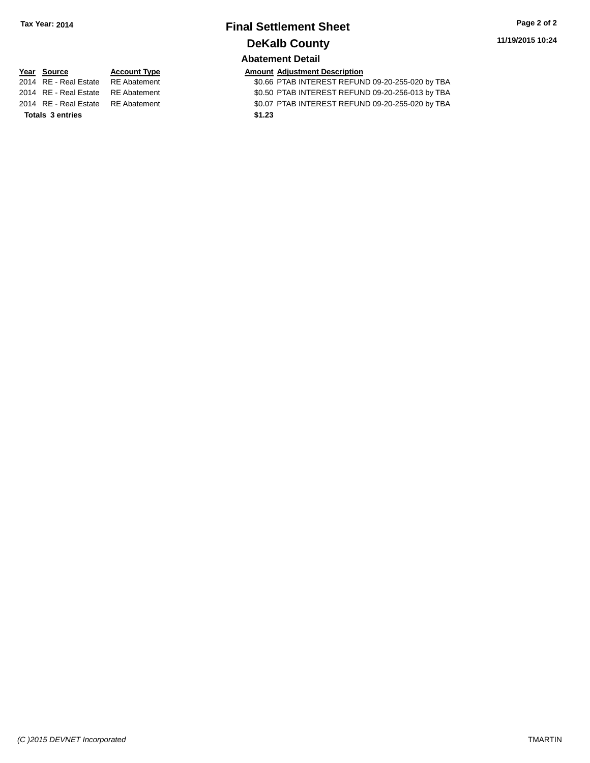**Tax Year: 2014**

# Final Settlement Sheet

## DeKalb County

### Abatement Detail

| Year | Source | Account Type | Amount | Adjustment Description |
|---|---|---|---|---|
| 2014 | RE - Real Estate | RE Abatement | $0.66 | PTAB INTEREST REFUND 09-20-255-020 by TBA |
| 2014 | RE - Real Estate | RE Abatement | $0.50 | PTAB INTEREST REFUND 09-20-256-013 by TBA |
| 2014 | RE - Real Estate | RE Abatement | $0.07 | PTAB INTEREST REFUND 09-20-255-020 by TBA |
| **Totals 3 entries** | | | **$1.23** | |

11/19/2015 10:24

*(C )2015 DEVNET Incorporated* TMARTIN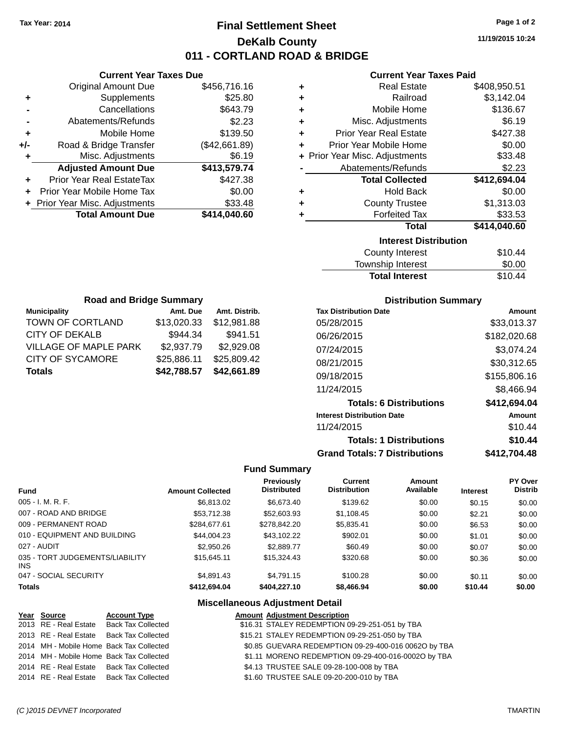Tax Year: 2014

# Final Settlement Sheet

## DeKalb County

## 011 - CORTLAND ROAD & BRIDGE

11/19/2015 10:24

### Current Year Taxes Due

| | | |
|---|---|---|
| | Original Amount Due | $456,716.16 |
| + | Supplements | $25.80 |
| - | Cancellations | $643.79 |
| - | Abatements/Refunds | $2.23 |
| + | Mobile Home | $139.50 |
| +/- | Road & Bridge Transfer | ($42,661.89) |
| + | Misc. Adjustments | $6.19 |
| | **Adjusted Amount Due** | **$413,579.74** |
| + | Prior Year Real EstateTax | $427.38 |
| + | Prior Year Mobile Home Tax | $0.00 |
| + | Prior Year Misc. Adjustments | $33.48 |
| | **Total Amount Due** | **$414,040.60** |

### Current Year Taxes Paid

| | | |
|---|---|---|
| + | Real Estate | $408,950.51 |
| + | Railroad | $3,142.04 |
| + | Mobile Home | $136.67 |
| + | Misc. Adjustments | $6.19 |
| + | Prior Year Real Estate | $427.38 |
| + | Prior Year Mobile Home | $0.00 |
| + | Prior Year Misc. Adjustments | $33.48 |
| - | Abatements/Refunds | $2.23 |
| | **Total Collected** | **$412,694.04** |
| + | Hold Back | $0.00 |
| + | County Trustee | $1,313.03 |
| + | Forfeited Tax | $33.53 |
| | **Total** | **$414,040.60** |

### Interest Distribution

| | |
|---|---|
| County Interest | $10.44 |
| Township Interest | $0.00 |
| **Total Interest** | $10.44 |

### Road and Bridge Summary

| Municipality | Amt. Due | Amt. Distrib. |
|---|---|---|
| TOWN OF CORTLAND | $13,020.33 | $12,981.88 |
| CITY OF DEKALB | $944.34 | $941.51 |
| VILLAGE OF MAPLE PARK | $2,937.79 | $2,929.08 |
| CITY OF SYCAMORE | $25,886.11 | $25,809.42 |
| **Totals** | **$42,788.57** | **$42,661.89** |

### Distribution Summary

| Tax Distribution Date | Amount |
|---|---|
| 05/28/2015 | $33,013.37 |
| 06/26/2015 | $182,020.68 |
| 07/24/2015 | $3,074.24 |
| 08/21/2015 | $30,312.65 |
| 09/18/2015 | $155,806.16 |
| 11/24/2015 | $8,466.94 |
| **Totals: 6 Distributions** | **$412,694.04** |
| **Interest Distribution Date** | **Amount** |
| 11/24/2015 | $10.44 |
| **Totals: 1 Distributions** | **$10.44** |
| **Grand Totals: 7 Distributions** | **$412,704.48** |

### Fund Summary

| Fund | Amount Collected | Previously Distributed | Current Distribution | Amount Available | Interest | PY Over Distrib |
|---|---|---|---|---|---|---|
| 005 - I. M. R. F. | $6,813.02 | $6,673.40 | $139.62 | $0.00 | $0.15 | $0.00 |
| 007 - ROAD AND BRIDGE | $53,712.38 | $52,603.93 | $1,108.45 | $0.00 | $2.21 | $0.00 |
| 009 - PERMANENT ROAD | $284,677.61 | $278,842.20 | $5,835.41 | $0.00 | $6.53 | $0.00 |
| 010 - EQUIPMENT AND BUILDING | $44,004.23 | $43,102.22 | $902.01 | $0.00 | $1.01 | $0.00 |
| 027 - AUDIT | $2,950.26 | $2,889.77 | $60.49 | $0.00 | $0.07 | $0.00 |
| 035 - TORT JUDGEMENTS/LIABILITY INS | $15,645.11 | $15,324.43 | $320.68 | $0.00 | $0.36 | $0.00 |
| 047 - SOCIAL SECURITY | $4,891.43 | $4,791.15 | $100.28 | $0.00 | $0.11 | $0.00 |
| **Totals** | **$412,694.04** | **$404,227.10** | **$8,466.94** | **$0.00** | **$10.44** | **$0.00** |

### Miscellaneous Adjustment Detail

| Year | Source | Account Type | Amount | Adjustment Description |
|---|---|---|---|---|
| 2013 | RE - Real Estate | Back Tax Collected | $16.31 | STALEY REDEMPTION 09-29-251-051 by TBA |
| 2013 | RE - Real Estate | Back Tax Collected | $15.21 | STALEY REDEMPTION 09-29-251-050 by TBA |
| 2014 | MH - Mobile Home | Back Tax Collected | $0.85 | GUEVARA REDEMPTION 09-29-400-016 0062O by TBA |
| 2014 | MH - Mobile Home | Back Tax Collected | $1.11 | MORENO REDEMPTION 09-29-400-016-0002O by TBA |
| 2014 | RE - Real Estate | Back Tax Collected | $4.13 | TRUSTEE SALE 09-28-100-008 by TBA |
| 2014 | RE - Real Estate | Back Tax Collected | $1.60 | TRUSTEE SALE 09-20-200-010 by TBA |

(C )2015 DEVNET Incorporated — TMARTIN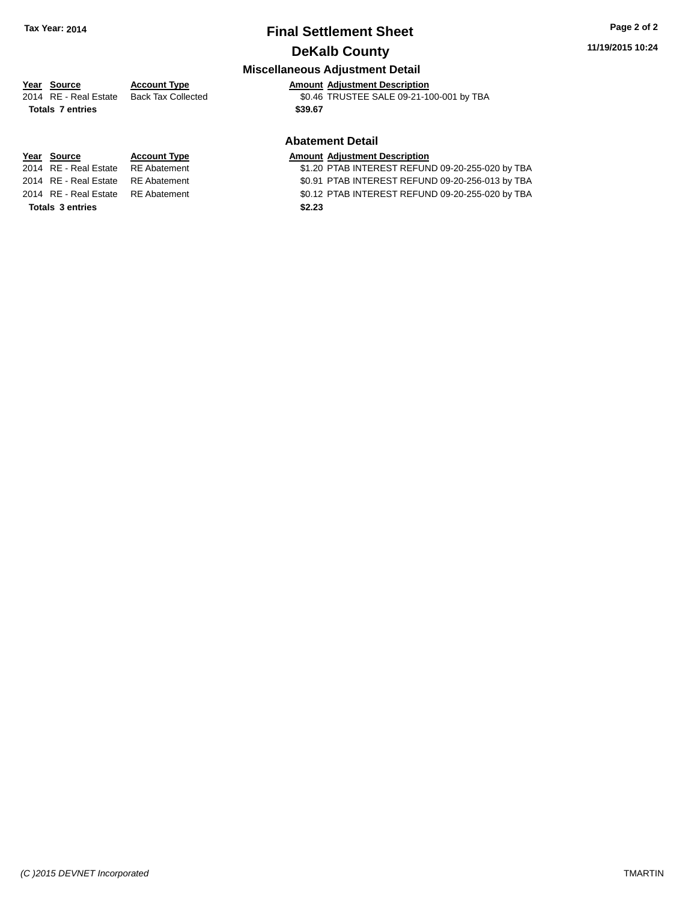# Final Settlement Sheet

## DeKalb County

Tax Year: 2014

11/19/2015 10:24

### Miscellaneous Adjustment Detail

| Year | Source | Account Type | Amount | Adjustment Description |
|---|---|---|---|---|
| 2014 | RE - Real Estate | Back Tax Collected | $0.46 | TRUSTEE SALE 09-21-100-001 by TBA |
| **Totals 7 entries** | | | **$39.67** | |

### Abatement Detail

| Year | Source | Account Type | Amount | Adjustment Description |
|---|---|---|---|---|
| 2014 | RE - Real Estate | RE Abatement | $1.20 | PTAB INTEREST REFUND 09-20-255-020 by TBA |
| 2014 | RE - Real Estate | RE Abatement | $0.91 | PTAB INTEREST REFUND 09-20-256-013 by TBA |
| 2014 | RE - Real Estate | RE Abatement | $0.12 | PTAB INTEREST REFUND 09-20-255-020 by TBA |
| **Totals 3 entries** | | | **$2.23** | |

*(C )2015 DEVNET Incorporated* TMARTIN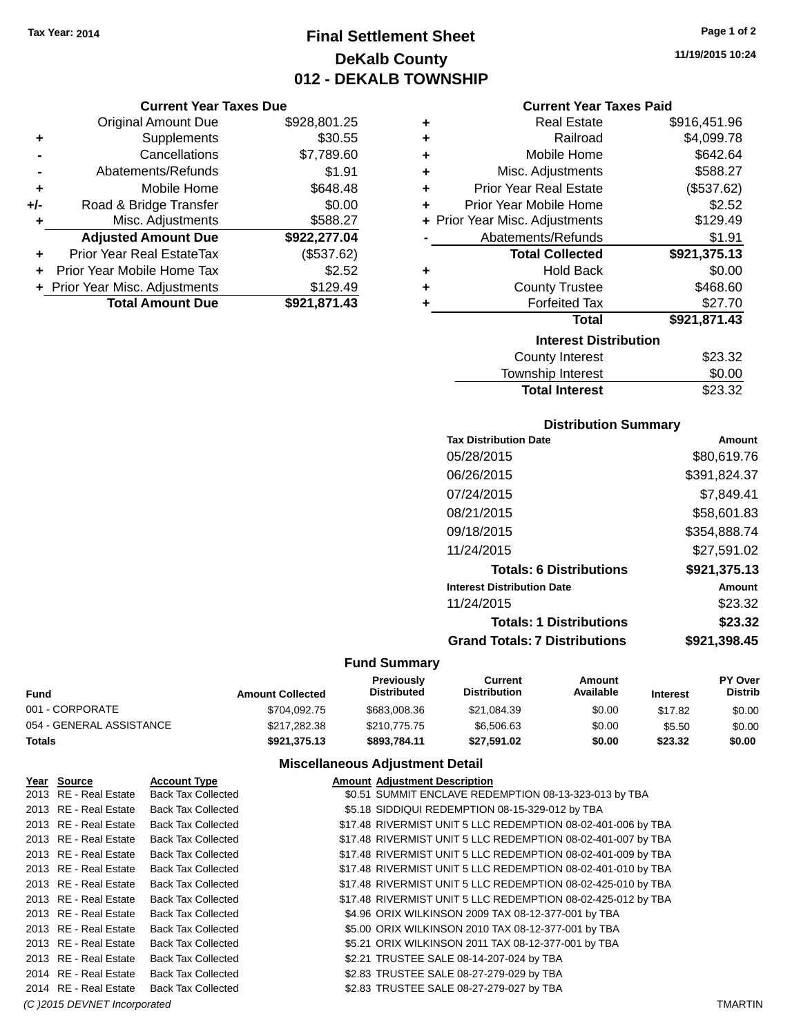Tax Year: 2014

# Final Settlement Sheet
## DeKalb County
## 012 - DEKALB TOWNSHIP

11/19/2015 10:24

### Current Year Taxes Due

| | | |
|---|---|---|
| | Original Amount Due | $928,801.25 |
| + | Supplements | $30.55 |
| - | Cancellations | $7,789.60 |
| - | Abatements/Refunds | $1.91 |
| + | Mobile Home | $648.48 |
| +/- | Road & Bridge Transfer | $0.00 |
| + | Misc. Adjustments | $588.27 |
| | **Adjusted Amount Due** | **$922,277.04** |
| + | Prior Year Real EstateTax | ($537.62) |
| + | Prior Year Mobile Home Tax | $2.52 |
| + | Prior Year Misc. Adjustments | $129.49 |
| | **Total Amount Due** | **$921,871.43** |

### Current Year Taxes Paid

| | | |
|---|---|---|
| + | Real Estate | $916,451.96 |
| + | Railroad | $4,099.78 |
| + | Mobile Home | $642.64 |
| + | Misc. Adjustments | $588.27 |
| + | Prior Year Real Estate | ($537.62) |
| + | Prior Year Mobile Home | $2.52 |
| + | Prior Year Misc. Adjustments | $129.49 |
| - | Abatements/Refunds | $1.91 |
| | **Total Collected** | **$921,375.13** |
| + | Hold Back | $0.00 |
| + | County Trustee | $468.60 |
| + | Forfeited Tax | $27.70 |
| | **Total** | **$921,871.43** |

### Interest Distribution

| | |
|---|---|
| County Interest | $23.32 |
| Township Interest | $0.00 |
| **Total Interest** | $23.32 |

### Distribution Summary

| Tax Distribution Date | Amount |
|---|---|
| 05/28/2015 | $80,619.76 |
| 06/26/2015 | $391,824.37 |
| 07/24/2015 | $7,849.41 |
| 08/21/2015 | $58,601.83 |
| 09/18/2015 | $354,888.74 |
| 11/24/2015 | $27,591.02 |
| **Totals: 6 Distributions** | **$921,375.13** |
| **Interest Distribution Date** | **Amount** |
| 11/24/2015 | $23.32 |
| **Totals: 1 Distributions** | **$23.32** |
| **Grand Totals: 7 Distributions** | **$921,398.45** |

### Fund Summary

| Fund | Amount Collected | Previously Distributed | Current Distribution | Amount Available | Interest | PY Over Distrib |
|---|---|---|---|---|---|---|
| 001 - CORPORATE | $704,092.75 | $683,008.36 | $21,084.39 | $0.00 | $17.82 | $0.00 |
| 054 - GENERAL ASSISTANCE | $217,282.38 | $210,775.75 | $6,506.63 | $0.00 | $5.50 | $0.00 |
| **Totals** | **$921,375.13** | **$893,784.11** | **$27,591.02** | **$0.00** | **$23.32** | **$0.00** |

### Miscellaneous Adjustment Detail

| Year | Source | Account Type | Amount | Adjustment Description |
|---|---|---|---|---|
| 2013 | RE - Real Estate | Back Tax Collected | $0.51 | SUMMIT ENCLAVE REDEMPTION 08-13-323-013 by TBA |
| 2013 | RE - Real Estate | Back Tax Collected | $5.18 | SIDDIQUI REDEMPTION 08-15-329-012 by TBA |
| 2013 | RE - Real Estate | Back Tax Collected | $17.48 | RIVERMIST UNIT 5 LLC REDEMPTION 08-02-401-006 by TBA |
| 2013 | RE - Real Estate | Back Tax Collected | $17.48 | RIVERMIST UNIT 5 LLC REDEMPTION 08-02-401-007 by TBA |
| 2013 | RE - Real Estate | Back Tax Collected | $17.48 | RIVERMIST UNIT 5 LLC REDEMPTION 08-02-401-009 by TBA |
| 2013 | RE - Real Estate | Back Tax Collected | $17.48 | RIVERMIST UNIT 5 LLC REDEMPTION 08-02-401-010 by TBA |
| 2013 | RE - Real Estate | Back Tax Collected | $17.48 | RIVERMIST UNIT 5 LLC REDEMPTION 08-02-425-010 by TBA |
| 2013 | RE - Real Estate | Back Tax Collected | $17.48 | RIVERMIST UNIT 5 LLC REDEMPTION 08-02-425-012 by TBA |
| 2013 | RE - Real Estate | Back Tax Collected | $4.96 | ORIX WILKINSON 2009 TAX 08-12-377-001 by TBA |
| 2013 | RE - Real Estate | Back Tax Collected | $5.00 | ORIX WILKINSON 2010 TAX 08-12-377-001 by TBA |
| 2013 | RE - Real Estate | Back Tax Collected | $5.21 | ORIX WILKINSON 2011 TAX 08-12-377-001 by TBA |
| 2013 | RE - Real Estate | Back Tax Collected | $2.21 | TRUSTEE SALE 08-14-207-024 by TBA |
| 2014 | RE - Real Estate | Back Tax Collected | $2.83 | TRUSTEE SALE 08-27-279-029 by TBA |
| 2014 | RE - Real Estate | Back Tax Collected | $2.83 | TRUSTEE SALE 08-27-279-027 by TBA |

(C )2015 DEVNET Incorporated TMARTIN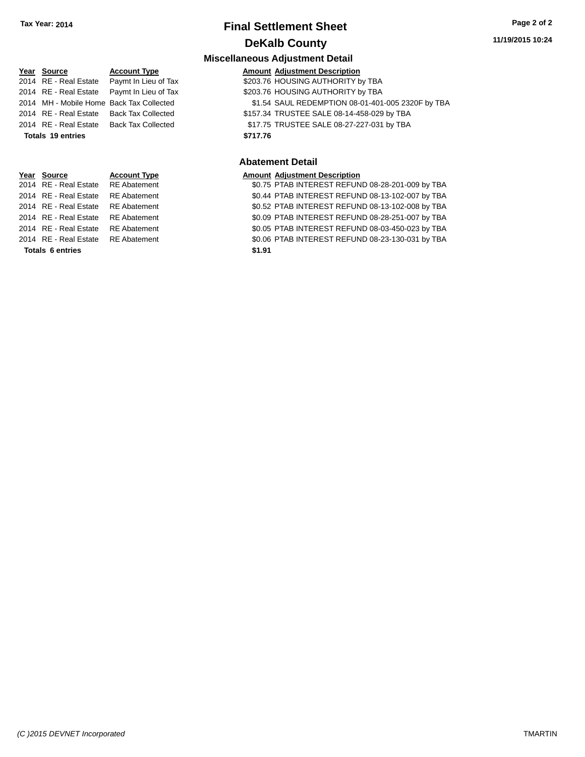# Final Settlement Sheet

**Tax Year: 2014**

## DeKalb County

**11/19/2015 10:24**

### Miscellaneous Adjustment Detail

| Year | Source | Account Type | Amount | Adjustment Description |
|---|---|---|---|---|
| 2014 | RE - Real Estate | Paymt In Lieu of Tax | $203.76 | HOUSING AUTHORITY by TBA |
| 2014 | RE - Real Estate | Paymt In Lieu of Tax | $203.76 | HOUSING AUTHORITY by TBA |
| 2014 | MH - Mobile Home | Back Tax Collected | $1.54 | SAUL REDEMPTION 08-01-401-005 2320F by TBA |
| 2014 | RE - Real Estate | Back Tax Collected | $157.34 | TRUSTEE SALE 08-14-458-029 by TBA |
| 2014 | RE - Real Estate | Back Tax Collected | $17.75 | TRUSTEE SALE 08-27-227-031 by TBA |
| **Totals 19 entries** | | | **$717.76** | |

### Abatement Detail

| Year | Source | Account Type | Amount | Adjustment Description |
|---|---|---|---|---|
| 2014 | RE - Real Estate | RE Abatement | $0.75 | PTAB INTEREST REFUND 08-28-201-009 by TBA |
| 2014 | RE - Real Estate | RE Abatement | $0.44 | PTAB INTEREST REFUND 08-13-102-007 by TBA |
| 2014 | RE - Real Estate | RE Abatement | $0.52 | PTAB INTEREST REFUND 08-13-102-008 by TBA |
| 2014 | RE - Real Estate | RE Abatement | $0.09 | PTAB INTEREST REFUND 08-28-251-007 by TBA |
| 2014 | RE - Real Estate | RE Abatement | $0.05 | PTAB INTEREST REFUND 08-03-450-023 by TBA |
| 2014 | RE - Real Estate | RE Abatement | $0.06 | PTAB INTEREST REFUND 08-23-130-031 by TBA |
| **Totals 6 entries** | | | **$1.91** | |

*(C )2015 DEVNET Incorporated* TMARTIN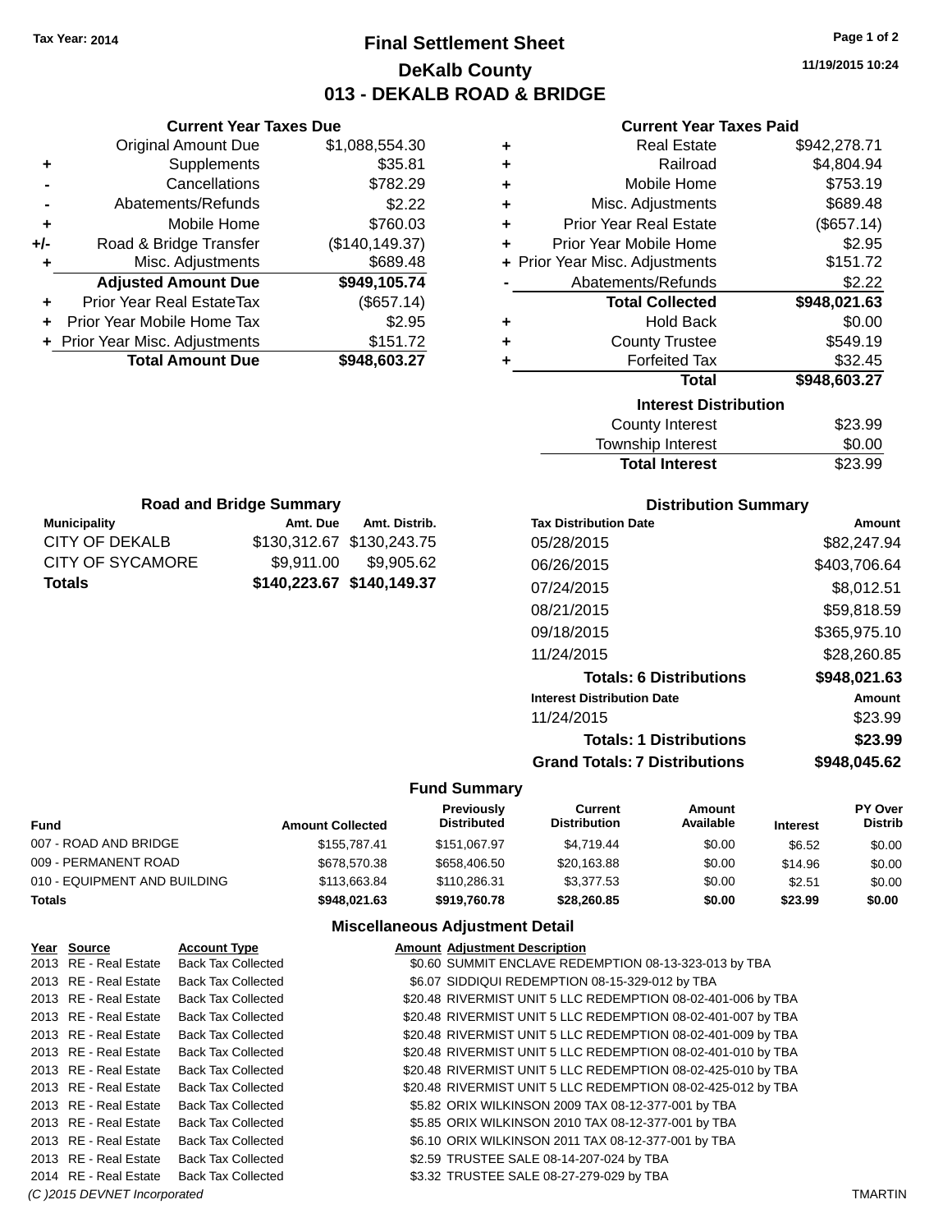Tax Year: 2014

# Final Settlement Sheet

## DeKalb County

## 013 - DEKALB ROAD & BRIDGE

11/19/2015 10:24

### Current Year Taxes Due

| | | |
|---|---|---|
| | Original Amount Due | $1,088,554.30 |
| + | Supplements | $35.81 |
| - | Cancellations | $782.29 |
| - | Abatements/Refunds | $2.22 |
| + | Mobile Home | $760.03 |
| +/- | Road & Bridge Transfer | ($140,149.37) |
| + | Misc. Adjustments | $689.48 |
| | **Adjusted Amount Due** | **$949,105.74** |
| + | Prior Year Real EstateTax | ($657.14) |
| + | Prior Year Mobile Home Tax | $2.95 |
| + | Prior Year Misc. Adjustments | $151.72 |
| | **Total Amount Due** | **$948,603.27** |

### Current Year Taxes Paid

| | | |
|---|---|---|
| + | Real Estate | $942,278.71 |
| + | Railroad | $4,804.94 |
| + | Mobile Home | $753.19 |
| + | Misc. Adjustments | $689.48 |
| + | Prior Year Real Estate | ($657.14) |
| + | Prior Year Mobile Home | $2.95 |
| + | Prior Year Misc. Adjustments | $151.72 |
| - | Abatements/Refunds | $2.22 |
| | **Total Collected** | **$948,021.63** |
| + | Hold Back | $0.00 |
| + | County Trustee | $549.19 |
| + | Forfeited Tax | $32.45 |
| | **Total** | **$948,603.27** |

### Interest Distribution

| | |
|---|---|
| County Interest | $23.99 |
| Township Interest | $0.00 |
| **Total Interest** | $23.99 |

### Road and Bridge Summary

| Municipality | Amt. Due | Amt. Distrib. |
|---|---|---|
| CITY OF DEKALB | $130,312.67 | $130,243.75 |
| CITY OF SYCAMORE | $9,911.00 | $9,905.62 |
| **Totals** | **$140,223.67** | **$140,149.37** |

### Distribution Summary

| Tax Distribution Date | Amount |
|---|---|
| 05/28/2015 | $82,247.94 |
| 06/26/2015 | $403,706.64 |
| 07/24/2015 | $8,012.51 |
| 08/21/2015 | $59,818.59 |
| 09/18/2015 | $365,975.10 |
| 11/24/2015 | $28,260.85 |
| **Totals: 6 Distributions** | **$948,021.63** |
| **Interest Distribution Date** | **Amount** |
| 11/24/2015 | $23.99 |
| **Totals: 1 Distributions** | **$23.99** |
| **Grand Totals: 7 Distributions** | **$948,045.62** |

### Fund Summary

| Fund | Amount Collected | Previously Distributed | Current Distribution | Amount Available | Interest | PY Over Distrib |
|---|---|---|---|---|---|---|
| 007 - ROAD AND BRIDGE | $155,787.41 | $151,067.97 | $4,719.44 | $0.00 | $6.52 | $0.00 |
| 009 - PERMANENT ROAD | $678,570.38 | $658,406.50 | $20,163.88 | $0.00 | $14.96 | $0.00 |
| 010 - EQUIPMENT AND BUILDING | $113,663.84 | $110,286.31 | $3,377.53 | $0.00 | $2.51 | $0.00 |
| **Totals** | **$948,021.63** | **$919,760.78** | **$28,260.85** | **$0.00** | **$23.99** | **$0.00** |

### Miscellaneous Adjustment Detail

| Year | Source | Account Type | Amount | Adjustment Description |
|---|---|---|---|---|
| 2013 | RE - Real Estate | Back Tax Collected | $0.60 | SUMMIT ENCLAVE REDEMPTION 08-13-323-013 by TBA |
| 2013 | RE - Real Estate | Back Tax Collected | $6.07 | SIDDIQUI REDEMPTION 08-15-329-012 by TBA |
| 2013 | RE - Real Estate | Back Tax Collected | $20.48 | RIVERMIST UNIT 5 LLC REDEMPTION 08-02-401-006 by TBA |
| 2013 | RE - Real Estate | Back Tax Collected | $20.48 | RIVERMIST UNIT 5 LLC REDEMPTION 08-02-401-007 by TBA |
| 2013 | RE - Real Estate | Back Tax Collected | $20.48 | RIVERMIST UNIT 5 LLC REDEMPTION 08-02-401-009 by TBA |
| 2013 | RE - Real Estate | Back Tax Collected | $20.48 | RIVERMIST UNIT 5 LLC REDEMPTION 08-02-401-010 by TBA |
| 2013 | RE - Real Estate | Back Tax Collected | $20.48 | RIVERMIST UNIT 5 LLC REDEMPTION 08-02-425-010 by TBA |
| 2013 | RE - Real Estate | Back Tax Collected | $20.48 | RIVERMIST UNIT 5 LLC REDEMPTION 08-02-425-012 by TBA |
| 2013 | RE - Real Estate | Back Tax Collected | $5.82 | ORIX WILKINSON 2009 TAX 08-12-377-001 by TBA |
| 2013 | RE - Real Estate | Back Tax Collected | $5.85 | ORIX WILKINSON 2010 TAX 08-12-377-001 by TBA |
| 2013 | RE - Real Estate | Back Tax Collected | $6.10 | ORIX WILKINSON 2011 TAX 08-12-377-001 by TBA |
| 2013 | RE - Real Estate | Back Tax Collected | $2.59 | TRUSTEE SALE 08-14-207-024 by TBA |
| 2014 | RE - Real Estate | Back Tax Collected | $3.32 | TRUSTEE SALE 08-27-279-029 by TBA |

(C )2015 DEVNET Incorporated TMARTIN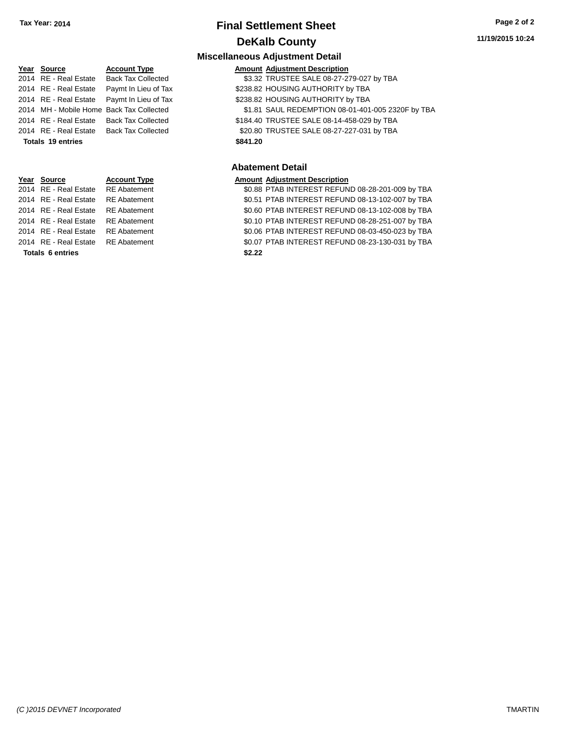Tax Year: 2014

# Final Settlement Sheet

## DeKalb County

11/19/2015 10:24

### Miscellaneous Adjustment Detail

| Year | Source | Account Type | Amount | Adjustment Description |
|---|---|---|---|---|
| 2014 | RE - Real Estate | Back Tax Collected | $3.32 | TRUSTEE SALE 08-27-279-027 by TBA |
| 2014 | RE - Real Estate | Paymt In Lieu of Tax | $238.82 | HOUSING AUTHORITY by TBA |
| 2014 | RE - Real Estate | Paymt In Lieu of Tax | $238.82 | HOUSING AUTHORITY by TBA |
| 2014 | MH - Mobile Home | Back Tax Collected | $1.81 | SAUL REDEMPTION 08-01-401-005 2320F by TBA |
| 2014 | RE - Real Estate | Back Tax Collected | $184.40 | TRUSTEE SALE 08-14-458-029 by TBA |
| 2014 | RE - Real Estate | Back Tax Collected | $20.80 | TRUSTEE SALE 08-27-227-031 by TBA |
| **Totals 19 entries** | | | **$841.20** | |

### Abatement Detail

| Year | Source | Account Type | Amount | Adjustment Description |
|---|---|---|---|---|
| 2014 | RE - Real Estate | RE Abatement | $0.88 | PTAB INTEREST REFUND 08-28-201-009 by TBA |
| 2014 | RE - Real Estate | RE Abatement | $0.51 | PTAB INTEREST REFUND 08-13-102-007 by TBA |
| 2014 | RE - Real Estate | RE Abatement | $0.60 | PTAB INTEREST REFUND 08-13-102-008 by TBA |
| 2014 | RE - Real Estate | RE Abatement | $0.10 | PTAB INTEREST REFUND 08-28-251-007 by TBA |
| 2014 | RE - Real Estate | RE Abatement | $0.06 | PTAB INTEREST REFUND 08-03-450-023 by TBA |
| 2014 | RE - Real Estate | RE Abatement | $0.07 | PTAB INTEREST REFUND 08-23-130-031 by TBA |
| **Totals 6 entries** | | | **$2.22** | |

*(C )2015 DEVNET Incorporated* TMARTIN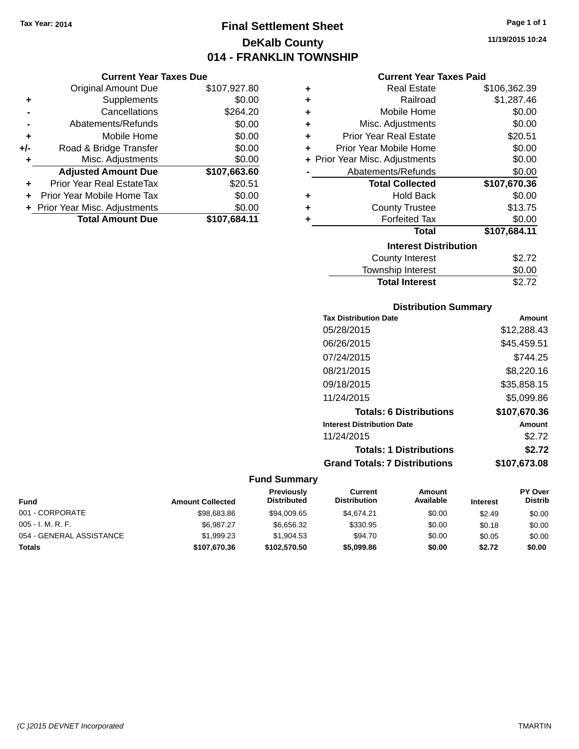Tax Year: 2014

# Final Settlement Sheet
## DeKalb County
## 014 - FRANKLIN TOWNSHIP

11/19/2015 10:24

### Current Year Taxes Due

| | | |
|---|---|---|
| | Original Amount Due | $107,927.80 |
| + | Supplements | $0.00 |
| - | Cancellations | $264.20 |
| - | Abatements/Refunds | $0.00 |
| + | Mobile Home | $0.00 |
| +/- | Road & Bridge Transfer | $0.00 |
| + | Misc. Adjustments | $0.00 |
| | **Adjusted Amount Due** | **$107,663.60** |
| + | Prior Year Real EstateTax | $20.51 |
| + | Prior Year Mobile Home Tax | $0.00 |
| + | Prior Year Misc. Adjustments | $0.00 |
| | **Total Amount Due** | **$107,684.11** |

### Current Year Taxes Paid

| | | |
|---|---|---|
| + | Real Estate | $106,362.39 |
| + | Railroad | $1,287.46 |
| + | Mobile Home | $0.00 |
| + | Misc. Adjustments | $0.00 |
| + | Prior Year Real Estate | $20.51 |
| + | Prior Year Mobile Home | $0.00 |
| + | Prior Year Misc. Adjustments | $0.00 |
| - | Abatements/Refunds | $0.00 |
| | **Total Collected** | **$107,670.36** |
| + | Hold Back | $0.00 |
| + | County Trustee | $13.75 |
| + | Forfeited Tax | $0.00 |
| | **Total** | **$107,684.11** |

### Interest Distribution

| | |
|---|---|
| County Interest | $2.72 |
| Township Interest | $0.00 |
| **Total Interest** | **$2.72** |

### Distribution Summary

| Tax Distribution Date | Amount |
|---|---|
| 05/28/2015 | $12,288.43 |
| 06/26/2015 | $45,459.51 |
| 07/24/2015 | $744.25 |
| 08/21/2015 | $8,220.16 |
| 09/18/2015 | $35,858.15 |
| 11/24/2015 | $5,099.86 |
| **Totals: 6 Distributions** | **$107,670.36** |

| Interest Distribution Date | Amount |
|---|---|
| 11/24/2015 | $2.72 |
| **Totals: 1 Distributions** | **$2.72** |
| **Grand Totals: 7 Distributions** | **$107,673.08** |

### Fund Summary

| Fund | Amount Collected | Previously Distributed | Current Distribution | Amount Available | Interest | PY Over Distrib |
|---|---|---|---|---|---|---|
| 001 - CORPORATE | $98,683.86 | $94,009.65 | $4,674.21 | $0.00 | $2.49 | $0.00 |
| 005 - I. M. R. F. | $6,987.27 | $6,656.32 | $330.95 | $0.00 | $0.18 | $0.00 |
| 054 - GENERAL ASSISTANCE | $1,999.23 | $1,904.53 | $94.70 | $0.00 | $0.05 | $0.00 |
| **Totals** | **$107,670.36** | **$102,570.50** | **$5,099.86** | **$0.00** | **$2.72** | **$0.00** |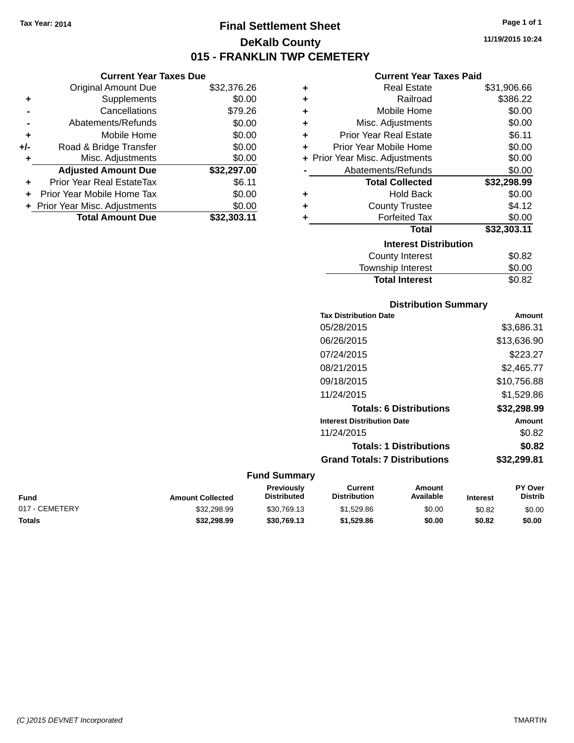Tax Year: 2014

# Final Settlement Sheet

## DeKalb County

## 015 - FRANKLIN TWP CEMETERY

11/19/2015 10:24

### Current Year Taxes Due

| | | Amount |
|---|---|---|
| | Original Amount Due | $32,376.26 |
| + | Supplements | $0.00 |
| - | Cancellations | $79.26 |
| - | Abatements/Refunds | $0.00 |
| + | Mobile Home | $0.00 |
| +/- | Road & Bridge Transfer | $0.00 |
| + | Misc. Adjustments | $0.00 |
| | **Adjusted Amount Due** | **$32,297.00** |
| + | Prior Year Real EstateTax | $6.11 |
| + | Prior Year Mobile Home Tax | $0.00 |
| + | Prior Year Misc. Adjustments | $0.00 |
| | **Total Amount Due** | **$32,303.11** |

### Current Year Taxes Paid

| | | Amount |
|---|---|---|
| + | Real Estate | $31,906.66 |
| + | Railroad | $386.22 |
| + | Mobile Home | $0.00 |
| + | Misc. Adjustments | $0.00 |
| + | Prior Year Real Estate | $6.11 |
| + | Prior Year Mobile Home | $0.00 |
| + | Prior Year Misc. Adjustments | $0.00 |
| - | Abatements/Refunds | $0.00 |
| | **Total Collected** | **$32,298.99** |
| + | Hold Back | $0.00 |
| + | County Trustee | $4.12 |
| + | Forfeited Tax | $0.00 |
| | **Total** | **$32,303.11** |

### Interest Distribution

| | Amount |
|---|---|
| County Interest | $0.82 |
| Township Interest | $0.00 |
| **Total Interest** | $0.82 |

### Distribution Summary

| Tax Distribution Date | Amount |
|---|---|
| 05/28/2015 | $3,686.31 |
| 06/26/2015 | $13,636.90 |
| 07/24/2015 | $223.27 |
| 08/21/2015 | $2,465.77 |
| 09/18/2015 | $10,756.88 |
| 11/24/2015 | $1,529.86 |
| **Totals: 6 Distributions** | **$32,298.99** |

| Interest Distribution Date | Amount |
|---|---|
| 11/24/2015 | $0.82 |
| **Totals: 1 Distributions** | **$0.82** |
| **Grand Totals: 7 Distributions** | **$32,299.81** |

### Fund Summary

| Fund | Amount Collected | Previously Distributed | Current Distribution | Amount Available | Interest | PY Over Distrib |
|---|---|---|---|---|---|---|
| 017 - CEMETERY | $32,298.99 | $30,769.13 | $1,529.86 | $0.00 | $0.82 | $0.00 |
| **Totals** | **$32,298.99** | **$30,769.13** | **$1,529.86** | **$0.00** | **$0.82** | **$0.00** |

(C )2015 DEVNET Incorporated TMARTIN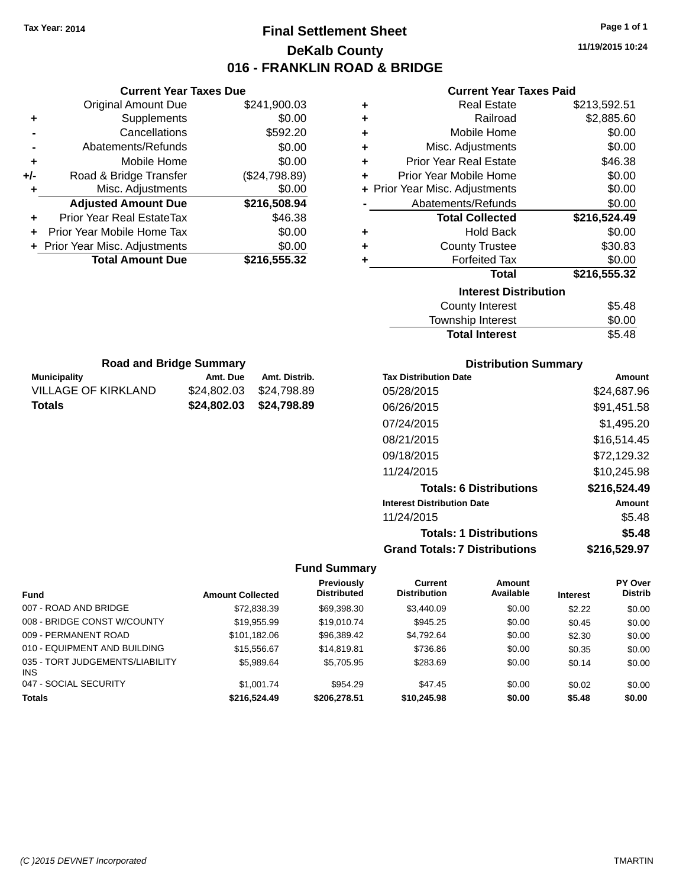Tax Year: 2014

# Final Settlement Sheet

## DeKalb County

## 016 - FRANKLIN ROAD & BRIDGE

11/19/2015 10:24

### Current Year Taxes Due

| | | |
|---|---|---|
| | Original Amount Due | $241,900.03 |
| + | Supplements | $0.00 |
| - | Cancellations | $592.20 |
| - | Abatements/Refunds | $0.00 |
| + | Mobile Home | $0.00 |
| +/- | Road & Bridge Transfer | ($24,798.89) |
| + | Misc. Adjustments | $0.00 |
| | **Adjusted Amount Due** | **$216,508.94** |
| + | Prior Year Real EstateTax | $46.38 |
| + | Prior Year Mobile Home Tax | $0.00 |
| + | Prior Year Misc. Adjustments | $0.00 |
| | **Total Amount Due** | **$216,555.32** |

### Current Year Taxes Paid

| | | |
|---|---|---|
| + | Real Estate | $213,592.51 |
| + | Railroad | $2,885.60 |
| + | Mobile Home | $0.00 |
| + | Misc. Adjustments | $0.00 |
| + | Prior Year Real Estate | $46.38 |
| + | Prior Year Mobile Home | $0.00 |
| + | Prior Year Misc. Adjustments | $0.00 |
| - | Abatements/Refunds | $0.00 |
| | **Total Collected** | **$216,524.49** |
| + | Hold Back | $0.00 |
| + | County Trustee | $30.83 |
| + | Forfeited Tax | $0.00 |
| | **Total** | **$216,555.32** |

### Interest Distribution

| | |
|---|---|
| County Interest | $5.48 |
| Township Interest | $0.00 |
| **Total Interest** | $5.48 |

### Road and Bridge Summary

| Municipality | Amt. Due | Amt. Distrib. |
|---|---|---|
| VILLAGE OF KIRKLAND | $24,802.03 | $24,798.89 |
| **Totals** | **$24,802.03** | **$24,798.89** |

### Distribution Summary

| Tax Distribution Date | Amount |
|---|---|
| 05/28/2015 | $24,687.96 |
| 06/26/2015 | $91,451.58 |
| 07/24/2015 | $1,495.20 |
| 08/21/2015 | $16,514.45 |
| 09/18/2015 | $72,129.32 |
| 11/24/2015 | $10,245.98 |
| **Totals: 6 Distributions** | **$216,524.49** |
| **Interest Distribution Date** | **Amount** |
| 11/24/2015 | $5.48 |
| **Totals: 1 Distributions** | **$5.48** |
| **Grand Totals: 7 Distributions** | **$216,529.97** |

### Fund Summary

| Fund | Amount Collected | Previously Distributed | Current Distribution | Amount Available | Interest | PY Over Distrib |
|---|---|---|---|---|---|---|
| 007 - ROAD AND BRIDGE | $72,838.39 | $69,398.30 | $3,440.09 | $0.00 | $2.22 | $0.00 |
| 008 - BRIDGE CONST W/COUNTY | $19,955.99 | $19,010.74 | $945.25 | $0.00 | $0.45 | $0.00 |
| 009 - PERMANENT ROAD | $101,182.06 | $96,389.42 | $4,792.64 | $0.00 | $2.30 | $0.00 |
| 010 - EQUIPMENT AND BUILDING | $15,556.67 | $14,819.81 | $736.86 | $0.00 | $0.35 | $0.00 |
| 035 - TORT JUDGEMENTS/LIABILITY INS | $5,989.64 | $5,705.95 | $283.69 | $0.00 | $0.14 | $0.00 |
| 047 - SOCIAL SECURITY | $1,001.74 | $954.29 | $47.45 | $0.00 | $0.02 | $0.00 |
| **Totals** | **$216,524.49** | **$206,278.51** | **$10,245.98** | **$0.00** | **$5.48** | **$0.00** |

(C )2015 DEVNET Incorporated TMARTIN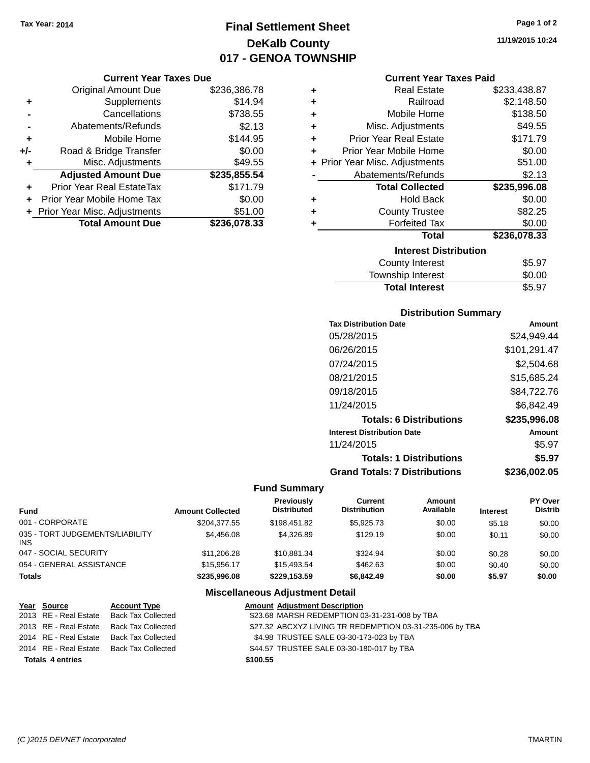Tax Year: 2014

# Final Settlement Sheet
## DeKalb County
## 017 - GENOA TOWNSHIP

11/19/2015 10:24

### Current Year Taxes Due

| | | |
|---|---|---|
| | Original Amount Due | $236,386.78 |
| + | Supplements | $14.94 |
| - | Cancellations | $738.55 |
| - | Abatements/Refunds | $2.13 |
| + | Mobile Home | $144.95 |
| +/- | Road & Bridge Transfer | $0.00 |
| + | Misc. Adjustments | $49.55 |
| | **Adjusted Amount Due** | **$235,855.54** |
| + | Prior Year Real EstateTax | $171.79 |
| + | Prior Year Mobile Home Tax | $0.00 |
| + | Prior Year Misc. Adjustments | $51.00 |
| | **Total Amount Due** | **$236,078.33** |

### Current Year Taxes Paid

| | | |
|---|---|---|
| + | Real Estate | $233,438.87 |
| + | Railroad | $2,148.50 |
| + | Mobile Home | $138.50 |
| + | Misc. Adjustments | $49.55 |
| + | Prior Year Real Estate | $171.79 |
| + | Prior Year Mobile Home | $0.00 |
| + | Prior Year Misc. Adjustments | $51.00 |
| - | Abatements/Refunds | $2.13 |
| | **Total Collected** | **$235,996.08** |
| + | Hold Back | $0.00 |
| + | County Trustee | $82.25 |
| + | Forfeited Tax | $0.00 |
| | **Total** | **$236,078.33** |

### Interest Distribution

| | |
|---|---|
| County Interest | $5.97 |
| Township Interest | $0.00 |
| **Total Interest** | $5.97 |

### Distribution Summary

| Tax Distribution Date | Amount |
|---|---|
| 05/28/2015 | $24,949.44 |
| 06/26/2015 | $101,291.47 |
| 07/24/2015 | $2,504.68 |
| 08/21/2015 | $15,685.24 |
| 09/18/2015 | $84,722.76 |
| 11/24/2015 | $6,842.49 |
| **Totals: 6 Distributions** | **$235,996.08** |
| **Interest Distribution Date** | **Amount** |
| 11/24/2015 | $5.97 |
| **Totals: 1 Distributions** | **$5.97** |
| **Grand Totals: 7 Distributions** | **$236,002.05** |

### Fund Summary

| Fund | Amount Collected | Previously Distributed | Current Distribution | Amount Available | Interest | PY Over Distrib |
|---|---|---|---|---|---|---|
| 001 - CORPORATE | $204,377.55 | $198,451.82 | $5,925.73 | $0.00 | $5.18 | $0.00 |
| 035 - TORT JUDGEMENTS/LIABILITY INS | $4,456.08 | $4,326.89 | $129.19 | $0.00 | $0.11 | $0.00 |
| 047 - SOCIAL SECURITY | $11,206.28 | $10,881.34 | $324.94 | $0.00 | $0.28 | $0.00 |
| 054 - GENERAL ASSISTANCE | $15,956.17 | $15,493.54 | $462.63 | $0.00 | $0.40 | $0.00 |
| **Totals** | **$235,996.08** | **$229,153.59** | **$6,842.49** | **$0.00** | **$5.97** | **$0.00** |

### Miscellaneous Adjustment Detail

| Year | Source | Account Type | Amount | Adjustment Description |
|---|---|---|---|---|
| 2013 | RE - Real Estate | Back Tax Collected | $23.68 | MARSH REDEMPTION 03-31-231-008 by TBA |
| 2013 | RE - Real Estate | Back Tax Collected | $27.32 | ABCXYZ LIVING TR REDEMPTION 03-31-235-006 by TBA |
| 2014 | RE - Real Estate | Back Tax Collected | $4.98 | TRUSTEE SALE 03-30-173-023 by TBA |
| 2014 | RE - Real Estate | Back Tax Collected | $44.57 | TRUSTEE SALE 03-30-180-017 by TBA |
| **Totals 4 entries** | | | **$100.55** | |

(C )2015 DEVNET Incorporated — TMARTIN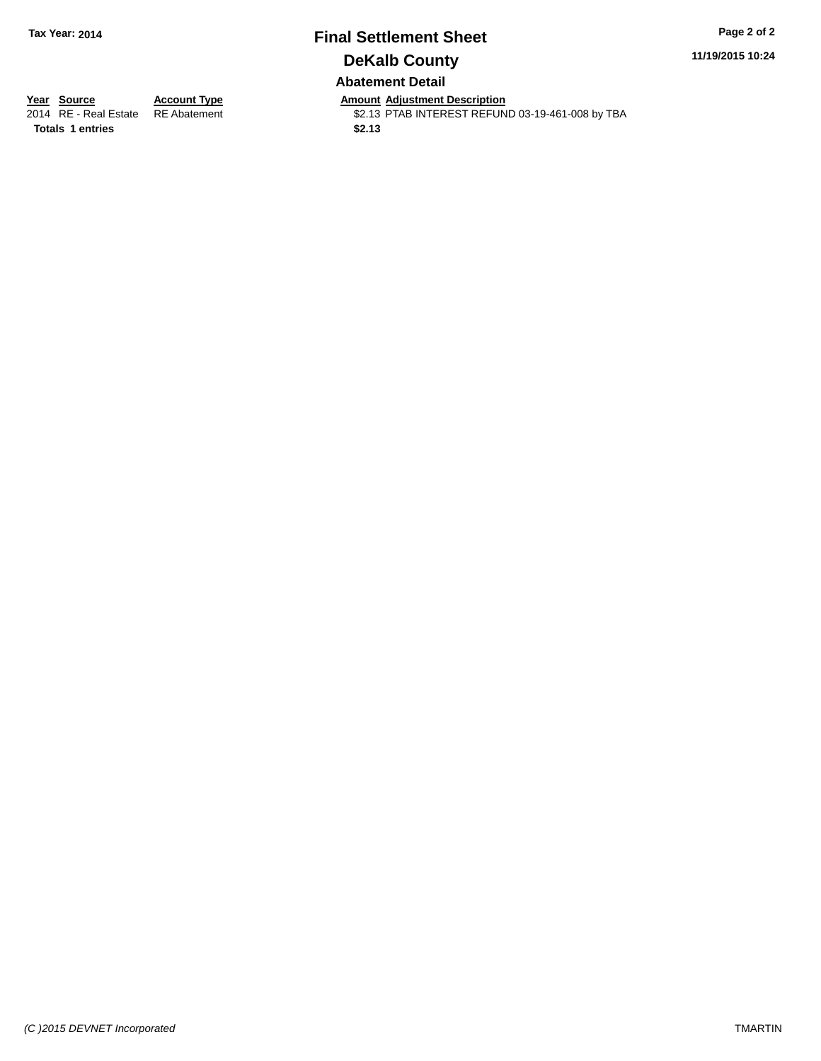# Final Settlement Sheet

## DeKalb County

### Abatement Detail

| Year | Source | Account Type | Amount | Adjustment Description |
|---|---|---|---|---|
| 2014 | RE - Real Estate | RE Abatement | $2.13 | PTAB INTEREST REFUND 03-19-461-008 by TBA |
| **Totals** | **1 entries** | | **$2.13** | |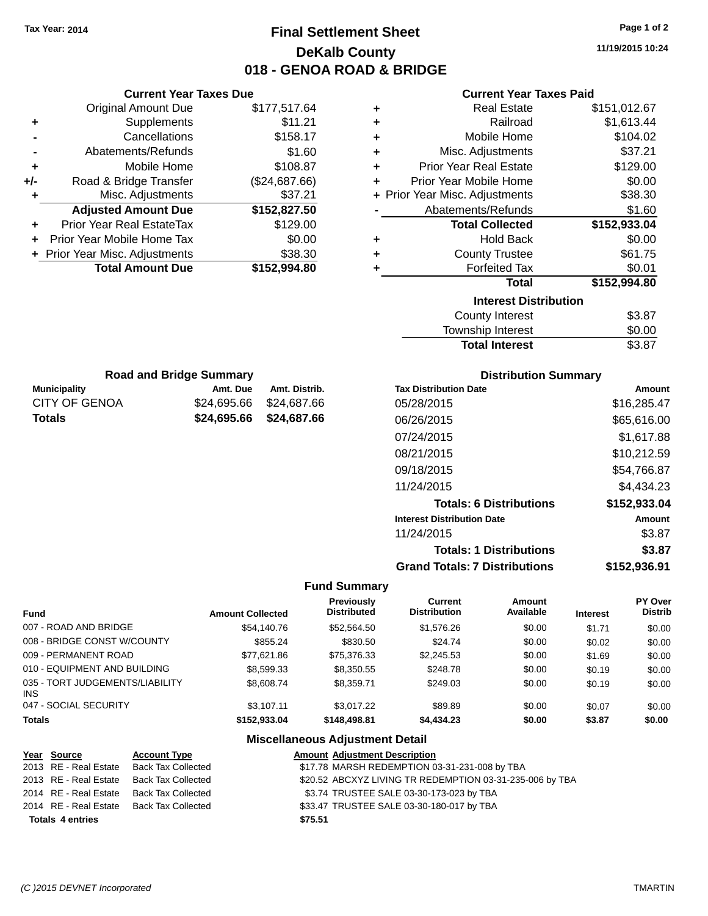Tax Year: 2014

# Final Settlement Sheet
## DeKalb County
## 018 - GENOA ROAD & BRIDGE

11/19/2015 10:24

### Current Year Taxes Due

| | | |
|---|---|---|
| | Original Amount Due | $177,517.64 |
| + | Supplements | $11.21 |
| - | Cancellations | $158.17 |
| - | Abatements/Refunds | $1.60 |
| + | Mobile Home | $108.87 |
| +/- | Road & Bridge Transfer | ($24,687.66) |
| + | Misc. Adjustments | $37.21 |
| | **Adjusted Amount Due** | **$152,827.50** |
| + | Prior Year Real EstateTax | $129.00 |
| + | Prior Year Mobile Home Tax | $0.00 |
| + | Prior Year Misc. Adjustments | $38.30 |
| | **Total Amount Due** | **$152,994.80** |

### Current Year Taxes Paid

| | | |
|---|---|---|
| + | Real Estate | $151,012.67 |
| + | Railroad | $1,613.44 |
| + | Mobile Home | $104.02 |
| + | Misc. Adjustments | $37.21 |
| + | Prior Year Real Estate | $129.00 |
| + | Prior Year Mobile Home | $0.00 |
| + | Prior Year Misc. Adjustments | $38.30 |
| - | Abatements/Refunds | $1.60 |
| | **Total Collected** | **$152,933.04** |
| + | Hold Back | $0.00 |
| + | County Trustee | $61.75 |
| + | Forfeited Tax | $0.01 |
| | **Total** | **$152,994.80** |

### Interest Distribution

| | |
|---|---|
| County Interest | $3.87 |
| Township Interest | $0.00 |
| **Total Interest** | $3.87 |

### Road and Bridge Summary

| Municipality | Amt. Due | Amt. Distrib. |
|---|---|---|
| CITY OF GENOA | $24,695.66 | $24,687.66 |
| **Totals** | **$24,695.66** | **$24,687.66** |

### Distribution Summary

| Tax Distribution Date | Amount |
|---|---|
| 05/28/2015 | $16,285.47 |
| 06/26/2015 | $65,616.00 |
| 07/24/2015 | $1,617.88 |
| 08/21/2015 | $10,212.59 |
| 09/18/2015 | $54,766.87 |
| 11/24/2015 | $4,434.23 |
| **Totals: 6 Distributions** | **$152,933.04** |
| **Interest Distribution Date** | **Amount** |
| 11/24/2015 | $3.87 |
| **Totals: 1 Distributions** | **$3.87** |
| **Grand Totals: 7 Distributions** | **$152,936.91** |

### Fund Summary

| Fund | Amount Collected | Previously Distributed | Current Distribution | Amount Available | Interest | PY Over Distrib |
|---|---|---|---|---|---|---|
| 007 - ROAD AND BRIDGE | $54,140.76 | $52,564.50 | $1,576.26 | $0.00 | $1.71 | $0.00 |
| 008 - BRIDGE CONST W/COUNTY | $855.24 | $830.50 | $24.74 | $0.00 | $0.02 | $0.00 |
| 009 - PERMANENT ROAD | $77,621.86 | $75,376.33 | $2,245.53 | $0.00 | $1.69 | $0.00 |
| 010 - EQUIPMENT AND BUILDING | $8,599.33 | $8,350.55 | $248.78 | $0.00 | $0.19 | $0.00 |
| 035 - TORT JUDGEMENTS/LIABILITY INS | $8,608.74 | $8,359.71 | $249.03 | $0.00 | $0.19 | $0.00 |
| 047 - SOCIAL SECURITY | $3,107.11 | $3,017.22 | $89.89 | $0.00 | $0.07 | $0.00 |
| **Totals** | **$152,933.04** | **$148,498.81** | **$4,434.23** | **$0.00** | **$3.87** | **$0.00** |

### Miscellaneous Adjustment Detail

| Year | Source | Account Type | Amount | Adjustment Description |
|---|---|---|---|---|
| 2013 | RE - Real Estate | Back Tax Collected | $17.78 | MARSH REDEMPTION 03-31-231-008 by TBA |
| 2013 | RE - Real Estate | Back Tax Collected | $20.52 | ABCXYZ LIVING TR REDEMPTION 03-31-235-006 by TBA |
| 2014 | RE - Real Estate | Back Tax Collected | $3.74 | TRUSTEE SALE 03-30-173-023 by TBA |
| 2014 | RE - Real Estate | Back Tax Collected | $33.47 | TRUSTEE SALE 03-30-180-017 by TBA |
| **Totals 4 entries** | | | **$75.51** | |

(C )2015 DEVNET Incorporated TMARTIN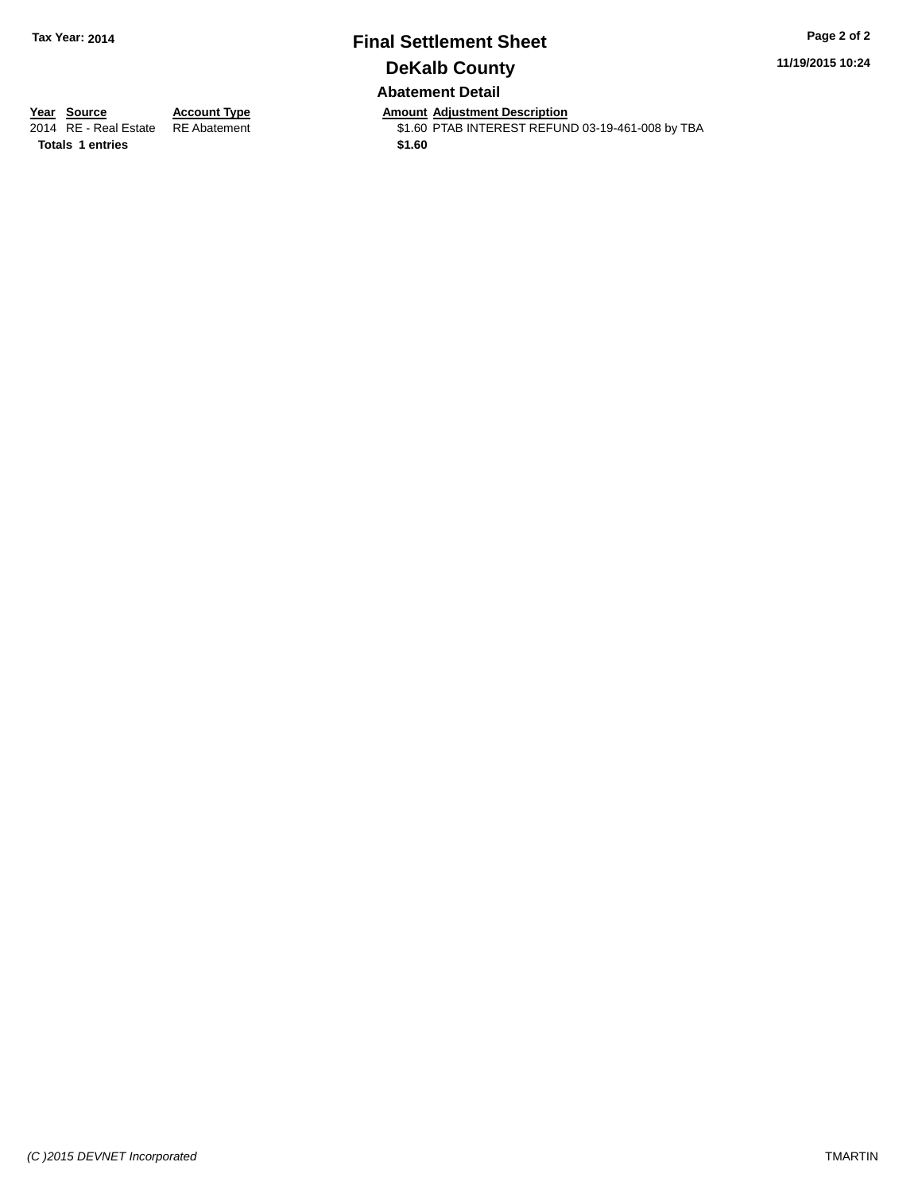**Tax Year: 2014**

# Final Settlement Sheet

## DeKalb County

**11/19/2015 10:24**

### Abatement Detail

| Year | Source | Account Type | Amount | Adjustment Description |
|---|---|---|---|---|
| 2014 | RE - Real Estate | RE Abatement | $1.60 | PTAB INTEREST REFUND 03-19-461-008 by TBA |
| **Totals** | **1 entries** | | **$1.60** | |

*(C )2015 DEVNET Incorporated*

TMARTIN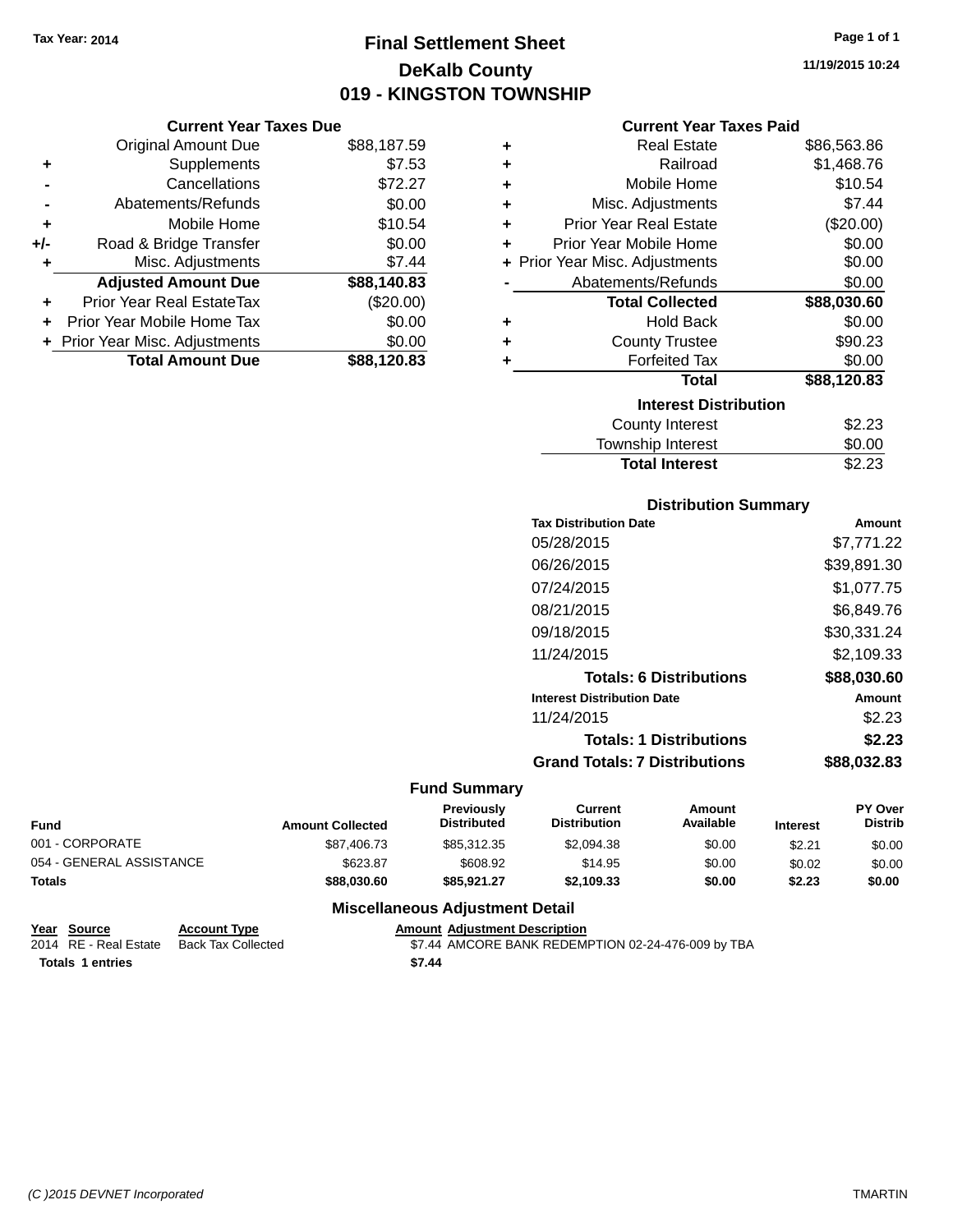**Tax Year: 2014**

# Final Settlement Sheet

## DeKalb County

## 019 - KINGSTON TOWNSHIP

11/19/2015 10:24

### Current Year Taxes Due

| | | |
|---|---|---|
| | Original Amount Due | $88,187.59 |
| + | Supplements | $7.53 |
| - | Cancellations | $72.27 |
| - | Abatements/Refunds | $0.00 |
| + | Mobile Home | $10.54 |
| +/- | Road & Bridge Transfer | $0.00 |
| + | Misc. Adjustments | $7.44 |
| | **Adjusted Amount Due** | **$88,140.83** |
| + | Prior Year Real EstateTax | ($20.00) |
| + | Prior Year Mobile Home Tax | $0.00 |
| + | Prior Year Misc. Adjustments | $0.00 |
| | **Total Amount Due** | **$88,120.83** |

### Current Year Taxes Paid

| | | |
|---|---|---|
| + | Real Estate | $86,563.86 |
| + | Railroad | $1,468.76 |
| + | Mobile Home | $10.54 |
| + | Misc. Adjustments | $7.44 |
| + | Prior Year Real Estate | ($20.00) |
| + | Prior Year Mobile Home | $0.00 |
| + | Prior Year Misc. Adjustments | $0.00 |
| - | Abatements/Refunds | $0.00 |
| | **Total Collected** | **$88,030.60** |
| + | Hold Back | $0.00 |
| + | County Trustee | $90.23 |
| + | Forfeited Tax | $0.00 |
| | **Total** | **$88,120.83** |

### Interest Distribution

| | |
|---|---|
| County Interest | $2.23 |
| Township Interest | $0.00 |
| **Total Interest** | $2.23 |

### Distribution Summary

| Tax Distribution Date | Amount |
|---|---|
| 05/28/2015 | $7,771.22 |
| 06/26/2015 | $39,891.30 |
| 07/24/2015 | $1,077.75 |
| 08/21/2015 | $6,849.76 |
| 09/18/2015 | $30,331.24 |
| 11/24/2015 | $2,109.33 |
| **Totals: 6 Distributions** | **$88,030.60** |

| Interest Distribution Date | Amount |
|---|---|
| 11/24/2015 | $2.23 |
| **Totals: 1 Distributions** | **$2.23** |
| **Grand Totals: 7 Distributions** | **$88,032.83** |

### Fund Summary

| Fund | Amount Collected | Previously Distributed | Current Distribution | Amount Available | Interest | PY Over Distrib |
|---|---|---|---|---|---|---|
| 001 - CORPORATE | $87,406.73 | $85,312.35 | $2,094.38 | $0.00 | $2.21 | $0.00 |
| 054 - GENERAL ASSISTANCE | $623.87 | $608.92 | $14.95 | $0.00 | $0.02 | $0.00 |
| **Totals** | **$88,030.60** | **$85,921.27** | **$2,109.33** | **$0.00** | **$2.23** | **$0.00** |

### Miscellaneous Adjustment Detail

| Year | Source | Account Type | Amount | Adjustment Description |
|---|---|---|---|---|
| 2014 | RE - Real Estate | Back Tax Collected | $7.44 | AMCORE BANK REDEMPTION 02-24-476-009 by TBA |
| **Totals** | **1 entries** | | **$7.44** | |

(C )2015 DEVNET Incorporated TMARTIN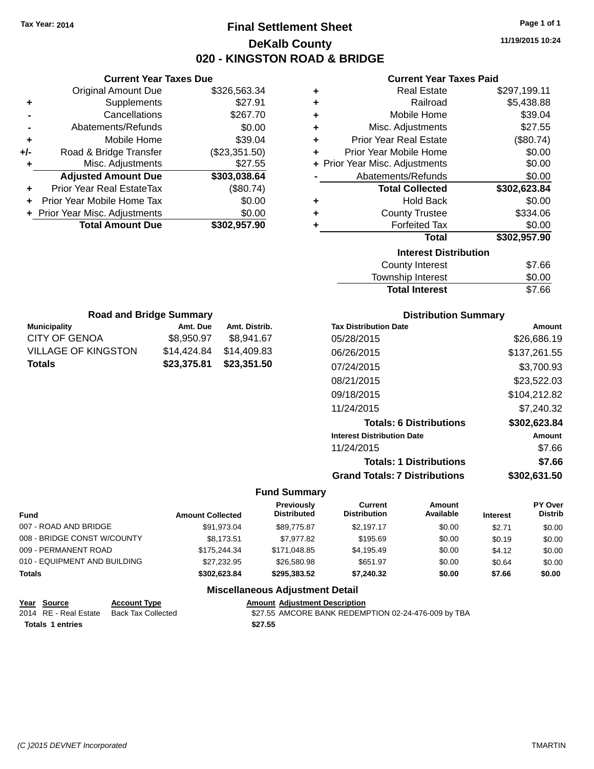Tax Year: 2014

# Final Settlement Sheet

## DeKalb County

## 020 - KINGSTON ROAD & BRIDGE

11/19/2015 10:24

### Current Year Taxes Due

| | | |
|---|---|---|
| | Original Amount Due | $326,563.34 |
| + | Supplements | $27.91 |
| - | Cancellations | $267.70 |
| - | Abatements/Refunds | $0.00 |
| + | Mobile Home | $39.04 |
| +/- | Road & Bridge Transfer | ($23,351.50) |
| + | Misc. Adjustments | $27.55 |
| | **Adjusted Amount Due** | **$303,038.64** |
| + | Prior Year Real EstateTax | ($80.74) |
| + | Prior Year Mobile Home Tax | $0.00 |
| + | Prior Year Misc. Adjustments | $0.00 |
| | **Total Amount Due** | **$302,957.90** |

### Current Year Taxes Paid

| | | |
|---|---|---|
| + | Real Estate | $297,199.11 |
| + | Railroad | $5,438.88 |
| + | Mobile Home | $39.04 |
| + | Misc. Adjustments | $27.55 |
| + | Prior Year Real Estate | ($80.74) |
| + | Prior Year Mobile Home | $0.00 |
| + | Prior Year Misc. Adjustments | $0.00 |
| - | Abatements/Refunds | $0.00 |
| | **Total Collected** | **$302,623.84** |
| + | Hold Back | $0.00 |
| + | County Trustee | $334.06 |
| + | Forfeited Tax | $0.00 |
| | **Total** | **$302,957.90** |

### Interest Distribution

| | |
|---|---|
| County Interest | $7.66 |
| Township Interest | $0.00 |
| **Total Interest** | $7.66 |

### Road and Bridge Summary

| Municipality | Amt. Due | Amt. Distrib. |
|---|---|---|
| CITY OF GENOA | $8,950.97 | $8,941.67 |
| VILLAGE OF KINGSTON | $14,424.84 | $14,409.83 |
| **Totals** | **$23,375.81** | **$23,351.50** |

### Distribution Summary

| Tax Distribution Date | Amount |
|---|---|
| 05/28/2015 | $26,686.19 |
| 06/26/2015 | $137,261.55 |
| 07/24/2015 | $3,700.93 |
| 08/21/2015 | $23,522.03 |
| 09/18/2015 | $104,212.82 |
| 11/24/2015 | $7,240.32 |
| **Totals: 6 Distributions** | **$302,623.84** |
| **Interest Distribution Date** | **Amount** |
| 11/24/2015 | $7.66 |
| **Totals: 1 Distributions** | **$7.66** |
| **Grand Totals: 7 Distributions** | **$302,631.50** |

### Fund Summary

| Fund | Amount Collected | Previously Distributed | Current Distribution | Amount Available | Interest | PY Over Distrib |
|---|---|---|---|---|---|---|
| 007 - ROAD AND BRIDGE | $91,973.04 | $89,775.87 | $2,197.17 | $0.00 | $2.71 | $0.00 |
| 008 - BRIDGE CONST W/COUNTY | $8,173.51 | $7,977.82 | $195.69 | $0.00 | $0.19 | $0.00 |
| 009 - PERMANENT ROAD | $175,244.34 | $171,048.85 | $4,195.49 | $0.00 | $4.12 | $0.00 |
| 010 - EQUIPMENT AND BUILDING | $27,232.95 | $26,580.98 | $651.97 | $0.00 | $0.64 | $0.00 |
| **Totals** | **$302,623.84** | **$295,383.52** | **$7,240.32** | **$0.00** | **$7.66** | **$0.00** |

### Miscellaneous Adjustment Detail

| Year | Source | Account Type | Amount | Adjustment Description |
|---|---|---|---|---|
| 2014 | RE - Real Estate | Back Tax Collected | $27.55 | AMCORE BANK REDEMPTION 02-24-476-009 by TBA |
| **Totals 1 entries** | | | **$27.55** | |

(C )2015 DEVNET Incorporated TMARTIN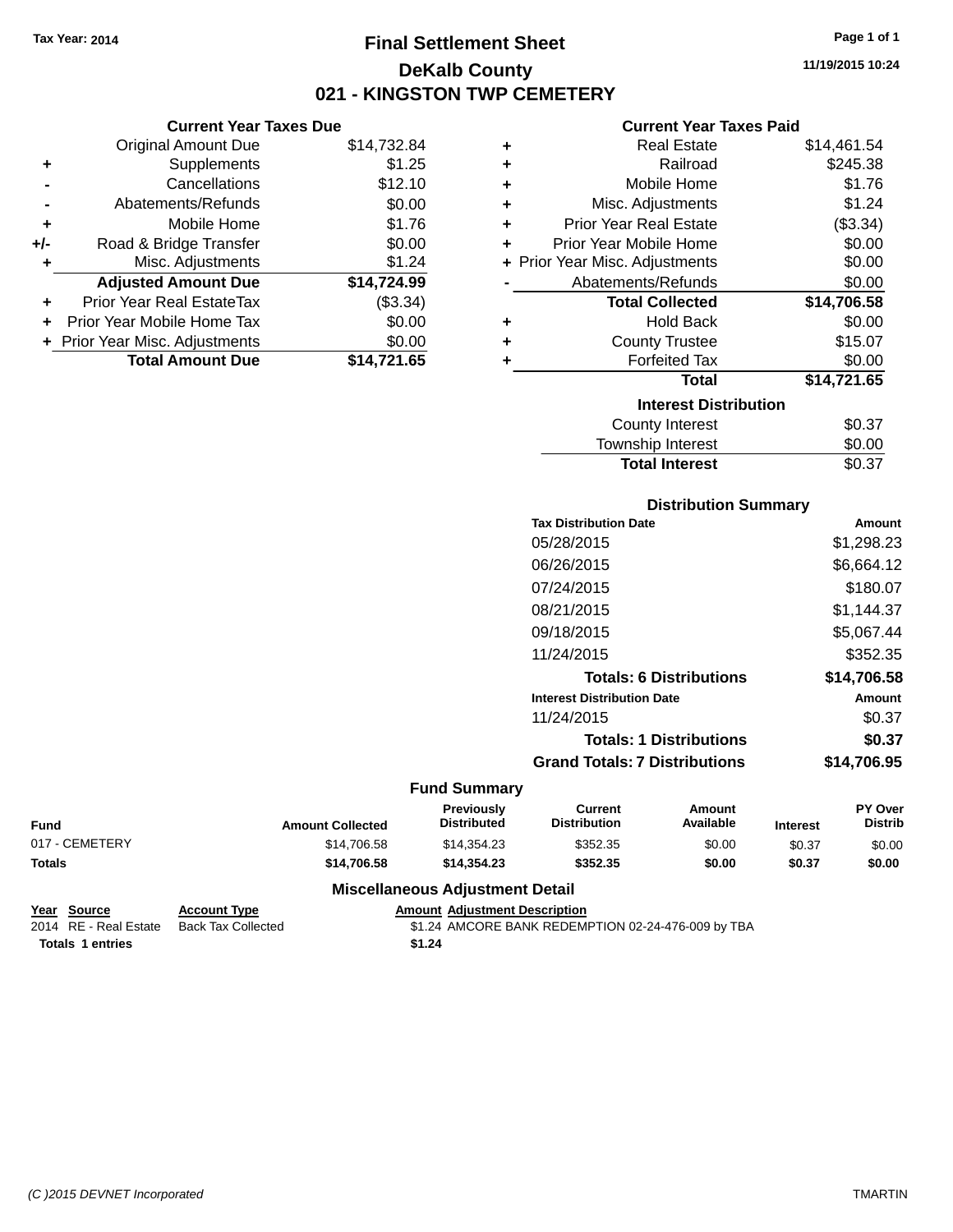Tax Year: 2014

# Final Settlement Sheet

## DeKalb County

## 021 - KINGSTON TWP CEMETERY

11/19/2015 10:24

### Current Year Taxes Due

| | | |
|---|---|---|
| | Original Amount Due | $14,732.84 |
| + | Supplements | $1.25 |
| - | Cancellations | $12.10 |
| - | Abatements/Refunds | $0.00 |
| + | Mobile Home | $1.76 |
| +/- | Road & Bridge Transfer | $0.00 |
| + | Misc. Adjustments | $1.24 |
| | **Adjusted Amount Due** | **$14,724.99** |
| + | Prior Year Real EstateTax | ($3.34) |
| + | Prior Year Mobile Home Tax | $0.00 |
| + | Prior Year Misc. Adjustments | $0.00 |
| | **Total Amount Due** | **$14,721.65** |

### Current Year Taxes Paid

| | | |
|---|---|---|
| + | Real Estate | $14,461.54 |
| + | Railroad | $245.38 |
| + | Mobile Home | $1.76 |
| + | Misc. Adjustments | $1.24 |
| + | Prior Year Real Estate | ($3.34) |
| + | Prior Year Mobile Home | $0.00 |
| + | Prior Year Misc. Adjustments | $0.00 |
| - | Abatements/Refunds | $0.00 |
| | **Total Collected** | **$14,706.58** |
| + | Hold Back | $0.00 |
| + | County Trustee | $15.07 |
| + | Forfeited Tax | $0.00 |
| | **Total** | **$14,721.65** |

### Interest Distribution

| | |
|---|---|
| County Interest | $0.37 |
| Township Interest | $0.00 |
| **Total Interest** | $0.37 |

### Distribution Summary

| Tax Distribution Date | Amount |
|---|---|
| 05/28/2015 | $1,298.23 |
| 06/26/2015 | $6,664.12 |
| 07/24/2015 | $180.07 |
| 08/21/2015 | $1,144.37 |
| 09/18/2015 | $5,067.44 |
| 11/24/2015 | $352.35 |
| **Totals: 6 Distributions** | **$14,706.58** |
| **Interest Distribution Date** | **Amount** |
| 11/24/2015 | $0.37 |
| **Totals: 1 Distributions** | **$0.37** |
| **Grand Totals: 7 Distributions** | **$14,706.95** |

### Fund Summary

| Fund | Amount Collected | Previously Distributed | Current Distribution | Amount Available | Interest | PY Over Distrib |
|---|---|---|---|---|---|---|
| 017 - CEMETERY | $14,706.58 | $14,354.23 | $352.35 | $0.00 | $0.37 | $0.00 |
| **Totals** | **$14,706.58** | **$14,354.23** | **$352.35** | **$0.00** | **$0.37** | **$0.00** |

### Miscellaneous Adjustment Detail

| Year | Source | Account Type | Amount | Adjustment Description |
|---|---|---|---|---|
| 2014 | RE - Real Estate | Back Tax Collected | $1.24 | AMCORE BANK REDEMPTION 02-24-476-009 by TBA |
| **Totals** | **1 entries** | | **$1.24** | |

(C )2015 DEVNET Incorporated TMARTIN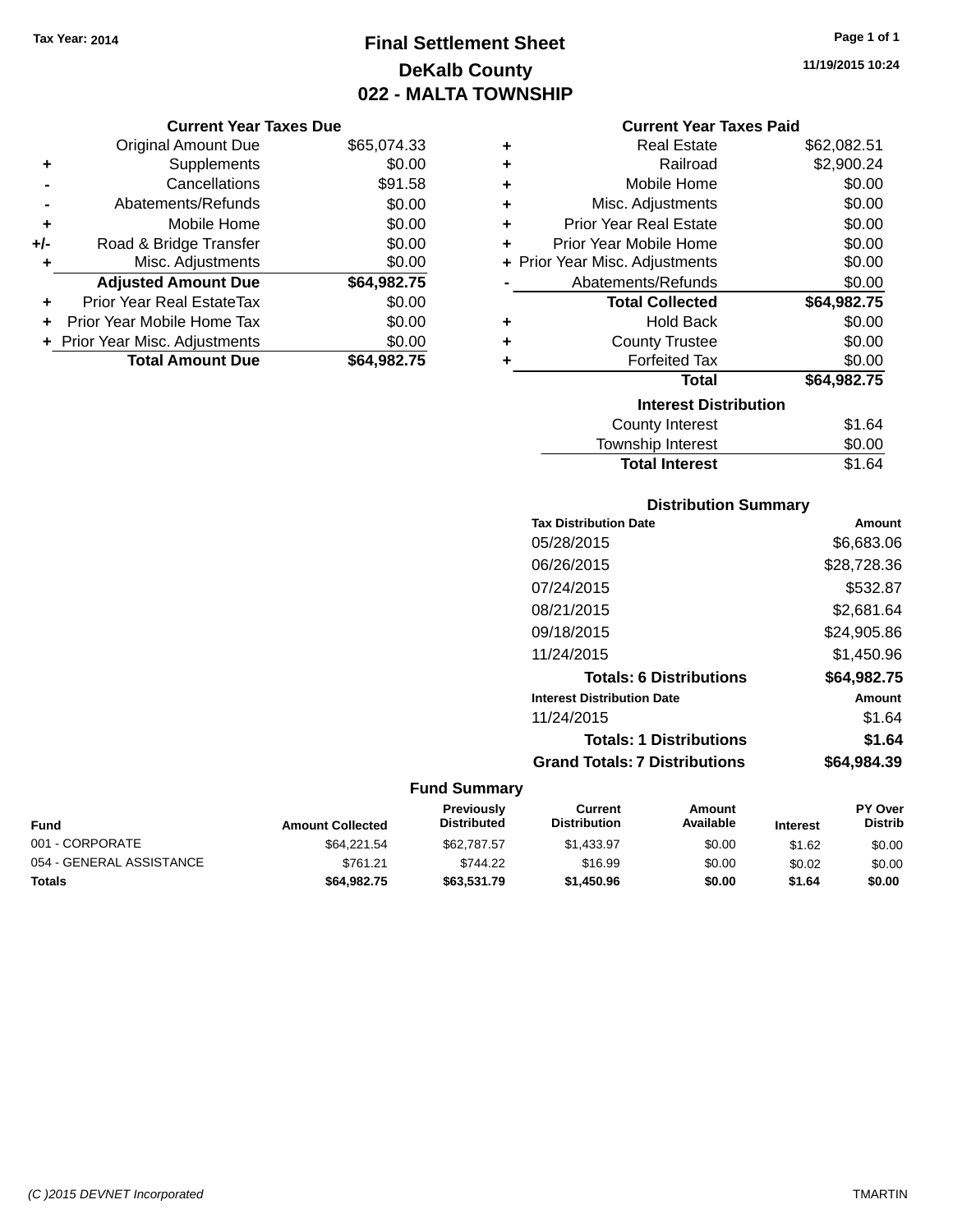Tax Year: 2014

# Final Settlement Sheet

## DeKalb County

## 022 - MALTA TOWNSHIP

11/19/2015 10:24

### Current Year Taxes Due

| | | |
|---|---|---|
| | Original Amount Due | $65,074.33 |
| + | Supplements | $0.00 |
| - | Cancellations | $91.58 |
| - | Abatements/Refunds | $0.00 |
| + | Mobile Home | $0.00 |
| +/- | Road & Bridge Transfer | $0.00 |
| + | Misc. Adjustments | $0.00 |
| | **Adjusted Amount Due** | **$64,982.75** |
| + | Prior Year Real EstateTax | $0.00 |
| + | Prior Year Mobile Home Tax | $0.00 |
| + | Prior Year Misc. Adjustments | $0.00 |
| | **Total Amount Due** | **$64,982.75** |

### Current Year Taxes Paid

| | | |
|---|---|---|
| + | Real Estate | $62,082.51 |
| + | Railroad | $2,900.24 |
| + | Mobile Home | $0.00 |
| + | Misc. Adjustments | $0.00 |
| + | Prior Year Real Estate | $0.00 |
| + | Prior Year Mobile Home | $0.00 |
| + | Prior Year Misc. Adjustments | $0.00 |
| - | Abatements/Refunds | $0.00 |
| | **Total Collected** | **$64,982.75** |
| + | Hold Back | $0.00 |
| + | County Trustee | $0.00 |
| + | Forfeited Tax | $0.00 |
| | **Total** | **$64,982.75** |

### Interest Distribution

| | |
|---|---|
| County Interest | $1.64 |
| Township Interest | $0.00 |
| **Total Interest** | **$1.64** |

### Distribution Summary

| Tax Distribution Date | Amount |
|---|---|
| 05/28/2015 | $6,683.06 |
| 06/26/2015 | $28,728.36 |
| 07/24/2015 | $532.87 |
| 08/21/2015 | $2,681.64 |
| 09/18/2015 | $24,905.86 |
| 11/24/2015 | $1,450.96 |
| **Totals: 6 Distributions** | **$64,982.75** |

| Interest Distribution Date | Amount |
|---|---|
| 11/24/2015 | $1.64 |
| **Totals: 1 Distributions** | **$1.64** |
| **Grand Totals: 7 Distributions** | **$64,984.39** |

### Fund Summary

| Fund | Amount Collected | Previously Distributed | Current Distribution | Amount Available | Interest | PY Over Distrib |
|---|---|---|---|---|---|---|
| 001 - CORPORATE | $64,221.54 | $62,787.57 | $1,433.97 | $0.00 | $1.62 | $0.00 |
| 054 - GENERAL ASSISTANCE | $761.21 | $744.22 | $16.99 | $0.00 | $0.02 | $0.00 |
| **Totals** | **$64,982.75** | **$63,531.79** | **$1,450.96** | **$0.00** | **$1.64** | **$0.00** |

(C )2015 DEVNET Incorporated TMARTIN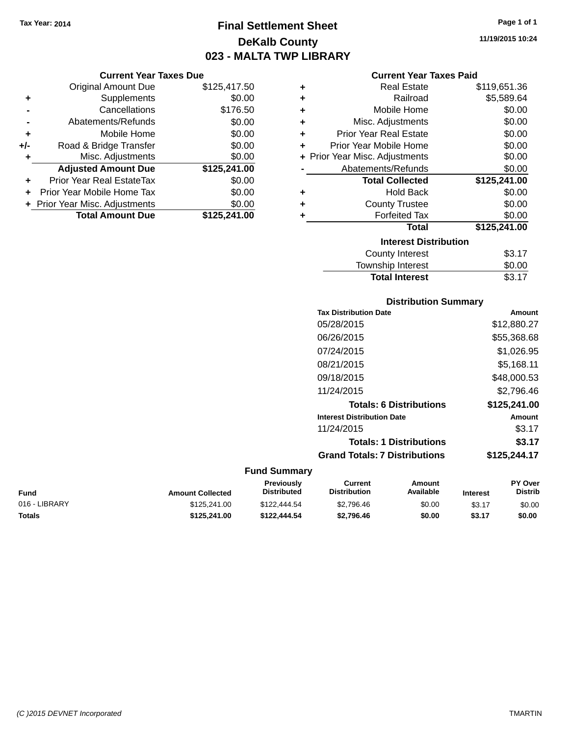Tax Year: 2014

# Final Settlement Sheet

## DeKalb County

## 023 - MALTA TWP LIBRARY

11/19/2015 10:24

### Current Year Taxes Due

| | | |
|---|---|---|
| | Original Amount Due | $125,417.50 |
| + | Supplements | $0.00 |
| - | Cancellations | $176.50 |
| - | Abatements/Refunds | $0.00 |
| + | Mobile Home | $0.00 |
| +/- | Road & Bridge Transfer | $0.00 |
| + | Misc. Adjustments | $0.00 |
| | **Adjusted Amount Due** | **$125,241.00** |
| + | Prior Year Real EstateTax | $0.00 |
| + | Prior Year Mobile Home Tax | $0.00 |
| + | Prior Year Misc. Adjustments | $0.00 |
| | **Total Amount Due** | **$125,241.00** |

### Current Year Taxes Paid

| | | |
|---|---|---|
| + | Real Estate | $119,651.36 |
| + | Railroad | $5,589.64 |
| + | Mobile Home | $0.00 |
| + | Misc. Adjustments | $0.00 |
| + | Prior Year Real Estate | $0.00 |
| + | Prior Year Mobile Home | $0.00 |
| + | Prior Year Misc. Adjustments | $0.00 |
| - | Abatements/Refunds | $0.00 |
| | **Total Collected** | **$125,241.00** |
| + | Hold Back | $0.00 |
| + | County Trustee | $0.00 |
| + | Forfeited Tax | $0.00 |
| | **Total** | **$125,241.00** |

### Interest Distribution

| | |
|---|---|
| County Interest | $3.17 |
| Township Interest | $0.00 |
| **Total Interest** | $3.17 |

### Distribution Summary

| Tax Distribution Date | Amount |
|---|---|
| 05/28/2015 | $12,880.27 |
| 06/26/2015 | $55,368.68 |
| 07/24/2015 | $1,026.95 |
| 08/21/2015 | $5,168.11 |
| 09/18/2015 | $48,000.53 |
| 11/24/2015 | $2,796.46 |
| **Totals: 6 Distributions** | **$125,241.00** |

| Interest Distribution Date | Amount |
|---|---|
| 11/24/2015 | $3.17 |
| **Totals: 1 Distributions** | **$3.17** |
| **Grand Totals: 7 Distributions** | **$125,244.17** |

### Fund Summary

| Fund | Amount Collected | Previously Distributed | Current Distribution | Amount Available | Interest | PY Over Distrib |
|---|---|---|---|---|---|---|
| 016 - LIBRARY | $125,241.00 | $122,444.54 | $2,796.46 | $0.00 | $3.17 | $0.00 |
| **Totals** | **$125,241.00** | **$122,444.54** | **$2,796.46** | **$0.00** | **$3.17** | **$0.00** |

(C )2015 DEVNET Incorporated — TMARTIN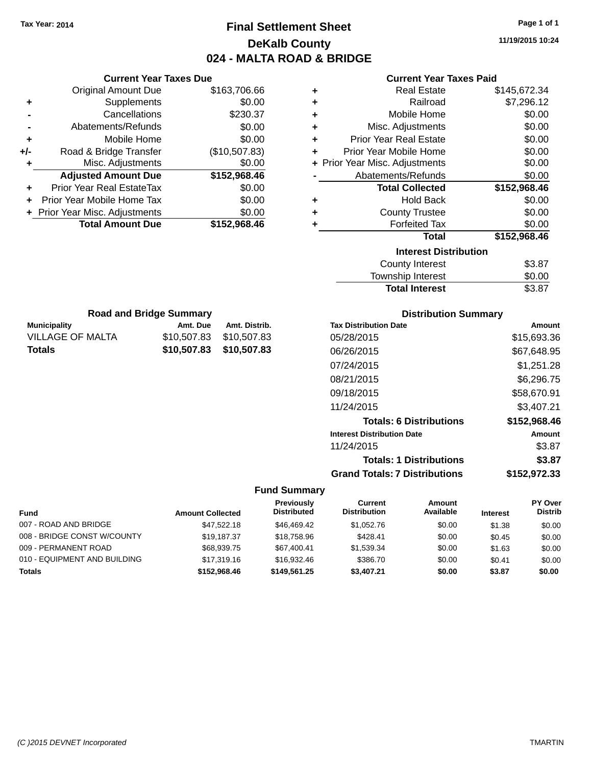Tax Year: 2014

# Final Settlement Sheet

## DeKalb County

## 024 - MALTA ROAD & BRIDGE

11/19/2015 10:24

### Current Year Taxes Due

| | | |
|---|---|---|
| | Original Amount Due | $163,706.66 |
| + | Supplements | $0.00 |
| - | Cancellations | $230.37 |
| - | Abatements/Refunds | $0.00 |
| + | Mobile Home | $0.00 |
| +/- | Road & Bridge Transfer | ($10,507.83) |
| + | Misc. Adjustments | $0.00 |
| | **Adjusted Amount Due** | **$152,968.46** |
| + | Prior Year Real EstateTax | $0.00 |
| + | Prior Year Mobile Home Tax | $0.00 |
| + | Prior Year Misc. Adjustments | $0.00 |
| | **Total Amount Due** | **$152,968.46** |

### Current Year Taxes Paid

| | | |
|---|---|---|
| + | Real Estate | $145,672.34 |
| + | Railroad | $7,296.12 |
| + | Mobile Home | $0.00 |
| + | Misc. Adjustments | $0.00 |
| + | Prior Year Real Estate | $0.00 |
| + | Prior Year Mobile Home | $0.00 |
| + | Prior Year Misc. Adjustments | $0.00 |
| - | Abatements/Refunds | $0.00 |
| | **Total Collected** | **$152,968.46** |
| + | Hold Back | $0.00 |
| + | County Trustee | $0.00 |
| + | Forfeited Tax | $0.00 |
| | **Total** | **$152,968.46** |

### Interest Distribution

| | |
|---|---|
| County Interest | $3.87 |
| Township Interest | $0.00 |
| **Total Interest** | $3.87 |

### Road and Bridge Summary

| Municipality | Amt. Due | Amt. Distrib. |
|---|---|---|
| VILLAGE OF MALTA | $10,507.83 | $10,507.83 |
| **Totals** | **$10,507.83** | **$10,507.83** |

### Distribution Summary

| Tax Distribution Date | Amount |
|---|---|
| 05/28/2015 | $15,693.36 |
| 06/26/2015 | $67,648.95 |
| 07/24/2015 | $1,251.28 |
| 08/21/2015 | $6,296.75 |
| 09/18/2015 | $58,670.91 |
| 11/24/2015 | $3,407.21 |
| **Totals: 6 Distributions** | **$152,968.46** |
| **Interest Distribution Date** | **Amount** |
| 11/24/2015 | $3.87 |
| **Totals: 1 Distributions** | **$3.87** |
| **Grand Totals: 7 Distributions** | **$152,972.33** |

### Fund Summary

| Fund | Amount Collected | Previously Distributed | Current Distribution | Amount Available | Interest | PY Over Distrib |
|---|---|---|---|---|---|---|
| 007 - ROAD AND BRIDGE | $47,522.18 | $46,469.42 | $1,052.76 | $0.00 | $1.38 | $0.00 |
| 008 - BRIDGE CONST W/COUNTY | $19,187.37 | $18,758.96 | $428.41 | $0.00 | $0.45 | $0.00 |
| 009 - PERMANENT ROAD | $68,939.75 | $67,400.41 | $1,539.34 | $0.00 | $1.63 | $0.00 |
| 010 - EQUIPMENT AND BUILDING | $17,319.16 | $16,932.46 | $386.70 | $0.00 | $0.41 | $0.00 |
| **Totals** | **$152,968.46** | **$149,561.25** | **$3,407.21** | **$0.00** | **$3.87** | **$0.00** |

(C )2015 DEVNET Incorporated TMARTIN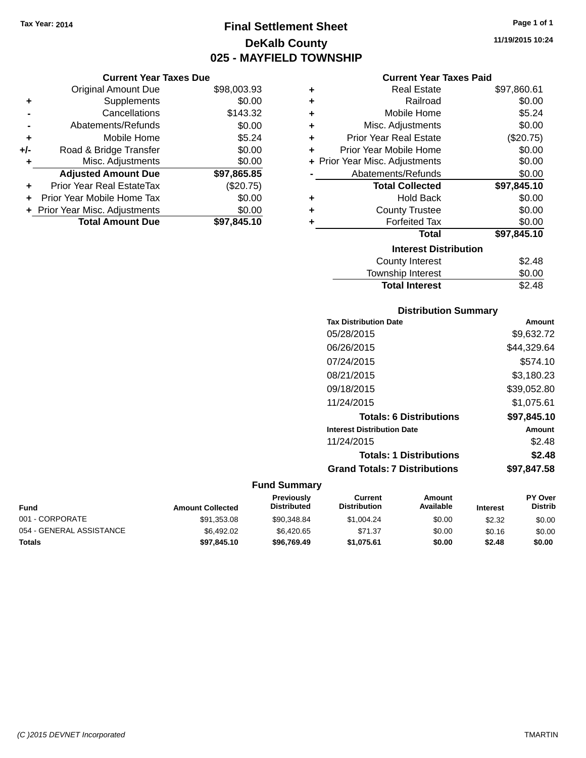Tax Year: 2014

# Final Settlement Sheet
## DeKalb County
## 025 - MAYFIELD TOWNSHIP

11/19/2015 10:24

### Current Year Taxes Due

| | | |
|---|---|---|
| | Original Amount Due | $98,003.93 |
| + | Supplements | $0.00 |
| - | Cancellations | $143.32 |
| - | Abatements/Refunds | $0.00 |
| + | Mobile Home | $5.24 |
| +/- | Road & Bridge Transfer | $0.00 |
| + | Misc. Adjustments | $0.00 |
| | **Adjusted Amount Due** | **$97,865.85** |
| + | Prior Year Real EstateTax | ($20.75) |
| + | Prior Year Mobile Home Tax | $0.00 |
| + | Prior Year Misc. Adjustments | $0.00 |
| | **Total Amount Due** | **$97,845.10** |

### Current Year Taxes Paid

| | | |
|---|---|---|
| + | Real Estate | $97,860.61 |
| + | Railroad | $0.00 |
| + | Mobile Home | $5.24 |
| + | Misc. Adjustments | $0.00 |
| + | Prior Year Real Estate | ($20.75) |
| + | Prior Year Mobile Home | $0.00 |
| + | Prior Year Misc. Adjustments | $0.00 |
| - | Abatements/Refunds | $0.00 |
| | **Total Collected** | **$97,845.10** |
| + | Hold Back | $0.00 |
| + | County Trustee | $0.00 |
| + | Forfeited Tax | $0.00 |
| | **Total** | **$97,845.10** |

### Interest Distribution

| | |
|---|---|
| County Interest | $2.48 |
| Township Interest | $0.00 |
| **Total Interest** | $2.48 |

### Distribution Summary

| Tax Distribution Date | Amount |
|---|---|
| 05/28/2015 | $9,632.72 |
| 06/26/2015 | $44,329.64 |
| 07/24/2015 | $574.10 |
| 08/21/2015 | $3,180.23 |
| 09/18/2015 | $39,052.80 |
| 11/24/2015 | $1,075.61 |
| **Totals: 6 Distributions** | **$97,845.10** |

| Interest Distribution Date | Amount |
|---|---|
| 11/24/2015 | $2.48 |
| **Totals: 1 Distributions** | **$2.48** |
| **Grand Totals: 7 Distributions** | **$97,847.58** |

### Fund Summary

| Fund | Amount Collected | Previously Distributed | Current Distribution | Amount Available | Interest | PY Over Distrib |
|---|---|---|---|---|---|---|
| 001 - CORPORATE | $91,353.08 | $90,348.84 | $1,004.24 | $0.00 | $2.32 | $0.00 |
| 054 - GENERAL ASSISTANCE | $6,492.02 | $6,420.65 | $71.37 | $0.00 | $0.16 | $0.00 |
| **Totals** | **$97,845.10** | **$96,769.49** | **$1,075.61** | **$0.00** | **$2.48** | **$0.00** |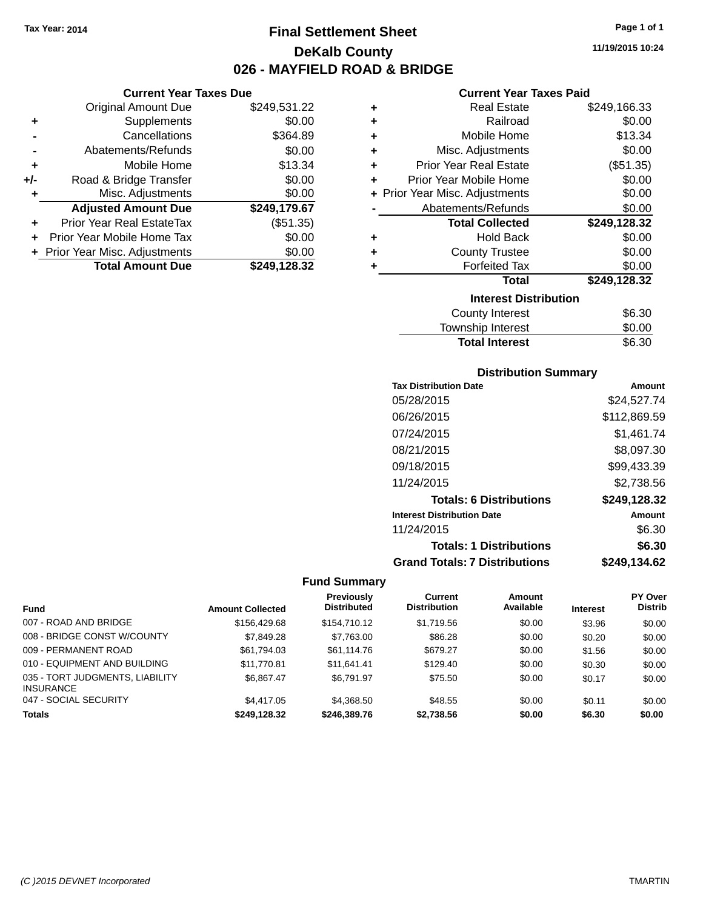Tax Year: 2014

# Final Settlement Sheet

## DeKalb County

## 026 - MAYFIELD ROAD & BRIDGE

11/19/2015 10:24

### Current Year Taxes Due

| | | |
|---|---|---|
| | Original Amount Due | $249,531.22 |
| + | Supplements | $0.00 |
| - | Cancellations | $364.89 |
| - | Abatements/Refunds | $0.00 |
| + | Mobile Home | $13.34 |
| +/- | Road & Bridge Transfer | $0.00 |
| + | Misc. Adjustments | $0.00 |
| | **Adjusted Amount Due** | **$249,179.67** |
| + | Prior Year Real EstateTax | ($51.35) |
| + | Prior Year Mobile Home Tax | $0.00 |
| + | Prior Year Misc. Adjustments | $0.00 |
| | **Total Amount Due** | **$249,128.32** |

### Current Year Taxes Paid

| | | |
|---|---|---|
| + | Real Estate | $249,166.33 |
| + | Railroad | $0.00 |
| + | Mobile Home | $13.34 |
| + | Misc. Adjustments | $0.00 |
| + | Prior Year Real Estate | ($51.35) |
| + | Prior Year Mobile Home | $0.00 |
| + | Prior Year Misc. Adjustments | $0.00 |
| - | Abatements/Refunds | $0.00 |
| | **Total Collected** | **$249,128.32** |
| + | Hold Back | $0.00 |
| + | County Trustee | $0.00 |
| + | Forfeited Tax | $0.00 |
| | **Total** | **$249,128.32** |

### Interest Distribution

| | |
|---|---|
| County Interest | $6.30 |
| Township Interest | $0.00 |
| **Total Interest** | $6.30 |

### Distribution Summary

| Tax Distribution Date | Amount |
|---|---|
| 05/28/2015 | $24,527.74 |
| 06/26/2015 | $112,869.59 |
| 07/24/2015 | $1,461.74 |
| 08/21/2015 | $8,097.30 |
| 09/18/2015 | $99,433.39 |
| 11/24/2015 | $2,738.56 |
| **Totals: 6 Distributions** | **$249,128.32** |
| **Interest Distribution Date** | **Amount** |
| 11/24/2015 | $6.30 |
| **Totals: 1 Distributions** | **$6.30** |
| **Grand Totals: 7 Distributions** | **$249,134.62** |

### Fund Summary

| Fund | Amount Collected | Previously Distributed | Current Distribution | Amount Available | Interest | PY Over Distrib |
|---|---|---|---|---|---|---|
| 007 - ROAD AND BRIDGE | $156,429.68 | $154,710.12 | $1,719.56 | $0.00 | $3.96 | $0.00 |
| 008 - BRIDGE CONST W/COUNTY | $7,849.28 | $7,763.00 | $86.28 | $0.00 | $0.20 | $0.00 |
| 009 - PERMANENT ROAD | $61,794.03 | $61,114.76 | $679.27 | $0.00 | $1.56 | $0.00 |
| 010 - EQUIPMENT AND BUILDING | $11,770.81 | $11,641.41 | $129.40 | $0.00 | $0.30 | $0.00 |
| 035 - TORT JUDGMENTS, LIABILITY INSURANCE | $6,867.47 | $6,791.97 | $75.50 | $0.00 | $0.17 | $0.00 |
| 047 - SOCIAL SECURITY | $4,417.05 | $4,368.50 | $48.55 | $0.00 | $0.11 | $0.00 |
| **Totals** | **$249,128.32** | **$246,389.76** | **$2,738.56** | **$0.00** | **$6.30** | **$0.00** |

(C )2015 DEVNET Incorporated — TMARTIN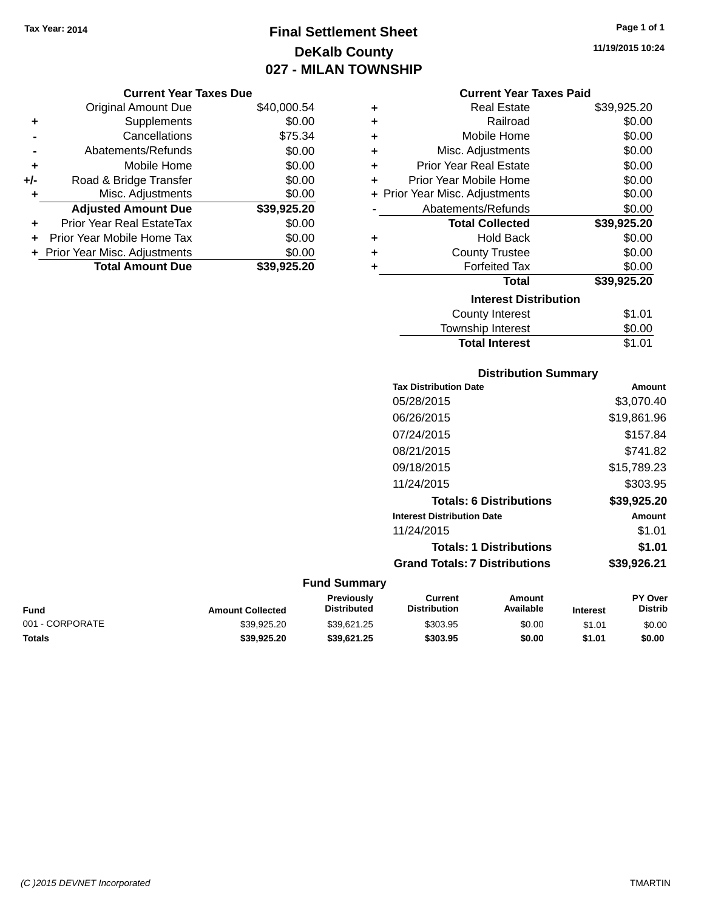Tax Year: 2014

# Final Settlement Sheet
## DeKalb County
## 027 - MILAN TOWNSHIP

11/19/2015 10:24

### Current Year Taxes Due

| | | |
|---|---|---|
| | Original Amount Due | $40,000.54 |
| + | Supplements | $0.00 |
| - | Cancellations | $75.34 |
| - | Abatements/Refunds | $0.00 |
| + | Mobile Home | $0.00 |
| +/- | Road & Bridge Transfer | $0.00 |
| + | Misc. Adjustments | $0.00 |
| | **Adjusted Amount Due** | **$39,925.20** |
| + | Prior Year Real EstateTax | $0.00 |
| + | Prior Year Mobile Home Tax | $0.00 |
| + | Prior Year Misc. Adjustments | $0.00 |
| | **Total Amount Due** | **$39,925.20** |

### Current Year Taxes Paid

| | | |
|---|---|---|
| + | Real Estate | $39,925.20 |
| + | Railroad | $0.00 |
| + | Mobile Home | $0.00 |
| + | Misc. Adjustments | $0.00 |
| + | Prior Year Real Estate | $0.00 |
| + | Prior Year Mobile Home | $0.00 |
| + | Prior Year Misc. Adjustments | $0.00 |
| - | Abatements/Refunds | $0.00 |
| | **Total Collected** | **$39,925.20** |
| + | Hold Back | $0.00 |
| + | County Trustee | $0.00 |
| + | Forfeited Tax | $0.00 |
| | **Total** | **$39,925.20** |

### Interest Distribution

| | |
|---|---|
| County Interest | $1.01 |
| Township Interest | $0.00 |
| **Total Interest** | $1.01 |

### Distribution Summary

| Tax Distribution Date | Amount |
|---|---|
| 05/28/2015 | $3,070.40 |
| 06/26/2015 | $19,861.96 |
| 07/24/2015 | $157.84 |
| 08/21/2015 | $741.82 |
| 09/18/2015 | $15,789.23 |
| 11/24/2015 | $303.95 |
| **Totals: 6 Distributions** | **$39,925.20** |

| Interest Distribution Date | Amount |
|---|---|
| 11/24/2015 | $1.01 |
| **Totals: 1 Distributions** | **$1.01** |
| **Grand Totals: 7 Distributions** | **$39,926.21** |

### Fund Summary

| Fund | Amount Collected | Previously Distributed | Current Distribution | Amount Available | Interest | PY Over Distrib |
|---|---|---|---|---|---|---|
| 001 - CORPORATE | $39,925.20 | $39,621.25 | $303.95 | $0.00 | $1.01 | $0.00 |
| **Totals** | **$39,925.20** | **$39,621.25** | **$303.95** | **$0.00** | **$1.01** | **$0.00** |

(C )2015 DEVNET Incorporated TMARTIN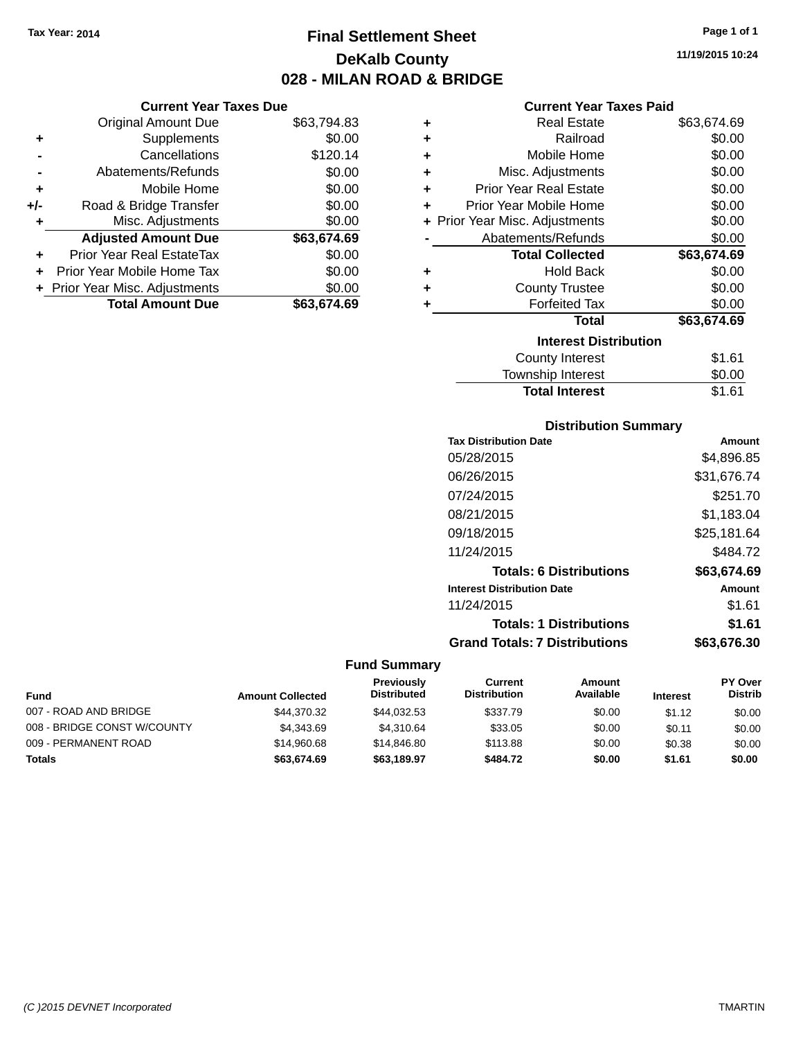Tax Year: 2014

# Final Settlement Sheet
## DeKalb County
## 028 - MILAN ROAD & BRIDGE

11/19/2015 10:24

### Current Year Taxes Due

| | | |
|---|---|---|
| | Original Amount Due | $63,794.83 |
| + | Supplements | $0.00 |
| - | Cancellations | $120.14 |
| - | Abatements/Refunds | $0.00 |
| + | Mobile Home | $0.00 |
| +/- | Road & Bridge Transfer | $0.00 |
| + | Misc. Adjustments | $0.00 |
| | **Adjusted Amount Due** | **$63,674.69** |
| + | Prior Year Real EstateTax | $0.00 |
| + | Prior Year Mobile Home Tax | $0.00 |
| + | Prior Year Misc. Adjustments | $0.00 |
| | **Total Amount Due** | **$63,674.69** |

### Current Year Taxes Paid

| | | |
|---|---|---|
| + | Real Estate | $63,674.69 |
| + | Railroad | $0.00 |
| + | Mobile Home | $0.00 |
| + | Misc. Adjustments | $0.00 |
| + | Prior Year Real Estate | $0.00 |
| + | Prior Year Mobile Home | $0.00 |
| + | Prior Year Misc. Adjustments | $0.00 |
| - | Abatements/Refunds | $0.00 |
| | **Total Collected** | **$63,674.69** |
| + | Hold Back | $0.00 |
| + | County Trustee | $0.00 |
| + | Forfeited Tax | $0.00 |
| | **Total** | **$63,674.69** |

### Interest Distribution

| | |
|---|---|
| County Interest | $1.61 |
| Township Interest | $0.00 |
| **Total Interest** | $1.61 |

### Distribution Summary

| Tax Distribution Date | Amount |
|---|---|
| 05/28/2015 | $4,896.85 |
| 06/26/2015 | $31,676.74 |
| 07/24/2015 | $251.70 |
| 08/21/2015 | $1,183.04 |
| 09/18/2015 | $25,181.64 |
| 11/24/2015 | $484.72 |
| **Totals: 6 Distributions** | **$63,674.69** |
| **Interest Distribution Date** | **Amount** |
| 11/24/2015 | $1.61 |
| **Totals: 1 Distributions** | **$1.61** |
| **Grand Totals: 7 Distributions** | **$63,676.30** |

### Fund Summary

| Fund | Amount Collected | Previously Distributed | Current Distribution | Amount Available | Interest | PY Over Distrib |
|---|---|---|---|---|---|---|
| 007 - ROAD AND BRIDGE | $44,370.32 | $44,032.53 | $337.79 | $0.00 | $1.12 | $0.00 |
| 008 - BRIDGE CONST W/COUNTY | $4,343.69 | $4,310.64 | $33.05 | $0.00 | $0.11 | $0.00 |
| 009 - PERMANENT ROAD | $14,960.68 | $14,846.80 | $113.88 | $0.00 | $0.38 | $0.00 |
| **Totals** | **$63,674.69** | **$63,189.97** | **$484.72** | **$0.00** | **$1.61** | **$0.00** |

(C )2015 DEVNET Incorporated TMARTIN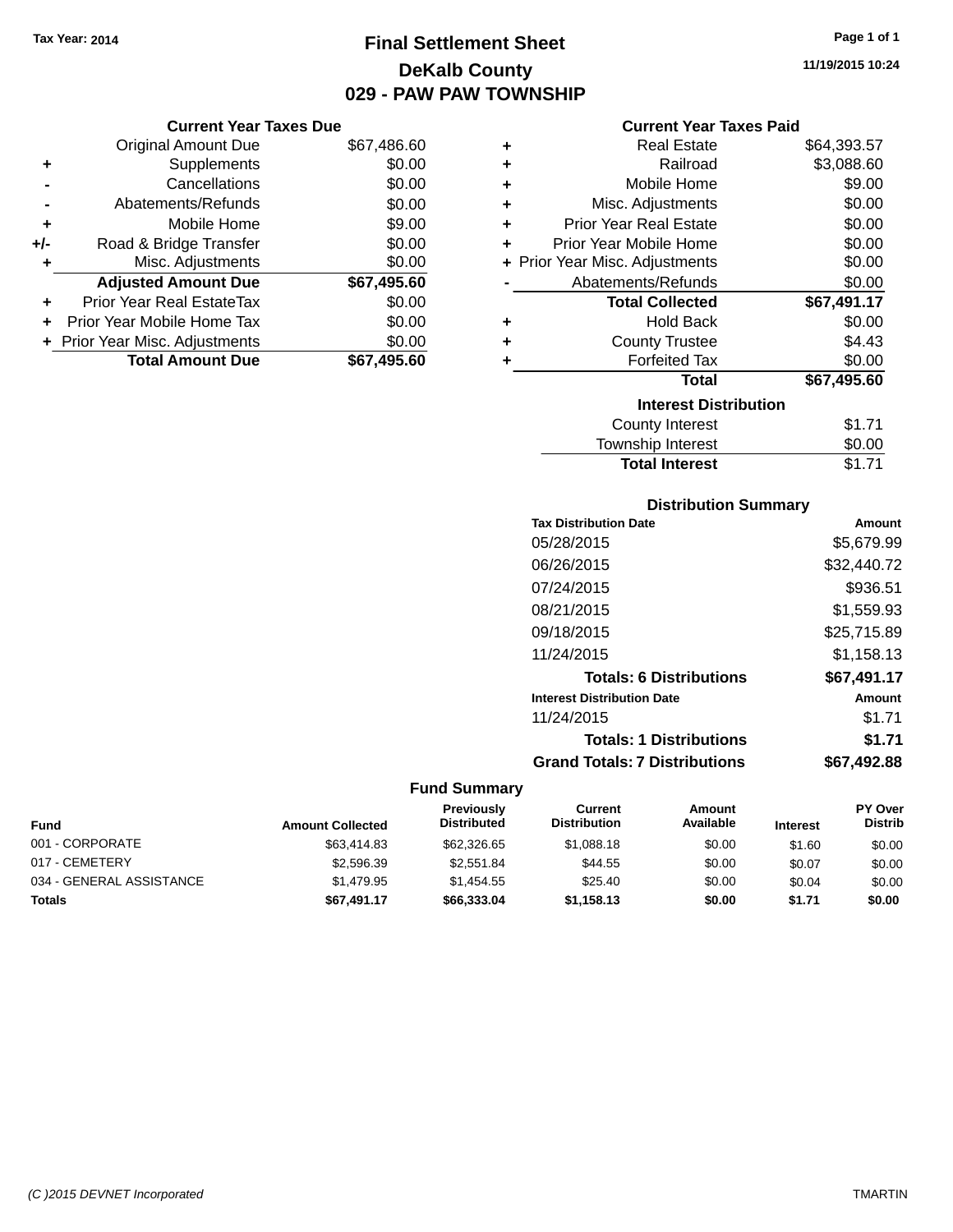Tax Year: 2014

# Final Settlement Sheet
## DeKalb County
## 029 - PAW PAW TOWNSHIP

11/19/2015 10:24

### Current Year Taxes Due

| | | |
|---|---|---|
| | Original Amount Due | $67,486.60 |
| + | Supplements | $0.00 |
| - | Cancellations | $0.00 |
| - | Abatements/Refunds | $0.00 |
| + | Mobile Home | $9.00 |
| +/- | Road & Bridge Transfer | $0.00 |
| + | Misc. Adjustments | $0.00 |
| | **Adjusted Amount Due** | **$67,495.60** |
| + | Prior Year Real EstateTax | $0.00 |
| + | Prior Year Mobile Home Tax | $0.00 |
| + | Prior Year Misc. Adjustments | $0.00 |
| | **Total Amount Due** | **$67,495.60** |

### Current Year Taxes Paid

| | | |
|---|---|---|
| + | Real Estate | $64,393.57 |
| + | Railroad | $3,088.60 |
| + | Mobile Home | $9.00 |
| + | Misc. Adjustments | $0.00 |
| + | Prior Year Real Estate | $0.00 |
| + | Prior Year Mobile Home | $0.00 |
| + | Prior Year Misc. Adjustments | $0.00 |
| - | Abatements/Refunds | $0.00 |
| | **Total Collected** | **$67,491.17** |
| + | Hold Back | $0.00 |
| + | County Trustee | $4.43 |
| + | Forfeited Tax | $0.00 |
| | **Total** | **$67,495.60** |

### Interest Distribution

| | |
|---|---|
| County Interest | $1.71 |
| Township Interest | $0.00 |
| **Total Interest** | $1.71 |

### Distribution Summary

| Tax Distribution Date | Amount |
|---|---|
| 05/28/2015 | $5,679.99 |
| 06/26/2015 | $32,440.72 |
| 07/24/2015 | $936.51 |
| 08/21/2015 | $1,559.93 |
| 09/18/2015 | $25,715.89 |
| 11/24/2015 | $1,158.13 |
| **Totals: 6 Distributions** | **$67,491.17** |

| Interest Distribution Date | Amount |
|---|---|
| 11/24/2015 | $1.71 |
| **Totals: 1 Distributions** | **$1.71** |
| **Grand Totals: 7 Distributions** | **$67,492.88** |

### Fund Summary

| Fund | Amount Collected | Previously Distributed | Current Distribution | Amount Available | Interest | PY Over Distrib |
|---|---|---|---|---|---|---|
| 001 - CORPORATE | $63,414.83 | $62,326.65 | $1,088.18 | $0.00 | $1.60 | $0.00 |
| 017 - CEMETERY | $2,596.39 | $2,551.84 | $44.55 | $0.00 | $0.07 | $0.00 |
| 034 - GENERAL ASSISTANCE | $1,479.95 | $1,454.55 | $25.40 | $0.00 | $0.04 | $0.00 |
| **Totals** | **$67,491.17** | **$66,333.04** | **$1,158.13** | **$0.00** | **$1.71** | **$0.00** |

(C )2015 DEVNET Incorporated TMARTIN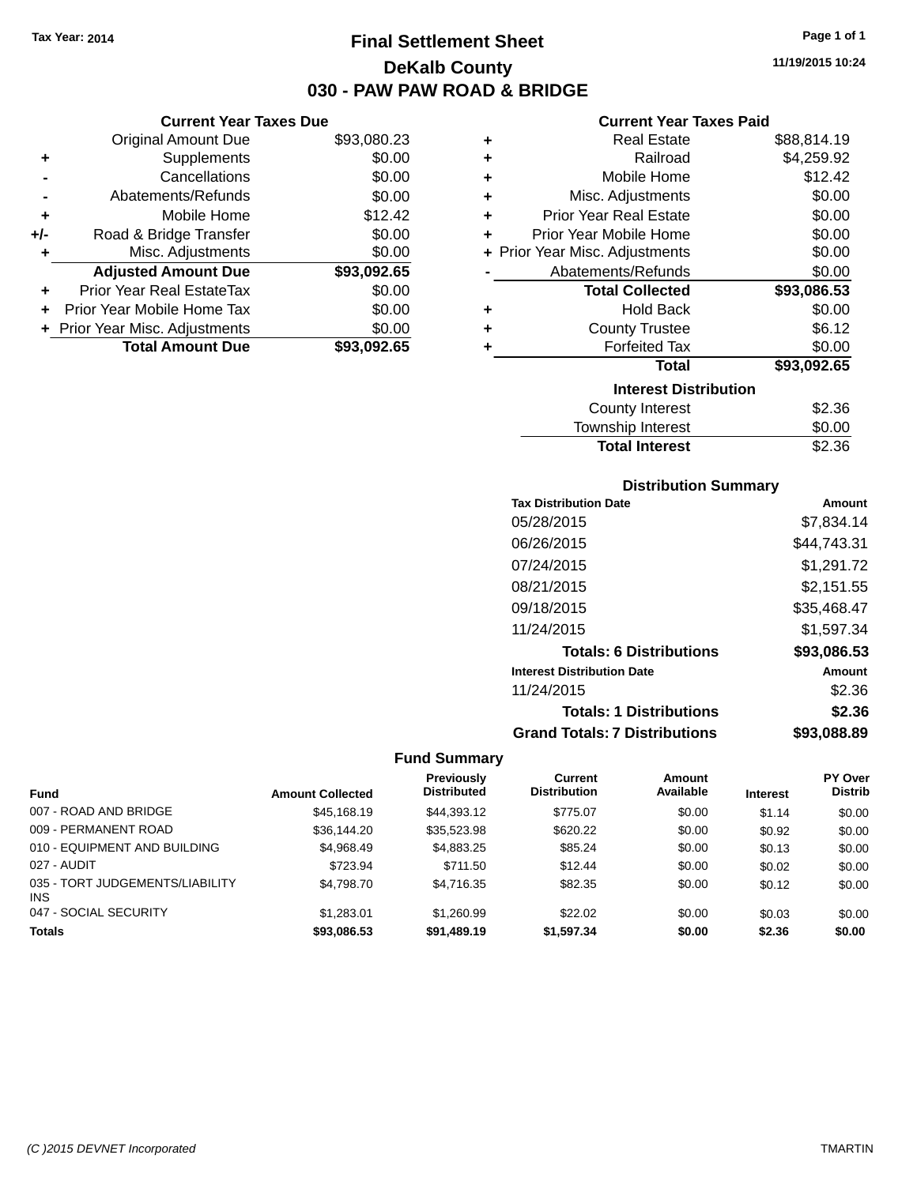Tax Year: 2014

# Final Settlement Sheet

## DeKalb County

## 030 - PAW PAW ROAD & BRIDGE

11/19/2015 10:24

### Current Year Taxes Due

| | | |
|---|---|---|
| | Original Amount Due | $93,080.23 |
| + | Supplements | $0.00 |
| - | Cancellations | $0.00 |
| - | Abatements/Refunds | $0.00 |
| + | Mobile Home | $12.42 |
| +/- | Road & Bridge Transfer | $0.00 |
| + | Misc. Adjustments | $0.00 |
| | **Adjusted Amount Due** | **$93,092.65** |
| + | Prior Year Real EstateTax | $0.00 |
| + | Prior Year Mobile Home Tax | $0.00 |
| + | Prior Year Misc. Adjustments | $0.00 |
| | **Total Amount Due** | **$93,092.65** |

### Current Year Taxes Paid

| | | |
|---|---|---|
| + | Real Estate | $88,814.19 |
| + | Railroad | $4,259.92 |
| + | Mobile Home | $12.42 |
| + | Misc. Adjustments | $0.00 |
| + | Prior Year Real Estate | $0.00 |
| + | Prior Year Mobile Home | $0.00 |
| + | Prior Year Misc. Adjustments | $0.00 |
| - | Abatements/Refunds | $0.00 |
| | **Total Collected** | **$93,086.53** |
| + | Hold Back | $0.00 |
| + | County Trustee | $6.12 |
| + | Forfeited Tax | $0.00 |
| | **Total** | **$93,092.65** |

### Interest Distribution

| | |
|---|---|
| County Interest | $2.36 |
| Township Interest | $0.00 |
| **Total Interest** | $2.36 |

### Distribution Summary

| Tax Distribution Date | Amount |
|---|---|
| 05/28/2015 | $7,834.14 |
| 06/26/2015 | $44,743.31 |
| 07/24/2015 | $1,291.72 |
| 08/21/2015 | $2,151.55 |
| 09/18/2015 | $35,468.47 |
| 11/24/2015 | $1,597.34 |
| **Totals: 6 Distributions** | **$93,086.53** |

| Interest Distribution Date | Amount |
|---|---|
| 11/24/2015 | $2.36 |
| **Totals: 1 Distributions** | **$2.36** |
| **Grand Totals: 7 Distributions** | **$93,088.89** |

### Fund Summary

| Fund | Amount Collected | Previously Distributed | Current Distribution | Amount Available | Interest | PY Over Distrib |
|---|---|---|---|---|---|---|
| 007 - ROAD AND BRIDGE | $45,168.19 | $44,393.12 | $775.07 | $0.00 | $1.14 | $0.00 |
| 009 - PERMANENT ROAD | $36,144.20 | $35,523.98 | $620.22 | $0.00 | $0.92 | $0.00 |
| 010 - EQUIPMENT AND BUILDING | $4,968.49 | $4,883.25 | $85.24 | $0.00 | $0.13 | $0.00 |
| 027 - AUDIT | $723.94 | $711.50 | $12.44 | $0.00 | $0.02 | $0.00 |
| 035 - TORT JUDGEMENTS/LIABILITY INS | $4,798.70 | $4,716.35 | $82.35 | $0.00 | $0.12 | $0.00 |
| 047 - SOCIAL SECURITY | $1,283.01 | $1,260.99 | $22.02 | $0.00 | $0.03 | $0.00 |
| **Totals** | **$93,086.53** | **$91,489.19** | **$1,597.34** | **$0.00** | **$2.36** | **$0.00** |

(C )2015 DEVNET Incorporated TMARTIN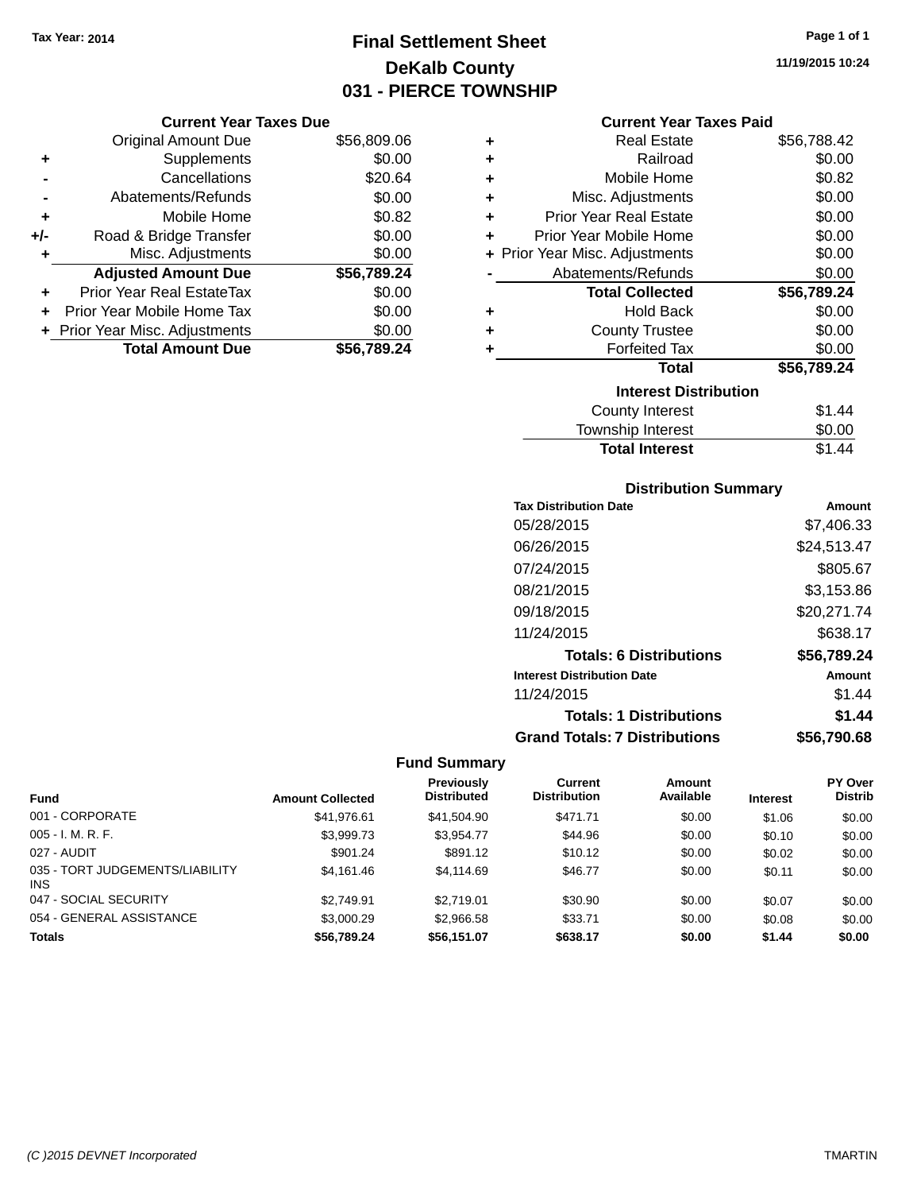Tax Year: 2014

# Final Settlement Sheet

## DeKalb County

## 031 - PIERCE TOWNSHIP

11/19/2015 10:24

### Current Year Taxes Due

| | | |
|---|---|---|
| | Original Amount Due | $56,809.06 |
| + | Supplements | $0.00 |
| - | Cancellations | $20.64 |
| - | Abatements/Refunds | $0.00 |
| + | Mobile Home | $0.82 |
| +/- | Road & Bridge Transfer | $0.00 |
| + | Misc. Adjustments | $0.00 |
| | **Adjusted Amount Due** | **$56,789.24** |
| + | Prior Year Real EstateTax | $0.00 |
| + | Prior Year Mobile Home Tax | $0.00 |
| + | Prior Year Misc. Adjustments | $0.00 |
| | **Total Amount Due** | **$56,789.24** |

### Current Year Taxes Paid

| | | |
|---|---|---|
| + | Real Estate | $56,788.42 |
| + | Railroad | $0.00 |
| + | Mobile Home | $0.82 |
| + | Misc. Adjustments | $0.00 |
| + | Prior Year Real Estate | $0.00 |
| + | Prior Year Mobile Home | $0.00 |
| + | Prior Year Misc. Adjustments | $0.00 |
| - | Abatements/Refunds | $0.00 |
| | **Total Collected** | **$56,789.24** |
| + | Hold Back | $0.00 |
| + | County Trustee | $0.00 |
| + | Forfeited Tax | $0.00 |
| | **Total** | **$56,789.24** |

### Interest Distribution

| | |
|---|---|
| County Interest | $1.44 |
| Township Interest | $0.00 |
| **Total Interest** | $1.44 |

### Distribution Summary

| Tax Distribution Date | Amount |
|---|---|
| 05/28/2015 | $7,406.33 |
| 06/26/2015 | $24,513.47 |
| 07/24/2015 | $805.67 |
| 08/21/2015 | $3,153.86 |
| 09/18/2015 | $20,271.74 |
| 11/24/2015 | $638.17 |
| **Totals: 6 Distributions** | **$56,789.24** |
| **Interest Distribution Date** | **Amount** |
| 11/24/2015 | $1.44 |
| **Totals: 1 Distributions** | **$1.44** |
| **Grand Totals: 7 Distributions** | **$56,790.68** |

### Fund Summary

| Fund | Amount Collected | Previously Distributed | Current Distribution | Amount Available | Interest | PY Over Distrib |
|---|---|---|---|---|---|---|
| 001 - CORPORATE | $41,976.61 | $41,504.90 | $471.71 | $0.00 | $1.06 | $0.00 |
| 005 - I. M. R. F. | $3,999.73 | $3,954.77 | $44.96 | $0.00 | $0.10 | $0.00 |
| 027 - AUDIT | $901.24 | $891.12 | $10.12 | $0.00 | $0.02 | $0.00 |
| 035 - TORT JUDGEMENTS/LIABILITY INS | $4,161.46 | $4,114.69 | $46.77 | $0.00 | $0.11 | $0.00 |
| 047 - SOCIAL SECURITY | $2,749.91 | $2,719.01 | $30.90 | $0.00 | $0.07 | $0.00 |
| 054 - GENERAL ASSISTANCE | $3,000.29 | $2,966.58 | $33.71 | $0.00 | $0.08 | $0.00 |
| **Totals** | **$56,789.24** | **$56,151.07** | **$638.17** | **$0.00** | **$1.44** | **$0.00** |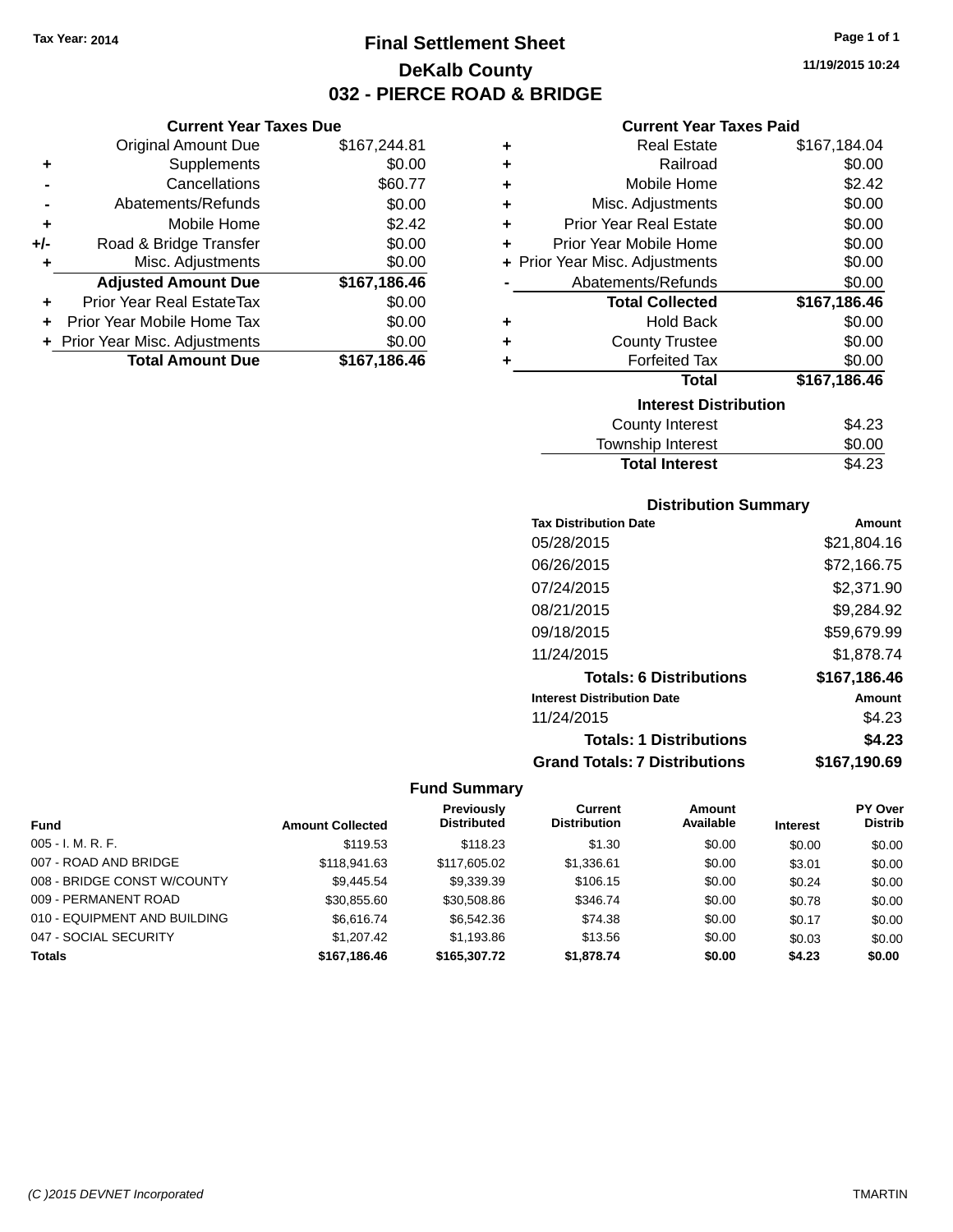Tax Year: 2014

# Final Settlement Sheet

## DeKalb County

## 032 - PIERCE ROAD & BRIDGE

11/19/2015 10:24

### Current Year Taxes Due

| | | |
|---|---|---|
| | Original Amount Due | $167,244.81 |
| + | Supplements | $0.00 |
| - | Cancellations | $60.77 |
| - | Abatements/Refunds | $0.00 |
| + | Mobile Home | $2.42 |
| +/- | Road & Bridge Transfer | $0.00 |
| + | Misc. Adjustments | $0.00 |
| | **Adjusted Amount Due** | **$167,186.46** |
| + | Prior Year Real EstateTax | $0.00 |
| + | Prior Year Mobile Home Tax | $0.00 |
| + | Prior Year Misc. Adjustments | $0.00 |
| | **Total Amount Due** | **$167,186.46** |

### Current Year Taxes Paid

| | | |
|---|---|---|
| + | Real Estate | $167,184.04 |
| + | Railroad | $0.00 |
| + | Mobile Home | $2.42 |
| + | Misc. Adjustments | $0.00 |
| + | Prior Year Real Estate | $0.00 |
| + | Prior Year Mobile Home | $0.00 |
| + | Prior Year Misc. Adjustments | $0.00 |
| - | Abatements/Refunds | $0.00 |
| | **Total Collected** | **$167,186.46** |
| + | Hold Back | $0.00 |
| + | County Trustee | $0.00 |
| + | Forfeited Tax | $0.00 |
| | **Total** | **$167,186.46** |

### Interest Distribution

| | |
|---|---|
| County Interest | $4.23 |
| Township Interest | $0.00 |
| **Total Interest** | $4.23 |

### Distribution Summary

| Tax Distribution Date | Amount |
|---|---|
| 05/28/2015 | $21,804.16 |
| 06/26/2015 | $72,166.75 |
| 07/24/2015 | $2,371.90 |
| 08/21/2015 | $9,284.92 |
| 09/18/2015 | $59,679.99 |
| 11/24/2015 | $1,878.74 |
| **Totals: 6 Distributions** | **$167,186.46** |
| **Interest Distribution Date** | **Amount** |
| 11/24/2015 | $4.23 |
| **Totals: 1 Distributions** | **$4.23** |
| **Grand Totals: 7 Distributions** | **$167,190.69** |

### Fund Summary

| Fund | Amount Collected | Previously Distributed | Current Distribution | Amount Available | Interest | PY Over Distrib |
|---|---|---|---|---|---|---|
| 005 - I. M. R. F. | $119.53 | $118.23 | $1.30 | $0.00 | $0.00 | $0.00 |
| 007 - ROAD AND BRIDGE | $118,941.63 | $117,605.02 | $1,336.61 | $0.00 | $3.01 | $0.00 |
| 008 - BRIDGE CONST W/COUNTY | $9,445.54 | $9,339.39 | $106.15 | $0.00 | $0.24 | $0.00 |
| 009 - PERMANENT ROAD | $30,855.60 | $30,508.86 | $346.74 | $0.00 | $0.78 | $0.00 |
| 010 - EQUIPMENT AND BUILDING | $6,616.74 | $6,542.36 | $74.38 | $0.00 | $0.17 | $0.00 |
| 047 - SOCIAL SECURITY | $1,207.42 | $1,193.86 | $13.56 | $0.00 | $0.03 | $0.00 |
| **Totals** | **$167,186.46** | **$165,307.72** | **$1,878.74** | **$0.00** | **$4.23** | **$0.00** |

(C )2015 DEVNET Incorporated — TMARTIN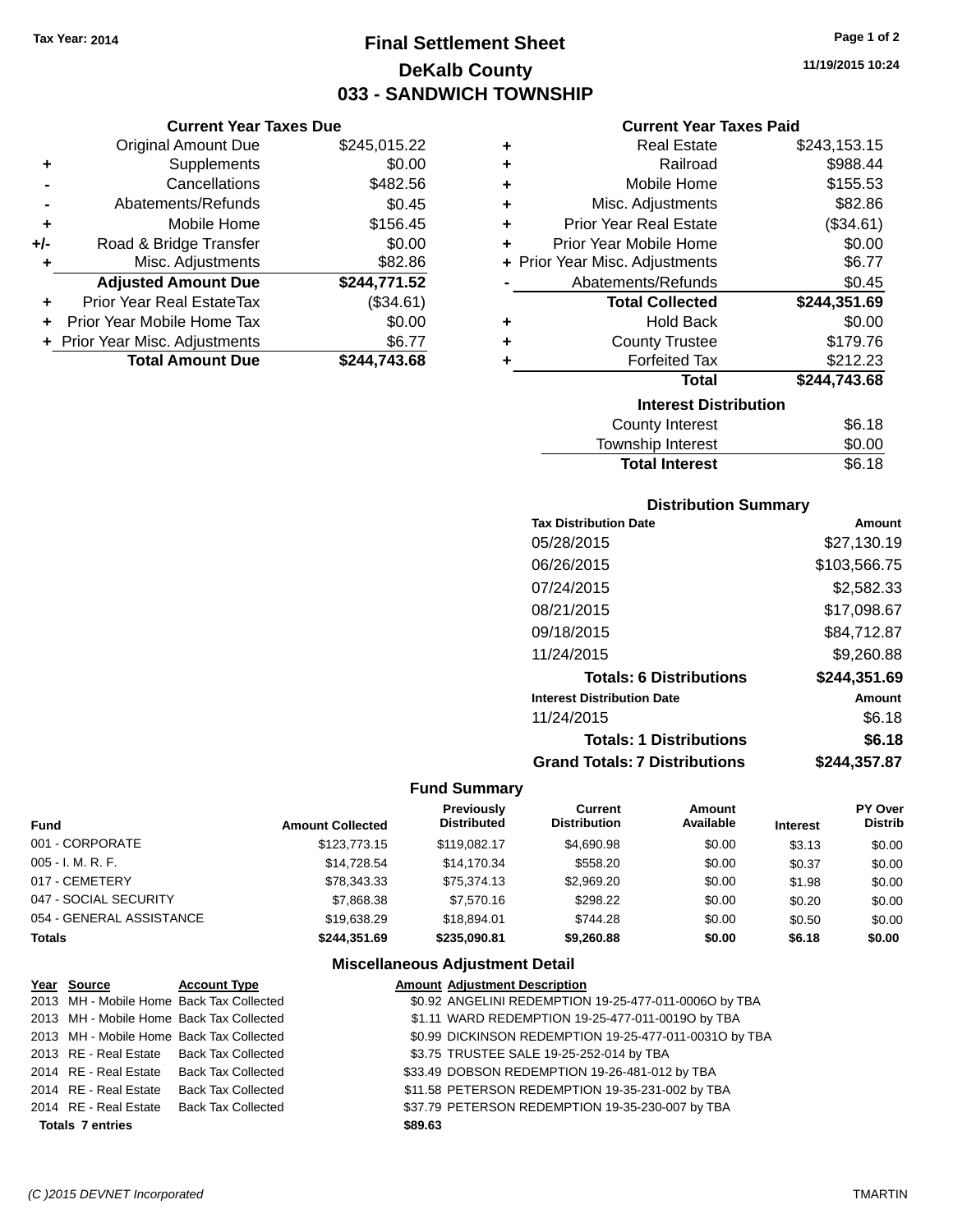Tax Year: 2014

# Final Settlement Sheet

## DeKalb County

## 033 - SANDWICH TOWNSHIP

11/19/2015 10:24

### Current Year Taxes Due

| | | |
|---|---|---|
| | Original Amount Due | $245,015.22 |
| + | Supplements | $0.00 |
| - | Cancellations | $482.56 |
| - | Abatements/Refunds | $0.45 |
| + | Mobile Home | $156.45 |
| +/- | Road & Bridge Transfer | $0.00 |
| + | Misc. Adjustments | $82.86 |
| | **Adjusted Amount Due** | **$244,771.52** |
| + | Prior Year Real EstateTax | ($34.61) |
| + | Prior Year Mobile Home Tax | $0.00 |
| + | Prior Year Misc. Adjustments | $6.77 |
| | **Total Amount Due** | **$244,743.68** |

### Current Year Taxes Paid

| | | |
|---|---|---|
| + | Real Estate | $243,153.15 |
| + | Railroad | $988.44 |
| + | Mobile Home | $155.53 |
| + | Misc. Adjustments | $82.86 |
| + | Prior Year Real Estate | ($34.61) |
| + | Prior Year Mobile Home | $0.00 |
| + | Prior Year Misc. Adjustments | $6.77 |
| - | Abatements/Refunds | $0.45 |
| | **Total Collected** | **$244,351.69** |
| + | Hold Back | $0.00 |
| + | County Trustee | $179.76 |
| + | Forfeited Tax | $212.23 |
| | **Total** | **$244,743.68** |

### Interest Distribution

| | |
|---|---|
| County Interest | $6.18 |
| Township Interest | $0.00 |
| **Total Interest** | $6.18 |

### Distribution Summary

| Tax Distribution Date | Amount |
|---|---|
| 05/28/2015 | $27,130.19 |
| 06/26/2015 | $103,566.75 |
| 07/24/2015 | $2,582.33 |
| 08/21/2015 | $17,098.67 |
| 09/18/2015 | $84,712.87 |
| 11/24/2015 | $9,260.88 |
| **Totals: 6 Distributions** | **$244,351.69** |
| **Interest Distribution Date** | **Amount** |
| 11/24/2015 | $6.18 |
| **Totals: 1 Distributions** | **$6.18** |
| **Grand Totals: 7 Distributions** | **$244,357.87** |

### Fund Summary

| Fund | Amount Collected | Previously Distributed | Current Distribution | Amount Available | Interest | PY Over Distrib |
|---|---|---|---|---|---|---|
| 001 - CORPORATE | $123,773.15 | $119,082.17 | $4,690.98 | $0.00 | $3.13 | $0.00 |
| 005 - I. M. R. F. | $14,728.54 | $14,170.34 | $558.20 | $0.00 | $0.37 | $0.00 |
| 017 - CEMETERY | $78,343.33 | $75,374.13 | $2,969.20 | $0.00 | $1.98 | $0.00 |
| 047 - SOCIAL SECURITY | $7,868.38 | $7,570.16 | $298.22 | $0.00 | $0.20 | $0.00 |
| 054 - GENERAL ASSISTANCE | $19,638.29 | $18,894.01 | $744.28 | $0.00 | $0.50 | $0.00 |
| **Totals** | **$244,351.69** | **$235,090.81** | **$9,260.88** | **$0.00** | **$6.18** | **$0.00** |

### Miscellaneous Adjustment Detail

| Year | Source | Account Type | Amount | Adjustment Description |
|---|---|---|---|---|
| 2013 | MH - Mobile Home | Back Tax Collected | $0.92 | ANGELINI REDEMPTION 19-25-477-011-0006O by TBA |
| 2013 | MH - Mobile Home | Back Tax Collected | $1.11 | WARD REDEMPTION 19-25-477-011-0019O by TBA |
| 2013 | MH - Mobile Home | Back Tax Collected | $0.99 | DICKINSON REDEMPTION 19-25-477-011-0031O by TBA |
| 2013 | RE - Real Estate | Back Tax Collected | $3.75 | TRUSTEE SALE 19-25-252-014 by TBA |
| 2014 | RE - Real Estate | Back Tax Collected | $33.49 | DOBSON REDEMPTION 19-26-481-012 by TBA |
| 2014 | RE - Real Estate | Back Tax Collected | $11.58 | PETERSON REDEMPTION 19-35-231-002 by TBA |
| 2014 | RE - Real Estate | Back Tax Collected | $37.79 | PETERSON REDEMPTION 19-35-230-007 by TBA |
| **Totals 7 entries** | | | **$89.63** | |

(C )2015 DEVNET Incorporated — TMARTIN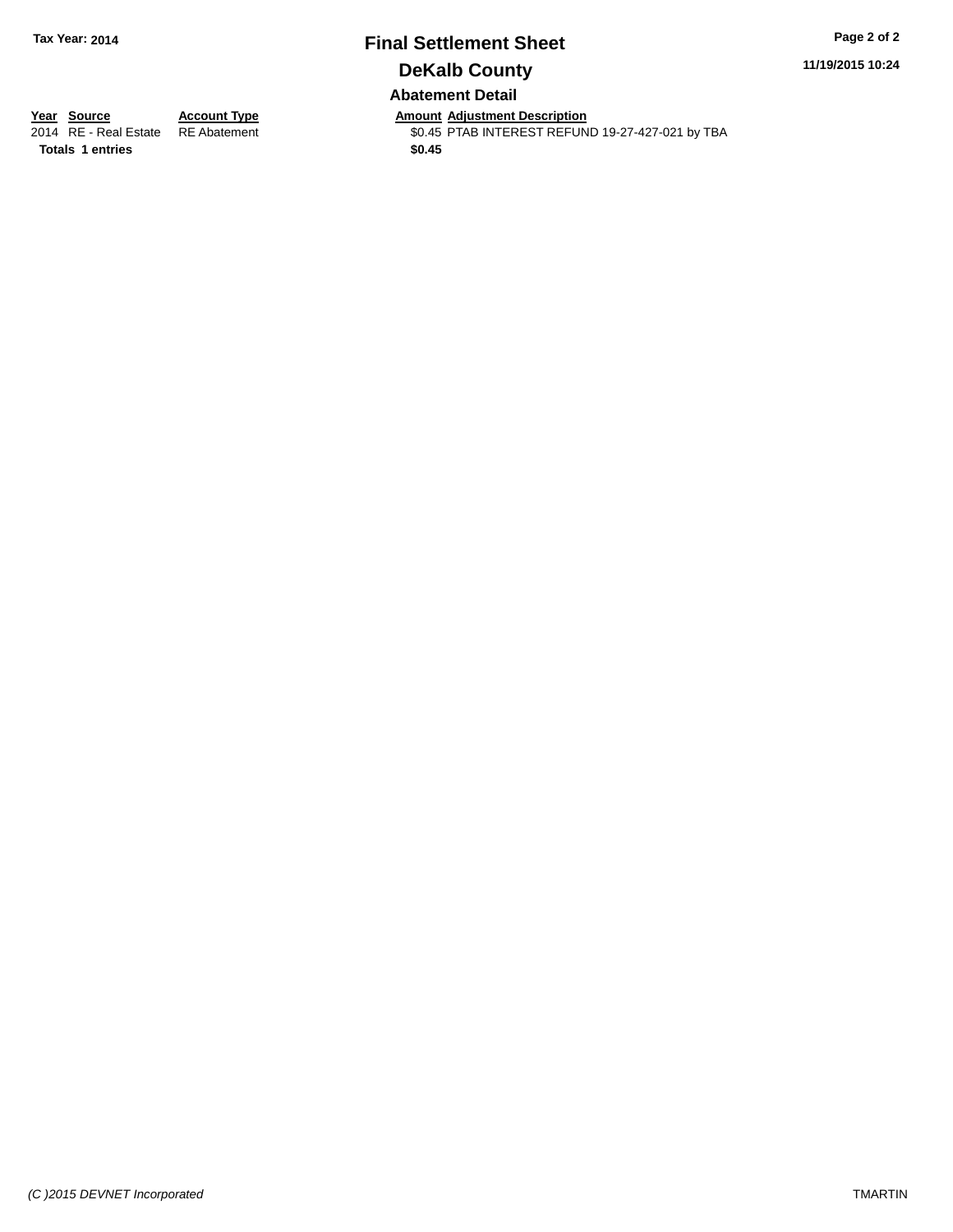Tax Year: 2014

# Final Settlement Sheet

## DeKalb County

### Abatement Detail

| Year | Source | Account Type | Amount | Adjustment Description |
|---|---|---|---|---|
| 2014 | RE - Real Estate | RE Abatement | $0.45 | PTAB INTEREST REFUND 19-27-427-021 by TBA |
| **Totals** | **1 entries** | | **$0.45** | |

11/19/2015 10:24

(C )2015 DEVNET Incorporated

TMARTIN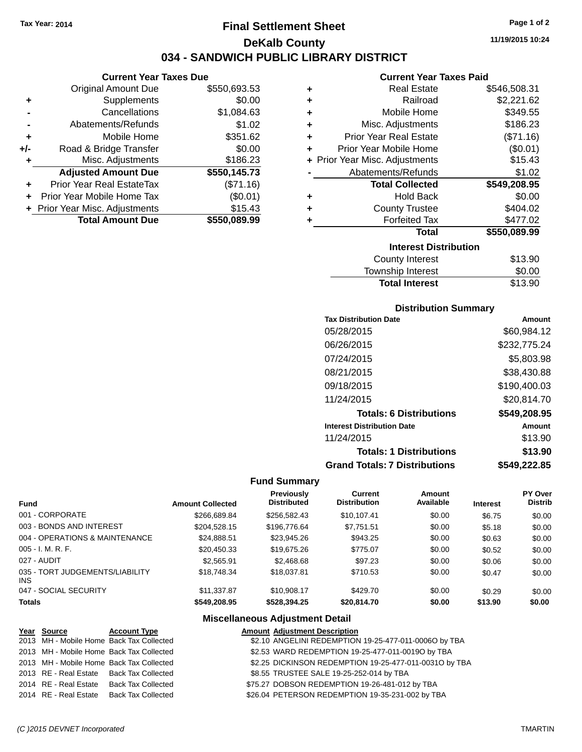Tax Year: 2014

# Final Settlement Sheet

## DeKalb County

## 034 - SANDWICH PUBLIC LIBRARY DISTRICT

11/19/2015 10:24

### Current Year Taxes Due

| | | |
|---|---|---|
| | Original Amount Due | $550,693.53 |
| + | Supplements | $0.00 |
| - | Cancellations | $1,084.63 |
| - | Abatements/Refunds | $1.02 |
| + | Mobile Home | $351.62 |
| +/- | Road & Bridge Transfer | $0.00 |
| + | Misc. Adjustments | $186.23 |
| | **Adjusted Amount Due** | **$550,145.73** |
| + | Prior Year Real EstateTax | ($71.16) |
| + | Prior Year Mobile Home Tax | ($0.01) |
| + | Prior Year Misc. Adjustments | $15.43 |
| | **Total Amount Due** | **$550,089.99** |

### Current Year Taxes Paid

| | | |
|---|---|---|
| + | Real Estate | $546,508.31 |
| + | Railroad | $2,221.62 |
| + | Mobile Home | $349.55 |
| + | Misc. Adjustments | $186.23 |
| + | Prior Year Real Estate | ($71.16) |
| + | Prior Year Mobile Home | ($0.01) |
| + | Prior Year Misc. Adjustments | $15.43 |
| - | Abatements/Refunds | $1.02 |
| | **Total Collected** | **$549,208.95** |
| + | Hold Back | $0.00 |
| + | County Trustee | $404.02 |
| + | Forfeited Tax | $477.02 |
| | **Total** | **$550,089.99** |

### Interest Distribution

| | |
|---|---|
| County Interest | $13.90 |
| Township Interest | $0.00 |
| **Total Interest** | $13.90 |

### Distribution Summary

| Tax Distribution Date | Amount |
|---|---|
| 05/28/2015 | $60,984.12 |
| 06/26/2015 | $232,775.24 |
| 07/24/2015 | $5,803.98 |
| 08/21/2015 | $38,430.88 |
| 09/18/2015 | $190,400.03 |
| 11/24/2015 | $20,814.70 |
| **Totals: 6 Distributions** | **$549,208.95** |
| **Interest Distribution Date** | **Amount** |
| 11/24/2015 | $13.90 |
| **Totals: 1 Distributions** | **$13.90** |
| **Grand Totals: 7 Distributions** | **$549,222.85** |

### Fund Summary

| Fund | Amount Collected | Previously Distributed | Current Distribution | Amount Available | Interest | PY Over Distrib |
|---|---|---|---|---|---|---|
| 001 - CORPORATE | $266,689.84 | $256,582.43 | $10,107.41 | $0.00 | $6.75 | $0.00 |
| 003 - BONDS AND INTEREST | $204,528.15 | $196,776.64 | $7,751.51 | $0.00 | $5.18 | $0.00 |
| 004 - OPERATIONS & MAINTENANCE | $24,888.51 | $23,945.26 | $943.25 | $0.00 | $0.63 | $0.00 |
| 005 - I. M. R. F. | $20,450.33 | $19,675.26 | $775.07 | $0.00 | $0.52 | $0.00 |
| 027 - AUDIT | $2,565.91 | $2,468.68 | $97.23 | $0.00 | $0.06 | $0.00 |
| 035 - TORT JUDGEMENTS/LIABILITY INS | $18,748.34 | $18,037.81 | $710.53 | $0.00 | $0.47 | $0.00 |
| 047 - SOCIAL SECURITY | $11,337.87 | $10,908.17 | $429.70 | $0.00 | $0.29 | $0.00 |
| **Totals** | **$549,208.95** | **$528,394.25** | **$20,814.70** | **$0.00** | **$13.90** | **$0.00** |

### Miscellaneous Adjustment Detail

| Year | Source | Account Type | Amount | Adjustment Description |
|---|---|---|---|---|
| 2013 | MH - Mobile Home | Back Tax Collected | $2.10 | ANGELINI REDEMPTION 19-25-477-011-0006O by TBA |
| 2013 | MH - Mobile Home | Back Tax Collected | $2.53 | WARD REDEMPTION 19-25-477-011-0019O by TBA |
| 2013 | MH - Mobile Home | Back Tax Collected | $2.25 | DICKINSON REDEMPTION 19-25-477-011-0031O by TBA |
| 2013 | RE - Real Estate | Back Tax Collected | $8.55 | TRUSTEE SALE 19-25-252-014 by TBA |
| 2014 | RE - Real Estate | Back Tax Collected | $75.27 | DOBSON REDEMPTION 19-26-481-012 by TBA |
| 2014 | RE - Real Estate | Back Tax Collected | $26.04 | PETERSON REDEMPTION 19-35-231-002 by TBA |

(C )2015 DEVNET Incorporated TMARTIN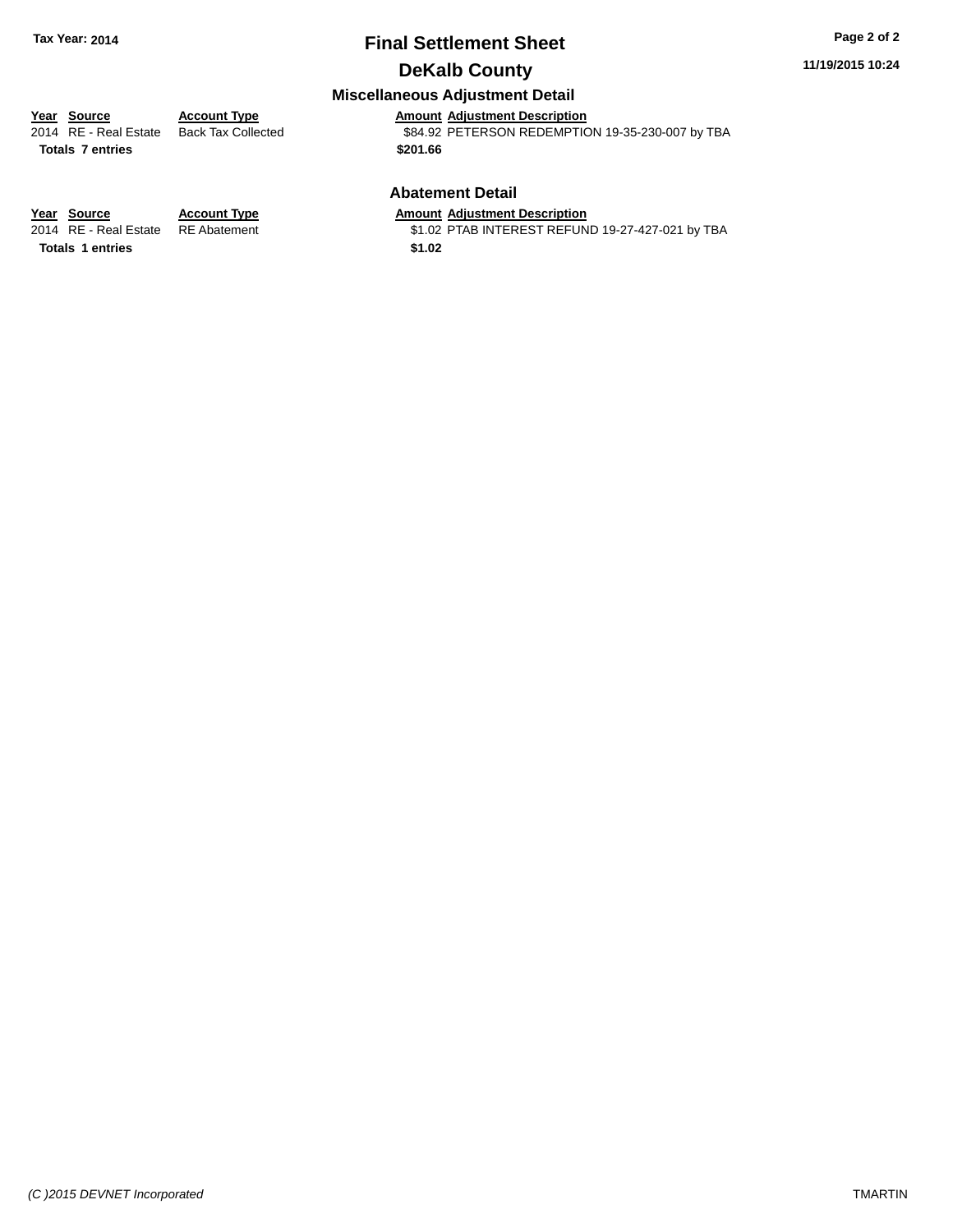# Final Settlement Sheet

**Tax Year: 2014**

## DeKalb County

**11/19/2015 10:24**

### Miscellaneous Adjustment Detail

| Year | Source | Account Type | Amount | Adjustment Description |
|---|---|---|---|---|
| 2014 | RE - Real Estate | Back Tax Collected | $84.92 | PETERSON REDEMPTION 19-35-230-007 by TBA |
| **Totals** | **7 entries** | | **$201.66** | |

### Abatement Detail

| Year | Source | Account Type | Amount | Adjustment Description |
|---|---|---|---|---|
| 2014 | RE - Real Estate | RE Abatement | $1.02 | PTAB INTEREST REFUND 19-27-427-021 by TBA |
| **Totals** | **1 entries** | | **$1.02** | |

*(C )2015 DEVNET Incorporated* TMARTIN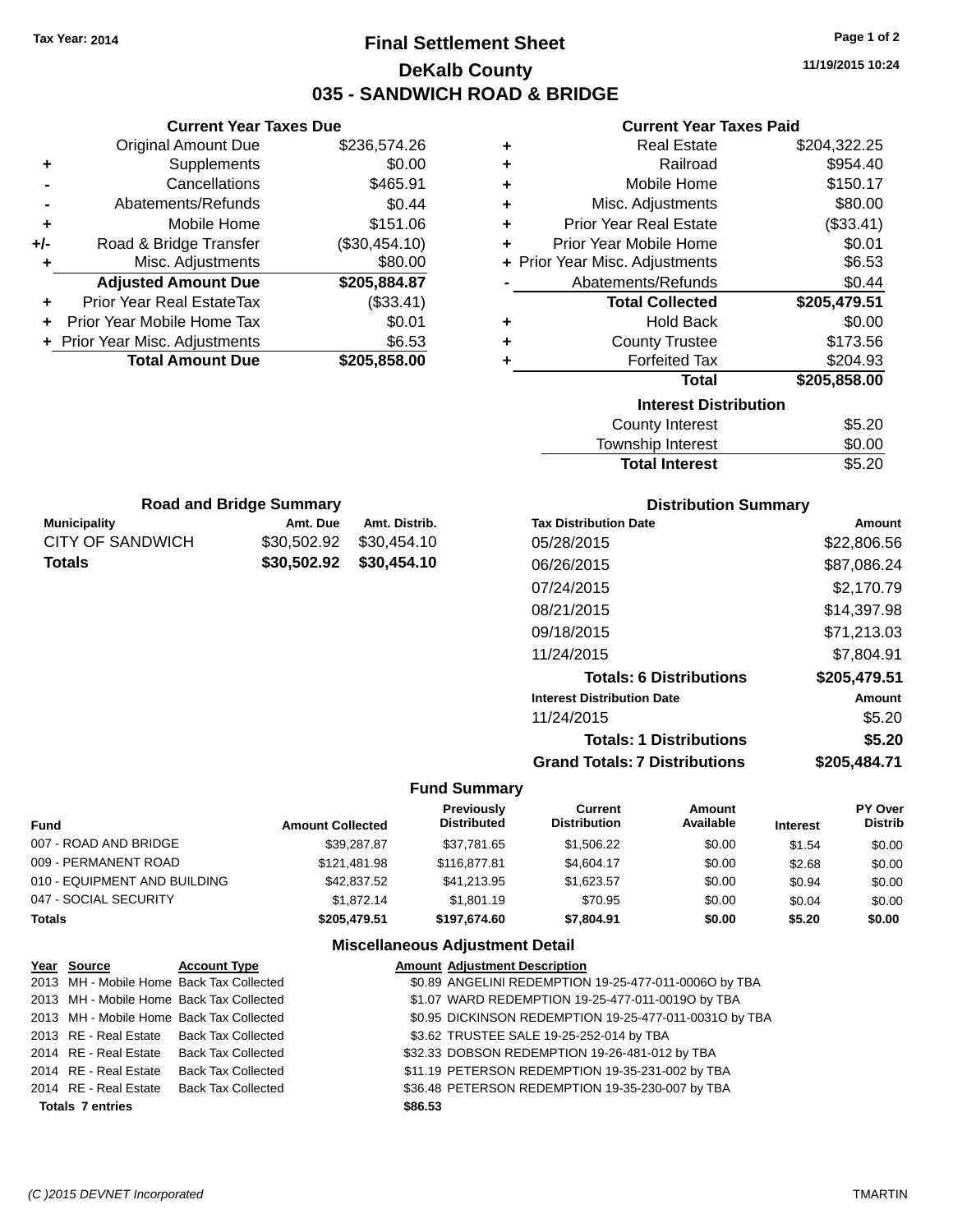Tax Year: 2014

# Final Settlement Sheet

## DeKalb County

## 035 - SANDWICH ROAD & BRIDGE

11/19/2015 10:24

### Current Year Taxes Due

| | | |
|---|---|---|
| | Original Amount Due | $236,574.26 |
| + | Supplements | $0.00 |
| - | Cancellations | $465.91 |
| - | Abatements/Refunds | $0.44 |
| + | Mobile Home | $151.06 |
| +/- | Road & Bridge Transfer | ($30,454.10) |
| + | Misc. Adjustments | $80.00 |
| | **Adjusted Amount Due** | **$205,884.87** |
| + | Prior Year Real EstateTax | ($33.41) |
| + | Prior Year Mobile Home Tax | $0.01 |
| + | Prior Year Misc. Adjustments | $6.53 |
| | **Total Amount Due** | **$205,858.00** |

### Current Year Taxes Paid

| | | |
|---|---|---|
| + | Real Estate | $204,322.25 |
| + | Railroad | $954.40 |
| + | Mobile Home | $150.17 |
| + | Misc. Adjustments | $80.00 |
| + | Prior Year Real Estate | ($33.41) |
| + | Prior Year Mobile Home | $0.01 |
| + | Prior Year Misc. Adjustments | $6.53 |
| - | Abatements/Refunds | $0.44 |
| | **Total Collected** | **$205,479.51** |
| + | Hold Back | $0.00 |
| + | County Trustee | $173.56 |
| + | Forfeited Tax | $204.93 |
| | **Total** | **$205,858.00** |

### Interest Distribution

| | |
|---|---|
| County Interest | $5.20 |
| Township Interest | $0.00 |
| **Total Interest** | $5.20 |

### Road and Bridge Summary

| Municipality | Amt. Due | Amt. Distrib. |
|---|---|---|
| CITY OF SANDWICH | $30,502.92 | $30,454.10 |
| **Totals** | **$30,502.92** | **$30,454.10** |

### Distribution Summary

| Tax Distribution Date | Amount |
|---|---|
| 05/28/2015 | $22,806.56 |
| 06/26/2015 | $87,086.24 |
| 07/24/2015 | $2,170.79 |
| 08/21/2015 | $14,397.98 |
| 09/18/2015 | $71,213.03 |
| 11/24/2015 | $7,804.91 |
| **Totals: 6 Distributions** | **$205,479.51** |
| **Interest Distribution Date** | **Amount** |
| 11/24/2015 | $5.20 |
| **Totals: 1 Distributions** | **$5.20** |
| **Grand Totals: 7 Distributions** | **$205,484.71** |

### Fund Summary

| Fund | Amount Collected | Previously Distributed | Current Distribution | Amount Available | Interest | PY Over Distrib |
|---|---|---|---|---|---|---|
| 007 - ROAD AND BRIDGE | $39,287.87 | $37,781.65 | $1,506.22 | $0.00 | $1.54 | $0.00 |
| 009 - PERMANENT ROAD | $121,481.98 | $116,877.81 | $4,604.17 | $0.00 | $2.68 | $0.00 |
| 010 - EQUIPMENT AND BUILDING | $42,837.52 | $41,213.95 | $1,623.57 | $0.00 | $0.94 | $0.00 |
| 047 - SOCIAL SECURITY | $1,872.14 | $1,801.19 | $70.95 | $0.00 | $0.04 | $0.00 |
| **Totals** | **$205,479.51** | **$197,674.60** | **$7,804.91** | **$0.00** | **$5.20** | **$0.00** |

### Miscellaneous Adjustment Detail

| Year | Source | Account Type | Amount | Adjustment Description |
|---|---|---|---|---|
| 2013 | MH - Mobile Home | Back Tax Collected | $0.89 | ANGELINI REDEMPTION 19-25-477-011-0006O by TBA |
| 2013 | MH - Mobile Home | Back Tax Collected | $1.07 | WARD REDEMPTION 19-25-477-011-0019O by TBA |
| 2013 | MH - Mobile Home | Back Tax Collected | $0.95 | DICKINSON REDEMPTION 19-25-477-011-0031O by TBA |
| 2013 | RE - Real Estate | Back Tax Collected | $3.62 | TRUSTEE SALE 19-25-252-014 by TBA |
| 2014 | RE - Real Estate | Back Tax Collected | $32.33 | DOBSON REDEMPTION 19-26-481-012 by TBA |
| 2014 | RE - Real Estate | Back Tax Collected | $11.19 | PETERSON REDEMPTION 19-35-231-002 by TBA |
| 2014 | RE - Real Estate | Back Tax Collected | $36.48 | PETERSON REDEMPTION 19-35-230-007 by TBA |
| **Totals** | **7 entries** | | **$86.53** | |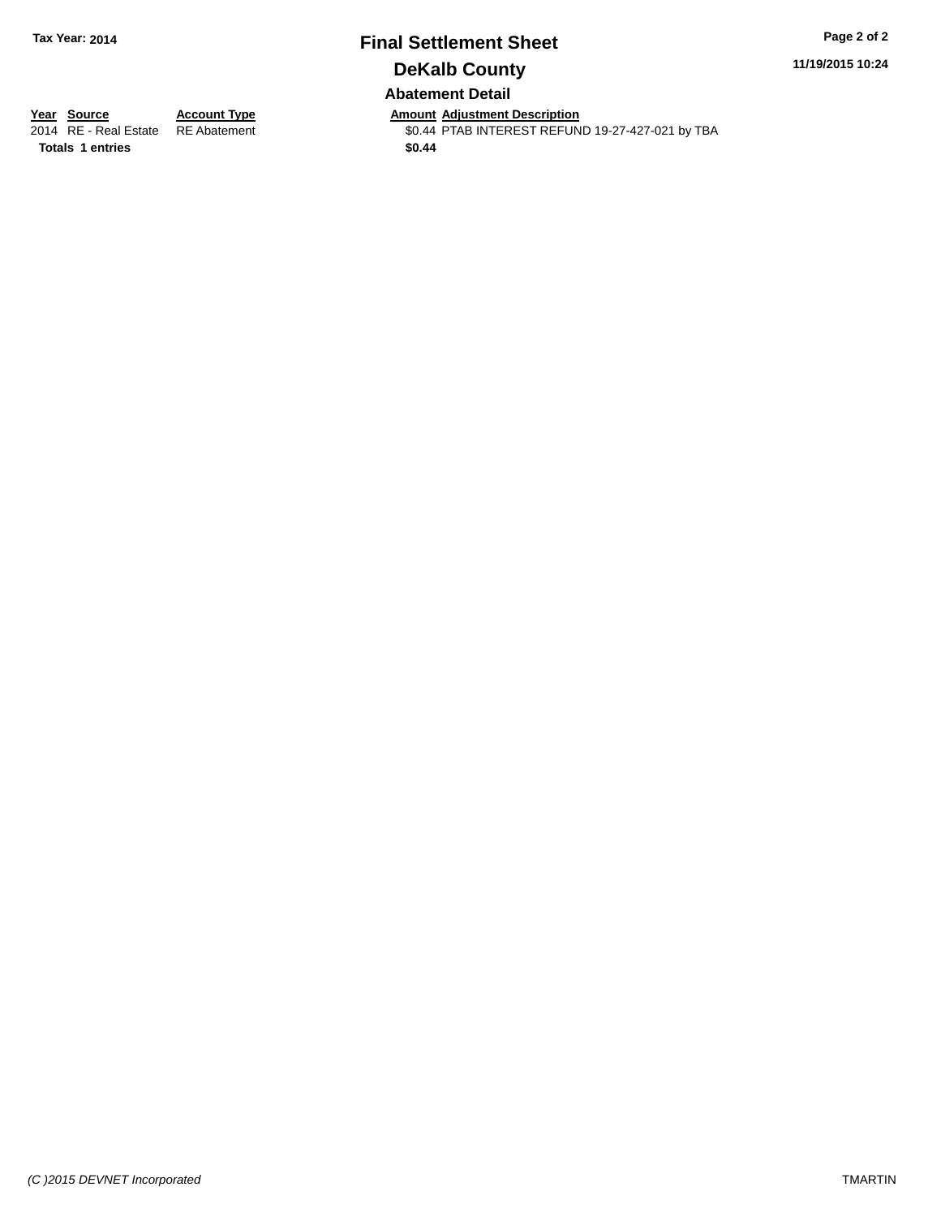**Tax Year: 2014**

# Final Settlement Sheet

## DeKalb County

### Abatement Detail

| Year | Source | Account Type | Amount | Adjustment Description |
| --- | --- | --- | --- | --- |
| 2014 | RE - Real Estate | RE Abatement | $0.44 | PTAB INTEREST REFUND 19-27-427-021 by TBA |
| **Totals** | **1 entries** | | **$0.44** | |

11/19/2015 10:24

(C )2015 DEVNET Incorporated

TMARTIN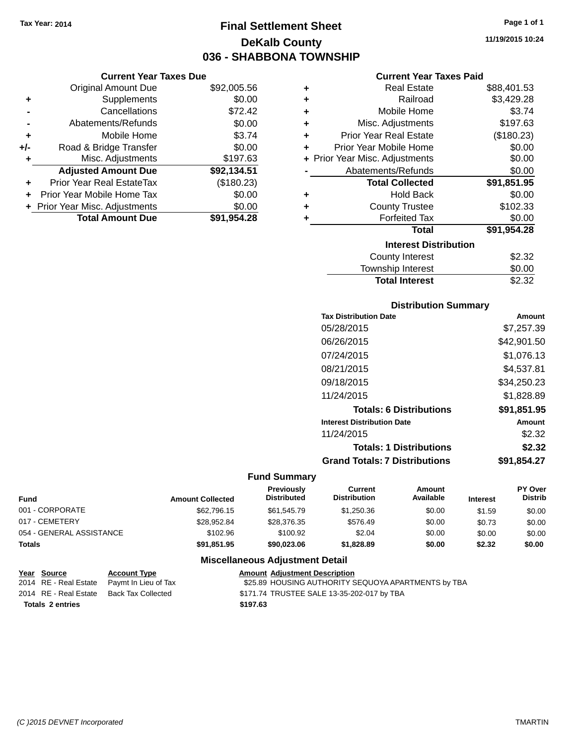**Tax Year: 2014**

# Final Settlement Sheet
## DeKalb County
## 036 - SHABBONA TOWNSHIP

**11/19/2015 10:24**

### Current Year Taxes Due

| | | |
|---|---|---|
| | Original Amount Due | $92,005.56 |
| + | Supplements | $0.00 |
| - | Cancellations | $72.42 |
| - | Abatements/Refunds | $0.00 |
| + | Mobile Home | $3.74 |
| +/- | Road & Bridge Transfer | $0.00 |
| + | Misc. Adjustments | $197.63 |
| | **Adjusted Amount Due** | **$92,134.51** |
| + | Prior Year Real EstateTax | ($180.23) |
| + | Prior Year Mobile Home Tax | $0.00 |
| + | Prior Year Misc. Adjustments | $0.00 |
| | **Total Amount Due** | **$91,954.28** |

### Current Year Taxes Paid

| | | |
|---|---|---|
| + | Real Estate | $88,401.53 |
| + | Railroad | $3,429.28 |
| + | Mobile Home | $3.74 |
| + | Misc. Adjustments | $197.63 |
| + | Prior Year Real Estate | ($180.23) |
| + | Prior Year Mobile Home | $0.00 |
| + | Prior Year Misc. Adjustments | $0.00 |
| - | Abatements/Refunds | $0.00 |
| | **Total Collected** | **$91,851.95** |
| + | Hold Back | $0.00 |
| + | County Trustee | $102.33 |
| + | Forfeited Tax | $0.00 |
| | **Total** | **$91,954.28** |

### Interest Distribution

| | |
|---|---|
| County Interest | $2.32 |
| Township Interest | $0.00 |
| **Total Interest** | $2.32 |

### Distribution Summary

| Tax Distribution Date | Amount |
|---|---|
| 05/28/2015 | $7,257.39 |
| 06/26/2015 | $42,901.50 |
| 07/24/2015 | $1,076.13 |
| 08/21/2015 | $4,537.81 |
| 09/18/2015 | $34,250.23 |
| 11/24/2015 | $1,828.89 |
| **Totals: 6 Distributions** | **$91,851.95** |
| **Interest Distribution Date** | **Amount** |
| 11/24/2015 | $2.32 |
| **Totals: 1 Distributions** | **$2.32** |
| **Grand Totals: 7 Distributions** | **$91,854.27** |

### Fund Summary

| Fund | Amount Collected | Previously Distributed | Current Distribution | Amount Available | Interest | PY Over Distrib |
|---|---|---|---|---|---|---|
| 001 - CORPORATE | $62,796.15 | $61,545.79 | $1,250.36 | $0.00 | $1.59 | $0.00 |
| 017 - CEMETERY | $28,952.84 | $28,376.35 | $576.49 | $0.00 | $0.73 | $0.00 |
| 054 - GENERAL ASSISTANCE | $102.96 | $100.92 | $2.04 | $0.00 | $0.00 | $0.00 |
| **Totals** | **$91,851.95** | **$90,023.06** | **$1,828.89** | **$0.00** | **$2.32** | **$0.00** |

### Miscellaneous Adjustment Detail

| Year | Source | Account Type | Amount | Adjustment Description |
|---|---|---|---|---|
| 2014 | RE - Real Estate | Paymt In Lieu of Tax | $25.89 | HOUSING AUTHORITY SEQUOYA APARTMENTS by TBA |
| 2014 | RE - Real Estate | Back Tax Collected | $171.74 | TRUSTEE SALE 13-35-202-017 by TBA |
| **Totals** | **2 entries** | | **$197.63** | |

(C )2015 DEVNET Incorporated — TMARTIN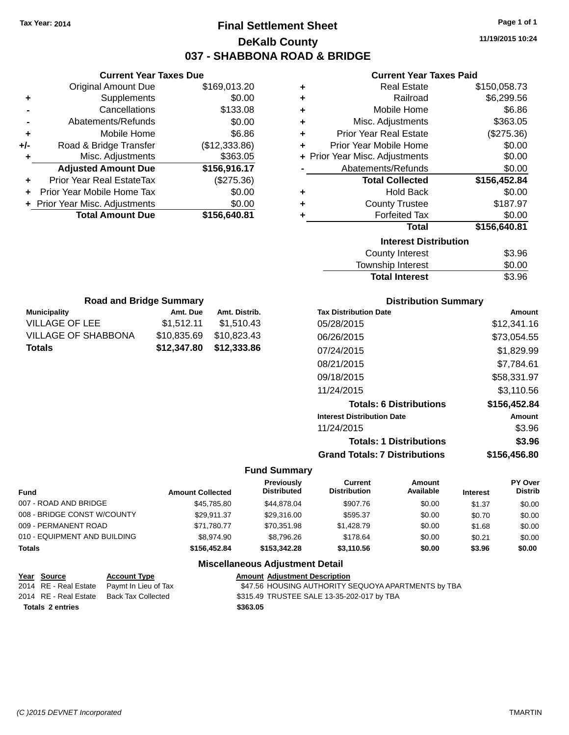Tax Year: 2014

# Final Settlement Sheet

## DeKalb County

## 037 - SHABBONA ROAD & BRIDGE

11/19/2015 10:24

### Current Year Taxes Due

| | | |
|---|---|---|
| | Original Amount Due | $169,013.20 |
| + | Supplements | $0.00 |
| - | Cancellations | $133.08 |
| - | Abatements/Refunds | $0.00 |
| + | Mobile Home | $6.86 |
| +/- | Road & Bridge Transfer | ($12,333.86) |
| + | Misc. Adjustments | $363.05 |
| | **Adjusted Amount Due** | **$156,916.17** |
| + | Prior Year Real EstateTax | ($275.36) |
| + | Prior Year Mobile Home Tax | $0.00 |
| + | Prior Year Misc. Adjustments | $0.00 |
| | **Total Amount Due** | **$156,640.81** |

### Current Year Taxes Paid

| | | |
|---|---|---|
| + | Real Estate | $150,058.73 |
| + | Railroad | $6,299.56 |
| + | Mobile Home | $6.86 |
| + | Misc. Adjustments | $363.05 |
| + | Prior Year Real Estate | ($275.36) |
| + | Prior Year Mobile Home | $0.00 |
| + | Prior Year Misc. Adjustments | $0.00 |
| - | Abatements/Refunds | $0.00 |
| | **Total Collected** | **$156,452.84** |
| + | Hold Back | $0.00 |
| + | County Trustee | $187.97 |
| + | Forfeited Tax | $0.00 |
| | **Total** | **$156,640.81** |

### Interest Distribution

| | |
|---|---|
| County Interest | $3.96 |
| Township Interest | $0.00 |
| **Total Interest** | $3.96 |

### Road and Bridge Summary

| Municipality | Amt. Due | Amt. Distrib. |
|---|---|---|
| VILLAGE OF LEE | $1,512.11 | $1,510.43 |
| VILLAGE OF SHABBONA | $10,835.69 | $10,823.43 |
| **Totals** | **$12,347.80** | **$12,333.86** |

### Distribution Summary

| Tax Distribution Date | Amount |
|---|---|
| 05/28/2015 | $12,341.16 |
| 06/26/2015 | $73,054.55 |
| 07/24/2015 | $1,829.99 |
| 08/21/2015 | $7,784.61 |
| 09/18/2015 | $58,331.97 |
| 11/24/2015 | $3,110.56 |
| **Totals: 6 Distributions** | **$156,452.84** |
| **Interest Distribution Date** | **Amount** |
| 11/24/2015 | $3.96 |
| **Totals: 1 Distributions** | **$3.96** |
| **Grand Totals: 7 Distributions** | **$156,456.80** |

### Fund Summary

| Fund | Amount Collected | Previously Distributed | Current Distribution | Amount Available | Interest | PY Over Distrib |
|---|---|---|---|---|---|---|
| 007 - ROAD AND BRIDGE | $45,785.80 | $44,878.04 | $907.76 | $0.00 | $1.37 | $0.00 |
| 008 - BRIDGE CONST W/COUNTY | $29,911.37 | $29,316.00 | $595.37 | $0.00 | $0.70 | $0.00 |
| 009 - PERMANENT ROAD | $71,780.77 | $70,351.98 | $1,428.79 | $0.00 | $1.68 | $0.00 |
| 010 - EQUIPMENT AND BUILDING | $8,974.90 | $8,796.26 | $178.64 | $0.00 | $0.21 | $0.00 |
| **Totals** | **$156,452.84** | **$153,342.28** | **$3,110.56** | **$0.00** | **$3.96** | **$0.00** |

### Miscellaneous Adjustment Detail

| Year | Source | Account Type | Amount | Adjustment Description |
|---|---|---|---|---|
| 2014 | RE - Real Estate | Paymt In Lieu of Tax | $47.56 | HOUSING AUTHORITY SEQUOYA APARTMENTS by TBA |
| 2014 | RE - Real Estate | Back Tax Collected | $315.49 | TRUSTEE SALE 13-35-202-017 by TBA |
| **Totals 2 entries** | | | **$363.05** | |

(C )2015 DEVNET Incorporated TMARTIN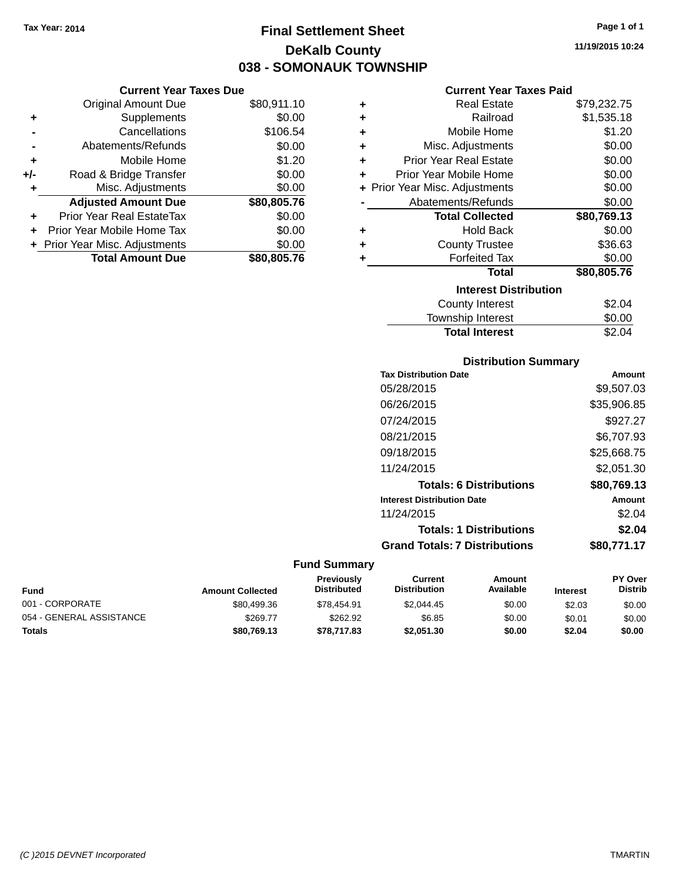Tax Year: 2014

# Final Settlement Sheet

## DeKalb County

## 038 - SOMONAUK TOWNSHIP

11/19/2015 10:24

### Current Year Taxes Due

| | | Amount |
|---|---|---|
| | Original Amount Due | $80,911.10 |
| + | Supplements | $0.00 |
| - | Cancellations | $106.54 |
| - | Abatements/Refunds | $0.00 |
| + | Mobile Home | $1.20 |
| +/- | Road & Bridge Transfer | $0.00 |
| + | Misc. Adjustments | $0.00 |
| | **Adjusted Amount Due** | **$80,805.76** |
| + | Prior Year Real EstateTax | $0.00 |
| + | Prior Year Mobile Home Tax | $0.00 |
| + | Prior Year Misc. Adjustments | $0.00 |
| | **Total Amount Due** | **$80,805.76** |

### Current Year Taxes Paid

| | | Amount |
|---|---|---|
| + | Real Estate | $79,232.75 |
| + | Railroad | $1,535.18 |
| + | Mobile Home | $1.20 |
| + | Misc. Adjustments | $0.00 |
| + | Prior Year Real Estate | $0.00 |
| + | Prior Year Mobile Home | $0.00 |
| + | Prior Year Misc. Adjustments | $0.00 |
| - | Abatements/Refunds | $0.00 |
| | **Total Collected** | **$80,769.13** |
| + | Hold Back | $0.00 |
| + | County Trustee | $36.63 |
| + | Forfeited Tax | $0.00 |
| | **Total** | **$80,805.76** |

### Interest Distribution

| | Amount |
|---|---|
| County Interest | $2.04 |
| Township Interest | $0.00 |
| **Total Interest** | $2.04 |

### Distribution Summary

| Tax Distribution Date | Amount |
|---|---|
| 05/28/2015 | $9,507.03 |
| 06/26/2015 | $35,906.85 |
| 07/24/2015 | $927.27 |
| 08/21/2015 | $6,707.93 |
| 09/18/2015 | $25,668.75 |
| 11/24/2015 | $2,051.30 |
| **Totals: 6 Distributions** | **$80,769.13** |

| Interest Distribution Date | Amount |
|---|---|
| 11/24/2015 | $2.04 |
| **Totals: 1 Distributions** | **$2.04** |
| **Grand Totals: 7 Distributions** | **$80,771.17** |

### Fund Summary

| Fund | Amount Collected | Previously Distributed | Current Distribution | Amount Available | Interest | PY Over Distrib |
|---|---|---|---|---|---|---|
| 001 - CORPORATE | $80,499.36 | $78,454.91 | $2,044.45 | $0.00 | $2.03 | $0.00 |
| 054 - GENERAL ASSISTANCE | $269.77 | $262.92 | $6.85 | $0.00 | $0.01 | $0.00 |
| **Totals** | **$80,769.13** | **$78,717.83** | **$2,051.30** | **$0.00** | **$2.04** | **$0.00** |

(C )2015 DEVNET Incorporated TMARTIN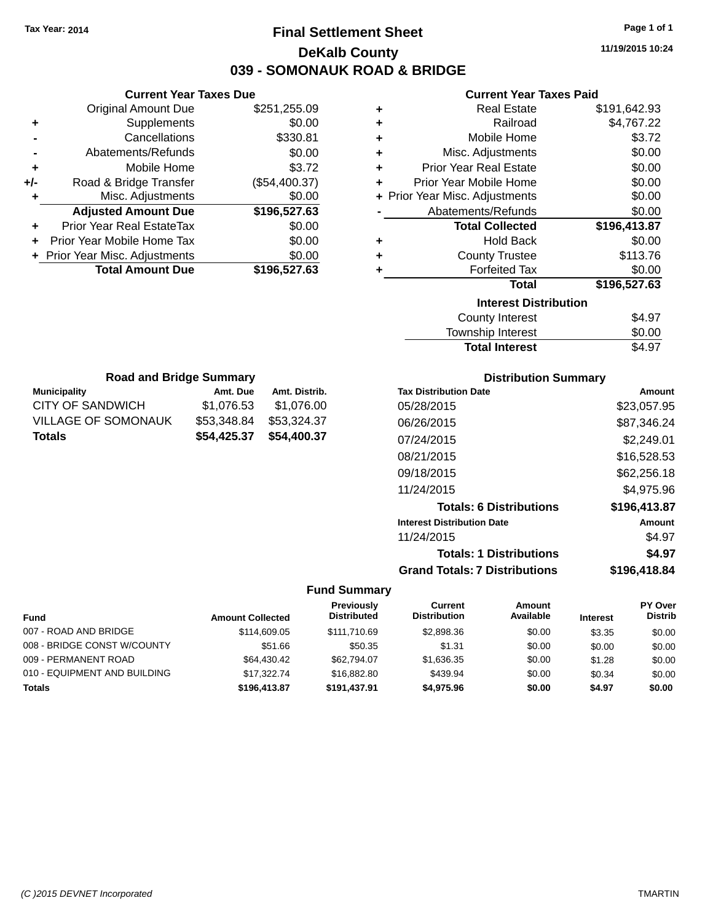Tax Year: 2014

# Final Settlement Sheet

## DeKalb County

## 039 - SOMONAUK ROAD & BRIDGE

11/19/2015 10:24

### Current Year Taxes Due

| | | |
|---|---|---|
| | Original Amount Due | $251,255.09 |
| + | Supplements | $0.00 |
| - | Cancellations | $330.81 |
| - | Abatements/Refunds | $0.00 |
| + | Mobile Home | $3.72 |
| +/- | Road & Bridge Transfer | ($54,400.37) |
| + | Misc. Adjustments | $0.00 |
| | **Adjusted Amount Due** | **$196,527.63** |
| + | Prior Year Real EstateTax | $0.00 |
| + | Prior Year Mobile Home Tax | $0.00 |
| + | Prior Year Misc. Adjustments | $0.00 |
| | **Total Amount Due** | **$196,527.63** |

### Current Year Taxes Paid

| | | |
|---|---|---|
| + | Real Estate | $191,642.93 |
| + | Railroad | $4,767.22 |
| + | Mobile Home | $3.72 |
| + | Misc. Adjustments | $0.00 |
| + | Prior Year Real Estate | $0.00 |
| + | Prior Year Mobile Home | $0.00 |
| + | Prior Year Misc. Adjustments | $0.00 |
| - | Abatements/Refunds | $0.00 |
| | **Total Collected** | **$196,413.87** |
| + | Hold Back | $0.00 |
| + | County Trustee | $113.76 |
| + | Forfeited Tax | $0.00 |
| | **Total** | **$196,527.63** |

### Interest Distribution

| | |
|---|---|
| County Interest | $4.97 |
| Township Interest | $0.00 |
| **Total Interest** | $4.97 |

### Road and Bridge Summary

| Municipality | Amt. Due | Amt. Distrib. |
|---|---|---|
| CITY OF SANDWICH | $1,076.53 | $1,076.00 |
| VILLAGE OF SOMONAUK | $53,348.84 | $53,324.37 |
| **Totals** | **$54,425.37** | **$54,400.37** |

### Distribution Summary

| Tax Distribution Date | Amount |
|---|---|
| 05/28/2015 | $23,057.95 |
| 06/26/2015 | $87,346.24 |
| 07/24/2015 | $2,249.01 |
| 08/21/2015 | $16,528.53 |
| 09/18/2015 | $62,256.18 |
| 11/24/2015 | $4,975.96 |
| **Totals: 6 Distributions** | **$196,413.87** |
| **Interest Distribution Date** | **Amount** |
| 11/24/2015 | $4.97 |
| **Totals: 1 Distributions** | **$4.97** |
| **Grand Totals: 7 Distributions** | **$196,418.84** |

### Fund Summary

| Fund | Amount Collected | Previously Distributed | Current Distribution | Amount Available | Interest | PY Over Distrib |
|---|---|---|---|---|---|---|
| 007 - ROAD AND BRIDGE | $114,609.05 | $111,710.69 | $2,898.36 | $0.00 | $3.35 | $0.00 |
| 008 - BRIDGE CONST W/COUNTY | $51.66 | $50.35 | $1.31 | $0.00 | $0.00 | $0.00 |
| 009 - PERMANENT ROAD | $64,430.42 | $62,794.07 | $1,636.35 | $0.00 | $1.28 | $0.00 |
| 010 - EQUIPMENT AND BUILDING | $17,322.74 | $16,882.80 | $439.94 | $0.00 | $0.34 | $0.00 |
| **Totals** | **$196,413.87** | **$191,437.91** | **$4,975.96** | **$0.00** | **$4.97** | **$0.00** |

(C )2015 DEVNET Incorporated TMARTIN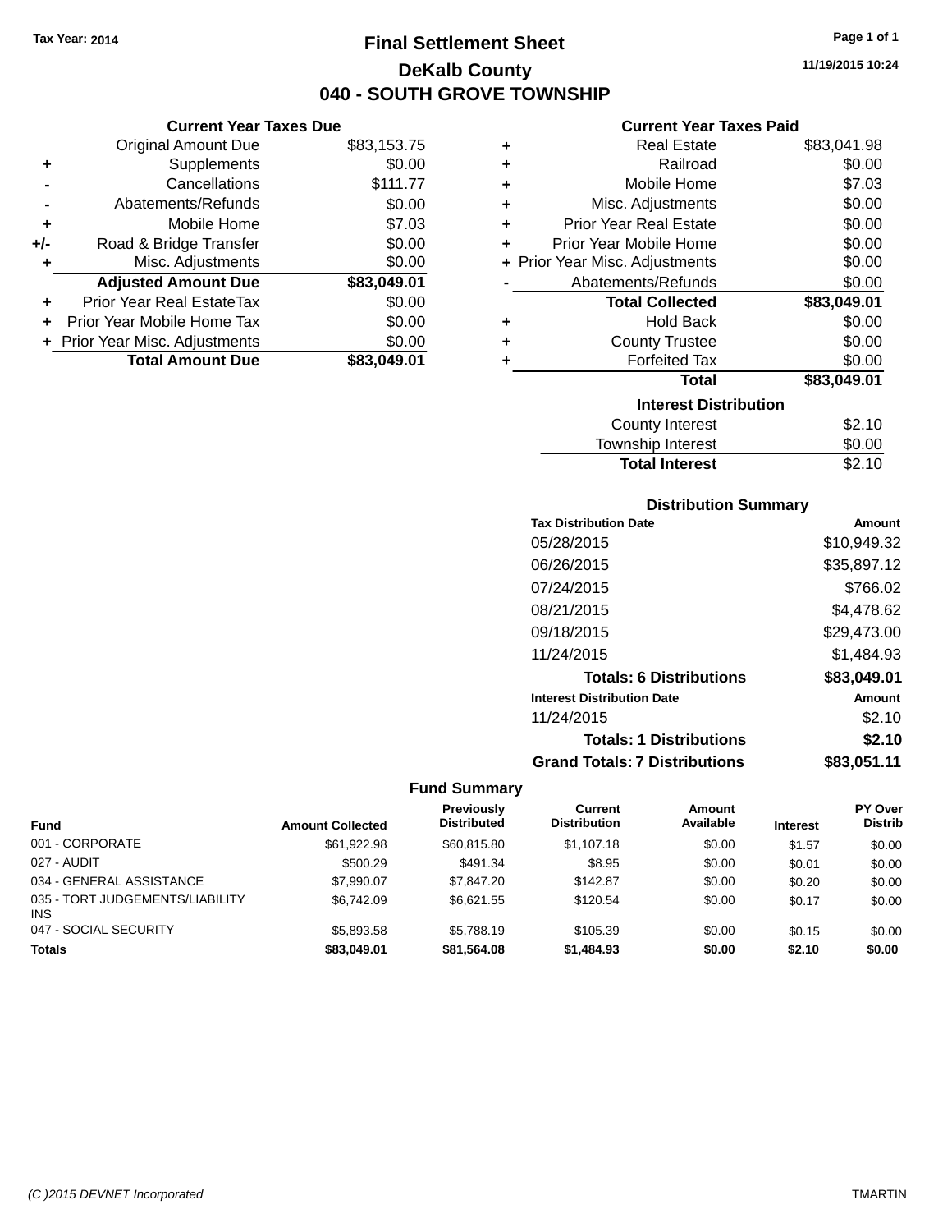Tax Year: 2014

# Final Settlement Sheet

## DeKalb County

## 040 - SOUTH GROVE TOWNSHIP

11/19/2015 10:24

### Current Year Taxes Due

| | | |
|---|---|---|
| | Original Amount Due | $83,153.75 |
| + | Supplements | $0.00 |
| - | Cancellations | $111.77 |
| - | Abatements/Refunds | $0.00 |
| + | Mobile Home | $7.03 |
| +/- | Road & Bridge Transfer | $0.00 |
| + | Misc. Adjustments | $0.00 |
| | **Adjusted Amount Due** | **$83,049.01** |
| + | Prior Year Real EstateTax | $0.00 |
| + | Prior Year Mobile Home Tax | $0.00 |
| + | Prior Year Misc. Adjustments | $0.00 |
| | **Total Amount Due** | **$83,049.01** |

### Current Year Taxes Paid

| | | |
|---|---|---|
| + | Real Estate | $83,041.98 |
| + | Railroad | $0.00 |
| + | Mobile Home | $7.03 |
| + | Misc. Adjustments | $0.00 |
| + | Prior Year Real Estate | $0.00 |
| + | Prior Year Mobile Home | $0.00 |
| + | Prior Year Misc. Adjustments | $0.00 |
| - | Abatements/Refunds | $0.00 |
| | **Total Collected** | **$83,049.01** |
| + | Hold Back | $0.00 |
| + | County Trustee | $0.00 |
| + | Forfeited Tax | $0.00 |
| | **Total** | **$83,049.01** |

### Interest Distribution

| | |
|---|---|
| County Interest | $2.10 |
| Township Interest | $0.00 |
| **Total Interest** | $2.10 |

### Distribution Summary

| Tax Distribution Date | Amount |
|---|---|
| 05/28/2015 | $10,949.32 |
| 06/26/2015 | $35,897.12 |
| 07/24/2015 | $766.02 |
| 08/21/2015 | $4,478.62 |
| 09/18/2015 | $29,473.00 |
| 11/24/2015 | $1,484.93 |
| **Totals: 6 Distributions** | **$83,049.01** |
| **Interest Distribution Date** | **Amount** |
| 11/24/2015 | $2.10 |
| **Totals: 1 Distributions** | **$2.10** |
| **Grand Totals: 7 Distributions** | **$83,051.11** |

### Fund Summary

| Fund | Amount Collected | Previously Distributed | Current Distribution | Amount Available | Interest | PY Over Distrib |
|---|---|---|---|---|---|---|
| 001 - CORPORATE | $61,922.98 | $60,815.80 | $1,107.18 | $0.00 | $1.57 | $0.00 |
| 027 - AUDIT | $500.29 | $491.34 | $8.95 | $0.00 | $0.01 | $0.00 |
| 034 - GENERAL ASSISTANCE | $7,990.07 | $7,847.20 | $142.87 | $0.00 | $0.20 | $0.00 |
| 035 - TORT JUDGEMENTS/LIABILITY INS | $6,742.09 | $6,621.55 | $120.54 | $0.00 | $0.17 | $0.00 |
| 047 - SOCIAL SECURITY | $5,893.58 | $5,788.19 | $105.39 | $0.00 | $0.15 | $0.00 |
| **Totals** | **$83,049.01** | **$81,564.08** | **$1,484.93** | **$0.00** | **$2.10** | **$0.00** |

(C )2015 DEVNET Incorporated TMARTIN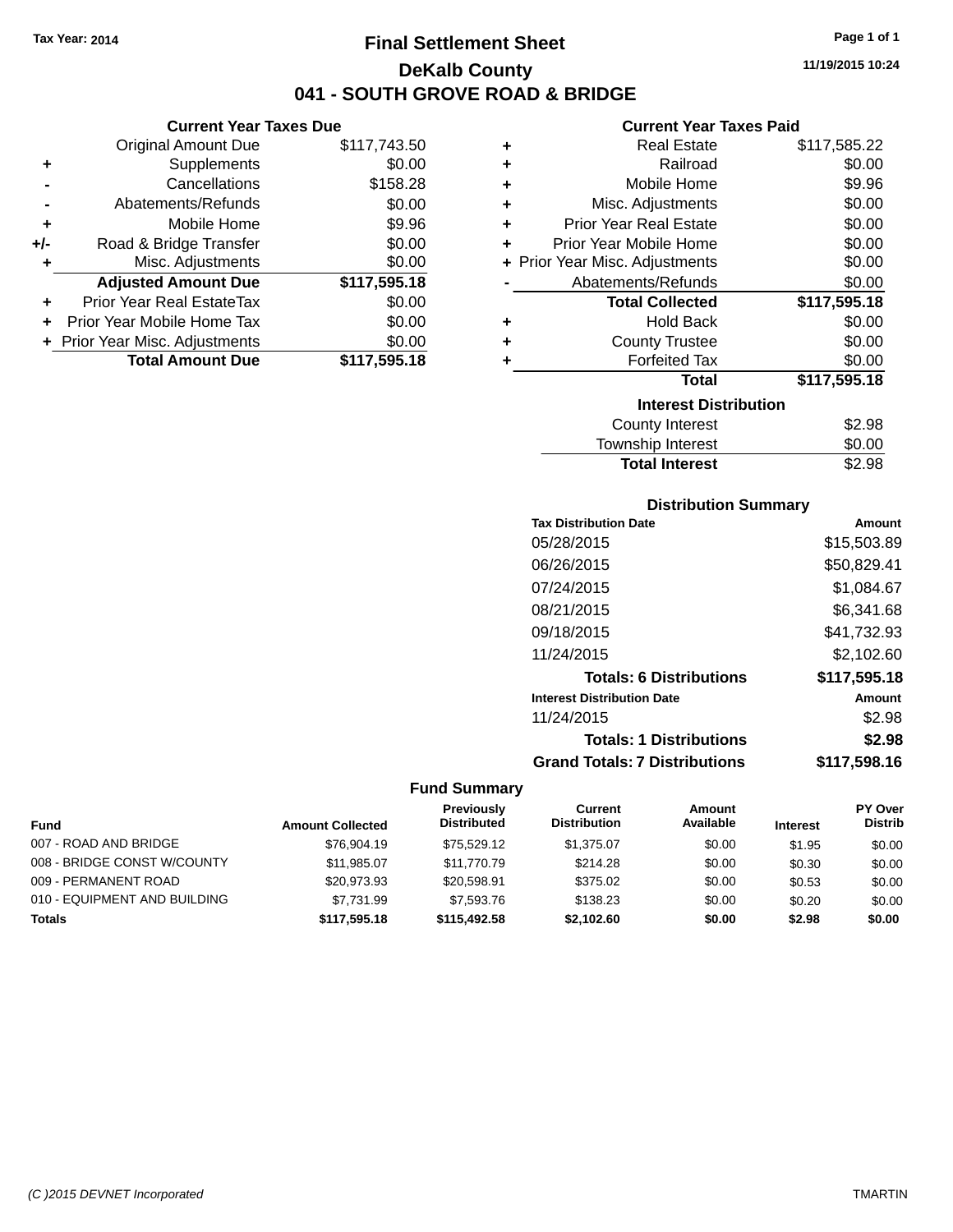Tax Year: 2014

# Final Settlement Sheet

## DeKalb County

## 041 - SOUTH GROVE ROAD & BRIDGE

11/19/2015 10:24

### Current Year Taxes Due

| | | |
|---|---|---|
| | Original Amount Due | $117,743.50 |
| + | Supplements | $0.00 |
| - | Cancellations | $158.28 |
| - | Abatements/Refunds | $0.00 |
| + | Mobile Home | $9.96 |
| +/- | Road & Bridge Transfer | $0.00 |
| + | Misc. Adjustments | $0.00 |
| | **Adjusted Amount Due** | **$117,595.18** |
| + | Prior Year Real EstateTax | $0.00 |
| + | Prior Year Mobile Home Tax | $0.00 |
| + | Prior Year Misc. Adjustments | $0.00 |
| | **Total Amount Due** | **$117,595.18** |

### Current Year Taxes Paid

| | | |
|---|---|---|
| + | Real Estate | $117,585.22 |
| + | Railroad | $0.00 |
| + | Mobile Home | $9.96 |
| + | Misc. Adjustments | $0.00 |
| + | Prior Year Real Estate | $0.00 |
| + | Prior Year Mobile Home | $0.00 |
| + | Prior Year Misc. Adjustments | $0.00 |
| - | Abatements/Refunds | $0.00 |
| | **Total Collected** | **$117,595.18** |
| + | Hold Back | $0.00 |
| + | County Trustee | $0.00 |
| + | Forfeited Tax | $0.00 |
| | **Total** | **$117,595.18** |

### Interest Distribution

| | |
|---|---|
| County Interest | $2.98 |
| Township Interest | $0.00 |
| **Total Interest** | $2.98 |

### Distribution Summary

| Tax Distribution Date | Amount |
|---|---|
| 05/28/2015 | $15,503.89 |
| 06/26/2015 | $50,829.41 |
| 07/24/2015 | $1,084.67 |
| 08/21/2015 | $6,341.68 |
| 09/18/2015 | $41,732.93 |
| 11/24/2015 | $2,102.60 |
| **Totals: 6 Distributions** | **$117,595.18** |
| **Interest Distribution Date** | **Amount** |
| 11/24/2015 | $2.98 |
| **Totals: 1 Distributions** | **$2.98** |
| **Grand Totals: 7 Distributions** | **$117,598.16** |

### Fund Summary

| Fund | Amount Collected | Previously Distributed | Current Distribution | Amount Available | Interest | PY Over Distrib |
|---|---|---|---|---|---|---|
| 007 - ROAD AND BRIDGE | $76,904.19 | $75,529.12 | $1,375.07 | $0.00 | $1.95 | $0.00 |
| 008 - BRIDGE CONST W/COUNTY | $11,985.07 | $11,770.79 | $214.28 | $0.00 | $0.30 | $0.00 |
| 009 - PERMANENT ROAD | $20,973.93 | $20,598.91 | $375.02 | $0.00 | $0.53 | $0.00 |
| 010 - EQUIPMENT AND BUILDING | $7,731.99 | $7,593.76 | $138.23 | $0.00 | $0.20 | $0.00 |
| **Totals** | **$117,595.18** | **$115,492.58** | **$2,102.60** | **$0.00** | **$2.98** | **$0.00** |

(C )2015 DEVNET Incorporated TMARTIN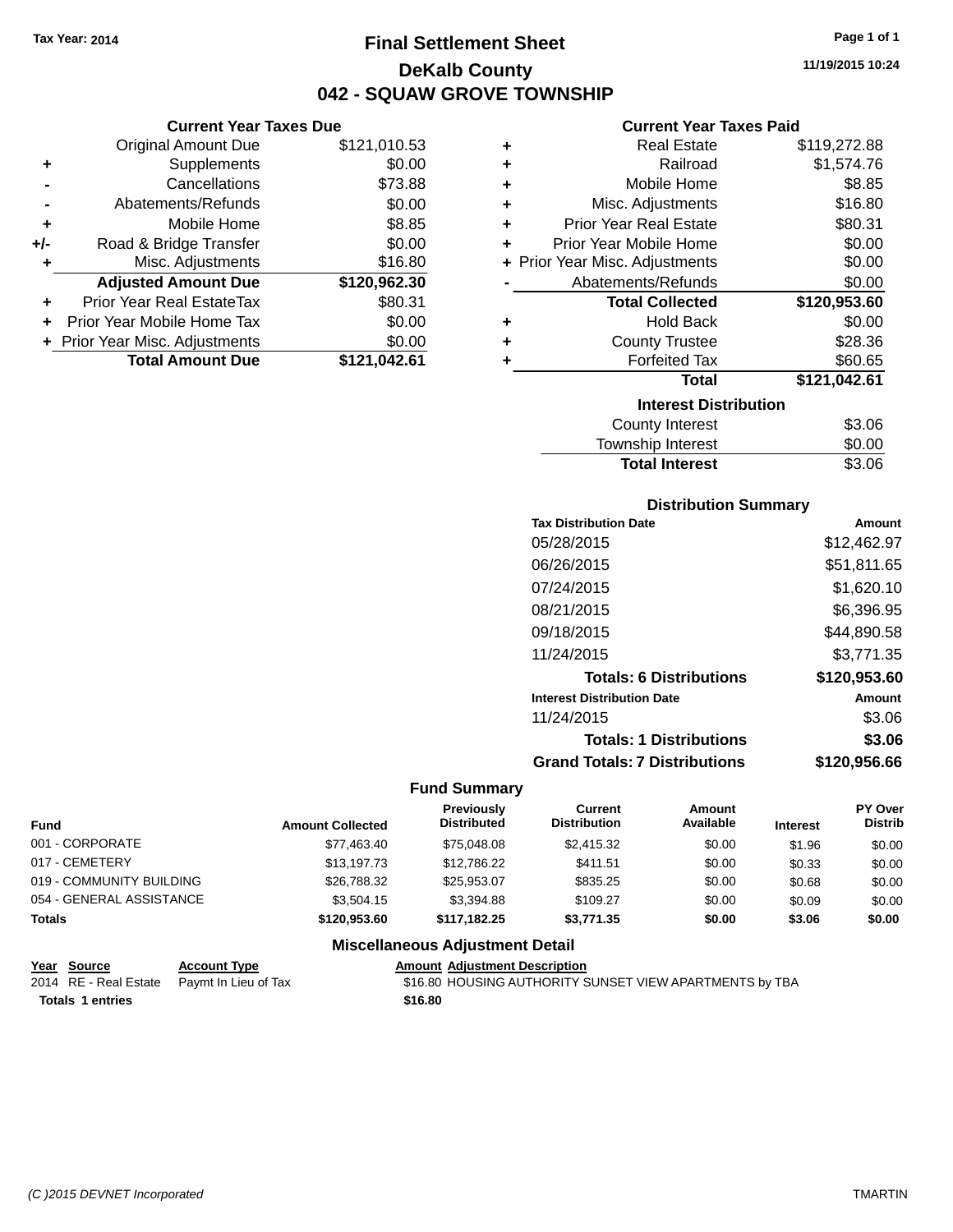Tax Year: 2014

# Final Settlement Sheet

## DeKalb County

## 042 - SQUAW GROVE TOWNSHIP

11/19/2015 10:24

### Current Year Taxes Due

| | | |
|---|---|---|
| | Original Amount Due | $121,010.53 |
| + | Supplements | $0.00 |
| - | Cancellations | $73.88 |
| - | Abatements/Refunds | $0.00 |
| + | Mobile Home | $8.85 |
| +/- | Road & Bridge Transfer | $0.00 |
| + | Misc. Adjustments | $16.80 |
| | **Adjusted Amount Due** | **$120,962.30** |
| + | Prior Year Real EstateTax | $80.31 |
| + | Prior Year Mobile Home Tax | $0.00 |
| + | Prior Year Misc. Adjustments | $0.00 |
| | **Total Amount Due** | **$121,042.61** |

### Current Year Taxes Paid

| | | |
|---|---|---|
| + | Real Estate | $119,272.88 |
| + | Railroad | $1,574.76 |
| + | Mobile Home | $8.85 |
| + | Misc. Adjustments | $16.80 |
| + | Prior Year Real Estate | $80.31 |
| + | Prior Year Mobile Home | $0.00 |
| + | Prior Year Misc. Adjustments | $0.00 |
| - | Abatements/Refunds | $0.00 |
| | **Total Collected** | **$120,953.60** |
| + | Hold Back | $0.00 |
| + | County Trustee | $28.36 |
| + | Forfeited Tax | $60.65 |
| | **Total** | **$121,042.61** |

### Interest Distribution

| | |
|---|---|
| County Interest | $3.06 |
| Township Interest | $0.00 |
| **Total Interest** | $3.06 |

### Distribution Summary

| Tax Distribution Date | Amount |
|---|---|
| 05/28/2015 | $12,462.97 |
| 06/26/2015 | $51,811.65 |
| 07/24/2015 | $1,620.10 |
| 08/21/2015 | $6,396.95 |
| 09/18/2015 | $44,890.58 |
| 11/24/2015 | $3,771.35 |
| **Totals: 6 Distributions** | **$120,953.60** |
| **Interest Distribution Date** | **Amount** |
| 11/24/2015 | $3.06 |
| **Totals: 1 Distributions** | **$3.06** |
| **Grand Totals: 7 Distributions** | **$120,956.66** |

### Fund Summary

| Fund | Amount Collected | Previously Distributed | Current Distribution | Amount Available | Interest | PY Over Distrib |
|---|---|---|---|---|---|---|
| 001 - CORPORATE | $77,463.40 | $75,048.08 | $2,415.32 | $0.00 | $1.96 | $0.00 |
| 017 - CEMETERY | $13,197.73 | $12,786.22 | $411.51 | $0.00 | $0.33 | $0.00 |
| 019 - COMMUNITY BUILDING | $26,788.32 | $25,953.07 | $835.25 | $0.00 | $0.68 | $0.00 |
| 054 - GENERAL ASSISTANCE | $3,504.15 | $3,394.88 | $109.27 | $0.00 | $0.09 | $0.00 |
| **Totals** | **$120,953.60** | **$117,182.25** | **$3,771.35** | **$0.00** | **$3.06** | **$0.00** |

### Miscellaneous Adjustment Detail

| Year | Source | Account Type | Amount | Adjustment Description |
|---|---|---|---|---|
| 2014 | RE - Real Estate | Paymt In Lieu of Tax | $16.80 | HOUSING AUTHORITY SUNSET VIEW APARTMENTS by TBA |
| **Totals 1 entries** | | | **$16.80** | |

(C )2015 DEVNET Incorporated TMARTIN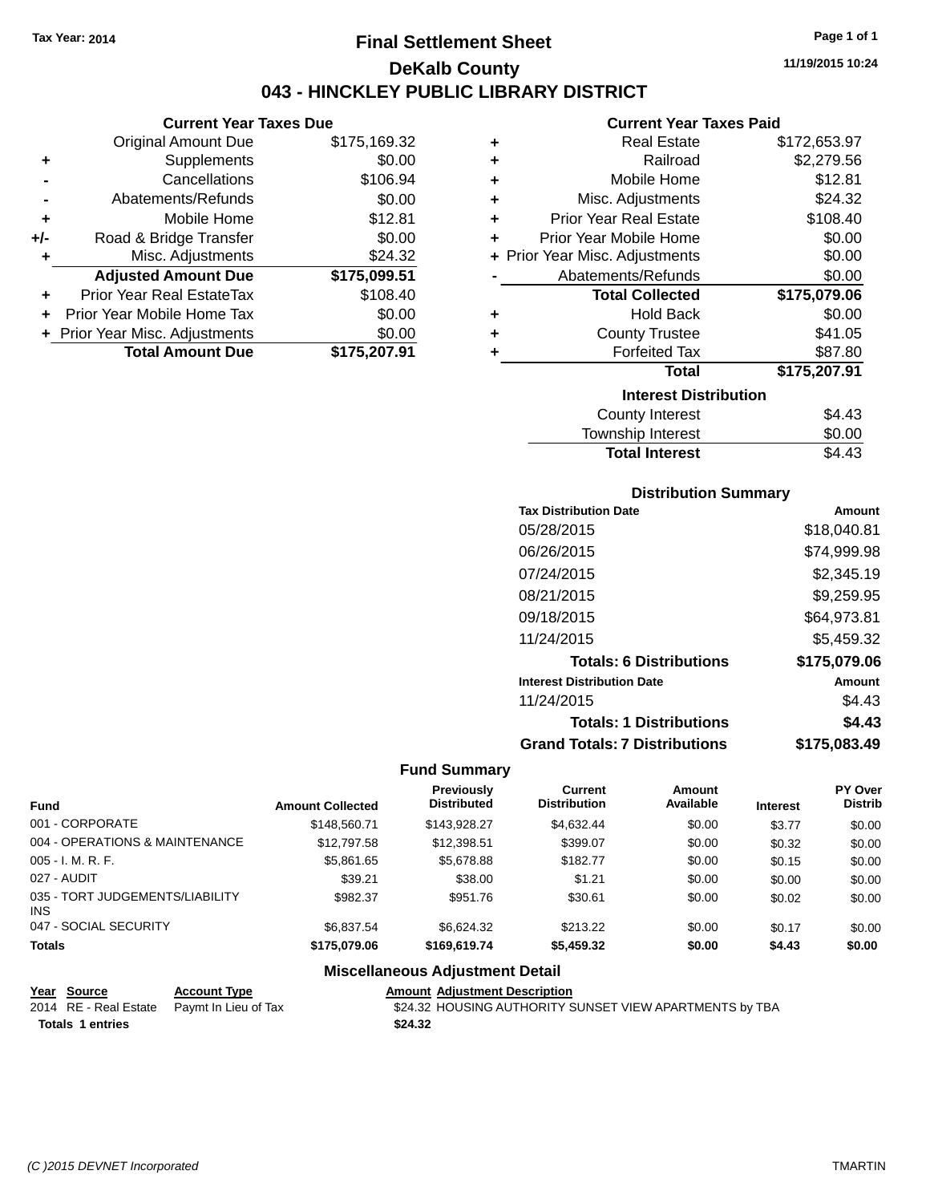Tax Year: 2014

# Final Settlement Sheet
## DeKalb County
## 043 - HINCKLEY PUBLIC LIBRARY DISTRICT

11/19/2015 10:24

### Current Year Taxes Due

| | | |
|---|---|---|
| | Original Amount Due | $175,169.32 |
| + | Supplements | $0.00 |
| - | Cancellations | $106.94 |
| - | Abatements/Refunds | $0.00 |
| + | Mobile Home | $12.81 |
| +/- | Road & Bridge Transfer | $0.00 |
| + | Misc. Adjustments | $24.32 |
| | **Adjusted Amount Due** | **$175,099.51** |
| + | Prior Year Real EstateTax | $108.40 |
| + | Prior Year Mobile Home Tax | $0.00 |
| + | Prior Year Misc. Adjustments | $0.00 |
| | **Total Amount Due** | **$175,207.91** |

### Current Year Taxes Paid

| | | |
|---|---|---|
| + | Real Estate | $172,653.97 |
| + | Railroad | $2,279.56 |
| + | Mobile Home | $12.81 |
| + | Misc. Adjustments | $24.32 |
| + | Prior Year Real Estate | $108.40 |
| + | Prior Year Mobile Home | $0.00 |
| + | Prior Year Misc. Adjustments | $0.00 |
| - | Abatements/Refunds | $0.00 |
| | **Total Collected** | **$175,079.06** |
| + | Hold Back | $0.00 |
| + | County Trustee | $41.05 |
| + | Forfeited Tax | $87.80 |
| | **Total** | **$175,207.91** |

### Interest Distribution

| | |
|---|---|
| County Interest | $4.43 |
| Township Interest | $0.00 |
| **Total Interest** | $4.43 |

### Distribution Summary

| Tax Distribution Date | Amount |
|---|---|
| 05/28/2015 | $18,040.81 |
| 06/26/2015 | $74,999.98 |
| 07/24/2015 | $2,345.19 |
| 08/21/2015 | $9,259.95 |
| 09/18/2015 | $64,973.81 |
| 11/24/2015 | $5,459.32 |
| **Totals: 6 Distributions** | **$175,079.06** |
| **Interest Distribution Date** | **Amount** |
| 11/24/2015 | $4.43 |
| **Totals: 1 Distributions** | **$4.43** |
| **Grand Totals: 7 Distributions** | **$175,083.49** |

### Fund Summary

| Fund | Amount Collected | Previously Distributed | Current Distribution | Amount Available | Interest | PY Over Distrib |
|---|---|---|---|---|---|---|
| 001 - CORPORATE | $148,560.71 | $143,928.27 | $4,632.44 | $0.00 | $3.77 | $0.00 |
| 004 - OPERATIONS & MAINTENANCE | $12,797.58 | $12,398.51 | $399.07 | $0.00 | $0.32 | $0.00 |
| 005 - I. M. R. F. | $5,861.65 | $5,678.88 | $182.77 | $0.00 | $0.15 | $0.00 |
| 027 - AUDIT | $39.21 | $38.00 | $1.21 | $0.00 | $0.00 | $0.00 |
| 035 - TORT JUDGEMENTS/LIABILITY INS | $982.37 | $951.76 | $30.61 | $0.00 | $0.02 | $0.00 |
| 047 - SOCIAL SECURITY | $6,837.54 | $6,624.32 | $213.22 | $0.00 | $0.17 | $0.00 |
| **Totals** | **$175,079.06** | **$169,619.74** | **$5,459.32** | **$0.00** | **$4.43** | **$0.00** |

### Miscellaneous Adjustment Detail

| Year | Source | Account Type | Amount | Adjustment Description |
|---|---|---|---|---|
| 2014 | RE - Real Estate | Paymt In Lieu of Tax | $24.32 | HOUSING AUTHORITY SUNSET VIEW APARTMENTS by TBA |
| **Totals** | **1 entries** | | **$24.32** | |

(C )2015 DEVNET Incorporated — TMARTIN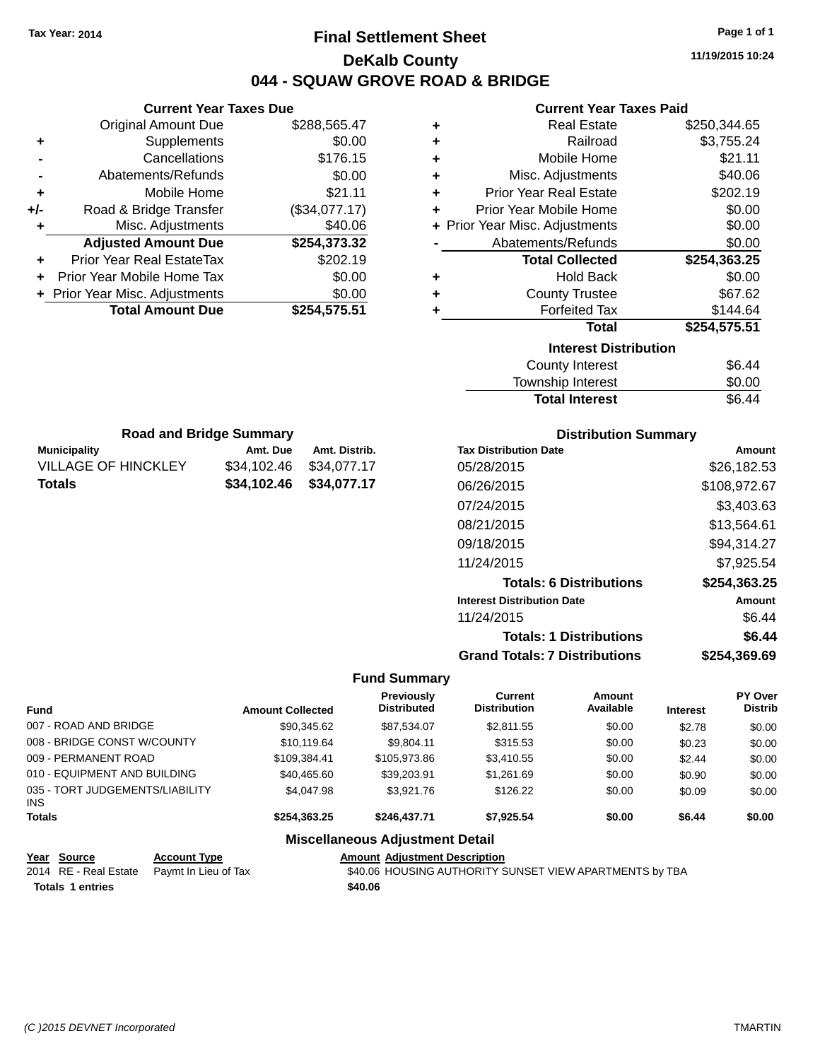Tax Year: 2014

# Final Settlement Sheet

## DeKalb County

## 044 - SQUAW GROVE ROAD & BRIDGE

11/19/2015 10:24

### Current Year Taxes Due

| | | |
|---|---|---|
| | Original Amount Due | $288,565.47 |
| + | Supplements | $0.00 |
| - | Cancellations | $176.15 |
| - | Abatements/Refunds | $0.00 |
| + | Mobile Home | $21.11 |
| +/- | Road & Bridge Transfer | ($34,077.17) |
| + | Misc. Adjustments | $40.06 |
| | **Adjusted Amount Due** | **$254,373.32** |
| + | Prior Year Real EstateTax | $202.19 |
| + | Prior Year Mobile Home Tax | $0.00 |
| + | Prior Year Misc. Adjustments | $0.00 |
| | **Total Amount Due** | **$254,575.51** |

### Current Year Taxes Paid

| | | |
|---|---|---|
| + | Real Estate | $250,344.65 |
| + | Railroad | $3,755.24 |
| + | Mobile Home | $21.11 |
| + | Misc. Adjustments | $40.06 |
| + | Prior Year Real Estate | $202.19 |
| + | Prior Year Mobile Home | $0.00 |
| + | Prior Year Misc. Adjustments | $0.00 |
| - | Abatements/Refunds | $0.00 |
| | **Total Collected** | **$254,363.25** |
| + | Hold Back | $0.00 |
| + | County Trustee | $67.62 |
| + | Forfeited Tax | $144.64 |
| | **Total** | **$254,575.51** |

### Interest Distribution

| | |
|---|---|
| County Interest | $6.44 |
| Township Interest | $0.00 |
| **Total Interest** | **$6.44** |

### Road and Bridge Summary

| Municipality | Amt. Due | Amt. Distrib. |
|---|---|---|
| VILLAGE OF HINCKLEY | $34,102.46 | $34,077.17 |
| **Totals** | **$34,102.46** | **$34,077.17** |

### Distribution Summary

| Tax Distribution Date | Amount |
|---|---|
| 05/28/2015 | $26,182.53 |
| 06/26/2015 | $108,972.67 |
| 07/24/2015 | $3,403.63 |
| 08/21/2015 | $13,564.61 |
| 09/18/2015 | $94,314.27 |
| 11/24/2015 | $7,925.54 |
| **Totals: 6 Distributions** | **$254,363.25** |
| **Interest Distribution Date** | **Amount** |
| 11/24/2015 | $6.44 |
| **Totals: 1 Distributions** | **$6.44** |
| **Grand Totals: 7 Distributions** | **$254,369.69** |

### Fund Summary

| Fund | Amount Collected | Previously Distributed | Current Distribution | Amount Available | Interest | PY Over Distrib |
|---|---|---|---|---|---|---|
| 007 - ROAD AND BRIDGE | $90,345.62 | $87,534.07 | $2,811.55 | $0.00 | $2.78 | $0.00 |
| 008 - BRIDGE CONST W/COUNTY | $10,119.64 | $9,804.11 | $315.53 | $0.00 | $0.23 | $0.00 |
| 009 - PERMANENT ROAD | $109,384.41 | $105,973.86 | $3,410.55 | $0.00 | $2.44 | $0.00 |
| 010 - EQUIPMENT AND BUILDING | $40,465.60 | $39,203.91 | $1,261.69 | $0.00 | $0.90 | $0.00 |
| 035 - TORT JUDGEMENTS/LIABILITY INS | $4,047.98 | $3,921.76 | $126.22 | $0.00 | $0.09 | $0.00 |
| **Totals** | **$254,363.25** | **$246,437.71** | **$7,925.54** | **$0.00** | **$6.44** | **$0.00** |

### Miscellaneous Adjustment Detail

| Year | Source | Account Type | Amount | Adjustment Description |
|---|---|---|---|---|
| 2014 | RE - Real Estate | Paymt In Lieu of Tax | $40.06 | HOUSING AUTHORITY SUNSET VIEW APARTMENTS by TBA |
| **Totals 1 entries** | | | **$40.06** | |

(C )2015 DEVNET Incorporated — TMARTIN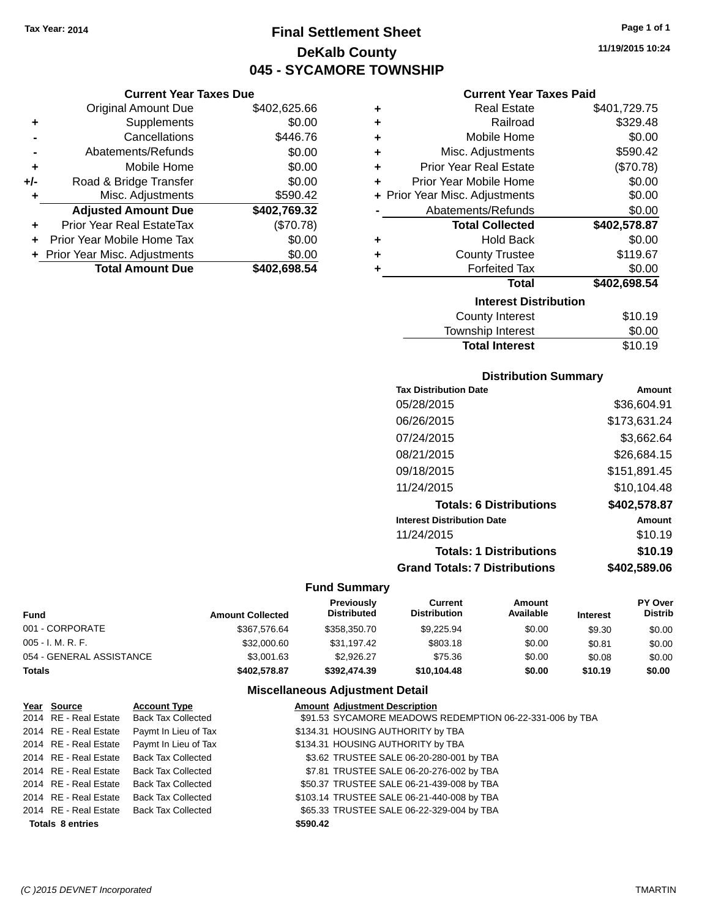Tax Year: 2014

# Final Settlement Sheet

## DeKalb County

## 045 - SYCAMORE TOWNSHIP

11/19/2015 10:24

### Current Year Taxes Due

| | | |
|---|---|---|
| | Original Amount Due | $402,625.66 |
| + | Supplements | $0.00 |
| - | Cancellations | $446.76 |
| - | Abatements/Refunds | $0.00 |
| + | Mobile Home | $0.00 |
| +/- | Road & Bridge Transfer | $0.00 |
| + | Misc. Adjustments | $590.42 |
| | **Adjusted Amount Due** | **$402,769.32** |
| + | Prior Year Real EstateTax | ($70.78) |
| + | Prior Year Mobile Home Tax | $0.00 |
| + | Prior Year Misc. Adjustments | $0.00 |
| | **Total Amount Due** | **$402,698.54** |

### Current Year Taxes Paid

| | | |
|---|---|---|
| + | Real Estate | $401,729.75 |
| + | Railroad | $329.48 |
| + | Mobile Home | $0.00 |
| + | Misc. Adjustments | $590.42 |
| + | Prior Year Real Estate | ($70.78) |
| + | Prior Year Mobile Home | $0.00 |
| + | Prior Year Misc. Adjustments | $0.00 |
| - | Abatements/Refunds | $0.00 |
| | **Total Collected** | **$402,578.87** |
| + | Hold Back | $0.00 |
| + | County Trustee | $119.67 |
| + | Forfeited Tax | $0.00 |
| | **Total** | **$402,698.54** |

### Interest Distribution

| | |
|---|---|
| County Interest | $10.19 |
| Township Interest | $0.00 |
| **Total Interest** | $10.19 |

### Distribution Summary

| Tax Distribution Date | Amount |
|---|---|
| 05/28/2015 | $36,604.91 |
| 06/26/2015 | $173,631.24 |
| 07/24/2015 | $3,662.64 |
| 08/21/2015 | $26,684.15 |
| 09/18/2015 | $151,891.45 |
| 11/24/2015 | $10,104.48 |
| **Totals: 6 Distributions** | **$402,578.87** |
| **Interest Distribution Date** | **Amount** |
| 11/24/2015 | $10.19 |
| **Totals: 1 Distributions** | **$10.19** |
| **Grand Totals: 7 Distributions** | **$402,589.06** |

### Fund Summary

| Fund | Amount Collected | Previously Distributed | Current Distribution | Amount Available | Interest | PY Over Distrib |
|---|---|---|---|---|---|---|
| 001 - CORPORATE | $367,576.64 | $358,350.70 | $9,225.94 | $0.00 | $9.30 | $0.00 |
| 005 - I. M. R. F. | $32,000.60 | $31,197.42 | $803.18 | $0.00 | $0.81 | $0.00 |
| 054 - GENERAL ASSISTANCE | $3,001.63 | $2,926.27 | $75.36 | $0.00 | $0.08 | $0.00 |
| **Totals** | **$402,578.87** | **$392,474.39** | **$10,104.48** | **$0.00** | **$10.19** | **$0.00** |

### Miscellaneous Adjustment Detail

| Year | Source | Account Type | Amount | Adjustment Description |
|---|---|---|---|---|
| 2014 | RE - Real Estate | Back Tax Collected | $91.53 | SYCAMORE MEADOWS REDEMPTION 06-22-331-006 by TBA |
| 2014 | RE - Real Estate | Paymt In Lieu of Tax | $134.31 | HOUSING AUTHORITY by TBA |
| 2014 | RE - Real Estate | Paymt In Lieu of Tax | $134.31 | HOUSING AUTHORITY by TBA |
| 2014 | RE - Real Estate | Back Tax Collected | $3.62 | TRUSTEE SALE 06-20-280-001 by TBA |
| 2014 | RE - Real Estate | Back Tax Collected | $7.81 | TRUSTEE SALE 06-20-276-002 by TBA |
| 2014 | RE - Real Estate | Back Tax Collected | $50.37 | TRUSTEE SALE 06-21-439-008 by TBA |
| 2014 | RE - Real Estate | Back Tax Collected | $103.14 | TRUSTEE SALE 06-21-440-008 by TBA |
| 2014 | RE - Real Estate | Back Tax Collected | $65.33 | TRUSTEE SALE 06-22-329-004 by TBA |
| **Totals 8 entries** | | | **$590.42** | |

(C )2015 DEVNET Incorporated — TMARTIN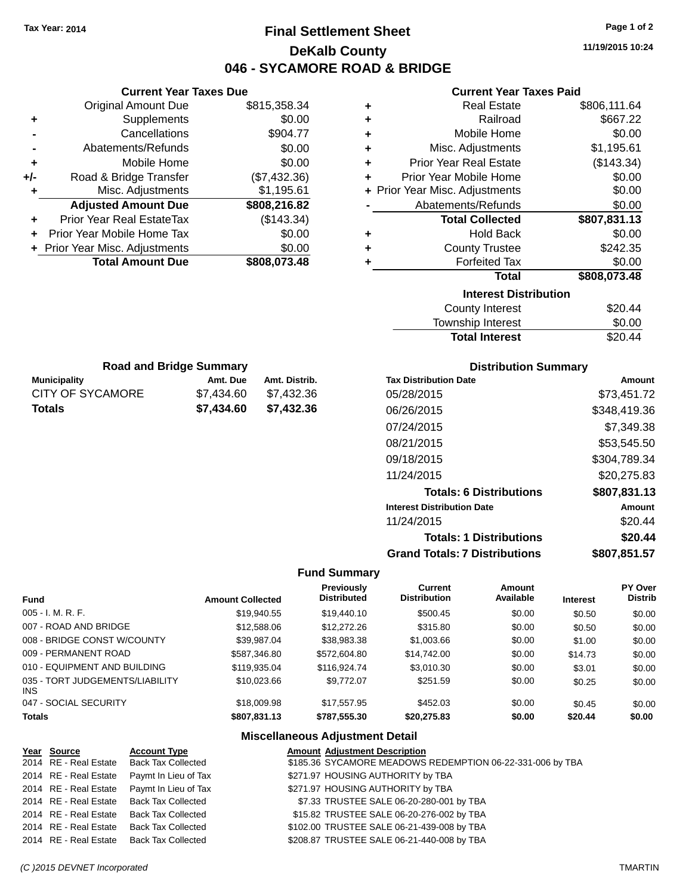Tax Year: 2014

# Final Settlement Sheet

## DeKalb County

## 046 - SYCAMORE ROAD & BRIDGE

11/19/2015 10:24

### Current Year Taxes Due

| | | |
|---|---|---|
| | Original Amount Due | $815,358.34 |
| + | Supplements | $0.00 |
| - | Cancellations | $904.77 |
| - | Abatements/Refunds | $0.00 |
| + | Mobile Home | $0.00 |
| +/- | Road & Bridge Transfer | ($7,432.36) |
| + | Misc. Adjustments | $1,195.61 |
| | **Adjusted Amount Due** | **$808,216.82** |
| + | Prior Year Real EstateTax | ($143.34) |
| + | Prior Year Mobile Home Tax | $0.00 |
| + | Prior Year Misc. Adjustments | $0.00 |
| | **Total Amount Due** | **$808,073.48** |

### Current Year Taxes Paid

| | | |
|---|---|---|
| + | Real Estate | $806,111.64 |
| + | Railroad | $667.22 |
| + | Mobile Home | $0.00 |
| + | Misc. Adjustments | $1,195.61 |
| + | Prior Year Real Estate | ($143.34) |
| + | Prior Year Mobile Home | $0.00 |
| + | Prior Year Misc. Adjustments | $0.00 |
| - | Abatements/Refunds | $0.00 |
| | **Total Collected** | **$807,831.13** |
| + | Hold Back | $0.00 |
| + | County Trustee | $242.35 |
| + | Forfeited Tax | $0.00 |
| | **Total** | **$808,073.48** |

### Interest Distribution

| | |
|---|---|
| County Interest | $20.44 |
| Township Interest | $0.00 |
| **Total Interest** | $20.44 |

### Road and Bridge Summary

| Municipality | Amt. Due | Amt. Distrib. |
|---|---|---|
| CITY OF SYCAMORE | $7,434.60 | $7,432.36 |
| **Totals** | **$7,434.60** | **$7,432.36** |

### Distribution Summary

| Tax Distribution Date | Amount |
|---|---|
| 05/28/2015 | $73,451.72 |
| 06/26/2015 | $348,419.36 |
| 07/24/2015 | $7,349.38 |
| 08/21/2015 | $53,545.50 |
| 09/18/2015 | $304,789.34 |
| 11/24/2015 | $20,275.83 |
| **Totals: 6 Distributions** | **$807,831.13** |
| **Interest Distribution Date** | **Amount** |
| 11/24/2015 | $20.44 |
| **Totals: 1 Distributions** | **$20.44** |
| **Grand Totals: 7 Distributions** | **$807,851.57** |

### Fund Summary

| Fund | Amount Collected | Previously Distributed | Current Distribution | Amount Available | Interest | PY Over Distrib |
|---|---|---|---|---|---|---|
| 005 - I. M. R. F. | $19,940.55 | $19,440.10 | $500.45 | $0.00 | $0.50 | $0.00 |
| 007 - ROAD AND BRIDGE | $12,588.06 | $12,272.26 | $315.80 | $0.00 | $0.50 | $0.00 |
| 008 - BRIDGE CONST W/COUNTY | $39,987.04 | $38,983.38 | $1,003.66 | $0.00 | $1.00 | $0.00 |
| 009 - PERMANENT ROAD | $587,346.80 | $572,604.80 | $14,742.00 | $0.00 | $14.73 | $0.00 |
| 010 - EQUIPMENT AND BUILDING | $119,935.04 | $116,924.74 | $3,010.30 | $0.00 | $3.01 | $0.00 |
| 035 - TORT JUDGEMENTS/LIABILITY INS | $10,023.66 | $9,772.07 | $251.59 | $0.00 | $0.25 | $0.00 |
| 047 - SOCIAL SECURITY | $18,009.98 | $17,557.95 | $452.03 | $0.00 | $0.45 | $0.00 |
| **Totals** | **$807,831.13** | **$787,555.30** | **$20,275.83** | **$0.00** | **$20.44** | **$0.00** |

### Miscellaneous Adjustment Detail

| Year | Source | Account Type | Amount | Adjustment Description |
|---|---|---|---|---|
| 2014 | RE - Real Estate | Back Tax Collected | $185.36 | SYCAMORE MEADOWS REDEMPTION 06-22-331-006 by TBA |
| 2014 | RE - Real Estate | Paymt In Lieu of Tax | $271.97 | HOUSING AUTHORITY by TBA |
| 2014 | RE - Real Estate | Paymt In Lieu of Tax | $271.97 | HOUSING AUTHORITY by TBA |
| 2014 | RE - Real Estate | Back Tax Collected | $7.33 | TRUSTEE SALE 06-20-280-001 by TBA |
| 2014 | RE - Real Estate | Back Tax Collected | $15.82 | TRUSTEE SALE 06-20-276-002 by TBA |
| 2014 | RE - Real Estate | Back Tax Collected | $102.00 | TRUSTEE SALE 06-21-439-008 by TBA |
| 2014 | RE - Real Estate | Back Tax Collected | $208.87 | TRUSTEE SALE 06-21-440-008 by TBA |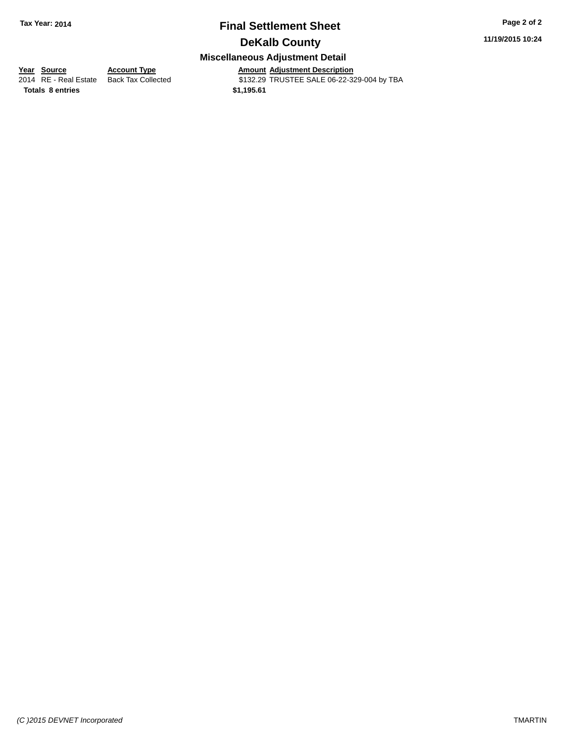# Final Settlement Sheet

**Tax Year: 2014**

## DeKalb County

### Miscellaneous Adjustment Detail

| Year | Source | Account Type | Amount | Adjustment Description |
|---|---|---|---|---|
| 2014 | RE - Real Estate | Back Tax Collected | $132.29 | TRUSTEE SALE 06-22-329-004 by TBA |
| **Totals** | **8 entries** | | **$1,195.61** | |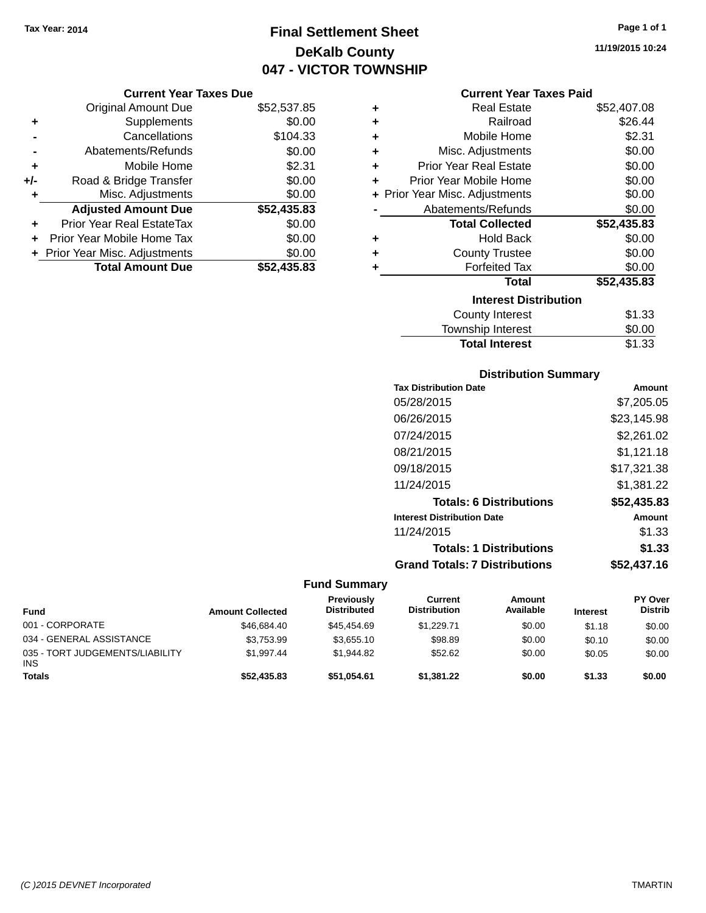Tax Year: 2014

# Final Settlement Sheet

## DeKalb County

## 047 - VICTOR TOWNSHIP

11/19/2015 10:24

### Current Year Taxes Due

| | | |
|---|---|---|
| | Original Amount Due | $52,537.85 |
| + | Supplements | $0.00 |
| - | Cancellations | $104.33 |
| - | Abatements/Refunds | $0.00 |
| + | Mobile Home | $2.31 |
| +/- | Road & Bridge Transfer | $0.00 |
| + | Misc. Adjustments | $0.00 |
| | **Adjusted Amount Due** | **$52,435.83** |
| + | Prior Year Real EstateTax | $0.00 |
| + | Prior Year Mobile Home Tax | $0.00 |
| + | Prior Year Misc. Adjustments | $0.00 |
| | **Total Amount Due** | **$52,435.83** |

### Current Year Taxes Paid

| | | |
|---|---|---|
| + | Real Estate | $52,407.08 |
| + | Railroad | $26.44 |
| + | Mobile Home | $2.31 |
| + | Misc. Adjustments | $0.00 |
| + | Prior Year Real Estate | $0.00 |
| + | Prior Year Mobile Home | $0.00 |
| + | Prior Year Misc. Adjustments | $0.00 |
| - | Abatements/Refunds | $0.00 |
| | **Total Collected** | **$52,435.83** |
| + | Hold Back | $0.00 |
| + | County Trustee | $0.00 |
| + | Forfeited Tax | $0.00 |
| | **Total** | **$52,435.83** |

### Interest Distribution

| | |
|---|---|
| County Interest | $1.33 |
| Township Interest | $0.00 |
| **Total Interest** | $1.33 |

### Distribution Summary

| Tax Distribution Date | Amount |
|---|---|
| 05/28/2015 | $7,205.05 |
| 06/26/2015 | $23,145.98 |
| 07/24/2015 | $2,261.02 |
| 08/21/2015 | $1,121.18 |
| 09/18/2015 | $17,321.38 |
| 11/24/2015 | $1,381.22 |
| **Totals: 6 Distributions** | **$52,435.83** |
| **Interest Distribution Date** | **Amount** |
| 11/24/2015 | $1.33 |
| **Totals: 1 Distributions** | **$1.33** |
| **Grand Totals: 7 Distributions** | **$52,437.16** |

### Fund Summary

| Fund | Amount Collected | Previously Distributed | Current Distribution | Amount Available | Interest | PY Over Distrib |
|---|---|---|---|---|---|---|
| 001 - CORPORATE | $46,684.40 | $45,454.69 | $1,229.71 | $0.00 | $1.18 | $0.00 |
| 034 - GENERAL ASSISTANCE | $3,753.99 | $3,655.10 | $98.89 | $0.00 | $0.10 | $0.00 |
| 035 - TORT JUDGEMENTS/LIABILITY INS | $1,997.44 | $1,944.82 | $52.62 | $0.00 | $0.05 | $0.00 |
| **Totals** | **$52,435.83** | **$51,054.61** | **$1,381.22** | **$0.00** | **$1.33** | **$0.00** |

(C )2015 DEVNET Incorporated TMARTIN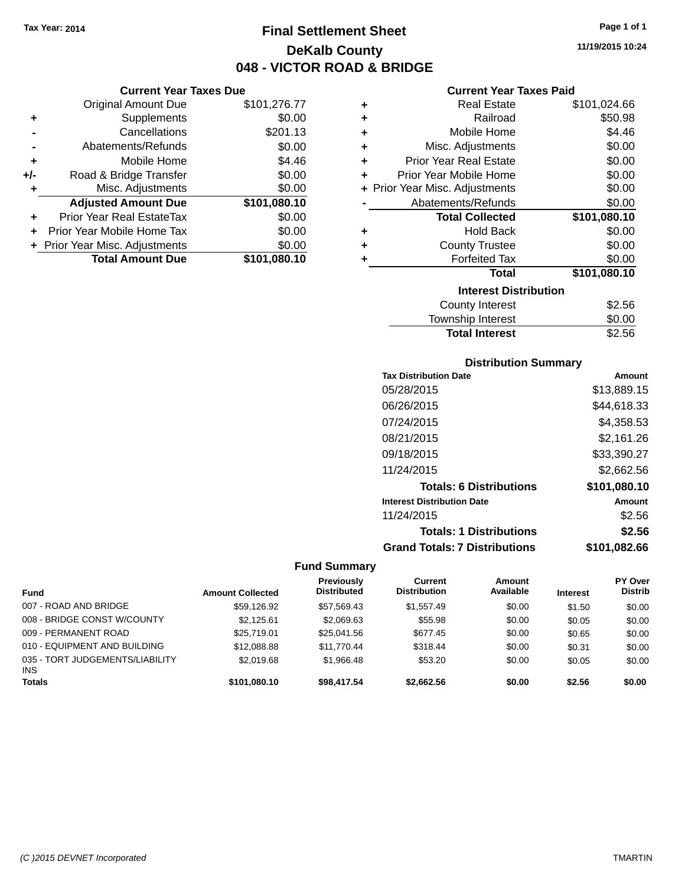Tax Year: 2014

# Final Settlement Sheet

## DeKalb County

## 048 - VICTOR ROAD & BRIDGE

11/19/2015 10:24

### Current Year Taxes Due

| | | |
|---|---|---|
| | Original Amount Due | $101,276.77 |
| + | Supplements | $0.00 |
| - | Cancellations | $201.13 |
| - | Abatements/Refunds | $0.00 |
| + | Mobile Home | $4.46 |
| +/- | Road & Bridge Transfer | $0.00 |
| + | Misc. Adjustments | $0.00 |
| | **Adjusted Amount Due** | **$101,080.10** |
| + | Prior Year Real EstateTax | $0.00 |
| + | Prior Year Mobile Home Tax | $0.00 |
| + | Prior Year Misc. Adjustments | $0.00 |
| | **Total Amount Due** | **$101,080.10** |

### Current Year Taxes Paid

| | | |
|---|---|---|
| + | Real Estate | $101,024.66 |
| + | Railroad | $50.98 |
| + | Mobile Home | $4.46 |
| + | Misc. Adjustments | $0.00 |
| + | Prior Year Real Estate | $0.00 |
| + | Prior Year Mobile Home | $0.00 |
| + | Prior Year Misc. Adjustments | $0.00 |
| - | Abatements/Refunds | $0.00 |
| | **Total Collected** | **$101,080.10** |
| + | Hold Back | $0.00 |
| + | County Trustee | $0.00 |
| + | Forfeited Tax | $0.00 |
| | **Total** | **$101,080.10** |

### Interest Distribution

| | |
|---|---|
| County Interest | $2.56 |
| Township Interest | $0.00 |
| **Total Interest** | $2.56 |

### Distribution Summary

| Tax Distribution Date | Amount |
|---|---|
| 05/28/2015 | $13,889.15 |
| 06/26/2015 | $44,618.33 |
| 07/24/2015 | $4,358.53 |
| 08/21/2015 | $2,161.26 |
| 09/18/2015 | $33,390.27 |
| 11/24/2015 | $2,662.56 |
| **Totals: 6 Distributions** | **$101,080.10** |
| **Interest Distribution Date** | **Amount** |
| 11/24/2015 | $2.56 |
| **Totals: 1 Distributions** | **$2.56** |
| **Grand Totals: 7 Distributions** | **$101,082.66** |

### Fund Summary

| Fund | Amount Collected | Previously Distributed | Current Distribution | Amount Available | Interest | PY Over Distrib |
|---|---|---|---|---|---|---|
| 007 - ROAD AND BRIDGE | $59,126.92 | $57,569.43 | $1,557.49 | $0.00 | $1.50 | $0.00 |
| 008 - BRIDGE CONST W/COUNTY | $2,125.61 | $2,069.63 | $55.98 | $0.00 | $0.05 | $0.00 |
| 009 - PERMANENT ROAD | $25,719.01 | $25,041.56 | $677.45 | $0.00 | $0.65 | $0.00 |
| 010 - EQUIPMENT AND BUILDING | $12,088.88 | $11,770.44 | $318.44 | $0.00 | $0.31 | $0.00 |
| 035 - TORT JUDGEMENTS/LIABILITY INS | $2,019.68 | $1,966.48 | $53.20 | $0.00 | $0.05 | $0.00 |
| **Totals** | **$101,080.10** | **$98,417.54** | **$2,662.56** | **$0.00** | **$2.56** | **$0.00** |

(C )2015 DEVNET Incorporated TMARTIN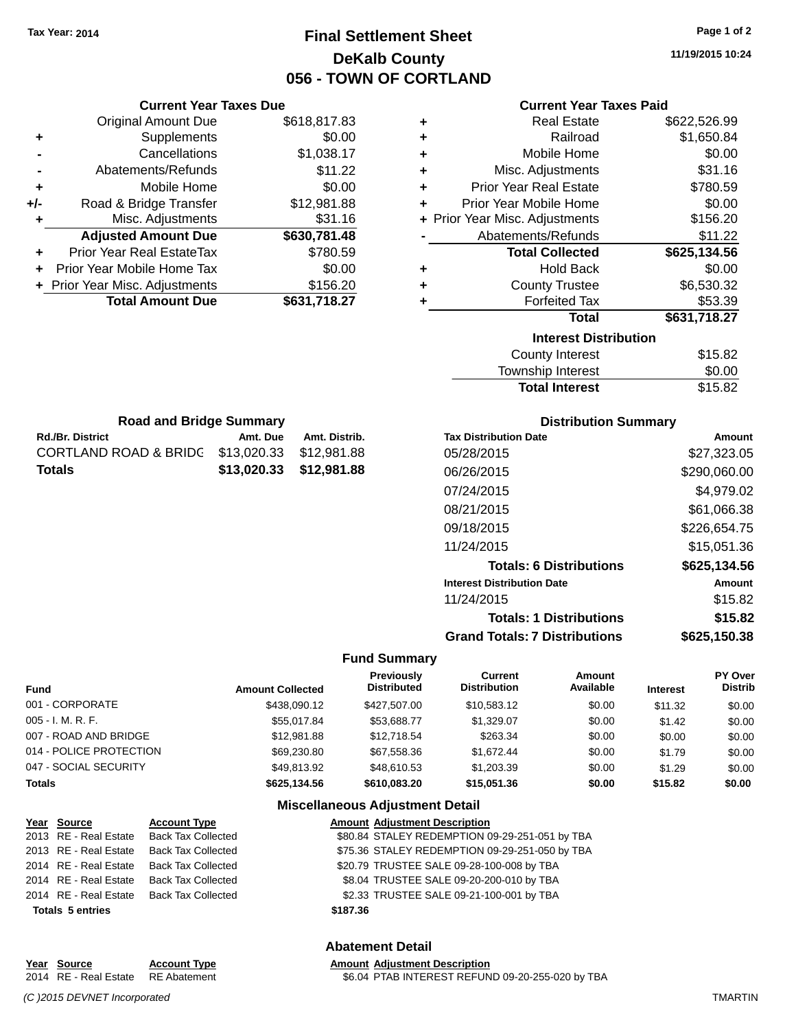Tax Year: 2014

# Final Settlement Sheet
## DeKalb County
## 056 - TOWN OF CORTLAND

11/19/2015 10:24

### Current Year Taxes Due

| | | |
|---|---|---|
| | Original Amount Due | $618,817.83 |
| + | Supplements | $0.00 |
| - | Cancellations | $1,038.17 |
| - | Abatements/Refunds | $11.22 |
| + | Mobile Home | $0.00 |
| +/- | Road & Bridge Transfer | $12,981.88 |
| + | Misc. Adjustments | $31.16 |
| | **Adjusted Amount Due** | **$630,781.48** |
| + | Prior Year Real EstateTax | $780.59 |
| + | Prior Year Mobile Home Tax | $0.00 |
| + | Prior Year Misc. Adjustments | $156.20 |
| | **Total Amount Due** | **$631,718.27** |

### Current Year Taxes Paid

| | | |
|---|---|---|
| + | Real Estate | $622,526.99 |
| + | Railroad | $1,650.84 |
| + | Mobile Home | $0.00 |
| + | Misc. Adjustments | $31.16 |
| + | Prior Year Real Estate | $780.59 |
| + | Prior Year Mobile Home | $0.00 |
| + | Prior Year Misc. Adjustments | $156.20 |
| - | Abatements/Refunds | $11.22 |
| | **Total Collected** | **$625,134.56** |
| + | Hold Back | $0.00 |
| + | County Trustee | $6,530.32 |
| + | Forfeited Tax | $53.39 |
| | **Total** | **$631,718.27** |

### Interest Distribution

| | |
|---|---|
| County Interest | $15.82 |
| Township Interest | $0.00 |
| **Total Interest** | $15.82 |

### Road and Bridge Summary

| Rd./Br. District | Amt. Due | Amt. Distrib. |
|---|---|---|
| CORTLAND ROAD & BRIDG | $13,020.33 | $12,981.88 |
| **Totals** | **$13,020.33** | **$12,981.88** |

### Distribution Summary

| Tax Distribution Date | Amount |
|---|---|
| 05/28/2015 | $27,323.05 |
| 06/26/2015 | $290,060.00 |
| 07/24/2015 | $4,979.02 |
| 08/21/2015 | $61,066.38 |
| 09/18/2015 | $226,654.75 |
| 11/24/2015 | $15,051.36 |
| **Totals: 6 Distributions** | **$625,134.56** |
| **Interest Distribution Date** | **Amount** |
| 11/24/2015 | $15.82 |
| **Totals: 1 Distributions** | **$15.82** |
| **Grand Totals: 7 Distributions** | **$625,150.38** |

### Fund Summary

| Fund | Amount Collected | Previously Distributed | Current Distribution | Amount Available | Interest | PY Over Distrib |
|---|---|---|---|---|---|---|
| 001 - CORPORATE | $438,090.12 | $427,507.00 | $10,583.12 | $0.00 | $11.32 | $0.00 |
| 005 - I. M. R. F. | $55,017.84 | $53,688.77 | $1,329.07 | $0.00 | $1.42 | $0.00 |
| 007 - ROAD AND BRIDGE | $12,981.88 | $12,718.54 | $263.34 | $0.00 | $0.00 | $0.00 |
| 014 - POLICE PROTECTION | $69,230.80 | $67,558.36 | $1,672.44 | $0.00 | $1.79 | $0.00 |
| 047 - SOCIAL SECURITY | $49,813.92 | $48,610.53 | $1,203.39 | $0.00 | $1.29 | $0.00 |
| **Totals** | **$625,134.56** | **$610,083.20** | **$15,051.36** | **$0.00** | **$15.82** | **$0.00** |

### Miscellaneous Adjustment Detail

| Year | Source | Account Type | Amount | Adjustment Description |
|---|---|---|---|---|
| 2013 | RE - Real Estate | Back Tax Collected | $80.84 | STALEY REDEMPTION 09-29-251-051 by TBA |
| 2013 | RE - Real Estate | Back Tax Collected | $75.36 | STALEY REDEMPTION 09-29-251-050 by TBA |
| 2014 | RE - Real Estate | Back Tax Collected | $20.79 | TRUSTEE SALE 09-28-100-008 by TBA |
| 2014 | RE - Real Estate | Back Tax Collected | $8.04 | TRUSTEE SALE 09-20-200-010 by TBA |
| 2014 | RE - Real Estate | Back Tax Collected | $2.33 | TRUSTEE SALE 09-21-100-001 by TBA |
| **Totals 5 entries** | | | **$187.36** | |

### Abatement Detail

| Year | Source | Account Type | Amount | Adjustment Description |
|---|---|---|---|---|
| 2014 | RE - Real Estate | RE Abatement | $6.04 | PTAB INTEREST REFUND 09-20-255-020 by TBA |

(C )2015 DEVNET Incorporated    TMARTIN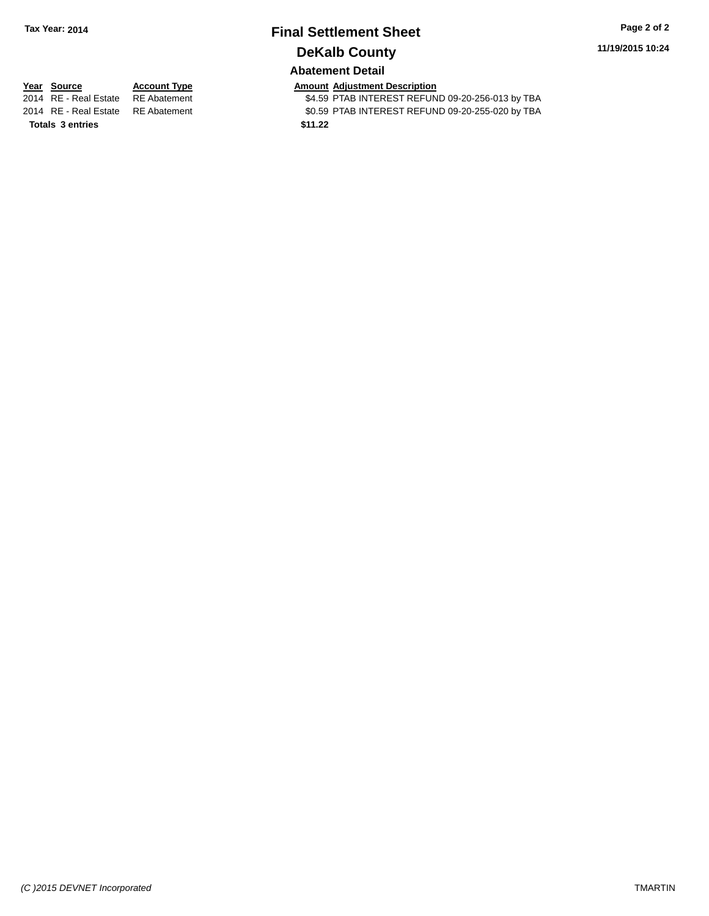**Tax Year: 2014**

# Final Settlement Sheet

## DeKalb County

**11/19/2015 10:24**

### Abatement Detail

| Year | Source | Account Type | Amount | Adjustment Description |
|---|---|---|---|---|
| 2014 | RE - Real Estate | RE Abatement | $4.59 | PTAB INTEREST REFUND 09-20-256-013 by TBA |
| 2014 | RE - Real Estate | RE Abatement | $0.59 | PTAB INTEREST REFUND 09-20-255-020 by TBA |
| **Totals** | **3 entries** | | **$11.22** | |

*(C )2015 DEVNET Incorporated* TMARTIN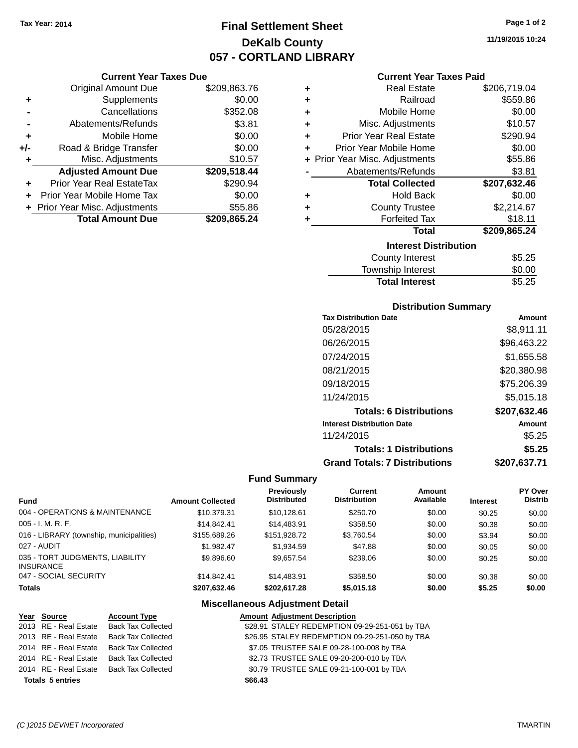Tax Year: 2014

# Final Settlement Sheet
## DeKalb County
## 057 - CORTLAND LIBRARY

11/19/2015 10:24

### Current Year Taxes Due

| | | |
|---|---|---|
| | Original Amount Due | $209,863.76 |
| + | Supplements | $0.00 |
| - | Cancellations | $352.08 |
| - | Abatements/Refunds | $3.81 |
| + | Mobile Home | $0.00 |
| +/- | Road & Bridge Transfer | $0.00 |
| + | Misc. Adjustments | $10.57 |
| | **Adjusted Amount Due** | **$209,518.44** |
| + | Prior Year Real EstateTax | $290.94 |
| + | Prior Year Mobile Home Tax | $0.00 |
| + | Prior Year Misc. Adjustments | $55.86 |
| | **Total Amount Due** | **$209,865.24** |

### Current Year Taxes Paid

| | | |
|---|---|---|
| + | Real Estate | $206,719.04 |
| + | Railroad | $559.86 |
| + | Mobile Home | $0.00 |
| + | Misc. Adjustments | $10.57 |
| + | Prior Year Real Estate | $290.94 |
| + | Prior Year Mobile Home | $0.00 |
| + | Prior Year Misc. Adjustments | $55.86 |
| - | Abatements/Refunds | $3.81 |
| | **Total Collected** | **$207,632.46** |
| + | Hold Back | $0.00 |
| + | County Trustee | $2,214.67 |
| + | Forfeited Tax | $18.11 |
| | **Total** | **$209,865.24** |

### Interest Distribution

| | |
|---|---|
| County Interest | $5.25 |
| Township Interest | $0.00 |
| **Total Interest** | **$5.25** |

### Distribution Summary

| Tax Distribution Date | Amount |
|---|---|
| 05/28/2015 | $8,911.11 |
| 06/26/2015 | $96,463.22 |
| 07/24/2015 | $1,655.58 |
| 08/21/2015 | $20,380.98 |
| 09/18/2015 | $75,206.39 |
| 11/24/2015 | $5,015.18 |
| **Totals: 6 Distributions** | **$207,632.46** |
| **Interest Distribution Date** | **Amount** |
| 11/24/2015 | $5.25 |
| **Totals: 1 Distributions** | **$5.25** |
| **Grand Totals: 7 Distributions** | **$207,637.71** |

### Fund Summary

| Fund | Amount Collected | Previously Distributed | Current Distribution | Amount Available | Interest | PY Over Distrib |
|---|---|---|---|---|---|---|
| 004 - OPERATIONS & MAINTENANCE | $10,379.31 | $10,128.61 | $250.70 | $0.00 | $0.25 | $0.00 |
| 005 - I. M. R. F. | $14,842.41 | $14,483.91 | $358.50 | $0.00 | $0.38 | $0.00 |
| 016 - LIBRARY (township, municipalities) | $155,689.26 | $151,928.72 | $3,760.54 | $0.00 | $3.94 | $0.00 |
| 027 - AUDIT | $1,982.47 | $1,934.59 | $47.88 | $0.00 | $0.05 | $0.00 |
| 035 - TORT JUDGMENTS, LIABILITY INSURANCE | $9,896.60 | $9,657.54 | $239.06 | $0.00 | $0.25 | $0.00 |
| 047 - SOCIAL SECURITY | $14,842.41 | $14,483.91 | $358.50 | $0.00 | $0.38 | $0.00 |
| **Totals** | **$207,632.46** | **$202,617.28** | **$5,015.18** | **$0.00** | **$5.25** | **$0.00** |

### Miscellaneous Adjustment Detail

| Year | Source | Account Type | Amount | Adjustment Description |
|---|---|---|---|---|
| 2013 | RE - Real Estate | Back Tax Collected | $28.91 | STALEY REDEMPTION 09-29-251-051 by TBA |
| 2013 | RE - Real Estate | Back Tax Collected | $26.95 | STALEY REDEMPTION 09-29-251-050 by TBA |
| 2014 | RE - Real Estate | Back Tax Collected | $7.05 | TRUSTEE SALE 09-28-100-008 by TBA |
| 2014 | RE - Real Estate | Back Tax Collected | $2.73 | TRUSTEE SALE 09-20-200-010 by TBA |
| 2014 | RE - Real Estate | Back Tax Collected | $0.79 | TRUSTEE SALE 09-21-100-001 by TBA |
| **Totals 5 entries** | | | **$66.43** | |

(C )2015 DEVNET Incorporated — TMARTIN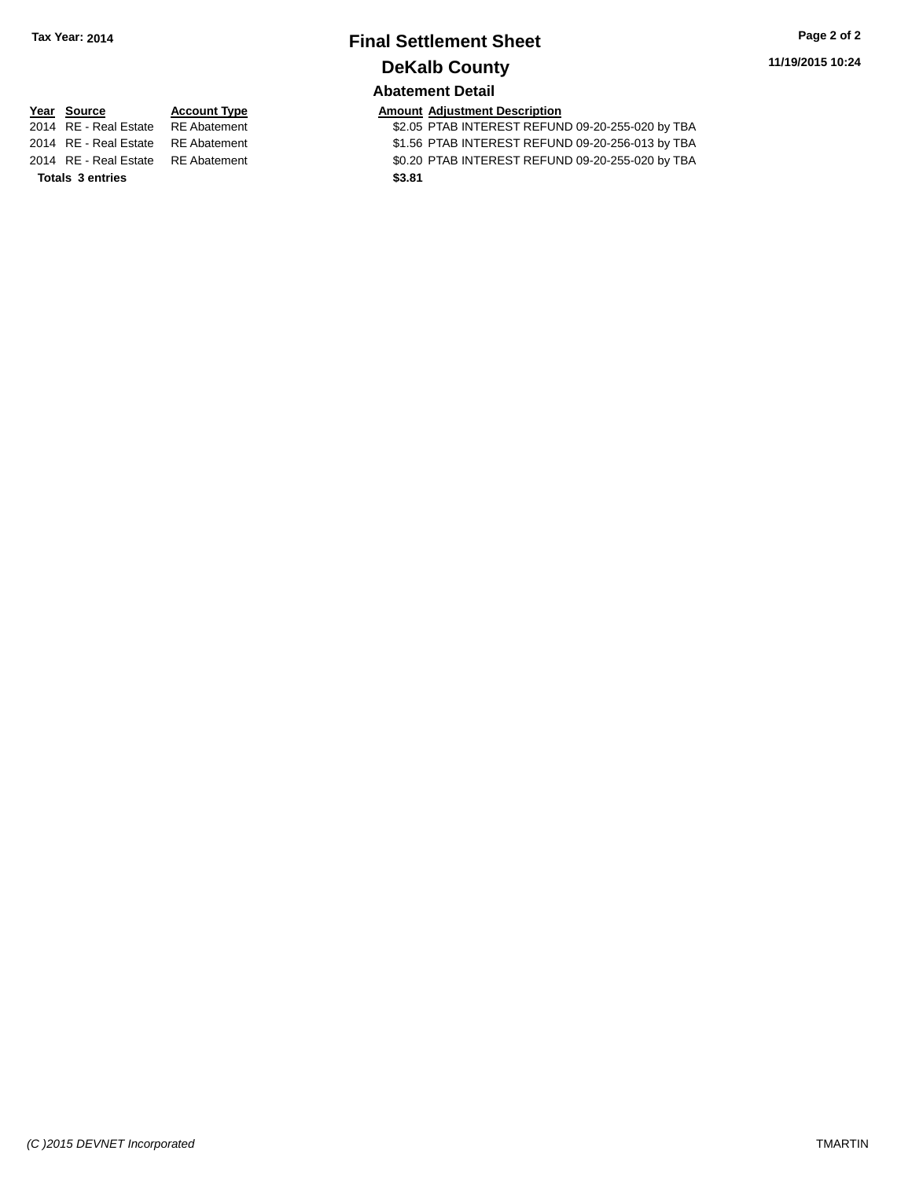**Tax Year: 2014**

# Final Settlement Sheet

## DeKalb County

### Abatement Detail

| Year | Source | Account Type | Amount | Adjustment Description |
|---|---|---|---|---|
| 2014 | RE - Real Estate | RE Abatement | $2.05 | PTAB INTEREST REFUND 09-20-255-020 by TBA |
| 2014 | RE - Real Estate | RE Abatement | $1.56 | PTAB INTEREST REFUND 09-20-256-013 by TBA |
| 2014 | RE - Real Estate | RE Abatement | $0.20 | PTAB INTEREST REFUND 09-20-255-020 by TBA |
| **Totals 3 entries** | | | **$3.81** | |

11/19/2015 10:24

*(C )2015 DEVNET Incorporated* TMARTIN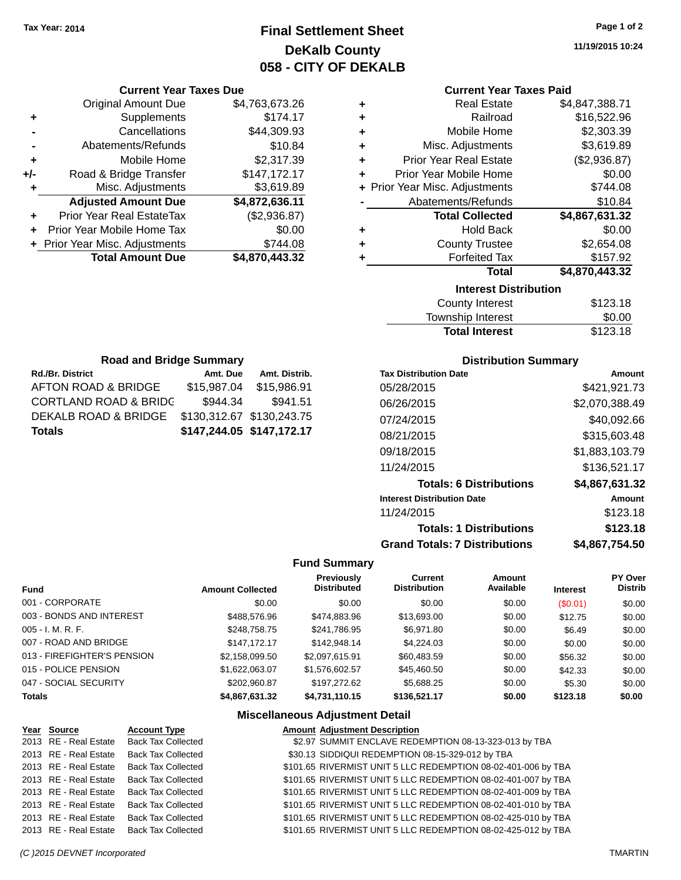Tax Year: 2014

# Final Settlement Sheet
## DeKalb County
## 058 - CITY OF DEKALB

11/19/2015 10:24

### Current Year Taxes Due

| | | |
|---|---|---|
| | Original Amount Due | $4,763,673.26 |
| + | Supplements | $174.17 |
| - | Cancellations | $44,309.93 |
| - | Abatements/Refunds | $10.84 |
| + | Mobile Home | $2,317.39 |
| +/- | Road & Bridge Transfer | $147,172.17 |
| + | Misc. Adjustments | $3,619.89 |
| | **Adjusted Amount Due** | **$4,872,636.11** |
| + | Prior Year Real EstateTax | ($2,936.87) |
| + | Prior Year Mobile Home Tax | $0.00 |
| + | Prior Year Misc. Adjustments | $744.08 |
| | **Total Amount Due** | **$4,870,443.32** |

### Current Year Taxes Paid

| | | |
|---|---|---|
| + | Real Estate | $4,847,388.71 |
| + | Railroad | $16,522.96 |
| + | Mobile Home | $2,303.39 |
| + | Misc. Adjustments | $3,619.89 |
| + | Prior Year Real Estate | ($2,936.87) |
| + | Prior Year Mobile Home | $0.00 |
| + | Prior Year Misc. Adjustments | $744.08 |
| - | Abatements/Refunds | $10.84 |
| | **Total Collected** | **$4,867,631.32** |
| + | Hold Back | $0.00 |
| + | County Trustee | $2,654.08 |
| + | Forfeited Tax | $157.92 |
| | **Total** | **$4,870,443.32** |

### Interest Distribution

| | |
|---|---|
| County Interest | $123.18 |
| Township Interest | $0.00 |
| **Total Interest** | $123.18 |

### Road and Bridge Summary

| Rd./Br. District | Amt. Due | Amt. Distrib. |
|---|---|---|
| AFTON ROAD & BRIDGE | $15,987.04 | $15,986.91 |
| CORTLAND ROAD & BRIDG | $944.34 | $941.51 |
| DEKALB ROAD & BRIDGE | $130,312.67 | $130,243.75 |
| **Totals** | **$147,244.05** | **$147,172.17** |

### Distribution Summary

| Tax Distribution Date | Amount |
|---|---|
| 05/28/2015 | $421,921.73 |
| 06/26/2015 | $2,070,388.49 |
| 07/24/2015 | $40,092.66 |
| 08/21/2015 | $315,603.48 |
| 09/18/2015 | $1,883,103.79 |
| 11/24/2015 | $136,521.17 |
| **Totals: 6 Distributions** | **$4,867,631.32** |
| **Interest Distribution Date** | **Amount** |
| 11/24/2015 | $123.18 |
| **Totals: 1 Distributions** | **$123.18** |
| **Grand Totals: 7 Distributions** | **$4,867,754.50** |

### Fund Summary

| Fund | Amount Collected | Previously Distributed | Current Distribution | Amount Available | Interest | PY Over Distrib |
|---|---|---|---|---|---|---|
| 001 - CORPORATE | $0.00 | $0.00 | $0.00 | $0.00 | ($0.01) | $0.00 |
| 003 - BONDS AND INTEREST | $488,576.96 | $474,883.96 | $13,693.00 | $0.00 | $12.75 | $0.00 |
| 005 - I. M. R. F. | $248,758.75 | $241,786.95 | $6,971.80 | $0.00 | $6.49 | $0.00 |
| 007 - ROAD AND BRIDGE | $147,172.17 | $142,948.14 | $4,224.03 | $0.00 | $0.00 | $0.00 |
| 013 - FIREFIGHTER'S PENSION | $2,158,099.50 | $2,097,615.91 | $60,483.59 | $0.00 | $56.32 | $0.00 |
| 015 - POLICE PENSION | $1,622,063.07 | $1,576,602.57 | $45,460.50 | $0.00 | $42.33 | $0.00 |
| 047 - SOCIAL SECURITY | $202,960.87 | $197,272.62 | $5,688.25 | $0.00 | $5.30 | $0.00 |
| **Totals** | **$4,867,631.32** | **$4,731,110.15** | **$136,521.17** | **$0.00** | **$123.18** | **$0.00** |

### Miscellaneous Adjustment Detail

| Year | Source | Account Type | Amount | Adjustment Description |
|---|---|---|---|---|
| 2013 | RE - Real Estate | Back Tax Collected | $2.97 | SUMMIT ENCLAVE REDEMPTION 08-13-323-013 by TBA |
| 2013 | RE - Real Estate | Back Tax Collected | $30.13 | SIDDIQUI REDEMPTION 08-15-329-012 by TBA |
| 2013 | RE - Real Estate | Back Tax Collected | $101.65 | RIVERMIST UNIT 5 LLC REDEMPTION 08-02-401-006 by TBA |
| 2013 | RE - Real Estate | Back Tax Collected | $101.65 | RIVERMIST UNIT 5 LLC REDEMPTION 08-02-401-007 by TBA |
| 2013 | RE - Real Estate | Back Tax Collected | $101.65 | RIVERMIST UNIT 5 LLC REDEMPTION 08-02-401-009 by TBA |
| 2013 | RE - Real Estate | Back Tax Collected | $101.65 | RIVERMIST UNIT 5 LLC REDEMPTION 08-02-401-010 by TBA |
| 2013 | RE - Real Estate | Back Tax Collected | $101.65 | RIVERMIST UNIT 5 LLC REDEMPTION 08-02-425-010 by TBA |
| 2013 | RE - Real Estate | Back Tax Collected | $101.65 | RIVERMIST UNIT 5 LLC REDEMPTION 08-02-425-012 by TBA |

(C )2015 DEVNET Incorporated TMARTIN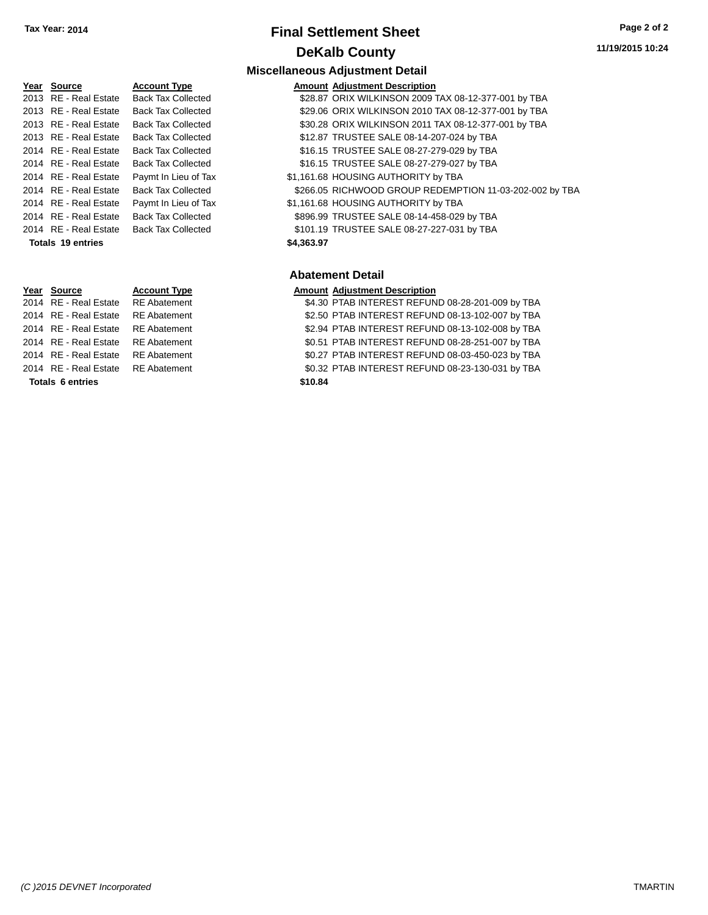# Final Settlement Sheet

**Tax Year: 2014**

## DeKalb County

11/19/2015 10:24

### Miscellaneous Adjustment Detail

| Year | Source | Account Type | Amount | Adjustment Description |
|---|---|---|---|---|
| 2013 | RE - Real Estate | Back Tax Collected | $28.87 | ORIX WILKINSON 2009 TAX 08-12-377-001 by TBA |
| 2013 | RE - Real Estate | Back Tax Collected | $29.06 | ORIX WILKINSON 2010 TAX 08-12-377-001 by TBA |
| 2013 | RE - Real Estate | Back Tax Collected | $30.28 | ORIX WILKINSON 2011 TAX 08-12-377-001 by TBA |
| 2013 | RE - Real Estate | Back Tax Collected | $12.87 | TRUSTEE SALE 08-14-207-024 by TBA |
| 2014 | RE - Real Estate | Back Tax Collected | $16.15 | TRUSTEE SALE 08-27-279-029 by TBA |
| 2014 | RE - Real Estate | Back Tax Collected | $16.15 | TRUSTEE SALE 08-27-279-027 by TBA |
| 2014 | RE - Real Estate | Paymt In Lieu of Tax | $1,161.68 | HOUSING AUTHORITY by TBA |
| 2014 | RE - Real Estate | Back Tax Collected | $266.05 | RICHWOOD GROUP REDEMPTION 11-03-202-002 by TBA |
| 2014 | RE - Real Estate | Paymt In Lieu of Tax | $1,161.68 | HOUSING AUTHORITY by TBA |
| 2014 | RE - Real Estate | Back Tax Collected | $896.99 | TRUSTEE SALE 08-14-458-029 by TBA |
| 2014 | RE - Real Estate | Back Tax Collected | $101.19 | TRUSTEE SALE 08-27-227-031 by TBA |
| **Totals 19 entries** | | | **$4,363.97** | |

### Abatement Detail

| Year | Source | Account Type | Amount | Adjustment Description |
|---|---|---|---|---|
| 2014 | RE - Real Estate | RE Abatement | $4.30 | PTAB INTEREST REFUND 08-28-201-009 by TBA |
| 2014 | RE - Real Estate | RE Abatement | $2.50 | PTAB INTEREST REFUND 08-13-102-007 by TBA |
| 2014 | RE - Real Estate | RE Abatement | $2.94 | PTAB INTEREST REFUND 08-13-102-008 by TBA |
| 2014 | RE - Real Estate | RE Abatement | $0.51 | PTAB INTEREST REFUND 08-28-251-007 by TBA |
| 2014 | RE - Real Estate | RE Abatement | $0.27 | PTAB INTEREST REFUND 08-03-450-023 by TBA |
| 2014 | RE - Real Estate | RE Abatement | $0.32 | PTAB INTEREST REFUND 08-23-130-031 by TBA |
| **Totals 6 entries** | | | **$10.84** | |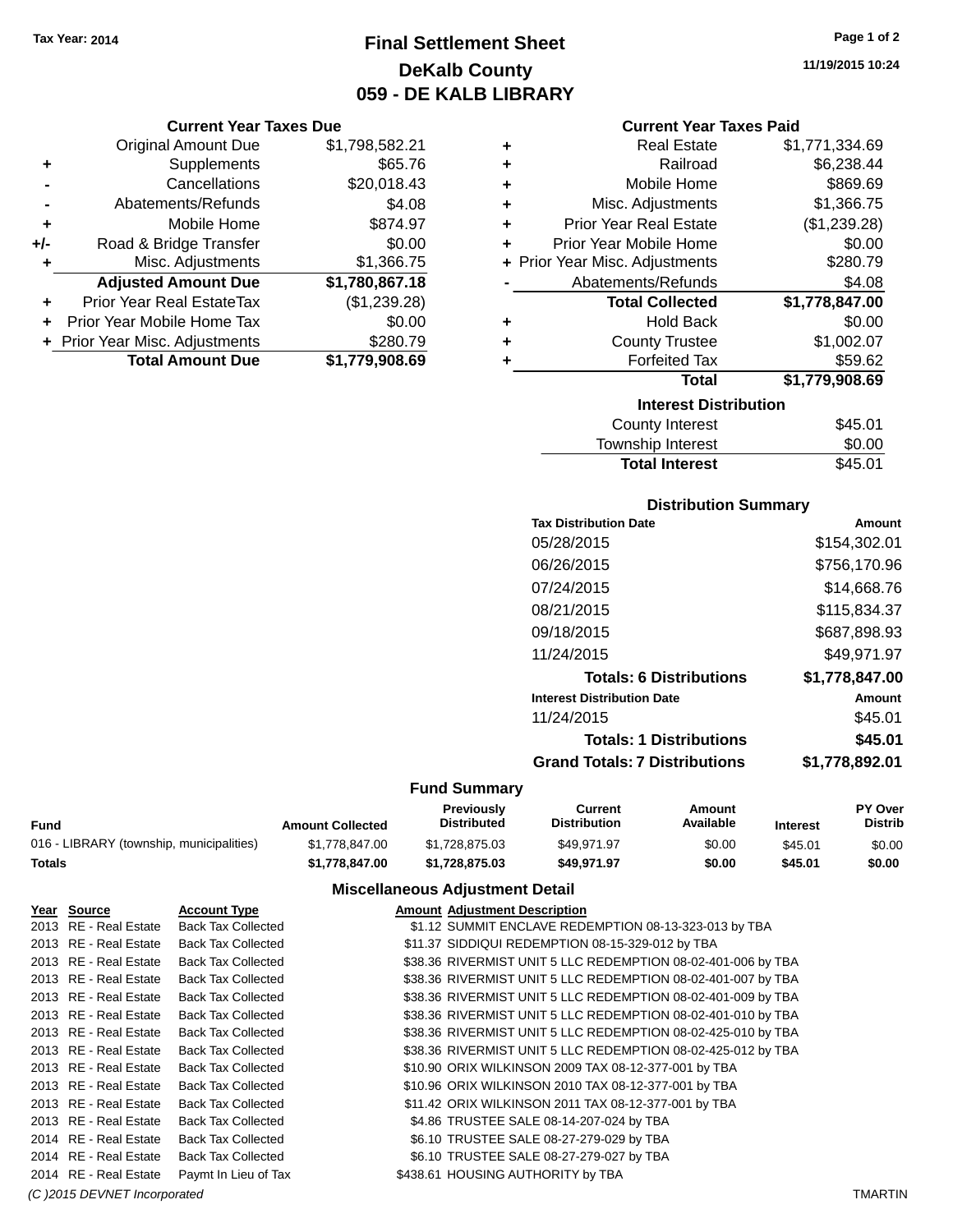Tax Year: 2014

# Final Settlement Sheet
## DeKalb County
## 059 - DE KALB LIBRARY

11/19/2015 10:24

### Current Year Taxes Due

| | | |
|---|---|---|
| | Original Amount Due | $1,798,582.21 |
| + | Supplements | $65.76 |
| - | Cancellations | $20,018.43 |
| - | Abatements/Refunds | $4.08 |
| + | Mobile Home | $874.97 |
| +/- | Road & Bridge Transfer | $0.00 |
| + | Misc. Adjustments | $1,366.75 |
| | **Adjusted Amount Due** | **$1,780,867.18** |
| + | Prior Year Real EstateTax | ($1,239.28) |
| + | Prior Year Mobile Home Tax | $0.00 |
| + | Prior Year Misc. Adjustments | $280.79 |
| | **Total Amount Due** | **$1,779,908.69** |

### Current Year Taxes Paid

| | | |
|---|---|---|
| + | Real Estate | $1,771,334.69 |
| + | Railroad | $6,238.44 |
| + | Mobile Home | $869.69 |
| + | Misc. Adjustments | $1,366.75 |
| + | Prior Year Real Estate | ($1,239.28) |
| + | Prior Year Mobile Home | $0.00 |
| + | Prior Year Misc. Adjustments | $280.79 |
| - | Abatements/Refunds | $4.08 |
| | **Total Collected** | **$1,778,847.00** |
| + | Hold Back | $0.00 |
| + | County Trustee | $1,002.07 |
| + | Forfeited Tax | $59.62 |
| | **Total** | **$1,779,908.69** |

### Interest Distribution

| | |
|---|---|
| County Interest | $45.01 |
| Township Interest | $0.00 |
| **Total Interest** | $45.01 |

### Distribution Summary

| Tax Distribution Date | Amount |
|---|---|
| 05/28/2015 | $154,302.01 |
| 06/26/2015 | $756,170.96 |
| 07/24/2015 | $14,668.76 |
| 08/21/2015 | $115,834.37 |
| 09/18/2015 | $687,898.93 |
| 11/24/2015 | $49,971.97 |
| **Totals: 6 Distributions** | **$1,778,847.00** |
| **Interest Distribution Date** | **Amount** |
| 11/24/2015 | $45.01 |
| **Totals: 1 Distributions** | **$45.01** |
| **Grand Totals: 7 Distributions** | **$1,778,892.01** |

### Fund Summary

| Fund | Amount Collected | Previously Distributed | Current Distribution | Amount Available | Interest | PY Over Distrib |
|---|---|---|---|---|---|---|
| 016 - LIBRARY (township, municipalities) | $1,778,847.00 | $1,728,875.03 | $49,971.97 | $0.00 | $45.01 | $0.00 |
| **Totals** | **$1,778,847.00** | **$1,728,875.03** | **$49,971.97** | **$0.00** | **$45.01** | **$0.00** |

### Miscellaneous Adjustment Detail

| Year | Source | Account Type | Amount | Adjustment Description |
|---|---|---|---|---|
| 2013 | RE - Real Estate | Back Tax Collected | $1.12 | SUMMIT ENCLAVE REDEMPTION 08-13-323-013 by TBA |
| 2013 | RE - Real Estate | Back Tax Collected | $11.37 | SIDDIQUI REDEMPTION 08-15-329-012 by TBA |
| 2013 | RE - Real Estate | Back Tax Collected | $38.36 | RIVERMIST UNIT 5 LLC REDEMPTION 08-02-401-006 by TBA |
| 2013 | RE - Real Estate | Back Tax Collected | $38.36 | RIVERMIST UNIT 5 LLC REDEMPTION 08-02-401-007 by TBA |
| 2013 | RE - Real Estate | Back Tax Collected | $38.36 | RIVERMIST UNIT 5 LLC REDEMPTION 08-02-401-009 by TBA |
| 2013 | RE - Real Estate | Back Tax Collected | $38.36 | RIVERMIST UNIT 5 LLC REDEMPTION 08-02-401-010 by TBA |
| 2013 | RE - Real Estate | Back Tax Collected | $38.36 | RIVERMIST UNIT 5 LLC REDEMPTION 08-02-425-010 by TBA |
| 2013 | RE - Real Estate | Back Tax Collected | $38.36 | RIVERMIST UNIT 5 LLC REDEMPTION 08-02-425-012 by TBA |
| 2013 | RE - Real Estate | Back Tax Collected | $10.90 | ORIX WILKINSON 2009 TAX 08-12-377-001 by TBA |
| 2013 | RE - Real Estate | Back Tax Collected | $10.96 | ORIX WILKINSON 2010 TAX 08-12-377-001 by TBA |
| 2013 | RE - Real Estate | Back Tax Collected | $11.42 | ORIX WILKINSON 2011 TAX 08-12-377-001 by TBA |
| 2013 | RE - Real Estate | Back Tax Collected | $4.86 | TRUSTEE SALE 08-14-207-024 by TBA |
| 2014 | RE - Real Estate | Back Tax Collected | $6.10 | TRUSTEE SALE 08-27-279-029 by TBA |
| 2014 | RE - Real Estate | Back Tax Collected | $6.10 | TRUSTEE SALE 08-27-279-027 by TBA |
| 2014 | RE - Real Estate | Paymt In Lieu of Tax | $438.61 | HOUSING AUTHORITY by TBA |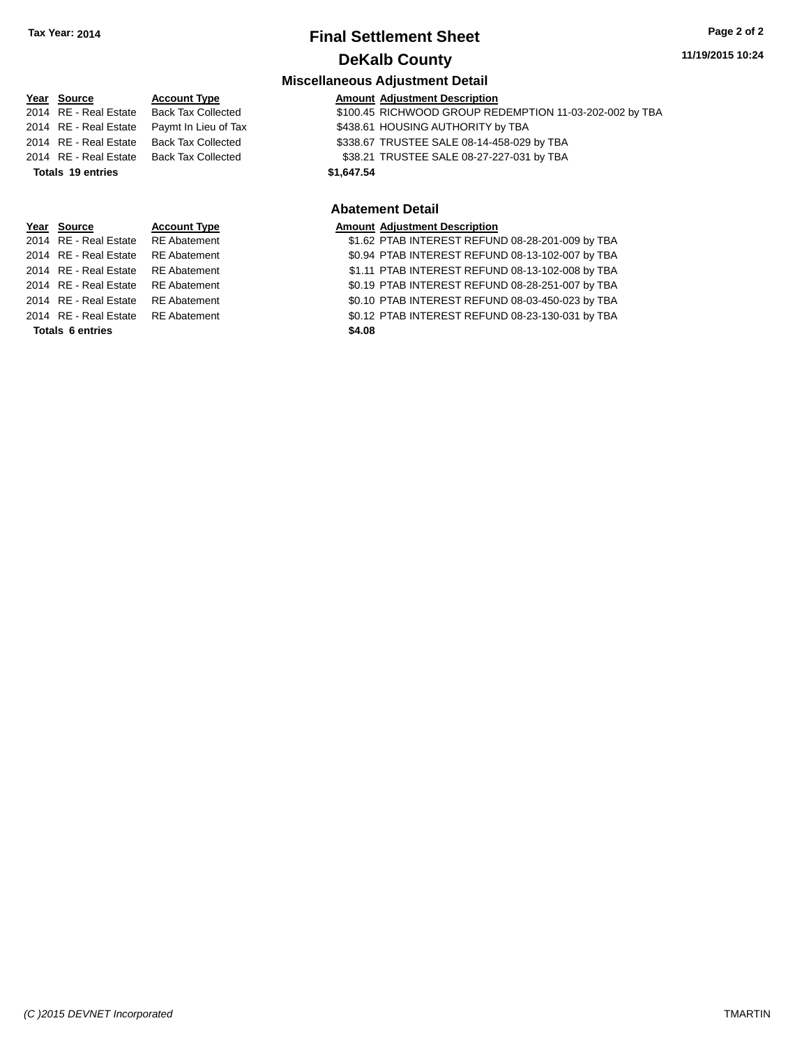**Tax Year: 2014**

# Final Settlement Sheet

## DeKalb County

### Miscellaneous Adjustment Detail

| Year | Source | Account Type | Amount | Adjustment Description |
|---|---|---|---|---|
| 2014 | RE - Real Estate | Back Tax Collected | $100.45 | RICHWOOD GROUP REDEMPTION 11-03-202-002 by TBA |
| 2014 | RE - Real Estate | Paymt In Lieu of Tax | $438.61 | HOUSING AUTHORITY by TBA |
| 2014 | RE - Real Estate | Back Tax Collected | $338.67 | TRUSTEE SALE 08-14-458-029 by TBA |
| 2014 | RE - Real Estate | Back Tax Collected | $38.21 | TRUSTEE SALE 08-27-227-031 by TBA |
| **Totals 19 entries** | | | **$1,647.54** | |

### Abatement Detail

| Year | Source | Account Type | Amount | Adjustment Description |
|---|---|---|---|---|
| 2014 | RE - Real Estate | RE Abatement | $1.62 | PTAB INTEREST REFUND 08-28-201-009 by TBA |
| 2014 | RE - Real Estate | RE Abatement | $0.94 | PTAB INTEREST REFUND 08-13-102-007 by TBA |
| 2014 | RE - Real Estate | RE Abatement | $1.11 | PTAB INTEREST REFUND 08-13-102-008 by TBA |
| 2014 | RE - Real Estate | RE Abatement | $0.19 | PTAB INTEREST REFUND 08-28-251-007 by TBA |
| 2014 | RE - Real Estate | RE Abatement | $0.10 | PTAB INTEREST REFUND 08-03-450-023 by TBA |
| 2014 | RE - Real Estate | RE Abatement | $0.12 | PTAB INTEREST REFUND 08-23-130-031 by TBA |
| **Totals 6 entries** | | | **$4.08** | |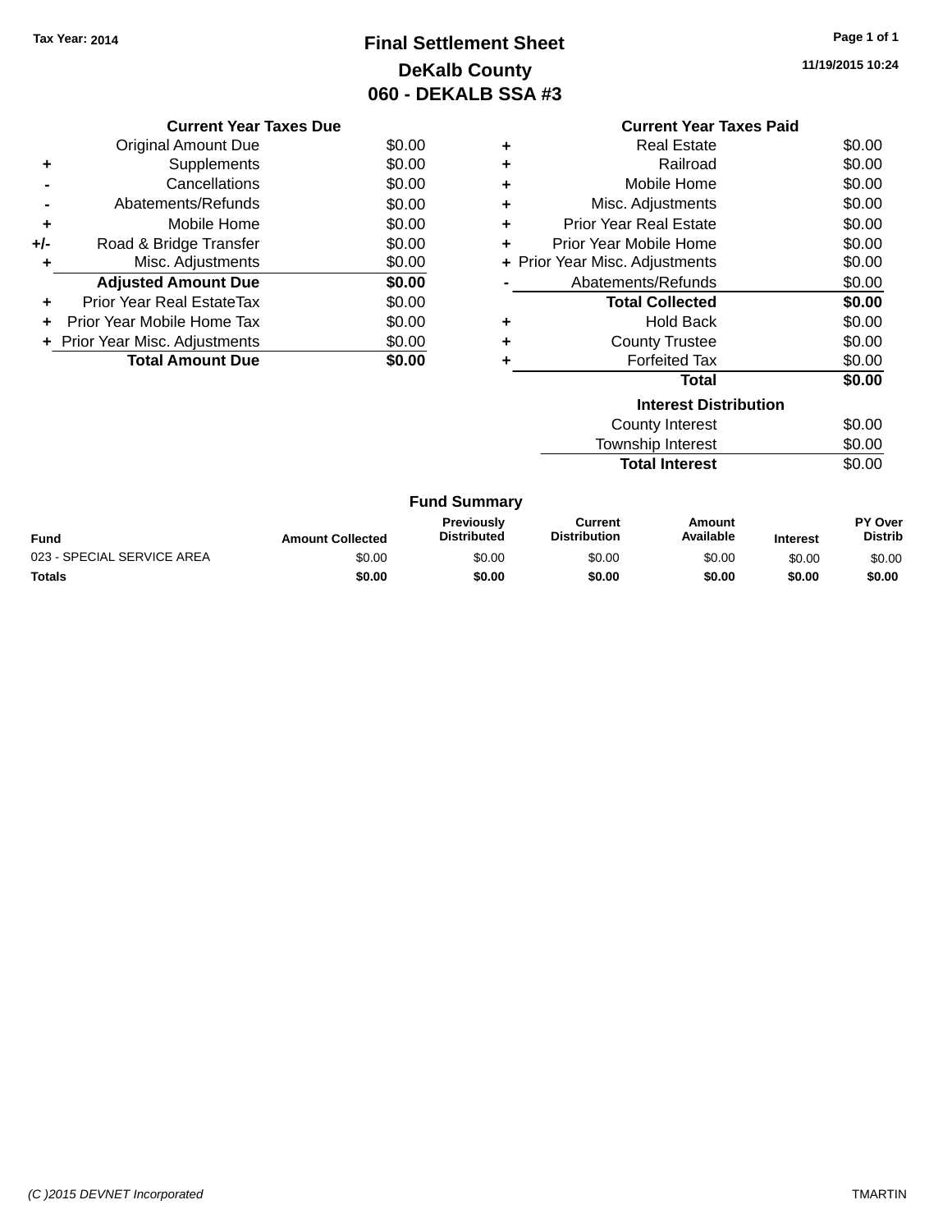Tax Year: 2014

# Final Settlement Sheet

## DeKalb County

## 060 - DEKALB SSA #3

11/19/2015 10:24

### Current Year Taxes Due

| | | |
|---|---|---|
| | Original Amount Due | $0.00 |
| + | Supplements | $0.00 |
| - | Cancellations | $0.00 |
| - | Abatements/Refunds | $0.00 |
| + | Mobile Home | $0.00 |
| +/- | Road & Bridge Transfer | $0.00 |
| + | Misc. Adjustments | $0.00 |
| | **Adjusted Amount Due** | **$0.00** |
| + | Prior Year Real EstateTax | $0.00 |
| + | Prior Year Mobile Home Tax | $0.00 |
| + | Prior Year Misc. Adjustments | $0.00 |
| | **Total Amount Due** | **$0.00** |

### Current Year Taxes Paid

| | | |
|---|---|---|
| + | Real Estate | $0.00 |
| + | Railroad | $0.00 |
| + | Mobile Home | $0.00 |
| + | Misc. Adjustments | $0.00 |
| + | Prior Year Real Estate | $0.00 |
| + | Prior Year Mobile Home | $0.00 |
| + | Prior Year Misc. Adjustments | $0.00 |
| - | Abatements/Refunds | $0.00 |
| | **Total Collected** | **$0.00** |
| + | Hold Back | $0.00 |
| + | County Trustee | $0.00 |
| + | Forfeited Tax | $0.00 |
| | **Total** | **$0.00** |

### Interest Distribution

| | |
|---|---|
| County Interest | $0.00 |
| Township Interest | $0.00 |
| **Total Interest** | $0.00 |

### Fund Summary

| Fund | Amount Collected | Previously Distributed | Current Distribution | Amount Available | Interest | PY Over Distrib |
|---|---|---|---|---|---|---|
| 023 - SPECIAL SERVICE AREA | $0.00 | $0.00 | $0.00 | $0.00 | $0.00 | $0.00 |
| **Totals** | **$0.00** | **$0.00** | **$0.00** | **$0.00** | **$0.00** | **$0.00** |

(C )2015 DEVNET Incorporated TMARTIN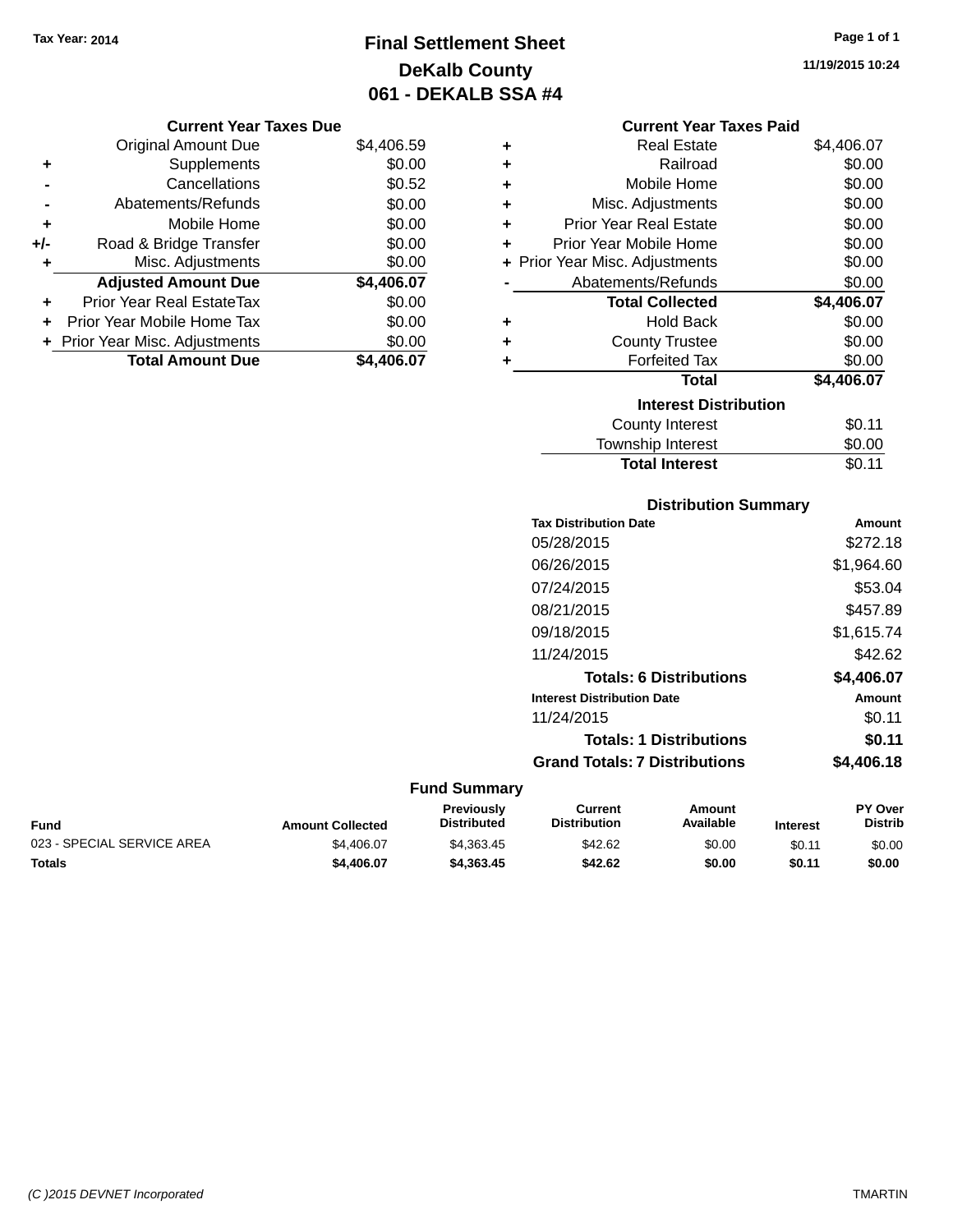Tax Year: 2014

# Final Settlement Sheet
## DeKalb County
## 061 - DEKALB SSA #4

11/19/2015 10:24

### Current Year Taxes Due

| | | |
|---|---|---|
| | Original Amount Due | $4,406.59 |
| + | Supplements | $0.00 |
| - | Cancellations | $0.52 |
| - | Abatements/Refunds | $0.00 |
| + | Mobile Home | $0.00 |
| +/- | Road & Bridge Transfer | $0.00 |
| + | Misc. Adjustments | $0.00 |
| | **Adjusted Amount Due** | **$4,406.07** |
| + | Prior Year Real EstateTax | $0.00 |
| + | Prior Year Mobile Home Tax | $0.00 |
| + | Prior Year Misc. Adjustments | $0.00 |
| | **Total Amount Due** | **$4,406.07** |

### Current Year Taxes Paid

| | | |
|---|---|---|
| + | Real Estate | $4,406.07 |
| + | Railroad | $0.00 |
| + | Mobile Home | $0.00 |
| + | Misc. Adjustments | $0.00 |
| + | Prior Year Real Estate | $0.00 |
| + | Prior Year Mobile Home | $0.00 |
| + | Prior Year Misc. Adjustments | $0.00 |
| - | Abatements/Refunds | $0.00 |
| | **Total Collected** | **$4,406.07** |
| + | Hold Back | $0.00 |
| + | County Trustee | $0.00 |
| + | Forfeited Tax | $0.00 |
| | **Total** | **$4,406.07** |

### Interest Distribution

| | |
|---|---|
| County Interest | $0.11 |
| Township Interest | $0.00 |
| **Total Interest** | $0.11 |

### Distribution Summary

| Tax Distribution Date | Amount |
|---|---|
| 05/28/2015 | $272.18 |
| 06/26/2015 | $1,964.60 |
| 07/24/2015 | $53.04 |
| 08/21/2015 | $457.89 |
| 09/18/2015 | $1,615.74 |
| 11/24/2015 | $42.62 |
| **Totals: 6 Distributions** | **$4,406.07** |

| Interest Distribution Date | Amount |
|---|---|
| 11/24/2015 | $0.11 |
| **Totals: 1 Distributions** | **$0.11** |
| **Grand Totals: 7 Distributions** | **$4,406.18** |

### Fund Summary

| Fund | Amount Collected | Previously Distributed | Current Distribution | Amount Available | Interest | PY Over Distrib |
|---|---|---|---|---|---|---|
| 023 - SPECIAL SERVICE AREA | $4,406.07 | $4,363.45 | $42.62 | $0.00 | $0.11 | $0.00 |
| **Totals** | **$4,406.07** | **$4,363.45** | **$42.62** | **$0.00** | **$0.11** | **$0.00** |

(C )2015 DEVNET Incorporated TMARTIN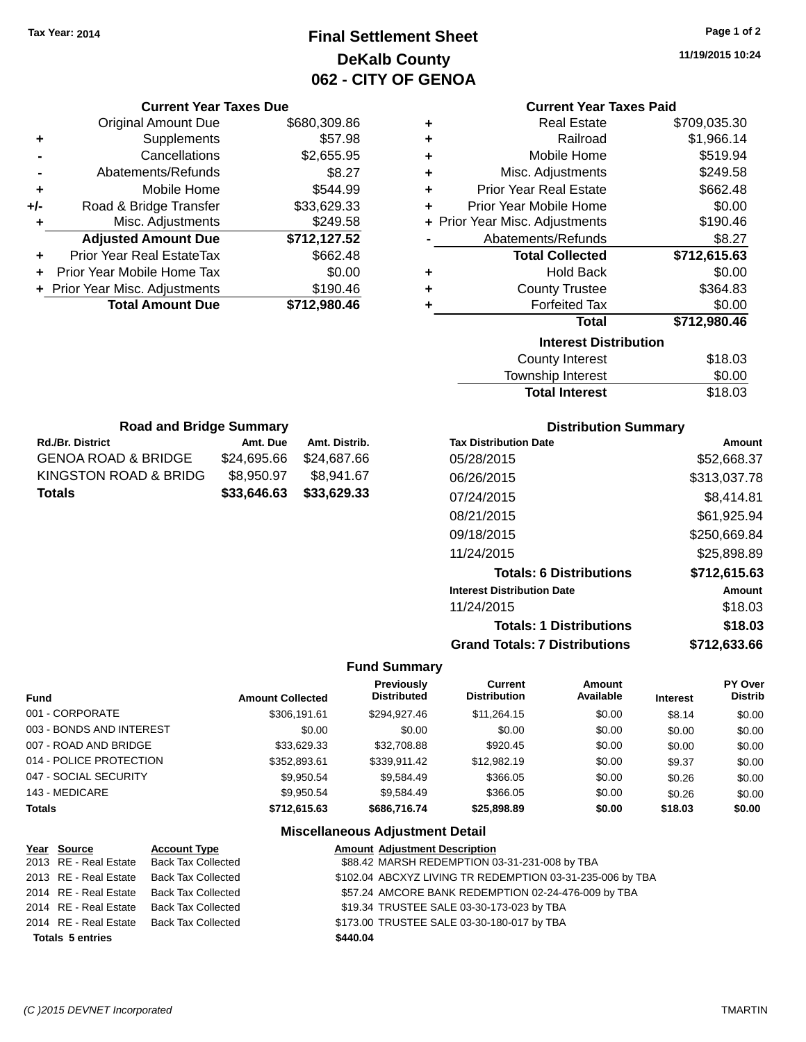Tax Year: 2014

# Final Settlement Sheet
## DeKalb County
## 062 - CITY OF GENOA

11/19/2015 10:24

### Current Year Taxes Due

| | | |
|---|---|---|
| | Original Amount Due | $680,309.86 |
| + | Supplements | $57.98 |
| - | Cancellations | $2,655.95 |
| - | Abatements/Refunds | $8.27 |
| + | Mobile Home | $544.99 |
| +/- | Road & Bridge Transfer | $33,629.33 |
| + | Misc. Adjustments | $249.58 |
| | **Adjusted Amount Due** | **$712,127.52** |
| + | Prior Year Real EstateTax | $662.48 |
| + | Prior Year Mobile Home Tax | $0.00 |
| + | Prior Year Misc. Adjustments | $190.46 |
| | **Total Amount Due** | **$712,980.46** |

### Current Year Taxes Paid

| | | |
|---|---|---|
| + | Real Estate | $709,035.30 |
| + | Railroad | $1,966.14 |
| + | Mobile Home | $519.94 |
| + | Misc. Adjustments | $249.58 |
| + | Prior Year Real Estate | $662.48 |
| + | Prior Year Mobile Home | $0.00 |
| + | Prior Year Misc. Adjustments | $190.46 |
| - | Abatements/Refunds | $8.27 |
| | **Total Collected** | **$712,615.63** |
| + | Hold Back | $0.00 |
| + | County Trustee | $364.83 |
| + | Forfeited Tax | $0.00 |
| | **Total** | **$712,980.46** |

### Interest Distribution

| | |
|---|---|
| County Interest | $18.03 |
| Township Interest | $0.00 |
| **Total Interest** | $18.03 |

### Road and Bridge Summary

| Rd./Br. District | Amt. Due | Amt. Distrib. |
|---|---|---|
| GENOA ROAD & BRIDGE | $24,695.66 | $24,687.66 |
| KINGSTON ROAD & BRIDG | $8,950.97 | $8,941.67 |
| **Totals** | **$33,646.63** | **$33,629.33** |

### Distribution Summary

| Tax Distribution Date | Amount |
|---|---|
| 05/28/2015 | $52,668.37 |
| 06/26/2015 | $313,037.78 |
| 07/24/2015 | $8,414.81 |
| 08/21/2015 | $61,925.94 |
| 09/18/2015 | $250,669.84 |
| 11/24/2015 | $25,898.89 |
| **Totals: 6 Distributions** | **$712,615.63** |
| **Interest Distribution Date** | **Amount** |
| 11/24/2015 | $18.03 |
| **Totals: 1 Distributions** | **$18.03** |
| **Grand Totals: 7 Distributions** | **$712,633.66** |

### Fund Summary

| Fund | Amount Collected | Previously Distributed | Current Distribution | Amount Available | Interest | PY Over Distrib |
|---|---|---|---|---|---|---|
| 001 - CORPORATE | $306,191.61 | $294,927.46 | $11,264.15 | $0.00 | $8.14 | $0.00 |
| 003 - BONDS AND INTEREST | $0.00 | $0.00 | $0.00 | $0.00 | $0.00 | $0.00 |
| 007 - ROAD AND BRIDGE | $33,629.33 | $32,708.88 | $920.45 | $0.00 | $0.00 | $0.00 |
| 014 - POLICE PROTECTION | $352,893.61 | $339,911.42 | $12,982.19 | $0.00 | $9.37 | $0.00 |
| 047 - SOCIAL SECURITY | $9,950.54 | $9,584.49 | $366.05 | $0.00 | $0.26 | $0.00 |
| 143 - MEDICARE | $9,950.54 | $9,584.49 | $366.05 | $0.00 | $0.26 | $0.00 |
| **Totals** | **$712,615.63** | **$686,716.74** | **$25,898.89** | **$0.00** | **$18.03** | **$0.00** |

### Miscellaneous Adjustment Detail

| Year | Source | Account Type | Amount | Adjustment Description |
|---|---|---|---|---|
| 2013 | RE - Real Estate | Back Tax Collected | $88.42 | MARSH REDEMPTION 03-31-231-008 by TBA |
| 2013 | RE - Real Estate | Back Tax Collected | $102.04 | ABCXYZ LIVING TR REDEMPTION 03-31-235-006 by TBA |
| 2014 | RE - Real Estate | Back Tax Collected | $57.24 | AMCORE BANK REDEMPTION 02-24-476-009 by TBA |
| 2014 | RE - Real Estate | Back Tax Collected | $19.34 | TRUSTEE SALE 03-30-173-023 by TBA |
| 2014 | RE - Real Estate | Back Tax Collected | $173.00 | TRUSTEE SALE 03-30-180-017 by TBA |
| **Totals 5 entries** | | | **$440.04** | |

(C )2015 DEVNET Incorporated TMARTIN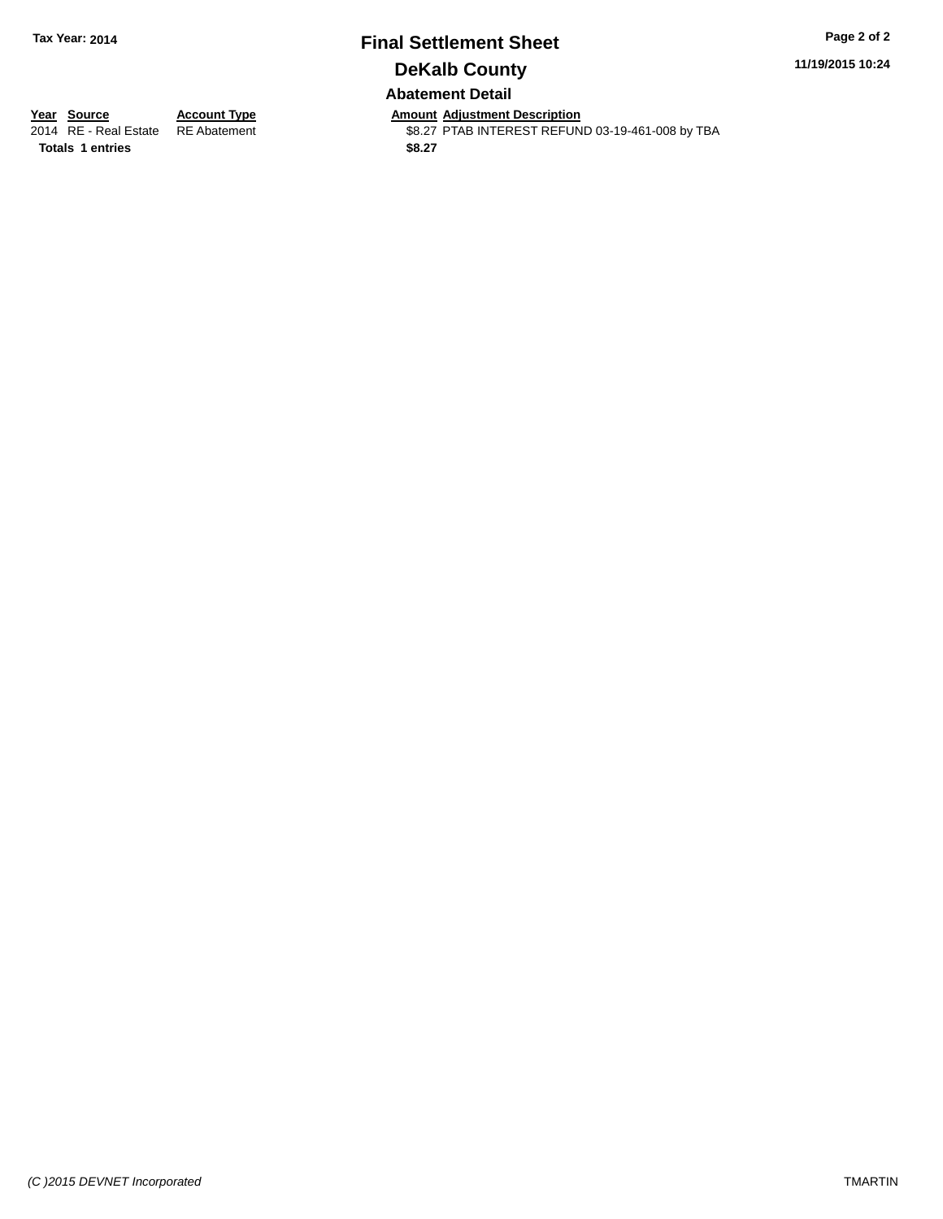# Final Settlement Sheet

**Tax Year: 2014**

## DeKalb County

**11/19/2015 10:24**

### Abatement Detail

| Year | Source | Account Type | Amount | Adjustment Description |
|---|---|---|---|---|
| 2014 | RE - Real Estate | RE Abatement | $8.27 | PTAB INTEREST REFUND 03-19-461-008 by TBA |
| **Totals** | **1 entries** | | **$8.27** | |

*(C )2015 DEVNET Incorporated*

TMARTIN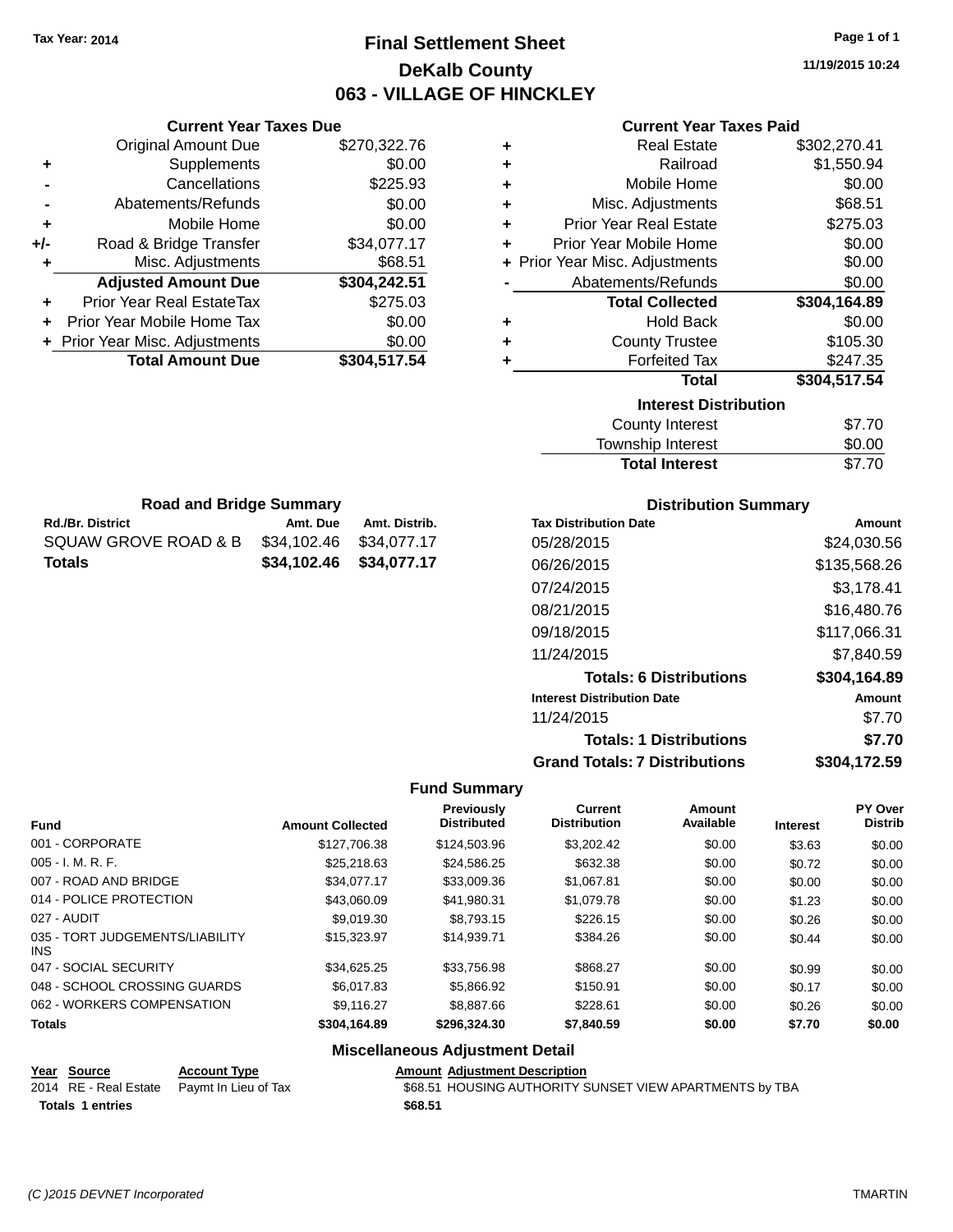Tax Year: 2014

# Final Settlement Sheet
## DeKalb County
## 063 - VILLAGE OF HINCKLEY

11/19/2015 10:24

### Current Year Taxes Due

| | | |
|---|---|---|
| | Original Amount Due | $270,322.76 |
| + | Supplements | $0.00 |
| - | Cancellations | $225.93 |
| - | Abatements/Refunds | $0.00 |
| + | Mobile Home | $0.00 |
| +/- | Road & Bridge Transfer | $34,077.17 |
| + | Misc. Adjustments | $68.51 |
| | **Adjusted Amount Due** | **$304,242.51** |
| + | Prior Year Real EstateTax | $275.03 |
| + | Prior Year Mobile Home Tax | $0.00 |
| + | Prior Year Misc. Adjustments | $0.00 |
| | **Total Amount Due** | **$304,517.54** |

### Current Year Taxes Paid

| | | |
|---|---|---|
| + | Real Estate | $302,270.41 |
| + | Railroad | $1,550.94 |
| + | Mobile Home | $0.00 |
| + | Misc. Adjustments | $68.51 |
| + | Prior Year Real Estate | $275.03 |
| + | Prior Year Mobile Home | $0.00 |
| + | Prior Year Misc. Adjustments | $0.00 |
| - | Abatements/Refunds | $0.00 |
| | **Total Collected** | **$304,164.89** |
| + | Hold Back | $0.00 |
| + | County Trustee | $105.30 |
| + | Forfeited Tax | $247.35 |
| | **Total** | **$304,517.54** |

### Interest Distribution

| | |
|---|---|
| County Interest | $7.70 |
| Township Interest | $0.00 |
| **Total Interest** | $7.70 |

### Road and Bridge Summary

| Rd./Br. District | Amt. Due | Amt. Distrib. |
|---|---|---|
| SQUAW GROVE ROAD & B | $34,102.46 | $34,077.17 |
| **Totals** | **$34,102.46** | **$34,077.17** |

### Distribution Summary

| Tax Distribution Date | Amount |
|---|---|
| 05/28/2015 | $24,030.56 |
| 06/26/2015 | $135,568.26 |
| 07/24/2015 | $3,178.41 |
| 08/21/2015 | $16,480.76 |
| 09/18/2015 | $117,066.31 |
| 11/24/2015 | $7,840.59 |
| **Totals: 6 Distributions** | **$304,164.89** |
| **Interest Distribution Date** | **Amount** |
| 11/24/2015 | $7.70 |
| **Totals: 1 Distributions** | **$7.70** |
| **Grand Totals: 7 Distributions** | **$304,172.59** |

### Fund Summary

| Fund | Amount Collected | Previously Distributed | Current Distribution | Amount Available | Interest | PY Over Distrib |
|---|---|---|---|---|---|---|
| 001 - CORPORATE | $127,706.38 | $124,503.96 | $3,202.42 | $0.00 | $3.63 | $0.00 |
| 005 - I. M. R. F. | $25,218.63 | $24,586.25 | $632.38 | $0.00 | $0.72 | $0.00 |
| 007 - ROAD AND BRIDGE | $34,077.17 | $33,009.36 | $1,067.81 | $0.00 | $0.00 | $0.00 |
| 014 - POLICE PROTECTION | $43,060.09 | $41,980.31 | $1,079.78 | $0.00 | $1.23 | $0.00 |
| 027 - AUDIT | $9,019.30 | $8,793.15 | $226.15 | $0.00 | $0.26 | $0.00 |
| 035 - TORT JUDGEMENTS/LIABILITY INS | $15,323.97 | $14,939.71 | $384.26 | $0.00 | $0.44 | $0.00 |
| 047 - SOCIAL SECURITY | $34,625.25 | $33,756.98 | $868.27 | $0.00 | $0.99 | $0.00 |
| 048 - SCHOOL CROSSING GUARDS | $6,017.83 | $5,866.92 | $150.91 | $0.00 | $0.17 | $0.00 |
| 062 - WORKERS COMPENSATION | $9,116.27 | $8,887.66 | $228.61 | $0.00 | $0.26 | $0.00 |
| **Totals** | **$304,164.89** | **$296,324.30** | **$7,840.59** | **$0.00** | **$7.70** | **$0.00** |

### Miscellaneous Adjustment Detail

| Year | Source | Account Type | Amount | Adjustment Description |
|---|---|---|---|---|
| 2014 | RE - Real Estate | Paymt In Lieu of Tax | $68.51 | HOUSING AUTHORITY SUNSET VIEW APARTMENTS by TBA |
| **Totals 1 entries** | | | **$68.51** | |

(C )2015 DEVNET Incorporated — TMARTIN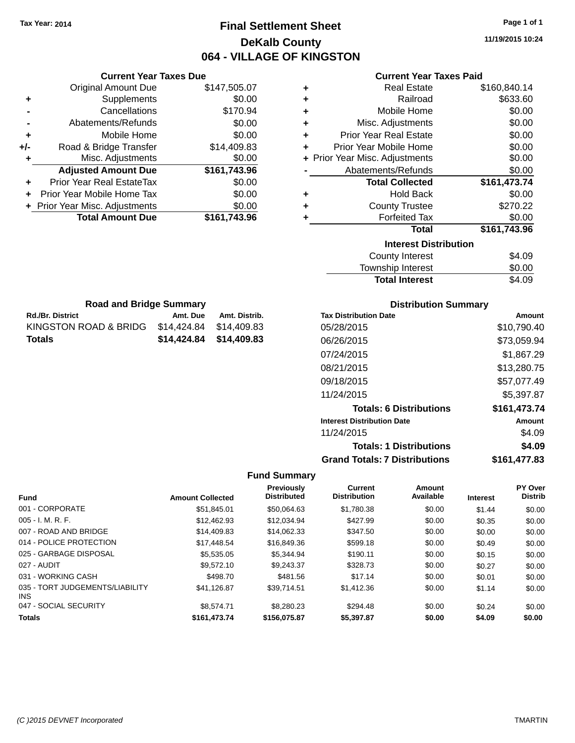Tax Year: 2014

# Final Settlement Sheet

## DeKalb County

## 064 - VILLAGE OF KINGSTON

11/19/2015 10:24

### Current Year Taxes Due

| | | |
|---|---|---|
| | Original Amount Due | $147,505.07 |
| + | Supplements | $0.00 |
| - | Cancellations | $170.94 |
| - | Abatements/Refunds | $0.00 |
| + | Mobile Home | $0.00 |
| +/- | Road & Bridge Transfer | $14,409.83 |
| + | Misc. Adjustments | $0.00 |
| | **Adjusted Amount Due** | **$161,743.96** |
| + | Prior Year Real EstateTax | $0.00 |
| + | Prior Year Mobile Home Tax | $0.00 |
| + | Prior Year Misc. Adjustments | $0.00 |
| | **Total Amount Due** | **$161,743.96** |

### Current Year Taxes Paid

| | | |
|---|---|---|
| + | Real Estate | $160,840.14 |
| + | Railroad | $633.60 |
| + | Mobile Home | $0.00 |
| + | Misc. Adjustments | $0.00 |
| + | Prior Year Real Estate | $0.00 |
| + | Prior Year Mobile Home | $0.00 |
| + | Prior Year Misc. Adjustments | $0.00 |
| - | Abatements/Refunds | $0.00 |
| | **Total Collected** | **$161,473.74** |
| + | Hold Back | $0.00 |
| + | County Trustee | $270.22 |
| + | Forfeited Tax | $0.00 |
| | **Total** | **$161,743.96** |

### Interest Distribution

| | |
|---|---|
| County Interest | $4.09 |
| Township Interest | $0.00 |
| **Total Interest** | $4.09 |

### Road and Bridge Summary

| Rd./Br. District | Amt. Due | Amt. Distrib. |
|---|---|---|
| KINGSTON ROAD & BRIDG | $14,424.84 | $14,409.83 |
| **Totals** | **$14,424.84** | **$14,409.83** |

### Distribution Summary

| Tax Distribution Date | Amount |
|---|---|
| 05/28/2015 | $10,790.40 |
| 06/26/2015 | $73,059.94 |
| 07/24/2015 | $1,867.29 |
| 08/21/2015 | $13,280.75 |
| 09/18/2015 | $57,077.49 |
| 11/24/2015 | $5,397.87 |
| **Totals: 6 Distributions** | **$161,473.74** |
| **Interest Distribution Date** | **Amount** |
| 11/24/2015 | $4.09 |
| **Totals: 1 Distributions** | **$4.09** |
| **Grand Totals: 7 Distributions** | **$161,477.83** |

### Fund Summary

| Fund | Amount Collected | Previously Distributed | Current Distribution | Amount Available | Interest | PY Over Distrib |
|---|---|---|---|---|---|---|
| 001 - CORPORATE | $51,845.01 | $50,064.63 | $1,780.38 | $0.00 | $1.44 | $0.00 |
| 005 - I. M. R. F. | $12,462.93 | $12,034.94 | $427.99 | $0.00 | $0.35 | $0.00 |
| 007 - ROAD AND BRIDGE | $14,409.83 | $14,062.33 | $347.50 | $0.00 | $0.00 | $0.00 |
| 014 - POLICE PROTECTION | $17,448.54 | $16,849.36 | $599.18 | $0.00 | $0.49 | $0.00 |
| 025 - GARBAGE DISPOSAL | $5,535.05 | $5,344.94 | $190.11 | $0.00 | $0.15 | $0.00 |
| 027 - AUDIT | $9,572.10 | $9,243.37 | $328.73 | $0.00 | $0.27 | $0.00 |
| 031 - WORKING CASH | $498.70 | $481.56 | $17.14 | $0.00 | $0.01 | $0.00 |
| 035 - TORT JUDGEMENTS/LIABILITY INS | $41,126.87 | $39,714.51 | $1,412.36 | $0.00 | $1.14 | $0.00 |
| 047 - SOCIAL SECURITY | $8,574.71 | $8,280.23 | $294.48 | $0.00 | $0.24 | $0.00 |
| **Totals** | **$161,473.74** | **$156,075.87** | **$5,397.87** | **$0.00** | **$4.09** | **$0.00** |

(C )2015 DEVNET Incorporated — TMARTIN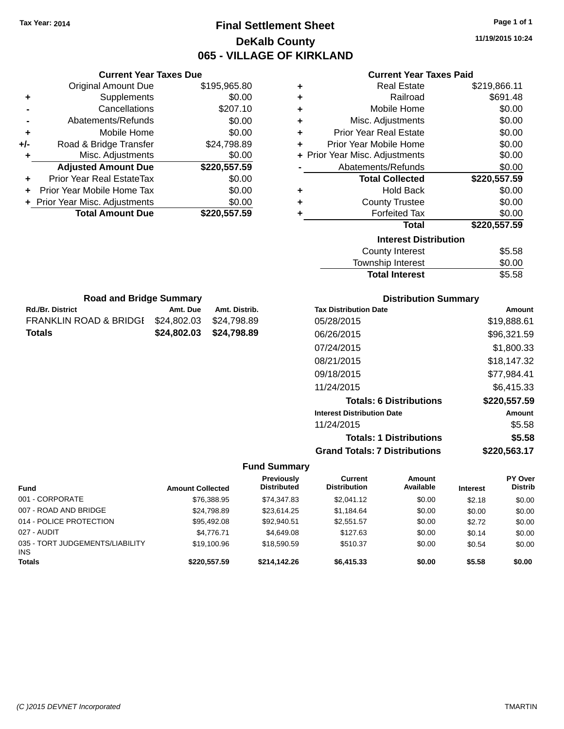Tax Year: 2014

# Final Settlement Sheet
## DeKalb County
## 065 - VILLAGE OF KIRKLAND

11/19/2015 10:24

### Current Year Taxes Due

| | | |
|---|---|---|
| | Original Amount Due | $195,965.80 |
| + | Supplements | $0.00 |
| - | Cancellations | $207.10 |
| - | Abatements/Refunds | $0.00 |
| + | Mobile Home | $0.00 |
| +/- | Road & Bridge Transfer | $24,798.89 |
| + | Misc. Adjustments | $0.00 |
| | **Adjusted Amount Due** | **$220,557.59** |
| + | Prior Year Real EstateTax | $0.00 |
| + | Prior Year Mobile Home Tax | $0.00 |
| + | Prior Year Misc. Adjustments | $0.00 |
| | **Total Amount Due** | **$220,557.59** |

### Current Year Taxes Paid

| | | |
|---|---|---|
| + | Real Estate | $219,866.11 |
| + | Railroad | $691.48 |
| + | Mobile Home | $0.00 |
| + | Misc. Adjustments | $0.00 |
| + | Prior Year Real Estate | $0.00 |
| + | Prior Year Mobile Home | $0.00 |
| + | Prior Year Misc. Adjustments | $0.00 |
| - | Abatements/Refunds | $0.00 |
| | **Total Collected** | **$220,557.59** |
| + | Hold Back | $0.00 |
| + | County Trustee | $0.00 |
| + | Forfeited Tax | $0.00 |
| | **Total** | **$220,557.59** |

### Interest Distribution

| | |
|---|---|
| County Interest | $5.58 |
| Township Interest | $0.00 |
| **Total Interest** | $5.58 |

### Road and Bridge Summary

| Rd./Br. District | Amt. Due | Amt. Distrib. |
|---|---|---|
| FRANKLIN ROAD & BRIDGE | $24,802.03 | $24,798.89 |
| **Totals** | **$24,802.03** | **$24,798.89** |

### Distribution Summary

| Tax Distribution Date | Amount |
|---|---|
| 05/28/2015 | $19,888.61 |
| 06/26/2015 | $96,321.59 |
| 07/24/2015 | $1,800.33 |
| 08/21/2015 | $18,147.32 |
| 09/18/2015 | $77,984.41 |
| 11/24/2015 | $6,415.33 |
| **Totals: 6 Distributions** | **$220,557.59** |
| **Interest Distribution Date** | **Amount** |
| 11/24/2015 | $5.58 |
| **Totals: 1 Distributions** | **$5.58** |
| **Grand Totals: 7 Distributions** | **$220,563.17** |

### Fund Summary

| Fund | Amount Collected | Previously Distributed | Current Distribution | Amount Available | Interest | PY Over Distrib |
|---|---|---|---|---|---|---|
| 001 - CORPORATE | $76,388.95 | $74,347.83 | $2,041.12 | $0.00 | $2.18 | $0.00 |
| 007 - ROAD AND BRIDGE | $24,798.89 | $23,614.25 | $1,184.64 | $0.00 | $0.00 | $0.00 |
| 014 - POLICE PROTECTION | $95,492.08 | $92,940.51 | $2,551.57 | $0.00 | $2.72 | $0.00 |
| 027 - AUDIT | $4,776.71 | $4,649.08 | $127.63 | $0.00 | $0.14 | $0.00 |
| 035 - TORT JUDGEMENTS/LIABILITY INS | $19,100.96 | $18,590.59 | $510.37 | $0.00 | $0.54 | $0.00 |
| **Totals** | **$220,557.59** | **$214,142.26** | **$6,415.33** | **$0.00** | **$5.58** | **$0.00** |

(C )2015 DEVNET Incorporated TMARTIN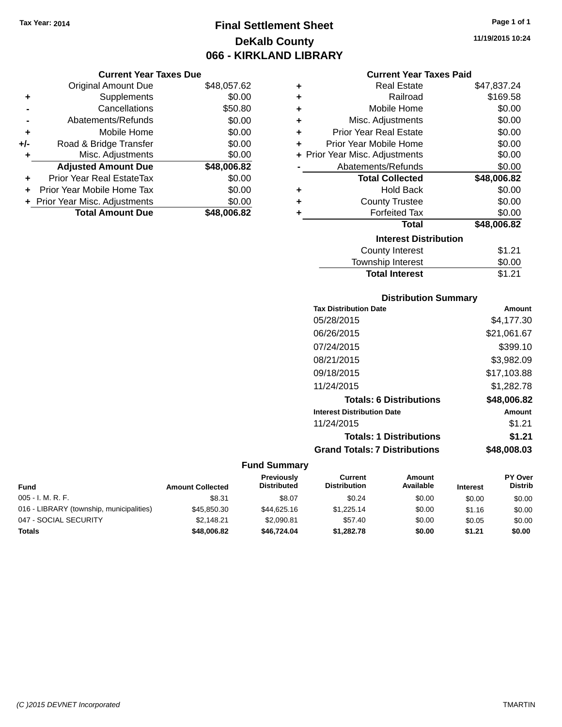Tax Year: 2014

# Final Settlement Sheet
## DeKalb County
## 066 - KIRKLAND LIBRARY

### Current Year Taxes Due

| | | |
|---|---|---|
| | Original Amount Due | $48,057.62 |
| + | Supplements | $0.00 |
| - | Cancellations | $50.80 |
| - | Abatements/Refunds | $0.00 |
| + | Mobile Home | $0.00 |
| +/- | Road & Bridge Transfer | $0.00 |
| + | Misc. Adjustments | $0.00 |
| | **Adjusted Amount Due** | **$48,006.82** |
| + | Prior Year Real EstateTax | $0.00 |
| + | Prior Year Mobile Home Tax | $0.00 |
| + | Prior Year Misc. Adjustments | $0.00 |
| | **Total Amount Due** | **$48,006.82** |

### Current Year Taxes Paid

| | | |
|---|---|---|
| + | Real Estate | $47,837.24 |
| + | Railroad | $169.58 |
| + | Mobile Home | $0.00 |
| + | Misc. Adjustments | $0.00 |
| + | Prior Year Real Estate | $0.00 |
| + | Prior Year Mobile Home | $0.00 |
| + | Prior Year Misc. Adjustments | $0.00 |
| - | Abatements/Refunds | $0.00 |
| | **Total Collected** | **$48,006.82** |
| + | Hold Back | $0.00 |
| + | County Trustee | $0.00 |
| + | Forfeited Tax | $0.00 |
| | **Total** | **$48,006.82** |

### Interest Distribution

| | |
|---|---|
| County Interest | $1.21 |
| Township Interest | $0.00 |
| **Total Interest** | $1.21 |

### Distribution Summary

| Tax Distribution Date | Amount |
|---|---|
| 05/28/2015 | $4,177.30 |
| 06/26/2015 | $21,061.67 |
| 07/24/2015 | $399.10 |
| 08/21/2015 | $3,982.09 |
| 09/18/2015 | $17,103.88 |
| 11/24/2015 | $1,282.78 |
| **Totals: 6 Distributions** | **$48,006.82** |
| **Interest Distribution Date** | **Amount** |
| 11/24/2015 | $1.21 |
| **Totals: 1 Distributions** | **$1.21** |
| **Grand Totals: 7 Distributions** | **$48,008.03** |

### Fund Summary

| Fund | Amount Collected | Previously Distributed | Current Distribution | Amount Available | Interest | PY Over Distrib |
|---|---|---|---|---|---|---|
| 005 - I. M. R. F. | $8.31 | $8.07 | $0.24 | $0.00 | $0.00 | $0.00 |
| 016 - LIBRARY (township, municipalities) | $45,850.30 | $44,625.16 | $1,225.14 | $0.00 | $1.16 | $0.00 |
| 047 - SOCIAL SECURITY | $2,148.21 | $2,090.81 | $57.40 | $0.00 | $0.05 | $0.00 |
| **Totals** | **$48,006.82** | **$46,724.04** | **$1,282.78** | **$0.00** | **$1.21** | **$0.00** |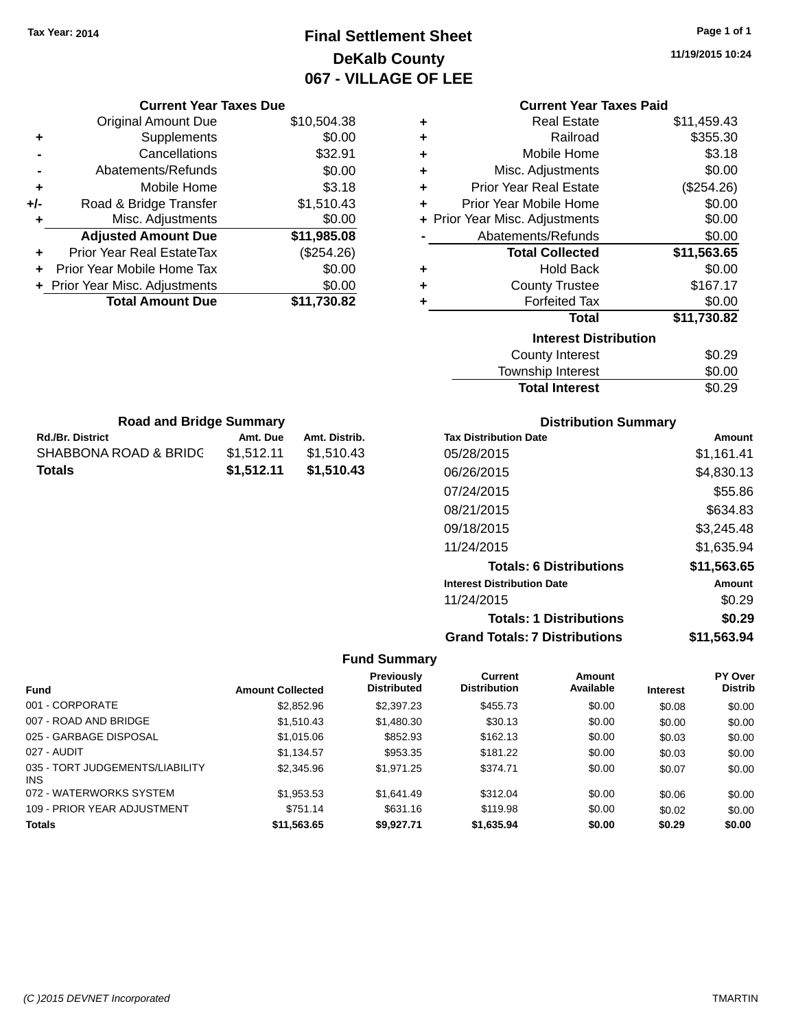Tax Year: 2014

# Final Settlement Sheet
## DeKalb County
## 067 - VILLAGE OF LEE

11/19/2015 10:24

### Current Year Taxes Due

| | | |
|---|---|---|
| | Original Amount Due | $10,504.38 |
| + | Supplements | $0.00 |
| - | Cancellations | $32.91 |
| - | Abatements/Refunds | $0.00 |
| + | Mobile Home | $3.18 |
| +/- | Road & Bridge Transfer | $1,510.43 |
| + | Misc. Adjustments | $0.00 |
| | **Adjusted Amount Due** | **$11,985.08** |
| + | Prior Year Real EstateTax | ($254.26) |
| + | Prior Year Mobile Home Tax | $0.00 |
| + | Prior Year Misc. Adjustments | $0.00 |
| | **Total Amount Due** | **$11,730.82** |

### Current Year Taxes Paid

| | | |
|---|---|---|
| + | Real Estate | $11,459.43 |
| + | Railroad | $355.30 |
| + | Mobile Home | $3.18 |
| + | Misc. Adjustments | $0.00 |
| + | Prior Year Real Estate | ($254.26) |
| + | Prior Year Mobile Home | $0.00 |
| + | Prior Year Misc. Adjustments | $0.00 |
| - | Abatements/Refunds | $0.00 |
| | **Total Collected** | **$11,563.65** |
| + | Hold Back | $0.00 |
| + | County Trustee | $167.17 |
| + | Forfeited Tax | $0.00 |
| | **Total** | **$11,730.82** |

### Interest Distribution

| | |
|---|---|
| County Interest | $0.29 |
| Township Interest | $0.00 |
| **Total Interest** | $0.29 |

### Road and Bridge Summary

| Rd./Br. District | Amt. Due | Amt. Distrib. |
|---|---|---|
| SHABBONA ROAD & BRIDG | $1,512.11 | $1,510.43 |
| **Totals** | **$1,512.11** | **$1,510.43** |

### Distribution Summary

| Tax Distribution Date | Amount |
|---|---|
| 05/28/2015 | $1,161.41 |
| 06/26/2015 | $4,830.13 |
| 07/24/2015 | $55.86 |
| 08/21/2015 | $634.83 |
| 09/18/2015 | $3,245.48 |
| 11/24/2015 | $1,635.94 |
| **Totals: 6 Distributions** | **$11,563.65** |
| **Interest Distribution Date** | **Amount** |
| 11/24/2015 | $0.29 |
| **Totals: 1 Distributions** | **$0.29** |
| **Grand Totals: 7 Distributions** | **$11,563.94** |

### Fund Summary

| Fund | Amount Collected | Previously Distributed | Current Distribution | Amount Available | Interest | PY Over Distrib |
|---|---|---|---|---|---|---|
| 001 - CORPORATE | $2,852.96 | $2,397.23 | $455.73 | $0.00 | $0.08 | $0.00 |
| 007 - ROAD AND BRIDGE | $1,510.43 | $1,480.30 | $30.13 | $0.00 | $0.00 | $0.00 |
| 025 - GARBAGE DISPOSAL | $1,015.06 | $852.93 | $162.13 | $0.00 | $0.03 | $0.00 |
| 027 - AUDIT | $1,134.57 | $953.35 | $181.22 | $0.00 | $0.03 | $0.00 |
| 035 - TORT JUDGEMENTS/LIABILITY INS | $2,345.96 | $1,971.25 | $374.71 | $0.00 | $0.07 | $0.00 |
| 072 - WATERWORKS SYSTEM | $1,953.53 | $1,641.49 | $312.04 | $0.00 | $0.06 | $0.00 |
| 109 - PRIOR YEAR ADJUSTMENT | $751.14 | $631.16 | $119.98 | $0.00 | $0.02 | $0.00 |
| **Totals** | **$11,563.65** | **$9,927.71** | **$1,635.94** | **$0.00** | **$0.29** | **$0.00** |

(C )2015 DEVNET Incorporated — TMARTIN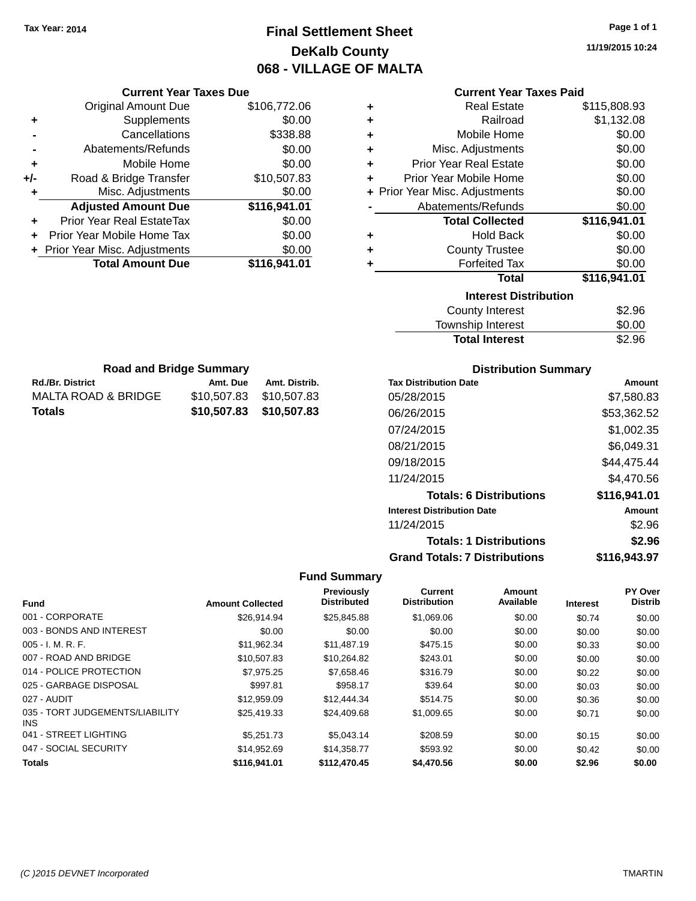Tax Year: 2014

# Final Settlement Sheet

## DeKalb County

## 068 - VILLAGE OF MALTA

11/19/2015 10:24

### Current Year Taxes Due

| | | |
|---|---|---|
| | Original Amount Due | $106,772.06 |
| + | Supplements | $0.00 |
| - | Cancellations | $338.88 |
| - | Abatements/Refunds | $0.00 |
| + | Mobile Home | $0.00 |
| +/- | Road & Bridge Transfer | $10,507.83 |
| + | Misc. Adjustments | $0.00 |
| | **Adjusted Amount Due** | **$116,941.01** |
| + | Prior Year Real EstateTax | $0.00 |
| + | Prior Year Mobile Home Tax | $0.00 |
| + | Prior Year Misc. Adjustments | $0.00 |
| | **Total Amount Due** | **$116,941.01** |

### Current Year Taxes Paid

| | | |
|---|---|---|
| + | Real Estate | $115,808.93 |
| + | Railroad | $1,132.08 |
| + | Mobile Home | $0.00 |
| + | Misc. Adjustments | $0.00 |
| + | Prior Year Real Estate | $0.00 |
| + | Prior Year Mobile Home | $0.00 |
| + | Prior Year Misc. Adjustments | $0.00 |
| - | Abatements/Refunds | $0.00 |
| | **Total Collected** | **$116,941.01** |
| + | Hold Back | $0.00 |
| + | County Trustee | $0.00 |
| + | Forfeited Tax | $0.00 |
| | **Total** | **$116,941.01** |

### Interest Distribution

| | |
|---|---|
| County Interest | $2.96 |
| Township Interest | $0.00 |
| **Total Interest** | $2.96 |

### Road and Bridge Summary

| Rd./Br. District | Amt. Due | Amt. Distrib. |
|---|---|---|
| MALTA ROAD & BRIDGE | $10,507.83 | $10,507.83 |
| **Totals** | **$10,507.83** | **$10,507.83** |

### Distribution Summary

| Tax Distribution Date | Amount |
|---|---|
| 05/28/2015 | $7,580.83 |
| 06/26/2015 | $53,362.52 |
| 07/24/2015 | $1,002.35 |
| 08/21/2015 | $6,049.31 |
| 09/18/2015 | $44,475.44 |
| 11/24/2015 | $4,470.56 |
| **Totals: 6 Distributions** | **$116,941.01** |
| **Interest Distribution Date** | **Amount** |
| 11/24/2015 | $2.96 |
| **Totals: 1 Distributions** | **$2.96** |
| **Grand Totals: 7 Distributions** | **$116,943.97** |

### Fund Summary

| Fund | Amount Collected | Previously Distributed | Current Distribution | Amount Available | Interest | PY Over Distrib |
|---|---|---|---|---|---|---|
| 001 - CORPORATE | $26,914.94 | $25,845.88 | $1,069.06 | $0.00 | $0.74 | $0.00 |
| 003 - BONDS AND INTEREST | $0.00 | $0.00 | $0.00 | $0.00 | $0.00 | $0.00 |
| 005 - I. M. R. F. | $11,962.34 | $11,487.19 | $475.15 | $0.00 | $0.33 | $0.00 |
| 007 - ROAD AND BRIDGE | $10,507.83 | $10,264.82 | $243.01 | $0.00 | $0.00 | $0.00 |
| 014 - POLICE PROTECTION | $7,975.25 | $7,658.46 | $316.79 | $0.00 | $0.22 | $0.00 |
| 025 - GARBAGE DISPOSAL | $997.81 | $958.17 | $39.64 | $0.00 | $0.03 | $0.00 |
| 027 - AUDIT | $12,959.09 | $12,444.34 | $514.75 | $0.00 | $0.36 | $0.00 |
| 035 - TORT JUDGEMENTS/LIABILITY INS | $25,419.33 | $24,409.68 | $1,009.65 | $0.00 | $0.71 | $0.00 |
| 041 - STREET LIGHTING | $5,251.73 | $5,043.14 | $208.59 | $0.00 | $0.15 | $0.00 |
| 047 - SOCIAL SECURITY | $14,952.69 | $14,358.77 | $593.92 | $0.00 | $0.42 | $0.00 |
| **Totals** | **$116,941.01** | **$112,470.45** | **$4,470.56** | **$0.00** | **$2.96** | **$0.00** |

(C )2015 DEVNET Incorporated — TMARTIN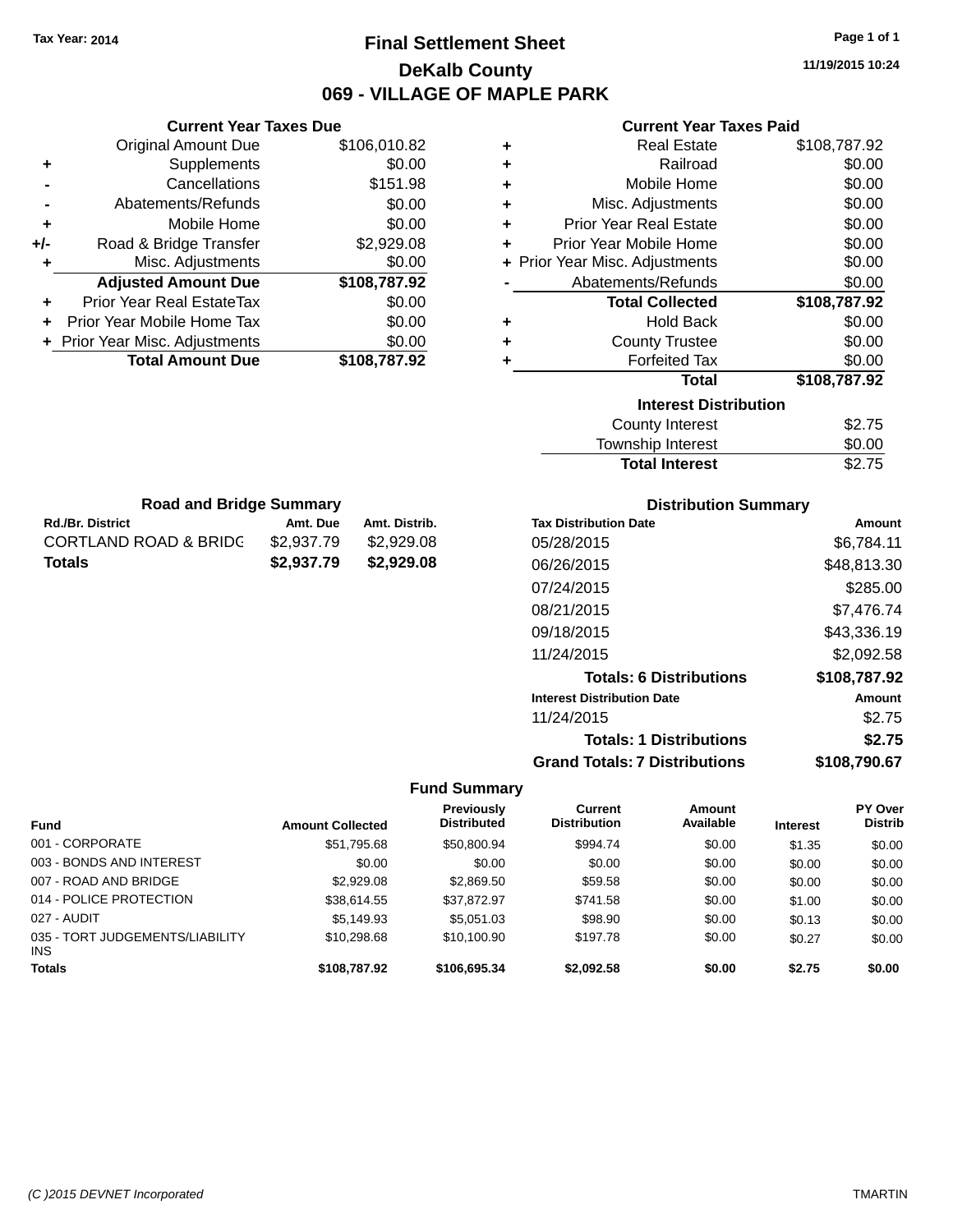Tax Year: 2014

# Final Settlement Sheet

## DeKalb County

## 069 - VILLAGE OF MAPLE PARK

11/19/2015 10:24

### Current Year Taxes Due

| | | |
|---|---|---|
| | Original Amount Due | $106,010.82 |
| + | Supplements | $0.00 |
| - | Cancellations | $151.98 |
| - | Abatements/Refunds | $0.00 |
| + | Mobile Home | $0.00 |
| +/- | Road & Bridge Transfer | $2,929.08 |
| + | Misc. Adjustments | $0.00 |
| | **Adjusted Amount Due** | **$108,787.92** |
| + | Prior Year Real EstateTax | $0.00 |
| + | Prior Year Mobile Home Tax | $0.00 |
| + | Prior Year Misc. Adjustments | $0.00 |
| | **Total Amount Due** | **$108,787.92** |

### Current Year Taxes Paid

| | | |
|---|---|---|
| + | Real Estate | $108,787.92 |
| + | Railroad | $0.00 |
| + | Mobile Home | $0.00 |
| + | Misc. Adjustments | $0.00 |
| + | Prior Year Real Estate | $0.00 |
| + | Prior Year Mobile Home | $0.00 |
| + | Prior Year Misc. Adjustments | $0.00 |
| - | Abatements/Refunds | $0.00 |
| | **Total Collected** | **$108,787.92** |
| + | Hold Back | $0.00 |
| + | County Trustee | $0.00 |
| + | Forfeited Tax | $0.00 |
| | **Total** | **$108,787.92** |

### Interest Distribution

| | |
|---|---|
| County Interest | $2.75 |
| Township Interest | $0.00 |
| **Total Interest** | $2.75 |

### Road and Bridge Summary

| Rd./Br. District | Amt. Due | Amt. Distrib. |
|---|---|---|
| CORTLAND ROAD & BRIDG | $2,937.79 | $2,929.08 |
| **Totals** | **$2,937.79** | **$2,929.08** |

### Distribution Summary

| Tax Distribution Date | Amount |
|---|---|
| 05/28/2015 | $6,784.11 |
| 06/26/2015 | $48,813.30 |
| 07/24/2015 | $285.00 |
| 08/21/2015 | $7,476.74 |
| 09/18/2015 | $43,336.19 |
| 11/24/2015 | $2,092.58 |
| **Totals: 6 Distributions** | **$108,787.92** |
| **Interest Distribution Date** | **Amount** |
| 11/24/2015 | $2.75 |
| **Totals: 1 Distributions** | **$2.75** |
| **Grand Totals: 7 Distributions** | **$108,790.67** |

### Fund Summary

| Fund | Amount Collected | Previously Distributed | Current Distribution | Amount Available | Interest | PY Over Distrib |
|---|---|---|---|---|---|---|
| 001 - CORPORATE | $51,795.68 | $50,800.94 | $994.74 | $0.00 | $1.35 | $0.00 |
| 003 - BONDS AND INTEREST | $0.00 | $0.00 | $0.00 | $0.00 | $0.00 | $0.00 |
| 007 - ROAD AND BRIDGE | $2,929.08 | $2,869.50 | $59.58 | $0.00 | $0.00 | $0.00 |
| 014 - POLICE PROTECTION | $38,614.55 | $37,872.97 | $741.58 | $0.00 | $1.00 | $0.00 |
| 027 - AUDIT | $5,149.93 | $5,051.03 | $98.90 | $0.00 | $0.13 | $0.00 |
| 035 - TORT JUDGEMENTS/LIABILITY INS | $10,298.68 | $10,100.90 | $197.78 | $0.00 | $0.27 | $0.00 |
| **Totals** | **$108,787.92** | **$106,695.34** | **$2,092.58** | **$0.00** | **$2.75** | **$0.00** |

(C )2015 DEVNET Incorporated TMARTIN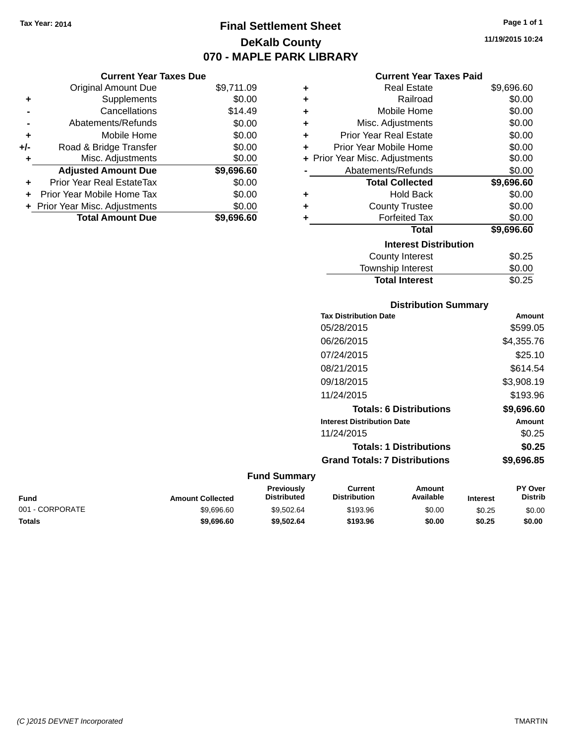Tax Year: 2014

# Final Settlement Sheet

## DeKalb County

## 070 - MAPLE PARK LIBRARY

11/19/2015 10:24

### Current Year Taxes Due

| | | |
|---|---|---|
| | Original Amount Due | $9,711.09 |
| + | Supplements | $0.00 |
| - | Cancellations | $14.49 |
| - | Abatements/Refunds | $0.00 |
| + | Mobile Home | $0.00 |
| +/- | Road & Bridge Transfer | $0.00 |
| + | Misc. Adjustments | $0.00 |
| | **Adjusted Amount Due** | **$9,696.60** |
| + | Prior Year Real EstateTax | $0.00 |
| + | Prior Year Mobile Home Tax | $0.00 |
| + | Prior Year Misc. Adjustments | $0.00 |
| | **Total Amount Due** | **$9,696.60** |

### Current Year Taxes Paid

| | | |
|---|---|---|
| + | Real Estate | $9,696.60 |
| + | Railroad | $0.00 |
| + | Mobile Home | $0.00 |
| + | Misc. Adjustments | $0.00 |
| + | Prior Year Real Estate | $0.00 |
| + | Prior Year Mobile Home | $0.00 |
| + | Prior Year Misc. Adjustments | $0.00 |
| - | Abatements/Refunds | $0.00 |
| | **Total Collected** | **$9,696.60** |
| + | Hold Back | $0.00 |
| + | County Trustee | $0.00 |
| + | Forfeited Tax | $0.00 |
| | **Total** | **$9,696.60** |

### Interest Distribution

| | |
|---|---|
| County Interest | $0.25 |
| Township Interest | $0.00 |
| **Total Interest** | $0.25 |

### Distribution Summary

| Tax Distribution Date | Amount |
|---|---|
| 05/28/2015 | $599.05 |
| 06/26/2015 | $4,355.76 |
| 07/24/2015 | $25.10 |
| 08/21/2015 | $614.54 |
| 09/18/2015 | $3,908.19 |
| 11/24/2015 | $193.96 |
| **Totals: 6 Distributions** | **$9,696.60** |

| Interest Distribution Date | Amount |
|---|---|
| 11/24/2015 | $0.25 |
| **Totals: 1 Distributions** | **$0.25** |
| **Grand Totals: 7 Distributions** | **$9,696.85** |

### Fund Summary

| Fund | Amount Collected | Previously Distributed | Current Distribution | Amount Available | Interest | PY Over Distrib |
|---|---|---|---|---|---|---|
| 001 - CORPORATE | $9,696.60 | $9,502.64 | $193.96 | $0.00 | $0.25 | $0.00 |
| **Totals** | **$9,696.60** | **$9,502.64** | **$193.96** | **$0.00** | **$0.25** | **$0.00** |

(C )2015 DEVNET Incorporated TMARTIN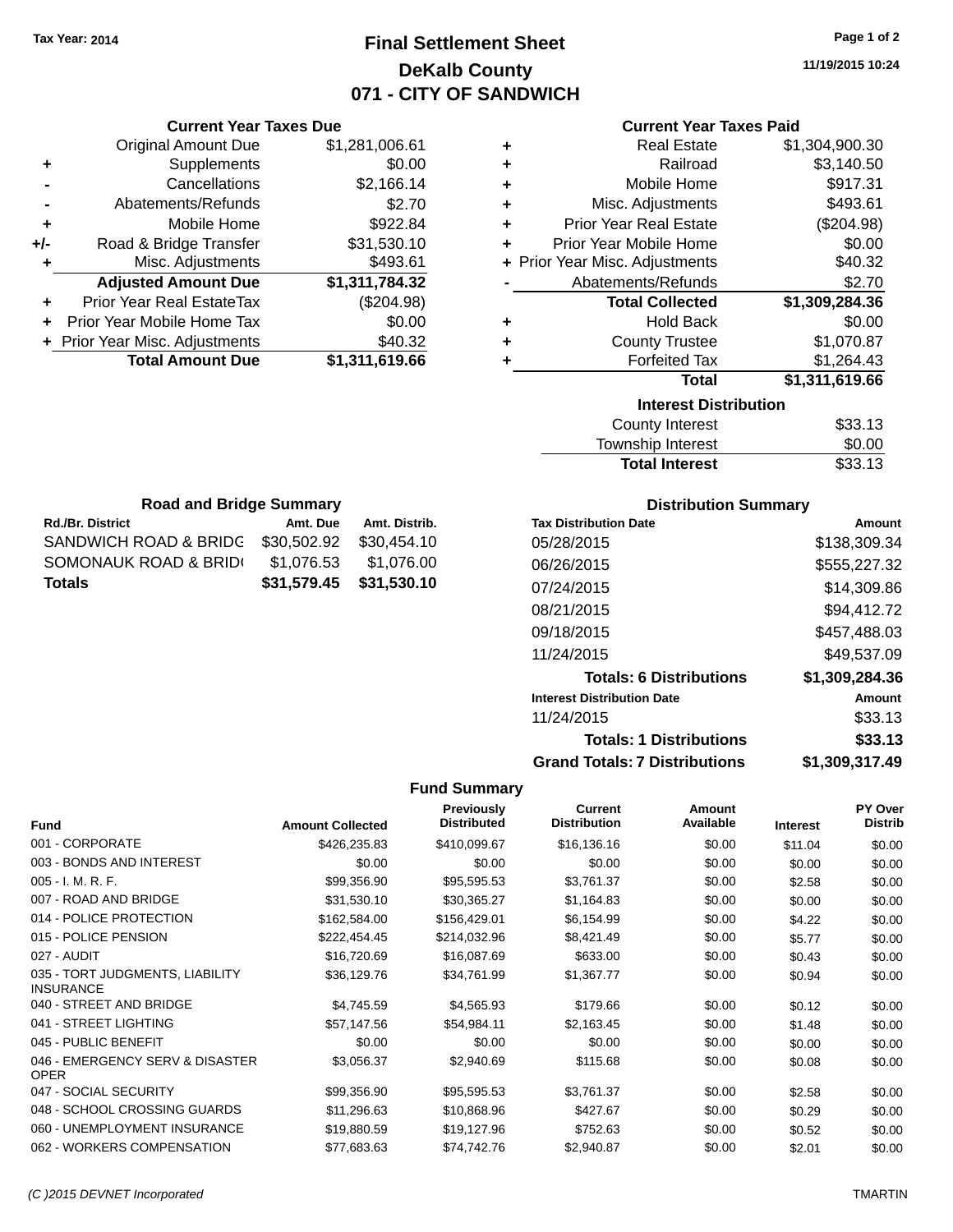Tax Year: 2014

# Final Settlement Sheet
## DeKalb County
## 071 - CITY OF SANDWICH

11/19/2015 10:24

### Current Year Taxes Due

| | | |
|---|---|---|
| | Original Amount Due | $1,281,006.61 |
| + | Supplements | $0.00 |
| - | Cancellations | $2,166.14 |
| - | Abatements/Refunds | $2.70 |
| + | Mobile Home | $922.84 |
| +/- | Road & Bridge Transfer | $31,530.10 |
| + | Misc. Adjustments | $493.61 |
| | **Adjusted Amount Due** | **$1,311,784.32** |
| + | Prior Year Real EstateTax | ($204.98) |
| + | Prior Year Mobile Home Tax | $0.00 |
| + | Prior Year Misc. Adjustments | $40.32 |
| | **Total Amount Due** | **$1,311,619.66** |

### Current Year Taxes Paid

| | | |
|---|---|---|
| + | Real Estate | $1,304,900.30 |
| + | Railroad | $3,140.50 |
| + | Mobile Home | $917.31 |
| + | Misc. Adjustments | $493.61 |
| + | Prior Year Real Estate | ($204.98) |
| + | Prior Year Mobile Home | $0.00 |
| + | Prior Year Misc. Adjustments | $40.32 |
| - | Abatements/Refunds | $2.70 |
| | **Total Collected** | **$1,309,284.36** |
| + | Hold Back | $0.00 |
| + | County Trustee | $1,070.87 |
| + | Forfeited Tax | $1,264.43 |
| | **Total** | **$1,311,619.66** |

### Interest Distribution

| | |
|---|---|
| County Interest | $33.13 |
| Township Interest | $0.00 |
| **Total Interest** | $33.13 |

### Road and Bridge Summary

| Rd./Br. District | Amt. Due | Amt. Distrib. |
|---|---|---|
| SANDWICH ROAD & BRIDG | $30,502.92 | $30,454.10 |
| SOMONAUK ROAD & BRID( | $1,076.53 | $1,076.00 |
| **Totals** | **$31,579.45** | **$31,530.10** |

### Distribution Summary

| Tax Distribution Date | Amount |
|---|---|
| 05/28/2015 | $138,309.34 |
| 06/26/2015 | $555,227.32 |
| 07/24/2015 | $14,309.86 |
| 08/21/2015 | $94,412.72 |
| 09/18/2015 | $457,488.03 |
| 11/24/2015 | $49,537.09 |
| **Totals: 6 Distributions** | **$1,309,284.36** |
| **Interest Distribution Date** | **Amount** |
| 11/24/2015 | $33.13 |
| **Totals: 1 Distributions** | **$33.13** |
| **Grand Totals: 7 Distributions** | **$1,309,317.49** |

### Fund Summary

| Fund | Amount Collected | Previously Distributed | Current Distribution | Amount Available | Interest | PY Over Distrib |
|---|---|---|---|---|---|---|
| 001 - CORPORATE | $426,235.83 | $410,099.67 | $16,136.16 | $0.00 | $11.04 | $0.00 |
| 003 - BONDS AND INTEREST | $0.00 | $0.00 | $0.00 | $0.00 | $0.00 | $0.00 |
| 005 - I. M. R. F. | $99,356.90 | $95,595.53 | $3,761.37 | $0.00 | $2.58 | $0.00 |
| 007 - ROAD AND BRIDGE | $31,530.10 | $30,365.27 | $1,164.83 | $0.00 | $0.00 | $0.00 |
| 014 - POLICE PROTECTION | $162,584.00 | $156,429.01 | $6,154.99 | $0.00 | $4.22 | $0.00 |
| 015 - POLICE PENSION | $222,454.45 | $214,032.96 | $8,421.49 | $0.00 | $5.77 | $0.00 |
| 027 - AUDIT | $16,720.69 | $16,087.69 | $633.00 | $0.00 | $0.43 | $0.00 |
| 035 - TORT JUDGMENTS, LIABILITY INSURANCE | $36,129.76 | $34,761.99 | $1,367.77 | $0.00 | $0.94 | $0.00 |
| 040 - STREET AND BRIDGE | $4,745.59 | $4,565.93 | $179.66 | $0.00 | $0.12 | $0.00 |
| 041 - STREET LIGHTING | $57,147.56 | $54,984.11 | $2,163.45 | $0.00 | $1.48 | $0.00 |
| 045 - PUBLIC BENEFIT | $0.00 | $0.00 | $0.00 | $0.00 | $0.00 | $0.00 |
| 046 - EMERGENCY SERV & DISASTER OPER | $3,056.37 | $2,940.69 | $115.68 | $0.00 | $0.08 | $0.00 |
| 047 - SOCIAL SECURITY | $99,356.90 | $95,595.53 | $3,761.37 | $0.00 | $2.58 | $0.00 |
| 048 - SCHOOL CROSSING GUARDS | $11,296.63 | $10,868.96 | $427.67 | $0.00 | $0.29 | $0.00 |
| 060 - UNEMPLOYMENT INSURANCE | $19,880.59 | $19,127.96 | $752.63 | $0.00 | $0.52 | $0.00 |
| 062 - WORKERS COMPENSATION | $77,683.63 | $74,742.76 | $2,940.87 | $0.00 | $2.01 | $0.00 |

(C )2015 DEVNET Incorporated — TMARTIN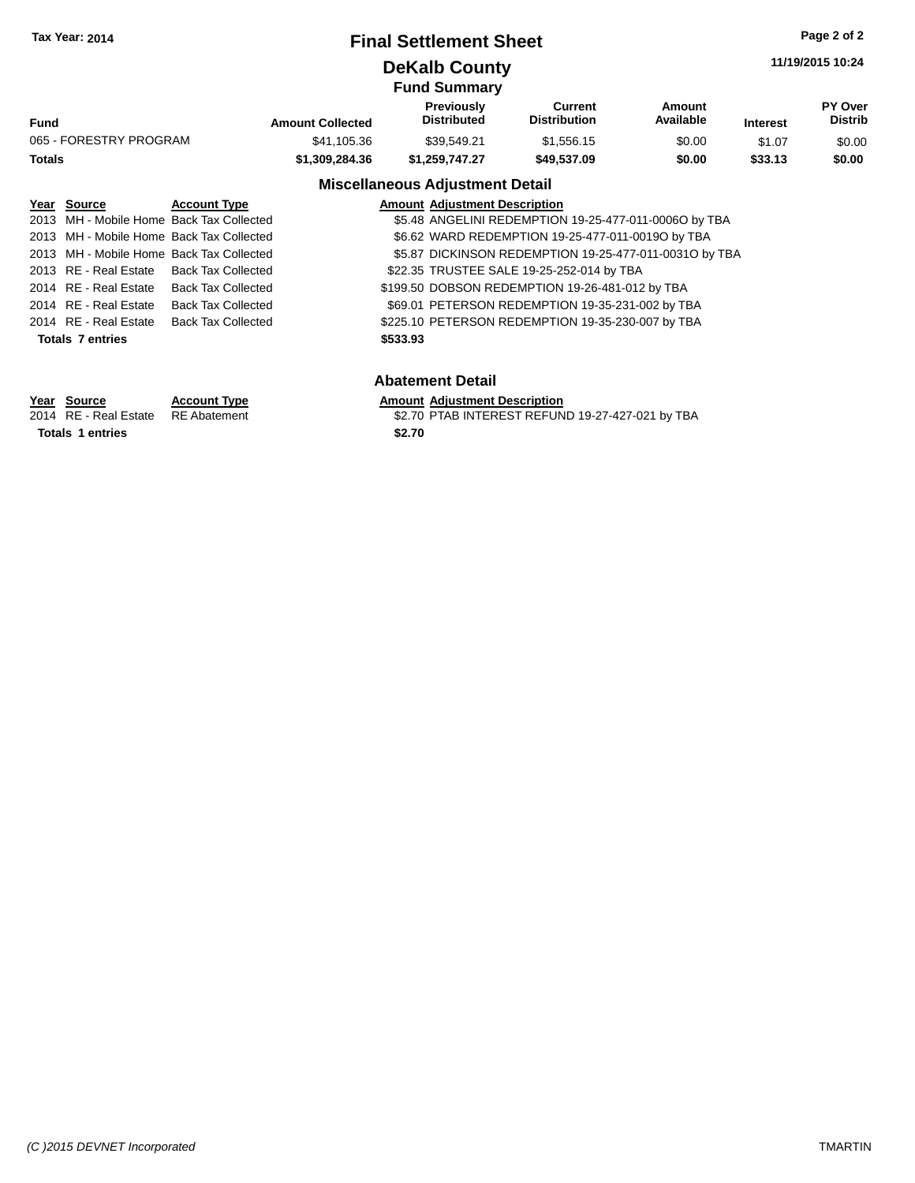# Final Settlement Sheet

Tax Year: 2014

11/19/2015 10:24

## DeKalb County

### Fund Summary

| Fund | Amount Collected | Previously Distributed | Current Distribution | Amount Available | Interest | PY Over Distrib |
|---|---|---|---|---|---|---|
| 065 - FORESTRY PROGRAM | $41,105.36 | $39,549.21 | $1,556.15 | $0.00 | $1.07 | $0.00 |
| **Totals** | **$1,309,284.36** | **$1,259,747.27** | **$49,537.09** | **$0.00** | **$33.13** | **$0.00** |

### Miscellaneous Adjustment Detail

| Year | Source | Account Type | Amount | Adjustment Description |
|---|---|---|---|---|
| 2013 | MH - Mobile Home | Back Tax Collected | $5.48 | ANGELINI REDEMPTION 19-25-477-011-0006O by TBA |
| 2013 | MH - Mobile Home | Back Tax Collected | $6.62 | WARD REDEMPTION 19-25-477-011-0019O by TBA |
| 2013 | MH - Mobile Home | Back Tax Collected | $5.87 | DICKINSON REDEMPTION 19-25-477-011-0031O by TBA |
| 2013 | RE - Real Estate | Back Tax Collected | $22.35 | TRUSTEE SALE 19-25-252-014 by TBA |
| 2014 | RE - Real Estate | Back Tax Collected | $199.50 | DOBSON REDEMPTION 19-26-481-012 by TBA |
| 2014 | RE - Real Estate | Back Tax Collected | $69.01 | PETERSON REDEMPTION 19-35-231-002 by TBA |
| 2014 | RE - Real Estate | Back Tax Collected | $225.10 | PETERSON REDEMPTION 19-35-230-007 by TBA |
| **Totals 7 entries** | | | **$533.93** | |

### Abatement Detail

| Year | Source | Account Type | Amount | Adjustment Description |
|---|---|---|---|---|
| 2014 | RE - Real Estate | RE Abatement | $2.70 | PTAB INTEREST REFUND 19-27-427-021 by TBA |
| **Totals 1 entries** | | | **$2.70** | |

*(C )2015 DEVNET Incorporated* TMARTIN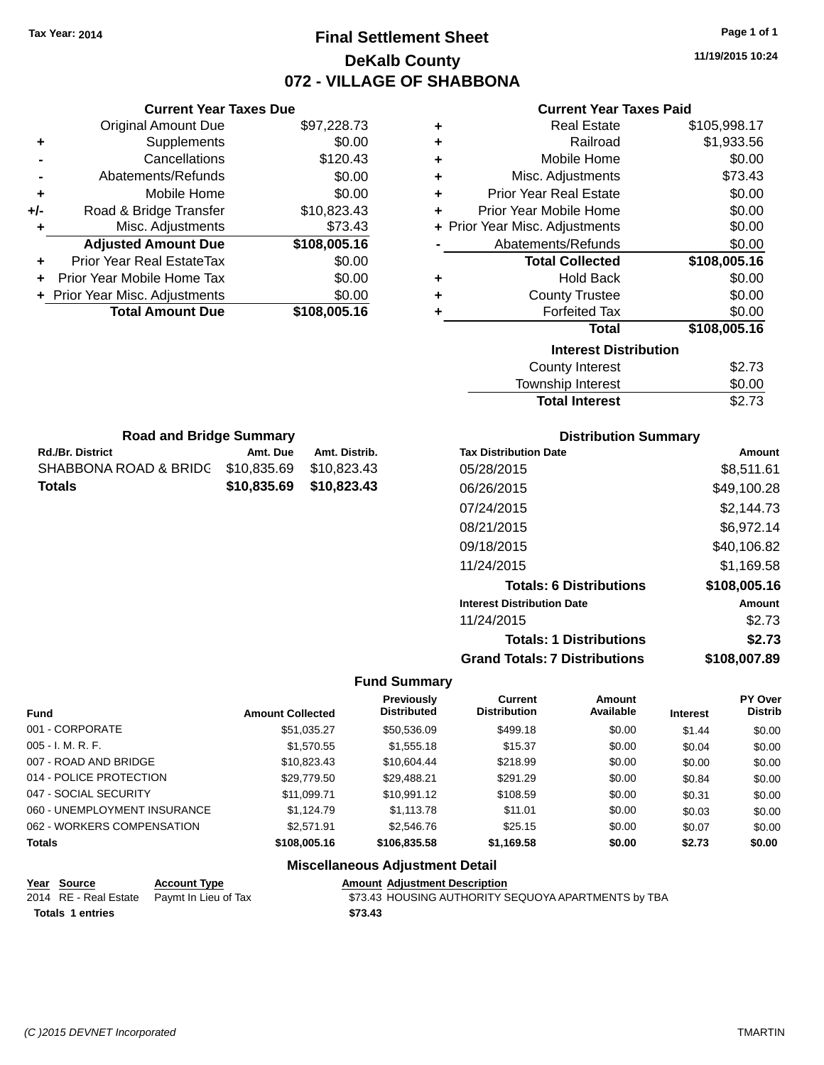Tax Year: 2014

# Final Settlement Sheet

## DeKalb County

## 072 - VILLAGE OF SHABBONA

11/19/2015 10:24

### Current Year Taxes Due

| | | |
|---|---|---|
| | Original Amount Due | $97,228.73 |
| + | Supplements | $0.00 |
| - | Cancellations | $120.43 |
| - | Abatements/Refunds | $0.00 |
| + | Mobile Home | $0.00 |
| +/- | Road & Bridge Transfer | $10,823.43 |
| + | Misc. Adjustments | $73.43 |
| | **Adjusted Amount Due** | **$108,005.16** |
| + | Prior Year Real EstateTax | $0.00 |
| + | Prior Year Mobile Home Tax | $0.00 |
| + | Prior Year Misc. Adjustments | $0.00 |
| | **Total Amount Due** | **$108,005.16** |

### Current Year Taxes Paid

| | | |
|---|---|---|
| + | Real Estate | $105,998.17 |
| + | Railroad | $1,933.56 |
| + | Mobile Home | $0.00 |
| + | Misc. Adjustments | $73.43 |
| + | Prior Year Real Estate | $0.00 |
| + | Prior Year Mobile Home | $0.00 |
| + | Prior Year Misc. Adjustments | $0.00 |
| - | Abatements/Refunds | $0.00 |
| | **Total Collected** | **$108,005.16** |
| + | Hold Back | $0.00 |
| + | County Trustee | $0.00 |
| + | Forfeited Tax | $0.00 |
| | **Total** | **$108,005.16** |

### Interest Distribution

| | |
|---|---|
| County Interest | $2.73 |
| Township Interest | $0.00 |
| **Total Interest** | $2.73 |

### Road and Bridge Summary

| Rd./Br. District | Amt. Due | Amt. Distrib. |
|---|---|---|
| SHABBONA ROAD & BRIDG | $10,835.69 | $10,823.43 |
| **Totals** | **$10,835.69** | **$10,823.43** |

### Distribution Summary

| Tax Distribution Date | Amount |
|---|---|
| 05/28/2015 | $8,511.61 |
| 06/26/2015 | $49,100.28 |
| 07/24/2015 | $2,144.73 |
| 08/21/2015 | $6,972.14 |
| 09/18/2015 | $40,106.82 |
| 11/24/2015 | $1,169.58 |
| **Totals: 6 Distributions** | **$108,005.16** |
| **Interest Distribution Date** | **Amount** |
| 11/24/2015 | $2.73 |
| **Totals: 1 Distributions** | **$2.73** |
| **Grand Totals: 7 Distributions** | **$108,007.89** |

### Fund Summary

| Fund | Amount Collected | Previously Distributed | Current Distribution | Amount Available | Interest | PY Over Distrib |
|---|---|---|---|---|---|---|
| 001 - CORPORATE | $51,035.27 | $50,536.09 | $499.18 | $0.00 | $1.44 | $0.00 |
| 005 - I. M. R. F. | $1,570.55 | $1,555.18 | $15.37 | $0.00 | $0.04 | $0.00 |
| 007 - ROAD AND BRIDGE | $10,823.43 | $10,604.44 | $218.99 | $0.00 | $0.00 | $0.00 |
| 014 - POLICE PROTECTION | $29,779.50 | $29,488.21 | $291.29 | $0.00 | $0.84 | $0.00 |
| 047 - SOCIAL SECURITY | $11,099.71 | $10,991.12 | $108.59 | $0.00 | $0.31 | $0.00 |
| 060 - UNEMPLOYMENT INSURANCE | $1,124.79 | $1,113.78 | $11.01 | $0.00 | $0.03 | $0.00 |
| 062 - WORKERS COMPENSATION | $2,571.91 | $2,546.76 | $25.15 | $0.00 | $0.07 | $0.00 |
| **Totals** | **$108,005.16** | **$106,835.58** | **$1,169.58** | **$0.00** | **$2.73** | **$0.00** |

### Miscellaneous Adjustment Detail

| Year | Source | Account Type | Amount | Adjustment Description |
|---|---|---|---|---|
| 2014 | RE - Real Estate | Paymt In Lieu of Tax | $73.43 | HOUSING AUTHORITY SEQUOYA APARTMENTS by TBA |
| **Totals 1 entries** | | | **$73.43** | |

(C )2015 DEVNET Incorporated TMARTIN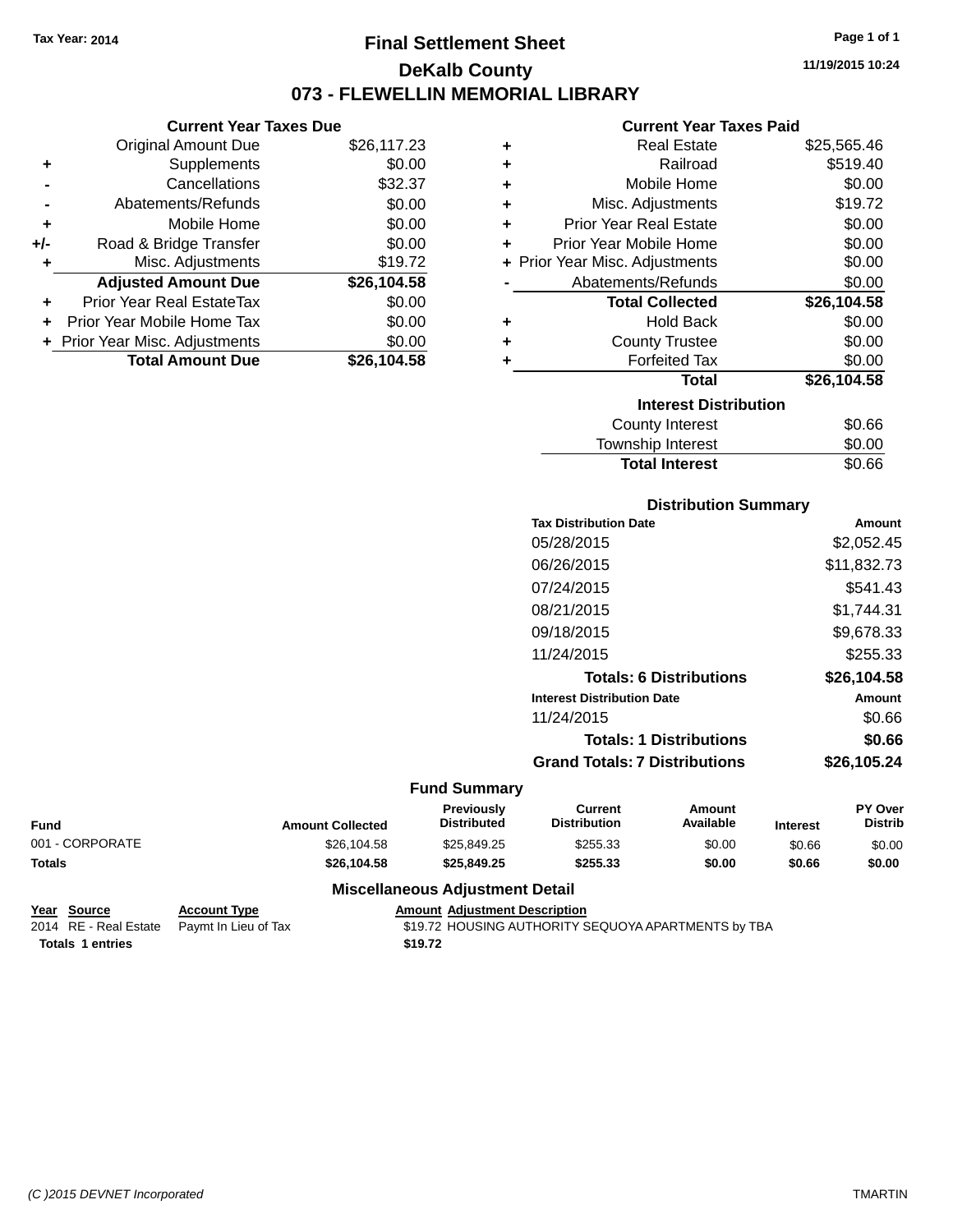Tax Year: 2014

# Final Settlement Sheet

## DeKalb County

## 073 - FLEWELLIN MEMORIAL LIBRARY

11/19/2015 10:24

### Current Year Taxes Due

| | | |
|---|---|---|
| | Original Amount Due | $26,117.23 |
| + | Supplements | $0.00 |
| - | Cancellations | $32.37 |
| - | Abatements/Refunds | $0.00 |
| + | Mobile Home | $0.00 |
| +/- | Road & Bridge Transfer | $0.00 |
| + | Misc. Adjustments | $19.72 |
| | **Adjusted Amount Due** | **$26,104.58** |
| + | Prior Year Real EstateTax | $0.00 |
| + | Prior Year Mobile Home Tax | $0.00 |
| + | Prior Year Misc. Adjustments | $0.00 |
| | **Total Amount Due** | **$26,104.58** |

### Current Year Taxes Paid

| | | |
|---|---|---|
| + | Real Estate | $25,565.46 |
| + | Railroad | $519.40 |
| + | Mobile Home | $0.00 |
| + | Misc. Adjustments | $19.72 |
| + | Prior Year Real Estate | $0.00 |
| + | Prior Year Mobile Home | $0.00 |
| + | Prior Year Misc. Adjustments | $0.00 |
| - | Abatements/Refunds | $0.00 |
| | **Total Collected** | **$26,104.58** |
| + | Hold Back | $0.00 |
| + | County Trustee | $0.00 |
| + | Forfeited Tax | $0.00 |
| | **Total** | **$26,104.58** |

### Interest Distribution

| | |
|---|---|
| County Interest | $0.66 |
| Township Interest | $0.00 |
| **Total Interest** | $0.66 |

### Distribution Summary

| Tax Distribution Date | Amount |
|---|---|
| 05/28/2015 | $2,052.45 |
| 06/26/2015 | $11,832.73 |
| 07/24/2015 | $541.43 |
| 08/21/2015 | $1,744.31 |
| 09/18/2015 | $9,678.33 |
| 11/24/2015 | $255.33 |
| **Totals: 6 Distributions** | **$26,104.58** |
| **Interest Distribution Date** | **Amount** |
| 11/24/2015 | $0.66 |
| **Totals: 1 Distributions** | **$0.66** |
| **Grand Totals: 7 Distributions** | **$26,105.24** |

### Fund Summary

| Fund | Amount Collected | Previously Distributed | Current Distribution | Amount Available | Interest | PY Over Distrib |
|---|---|---|---|---|---|---|
| 001 - CORPORATE | $26,104.58 | $25,849.25 | $255.33 | $0.00 | $0.66 | $0.00 |
| **Totals** | **$26,104.58** | **$25,849.25** | **$255.33** | **$0.00** | **$0.66** | **$0.00** |

### Miscellaneous Adjustment Detail

| Year | Source | Account Type | Amount | Adjustment Description |
|---|---|---|---|---|
| 2014 | RE - Real Estate | Paymt In Lieu of Tax | $19.72 | HOUSING AUTHORITY SEQUOYA APARTMENTS by TBA |
| **Totals** | **1 entries** | | **$19.72** | |

(C )2015 DEVNET Incorporated TMARTIN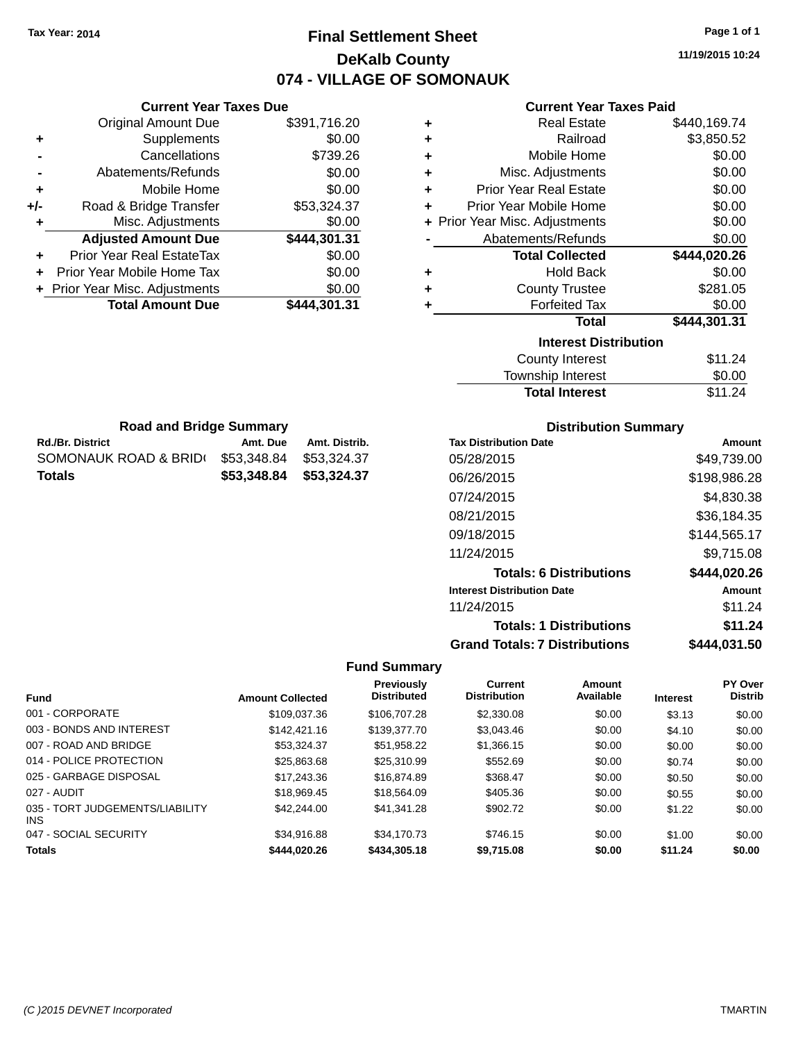Tax Year: 2014

# Final Settlement Sheet

## DeKalb County

## 074 - VILLAGE OF SOMONAUK

11/19/2015 10:24

### Current Year Taxes Due

| | | |
|---|---|---|
| | Original Amount Due | $391,716.20 |
| + | Supplements | $0.00 |
| - | Cancellations | $739.26 |
| - | Abatements/Refunds | $0.00 |
| + | Mobile Home | $0.00 |
| +/- | Road & Bridge Transfer | $53,324.37 |
| + | Misc. Adjustments | $0.00 |
| | **Adjusted Amount Due** | **$444,301.31** |
| + | Prior Year Real EstateTax | $0.00 |
| + | Prior Year Mobile Home Tax | $0.00 |
| + | Prior Year Misc. Adjustments | $0.00 |
| | **Total Amount Due** | **$444,301.31** |

### Current Year Taxes Paid

| | | |
|---|---|---|
| + | Real Estate | $440,169.74 |
| + | Railroad | $3,850.52 |
| + | Mobile Home | $0.00 |
| + | Misc. Adjustments | $0.00 |
| + | Prior Year Real Estate | $0.00 |
| + | Prior Year Mobile Home | $0.00 |
| + | Prior Year Misc. Adjustments | $0.00 |
| - | Abatements/Refunds | $0.00 |
| | **Total Collected** | **$444,020.26** |
| + | Hold Back | $0.00 |
| + | County Trustee | $281.05 |
| + | Forfeited Tax | $0.00 |
| | **Total** | **$444,301.31** |

### Interest Distribution

| | |
|---|---|
| County Interest | $11.24 |
| Township Interest | $0.00 |
| **Total Interest** | $11.24 |

### Road and Bridge Summary

| Rd./Br. District | Amt. Due | Amt. Distrib. |
|---|---|---|
| SOMONAUK ROAD & BRID( | $53,348.84 | $53,324.37 |
| **Totals** | **$53,348.84** | **$53,324.37** |

### Distribution Summary

| Tax Distribution Date | Amount |
|---|---|
| 05/28/2015 | $49,739.00 |
| 06/26/2015 | $198,986.28 |
| 07/24/2015 | $4,830.38 |
| 08/21/2015 | $36,184.35 |
| 09/18/2015 | $144,565.17 |
| 11/24/2015 | $9,715.08 |
| **Totals: 6 Distributions** | **$444,020.26** |
| **Interest Distribution Date** | **Amount** |
| 11/24/2015 | $11.24 |
| **Totals: 1 Distributions** | **$11.24** |
| **Grand Totals: 7 Distributions** | **$444,031.50** |

### Fund Summary

| Fund | Amount Collected | Previously Distributed | Current Distribution | Amount Available | Interest | PY Over Distrib |
|---|---|---|---|---|---|---|
| 001 - CORPORATE | $109,037.36 | $106,707.28 | $2,330.08 | $0.00 | $3.13 | $0.00 |
| 003 - BONDS AND INTEREST | $142,421.16 | $139,377.70 | $3,043.46 | $0.00 | $4.10 | $0.00 |
| 007 - ROAD AND BRIDGE | $53,324.37 | $51,958.22 | $1,366.15 | $0.00 | $0.00 | $0.00 |
| 014 - POLICE PROTECTION | $25,863.68 | $25,310.99 | $552.69 | $0.00 | $0.74 | $0.00 |
| 025 - GARBAGE DISPOSAL | $17,243.36 | $16,874.89 | $368.47 | $0.00 | $0.50 | $0.00 |
| 027 - AUDIT | $18,969.45 | $18,564.09 | $405.36 | $0.00 | $0.55 | $0.00 |
| 035 - TORT JUDGEMENTS/LIABILITY INS | $42,244.00 | $41,341.28 | $902.72 | $0.00 | $1.22 | $0.00 |
| 047 - SOCIAL SECURITY | $34,916.88 | $34,170.73 | $746.15 | $0.00 | $1.00 | $0.00 |
| **Totals** | **$444,020.26** | **$434,305.18** | **$9,715.08** | **$0.00** | **$11.24** | **$0.00** |

(C )2015 DEVNET Incorporated TMARTIN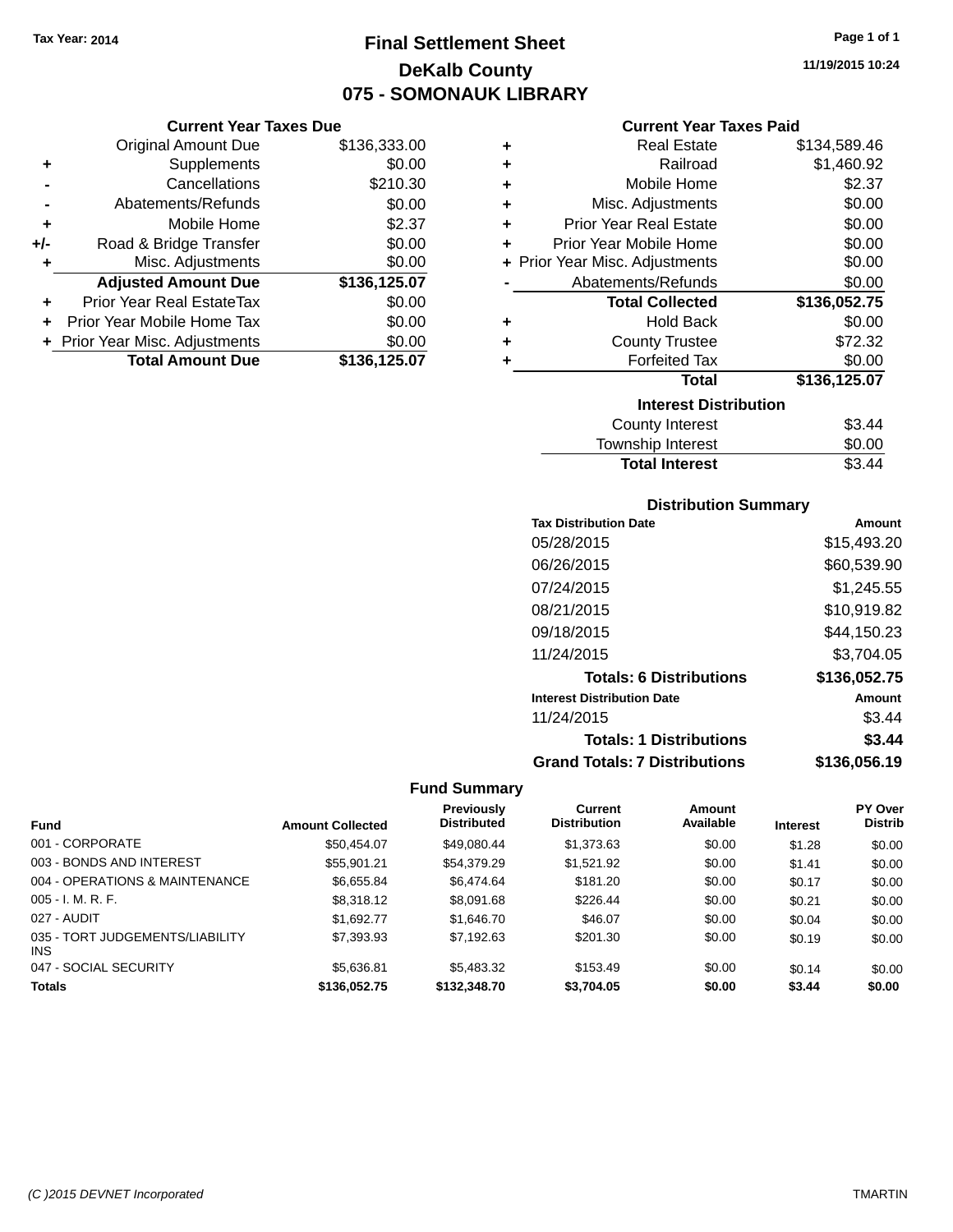Tax Year: 2014

# Final Settlement Sheet

## DeKalb County

## 075 - SOMONAUK LIBRARY

11/19/2015 10:24

### Current Year Taxes Due

| | | |
|---|---|---|
| | Original Amount Due | $136,333.00 |
| + | Supplements | $0.00 |
| - | Cancellations | $210.30 |
| - | Abatements/Refunds | $0.00 |
| + | Mobile Home | $2.37 |
| +/- | Road & Bridge Transfer | $0.00 |
| + | Misc. Adjustments | $0.00 |
| | **Adjusted Amount Due** | **$136,125.07** |
| + | Prior Year Real EstateTax | $0.00 |
| + | Prior Year Mobile Home Tax | $0.00 |
| + | Prior Year Misc. Adjustments | $0.00 |
| | **Total Amount Due** | **$136,125.07** |

### Current Year Taxes Paid

| | | |
|---|---|---|
| + | Real Estate | $134,589.46 |
| + | Railroad | $1,460.92 |
| + | Mobile Home | $2.37 |
| + | Misc. Adjustments | $0.00 |
| + | Prior Year Real Estate | $0.00 |
| + | Prior Year Mobile Home | $0.00 |
| + | Prior Year Misc. Adjustments | $0.00 |
| - | Abatements/Refunds | $0.00 |
| | **Total Collected** | **$136,052.75** |
| + | Hold Back | $0.00 |
| + | County Trustee | $72.32 |
| + | Forfeited Tax | $0.00 |
| | **Total** | **$136,125.07** |

### Interest Distribution

| | |
|---|---|
| County Interest | $3.44 |
| Township Interest | $0.00 |
| **Total Interest** | $3.44 |

### Distribution Summary

| Tax Distribution Date | Amount |
|---|---|
| 05/28/2015 | $15,493.20 |
| 06/26/2015 | $60,539.90 |
| 07/24/2015 | $1,245.55 |
| 08/21/2015 | $10,919.82 |
| 09/18/2015 | $44,150.23 |
| 11/24/2015 | $3,704.05 |
| **Totals: 6 Distributions** | **$136,052.75** |
| **Interest Distribution Date** | **Amount** |
| 11/24/2015 | $3.44 |
| **Totals: 1 Distributions** | **$3.44** |
| **Grand Totals: 7 Distributions** | **$136,056.19** |

### Fund Summary

| Fund | Amount Collected | Previously Distributed | Current Distribution | Amount Available | Interest | PY Over Distrib |
|---|---|---|---|---|---|---|
| 001 - CORPORATE | $50,454.07 | $49,080.44 | $1,373.63 | $0.00 | $1.28 | $0.00 |
| 003 - BONDS AND INTEREST | $55,901.21 | $54,379.29 | $1,521.92 | $0.00 | $1.41 | $0.00 |
| 004 - OPERATIONS & MAINTENANCE | $6,655.84 | $6,474.64 | $181.20 | $0.00 | $0.17 | $0.00 |
| 005 - I. M. R. F. | $8,318.12 | $8,091.68 | $226.44 | $0.00 | $0.21 | $0.00 |
| 027 - AUDIT | $1,692.77 | $1,646.70 | $46.07 | $0.00 | $0.04 | $0.00 |
| 035 - TORT JUDGEMENTS/LIABILITY INS | $7,393.93 | $7,192.63 | $201.30 | $0.00 | $0.19 | $0.00 |
| 047 - SOCIAL SECURITY | $5,636.81 | $5,483.32 | $153.49 | $0.00 | $0.14 | $0.00 |
| **Totals** | **$136,052.75** | **$132,348.70** | **$3,704.05** | **$0.00** | **$3.44** | **$0.00** |

(C )2015 DEVNET Incorporated    TMARTIN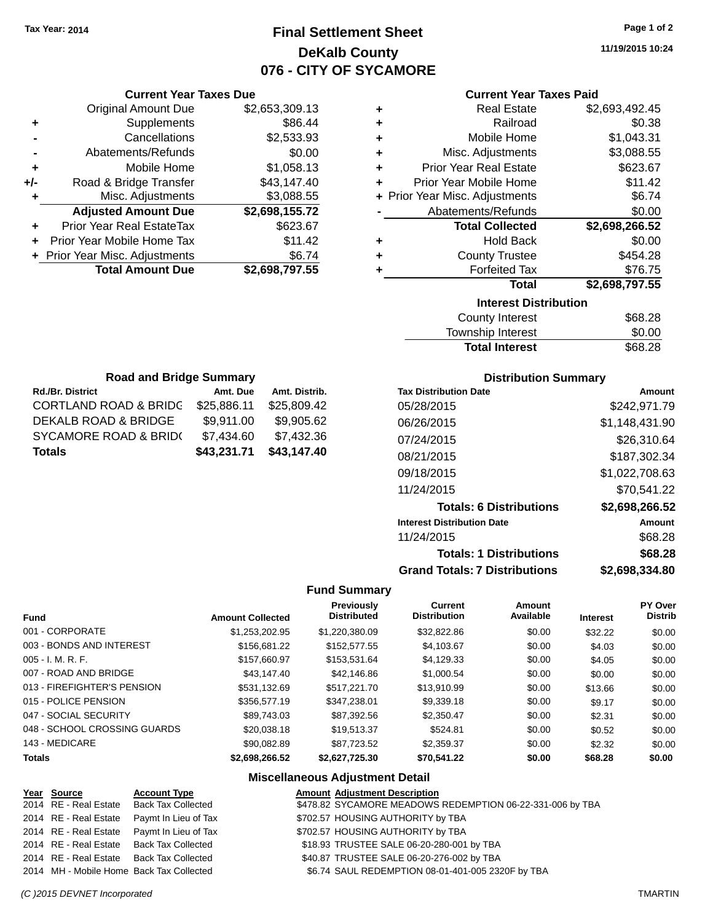**Tax Year: 2014**

# Final Settlement Sheet
## DeKalb County
## 076 - CITY OF SYCAMORE

11/19/2015 10:24

### Current Year Taxes Due

| | | |
|---|---|---|
| | Original Amount Due | $2,653,309.13 |
| + | Supplements | $86.44 |
| - | Cancellations | $2,533.93 |
| - | Abatements/Refunds | $0.00 |
| + | Mobile Home | $1,058.13 |
| +/- | Road & Bridge Transfer | $43,147.40 |
| + | Misc. Adjustments | $3,088.55 |
| | **Adjusted Amount Due** | **$2,698,155.72** |
| + | Prior Year Real EstateTax | $623.67 |
| + | Prior Year Mobile Home Tax | $11.42 |
| + | Prior Year Misc. Adjustments | $6.74 |
| | **Total Amount Due** | **$2,698,797.55** |

### Current Year Taxes Paid

| | | |
|---|---|---|
| + | Real Estate | $2,693,492.45 |
| + | Railroad | $0.38 |
| + | Mobile Home | $1,043.31 |
| + | Misc. Adjustments | $3,088.55 |
| + | Prior Year Real Estate | $623.67 |
| + | Prior Year Mobile Home | $11.42 |
| + | Prior Year Misc. Adjustments | $6.74 |
| - | Abatements/Refunds | $0.00 |
| | **Total Collected** | **$2,698,266.52** |
| + | Hold Back | $0.00 |
| + | County Trustee | $454.28 |
| + | Forfeited Tax | $76.75 |
| | **Total** | **$2,698,797.55** |

### Interest Distribution

| | |
|---|---|
| County Interest | $68.28 |
| Township Interest | $0.00 |
| **Total Interest** | $68.28 |

### Road and Bridge Summary

| Rd./Br. District | Amt. Due | Amt. Distrib. |
|---|---|---|
| CORTLAND ROAD & BRIDG | $25,886.11 | $25,809.42 |
| DEKALB ROAD & BRIDGE | $9,911.00 | $9,905.62 |
| SYCAMORE ROAD & BRID( | $7,434.60 | $7,432.36 |
| **Totals** | **$43,231.71** | **$43,147.40** |

### Distribution Summary

| Tax Distribution Date | Amount |
|---|---|
| 05/28/2015 | $242,971.79 |
| 06/26/2015 | $1,148,431.90 |
| 07/24/2015 | $26,310.64 |
| 08/21/2015 | $187,302.34 |
| 09/18/2015 | $1,022,708.63 |
| 11/24/2015 | $70,541.22 |
| **Totals: 6 Distributions** | **$2,698,266.52** |
| **Interest Distribution Date** | **Amount** |
| 11/24/2015 | $68.28 |
| **Totals: 1 Distributions** | **$68.28** |
| **Grand Totals: 7 Distributions** | **$2,698,334.80** |

### Fund Summary

| Fund | Amount Collected | Previously Distributed | Current Distribution | Amount Available | Interest | PY Over Distrib |
|---|---|---|---|---|---|---|
| 001 - CORPORATE | $1,253,202.95 | $1,220,380.09 | $32,822.86 | $0.00 | $32.22 | $0.00 |
| 003 - BONDS AND INTEREST | $156,681.22 | $152,577.55 | $4,103.67 | $0.00 | $4.03 | $0.00 |
| 005 - I. M. R. F. | $157,660.97 | $153,531.64 | $4,129.33 | $0.00 | $4.05 | $0.00 |
| 007 - ROAD AND BRIDGE | $43,147.40 | $42,146.86 | $1,000.54 | $0.00 | $0.00 | $0.00 |
| 013 - FIREFIGHTER'S PENSION | $531,132.69 | $517,221.70 | $13,910.99 | $0.00 | $13.66 | $0.00 |
| 015 - POLICE PENSION | $356,577.19 | $347,238.01 | $9,339.18 | $0.00 | $9.17 | $0.00 |
| 047 - SOCIAL SECURITY | $89,743.03 | $87,392.56 | $2,350.47 | $0.00 | $2.31 | $0.00 |
| 048 - SCHOOL CROSSING GUARDS | $20,038.18 | $19,513.37 | $524.81 | $0.00 | $0.52 | $0.00 |
| 143 - MEDICARE | $90,082.89 | $87,723.52 | $2,359.37 | $0.00 | $2.32 | $0.00 |
| **Totals** | **$2,698,266.52** | **$2,627,725.30** | **$70,541.22** | **$0.00** | **$68.28** | **$0.00** |

### Miscellaneous Adjustment Detail

| Year | Source | Account Type | Amount | Adjustment Description |
|---|---|---|---|---|
| 2014 | RE - Real Estate | Back Tax Collected | $478.82 | SYCAMORE MEADOWS REDEMPTION 06-22-331-006 by TBA |
| 2014 | RE - Real Estate | Paymt In Lieu of Tax | $702.57 | HOUSING AUTHORITY by TBA |
| 2014 | RE - Real Estate | Paymt In Lieu of Tax | $702.57 | HOUSING AUTHORITY by TBA |
| 2014 | RE - Real Estate | Back Tax Collected | $18.93 | TRUSTEE SALE 06-20-280-001 by TBA |
| 2014 | RE - Real Estate | Back Tax Collected | $40.87 | TRUSTEE SALE 06-20-276-002 by TBA |
| 2014 | MH - Mobile Home | Back Tax Collected | $6.74 | SAUL REDEMPTION 08-01-401-005 2320F by TBA |

(C )2015 DEVNET Incorporated — TMARTIN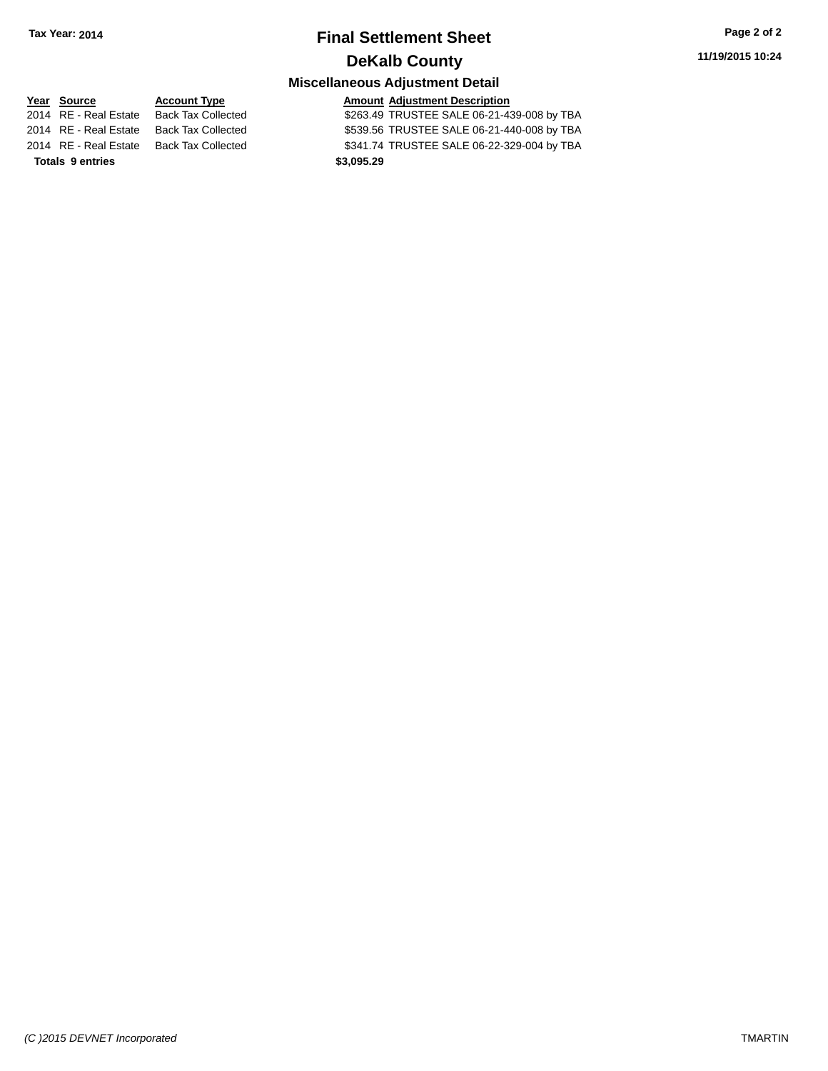**Tax Year: 2014**

# Final Settlement Sheet

## DeKalb County

### Miscellaneous Adjustment Detail

| Year | Source | Account Type | Amount | Adjustment Description |
|---|---|---|---|---|
| 2014 | RE - Real Estate | Back Tax Collected | $263.49 | TRUSTEE SALE 06-21-439-008 by TBA |
| 2014 | RE - Real Estate | Back Tax Collected | $539.56 | TRUSTEE SALE 06-21-440-008 by TBA |
| 2014 | RE - Real Estate | Back Tax Collected | $341.74 | TRUSTEE SALE 06-22-329-004 by TBA |
| **Totals** | **9 entries** | | **$3,095.29** | |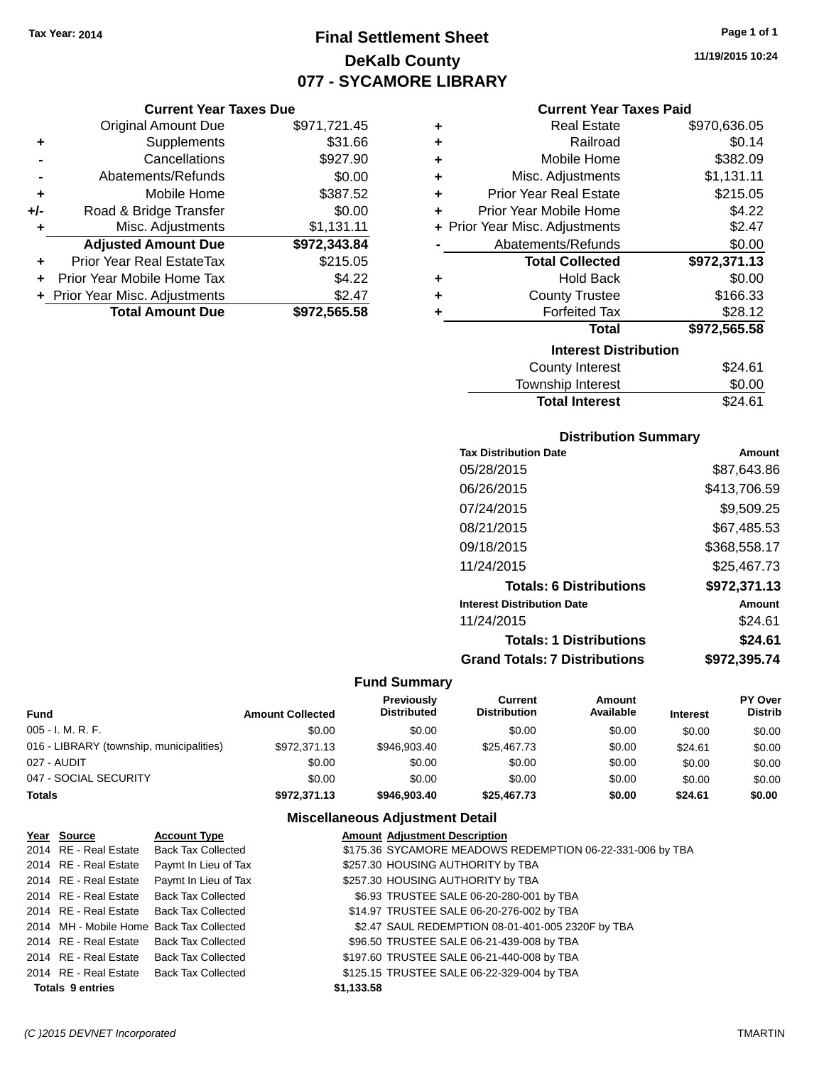Tax Year: 2014

# Final Settlement Sheet
## DeKalb County
## 077 - SYCAMORE LIBRARY

11/19/2015 10:24

### Current Year Taxes Due

| | | |
|---|---|---|
| | Original Amount Due | $971,721.45 |
| + | Supplements | $31.66 |
| - | Cancellations | $927.90 |
| - | Abatements/Refunds | $0.00 |
| + | Mobile Home | $387.52 |
| +/- | Road & Bridge Transfer | $0.00 |
| + | Misc. Adjustments | $1,131.11 |
| | **Adjusted Amount Due** | **$972,343.84** |
| + | Prior Year Real EstateTax | $215.05 |
| + | Prior Year Mobile Home Tax | $4.22 |
| + | Prior Year Misc. Adjustments | $2.47 |
| | **Total Amount Due** | **$972,565.58** |

### Current Year Taxes Paid

| | | |
|---|---|---|
| + | Real Estate | $970,636.05 |
| + | Railroad | $0.14 |
| + | Mobile Home | $382.09 |
| + | Misc. Adjustments | $1,131.11 |
| + | Prior Year Real Estate | $215.05 |
| + | Prior Year Mobile Home | $4.22 |
| + | Prior Year Misc. Adjustments | $2.47 |
| - | Abatements/Refunds | $0.00 |
| | **Total Collected** | **$972,371.13** |
| + | Hold Back | $0.00 |
| + | County Trustee | $166.33 |
| + | Forfeited Tax | $28.12 |
| | **Total** | **$972,565.58** |

### Interest Distribution

| | |
|---|---|
| County Interest | $24.61 |
| Township Interest | $0.00 |
| **Total Interest** | $24.61 |

### Distribution Summary

| Tax Distribution Date | Amount |
|---|---|
| 05/28/2015 | $87,643.86 |
| 06/26/2015 | $413,706.59 |
| 07/24/2015 | $9,509.25 |
| 08/21/2015 | $67,485.53 |
| 09/18/2015 | $368,558.17 |
| 11/24/2015 | $25,467.73 |
| **Totals: 6 Distributions** | **$972,371.13** |
| **Interest Distribution Date** | **Amount** |
| 11/24/2015 | $24.61 |
| **Totals: 1 Distributions** | **$24.61** |
| **Grand Totals: 7 Distributions** | **$972,395.74** |

### Fund Summary

| Fund | Amount Collected | Previously Distributed | Current Distribution | Amount Available | Interest | PY Over Distrib |
|---|---|---|---|---|---|---|
| 005 - I. M. R. F. | $0.00 | $0.00 | $0.00 | $0.00 | $0.00 | $0.00 |
| 016 - LIBRARY (township, municipalities) | $972,371.13 | $946,903.40 | $25,467.73 | $0.00 | $24.61 | $0.00 |
| 027 - AUDIT | $0.00 | $0.00 | $0.00 | $0.00 | $0.00 | $0.00 |
| 047 - SOCIAL SECURITY | $0.00 | $0.00 | $0.00 | $0.00 | $0.00 | $0.00 |
| **Totals** | **$972,371.13** | **$946,903.40** | **$25,467.73** | **$0.00** | **$24.61** | **$0.00** |

### Miscellaneous Adjustment Detail

| Year | Source | Account Type | Amount | Adjustment Description |
|---|---|---|---|---|
| 2014 | RE - Real Estate | Back Tax Collected | $175.36 | SYCAMORE MEADOWS REDEMPTION 06-22-331-006 by TBA |
| 2014 | RE - Real Estate | Paymt In Lieu of Tax | $257.30 | HOUSING AUTHORITY by TBA |
| 2014 | RE - Real Estate | Paymt In Lieu of Tax | $257.30 | HOUSING AUTHORITY by TBA |
| 2014 | RE - Real Estate | Back Tax Collected | $6.93 | TRUSTEE SALE 06-20-280-001 by TBA |
| 2014 | RE - Real Estate | Back Tax Collected | $14.97 | TRUSTEE SALE 06-20-276-002 by TBA |
| 2014 | MH - Mobile Home | Back Tax Collected | $2.47 | SAUL REDEMPTION 08-01-401-005 2320F by TBA |
| 2014 | RE - Real Estate | Back Tax Collected | $96.50 | TRUSTEE SALE 06-21-439-008 by TBA |
| 2014 | RE - Real Estate | Back Tax Collected | $197.60 | TRUSTEE SALE 06-21-440-008 by TBA |
| 2014 | RE - Real Estate | Back Tax Collected | $125.15 | TRUSTEE SALE 06-22-329-004 by TBA |
| **Totals 9 entries** | | | **$1,133.58** | |

(C )2015 DEVNET Incorporated    TMARTIN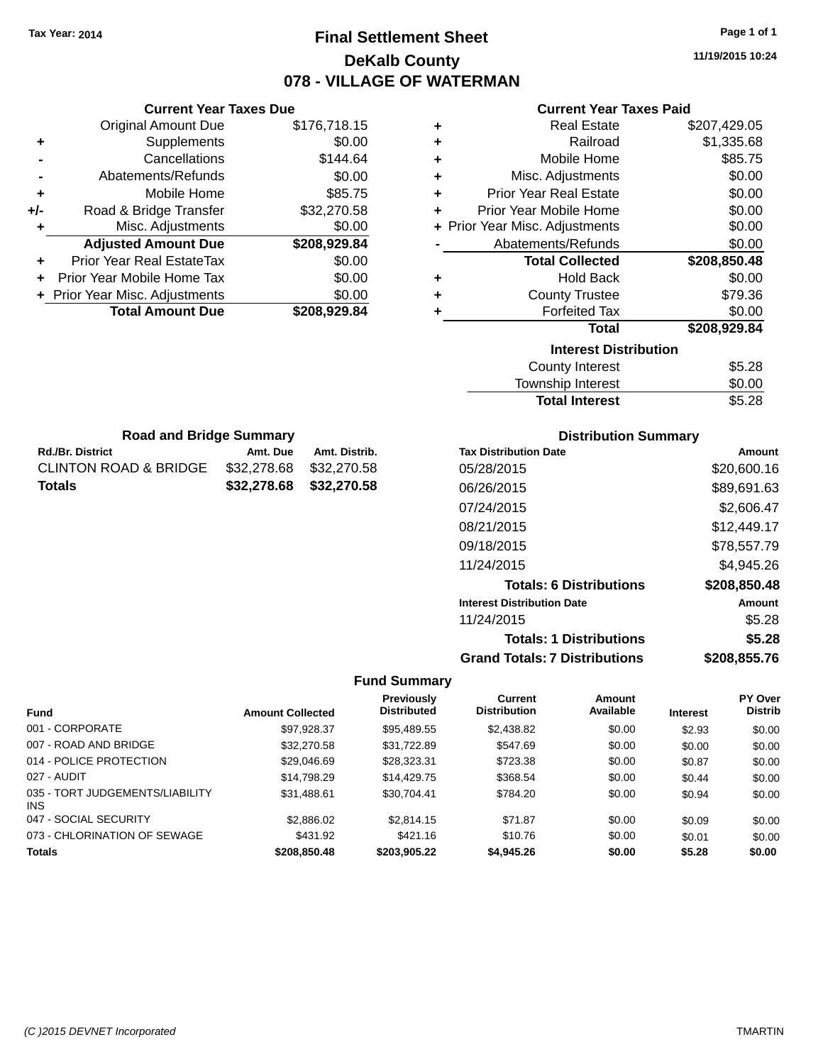Tax Year: 2014

# Final Settlement Sheet

## DeKalb County

## 078 - VILLAGE OF WATERMAN

11/19/2015 10:24

### Current Year Taxes Due

| | | |
|---|---|---|
| | Original Amount Due | $176,718.15 |
| + | Supplements | $0.00 |
| - | Cancellations | $144.64 |
| - | Abatements/Refunds | $0.00 |
| + | Mobile Home | $85.75 |
| +/- | Road & Bridge Transfer | $32,270.58 |
| + | Misc. Adjustments | $0.00 |
| | **Adjusted Amount Due** | **$208,929.84** |
| + | Prior Year Real EstateTax | $0.00 |
| + | Prior Year Mobile Home Tax | $0.00 |
| + | Prior Year Misc. Adjustments | $0.00 |
| | **Total Amount Due** | **$208,929.84** |

### Current Year Taxes Paid

| | | |
|---|---|---|
| + | Real Estate | $207,429.05 |
| + | Railroad | $1,335.68 |
| + | Mobile Home | $85.75 |
| + | Misc. Adjustments | $0.00 |
| + | Prior Year Real Estate | $0.00 |
| + | Prior Year Mobile Home | $0.00 |
| + | Prior Year Misc. Adjustments | $0.00 |
| - | Abatements/Refunds | $0.00 |
| | **Total Collected** | **$208,850.48** |
| + | Hold Back | $0.00 |
| + | County Trustee | $79.36 |
| + | Forfeited Tax | $0.00 |
| | **Total** | **$208,929.84** |

### Interest Distribution

| | |
|---|---|
| County Interest | $5.28 |
| Township Interest | $0.00 |
| **Total Interest** | $5.28 |

### Road and Bridge Summary

| Rd./Br. District | Amt. Due | Amt. Distrib. |
|---|---|---|
| CLINTON ROAD & BRIDGE | $32,278.68 | $32,270.58 |
| **Totals** | **$32,278.68** | **$32,270.58** |

### Distribution Summary

| Tax Distribution Date | Amount |
|---|---|
| 05/28/2015 | $20,600.16 |
| 06/26/2015 | $89,691.63 |
| 07/24/2015 | $2,606.47 |
| 08/21/2015 | $12,449.17 |
| 09/18/2015 | $78,557.79 |
| 11/24/2015 | $4,945.26 |
| **Totals: 6 Distributions** | **$208,850.48** |

| Interest Distribution Date | Amount |
|---|---|
| 11/24/2015 | $5.28 |
| **Totals: 1 Distributions** | **$5.28** |
| **Grand Totals: 7 Distributions** | **$208,855.76** |

### Fund Summary

| Fund | Amount Collected | Previously Distributed | Current Distribution | Amount Available | Interest | PY Over Distrib |
|---|---|---|---|---|---|---|
| 001 - CORPORATE | $97,928.37 | $95,489.55 | $2,438.82 | $0.00 | $2.93 | $0.00 |
| 007 - ROAD AND BRIDGE | $32,270.58 | $31,722.89 | $547.69 | $0.00 | $0.00 | $0.00 |
| 014 - POLICE PROTECTION | $29,046.69 | $28,323.31 | $723.38 | $0.00 | $0.87 | $0.00 |
| 027 - AUDIT | $14,798.29 | $14,429.75 | $368.54 | $0.00 | $0.44 | $0.00 |
| 035 - TORT JUDGEMENTS/LIABILITY INS | $31,488.61 | $30,704.41 | $784.20 | $0.00 | $0.94 | $0.00 |
| 047 - SOCIAL SECURITY | $2,886.02 | $2,814.15 | $71.87 | $0.00 | $0.09 | $0.00 |
| 073 - CHLORINATION OF SEWAGE | $431.92 | $421.16 | $10.76 | $0.00 | $0.01 | $0.00 |
| **Totals** | **$208,850.48** | **$203,905.22** | **$4,945.26** | **$0.00** | **$5.28** | **$0.00** |

(C )2015 DEVNET Incorporated — TMARTIN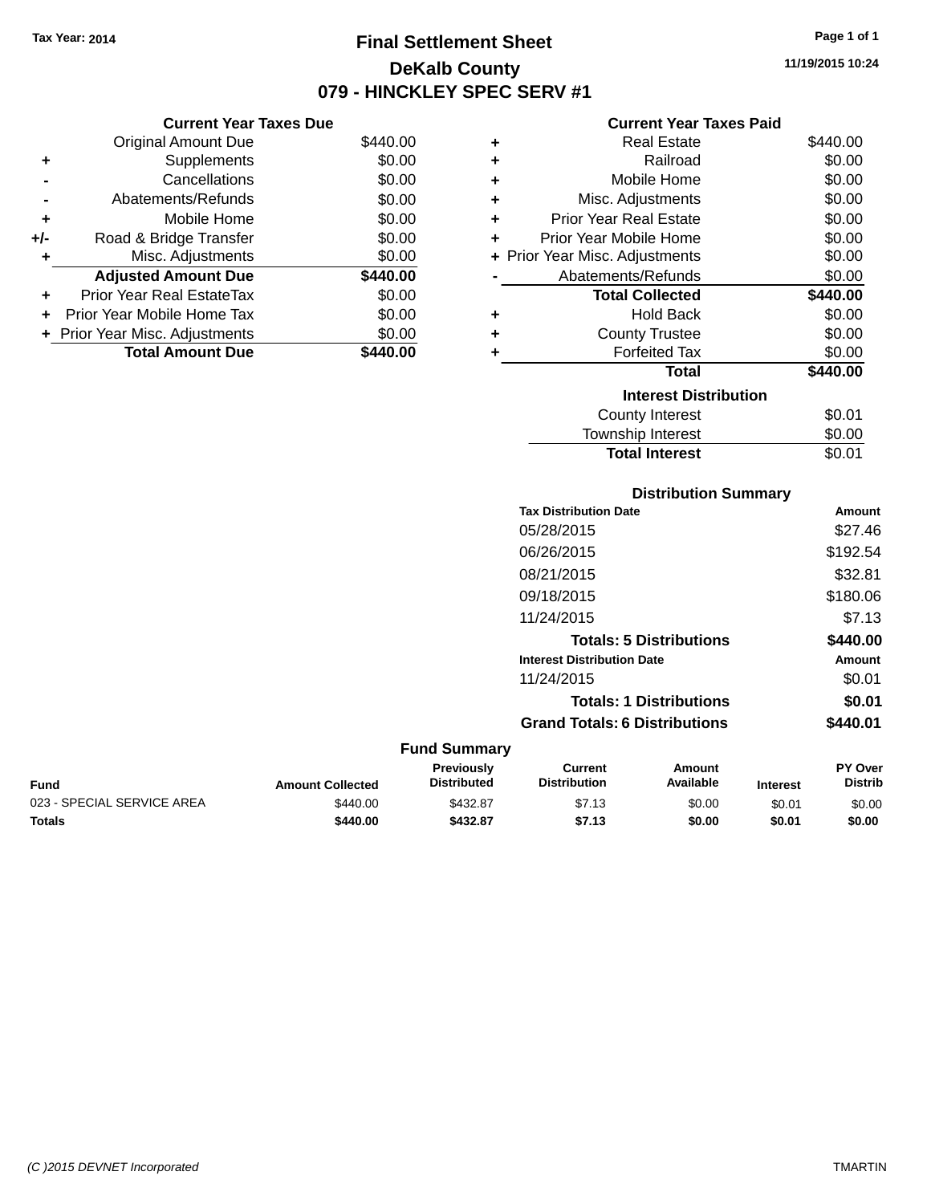Tax Year: 2014

# Final Settlement Sheet

## DeKalb County

## 079 - HINCKLEY SPEC SERV #1

11/19/2015 10:24

### Current Year Taxes Due

| | | |
|---|---|---|
| | Original Amount Due | $440.00 |
| + | Supplements | $0.00 |
| - | Cancellations | $0.00 |
| - | Abatements/Refunds | $0.00 |
| + | Mobile Home | $0.00 |
| +/- | Road & Bridge Transfer | $0.00 |
| + | Misc. Adjustments | $0.00 |
| | **Adjusted Amount Due** | **$440.00** |
| + | Prior Year Real EstateTax | $0.00 |
| + | Prior Year Mobile Home Tax | $0.00 |
| + | Prior Year Misc. Adjustments | $0.00 |
| | **Total Amount Due** | **$440.00** |

### Current Year Taxes Paid

| | | |
|---|---|---|
| + | Real Estate | $440.00 |
| + | Railroad | $0.00 |
| + | Mobile Home | $0.00 |
| + | Misc. Adjustments | $0.00 |
| + | Prior Year Real Estate | $0.00 |
| + | Prior Year Mobile Home | $0.00 |
| + | Prior Year Misc. Adjustments | $0.00 |
| - | Abatements/Refunds | $0.00 |
| | **Total Collected** | **$440.00** |
| + | Hold Back | $0.00 |
| + | County Trustee | $0.00 |
| + | Forfeited Tax | $0.00 |
| | **Total** | **$440.00** |

### Interest Distribution

| | |
|---|---|
| County Interest | $0.01 |
| Township Interest | $0.00 |
| **Total Interest** | $0.01 |

### Distribution Summary

| Tax Distribution Date | Amount |
|---|---|
| 05/28/2015 | $27.46 |
| 06/26/2015 | $192.54 |
| 08/21/2015 | $32.81 |
| 09/18/2015 | $180.06 |
| 11/24/2015 | $7.13 |
| **Totals: 5 Distributions** | **$440.00** |

| Interest Distribution Date | Amount |
|---|---|
| 11/24/2015 | $0.01 |
| **Totals: 1 Distributions** | **$0.01** |
| **Grand Totals: 6 Distributions** | **$440.01** |

### Fund Summary

| Fund | Amount Collected | Previously Distributed | Current Distribution | Amount Available | Interest | PY Over Distrib |
|---|---|---|---|---|---|---|
| 023 - SPECIAL SERVICE AREA | $440.00 | $432.87 | $7.13 | $0.00 | $0.01 | $0.00 |
| **Totals** | **$440.00** | **$432.87** | **$7.13** | **$0.00** | **$0.01** | **$0.00** |

(C )2015 DEVNET Incorporated TMARTIN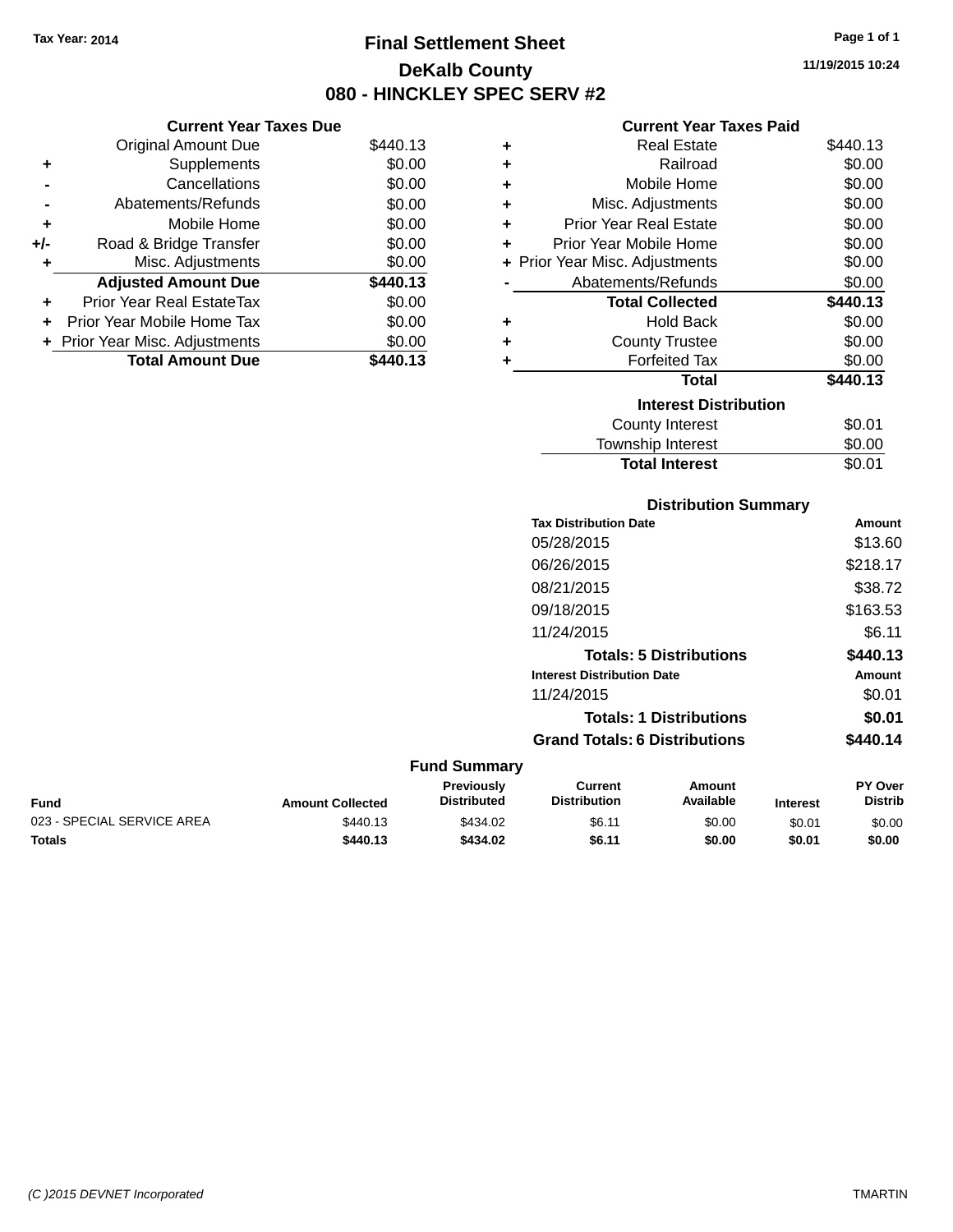Tax Year: 2014

# Final Settlement Sheet

## DeKalb County

## 080 - HINCKLEY SPEC SERV #2

11/19/2015 10:24

### Current Year Taxes Due

| | | |
|---|---|---|
| | Original Amount Due | $440.13 |
| + | Supplements | $0.00 |
| - | Cancellations | $0.00 |
| - | Abatements/Refunds | $0.00 |
| + | Mobile Home | $0.00 |
| +/- | Road & Bridge Transfer | $0.00 |
| + | Misc. Adjustments | $0.00 |
| | **Adjusted Amount Due** | **$440.13** |
| + | Prior Year Real EstateTax | $0.00 |
| + | Prior Year Mobile Home Tax | $0.00 |
| + | Prior Year Misc. Adjustments | $0.00 |
| | **Total Amount Due** | **$440.13** |

### Current Year Taxes Paid

| | | |
|---|---|---|
| + | Real Estate | $440.13 |
| + | Railroad | $0.00 |
| + | Mobile Home | $0.00 |
| + | Misc. Adjustments | $0.00 |
| + | Prior Year Real Estate | $0.00 |
| + | Prior Year Mobile Home | $0.00 |
| + | Prior Year Misc. Adjustments | $0.00 |
| - | Abatements/Refunds | $0.00 |
| | **Total Collected** | **$440.13** |
| + | Hold Back | $0.00 |
| + | County Trustee | $0.00 |
| + | Forfeited Tax | $0.00 |
| | **Total** | **$440.13** |

### Interest Distribution

| | |
|---|---|
| County Interest | $0.01 |
| Township Interest | $0.00 |
| **Total Interest** | $0.01 |

### Distribution Summary

| Tax Distribution Date | Amount |
|---|---|
| 05/28/2015 | $13.60 |
| 06/26/2015 | $218.17 |
| 08/21/2015 | $38.72 |
| 09/18/2015 | $163.53 |
| 11/24/2015 | $6.11 |
| **Totals: 5 Distributions** | **$440.13** |

| Interest Distribution Date | Amount |
|---|---|
| 11/24/2015 | $0.01 |
| **Totals: 1 Distributions** | **$0.01** |
| **Grand Totals: 6 Distributions** | **$440.14** |

### Fund Summary

| Fund | Amount Collected | Previously Distributed | Current Distribution | Amount Available | Interest | PY Over Distrib |
|---|---|---|---|---|---|---|
| 023 - SPECIAL SERVICE AREA | $440.13 | $434.02 | $6.11 | $0.00 | $0.01 | $0.00 |
| **Totals** | **$440.13** | **$434.02** | **$6.11** | **$0.00** | **$0.01** | **$0.00** |

(C )2015 DEVNET Incorporated

TMARTIN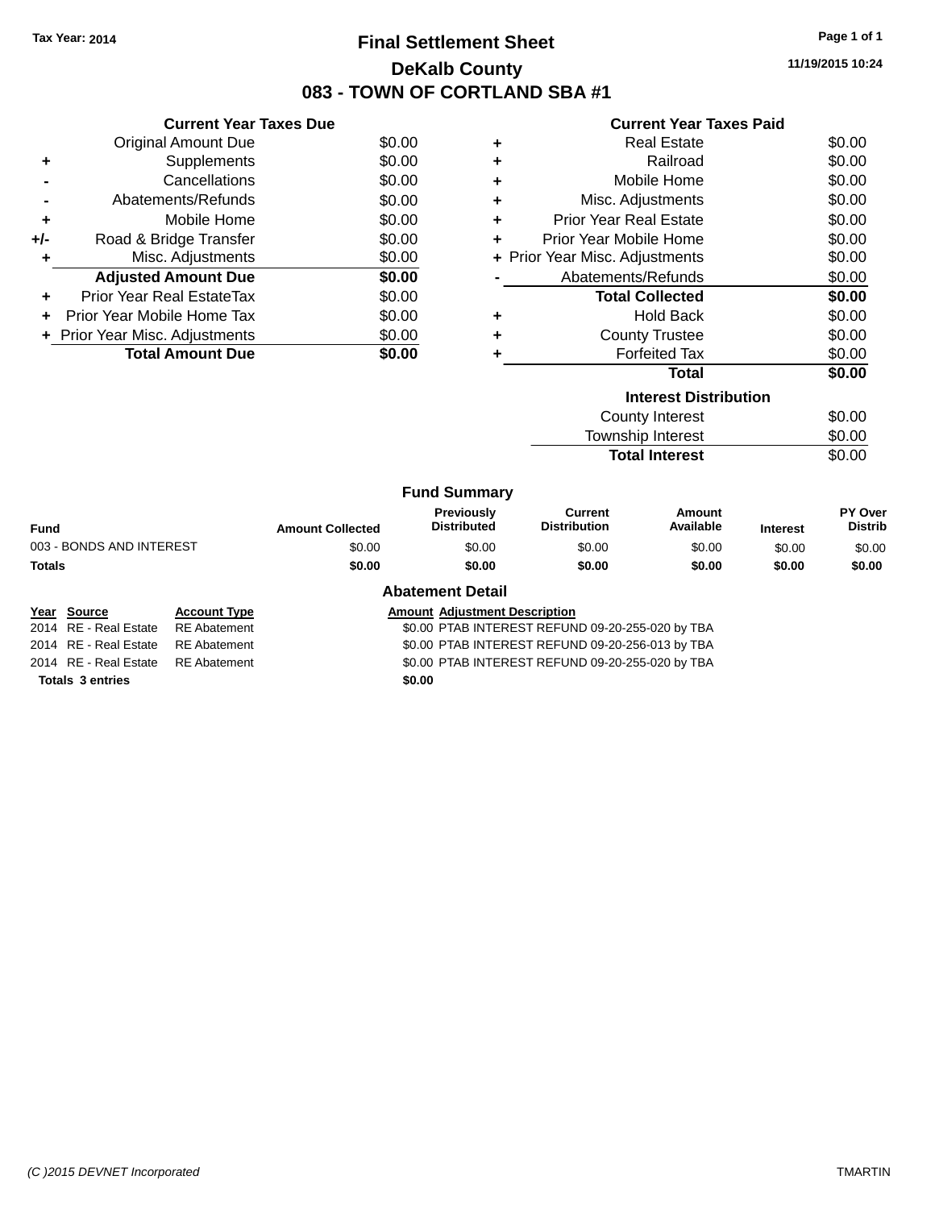Tax Year: 2014

# Final Settlement Sheet

## DeKalb County

## 083 - TOWN OF CORTLAND SBA #1

11/19/2015 10:24

### Current Year Taxes Due

| | | |
|---|---|---|
| | Original Amount Due | $0.00 |
| + | Supplements | $0.00 |
| - | Cancellations | $0.00 |
| - | Abatements/Refunds | $0.00 |
| + | Mobile Home | $0.00 |
| +/- | Road & Bridge Transfer | $0.00 |
| + | Misc. Adjustments | $0.00 |
| | **Adjusted Amount Due** | **$0.00** |
| + | Prior Year Real EstateTax | $0.00 |
| + | Prior Year Mobile Home Tax | $0.00 |
| + | Prior Year Misc. Adjustments | $0.00 |
| | **Total Amount Due** | **$0.00** |

### Current Year Taxes Paid

| | | |
|---|---|---|
| + | Real Estate | $0.00 |
| + | Railroad | $0.00 |
| + | Mobile Home | $0.00 |
| + | Misc. Adjustments | $0.00 |
| + | Prior Year Real Estate | $0.00 |
| + | Prior Year Mobile Home | $0.00 |
| + | Prior Year Misc. Adjustments | $0.00 |
| - | Abatements/Refunds | $0.00 |
| | **Total Collected** | **$0.00** |
| + | Hold Back | $0.00 |
| + | County Trustee | $0.00 |
| + | Forfeited Tax | $0.00 |
| | **Total** | **$0.00** |

### Interest Distribution

| | |
|---|---|
| County Interest | $0.00 |
| Township Interest | $0.00 |
| **Total Interest** | $0.00 |

### Fund Summary

| Fund | Amount Collected | Previously Distributed | Current Distribution | Amount Available | Interest | PY Over Distrib |
|---|---|---|---|---|---|---|
| 003 - BONDS AND INTEREST | $0.00 | $0.00 | $0.00 | $0.00 | $0.00 | $0.00 |
| **Totals** | **$0.00** | **$0.00** | **$0.00** | **$0.00** | **$0.00** | **$0.00** |

### Abatement Detail

| Year | Source | Account Type | Amount | Adjustment Description |
|---|---|---|---|---|
| 2014 | RE - Real Estate | RE Abatement | $0.00 | PTAB INTEREST REFUND 09-20-255-020 by TBA |
| 2014 | RE - Real Estate | RE Abatement | $0.00 | PTAB INTEREST REFUND 09-20-256-013 by TBA |
| 2014 | RE - Real Estate | RE Abatement | $0.00 | PTAB INTEREST REFUND 09-20-255-020 by TBA |
| **Totals 3 entries** | | | **$0.00** | |

(C )2015 DEVNET Incorporated TMARTIN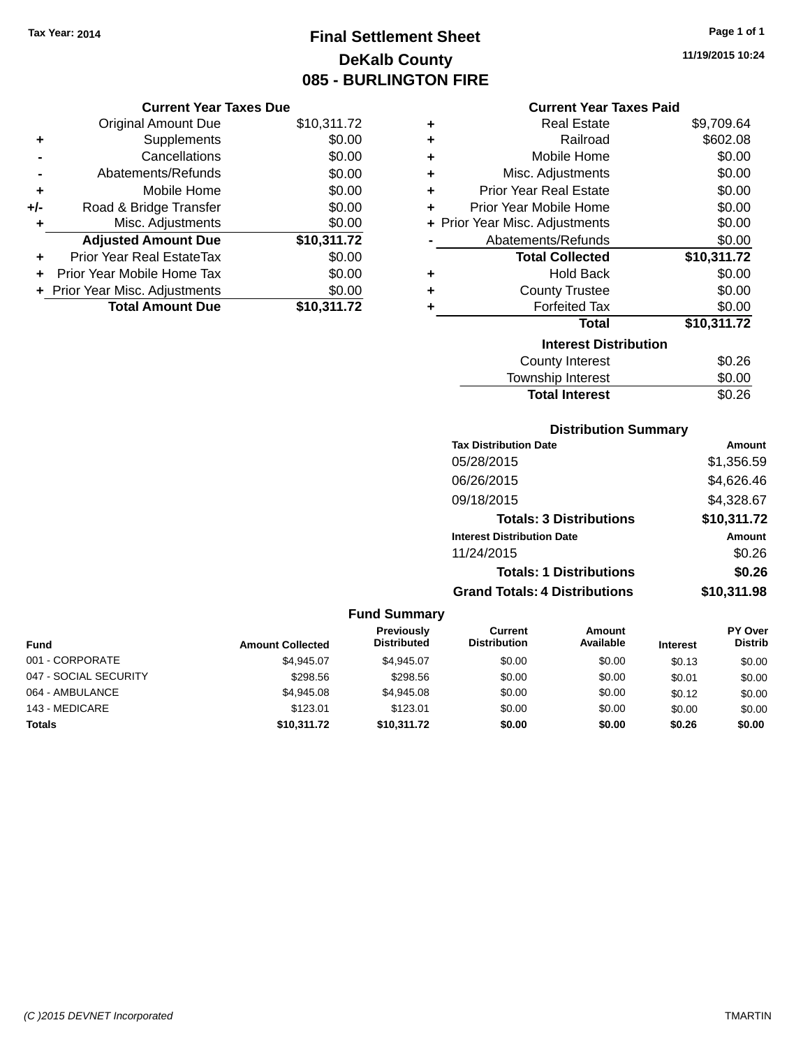Tax Year: 2014

# Final Settlement Sheet
## DeKalb County
## 085 - BURLINGTON FIRE

11/19/2015 10:24

### Current Year Taxes Due

| | | |
|---|---|---|
| | Original Amount Due | $10,311.72 |
| + | Supplements | $0.00 |
| - | Cancellations | $0.00 |
| - | Abatements/Refunds | $0.00 |
| + | Mobile Home | $0.00 |
| +/- | Road & Bridge Transfer | $0.00 |
| + | Misc. Adjustments | $0.00 |
| | **Adjusted Amount Due** | **$10,311.72** |
| + | Prior Year Real EstateTax | $0.00 |
| + | Prior Year Mobile Home Tax | $0.00 |
| + | Prior Year Misc. Adjustments | $0.00 |
| | **Total Amount Due** | **$10,311.72** |

### Current Year Taxes Paid

| | | |
|---|---|---|
| + | Real Estate | $9,709.64 |
| + | Railroad | $602.08 |
| + | Mobile Home | $0.00 |
| + | Misc. Adjustments | $0.00 |
| + | Prior Year Real Estate | $0.00 |
| + | Prior Year Mobile Home | $0.00 |
| + | Prior Year Misc. Adjustments | $0.00 |
| - | Abatements/Refunds | $0.00 |
| | **Total Collected** | **$10,311.72** |
| + | Hold Back | $0.00 |
| + | County Trustee | $0.00 |
| + | Forfeited Tax | $0.00 |
| | **Total** | **$10,311.72** |

### Interest Distribution

| | |
|---|---|
| County Interest | $0.26 |
| Township Interest | $0.00 |
| **Total Interest** | $0.26 |

### Distribution Summary

| Tax Distribution Date | Amount |
|---|---|
| 05/28/2015 | $1,356.59 |
| 06/26/2015 | $4,626.46 |
| 09/18/2015 | $4,328.67 |
| **Totals: 3 Distributions** | **$10,311.72** |

| Interest Distribution Date | Amount |
|---|---|
| 11/24/2015 | $0.26 |
| **Totals: 1 Distributions** | **$0.26** |
| **Grand Totals: 4 Distributions** | **$10,311.98** |

### Fund Summary

| Fund | Amount Collected | Previously Distributed | Current Distribution | Amount Available | Interest | PY Over Distrib |
|---|---|---|---|---|---|---|
| 001 - CORPORATE | $4,945.07 | $4,945.07 | $0.00 | $0.00 | $0.13 | $0.00 |
| 047 - SOCIAL SECURITY | $298.56 | $298.56 | $0.00 | $0.00 | $0.01 | $0.00 |
| 064 - AMBULANCE | $4,945.08 | $4,945.08 | $0.00 | $0.00 | $0.12 | $0.00 |
| 143 - MEDICARE | $123.01 | $123.01 | $0.00 | $0.00 | $0.00 | $0.00 |
| **Totals** | **$10,311.72** | **$10,311.72** | **$0.00** | **$0.00** | **$0.26** | **$0.00** |

(C )2015 DEVNET Incorporated TMARTIN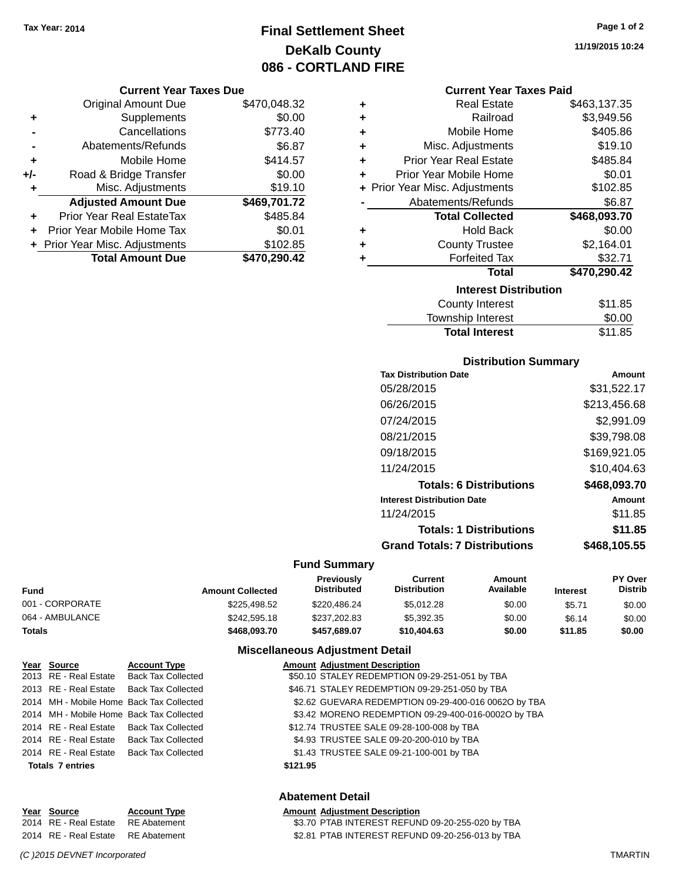Tax Year: 2014

# Final Settlement Sheet
## DeKalb County
## 086 - CORTLAND FIRE

11/19/2015 10:24

### Current Year Taxes Due

| | | |
|---|---|---|
| | Original Amount Due | $470,048.32 |
| + | Supplements | $0.00 |
| - | Cancellations | $773.40 |
| - | Abatements/Refunds | $6.87 |
| + | Mobile Home | $414.57 |
| +/- | Road & Bridge Transfer | $0.00 |
| + | Misc. Adjustments | $19.10 |
| | **Adjusted Amount Due** | **$469,701.72** |
| + | Prior Year Real EstateTax | $485.84 |
| + | Prior Year Mobile Home Tax | $0.01 |
| + | Prior Year Misc. Adjustments | $102.85 |
| | **Total Amount Due** | **$470,290.42** |

### Current Year Taxes Paid

| | | |
|---|---|---|
| + | Real Estate | $463,137.35 |
| + | Railroad | $3,949.56 |
| + | Mobile Home | $405.86 |
| + | Misc. Adjustments | $19.10 |
| + | Prior Year Real Estate | $485.84 |
| + | Prior Year Mobile Home | $0.01 |
| + | Prior Year Misc. Adjustments | $102.85 |
| - | Abatements/Refunds | $6.87 |
| | **Total Collected** | **$468,093.70** |
| + | Hold Back | $0.00 |
| + | County Trustee | $2,164.01 |
| + | Forfeited Tax | $32.71 |
| | **Total** | **$470,290.42** |

### Interest Distribution

| | |
|---|---|
| County Interest | $11.85 |
| Township Interest | $0.00 |
| **Total Interest** | $11.85 |

### Distribution Summary

| Tax Distribution Date | Amount |
|---|---|
| 05/28/2015 | $31,522.17 |
| 06/26/2015 | $213,456.68 |
| 07/24/2015 | $2,991.09 |
| 08/21/2015 | $39,798.08 |
| 09/18/2015 | $169,921.05 |
| 11/24/2015 | $10,404.63 |
| **Totals: 6 Distributions** | **$468,093.70** |
| **Interest Distribution Date** | **Amount** |
| 11/24/2015 | $11.85 |
| **Totals: 1 Distributions** | **$11.85** |
| **Grand Totals: 7 Distributions** | **$468,105.55** |

### Fund Summary

| Fund | Amount Collected | Previously Distributed | Current Distribution | Amount Available | Interest | PY Over Distrib |
|---|---|---|---|---|---|---|
| 001 - CORPORATE | $225,498.52 | $220,486.24 | $5,012.28 | $0.00 | $5.71 | $0.00 |
| 064 - AMBULANCE | $242,595.18 | $237,202.83 | $5,392.35 | $0.00 | $6.14 | $0.00 |
| **Totals** | **$468,093.70** | **$457,689.07** | **$10,404.63** | **$0.00** | **$11.85** | **$0.00** |

### Miscellaneous Adjustment Detail

| Year | Source | Account Type | Amount | Adjustment Description |
|---|---|---|---|---|
| 2013 | RE - Real Estate | Back Tax Collected | $50.10 | STALEY REDEMPTION 09-29-251-051 by TBA |
| 2013 | RE - Real Estate | Back Tax Collected | $46.71 | STALEY REDEMPTION 09-29-251-050 by TBA |
| 2014 | MH - Mobile Home | Back Tax Collected | $2.62 | GUEVARA REDEMPTION 09-29-400-016 0062O by TBA |
| 2014 | MH - Mobile Home | Back Tax Collected | $3.42 | MORENO REDEMPTION 09-29-400-016-0002O by TBA |
| 2014 | RE - Real Estate | Back Tax Collected | $12.74 | TRUSTEE SALE 09-28-100-008 by TBA |
| 2014 | RE - Real Estate | Back Tax Collected | $4.93 | TRUSTEE SALE 09-20-200-010 by TBA |
| 2014 | RE - Real Estate | Back Tax Collected | $1.43 | TRUSTEE SALE 09-21-100-001 by TBA |
| **Totals 7 entries** | | | **$121.95** | |

### Abatement Detail

| Year | Source | Account Type | Amount | Adjustment Description |
|---|---|---|---|---|
| 2014 | RE - Real Estate | RE Abatement | $3.70 | PTAB INTEREST REFUND 09-20-255-020 by TBA |
| 2014 | RE - Real Estate | RE Abatement | $2.81 | PTAB INTEREST REFUND 09-20-256-013 by TBA |

(C )2015 DEVNET Incorporated TMARTIN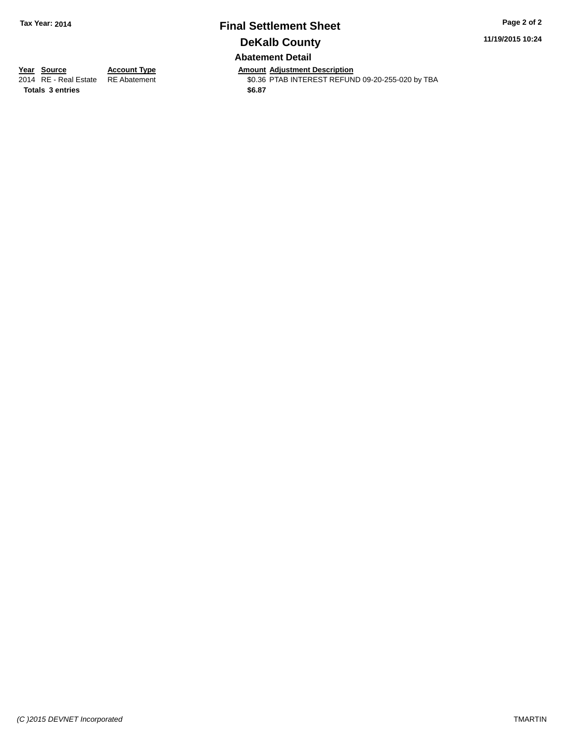# Final Settlement Sheet

## DeKalb County

### Abatement Detail

| Year | Source | Account Type | Amount | Adjustment Description |
|---|---|---|---|---|
| 2014 | RE - Real Estate | RE Abatement | $0.36 | PTAB INTEREST REFUND 09-20-255-020 by TBA |
| **Totals 3 entries** | | | **$6.87** | |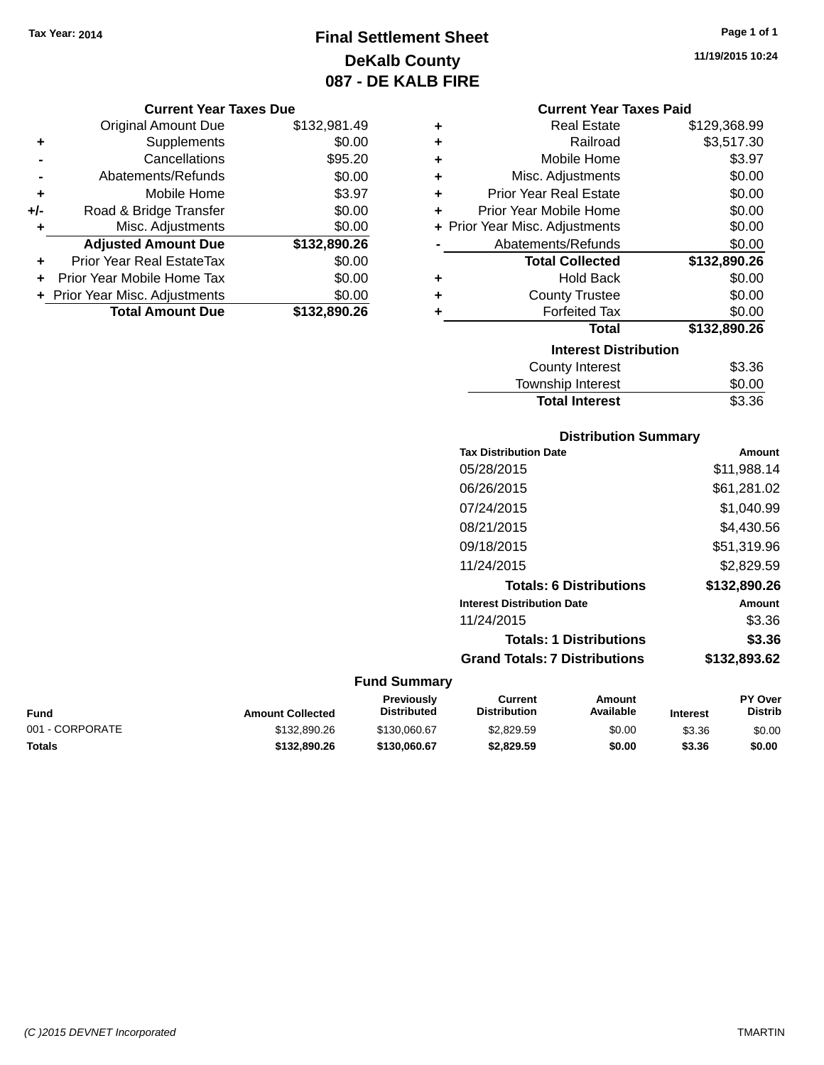Tax Year: 2014

# Final Settlement Sheet

## DeKalb County

## 087 - DE KALB FIRE

11/19/2015 10:24

### Current Year Taxes Due

| | | |
|---|---|---|
| | Original Amount Due | $132,981.49 |
| + | Supplements | $0.00 |
| - | Cancellations | $95.20 |
| - | Abatements/Refunds | $0.00 |
| + | Mobile Home | $3.97 |
| +/- | Road & Bridge Transfer | $0.00 |
| + | Misc. Adjustments | $0.00 |
| | **Adjusted Amount Due** | **$132,890.26** |
| + | Prior Year Real EstateTax | $0.00 |
| + | Prior Year Mobile Home Tax | $0.00 |
| + | Prior Year Misc. Adjustments | $0.00 |
| | **Total Amount Due** | **$132,890.26** |

### Current Year Taxes Paid

| | | |
|---|---|---|
| + | Real Estate | $129,368.99 |
| + | Railroad | $3,517.30 |
| + | Mobile Home | $3.97 |
| + | Misc. Adjustments | $0.00 |
| + | Prior Year Real Estate | $0.00 |
| + | Prior Year Mobile Home | $0.00 |
| + | Prior Year Misc. Adjustments | $0.00 |
| - | Abatements/Refunds | $0.00 |
| | **Total Collected** | **$132,890.26** |
| + | Hold Back | $0.00 |
| + | County Trustee | $0.00 |
| + | Forfeited Tax | $0.00 |
| | **Total** | **$132,890.26** |

### Interest Distribution

| | |
|---|---|
| County Interest | $3.36 |
| Township Interest | $0.00 |
| **Total Interest** | $3.36 |

### Distribution Summary

| Tax Distribution Date | Amount |
|---|---|
| 05/28/2015 | $11,988.14 |
| 06/26/2015 | $61,281.02 |
| 07/24/2015 | $1,040.99 |
| 08/21/2015 | $4,430.56 |
| 09/18/2015 | $51,319.96 |
| 11/24/2015 | $2,829.59 |
| **Totals: 6 Distributions** | **$132,890.26** |

| Interest Distribution Date | Amount |
|---|---|
| 11/24/2015 | $3.36 |
| **Totals: 1 Distributions** | **$3.36** |
| **Grand Totals: 7 Distributions** | **$132,893.62** |

### Fund Summary

| Fund | Amount Collected | Previously Distributed | Current Distribution | Amount Available | Interest | PY Over Distrib |
|---|---|---|---|---|---|---|
| 001 - CORPORATE | $132,890.26 | $130,060.67 | $2,829.59 | $0.00 | $3.36 | $0.00 |
| **Totals** | **$132,890.26** | **$130,060.67** | **$2,829.59** | **$0.00** | **$3.36** | **$0.00** |

(C )2015 DEVNET Incorporated TMARTIN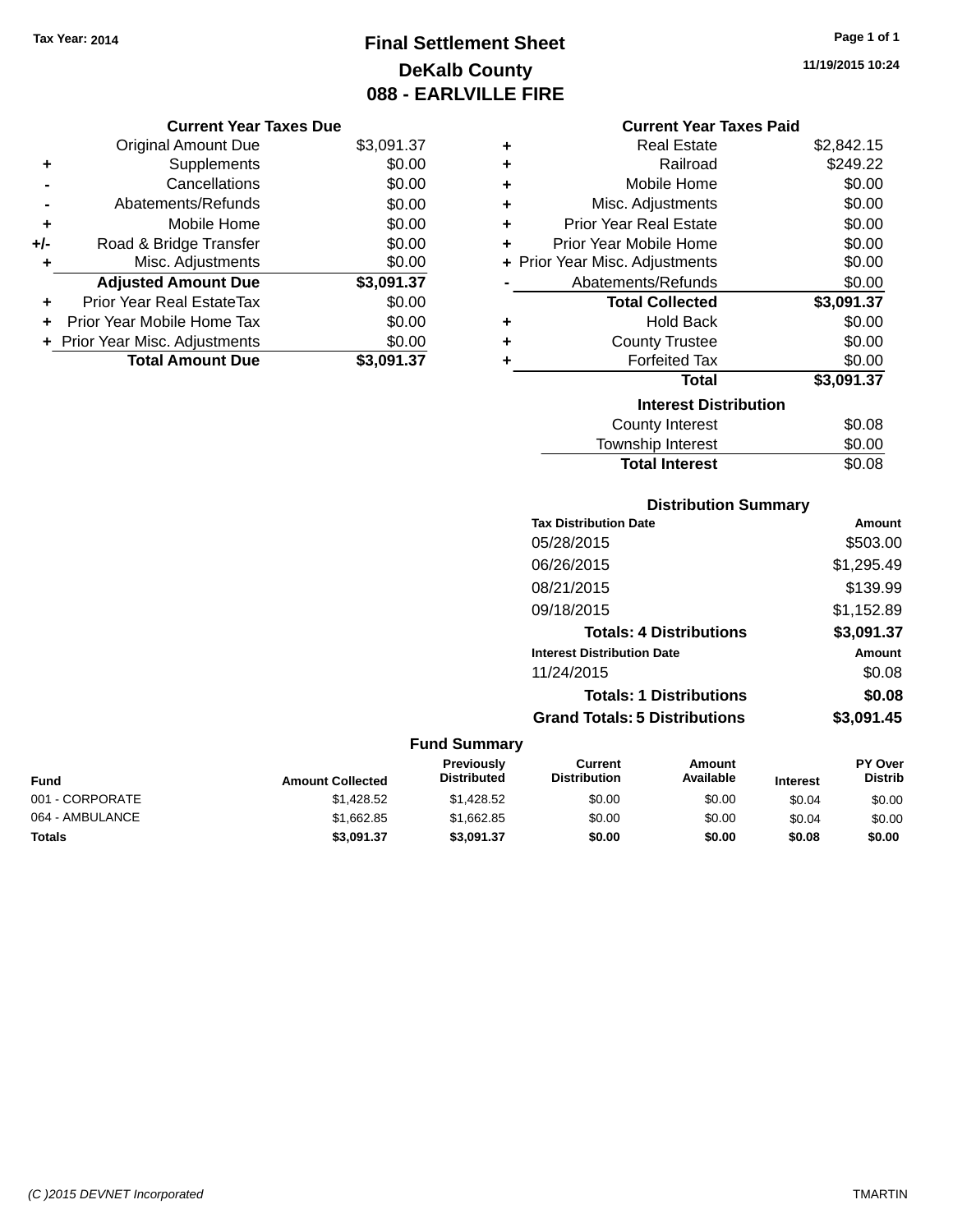**Tax Year: 2014**

# Final Settlement Sheet
## DeKalb County
## 088 - EARLVILLE FIRE

11/19/2015 10:24

### Current Year Taxes Due

| | | |
|---|---|---|
| | Original Amount Due | $3,091.37 |
| + | Supplements | $0.00 |
| - | Cancellations | $0.00 |
| - | Abatements/Refunds | $0.00 |
| + | Mobile Home | $0.00 |
| +/- | Road & Bridge Transfer | $0.00 |
| + | Misc. Adjustments | $0.00 |
| | **Adjusted Amount Due** | **$3,091.37** |
| + | Prior Year Real EstateTax | $0.00 |
| + | Prior Year Mobile Home Tax | $0.00 |
| + | Prior Year Misc. Adjustments | $0.00 |
| | **Total Amount Due** | **$3,091.37** |

### Current Year Taxes Paid

| | | |
|---|---|---|
| + | Real Estate | $2,842.15 |
| + | Railroad | $249.22 |
| + | Mobile Home | $0.00 |
| + | Misc. Adjustments | $0.00 |
| + | Prior Year Real Estate | $0.00 |
| + | Prior Year Mobile Home | $0.00 |
| + | Prior Year Misc. Adjustments | $0.00 |
| - | Abatements/Refunds | $0.00 |
| | **Total Collected** | **$3,091.37** |
| + | Hold Back | $0.00 |
| + | County Trustee | $0.00 |
| + | Forfeited Tax | $0.00 |
| | **Total** | **$3,091.37** |

### Interest Distribution

| | |
|---|---|
| County Interest | $0.08 |
| Township Interest | $0.00 |
| **Total Interest** | $0.08 |

### Distribution Summary

| Tax Distribution Date | Amount |
|---|---|
| 05/28/2015 | $503.00 |
| 06/26/2015 | $1,295.49 |
| 08/21/2015 | $139.99 |
| 09/18/2015 | $1,152.89 |
| **Totals: 4 Distributions** | **$3,091.37** |
| **Interest Distribution Date** | **Amount** |
| 11/24/2015 | $0.08 |
| **Totals: 1 Distributions** | **$0.08** |
| **Grand Totals: 5 Distributions** | **$3,091.45** |

### Fund Summary

| Fund | Amount Collected | Previously Distributed | Current Distribution | Amount Available | Interest | PY Over Distrib |
|---|---|---|---|---|---|---|
| 001 - CORPORATE | $1,428.52 | $1,428.52 | $0.00 | $0.00 | $0.04 | $0.00 |
| 064 - AMBULANCE | $1,662.85 | $1,662.85 | $0.00 | $0.00 | $0.04 | $0.00 |
| **Totals** | **$3,091.37** | **$3,091.37** | **$0.00** | **$0.00** | **$0.08** | **$0.00** |

(C )2015 DEVNET Incorporated — TMARTIN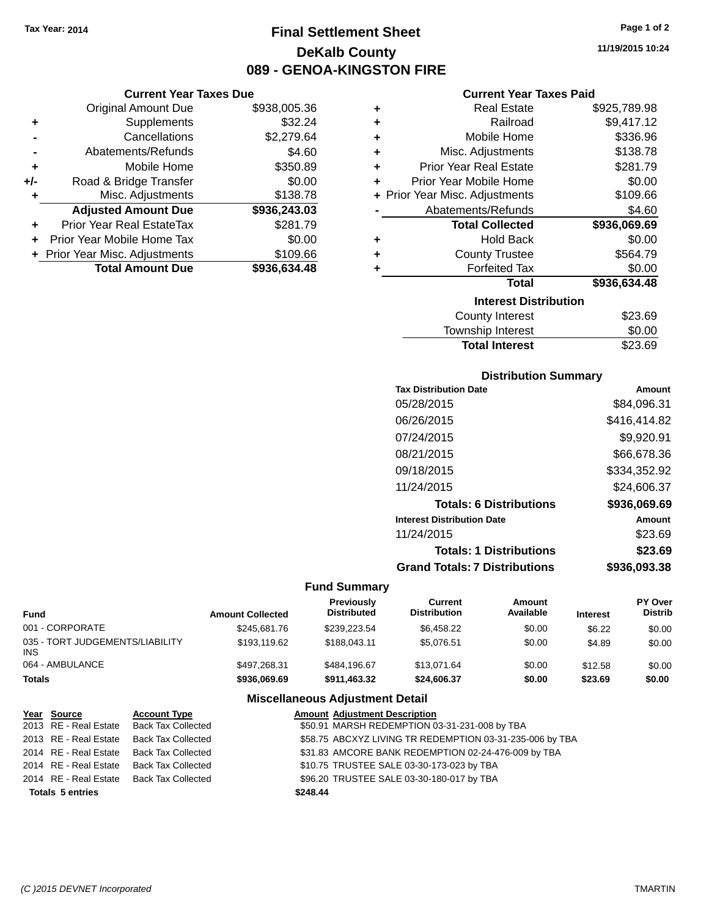Tax Year: 2014

# Final Settlement Sheet

## DeKalb County

## 089 - GENOA-KINGSTON FIRE

11/19/2015 10:24

### Current Year Taxes Due

| | | |
|---|---|---|
| | Original Amount Due | $938,005.36 |
| + | Supplements | $32.24 |
| - | Cancellations | $2,279.64 |
| - | Abatements/Refunds | $4.60 |
| + | Mobile Home | $350.89 |
| +/- | Road & Bridge Transfer | $0.00 |
| + | Misc. Adjustments | $138.78 |
| | **Adjusted Amount Due** | **$936,243.03** |
| + | Prior Year Real EstateTax | $281.79 |
| + | Prior Year Mobile Home Tax | $0.00 |
| + | Prior Year Misc. Adjustments | $109.66 |
| | **Total Amount Due** | **$936,634.48** |

### Current Year Taxes Paid

| | | |
|---|---|---|
| + | Real Estate | $925,789.98 |
| + | Railroad | $9,417.12 |
| + | Mobile Home | $336.96 |
| + | Misc. Adjustments | $138.78 |
| + | Prior Year Real Estate | $281.79 |
| + | Prior Year Mobile Home | $0.00 |
| + | Prior Year Misc. Adjustments | $109.66 |
| - | Abatements/Refunds | $4.60 |
| | **Total Collected** | **$936,069.69** |
| + | Hold Back | $0.00 |
| + | County Trustee | $564.79 |
| + | Forfeited Tax | $0.00 |
| | **Total** | **$936,634.48** |

### Interest Distribution

| | |
|---|---|
| County Interest | $23.69 |
| Township Interest | $0.00 |
| **Total Interest** | $23.69 |

### Distribution Summary

| Tax Distribution Date | Amount |
|---|---|
| 05/28/2015 | $84,096.31 |
| 06/26/2015 | $416,414.82 |
| 07/24/2015 | $9,920.91 |
| 08/21/2015 | $66,678.36 |
| 09/18/2015 | $334,352.92 |
| 11/24/2015 | $24,606.37 |
| **Totals: 6 Distributions** | **$936,069.69** |
| **Interest Distribution Date** | **Amount** |
| 11/24/2015 | $23.69 |
| **Totals: 1 Distributions** | **$23.69** |
| **Grand Totals: 7 Distributions** | **$936,093.38** |

### Fund Summary

| Fund | Amount Collected | Previously Distributed | Current Distribution | Amount Available | Interest | PY Over Distrib |
|---|---|---|---|---|---|---|
| 001 - CORPORATE | $245,681.76 | $239,223.54 | $6,458.22 | $0.00 | $6.22 | $0.00 |
| 035 - TORT JUDGEMENTS/LIABILITY INS | $193,119.62 | $188,043.11 | $5,076.51 | $0.00 | $4.89 | $0.00 |
| 064 - AMBULANCE | $497,268.31 | $484,196.67 | $13,071.64 | $0.00 | $12.58 | $0.00 |
| **Totals** | **$936,069.69** | **$911,463.32** | **$24,606.37** | **$0.00** | **$23.69** | **$0.00** |

### Miscellaneous Adjustment Detail

| Year | Source | Account Type | Amount | Adjustment Description |
|---|---|---|---|---|
| 2013 | RE - Real Estate | Back Tax Collected | $50.91 | MARSH REDEMPTION 03-31-231-008 by TBA |
| 2013 | RE - Real Estate | Back Tax Collected | $58.75 | ABCXYZ LIVING TR REDEMPTION 03-31-235-006 by TBA |
| 2014 | RE - Real Estate | Back Tax Collected | $31.83 | AMCORE BANK REDEMPTION 02-24-476-009 by TBA |
| 2014 | RE - Real Estate | Back Tax Collected | $10.75 | TRUSTEE SALE 03-30-173-023 by TBA |
| 2014 | RE - Real Estate | Back Tax Collected | $96.20 | TRUSTEE SALE 03-30-180-017 by TBA |
| **Totals 5 entries** | | | **$248.44** | |

(C )2015 DEVNET Incorporated TMARTIN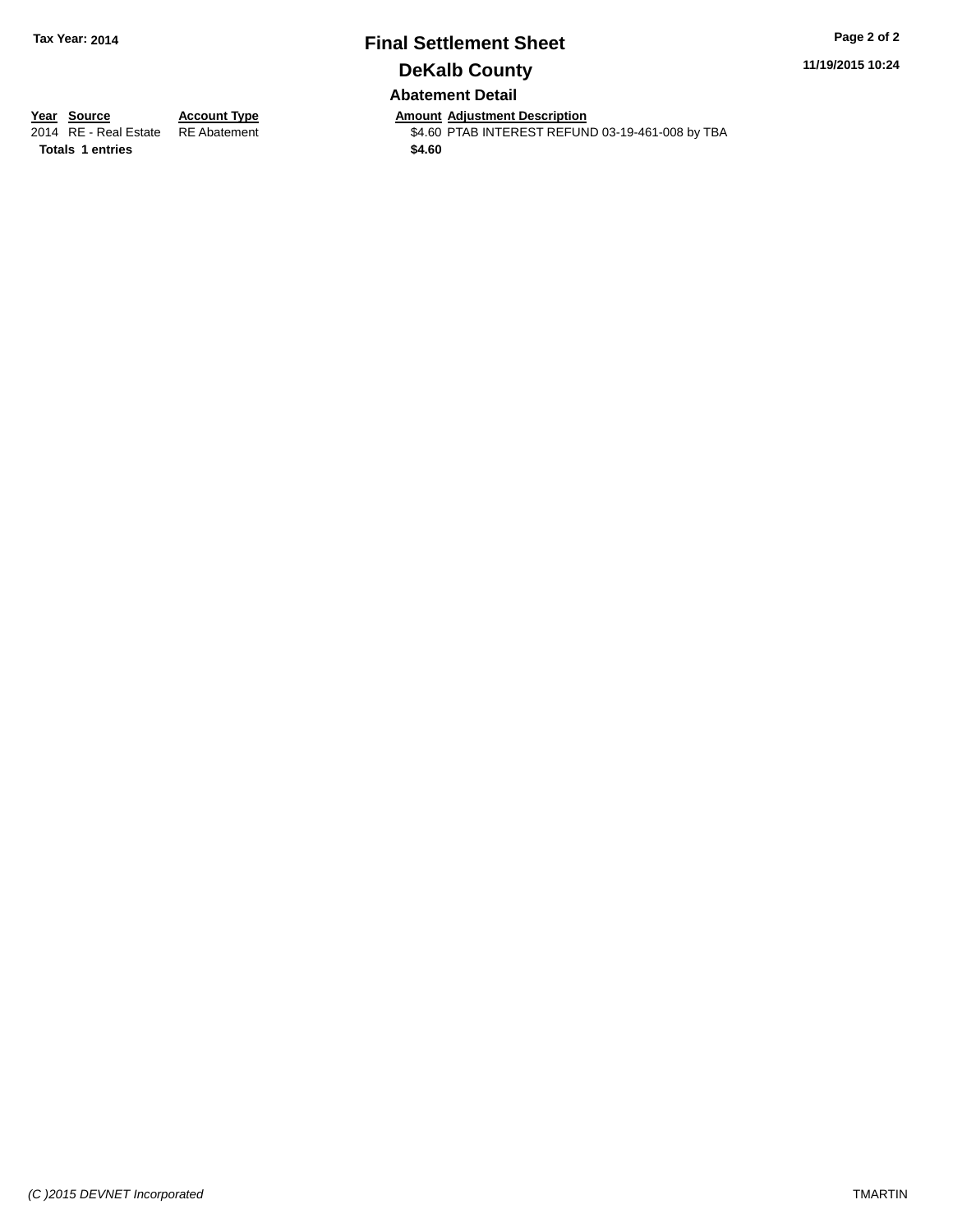**Tax Year: 2014**

# Final Settlement Sheet

## DeKalb County

**11/19/2015 10:24**

### Abatement Detail

| Year | Source | Account Type | Amount | Adjustment Description |
|---|---|---|---|---|
| 2014 | RE - Real Estate | RE Abatement | $4.60 | PTAB INTEREST REFUND 03-19-461-008 by TBA |
| **Totals** | **1 entries** | | **$4.60** | |

*(C )2015 DEVNET Incorporated*

TMARTIN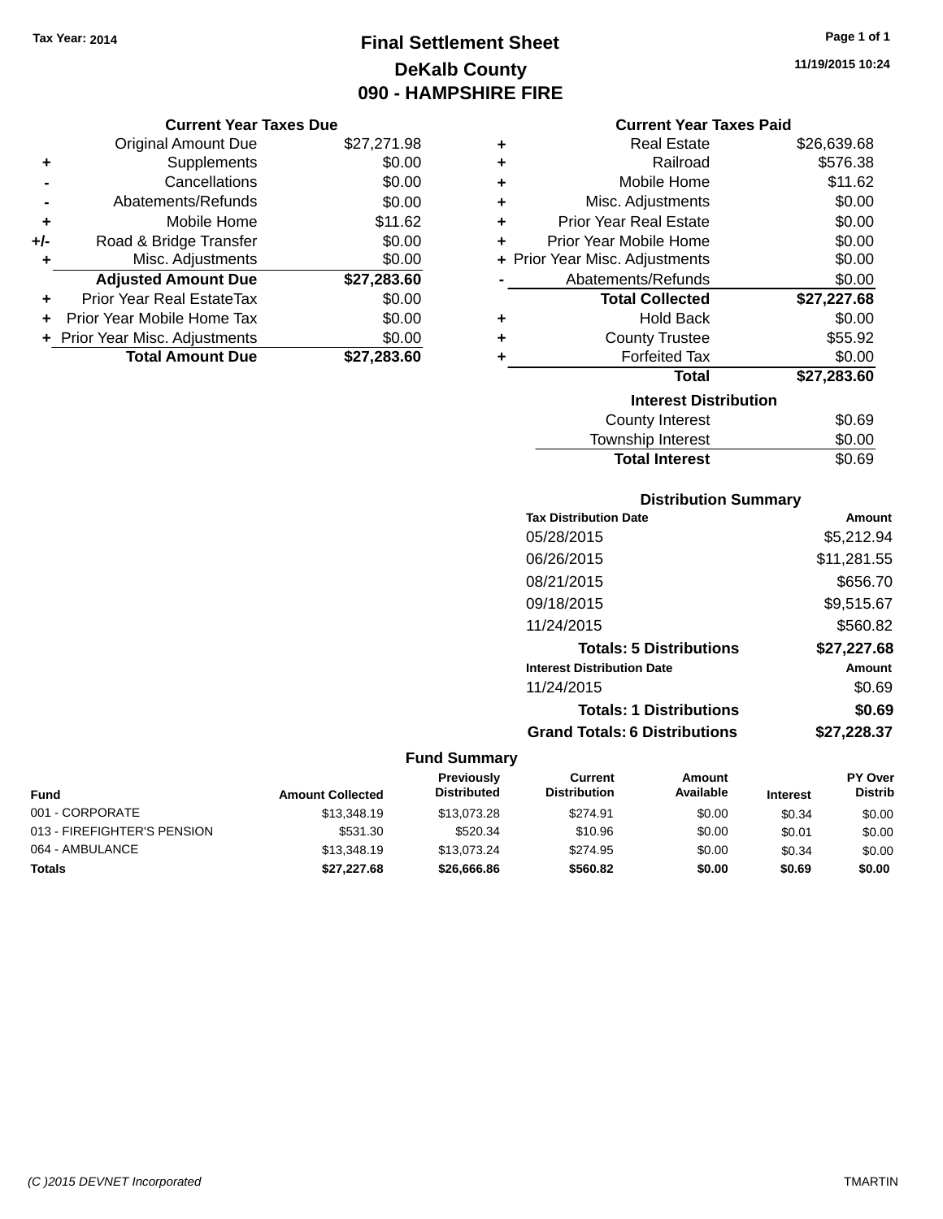Tax Year: 2014

# Final Settlement Sheet
## DeKalb County
## 090 - HAMPSHIRE FIRE

11/19/2015 10:24

### Current Year Taxes Due

| | | |
|---|---|---|
| | Original Amount Due | $27,271.98 |
| + | Supplements | $0.00 |
| - | Cancellations | $0.00 |
| - | Abatements/Refunds | $0.00 |
| + | Mobile Home | $11.62 |
| +/- | Road & Bridge Transfer | $0.00 |
| + | Misc. Adjustments | $0.00 |
| | **Adjusted Amount Due** | **$27,283.60** |
| + | Prior Year Real EstateTax | $0.00 |
| + | Prior Year Mobile Home Tax | $0.00 |
| + | Prior Year Misc. Adjustments | $0.00 |
| | **Total Amount Due** | **$27,283.60** |

### Current Year Taxes Paid

| | | |
|---|---|---|
| + | Real Estate | $26,639.68 |
| + | Railroad | $576.38 |
| + | Mobile Home | $11.62 |
| + | Misc. Adjustments | $0.00 |
| + | Prior Year Real Estate | $0.00 |
| + | Prior Year Mobile Home | $0.00 |
| + | Prior Year Misc. Adjustments | $0.00 |
| - | Abatements/Refunds | $0.00 |
| | **Total Collected** | **$27,227.68** |
| + | Hold Back | $0.00 |
| + | County Trustee | $55.92 |
| + | Forfeited Tax | $0.00 |
| | **Total** | **$27,283.60** |

### Interest Distribution

| | |
|---|---|
| County Interest | $0.69 |
| Township Interest | $0.00 |
| **Total Interest** | $0.69 |

### Distribution Summary

| Tax Distribution Date | Amount |
|---|---|
| 05/28/2015 | $5,212.94 |
| 06/26/2015 | $11,281.55 |
| 08/21/2015 | $656.70 |
| 09/18/2015 | $9,515.67 |
| 11/24/2015 | $560.82 |
| **Totals: 5 Distributions** | **$27,227.68** |

| Interest Distribution Date | Amount |
|---|---|
| 11/24/2015 | $0.69 |
| **Totals: 1 Distributions** | **$0.69** |
| **Grand Totals: 6 Distributions** | **$27,228.37** |

### Fund Summary

| Fund | Amount Collected | Previously Distributed | Current Distribution | Amount Available | Interest | PY Over Distrib |
|---|---|---|---|---|---|---|
| 001 - CORPORATE | $13,348.19 | $13,073.28 | $274.91 | $0.00 | $0.34 | $0.00 |
| 013 - FIREFIGHTER'S PENSION | $531.30 | $520.34 | $10.96 | $0.00 | $0.01 | $0.00 |
| 064 - AMBULANCE | $13,348.19 | $13,073.24 | $274.95 | $0.00 | $0.34 | $0.00 |
| **Totals** | **$27,227.68** | **$26,666.86** | **$560.82** | **$0.00** | **$0.69** | **$0.00** |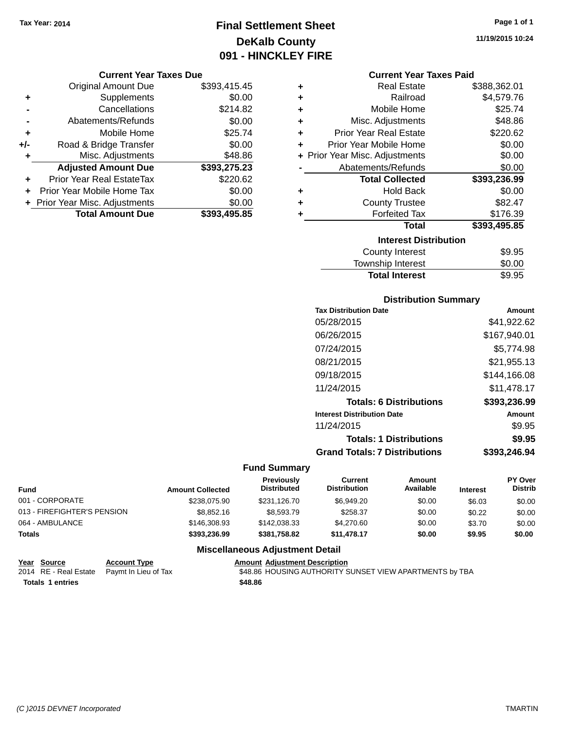Tax Year: 2014

# Final Settlement Sheet
## DeKalb County
## 091 - HINCKLEY FIRE

11/19/2015 10:24

### Current Year Taxes Due

| | | |
|---|---|---|
| | Original Amount Due | $393,415.45 |
| + | Supplements | $0.00 |
| - | Cancellations | $214.82 |
| - | Abatements/Refunds | $0.00 |
| + | Mobile Home | $25.74 |
| +/- | Road & Bridge Transfer | $0.00 |
| + | Misc. Adjustments | $48.86 |
| | **Adjusted Amount Due** | **$393,275.23** |
| + | Prior Year Real EstateTax | $220.62 |
| + | Prior Year Mobile Home Tax | $0.00 |
| + | Prior Year Misc. Adjustments | $0.00 |
| | **Total Amount Due** | **$393,495.85** |

### Current Year Taxes Paid

| | | |
|---|---|---|
| + | Real Estate | $388,362.01 |
| + | Railroad | $4,579.76 |
| + | Mobile Home | $25.74 |
| + | Misc. Adjustments | $48.86 |
| + | Prior Year Real Estate | $220.62 |
| + | Prior Year Mobile Home | $0.00 |
| + | Prior Year Misc. Adjustments | $0.00 |
| - | Abatements/Refunds | $0.00 |
| | **Total Collected** | **$393,236.99** |
| + | Hold Back | $0.00 |
| + | County Trustee | $82.47 |
| + | Forfeited Tax | $176.39 |
| | **Total** | **$393,495.85** |

### Interest Distribution

| | |
|---|---|
| County Interest | $9.95 |
| Township Interest | $0.00 |
| **Total Interest** | $9.95 |

### Distribution Summary

| Tax Distribution Date | Amount |
|---|---|
| 05/28/2015 | $41,922.62 |
| 06/26/2015 | $167,940.01 |
| 07/24/2015 | $5,774.98 |
| 08/21/2015 | $21,955.13 |
| 09/18/2015 | $144,166.08 |
| 11/24/2015 | $11,478.17 |
| **Totals: 6 Distributions** | **$393,236.99** |
| **Interest Distribution Date** | **Amount** |
| 11/24/2015 | $9.95 |
| **Totals: 1 Distributions** | **$9.95** |
| **Grand Totals: 7 Distributions** | **$393,246.94** |

### Fund Summary

| Fund | Amount Collected | Previously Distributed | Current Distribution | Amount Available | Interest | PY Over Distrib |
|---|---|---|---|---|---|---|
| 001 - CORPORATE | $238,075.90 | $231,126.70 | $6,949.20 | $0.00 | $6.03 | $0.00 |
| 013 - FIREFIGHTER'S PENSION | $8,852.16 | $8,593.79 | $258.37 | $0.00 | $0.22 | $0.00 |
| 064 - AMBULANCE | $146,308.93 | $142,038.33 | $4,270.60 | $0.00 | $3.70 | $0.00 |
| **Totals** | **$393,236.99** | **$381,758.82** | **$11,478.17** | **$0.00** | **$9.95** | **$0.00** |

### Miscellaneous Adjustment Detail

| Year | Source | Account Type | Amount | Adjustment Description |
|---|---|---|---|---|
| 2014 | RE - Real Estate | Paymt In Lieu of Tax | $48.86 | HOUSING AUTHORITY SUNSET VIEW APARTMENTS by TBA |
| **Totals 1 entries** | | | **$48.86** | |

(C )2015 DEVNET Incorporated TMARTIN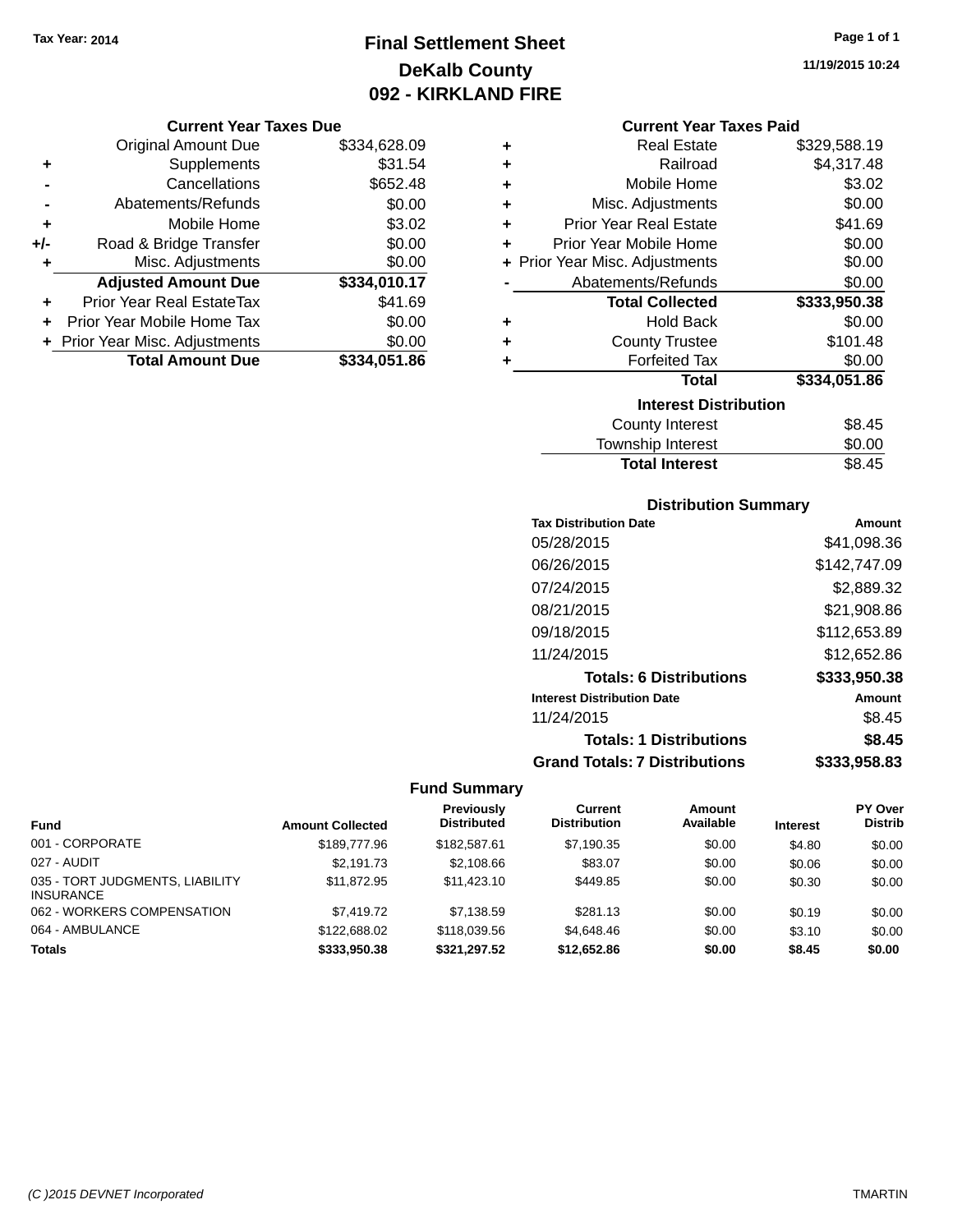Tax Year: 2014

# Final Settlement Sheet

## DeKalb County

## 092 - KIRKLAND FIRE

11/19/2015 10:24

### Current Year Taxes Due

| | | |
|---|---|---|
| | Original Amount Due | $334,628.09 |
| + | Supplements | $31.54 |
| - | Cancellations | $652.48 |
| - | Abatements/Refunds | $0.00 |
| + | Mobile Home | $3.02 |
| +/- | Road & Bridge Transfer | $0.00 |
| + | Misc. Adjustments | $0.00 |
| | **Adjusted Amount Due** | **$334,010.17** |
| + | Prior Year Real EstateTax | $41.69 |
| + | Prior Year Mobile Home Tax | $0.00 |
| + | Prior Year Misc. Adjustments | $0.00 |
| | **Total Amount Due** | **$334,051.86** |

### Current Year Taxes Paid

| | | |
|---|---|---|
| + | Real Estate | $329,588.19 |
| + | Railroad | $4,317.48 |
| + | Mobile Home | $3.02 |
| + | Misc. Adjustments | $0.00 |
| + | Prior Year Real Estate | $41.69 |
| + | Prior Year Mobile Home | $0.00 |
| + | Prior Year Misc. Adjustments | $0.00 |
| - | Abatements/Refunds | $0.00 |
| | **Total Collected** | **$333,950.38** |
| + | Hold Back | $0.00 |
| + | County Trustee | $101.48 |
| + | Forfeited Tax | $0.00 |
| | **Total** | **$334,051.86** |

### Interest Distribution

| | |
|---|---|
| County Interest | $8.45 |
| Township Interest | $0.00 |
| **Total Interest** | **$8.45** |

### Distribution Summary

| Tax Distribution Date | Amount |
|---|---|
| 05/28/2015 | $41,098.36 |
| 06/26/2015 | $142,747.09 |
| 07/24/2015 | $2,889.32 |
| 08/21/2015 | $21,908.86 |
| 09/18/2015 | $112,653.89 |
| 11/24/2015 | $12,652.86 |
| **Totals: 6 Distributions** | **$333,950.38** |
| **Interest Distribution Date** | **Amount** |
| 11/24/2015 | $8.45 |
| **Totals: 1 Distributions** | **$8.45** |
| **Grand Totals: 7 Distributions** | **$333,958.83** |

### Fund Summary

| Fund | Amount Collected | Previously Distributed | Current Distribution | Amount Available | Interest | PY Over Distrib |
|---|---|---|---|---|---|---|
| 001 - CORPORATE | $189,777.96 | $182,587.61 | $7,190.35 | $0.00 | $4.80 | $0.00 |
| 027 - AUDIT | $2,191.73 | $2,108.66 | $83.07 | $0.00 | $0.06 | $0.00 |
| 035 - TORT JUDGMENTS, LIABILITY INSURANCE | $11,872.95 | $11,423.10 | $449.85 | $0.00 | $0.30 | $0.00 |
| 062 - WORKERS COMPENSATION | $7,419.72 | $7,138.59 | $281.13 | $0.00 | $0.19 | $0.00 |
| 064 - AMBULANCE | $122,688.02 | $118,039.56 | $4,648.46 | $0.00 | $3.10 | $0.00 |
| **Totals** | **$333,950.38** | **$321,297.52** | **$12,652.86** | **$0.00** | **$8.45** | **$0.00** |

(C )2015 DEVNET Incorporated TMARTIN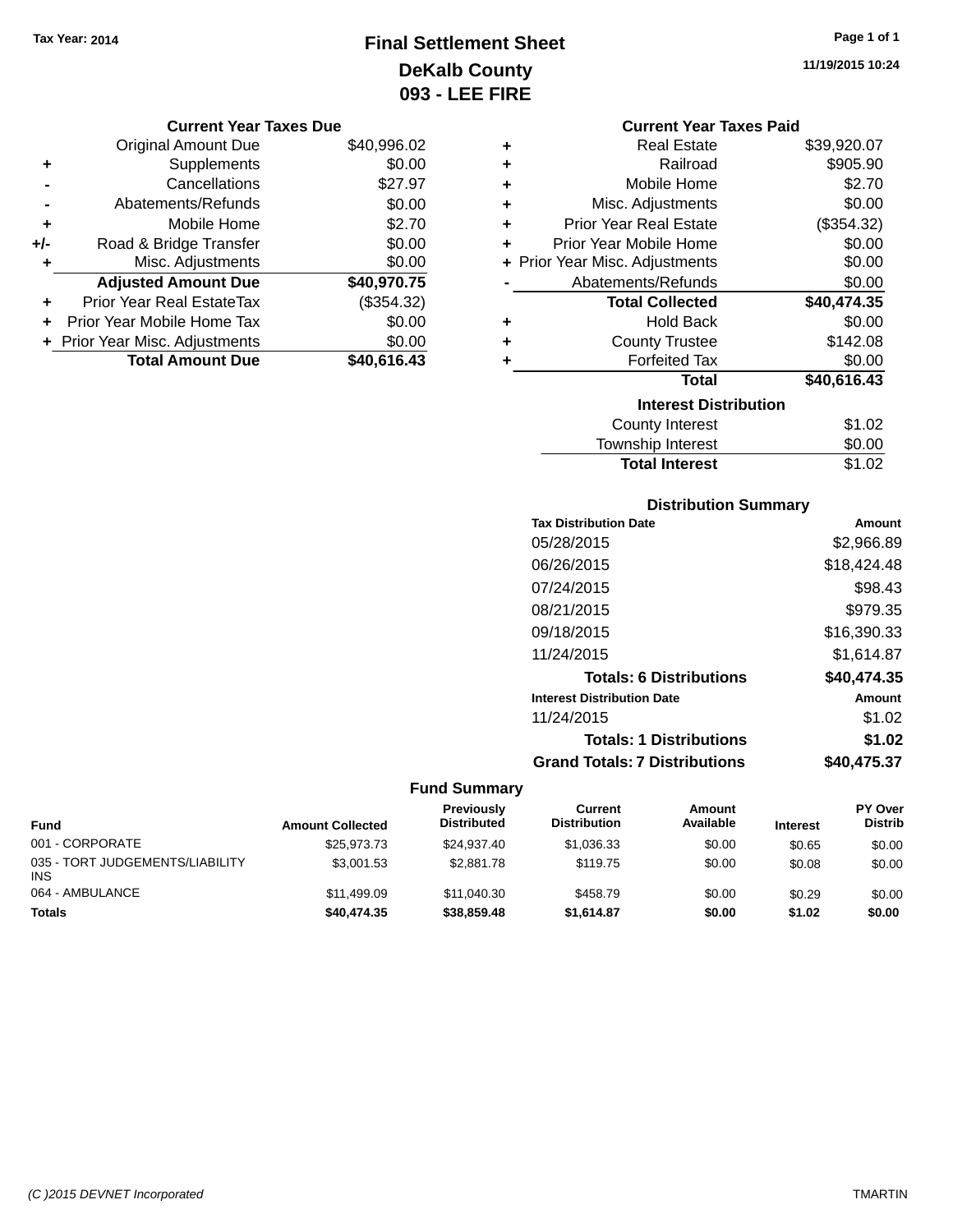Tax Year: 2014

# Final Settlement Sheet
## DeKalb County
## 093 - LEE FIRE

11/19/2015 10:24

### Current Year Taxes Due

| | | |
|---|---|---|
| | Original Amount Due | $40,996.02 |
| + | Supplements | $0.00 |
| - | Cancellations | $27.97 |
| - | Abatements/Refunds | $0.00 |
| + | Mobile Home | $2.70 |
| +/- | Road & Bridge Transfer | $0.00 |
| + | Misc. Adjustments | $0.00 |
| | **Adjusted Amount Due** | **$40,970.75** |
| + | Prior Year Real EstateTax | ($354.32) |
| + | Prior Year Mobile Home Tax | $0.00 |
| + | Prior Year Misc. Adjustments | $0.00 |
| | **Total Amount Due** | **$40,616.43** |

### Current Year Taxes Paid

| | | |
|---|---|---|
| + | Real Estate | $39,920.07 |
| + | Railroad | $905.90 |
| + | Mobile Home | $2.70 |
| + | Misc. Adjustments | $0.00 |
| + | Prior Year Real Estate | ($354.32) |
| + | Prior Year Mobile Home | $0.00 |
| + | Prior Year Misc. Adjustments | $0.00 |
| - | Abatements/Refunds | $0.00 |
| | **Total Collected** | **$40,474.35** |
| + | Hold Back | $0.00 |
| + | County Trustee | $142.08 |
| + | Forfeited Tax | $0.00 |
| | **Total** | **$40,616.43** |

### Interest Distribution

| | |
|---|---|
| County Interest | $1.02 |
| Township Interest | $0.00 |
| **Total Interest** | $1.02 |

### Distribution Summary

| Tax Distribution Date | Amount |
|---|---|
| 05/28/2015 | $2,966.89 |
| 06/26/2015 | $18,424.48 |
| 07/24/2015 | $98.43 |
| 08/21/2015 | $979.35 |
| 09/18/2015 | $16,390.33 |
| 11/24/2015 | $1,614.87 |
| **Totals: 6 Distributions** | **$40,474.35** |

| Interest Distribution Date | Amount |
|---|---|
| 11/24/2015 | $1.02 |
| **Totals: 1 Distributions** | **$1.02** |
| **Grand Totals: 7 Distributions** | **$40,475.37** |

### Fund Summary

| Fund | Amount Collected | Previously Distributed | Current Distribution | Amount Available | Interest | PY Over Distrib |
|---|---|---|---|---|---|---|
| 001 - CORPORATE | $25,973.73 | $24,937.40 | $1,036.33 | $0.00 | $0.65 | $0.00 |
| 035 - TORT JUDGEMENTS/LIABILITY INS | $3,001.53 | $2,881.78 | $119.75 | $0.00 | $0.08 | $0.00 |
| 064 - AMBULANCE | $11,499.09 | $11,040.30 | $458.79 | $0.00 | $0.29 | $0.00 |
| **Totals** | **$40,474.35** | **$38,859.48** | **$1,614.87** | **$0.00** | **$1.02** | **$0.00** |

(C )2015 DEVNET Incorporated — TMARTIN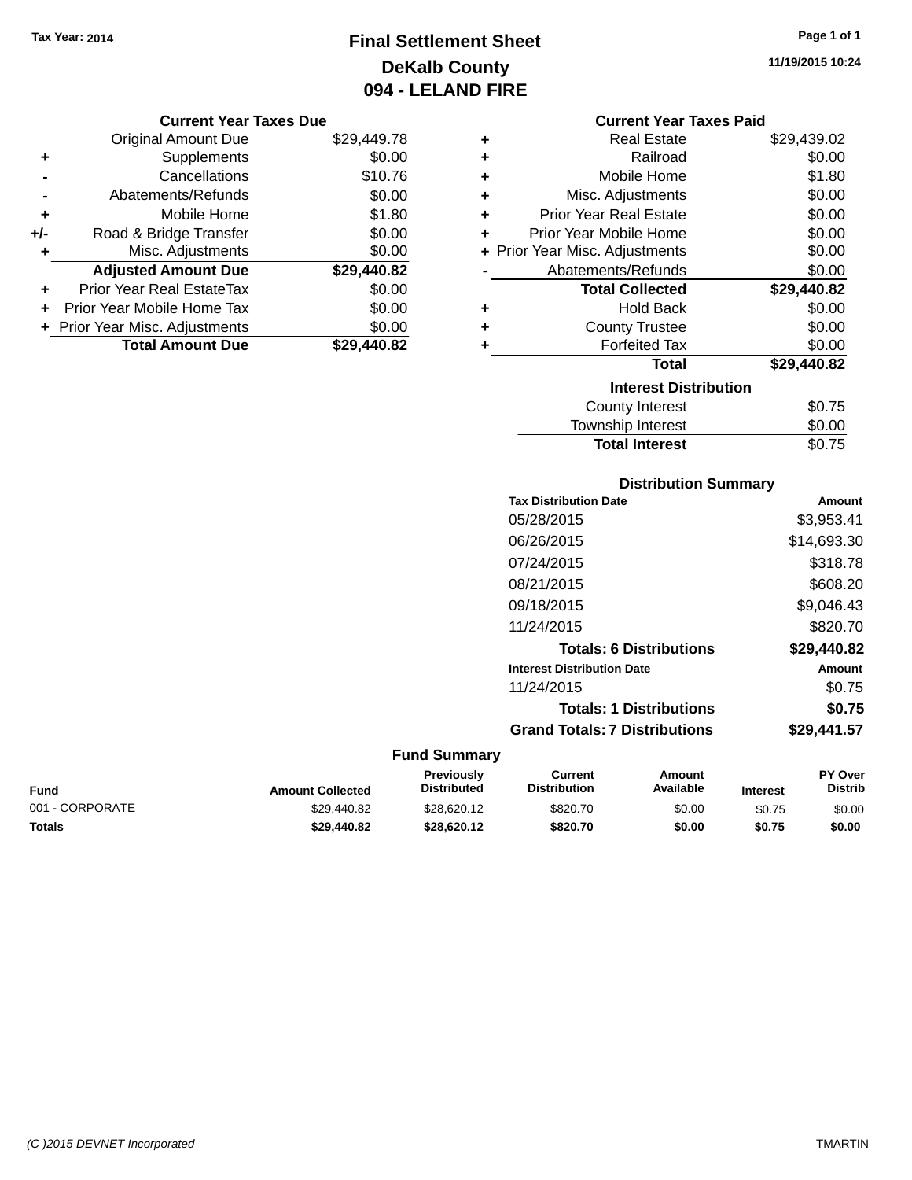Tax Year: 2014

# Final Settlement Sheet
## DeKalb County
## 094 - LELAND FIRE

11/19/2015 10:24

### Current Year Taxes Due

| | | |
|---|---|---|
| | Original Amount Due | $29,449.78 |
| + | Supplements | $0.00 |
| - | Cancellations | $10.76 |
| - | Abatements/Refunds | $0.00 |
| + | Mobile Home | $1.80 |
| +/- | Road & Bridge Transfer | $0.00 |
| + | Misc. Adjustments | $0.00 |
| | **Adjusted Amount Due** | **$29,440.82** |
| + | Prior Year Real EstateTax | $0.00 |
| + | Prior Year Mobile Home Tax | $0.00 |
| + | Prior Year Misc. Adjustments | $0.00 |
| | **Total Amount Due** | **$29,440.82** |

### Current Year Taxes Paid

| | | |
|---|---|---|
| + | Real Estate | $29,439.02 |
| + | Railroad | $0.00 |
| + | Mobile Home | $1.80 |
| + | Misc. Adjustments | $0.00 |
| + | Prior Year Real Estate | $0.00 |
| + | Prior Year Mobile Home | $0.00 |
| + | Prior Year Misc. Adjustments | $0.00 |
| - | Abatements/Refunds | $0.00 |
| | **Total Collected** | **$29,440.82** |
| + | Hold Back | $0.00 |
| + | County Trustee | $0.00 |
| + | Forfeited Tax | $0.00 |
| | **Total** | **$29,440.82** |

### Interest Distribution

| | |
|---|---|
| County Interest | $0.75 |
| Township Interest | $0.00 |
| **Total Interest** | $0.75 |

### Distribution Summary

| Tax Distribution Date | Amount |
|---|---|
| 05/28/2015 | $3,953.41 |
| 06/26/2015 | $14,693.30 |
| 07/24/2015 | $318.78 |
| 08/21/2015 | $608.20 |
| 09/18/2015 | $9,046.43 |
| 11/24/2015 | $820.70 |
| **Totals: 6 Distributions** | **$29,440.82** |
| **Interest Distribution Date** | **Amount** |
| 11/24/2015 | $0.75 |
| **Totals: 1 Distributions** | **$0.75** |
| **Grand Totals: 7 Distributions** | **$29,441.57** |

### Fund Summary

| Fund | Amount Collected | Previously Distributed | Current Distribution | Amount Available | Interest | PY Over Distrib |
|---|---|---|---|---|---|---|
| 001 - CORPORATE | $29,440.82 | $28,620.12 | $820.70 | $0.00 | $0.75 | $0.00 |
| **Totals** | **$29,440.82** | **$28,620.12** | **$820.70** | **$0.00** | **$0.75** | **$0.00** |

(C )2015 DEVNET Incorporated TMARTIN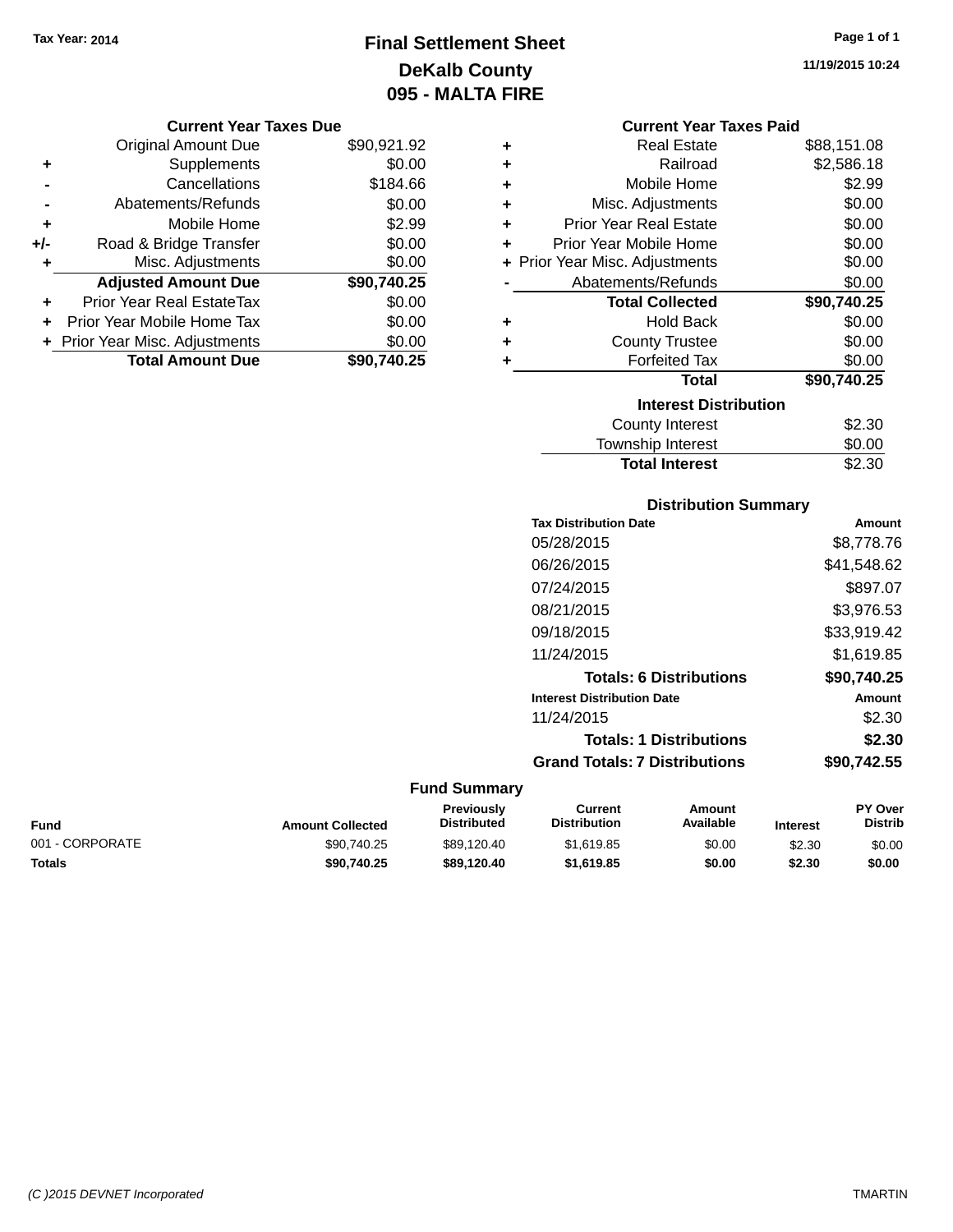Tax Year: 2014

# Final Settlement Sheet
## DeKalb County
## 095 - MALTA FIRE

11/19/2015 10:24

### Current Year Taxes Due

| | | |
|---|---|---|
| | Original Amount Due | $90,921.92 |
| + | Supplements | $0.00 |
| - | Cancellations | $184.66 |
| - | Abatements/Refunds | $0.00 |
| + | Mobile Home | $2.99 |
| +/- | Road & Bridge Transfer | $0.00 |
| + | Misc. Adjustments | $0.00 |
| | **Adjusted Amount Due** | **$90,740.25** |
| + | Prior Year Real EstateTax | $0.00 |
| + | Prior Year Mobile Home Tax | $0.00 |
| + | Prior Year Misc. Adjustments | $0.00 |
| | **Total Amount Due** | **$90,740.25** |

### Current Year Taxes Paid

| | | |
|---|---|---|
| + | Real Estate | $88,151.08 |
| + | Railroad | $2,586.18 |
| + | Mobile Home | $2.99 |
| + | Misc. Adjustments | $0.00 |
| + | Prior Year Real Estate | $0.00 |
| + | Prior Year Mobile Home | $0.00 |
| + | Prior Year Misc. Adjustments | $0.00 |
| - | Abatements/Refunds | $0.00 |
| | **Total Collected** | **$90,740.25** |
| + | Hold Back | $0.00 |
| + | County Trustee | $0.00 |
| + | Forfeited Tax | $0.00 |
| | **Total** | **$90,740.25** |

### Interest Distribution

| | |
|---|---|
| County Interest | $2.30 |
| Township Interest | $0.00 |
| **Total Interest** | $2.30 |

### Distribution Summary

| Tax Distribution Date | Amount |
|---|---|
| 05/28/2015 | $8,778.76 |
| 06/26/2015 | $41,548.62 |
| 07/24/2015 | $897.07 |
| 08/21/2015 | $3,976.53 |
| 09/18/2015 | $33,919.42 |
| 11/24/2015 | $1,619.85 |
| **Totals: 6 Distributions** | **$90,740.25** |
| **Interest Distribution Date** | **Amount** |
| 11/24/2015 | $2.30 |
| **Totals: 1 Distributions** | **$2.30** |
| **Grand Totals: 7 Distributions** | **$90,742.55** |

### Fund Summary

| Fund | Amount Collected | Previously Distributed | Current Distribution | Amount Available | Interest | PY Over Distrib |
|---|---|---|---|---|---|---|
| 001 - CORPORATE | $90,740.25 | $89,120.40 | $1,619.85 | $0.00 | $2.30 | $0.00 |
| **Totals** | **$90,740.25** | **$89,120.40** | **$1,619.85** | **$0.00** | **$2.30** | **$0.00** |

(C )2015 DEVNET Incorporated TMARTIN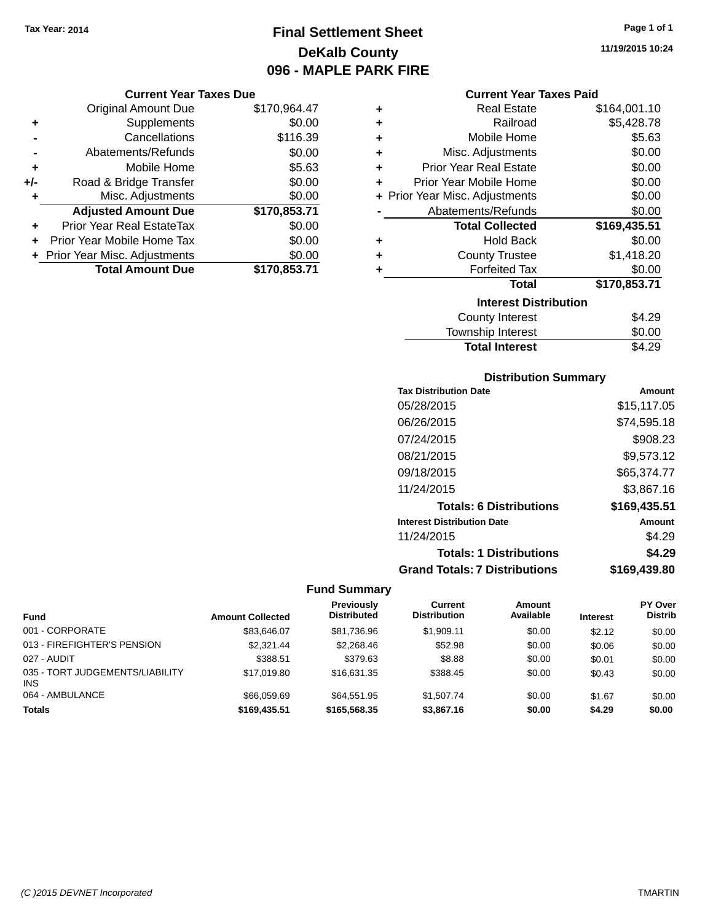**Tax Year: 2014**

# Final Settlement Sheet

## DeKalb County

## 096 - MAPLE PARK FIRE

11/19/2015 10:24

### Current Year Taxes Due

| | | |
|---|---|---|
| | Original Amount Due | $170,964.47 |
| + | Supplements | $0.00 |
| - | Cancellations | $116.39 |
| - | Abatements/Refunds | $0.00 |
| + | Mobile Home | $5.63 |
| +/- | Road & Bridge Transfer | $0.00 |
| + | Misc. Adjustments | $0.00 |
| | **Adjusted Amount Due** | **$170,853.71** |
| + | Prior Year Real EstateTax | $0.00 |
| + | Prior Year Mobile Home Tax | $0.00 |
| + | Prior Year Misc. Adjustments | $0.00 |
| | **Total Amount Due** | **$170,853.71** |

### Current Year Taxes Paid

| | | |
|---|---|---|
| + | Real Estate | $164,001.10 |
| + | Railroad | $5,428.78 |
| + | Mobile Home | $5.63 |
| + | Misc. Adjustments | $0.00 |
| + | Prior Year Real Estate | $0.00 |
| + | Prior Year Mobile Home | $0.00 |
| + | Prior Year Misc. Adjustments | $0.00 |
| - | Abatements/Refunds | $0.00 |
| | **Total Collected** | **$169,435.51** |
| + | Hold Back | $0.00 |
| + | County Trustee | $1,418.20 |
| + | Forfeited Tax | $0.00 |
| | **Total** | **$170,853.71** |

### Interest Distribution

| | |
|---|---|
| County Interest | $4.29 |
| Township Interest | $0.00 |
| **Total Interest** | $4.29 |

### Distribution Summary

| Tax Distribution Date | Amount |
|---|---|
| 05/28/2015 | $15,117.05 |
| 06/26/2015 | $74,595.18 |
| 07/24/2015 | $908.23 |
| 08/21/2015 | $9,573.12 |
| 09/18/2015 | $65,374.77 |
| 11/24/2015 | $3,867.16 |
| **Totals: 6 Distributions** | **$169,435.51** |
| **Interest Distribution Date** | **Amount** |
| 11/24/2015 | $4.29 |
| **Totals: 1 Distributions** | **$4.29** |
| **Grand Totals: 7 Distributions** | **$169,439.80** |

### Fund Summary

| Fund | Amount Collected | Previously Distributed | Current Distribution | Amount Available | Interest | PY Over Distrib |
|---|---|---|---|---|---|---|
| 001 - CORPORATE | $83,646.07 | $81,736.96 | $1,909.11 | $0.00 | $2.12 | $0.00 |
| 013 - FIREFIGHTER'S PENSION | $2,321.44 | $2,268.46 | $52.98 | $0.00 | $0.06 | $0.00 |
| 027 - AUDIT | $388.51 | $379.63 | $8.88 | $0.00 | $0.01 | $0.00 |
| 035 - TORT JUDGEMENTS/LIABILITY INS | $17,019.80 | $16,631.35 | $388.45 | $0.00 | $0.43 | $0.00 |
| 064 - AMBULANCE | $66,059.69 | $64,551.95 | $1,507.74 | $0.00 | $1.67 | $0.00 |
| **Totals** | **$169,435.51** | **$165,568.35** | **$3,867.16** | **$0.00** | **$4.29** | **$0.00** |

(C )2015 DEVNET Incorporated TMARTIN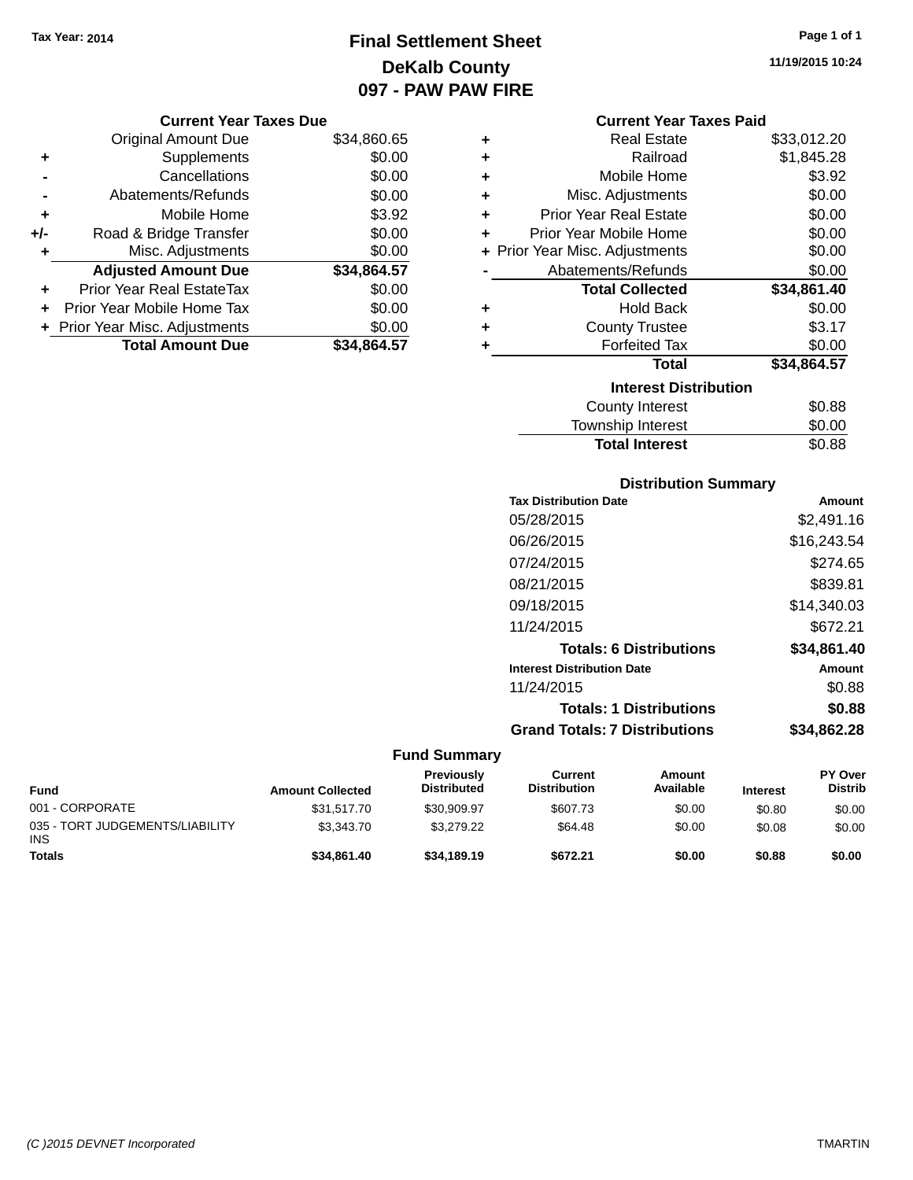Tax Year: 2014

# Final Settlement Sheet
## DeKalb County
## 097 - PAW PAW FIRE

11/19/2015 10:24

### Current Year Taxes Due

| | | |
|---|---|---|
| | Original Amount Due | $34,860.65 |
| + | Supplements | $0.00 |
| - | Cancellations | $0.00 |
| - | Abatements/Refunds | $0.00 |
| + | Mobile Home | $3.92 |
| +/- | Road & Bridge Transfer | $0.00 |
| + | Misc. Adjustments | $0.00 |
| | **Adjusted Amount Due** | **$34,864.57** |
| + | Prior Year Real EstateTax | $0.00 |
| + | Prior Year Mobile Home Tax | $0.00 |
| + | Prior Year Misc. Adjustments | $0.00 |
| | **Total Amount Due** | **$34,864.57** |

### Current Year Taxes Paid

| | | |
|---|---|---|
| + | Real Estate | $33,012.20 |
| + | Railroad | $1,845.28 |
| + | Mobile Home | $3.92 |
| + | Misc. Adjustments | $0.00 |
| + | Prior Year Real Estate | $0.00 |
| + | Prior Year Mobile Home | $0.00 |
| + | Prior Year Misc. Adjustments | $0.00 |
| - | Abatements/Refunds | $0.00 |
| | **Total Collected** | **$34,861.40** |
| + | Hold Back | $0.00 |
| + | County Trustee | $3.17 |
| + | Forfeited Tax | $0.00 |
| | **Total** | **$34,864.57** |

### Interest Distribution

| | |
|---|---|
| County Interest | $0.88 |
| Township Interest | $0.00 |
| **Total Interest** | $0.88 |

### Distribution Summary

| Tax Distribution Date | Amount |
|---|---|
| 05/28/2015 | $2,491.16 |
| 06/26/2015 | $16,243.54 |
| 07/24/2015 | $274.65 |
| 08/21/2015 | $839.81 |
| 09/18/2015 | $14,340.03 |
| 11/24/2015 | $672.21 |
| **Totals: 6 Distributions** | **$34,861.40** |

| Interest Distribution Date | Amount |
|---|---|
| 11/24/2015 | $0.88 |
| **Totals: 1 Distributions** | **$0.88** |
| **Grand Totals: 7 Distributions** | **$34,862.28** |

### Fund Summary

| Fund | Amount Collected | Previously Distributed | Current Distribution | Amount Available | Interest | PY Over Distrib |
|---|---|---|---|---|---|---|
| 001 - CORPORATE | $31,517.70 | $30,909.97 | $607.73 | $0.00 | $0.80 | $0.00 |
| 035 - TORT JUDGEMENTS/LIABILITY INS | $3,343.70 | $3,279.22 | $64.48 | $0.00 | $0.08 | $0.00 |
| **Totals** | **$34,861.40** | **$34,189.19** | **$672.21** | **$0.00** | **$0.88** | **$0.00** |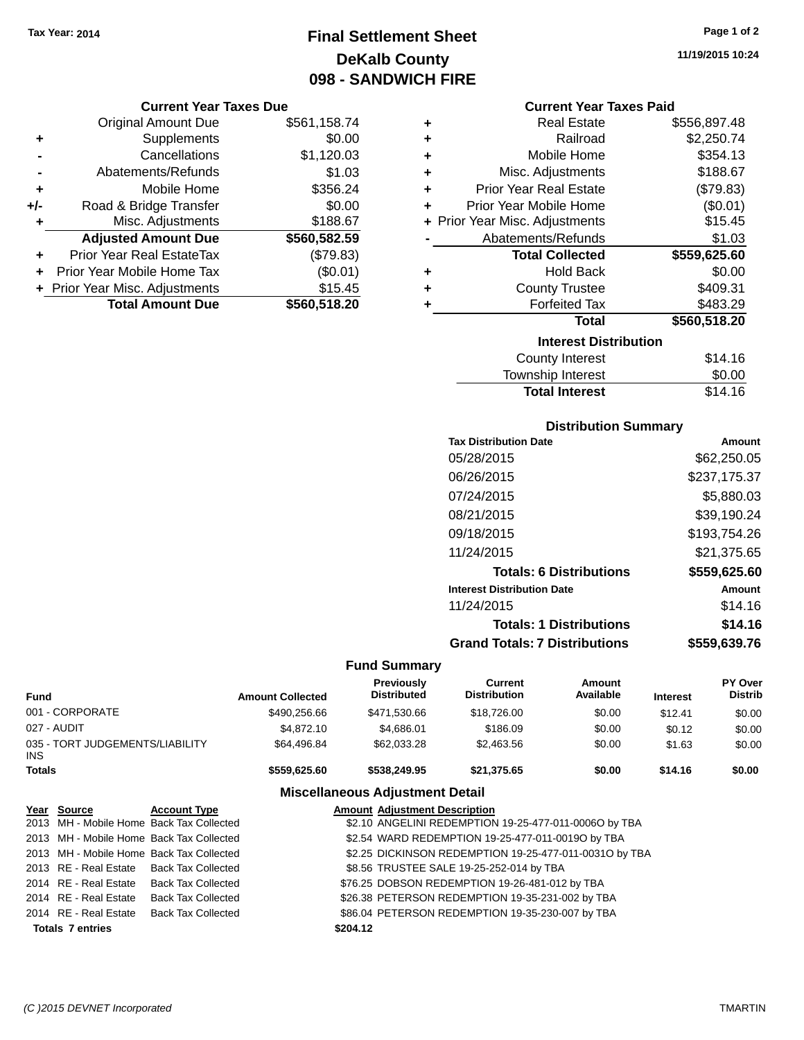Tax Year: 2014

# Final Settlement Sheet
## DeKalb County
## 098 - SANDWICH FIRE

11/19/2015 10:24

### Current Year Taxes Due

| | | |
|---|---|---|
| | Original Amount Due | $561,158.74 |
| + | Supplements | $0.00 |
| - | Cancellations | $1,120.03 |
| - | Abatements/Refunds | $1.03 |
| + | Mobile Home | $356.24 |
| +/- | Road & Bridge Transfer | $0.00 |
| + | Misc. Adjustments | $188.67 |
| | **Adjusted Amount Due** | **$560,582.59** |
| + | Prior Year Real EstateTax | ($79.83) |
| + | Prior Year Mobile Home Tax | ($0.01) |
| + | Prior Year Misc. Adjustments | $15.45 |
| | **Total Amount Due** | **$560,518.20** |

### Current Year Taxes Paid

| | | |
|---|---|---|
| + | Real Estate | $556,897.48 |
| + | Railroad | $2,250.74 |
| + | Mobile Home | $354.13 |
| + | Misc. Adjustments | $188.67 |
| + | Prior Year Real Estate | ($79.83) |
| + | Prior Year Mobile Home | ($0.01) |
| + | Prior Year Misc. Adjustments | $15.45 |
| - | Abatements/Refunds | $1.03 |
| | **Total Collected** | **$559,625.60** |
| + | Hold Back | $0.00 |
| + | County Trustee | $409.31 |
| + | Forfeited Tax | $483.29 |
| | **Total** | **$560,518.20** |

### Interest Distribution

| | |
|---|---|
| County Interest | $14.16 |
| Township Interest | $0.00 |
| **Total Interest** | $14.16 |

### Distribution Summary

| Tax Distribution Date | Amount |
|---|---|
| 05/28/2015 | $62,250.05 |
| 06/26/2015 | $237,175.37 |
| 07/24/2015 | $5,880.03 |
| 08/21/2015 | $39,190.24 |
| 09/18/2015 | $193,754.26 |
| 11/24/2015 | $21,375.65 |
| **Totals: 6 Distributions** | **$559,625.60** |
| **Interest Distribution Date** | **Amount** |
| 11/24/2015 | $14.16 |
| **Totals: 1 Distributions** | **$14.16** |
| **Grand Totals: 7 Distributions** | **$559,639.76** |

### Fund Summary

| Fund | Amount Collected | Previously Distributed | Current Distribution | Amount Available | Interest | PY Over Distrib |
|---|---|---|---|---|---|---|
| 001 - CORPORATE | $490,256.66 | $471,530.66 | $18,726.00 | $0.00 | $12.41 | $0.00 |
| 027 - AUDIT | $4,872.10 | $4,686.01 | $186.09 | $0.00 | $0.12 | $0.00 |
| 035 - TORT JUDGEMENTS/LIABILITY INS | $64,496.84 | $62,033.28 | $2,463.56 | $0.00 | $1.63 | $0.00 |
| **Totals** | **$559,625.60** | **$538,249.95** | **$21,375.65** | **$0.00** | **$14.16** | **$0.00** |

### Miscellaneous Adjustment Detail

| Year | Source | Account Type | Amount | Adjustment Description |
|---|---|---|---|---|
| 2013 | MH - Mobile Home | Back Tax Collected | $2.10 | ANGELINI REDEMPTION 19-25-477-011-0006O by TBA |
| 2013 | MH - Mobile Home | Back Tax Collected | $2.54 | WARD REDEMPTION 19-25-477-011-0019O by TBA |
| 2013 | MH - Mobile Home | Back Tax Collected | $2.25 | DICKINSON REDEMPTION 19-25-477-011-0031O by TBA |
| 2013 | RE - Real Estate | Back Tax Collected | $8.56 | TRUSTEE SALE 19-25-252-014 by TBA |
| 2014 | RE - Real Estate | Back Tax Collected | $76.25 | DOBSON REDEMPTION 19-26-481-012 by TBA |
| 2014 | RE - Real Estate | Back Tax Collected | $26.38 | PETERSON REDEMPTION 19-35-231-002 by TBA |
| 2014 | RE - Real Estate | Back Tax Collected | $86.04 | PETERSON REDEMPTION 19-35-230-007 by TBA |
| **Totals 7 entries** | | | **$204.12** | |

(C )2015 DEVNET Incorporated — TMARTIN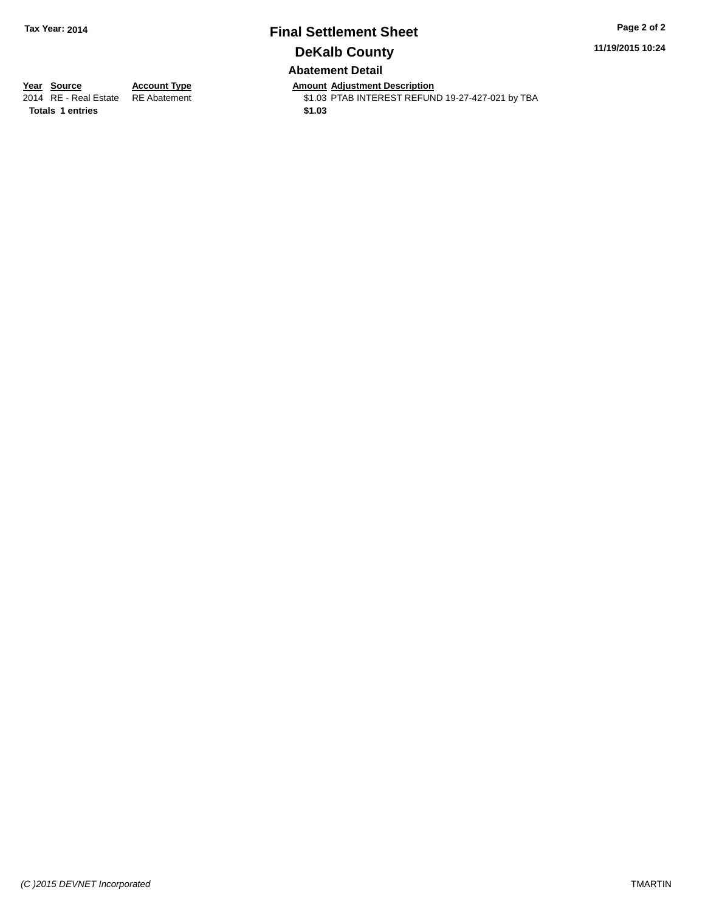**Tax Year: 2014**

# Final Settlement Sheet

## DeKalb County

11/19/2015 10:24

### Abatement Detail

| Year | Source | Account Type | Amount | Adjustment Description |
|---|---|---|---|---|
| 2014 | RE - Real Estate | RE Abatement | $1.03 | PTAB INTEREST REFUND 19-27-427-021 by TBA |
| **Totals** | **1 entries** | | **$1.03** | |

*(C )2015 DEVNET Incorporated*

TMARTIN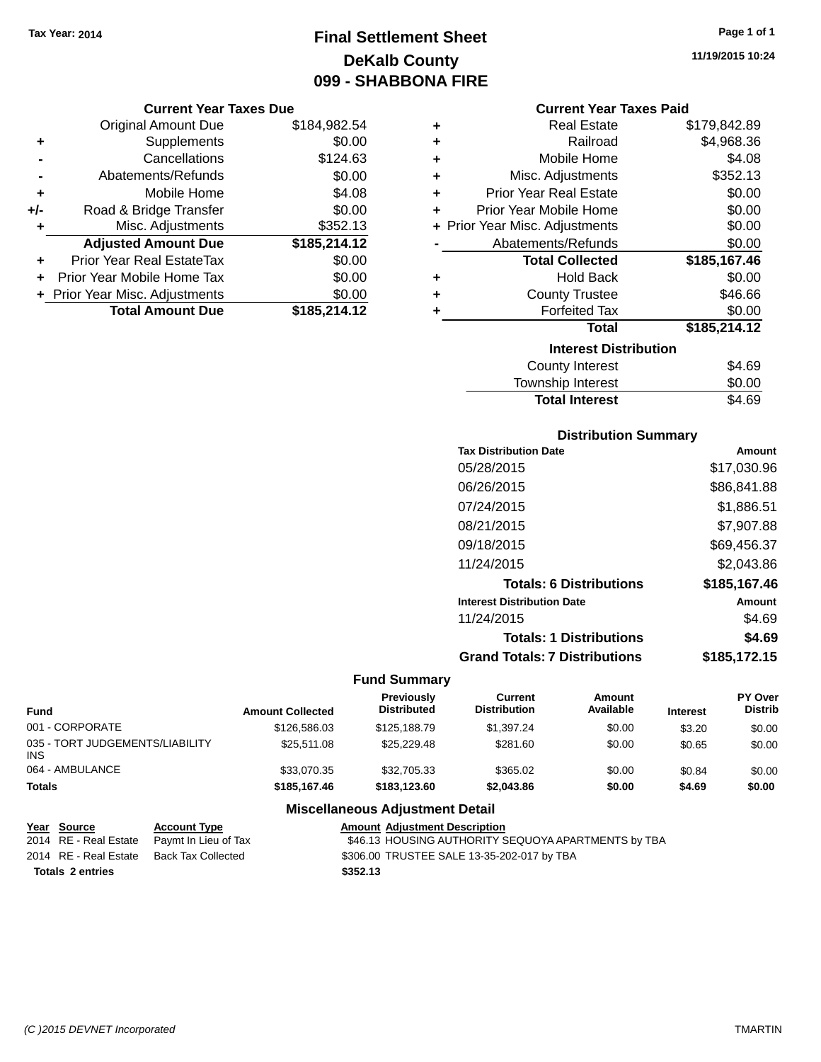Tax Year: 2014

# Final Settlement Sheet

## DeKalb County

## 099 - SHABBONA FIRE

11/19/2015 10:24

### Current Year Taxes Due

| | | |
|---|---|---|
| | Original Amount Due | $184,982.54 |
| + | Supplements | $0.00 |
| - | Cancellations | $124.63 |
| - | Abatements/Refunds | $0.00 |
| + | Mobile Home | $4.08 |
| +/- | Road & Bridge Transfer | $0.00 |
| + | Misc. Adjustments | $352.13 |
| | **Adjusted Amount Due** | **$185,214.12** |
| + | Prior Year Real EstateTax | $0.00 |
| + | Prior Year Mobile Home Tax | $0.00 |
| + | Prior Year Misc. Adjustments | $0.00 |
| | **Total Amount Due** | **$185,214.12** |

### Current Year Taxes Paid

| | | |
|---|---|---|
| + | Real Estate | $179,842.89 |
| + | Railroad | $4,968.36 |
| + | Mobile Home | $4.08 |
| + | Misc. Adjustments | $352.13 |
| + | Prior Year Real Estate | $0.00 |
| + | Prior Year Mobile Home | $0.00 |
| + | Prior Year Misc. Adjustments | $0.00 |
| - | Abatements/Refunds | $0.00 |
| | **Total Collected** | **$185,167.46** |
| + | Hold Back | $0.00 |
| + | County Trustee | $46.66 |
| + | Forfeited Tax | $0.00 |
| | **Total** | **$185,214.12** |

### Interest Distribution

| | |
|---|---|
| County Interest | $4.69 |
| Township Interest | $0.00 |
| **Total Interest** | **$4.69** |

### Distribution Summary

| Tax Distribution Date | Amount |
|---|---|
| 05/28/2015 | $17,030.96 |
| 06/26/2015 | $86,841.88 |
| 07/24/2015 | $1,886.51 |
| 08/21/2015 | $7,907.88 |
| 09/18/2015 | $69,456.37 |
| 11/24/2015 | $2,043.86 |
| **Totals: 6 Distributions** | **$185,167.46** |
| **Interest Distribution Date** | **Amount** |
| 11/24/2015 | $4.69 |
| **Totals: 1 Distributions** | **$4.69** |
| **Grand Totals: 7 Distributions** | **$185,172.15** |

### Fund Summary

| Fund | Amount Collected | Previously Distributed | Current Distribution | Amount Available | Interest | PY Over Distrib |
|---|---|---|---|---|---|---|
| 001 - CORPORATE | $126,586.03 | $125,188.79 | $1,397.24 | $0.00 | $3.20 | $0.00 |
| 035 - TORT JUDGEMENTS/LIABILITY INS | $25,511.08 | $25,229.48 | $281.60 | $0.00 | $0.65 | $0.00 |
| 064 - AMBULANCE | $33,070.35 | $32,705.33 | $365.02 | $0.00 | $0.84 | $0.00 |
| **Totals** | **$185,167.46** | **$183,123.60** | **$2,043.86** | **$0.00** | **$4.69** | **$0.00** |

### Miscellaneous Adjustment Detail

| Year | Source | Account Type | Amount | Adjustment Description |
|---|---|---|---|---|
| 2014 | RE - Real Estate | Paymt In Lieu of Tax | $46.13 | HOUSING AUTHORITY SEQUOYA APARTMENTS by TBA |
| 2014 | RE - Real Estate | Back Tax Collected | $306.00 | TRUSTEE SALE 13-35-202-017 by TBA |
| **Totals 2 entries** | | | **$352.13** | |

(C )2015 DEVNET Incorporated TMARTIN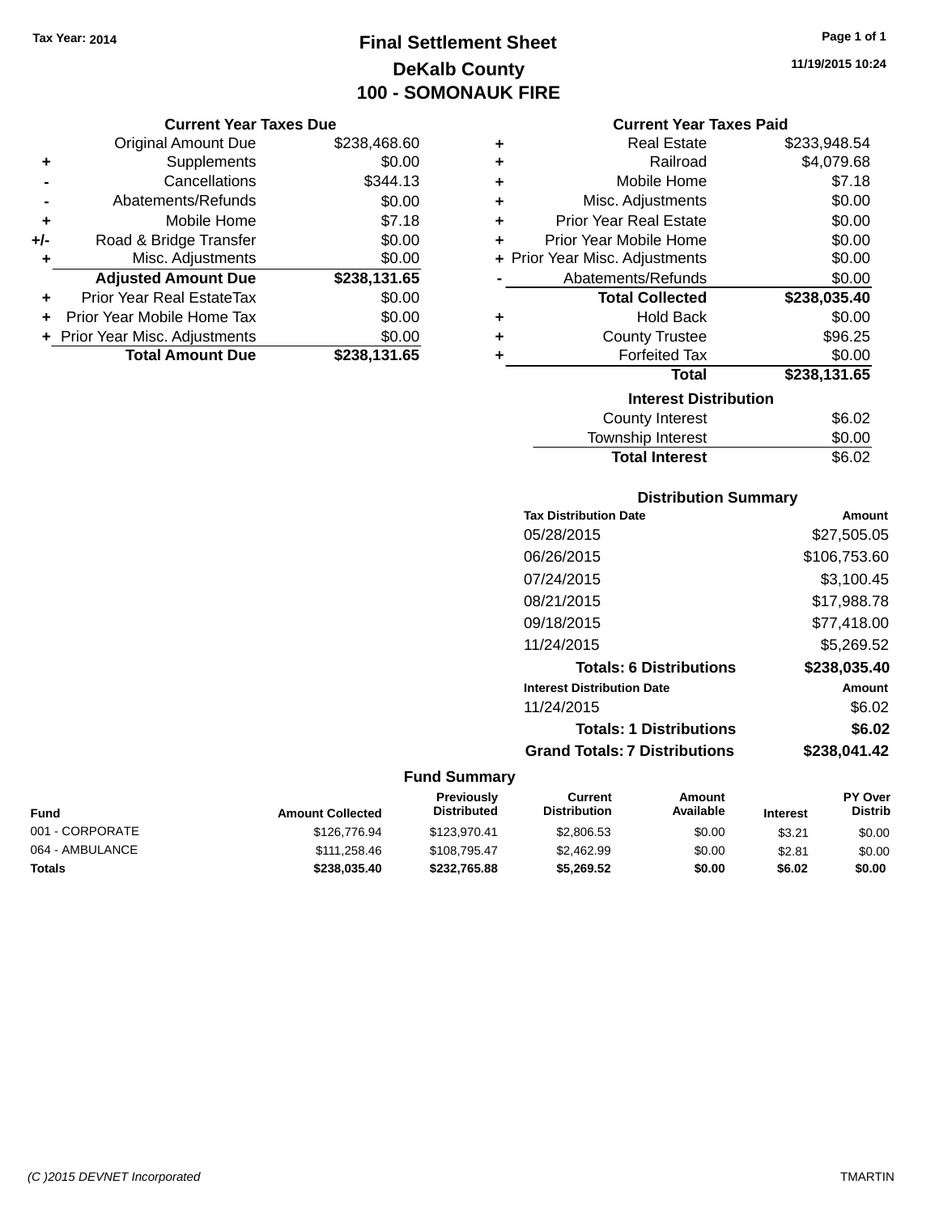Tax Year: 2014

# Final Settlement Sheet

## DeKalb County

## 100 - SOMONAUK FIRE

11/19/2015 10:24

### Current Year Taxes Due

| | | |
|---|---|---|
| | Original Amount Due | $238,468.60 |
| + | Supplements | $0.00 |
| - | Cancellations | $344.13 |
| - | Abatements/Refunds | $0.00 |
| + | Mobile Home | $7.18 |
| +/- | Road & Bridge Transfer | $0.00 |
| + | Misc. Adjustments | $0.00 |
| | **Adjusted Amount Due** | **$238,131.65** |
| + | Prior Year Real EstateTax | $0.00 |
| + | Prior Year Mobile Home Tax | $0.00 |
| + | Prior Year Misc. Adjustments | $0.00 |
| | **Total Amount Due** | **$238,131.65** |

### Current Year Taxes Paid

| | | |
|---|---|---|
| + | Real Estate | $233,948.54 |
| + | Railroad | $4,079.68 |
| + | Mobile Home | $7.18 |
| + | Misc. Adjustments | $0.00 |
| + | Prior Year Real Estate | $0.00 |
| + | Prior Year Mobile Home | $0.00 |
| + | Prior Year Misc. Adjustments | $0.00 |
| - | Abatements/Refunds | $0.00 |
| | **Total Collected** | **$238,035.40** |
| + | Hold Back | $0.00 |
| + | County Trustee | $96.25 |
| + | Forfeited Tax | $0.00 |
| | **Total** | **$238,131.65** |

### Interest Distribution

| | |
|---|---|
| County Interest | $6.02 |
| Township Interest | $0.00 |
| **Total Interest** | $6.02 |

### Distribution Summary

| Tax Distribution Date | Amount |
|---|---|
| 05/28/2015 | $27,505.05 |
| 06/26/2015 | $106,753.60 |
| 07/24/2015 | $3,100.45 |
| 08/21/2015 | $17,988.78 |
| 09/18/2015 | $77,418.00 |
| 11/24/2015 | $5,269.52 |
| **Totals: 6 Distributions** | **$238,035.40** |
| **Interest Distribution Date** | **Amount** |
| 11/24/2015 | $6.02 |
| **Totals: 1 Distributions** | **$6.02** |
| **Grand Totals: 7 Distributions** | **$238,041.42** |

### Fund Summary

| Fund | Amount Collected | Previously Distributed | Current Distribution | Amount Available | Interest | PY Over Distrib |
|---|---|---|---|---|---|---|
| 001 - CORPORATE | $126,776.94 | $123,970.41 | $2,806.53 | $0.00 | $3.21 | $0.00 |
| 064 - AMBULANCE | $111,258.46 | $108,795.47 | $2,462.99 | $0.00 | $2.81 | $0.00 |
| **Totals** | **$238,035.40** | **$232,765.88** | **$5,269.52** | **$0.00** | **$6.02** | **$0.00** |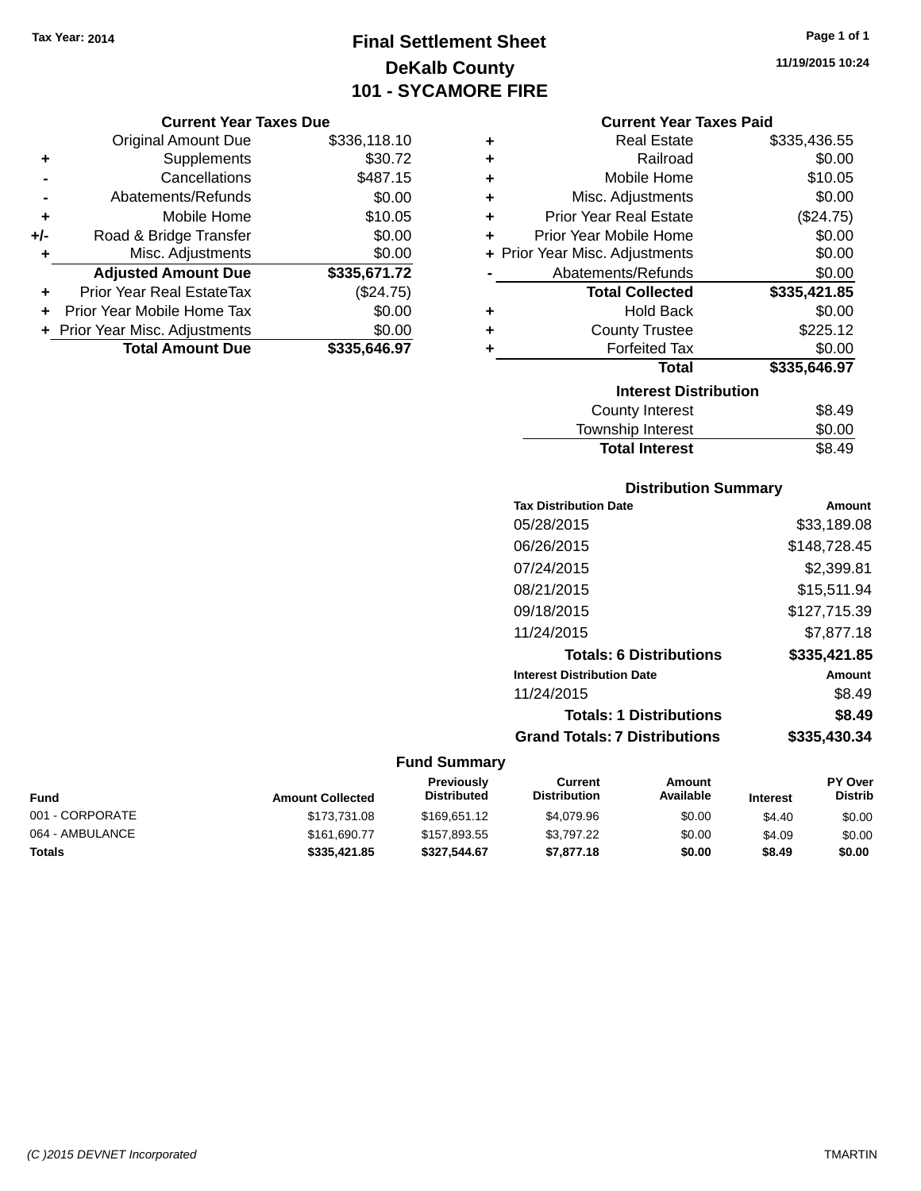Tax Year: 2014

# Final Settlement Sheet

## DeKalb County

## 101 - SYCAMORE FIRE

11/19/2015 10:24

### Current Year Taxes Due

| | | |
|---|---|---|
| | Original Amount Due | $336,118.10 |
| + | Supplements | $30.72 |
| - | Cancellations | $487.15 |
| - | Abatements/Refunds | $0.00 |
| + | Mobile Home | $10.05 |
| +/- | Road & Bridge Transfer | $0.00 |
| + | Misc. Adjustments | $0.00 |
| | **Adjusted Amount Due** | **$335,671.72** |
| + | Prior Year Real EstateTax | ($24.75) |
| + | Prior Year Mobile Home Tax | $0.00 |
| + | Prior Year Misc. Adjustments | $0.00 |
| | **Total Amount Due** | **$335,646.97** |

### Current Year Taxes Paid

| | | |
|---|---|---|
| + | Real Estate | $335,436.55 |
| + | Railroad | $0.00 |
| + | Mobile Home | $10.05 |
| + | Misc. Adjustments | $0.00 |
| + | Prior Year Real Estate | ($24.75) |
| + | Prior Year Mobile Home | $0.00 |
| + | Prior Year Misc. Adjustments | $0.00 |
| - | Abatements/Refunds | $0.00 |
| | **Total Collected** | **$335,421.85** |
| + | Hold Back | $0.00 |
| + | County Trustee | $225.12 |
| + | Forfeited Tax | $0.00 |
| | **Total** | **$335,646.97** |

### Interest Distribution

| | |
|---|---|
| County Interest | $8.49 |
| Township Interest | $0.00 |
| **Total Interest** | $8.49 |

### Distribution Summary

| Tax Distribution Date | Amount |
|---|---|
| 05/28/2015 | $33,189.08 |
| 06/26/2015 | $148,728.45 |
| 07/24/2015 | $2,399.81 |
| 08/21/2015 | $15,511.94 |
| 09/18/2015 | $127,715.39 |
| 11/24/2015 | $7,877.18 |
| **Totals: 6 Distributions** | **$335,421.85** |

| Interest Distribution Date | Amount |
|---|---|
| 11/24/2015 | $8.49 |
| **Totals: 1 Distributions** | **$8.49** |
| **Grand Totals: 7 Distributions** | **$335,430.34** |

### Fund Summary

| Fund | Amount Collected | Previously Distributed | Current Distribution | Amount Available | Interest | PY Over Distrib |
|---|---|---|---|---|---|---|
| 001 - CORPORATE | $173,731.08 | $169,651.12 | $4,079.96 | $0.00 | $4.40 | $0.00 |
| 064 - AMBULANCE | $161,690.77 | $157,893.55 | $3,797.22 | $0.00 | $4.09 | $0.00 |
| **Totals** | **$335,421.85** | **$327,544.67** | **$7,877.18** | **$0.00** | **$8.49** | **$0.00** |

(C )2015 DEVNET Incorporated TMARTIN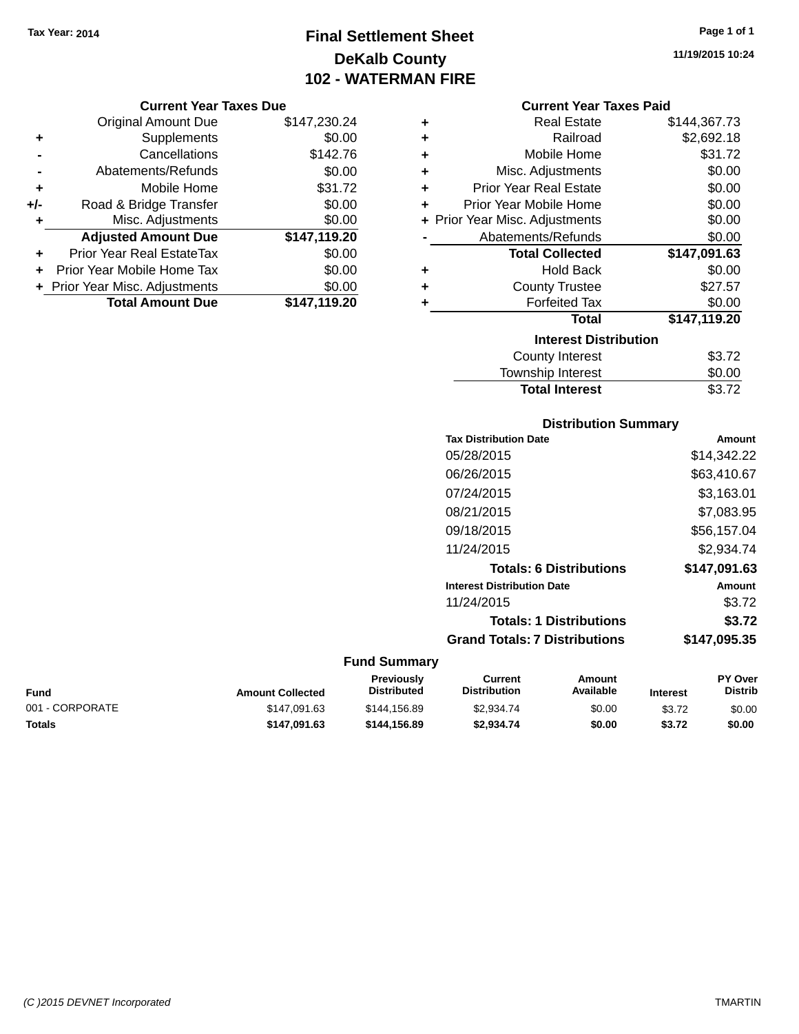Tax Year: 2014

# Final Settlement Sheet

## DeKalb County

## 102 - WATERMAN FIRE

11/19/2015 10:24

### Current Year Taxes Due

| | | |
|---|---|---|
| | Original Amount Due | $147,230.24 |
| + | Supplements | $0.00 |
| - | Cancellations | $142.76 |
| - | Abatements/Refunds | $0.00 |
| + | Mobile Home | $31.72 |
| +/- | Road & Bridge Transfer | $0.00 |
| + | Misc. Adjustments | $0.00 |
| | **Adjusted Amount Due** | **$147,119.20** |
| + | Prior Year Real EstateTax | $0.00 |
| + | Prior Year Mobile Home Tax | $0.00 |
| + | Prior Year Misc. Adjustments | $0.00 |
| | **Total Amount Due** | **$147,119.20** |

### Current Year Taxes Paid

| | | |
|---|---|---|
| + | Real Estate | $144,367.73 |
| + | Railroad | $2,692.18 |
| + | Mobile Home | $31.72 |
| + | Misc. Adjustments | $0.00 |
| + | Prior Year Real Estate | $0.00 |
| + | Prior Year Mobile Home | $0.00 |
| + | Prior Year Misc. Adjustments | $0.00 |
| - | Abatements/Refunds | $0.00 |
| | **Total Collected** | **$147,091.63** |
| + | Hold Back | $0.00 |
| + | County Trustee | $27.57 |
| + | Forfeited Tax | $0.00 |
| | **Total** | **$147,119.20** |

### Interest Distribution

| | |
|---|---|
| County Interest | $3.72 |
| Township Interest | $0.00 |
| **Total Interest** | **$3.72** |

### Distribution Summary

| Tax Distribution Date | Amount |
|---|---|
| 05/28/2015 | $14,342.22 |
| 06/26/2015 | $63,410.67 |
| 07/24/2015 | $3,163.01 |
| 08/21/2015 | $7,083.95 |
| 09/18/2015 | $56,157.04 |
| 11/24/2015 | $2,934.74 |
| **Totals: 6 Distributions** | **$147,091.63** |
| **Interest Distribution Date** | **Amount** |
| 11/24/2015 | $3.72 |
| **Totals: 1 Distributions** | **$3.72** |
| **Grand Totals: 7 Distributions** | **$147,095.35** |

### Fund Summary

| Fund | Amount Collected | Previously Distributed | Current Distribution | Amount Available | Interest | PY Over Distrib |
|---|---|---|---|---|---|---|
| 001 - CORPORATE | $147,091.63 | $144,156.89 | $2,934.74 | $0.00 | $3.72 | $0.00 |
| **Totals** | **$147,091.63** | **$144,156.89** | **$2,934.74** | **$0.00** | **$3.72** | **$0.00** |

(C )2015 DEVNET Incorporated TMARTIN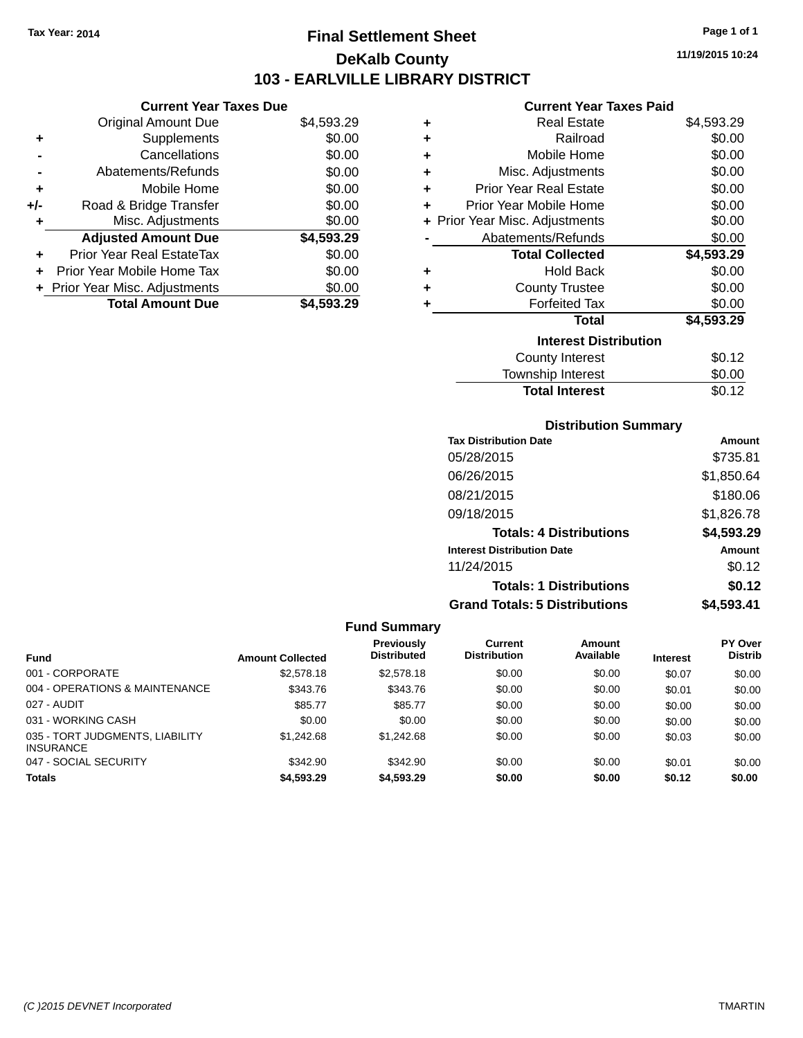Tax Year: 2014

# Final Settlement Sheet

## DeKalb County

## 103 - EARLVILLE LIBRARY DISTRICT

11/19/2015 10:24

### Current Year Taxes Due

| | | |
|---|---|---|
| | Original Amount Due | $4,593.29 |
| + | Supplements | $0.00 |
| - | Cancellations | $0.00 |
| - | Abatements/Refunds | $0.00 |
| + | Mobile Home | $0.00 |
| +/- | Road & Bridge Transfer | $0.00 |
| + | Misc. Adjustments | $0.00 |
| | **Adjusted Amount Due** | **$4,593.29** |
| + | Prior Year Real EstateTax | $0.00 |
| + | Prior Year Mobile Home Tax | $0.00 |
| + | Prior Year Misc. Adjustments | $0.00 |
| | **Total Amount Due** | **$4,593.29** |

### Current Year Taxes Paid

| | | |
|---|---|---|
| + | Real Estate | $4,593.29 |
| + | Railroad | $0.00 |
| + | Mobile Home | $0.00 |
| + | Misc. Adjustments | $0.00 |
| + | Prior Year Real Estate | $0.00 |
| + | Prior Year Mobile Home | $0.00 |
| + | Prior Year Misc. Adjustments | $0.00 |
| - | Abatements/Refunds | $0.00 |
| | **Total Collected** | **$4,593.29** |
| + | Hold Back | $0.00 |
| + | County Trustee | $0.00 |
| + | Forfeited Tax | $0.00 |
| | **Total** | **$4,593.29** |

### Interest Distribution

| | |
|---|---|
| County Interest | $0.12 |
| Township Interest | $0.00 |
| **Total Interest** | $0.12 |

### Distribution Summary

| Tax Distribution Date | Amount |
|---|---|
| 05/28/2015 | $735.81 |
| 06/26/2015 | $1,850.64 |
| 08/21/2015 | $180.06 |
| 09/18/2015 | $1,826.78 |
| **Totals: 4 Distributions** | **$4,593.29** |
| **Interest Distribution Date** | **Amount** |
| 11/24/2015 | $0.12 |
| **Totals: 1 Distributions** | **$0.12** |
| **Grand Totals: 5 Distributions** | **$4,593.41** |

### Fund Summary

| Fund | Amount Collected | Previously Distributed | Current Distribution | Amount Available | Interest | PY Over Distrib |
|---|---|---|---|---|---|---|
| 001 - CORPORATE | $2,578.18 | $2,578.18 | $0.00 | $0.00 | $0.07 | $0.00 |
| 004 - OPERATIONS & MAINTENANCE | $343.76 | $343.76 | $0.00 | $0.00 | $0.01 | $0.00 |
| 027 - AUDIT | $85.77 | $85.77 | $0.00 | $0.00 | $0.00 | $0.00 |
| 031 - WORKING CASH | $0.00 | $0.00 | $0.00 | $0.00 | $0.00 | $0.00 |
| 035 - TORT JUDGMENTS, LIABILITY INSURANCE | $1,242.68 | $1,242.68 | $0.00 | $0.00 | $0.03 | $0.00 |
| 047 - SOCIAL SECURITY | $342.90 | $342.90 | $0.00 | $0.00 | $0.01 | $0.00 |
| **Totals** | **$4,593.29** | **$4,593.29** | **$0.00** | **$0.00** | **$0.12** | **$0.00** |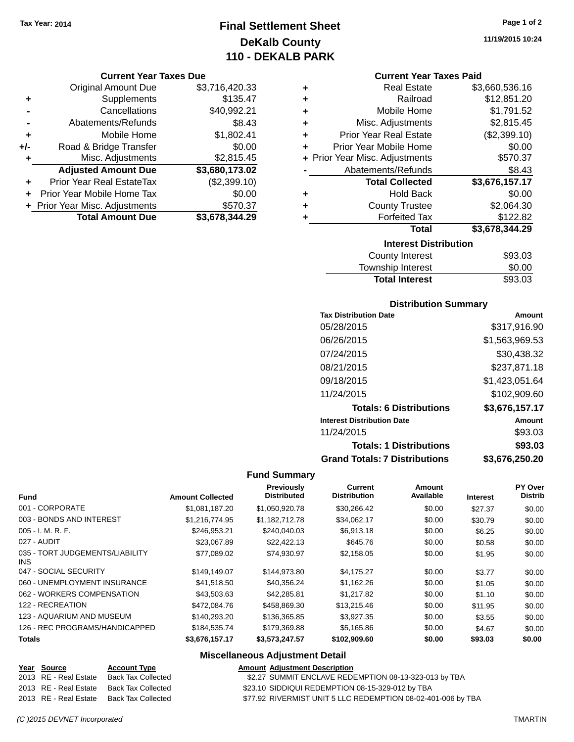Tax Year: 2014

# Final Settlement Sheet
## DeKalb County
## 110 - DEKALB PARK

11/19/2015 10:24

### Current Year Taxes Due

| | | |
|---|---|---|
| | Original Amount Due | $3,716,420.33 |
| + | Supplements | $135.47 |
| - | Cancellations | $40,992.21 |
| - | Abatements/Refunds | $8.43 |
| + | Mobile Home | $1,802.41 |
| +/- | Road & Bridge Transfer | $0.00 |
| + | Misc. Adjustments | $2,815.45 |
| | **Adjusted Amount Due** | **$3,680,173.02** |
| + | Prior Year Real EstateTax | ($2,399.10) |
| + | Prior Year Mobile Home Tax | $0.00 |
| + | Prior Year Misc. Adjustments | $570.37 |
| | **Total Amount Due** | **$3,678,344.29** |

### Current Year Taxes Paid

| | | |
|---|---|---|
| + | Real Estate | $3,660,536.16 |
| + | Railroad | $12,851.20 |
| + | Mobile Home | $1,791.52 |
| + | Misc. Adjustments | $2,815.45 |
| + | Prior Year Real Estate | ($2,399.10) |
| + | Prior Year Mobile Home | $0.00 |
| + | Prior Year Misc. Adjustments | $570.37 |
| - | Abatements/Refunds | $8.43 |
| | **Total Collected** | **$3,676,157.17** |
| + | Hold Back | $0.00 |
| + | County Trustee | $2,064.30 |
| + | Forfeited Tax | $122.82 |
| | **Total** | **$3,678,344.29** |

### Interest Distribution

| | |
|---|---|
| County Interest | $93.03 |
| Township Interest | $0.00 |
| **Total Interest** | **$93.03** |

### Distribution Summary

| Tax Distribution Date | Amount |
|---|---|
| 05/28/2015 | $317,916.90 |
| 06/26/2015 | $1,563,969.53 |
| 07/24/2015 | $30,438.32 |
| 08/21/2015 | $237,871.18 |
| 09/18/2015 | $1,423,051.64 |
| 11/24/2015 | $102,909.60 |
| **Totals: 6 Distributions** | **$3,676,157.17** |
| **Interest Distribution Date** | **Amount** |
| 11/24/2015 | $93.03 |
| **Totals: 1 Distributions** | **$93.03** |
| **Grand Totals: 7 Distributions** | **$3,676,250.20** |

### Fund Summary

| Fund | Amount Collected | Previously Distributed | Current Distribution | Amount Available | Interest | PY Over Distrib |
|---|---|---|---|---|---|---|
| 001 - CORPORATE | $1,081,187.20 | $1,050,920.78 | $30,266.42 | $0.00 | $27.37 | $0.00 |
| 003 - BONDS AND INTEREST | $1,216,774.95 | $1,182,712.78 | $34,062.17 | $0.00 | $30.79 | $0.00 |
| 005 - I. M. R. F. | $246,953.21 | $240,040.03 | $6,913.18 | $0.00 | $6.25 | $0.00 |
| 027 - AUDIT | $23,067.89 | $22,422.13 | $645.76 | $0.00 | $0.58 | $0.00 |
| 035 - TORT JUDGEMENTS/LIABILITY INS | $77,089.02 | $74,930.97 | $2,158.05 | $0.00 | $1.95 | $0.00 |
| 047 - SOCIAL SECURITY | $149,149.07 | $144,973.80 | $4,175.27 | $0.00 | $3.77 | $0.00 |
| 060 - UNEMPLOYMENT INSURANCE | $41,518.50 | $40,356.24 | $1,162.26 | $0.00 | $1.05 | $0.00 |
| 062 - WORKERS COMPENSATION | $43,503.63 | $42,285.81 | $1,217.82 | $0.00 | $1.10 | $0.00 |
| 122 - RECREATION | $472,084.76 | $458,869.30 | $13,215.46 | $0.00 | $11.95 | $0.00 |
| 123 - AQUARIUM AND MUSEUM | $140,293.20 | $136,365.85 | $3,927.35 | $0.00 | $3.55 | $0.00 |
| 126 - REC PROGRAMS/HANDICAPPED | $184,535.74 | $179,369.88 | $5,165.86 | $0.00 | $4.67 | $0.00 |
| **Totals** | **$3,676,157.17** | **$3,573,247.57** | **$102,909.60** | **$0.00** | **$93.03** | **$0.00** |

### Miscellaneous Adjustment Detail

| Year | Source | Account Type | Amount | Adjustment Description |
|---|---|---|---|---|
| 2013 | RE - Real Estate | Back Tax Collected | $2.27 | SUMMIT ENCLAVE REDEMPTION 08-13-323-013 by TBA |
| 2013 | RE - Real Estate | Back Tax Collected | $23.10 | SIDDIQUI REDEMPTION 08-15-329-012 by TBA |
| 2013 | RE - Real Estate | Back Tax Collected | $77.92 | RIVERMIST UNIT 5 LLC REDEMPTION 08-02-401-006 by TBA |

(C )2015 DEVNET Incorporated TMARTIN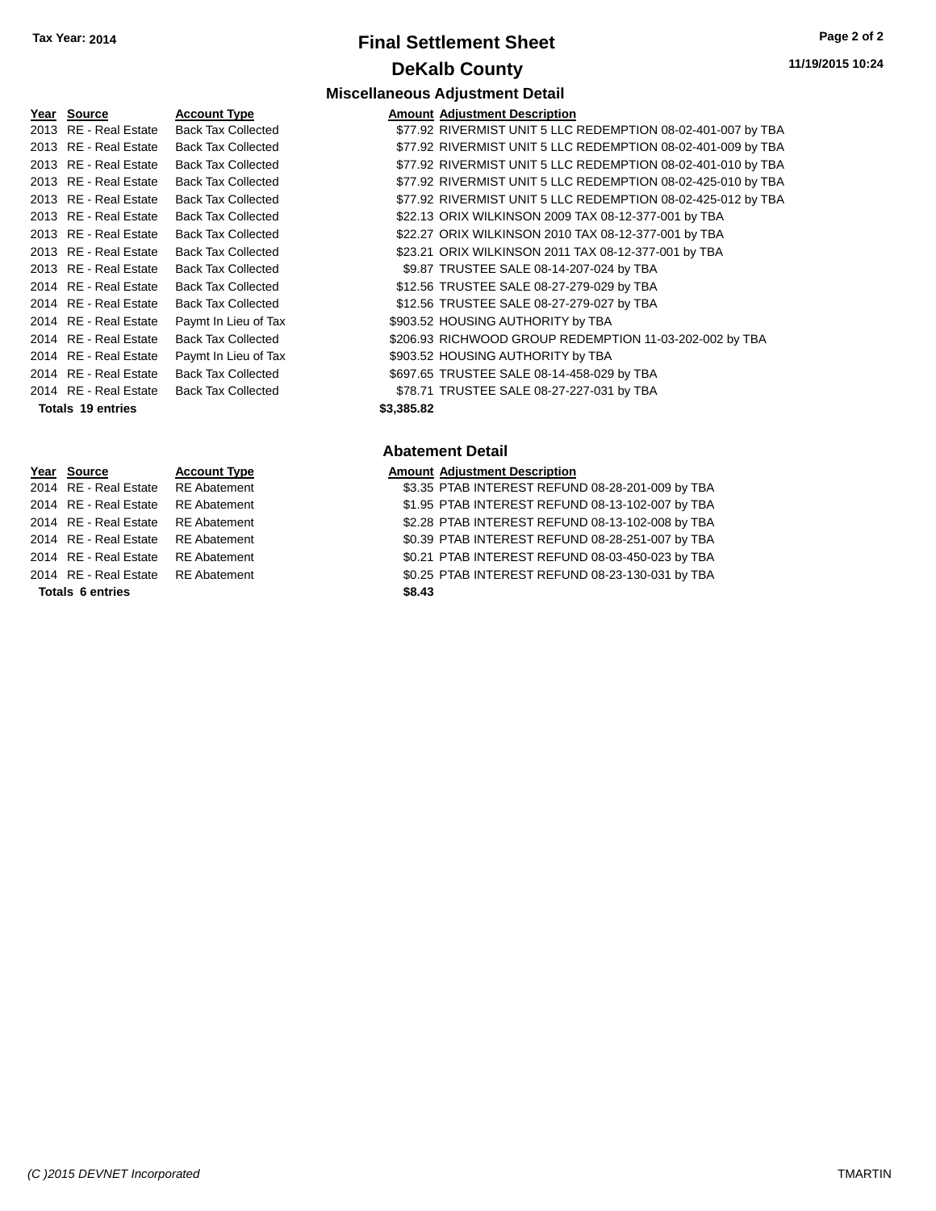**Tax Year: 2014**

# Final Settlement Sheet

## DeKalb County

### Miscellaneous Adjustment Detail

| Year | Source | Account Type | Amount | Adjustment Description |
|---|---|---|---|---|
| 2013 | RE - Real Estate | Back Tax Collected | $77.92 | RIVERMIST UNIT 5 LLC REDEMPTION 08-02-401-007 by TBA |
| 2013 | RE - Real Estate | Back Tax Collected | $77.92 | RIVERMIST UNIT 5 LLC REDEMPTION 08-02-401-009 by TBA |
| 2013 | RE - Real Estate | Back Tax Collected | $77.92 | RIVERMIST UNIT 5 LLC REDEMPTION 08-02-401-010 by TBA |
| 2013 | RE - Real Estate | Back Tax Collected | $77.92 | RIVERMIST UNIT 5 LLC REDEMPTION 08-02-425-010 by TBA |
| 2013 | RE - Real Estate | Back Tax Collected | $77.92 | RIVERMIST UNIT 5 LLC REDEMPTION 08-02-425-012 by TBA |
| 2013 | RE - Real Estate | Back Tax Collected | $22.13 | ORIX WILKINSON 2009 TAX 08-12-377-001 by TBA |
| 2013 | RE - Real Estate | Back Tax Collected | $22.27 | ORIX WILKINSON 2010 TAX 08-12-377-001 by TBA |
| 2013 | RE - Real Estate | Back Tax Collected | $23.21 | ORIX WILKINSON 2011 TAX 08-12-377-001 by TBA |
| 2013 | RE - Real Estate | Back Tax Collected | $9.87 | TRUSTEE SALE 08-14-207-024 by TBA |
| 2014 | RE - Real Estate | Back Tax Collected | $12.56 | TRUSTEE SALE 08-27-279-029 by TBA |
| 2014 | RE - Real Estate | Back Tax Collected | $12.56 | TRUSTEE SALE 08-27-279-027 by TBA |
| 2014 | RE - Real Estate | Paymt In Lieu of Tax | $903.52 | HOUSING AUTHORITY by TBA |
| 2014 | RE - Real Estate | Back Tax Collected | $206.93 | RICHWOOD GROUP REDEMPTION 11-03-202-002 by TBA |
| 2014 | RE - Real Estate | Paymt In Lieu of Tax | $903.52 | HOUSING AUTHORITY by TBA |
| 2014 | RE - Real Estate | Back Tax Collected | $697.65 | TRUSTEE SALE 08-14-458-029 by TBA |
| 2014 | RE - Real Estate | Back Tax Collected | $78.71 | TRUSTEE SALE 08-27-227-031 by TBA |
| **Totals 19 entries** | | | **$3,385.82** | |

### Abatement Detail

| Year | Source | Account Type | Amount | Adjustment Description |
|---|---|---|---|---|
| 2014 | RE - Real Estate | RE Abatement | $3.35 | PTAB INTEREST REFUND 08-28-201-009 by TBA |
| 2014 | RE - Real Estate | RE Abatement | $1.95 | PTAB INTEREST REFUND 08-13-102-007 by TBA |
| 2014 | RE - Real Estate | RE Abatement | $2.28 | PTAB INTEREST REFUND 08-13-102-008 by TBA |
| 2014 | RE - Real Estate | RE Abatement | $0.39 | PTAB INTEREST REFUND 08-28-251-007 by TBA |
| 2014 | RE - Real Estate | RE Abatement | $0.21 | PTAB INTEREST REFUND 08-03-450-023 by TBA |
| 2014 | RE - Real Estate | RE Abatement | $0.25 | PTAB INTEREST REFUND 08-23-130-031 by TBA |
| **Totals 6 entries** | | | **$8.43** | |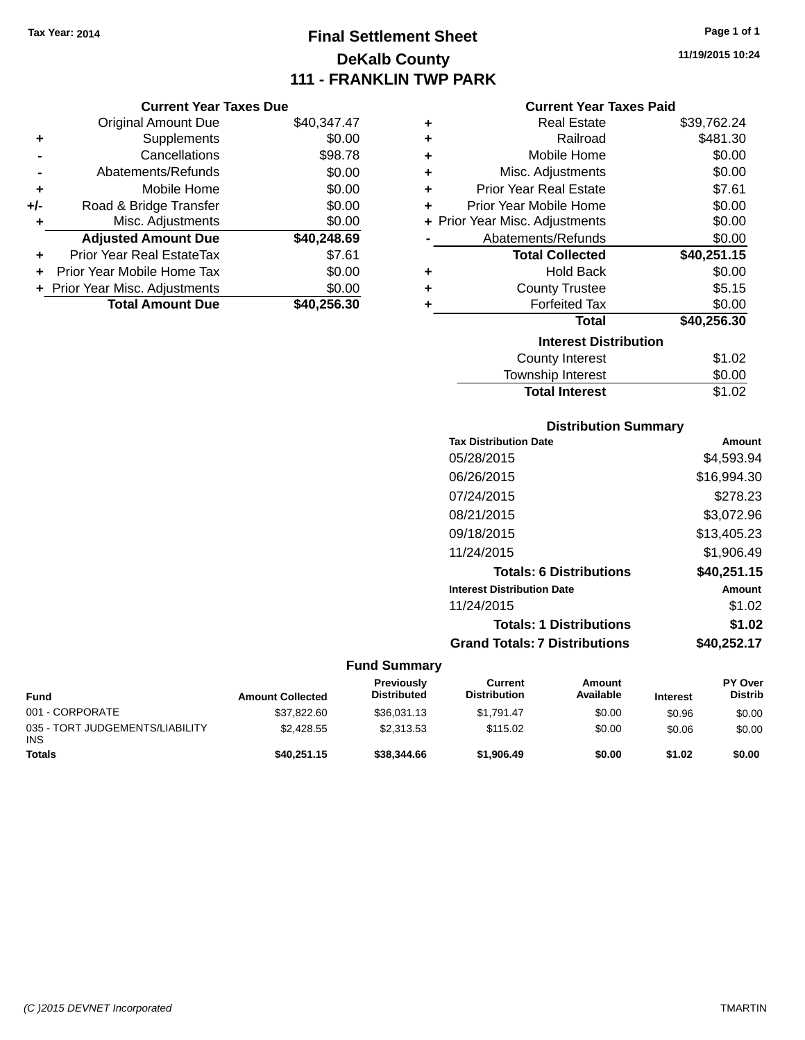Tax Year: 2014

# Final Settlement Sheet
## DeKalb County
## 111 - FRANKLIN TWP PARK

11/19/2015 10:24

### Current Year Taxes Due

| | | |
|---|---|---|
| | Original Amount Due | $40,347.47 |
| + | Supplements | $0.00 |
| - | Cancellations | $98.78 |
| - | Abatements/Refunds | $0.00 |
| + | Mobile Home | $0.00 |
| +/- | Road & Bridge Transfer | $0.00 |
| + | Misc. Adjustments | $0.00 |
| | **Adjusted Amount Due** | **$40,248.69** |
| + | Prior Year Real EstateTax | $7.61 |
| + | Prior Year Mobile Home Tax | $0.00 |
| + | Prior Year Misc. Adjustments | $0.00 |
| | **Total Amount Due** | **$40,256.30** |

### Current Year Taxes Paid

| | | |
|---|---|---|
| + | Real Estate | $39,762.24 |
| + | Railroad | $481.30 |
| + | Mobile Home | $0.00 |
| + | Misc. Adjustments | $0.00 |
| + | Prior Year Real Estate | $7.61 |
| + | Prior Year Mobile Home | $0.00 |
| + | Prior Year Misc. Adjustments | $0.00 |
| - | Abatements/Refunds | $0.00 |
| | **Total Collected** | **$40,251.15** |
| + | Hold Back | $0.00 |
| + | County Trustee | $5.15 |
| + | Forfeited Tax | $0.00 |
| | **Total** | **$40,256.30** |

### Interest Distribution

| | |
|---|---|
| County Interest | $1.02 |
| Township Interest | $0.00 |
| **Total Interest** | $1.02 |

### Distribution Summary

| Tax Distribution Date | Amount |
|---|---|
| 05/28/2015 | $4,593.94 |
| 06/26/2015 | $16,994.30 |
| 07/24/2015 | $278.23 |
| 08/21/2015 | $3,072.96 |
| 09/18/2015 | $13,405.23 |
| 11/24/2015 | $1,906.49 |
| **Totals: 6 Distributions** | **$40,251.15** |
| **Interest Distribution Date** | **Amount** |
| 11/24/2015 | $1.02 |
| **Totals: 1 Distributions** | **$1.02** |
| **Grand Totals: 7 Distributions** | **$40,252.17** |

### Fund Summary

| Fund | Amount Collected | Previously Distributed | Current Distribution | Amount Available | Interest | PY Over Distrib |
|---|---|---|---|---|---|---|
| 001 - CORPORATE | $37,822.60 | $36,031.13 | $1,791.47 | $0.00 | $0.96 | $0.00 |
| 035 - TORT JUDGEMENTS/LIABILITY INS | $2,428.55 | $2,313.53 | $115.02 | $0.00 | $0.06 | $0.00 |
| **Totals** | **$40,251.15** | **$38,344.66** | **$1,906.49** | **$0.00** | **$1.02** | **$0.00** |

(C )2015 DEVNET Incorporated TMARTIN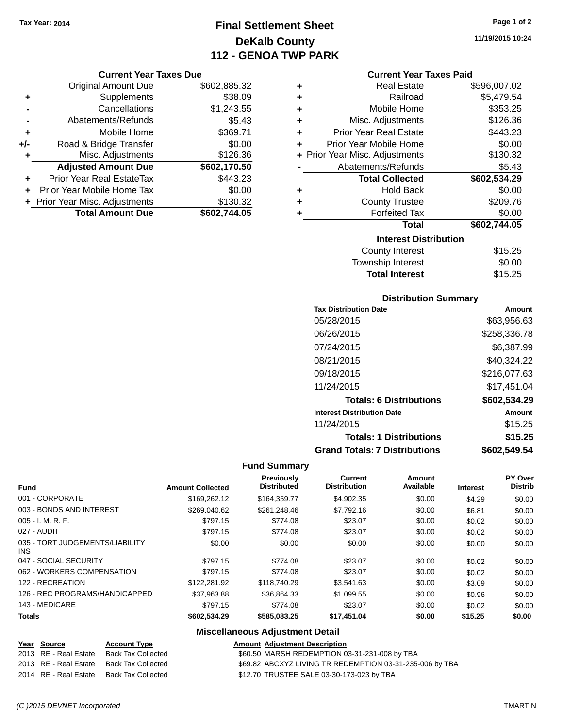Tax Year: 2014

# Final Settlement Sheet
## DeKalb County
## 112 - GENOA TWP PARK

11/19/2015 10:24

### Current Year Taxes Due

| | | |
|---|---|---|
| | Original Amount Due | $602,885.32 |
| + | Supplements | $38.09 |
| - | Cancellations | $1,243.55 |
| - | Abatements/Refunds | $5.43 |
| + | Mobile Home | $369.71 |
| +/- | Road & Bridge Transfer | $0.00 |
| + | Misc. Adjustments | $126.36 |
| | **Adjusted Amount Due** | **$602,170.50** |
| + | Prior Year Real EstateTax | $443.23 |
| + | Prior Year Mobile Home Tax | $0.00 |
| + | Prior Year Misc. Adjustments | $130.32 |
| | **Total Amount Due** | **$602,744.05** |

### Current Year Taxes Paid

| | | |
|---|---|---|
| + | Real Estate | $596,007.02 |
| + | Railroad | $5,479.54 |
| + | Mobile Home | $353.25 |
| + | Misc. Adjustments | $126.36 |
| + | Prior Year Real Estate | $443.23 |
| + | Prior Year Mobile Home | $0.00 |
| + | Prior Year Misc. Adjustments | $130.32 |
| - | Abatements/Refunds | $5.43 |
| | **Total Collected** | **$602,534.29** |
| + | Hold Back | $0.00 |
| + | County Trustee | $209.76 |
| + | Forfeited Tax | $0.00 |
| | **Total** | **$602,744.05** |

### Interest Distribution

| | |
|---|---|
| County Interest | $15.25 |
| Township Interest | $0.00 |
| **Total Interest** | $15.25 |

### Distribution Summary

| Tax Distribution Date | Amount |
|---|---|
| 05/28/2015 | $63,956.63 |
| 06/26/2015 | $258,336.78 |
| 07/24/2015 | $6,387.99 |
| 08/21/2015 | $40,324.22 |
| 09/18/2015 | $216,077.63 |
| 11/24/2015 | $17,451.04 |
| **Totals: 6 Distributions** | **$602,534.29** |
| **Interest Distribution Date** | **Amount** |
| 11/24/2015 | $15.25 |
| **Totals: 1 Distributions** | **$15.25** |
| **Grand Totals: 7 Distributions** | **$602,549.54** |

### Fund Summary

| Fund | Amount Collected | Previously Distributed | Current Distribution | Amount Available | Interest | PY Over Distrib |
|---|---|---|---|---|---|---|
| 001 - CORPORATE | $169,262.12 | $164,359.77 | $4,902.35 | $0.00 | $4.29 | $0.00 |
| 003 - BONDS AND INTEREST | $269,040.62 | $261,248.46 | $7,792.16 | $0.00 | $6.81 | $0.00 |
| 005 - I. M. R. F. | $797.15 | $774.08 | $23.07 | $0.00 | $0.02 | $0.00 |
| 027 - AUDIT | $797.15 | $774.08 | $23.07 | $0.00 | $0.02 | $0.00 |
| 035 - TORT JUDGEMENTS/LIABILITY INS | $0.00 | $0.00 | $0.00 | $0.00 | $0.00 | $0.00 |
| 047 - SOCIAL SECURITY | $797.15 | $774.08 | $23.07 | $0.00 | $0.02 | $0.00 |
| 062 - WORKERS COMPENSATION | $797.15 | $774.08 | $23.07 | $0.00 | $0.02 | $0.00 |
| 122 - RECREATION | $122,281.92 | $118,740.29 | $3,541.63 | $0.00 | $3.09 | $0.00 |
| 126 - REC PROGRAMS/HANDICAPPED | $37,963.88 | $36,864.33 | $1,099.55 | $0.00 | $0.96 | $0.00 |
| 143 - MEDICARE | $797.15 | $774.08 | $23.07 | $0.00 | $0.02 | $0.00 |
| **Totals** | **$602,534.29** | **$585,083.25** | **$17,451.04** | **$0.00** | **$15.25** | **$0.00** |

### Miscellaneous Adjustment Detail

| Year | Source | Account Type | Amount | Adjustment Description |
|---|---|---|---|---|
| 2013 | RE - Real Estate | Back Tax Collected | $60.50 | MARSH REDEMPTION 03-31-231-008 by TBA |
| 2013 | RE - Real Estate | Back Tax Collected | $69.82 | ABCXYZ LIVING TR REDEMPTION 03-31-235-006 by TBA |
| 2014 | RE - Real Estate | Back Tax Collected | $12.70 | TRUSTEE SALE 03-30-173-023 by TBA |

(C )2015 DEVNET Incorporated TMARTIN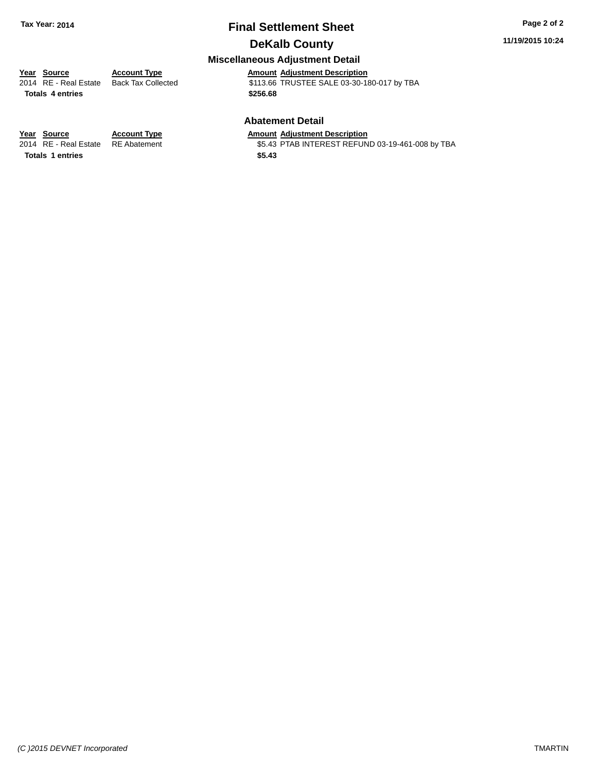## Final Settlement Sheet

## DeKalb County

**Tax Year: 2014**

**11/19/2015 10:24**

### Miscellaneous Adjustment Detail

| Year | Source | Account Type | Amount | Adjustment Description |
|---|---|---|---|---|
| 2014 | RE - Real Estate | Back Tax Collected | $113.66 | TRUSTEE SALE 03-30-180-017 by TBA |
| **Totals** | **4 entries** | | **$256.68** | |

### Abatement Detail

| Year | Source | Account Type | Amount | Adjustment Description |
|---|---|---|---|---|
| 2014 | RE - Real Estate | RE Abatement | $5.43 | PTAB INTEREST REFUND 03-19-461-008 by TBA |
| **Totals** | **1 entries** | | **$5.43** | |

*(C )2015 DEVNET Incorporated* TMARTIN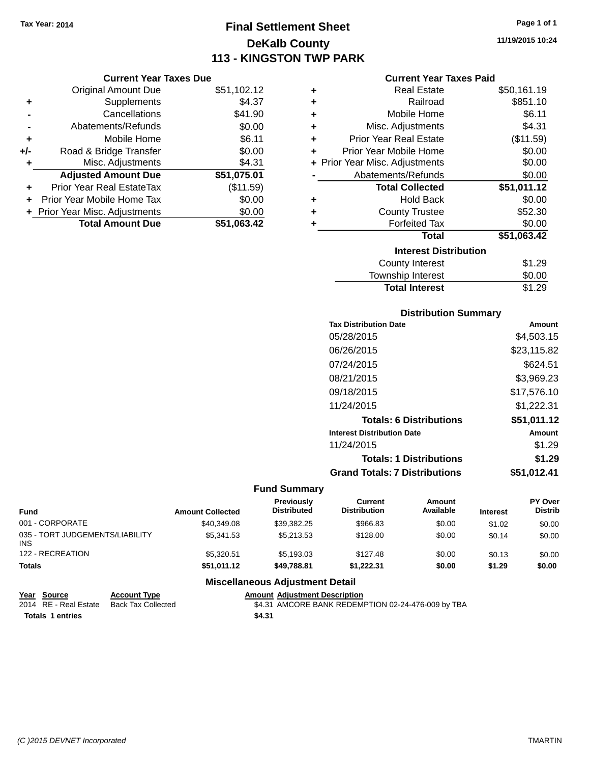Tax Year: 2014

# Final Settlement Sheet

## DeKalb County

## 113 - KINGSTON TWP PARK

11/19/2015 10:24

### Current Year Taxes Due

| | | |
|---|---|---|
| | Original Amount Due | $51,102.12 |
| + | Supplements | $4.37 |
| - | Cancellations | $41.90 |
| - | Abatements/Refunds | $0.00 |
| + | Mobile Home | $6.11 |
| +/- | Road & Bridge Transfer | $0.00 |
| + | Misc. Adjustments | $4.31 |
| | **Adjusted Amount Due** | **$51,075.01** |
| + | Prior Year Real EstateTax | ($11.59) |
| + | Prior Year Mobile Home Tax | $0.00 |
| + | Prior Year Misc. Adjustments | $0.00 |
| | **Total Amount Due** | **$51,063.42** |

### Current Year Taxes Paid

| | | |
|---|---|---|
| + | Real Estate | $50,161.19 |
| + | Railroad | $851.10 |
| + | Mobile Home | $6.11 |
| + | Misc. Adjustments | $4.31 |
| + | Prior Year Real Estate | ($11.59) |
| + | Prior Year Mobile Home | $0.00 |
| + | Prior Year Misc. Adjustments | $0.00 |
| - | Abatements/Refunds | $0.00 |
| | **Total Collected** | **$51,011.12** |
| + | Hold Back | $0.00 |
| + | County Trustee | $52.30 |
| + | Forfeited Tax | $0.00 |
| | **Total** | **$51,063.42** |

### Interest Distribution

| | |
|---|---|
| County Interest | $1.29 |
| Township Interest | $0.00 |
| **Total Interest** | $1.29 |

### Distribution Summary

| Tax Distribution Date | Amount |
|---|---|
| 05/28/2015 | $4,503.15 |
| 06/26/2015 | $23,115.82 |
| 07/24/2015 | $624.51 |
| 08/21/2015 | $3,969.23 |
| 09/18/2015 | $17,576.10 |
| 11/24/2015 | $1,222.31 |
| **Totals: 6 Distributions** | **$51,011.12** |
| **Interest Distribution Date** | **Amount** |
| 11/24/2015 | $1.29 |
| **Totals: 1 Distributions** | **$1.29** |
| **Grand Totals: 7 Distributions** | **$51,012.41** |

### Fund Summary

| Fund | Amount Collected | Previously Distributed | Current Distribution | Amount Available | Interest | PY Over Distrib |
|---|---|---|---|---|---|---|
| 001 - CORPORATE | $40,349.08 | $39,382.25 | $966.83 | $0.00 | $1.02 | $0.00 |
| 035 - TORT JUDGEMENTS/LIABILITY INS | $5,341.53 | $5,213.53 | $128.00 | $0.00 | $0.14 | $0.00 |
| 122 - RECREATION | $5,320.51 | $5,193.03 | $127.48 | $0.00 | $0.13 | $0.00 |
| **Totals** | **$51,011.12** | **$49,788.81** | **$1,222.31** | **$0.00** | **$1.29** | **$0.00** |

### Miscellaneous Adjustment Detail

| Year | Source | Account Type | Amount | Adjustment Description |
|---|---|---|---|---|
| 2014 | RE - Real Estate | Back Tax Collected | $4.31 | AMCORE BANK REDEMPTION 02-24-476-009 by TBA |
| **Totals** | **1 entries** | | **$4.31** | |

(C )2015 DEVNET Incorporated TMARTIN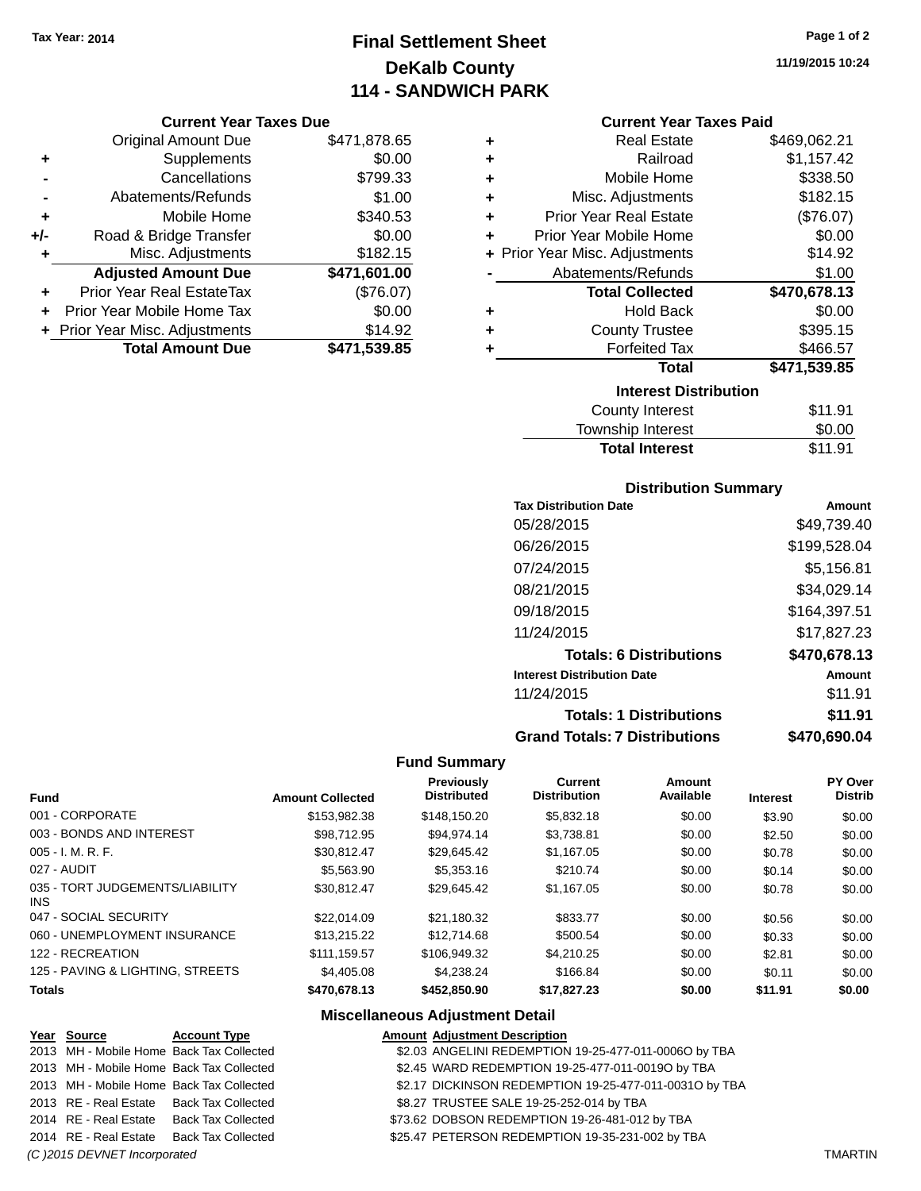Tax Year: 2014

# Final Settlement Sheet
## DeKalb County
## 114 - SANDWICH PARK

11/19/2015 10:24

### Current Year Taxes Due

| | | |
|---|---|---|
| | Original Amount Due | $471,878.65 |
| + | Supplements | $0.00 |
| - | Cancellations | $799.33 |
| - | Abatements/Refunds | $1.00 |
| + | Mobile Home | $340.53 |
| +/- | Road & Bridge Transfer | $0.00 |
| + | Misc. Adjustments | $182.15 |
| | **Adjusted Amount Due** | **$471,601.00** |
| + | Prior Year Real EstateTax | ($76.07) |
| + | Prior Year Mobile Home Tax | $0.00 |
| + | Prior Year Misc. Adjustments | $14.92 |
| | **Total Amount Due** | **$471,539.85** |

### Current Year Taxes Paid

| | | |
|---|---|---|
| + | Real Estate | $469,062.21 |
| + | Railroad | $1,157.42 |
| + | Mobile Home | $338.50 |
| + | Misc. Adjustments | $182.15 |
| + | Prior Year Real Estate | ($76.07) |
| + | Prior Year Mobile Home | $0.00 |
| + | Prior Year Misc. Adjustments | $14.92 |
| - | Abatements/Refunds | $1.00 |
| | **Total Collected** | **$470,678.13** |
| + | Hold Back | $0.00 |
| + | County Trustee | $395.15 |
| + | Forfeited Tax | $466.57 |
| | **Total** | **$471,539.85** |

### Interest Distribution

| | |
|---|---|
| County Interest | $11.91 |
| Township Interest | $0.00 |
| **Total Interest** | $11.91 |

### Distribution Summary

| Tax Distribution Date | Amount |
|---|---|
| 05/28/2015 | $49,739.40 |
| 06/26/2015 | $199,528.04 |
| 07/24/2015 | $5,156.81 |
| 08/21/2015 | $34,029.14 |
| 09/18/2015 | $164,397.51 |
| 11/24/2015 | $17,827.23 |
| **Totals: 6 Distributions** | **$470,678.13** |
| **Interest Distribution Date** | **Amount** |
| 11/24/2015 | $11.91 |
| **Totals: 1 Distributions** | **$11.91** |
| **Grand Totals: 7 Distributions** | **$470,690.04** |

### Fund Summary

| Fund | Amount Collected | Previously Distributed | Current Distribution | Amount Available | Interest | PY Over Distrib |
|---|---|---|---|---|---|---|
| 001 - CORPORATE | $153,982.38 | $148,150.20 | $5,832.18 | $0.00 | $3.90 | $0.00 |
| 003 - BONDS AND INTEREST | $98,712.95 | $94,974.14 | $3,738.81 | $0.00 | $2.50 | $0.00 |
| 005 - I. M. R. F. | $30,812.47 | $29,645.42 | $1,167.05 | $0.00 | $0.78 | $0.00 |
| 027 - AUDIT | $5,563.90 | $5,353.16 | $210.74 | $0.00 | $0.14 | $0.00 |
| 035 - TORT JUDGEMENTS/LIABILITY INS | $30,812.47 | $29,645.42 | $1,167.05 | $0.00 | $0.78 | $0.00 |
| 047 - SOCIAL SECURITY | $22,014.09 | $21,180.32 | $833.77 | $0.00 | $0.56 | $0.00 |
| 060 - UNEMPLOYMENT INSURANCE | $13,215.22 | $12,714.68 | $500.54 | $0.00 | $0.33 | $0.00 |
| 122 - RECREATION | $111,159.57 | $106,949.32 | $4,210.25 | $0.00 | $2.81 | $0.00 |
| 125 - PAVING & LIGHTING, STREETS | $4,405.08 | $4,238.24 | $166.84 | $0.00 | $0.11 | $0.00 |
| **Totals** | **$470,678.13** | **$452,850.90** | **$17,827.23** | **$0.00** | **$11.91** | **$0.00** |

### Miscellaneous Adjustment Detail

| Year | Source | Account Type | Amount | Adjustment Description |
|---|---|---|---|---|
| 2013 | MH - Mobile Home | Back Tax Collected | $2.03 | ANGELINI REDEMPTION 19-25-477-011-0006O by TBA |
| 2013 | MH - Mobile Home | Back Tax Collected | $2.45 | WARD REDEMPTION 19-25-477-011-0019O by TBA |
| 2013 | MH - Mobile Home | Back Tax Collected | $2.17 | DICKINSON REDEMPTION 19-25-477-011-0031O by TBA |
| 2013 | RE - Real Estate | Back Tax Collected | $8.27 | TRUSTEE SALE 19-25-252-014 by TBA |
| 2014 | RE - Real Estate | Back Tax Collected | $73.62 | DOBSON REDEMPTION 19-26-481-012 by TBA |
| 2014 | RE - Real Estate | Back Tax Collected | $25.47 | PETERSON REDEMPTION 19-35-231-002 by TBA |

*(C )2015 DEVNET Incorporated* TMARTIN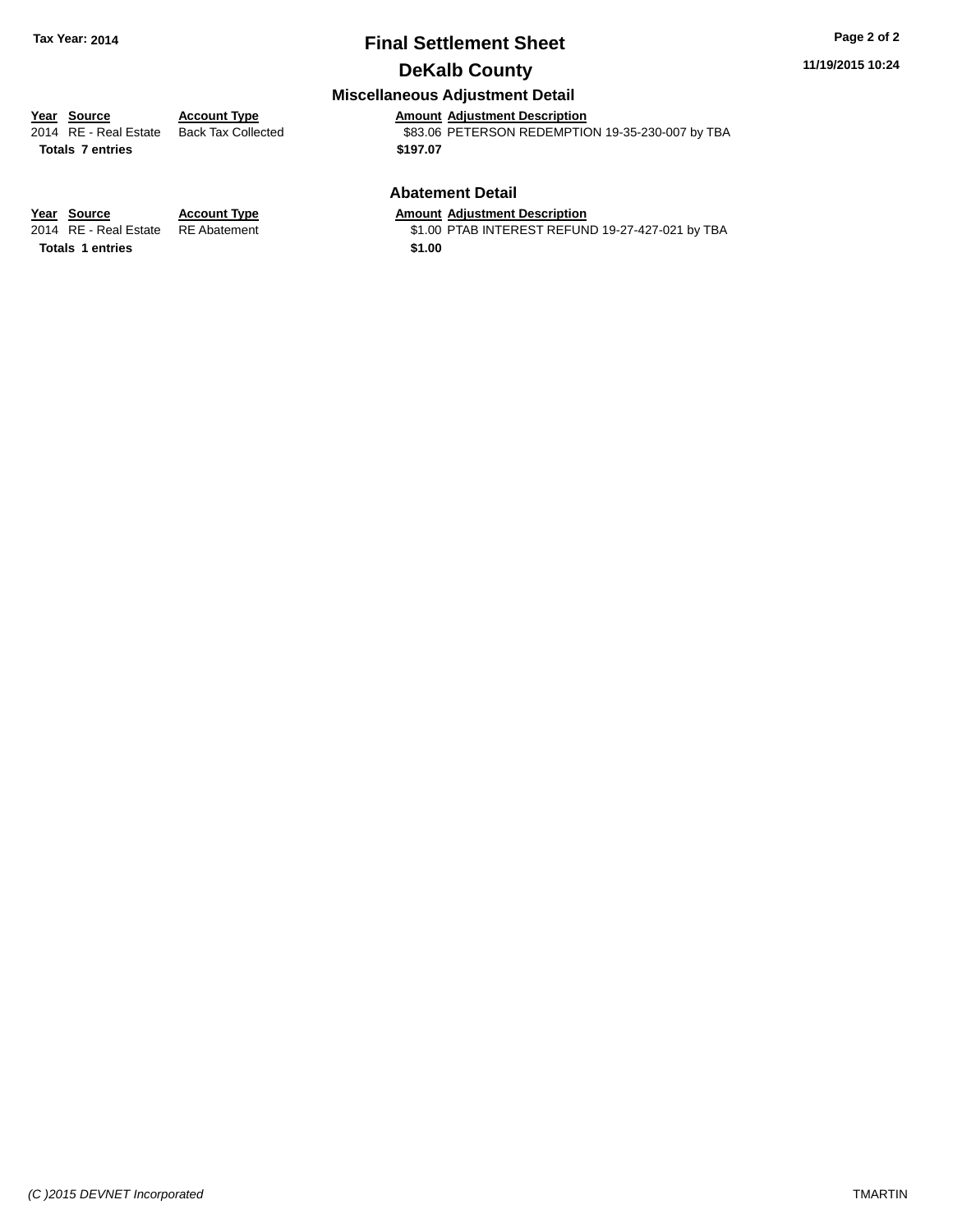# Final Settlement Sheet

## DeKalb County

Tax Year: 2014

11/19/2015 10:24

### Miscellaneous Adjustment Detail

| Year | Source | Account Type | Amount | Adjustment Description |
|---|---|---|---|---|
| 2014 | RE - Real Estate | Back Tax Collected | $83.06 | PETERSON REDEMPTION 19-35-230-007 by TBA |
| **Totals 7 entries** | | | **$197.07** | |

### Abatement Detail

| Year | Source | Account Type | Amount | Adjustment Description |
|---|---|---|---|---|
| 2014 | RE - Real Estate | RE Abatement | $1.00 | PTAB INTEREST REFUND 19-27-427-021 by TBA |
| **Totals 1 entries** | | | **$1.00** | |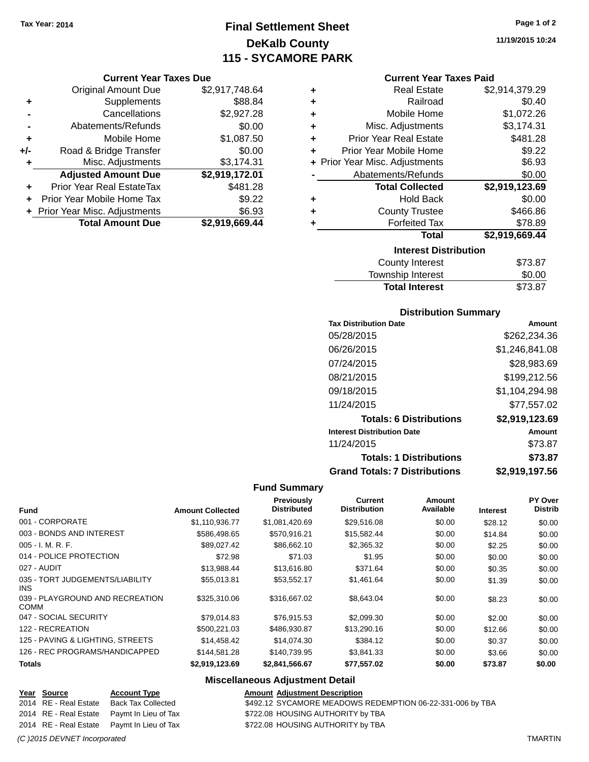Tax Year: 2014

# Final Settlement Sheet
## DeKalb County
## 115 - SYCAMORE PARK

11/19/2015 10:24

### Current Year Taxes Due

| | | |
|---|---|---|
| | Original Amount Due | $2,917,748.64 |
| + | Supplements | $88.84 |
| - | Cancellations | $2,927.28 |
| - | Abatements/Refunds | $0.00 |
| + | Mobile Home | $1,087.50 |
| +/- | Road & Bridge Transfer | $0.00 |
| + | Misc. Adjustments | $3,174.31 |
| | **Adjusted Amount Due** | **$2,919,172.01** |
| + | Prior Year Real EstateTax | $481.28 |
| + | Prior Year Mobile Home Tax | $9.22 |
| + | Prior Year Misc. Adjustments | $6.93 |
| | **Total Amount Due** | **$2,919,669.44** |

### Current Year Taxes Paid

| | | |
|---|---|---|
| + | Real Estate | $2,914,379.29 |
| + | Railroad | $0.40 |
| + | Mobile Home | $1,072.26 |
| + | Misc. Adjustments | $3,174.31 |
| + | Prior Year Real Estate | $481.28 |
| + | Prior Year Mobile Home | $9.22 |
| + | Prior Year Misc. Adjustments | $6.93 |
| - | Abatements/Refunds | $0.00 |
| | **Total Collected** | **$2,919,123.69** |
| + | Hold Back | $0.00 |
| + | County Trustee | $466.86 |
| + | Forfeited Tax | $78.89 |
| | **Total** | **$2,919,669.44** |

### Interest Distribution

| | |
|---|---|
| County Interest | $73.87 |
| Township Interest | $0.00 |
| **Total Interest** | $73.87 |

### Distribution Summary

| Tax Distribution Date | Amount |
|---|---|
| 05/28/2015 | $262,234.36 |
| 06/26/2015 | $1,246,841.08 |
| 07/24/2015 | $28,983.69 |
| 08/21/2015 | $199,212.56 |
| 09/18/2015 | $1,104,294.98 |
| 11/24/2015 | $77,557.02 |
| **Totals: 6 Distributions** | **$2,919,123.69** |
| **Interest Distribution Date** | **Amount** |
| 11/24/2015 | $73.87 |
| **Totals: 1 Distributions** | **$73.87** |
| **Grand Totals: 7 Distributions** | **$2,919,197.56** |

### Fund Summary

| Fund | Amount Collected | Previously Distributed | Current Distribution | Amount Available | Interest | PY Over Distrib |
|---|---|---|---|---|---|---|
| 001 - CORPORATE | $1,110,936.77 | $1,081,420.69 | $29,516.08 | $0.00 | $28.12 | $0.00 |
| 003 - BONDS AND INTEREST | $586,498.65 | $570,916.21 | $15,582.44 | $0.00 | $14.84 | $0.00 |
| 005 - I. M. R. F. | $89,027.42 | $86,662.10 | $2,365.32 | $0.00 | $2.25 | $0.00 |
| 014 - POLICE PROTECTION | $72.98 | $71.03 | $1.95 | $0.00 | $0.00 | $0.00 |
| 027 - AUDIT | $13,988.44 | $13,616.80 | $371.64 | $0.00 | $0.35 | $0.00 |
| 035 - TORT JUDGEMENTS/LIABILITY INS | $55,013.81 | $53,552.17 | $1,461.64 | $0.00 | $1.39 | $0.00 |
| 039 - PLAYGROUND AND RECREATION COMM | $325,310.06 | $316,667.02 | $8,643.04 | $0.00 | $8.23 | $0.00 |
| 047 - SOCIAL SECURITY | $79,014.83 | $76,915.53 | $2,099.30 | $0.00 | $2.00 | $0.00 |
| 122 - RECREATION | $500,221.03 | $486,930.87 | $13,290.16 | $0.00 | $12.66 | $0.00 |
| 125 - PAVING & LIGHTING, STREETS | $14,458.42 | $14,074.30 | $384.12 | $0.00 | $0.37 | $0.00 |
| 126 - REC PROGRAMS/HANDICAPPED | $144,581.28 | $140,739.95 | $3,841.33 | $0.00 | $3.66 | $0.00 |
| **Totals** | **$2,919,123.69** | **$2,841,566.67** | **$77,557.02** | **$0.00** | **$73.87** | **$0.00** |

### Miscellaneous Adjustment Detail

| Year | Source | Account Type | Amount | Adjustment Description |
|---|---|---|---|---|
| 2014 | RE - Real Estate | Back Tax Collected | $492.12 | SYCAMORE MEADOWS REDEMPTION 06-22-331-006 by TBA |
| 2014 | RE - Real Estate | Paymt In Lieu of Tax | $722.08 | HOUSING AUTHORITY by TBA |
| 2014 | RE - Real Estate | Paymt In Lieu of Tax | $722.08 | HOUSING AUTHORITY by TBA |

(C )2015 DEVNET Incorporated TMARTIN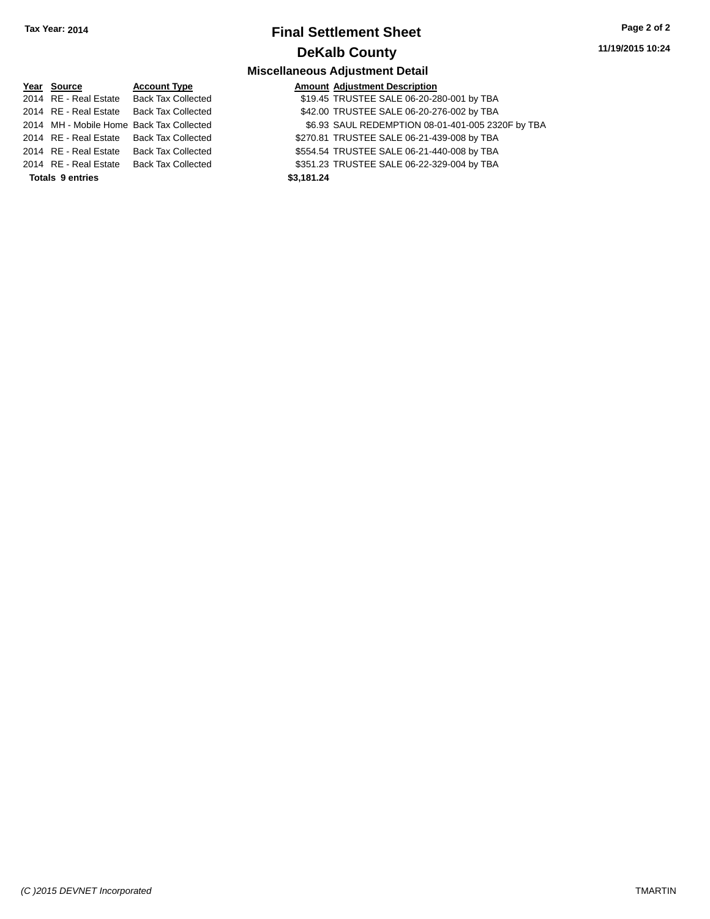# Final Settlement Sheet

## DeKalb County

Tax Year: 2014

11/19/2015 10:24

### Miscellaneous Adjustment Detail

| Year | Source | Account Type | Amount | Adjustment Description |
|---|---|---|---|---|
| 2014 | RE - Real Estate | Back Tax Collected | $19.45 | TRUSTEE SALE 06-20-280-001 by TBA |
| 2014 | RE - Real Estate | Back Tax Collected | $42.00 | TRUSTEE SALE 06-20-276-002 by TBA |
| 2014 | MH - Mobile Home | Back Tax Collected | $6.93 | SAUL REDEMPTION 08-01-401-005 2320F by TBA |
| 2014 | RE - Real Estate | Back Tax Collected | $270.81 | TRUSTEE SALE 06-21-439-008 by TBA |
| 2014 | RE - Real Estate | Back Tax Collected | $554.54 | TRUSTEE SALE 06-21-440-008 by TBA |
| 2014 | RE - Real Estate | Back Tax Collected | $351.23 | TRUSTEE SALE 06-22-329-004 by TBA |
| **Totals 9 entries** | | | **$3,181.24** | |

*(C )2015 DEVNET Incorporated*

TMARTIN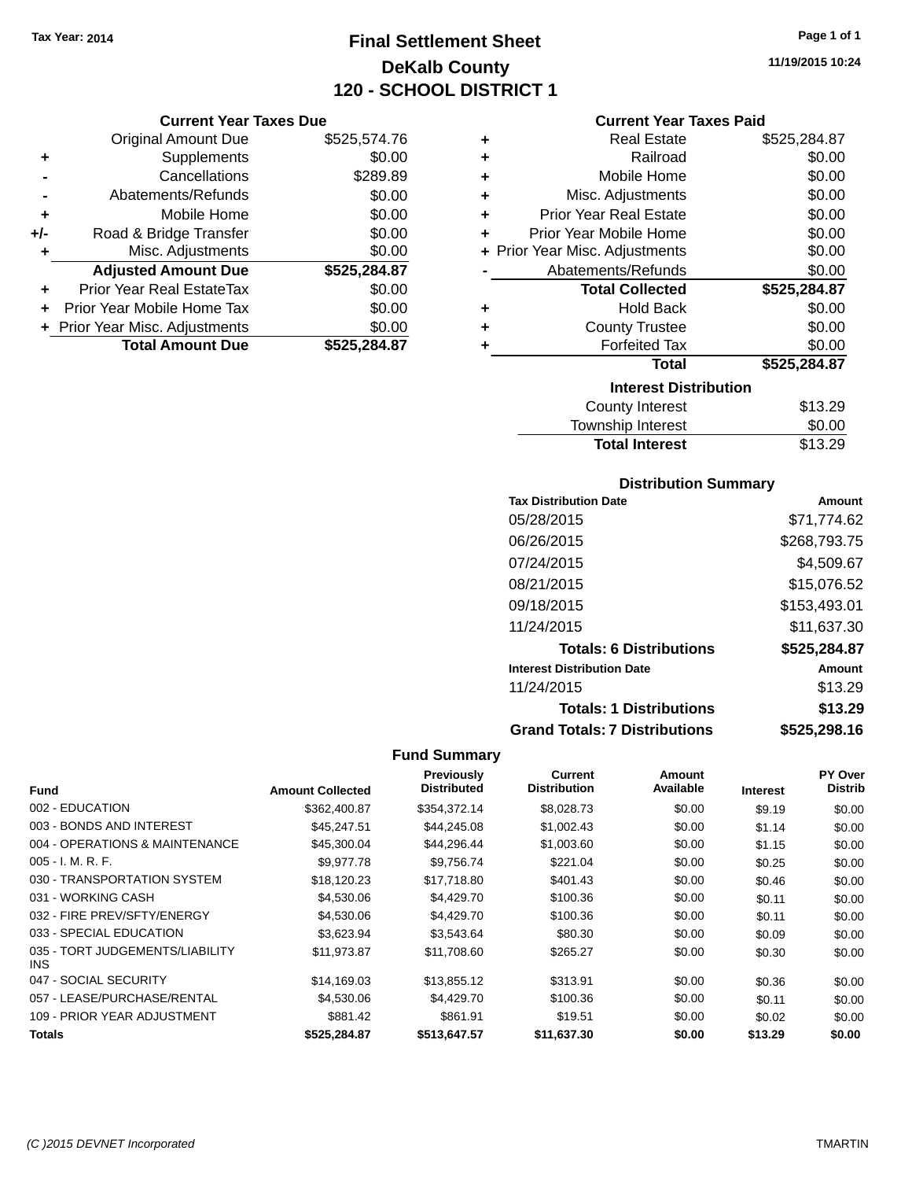Tax Year: 2014

# Final Settlement Sheet
## DeKalb County
## 120 - SCHOOL DISTRICT 1

11/19/2015 10:24

### Current Year Taxes Due

| | | |
|---|---|---|
| | Original Amount Due | $525,574.76 |
| + | Supplements | $0.00 |
| - | Cancellations | $289.89 |
| - | Abatements/Refunds | $0.00 |
| + | Mobile Home | $0.00 |
| +/- | Road & Bridge Transfer | $0.00 |
| + | Misc. Adjustments | $0.00 |
| | **Adjusted Amount Due** | **$525,284.87** |
| + | Prior Year Real EstateTax | $0.00 |
| + | Prior Year Mobile Home Tax | $0.00 |
| + | Prior Year Misc. Adjustments | $0.00 |
| | **Total Amount Due** | **$525,284.87** |

### Current Year Taxes Paid

| | | |
|---|---|---|
| + | Real Estate | $525,284.87 |
| + | Railroad | $0.00 |
| + | Mobile Home | $0.00 |
| + | Misc. Adjustments | $0.00 |
| + | Prior Year Real Estate | $0.00 |
| + | Prior Year Mobile Home | $0.00 |
| + | Prior Year Misc. Adjustments | $0.00 |
| - | Abatements/Refunds | $0.00 |
| | **Total Collected** | **$525,284.87** |
| + | Hold Back | $0.00 |
| + | County Trustee | $0.00 |
| + | Forfeited Tax | $0.00 |
| | **Total** | **$525,284.87** |

### Interest Distribution

| | |
|---|---|
| County Interest | $13.29 |
| Township Interest | $0.00 |
| **Total Interest** | $13.29 |

### Distribution Summary

| Tax Distribution Date | Amount |
|---|---|
| 05/28/2015 | $71,774.62 |
| 06/26/2015 | $268,793.75 |
| 07/24/2015 | $4,509.67 |
| 08/21/2015 | $15,076.52 |
| 09/18/2015 | $153,493.01 |
| 11/24/2015 | $11,637.30 |
| **Totals: 6 Distributions** | **$525,284.87** |

| Interest Distribution Date | Amount |
|---|---|
| 11/24/2015 | $13.29 |
| **Totals: 1 Distributions** | **$13.29** |
| **Grand Totals: 7 Distributions** | **$525,298.16** |

### Fund Summary

| Fund | Amount Collected | Previously Distributed | Current Distribution | Amount Available | Interest | PY Over Distrib |
|---|---|---|---|---|---|---|
| 002 - EDUCATION | $362,400.87 | $354,372.14 | $8,028.73 | $0.00 | $9.19 | $0.00 |
| 003 - BONDS AND INTEREST | $45,247.51 | $44,245.08 | $1,002.43 | $0.00 | $1.14 | $0.00 |
| 004 - OPERATIONS & MAINTENANCE | $45,300.04 | $44,296.44 | $1,003.60 | $0.00 | $1.15 | $0.00 |
| 005 - I. M. R. F. | $9,977.78 | $9,756.74 | $221.04 | $0.00 | $0.25 | $0.00 |
| 030 - TRANSPORTATION SYSTEM | $18,120.23 | $17,718.80 | $401.43 | $0.00 | $0.46 | $0.00 |
| 031 - WORKING CASH | $4,530.06 | $4,429.70 | $100.36 | $0.00 | $0.11 | $0.00 |
| 032 - FIRE PREV/SFTY/ENERGY | $4,530.06 | $4,429.70 | $100.36 | $0.00 | $0.11 | $0.00 |
| 033 - SPECIAL EDUCATION | $3,623.94 | $3,543.64 | $80.30 | $0.00 | $0.09 | $0.00 |
| 035 - TORT JUDGEMENTS/LIABILITY INS | $11,973.87 | $11,708.60 | $265.27 | $0.00 | $0.30 | $0.00 |
| 047 - SOCIAL SECURITY | $14,169.03 | $13,855.12 | $313.91 | $0.00 | $0.36 | $0.00 |
| 057 - LEASE/PURCHASE/RENTAL | $4,530.06 | $4,429.70 | $100.36 | $0.00 | $0.11 | $0.00 |
| 109 - PRIOR YEAR ADJUSTMENT | $881.42 | $861.91 | $19.51 | $0.00 | $0.02 | $0.00 |
| **Totals** | **$525,284.87** | **$513,647.57** | **$11,637.30** | **$0.00** | **$13.29** | **$0.00** |

(C )2015 DEVNET Incorporated — TMARTIN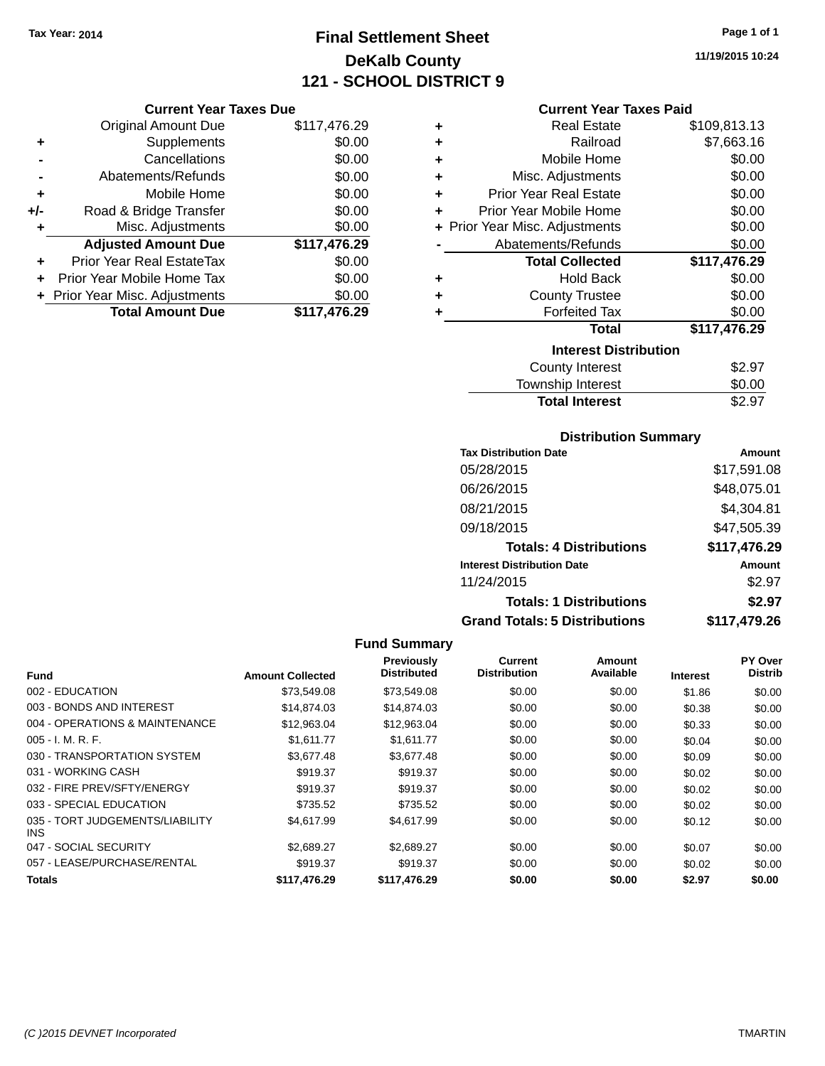Tax Year: 2014

# Final Settlement Sheet
## DeKalb County
## 121 - SCHOOL DISTRICT 9

11/19/2015 10:24

### Current Year Taxes Due

| | | |
|---|---|---|
| | Original Amount Due | $117,476.29 |
| + | Supplements | $0.00 |
| - | Cancellations | $0.00 |
| - | Abatements/Refunds | $0.00 |
| + | Mobile Home | $0.00 |
| +/- | Road & Bridge Transfer | $0.00 |
| + | Misc. Adjustments | $0.00 |
| | **Adjusted Amount Due** | **$117,476.29** |
| + | Prior Year Real EstateTax | $0.00 |
| + | Prior Year Mobile Home Tax | $0.00 |
| + | Prior Year Misc. Adjustments | $0.00 |
| | **Total Amount Due** | **$117,476.29** |

### Current Year Taxes Paid

| | | |
|---|---|---|
| + | Real Estate | $109,813.13 |
| + | Railroad | $7,663.16 |
| + | Mobile Home | $0.00 |
| + | Misc. Adjustments | $0.00 |
| + | Prior Year Real Estate | $0.00 |
| + | Prior Year Mobile Home | $0.00 |
| + | Prior Year Misc. Adjustments | $0.00 |
| - | Abatements/Refunds | $0.00 |
| | **Total Collected** | **$117,476.29** |
| + | Hold Back | $0.00 |
| + | County Trustee | $0.00 |
| + | Forfeited Tax | $0.00 |
| | **Total** | **$117,476.29** |

### Interest Distribution

| | |
|---|---|
| County Interest | $2.97 |
| Township Interest | $0.00 |
| **Total Interest** | $2.97 |

### Distribution Summary

| Tax Distribution Date | Amount |
|---|---|
| 05/28/2015 | $17,591.08 |
| 06/26/2015 | $48,075.01 |
| 08/21/2015 | $4,304.81 |
| 09/18/2015 | $47,505.39 |
| **Totals: 4 Distributions** | **$117,476.29** |
| **Interest Distribution Date** | **Amount** |
| 11/24/2015 | $2.97 |
| **Totals: 1 Distributions** | **$2.97** |
| **Grand Totals: 5 Distributions** | **$117,479.26** |

### Fund Summary

| Fund | Amount Collected | Previously Distributed | Current Distribution | Amount Available | Interest | PY Over Distrib |
|---|---|---|---|---|---|---|
| 002 - EDUCATION | $73,549.08 | $73,549.08 | $0.00 | $0.00 | $1.86 | $0.00 |
| 003 - BONDS AND INTEREST | $14,874.03 | $14,874.03 | $0.00 | $0.00 | $0.38 | $0.00 |
| 004 - OPERATIONS & MAINTENANCE | $12,963.04 | $12,963.04 | $0.00 | $0.00 | $0.33 | $0.00 |
| 005 - I. M. R. F. | $1,611.77 | $1,611.77 | $0.00 | $0.00 | $0.04 | $0.00 |
| 030 - TRANSPORTATION SYSTEM | $3,677.48 | $3,677.48 | $0.00 | $0.00 | $0.09 | $0.00 |
| 031 - WORKING CASH | $919.37 | $919.37 | $0.00 | $0.00 | $0.02 | $0.00 |
| 032 - FIRE PREV/SFTY/ENERGY | $919.37 | $919.37 | $0.00 | $0.00 | $0.02 | $0.00 |
| 033 - SPECIAL EDUCATION | $735.52 | $735.52 | $0.00 | $0.00 | $0.02 | $0.00 |
| 035 - TORT JUDGEMENTS/LIABILITY INS | $4,617.99 | $4,617.99 | $0.00 | $0.00 | $0.12 | $0.00 |
| 047 - SOCIAL SECURITY | $2,689.27 | $2,689.27 | $0.00 | $0.00 | $0.07 | $0.00 |
| 057 - LEASE/PURCHASE/RENTAL | $919.37 | $919.37 | $0.00 | $0.00 | $0.02 | $0.00 |
| **Totals** | **$117,476.29** | **$117,476.29** | **$0.00** | **$0.00** | **$2.97** | **$0.00** |

(C )2015 DEVNET Incorporated — TMARTIN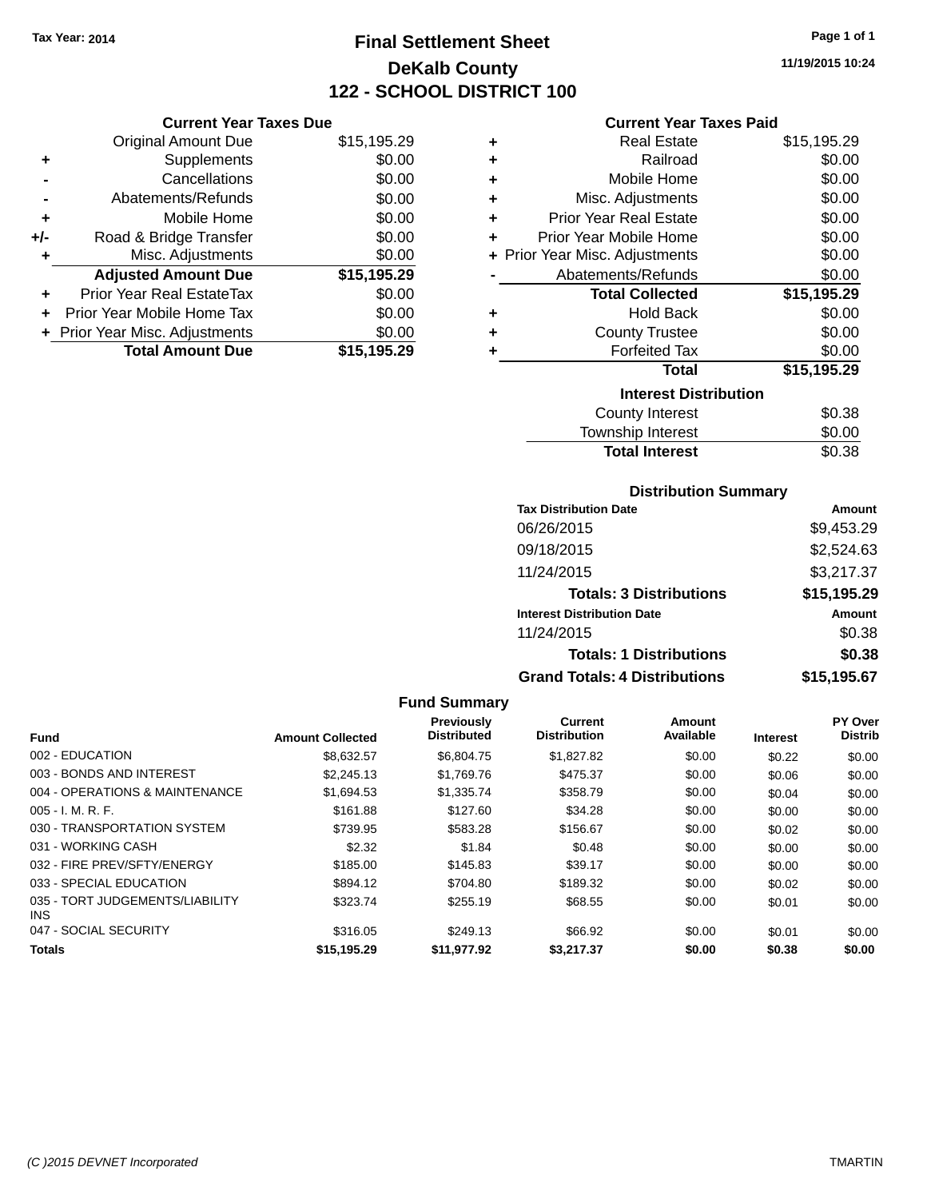Tax Year: 2014

# Final Settlement Sheet

## DeKalb County

## 122 - SCHOOL DISTRICT 100

11/19/2015 10:24

### Current Year Taxes Due

| | | |
|---|---|---|
| | Original Amount Due | $15,195.29 |
| + | Supplements | $0.00 |
| - | Cancellations | $0.00 |
| - | Abatements/Refunds | $0.00 |
| + | Mobile Home | $0.00 |
| +/- | Road & Bridge Transfer | $0.00 |
| + | Misc. Adjustments | $0.00 |
| | **Adjusted Amount Due** | **$15,195.29** |
| + | Prior Year Real EstateTax | $0.00 |
| + | Prior Year Mobile Home Tax | $0.00 |
| + | Prior Year Misc. Adjustments | $0.00 |
| | **Total Amount Due** | **$15,195.29** |

### Current Year Taxes Paid

| | | |
|---|---|---|
| + | Real Estate | $15,195.29 |
| + | Railroad | $0.00 |
| + | Mobile Home | $0.00 |
| + | Misc. Adjustments | $0.00 |
| + | Prior Year Real Estate | $0.00 |
| + | Prior Year Mobile Home | $0.00 |
| + | Prior Year Misc. Adjustments | $0.00 |
| - | Abatements/Refunds | $0.00 |
| | **Total Collected** | **$15,195.29** |
| + | Hold Back | $0.00 |
| + | County Trustee | $0.00 |
| + | Forfeited Tax | $0.00 |
| | **Total** | **$15,195.29** |

### Interest Distribution

| | |
|---|---|
| County Interest | $0.38 |
| Township Interest | $0.00 |
| **Total Interest** | $0.38 |

### Distribution Summary

| Tax Distribution Date | Amount |
|---|---|
| 06/26/2015 | $9,453.29 |
| 09/18/2015 | $2,524.63 |
| 11/24/2015 | $3,217.37 |
| **Totals: 3 Distributions** | **$15,195.29** |
| **Interest Distribution Date** | **Amount** |
| 11/24/2015 | $0.38 |
| **Totals: 1 Distributions** | **$0.38** |
| **Grand Totals: 4 Distributions** | **$15,195.67** |

### Fund Summary

| Fund | Amount Collected | Previously Distributed | Current Distribution | Amount Available | Interest | PY Over Distrib |
|---|---|---|---|---|---|---|
| 002 - EDUCATION | $8,632.57 | $6,804.75 | $1,827.82 | $0.00 | $0.22 | $0.00 |
| 003 - BONDS AND INTEREST | $2,245.13 | $1,769.76 | $475.37 | $0.00 | $0.06 | $0.00 |
| 004 - OPERATIONS & MAINTENANCE | $1,694.53 | $1,335.74 | $358.79 | $0.00 | $0.04 | $0.00 |
| 005 - I. M. R. F. | $161.88 | $127.60 | $34.28 | $0.00 | $0.00 | $0.00 |
| 030 - TRANSPORTATION SYSTEM | $739.95 | $583.28 | $156.67 | $0.00 | $0.02 | $0.00 |
| 031 - WORKING CASH | $2.32 | $1.84 | $0.48 | $0.00 | $0.00 | $0.00 |
| 032 - FIRE PREV/SFTY/ENERGY | $185.00 | $145.83 | $39.17 | $0.00 | $0.00 | $0.00 |
| 033 - SPECIAL EDUCATION | $894.12 | $704.80 | $189.32 | $0.00 | $0.02 | $0.00 |
| 035 - TORT JUDGEMENTS/LIABILITY INS | $323.74 | $255.19 | $68.55 | $0.00 | $0.01 | $0.00 |
| 047 - SOCIAL SECURITY | $316.05 | $249.13 | $66.92 | $0.00 | $0.01 | $0.00 |
| **Totals** | **$15,195.29** | **$11,977.92** | **$3,217.37** | **$0.00** | **$0.38** | **$0.00** |

(C )2015 DEVNET Incorporated TMARTIN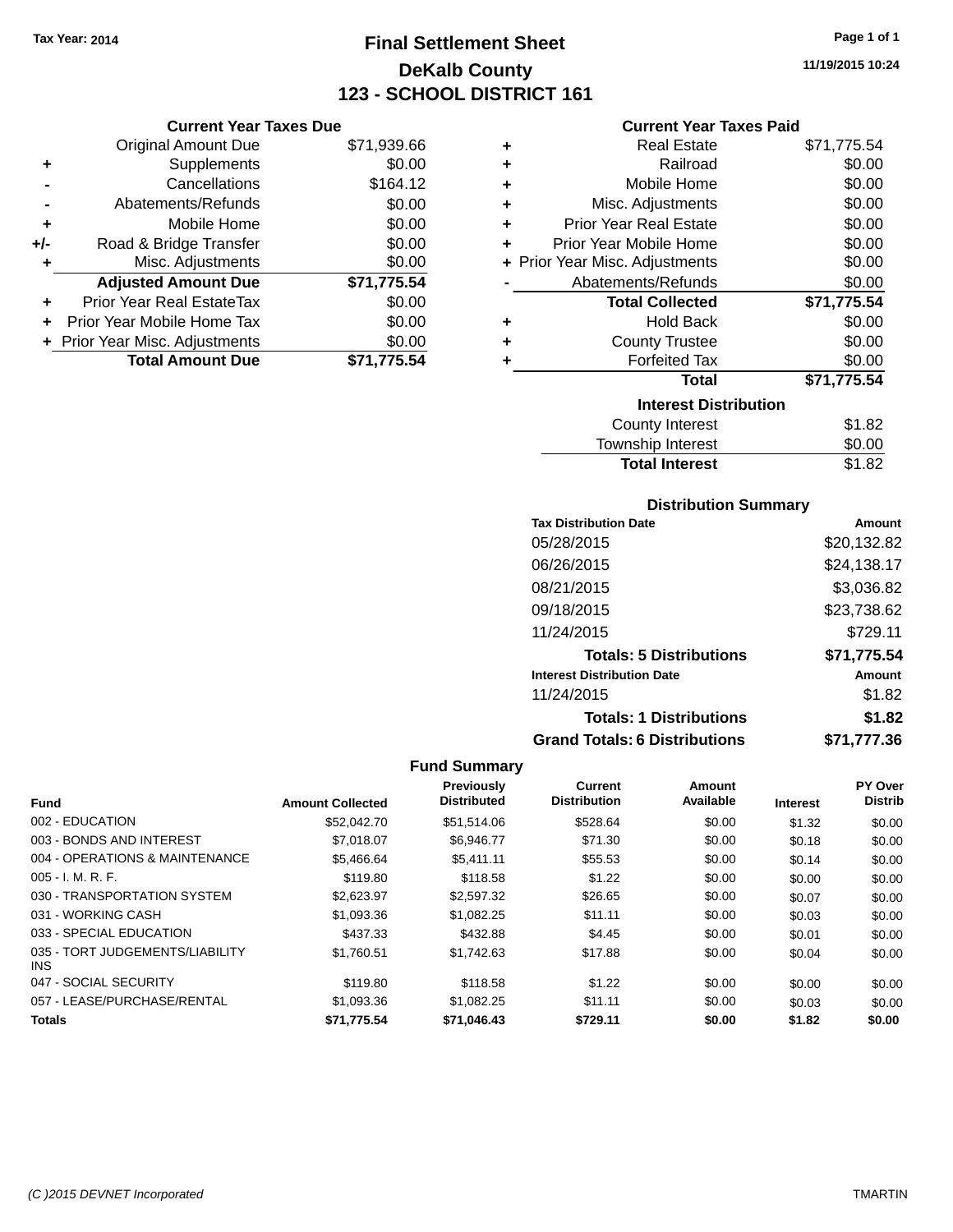Tax Year: 2014

# Final Settlement Sheet
## DeKalb County
## 123 - SCHOOL DISTRICT 161

11/19/2015 10:24

### Current Year Taxes Due

| | | |
|---|---|---|
| | Original Amount Due | $71,939.66 |
| + | Supplements | $0.00 |
| - | Cancellations | $164.12 |
| - | Abatements/Refunds | $0.00 |
| + | Mobile Home | $0.00 |
| +/- | Road & Bridge Transfer | $0.00 |
| + | Misc. Adjustments | $0.00 |
| | **Adjusted Amount Due** | **$71,775.54** |
| + | Prior Year Real EstateTax | $0.00 |
| + | Prior Year Mobile Home Tax | $0.00 |
| + | Prior Year Misc. Adjustments | $0.00 |
| | **Total Amount Due** | **$71,775.54** |

### Current Year Taxes Paid

| | | |
|---|---|---|
| + | Real Estate | $71,775.54 |
| + | Railroad | $0.00 |
| + | Mobile Home | $0.00 |
| + | Misc. Adjustments | $0.00 |
| + | Prior Year Real Estate | $0.00 |
| + | Prior Year Mobile Home | $0.00 |
| + | Prior Year Misc. Adjustments | $0.00 |
| - | Abatements/Refunds | $0.00 |
| | **Total Collected** | **$71,775.54** |
| + | Hold Back | $0.00 |
| + | County Trustee | $0.00 |
| + | Forfeited Tax | $0.00 |
| | **Total** | **$71,775.54** |

### Interest Distribution

| | |
|---|---|
| County Interest | $1.82 |
| Township Interest | $0.00 |
| **Total Interest** | $1.82 |

### Distribution Summary

| Tax Distribution Date | Amount |
|---|---|
| 05/28/2015 | $20,132.82 |
| 06/26/2015 | $24,138.17 |
| 08/21/2015 | $3,036.82 |
| 09/18/2015 | $23,738.62 |
| 11/24/2015 | $729.11 |
| **Totals: 5 Distributions** | **$71,775.54** |
| **Interest Distribution Date** | **Amount** |
| 11/24/2015 | $1.82 |
| **Totals: 1 Distributions** | **$1.82** |
| **Grand Totals: 6 Distributions** | **$71,777.36** |

### Fund Summary

| Fund | Amount Collected | Previously Distributed | Current Distribution | Amount Available | Interest | PY Over Distrib |
|---|---|---|---|---|---|---|
| 002 - EDUCATION | $52,042.70 | $51,514.06 | $528.64 | $0.00 | $1.32 | $0.00 |
| 003 - BONDS AND INTEREST | $7,018.07 | $6,946.77 | $71.30 | $0.00 | $0.18 | $0.00 |
| 004 - OPERATIONS & MAINTENANCE | $5,466.64 | $5,411.11 | $55.53 | $0.00 | $0.14 | $0.00 |
| 005 - I. M. R. F. | $119.80 | $118.58 | $1.22 | $0.00 | $0.00 | $0.00 |
| 030 - TRANSPORTATION SYSTEM | $2,623.97 | $2,597.32 | $26.65 | $0.00 | $0.07 | $0.00 |
| 031 - WORKING CASH | $1,093.36 | $1,082.25 | $11.11 | $0.00 | $0.03 | $0.00 |
| 033 - SPECIAL EDUCATION | $437.33 | $432.88 | $4.45 | $0.00 | $0.01 | $0.00 |
| 035 - TORT JUDGEMENTS/LIABILITY INS | $1,760.51 | $1,742.63 | $17.88 | $0.00 | $0.04 | $0.00 |
| 047 - SOCIAL SECURITY | $119.80 | $118.58 | $1.22 | $0.00 | $0.00 | $0.00 |
| 057 - LEASE/PURCHASE/RENTAL | $1,093.36 | $1,082.25 | $11.11 | $0.00 | $0.03 | $0.00 |
| **Totals** | **$71,775.54** | **$71,046.43** | **$729.11** | **$0.00** | **$1.82** | **$0.00** |

(C )2015 DEVNET Incorporated TMARTIN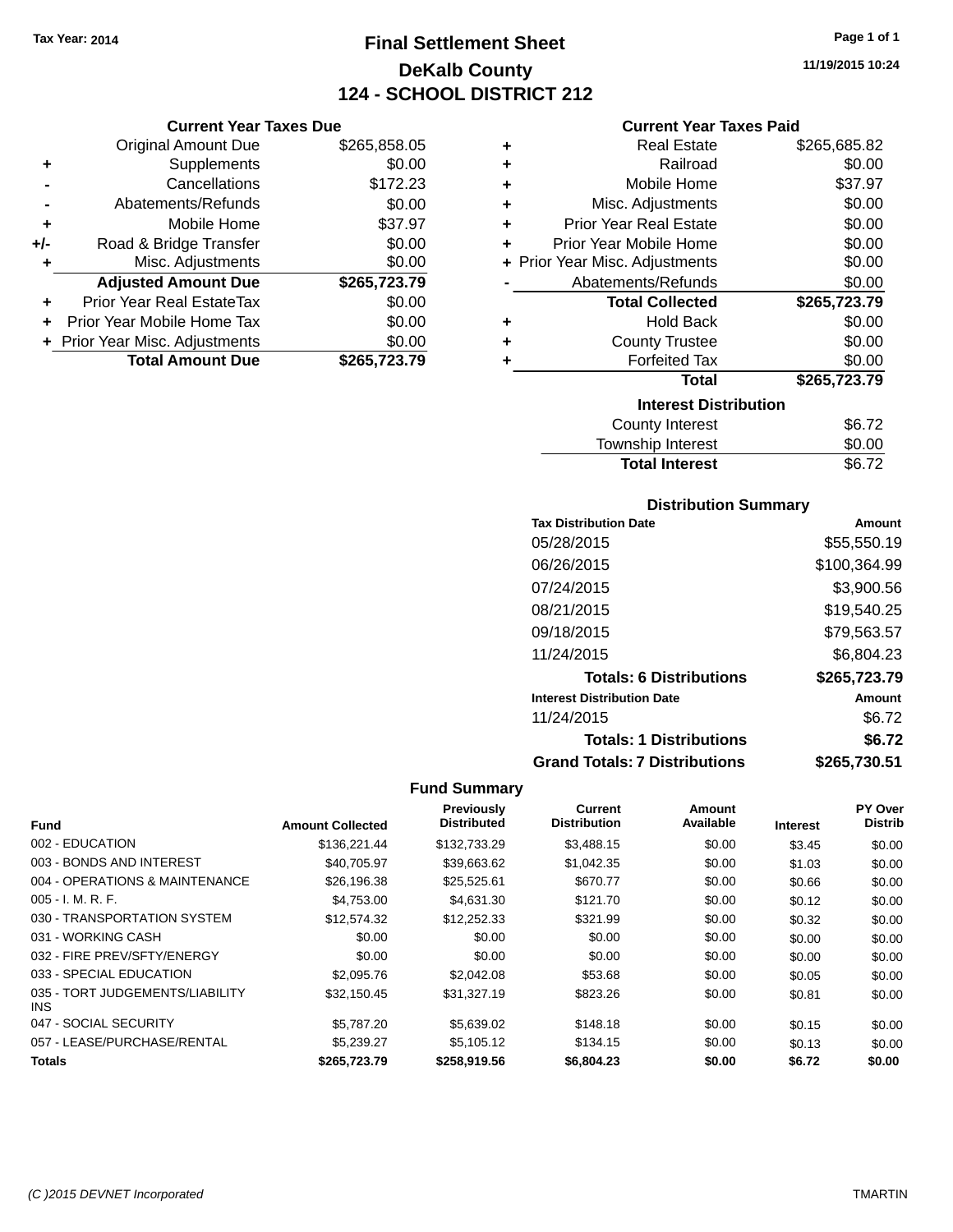Tax Year: 2014

# Final Settlement Sheet
## DeKalb County
## 124 - SCHOOL DISTRICT 212

11/19/2015 10:24

### Current Year Taxes Due

| | | |
|---|---|---|
| | Original Amount Due | $265,858.05 |
| + | Supplements | $0.00 |
| - | Cancellations | $172.23 |
| - | Abatements/Refunds | $0.00 |
| + | Mobile Home | $37.97 |
| +/- | Road & Bridge Transfer | $0.00 |
| + | Misc. Adjustments | $0.00 |
| | **Adjusted Amount Due** | **$265,723.79** |
| + | Prior Year Real EstateTax | $0.00 |
| + | Prior Year Mobile Home Tax | $0.00 |
| + | Prior Year Misc. Adjustments | $0.00 |
| | **Total Amount Due** | **$265,723.79** |

### Current Year Taxes Paid

| | | |
|---|---|---|
| + | Real Estate | $265,685.82 |
| + | Railroad | $0.00 |
| + | Mobile Home | $37.97 |
| + | Misc. Adjustments | $0.00 |
| + | Prior Year Real Estate | $0.00 |
| + | Prior Year Mobile Home | $0.00 |
| + | Prior Year Misc. Adjustments | $0.00 |
| - | Abatements/Refunds | $0.00 |
| | **Total Collected** | **$265,723.79** |
| + | Hold Back | $0.00 |
| + | County Trustee | $0.00 |
| + | Forfeited Tax | $0.00 |
| | **Total** | **$265,723.79** |

### Interest Distribution

| | |
|---|---|
| County Interest | $6.72 |
| Township Interest | $0.00 |
| **Total Interest** | $6.72 |

### Distribution Summary

| Tax Distribution Date | Amount |
|---|---|
| 05/28/2015 | $55,550.19 |
| 06/26/2015 | $100,364.99 |
| 07/24/2015 | $3,900.56 |
| 08/21/2015 | $19,540.25 |
| 09/18/2015 | $79,563.57 |
| 11/24/2015 | $6,804.23 |
| **Totals: 6 Distributions** | **$265,723.79** |
| **Interest Distribution Date** | **Amount** |
| 11/24/2015 | $6.72 |
| **Totals: 1 Distributions** | **$6.72** |
| **Grand Totals: 7 Distributions** | **$265,730.51** |

### Fund Summary

| Fund | Amount Collected | Previously Distributed | Current Distribution | Amount Available | Interest | PY Over Distrib |
|---|---|---|---|---|---|---|
| 002 - EDUCATION | $136,221.44 | $132,733.29 | $3,488.15 | $0.00 | $3.45 | $0.00 |
| 003 - BONDS AND INTEREST | $40,705.97 | $39,663.62 | $1,042.35 | $0.00 | $1.03 | $0.00 |
| 004 - OPERATIONS & MAINTENANCE | $26,196.38 | $25,525.61 | $670.77 | $0.00 | $0.66 | $0.00 |
| 005 - I. M. R. F. | $4,753.00 | $4,631.30 | $121.70 | $0.00 | $0.12 | $0.00 |
| 030 - TRANSPORTATION SYSTEM | $12,574.32 | $12,252.33 | $321.99 | $0.00 | $0.32 | $0.00 |
| 031 - WORKING CASH | $0.00 | $0.00 | $0.00 | $0.00 | $0.00 | $0.00 |
| 032 - FIRE PREV/SFTY/ENERGY | $0.00 | $0.00 | $0.00 | $0.00 | $0.00 | $0.00 |
| 033 - SPECIAL EDUCATION | $2,095.76 | $2,042.08 | $53.68 | $0.00 | $0.05 | $0.00 |
| 035 - TORT JUDGEMENTS/LIABILITY INS | $32,150.45 | $31,327.19 | $823.26 | $0.00 | $0.81 | $0.00 |
| 047 - SOCIAL SECURITY | $5,787.20 | $5,639.02 | $148.18 | $0.00 | $0.15 | $0.00 |
| 057 - LEASE/PURCHASE/RENTAL | $5,239.27 | $5,105.12 | $134.15 | $0.00 | $0.13 | $0.00 |
| **Totals** | **$265,723.79** | **$258,919.56** | **$6,804.23** | **$0.00** | **$6.72** | **$0.00** |

(C )2015 DEVNET Incorporated TMARTIN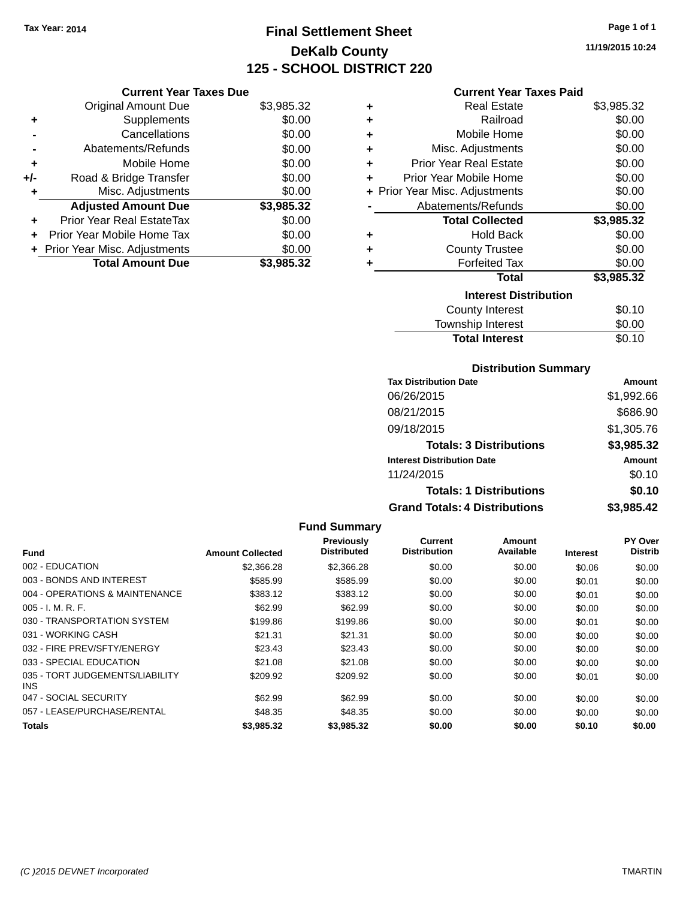Tax Year: 2014

# Final Settlement Sheet
## DeKalb County
## 125 - SCHOOL DISTRICT 220

11/19/2015 10:24

### Current Year Taxes Due

| | | |
|---|---|---|
| | Original Amount Due | $3,985.32 |
| + | Supplements | $0.00 |
| - | Cancellations | $0.00 |
| - | Abatements/Refunds | $0.00 |
| + | Mobile Home | $0.00 |
| +/- | Road & Bridge Transfer | $0.00 |
| + | Misc. Adjustments | $0.00 |
| | **Adjusted Amount Due** | **$3,985.32** |
| + | Prior Year Real EstateTax | $0.00 |
| + | Prior Year Mobile Home Tax | $0.00 |
| + | Prior Year Misc. Adjustments | $0.00 |
| | **Total Amount Due** | **$3,985.32** |

### Current Year Taxes Paid

| | | |
|---|---|---|
| + | Real Estate | $3,985.32 |
| + | Railroad | $0.00 |
| + | Mobile Home | $0.00 |
| + | Misc. Adjustments | $0.00 |
| + | Prior Year Real Estate | $0.00 |
| + | Prior Year Mobile Home | $0.00 |
| + | Prior Year Misc. Adjustments | $0.00 |
| - | Abatements/Refunds | $0.00 |
| | **Total Collected** | **$3,985.32** |
| + | Hold Back | $0.00 |
| + | County Trustee | $0.00 |
| + | Forfeited Tax | $0.00 |
| | **Total** | **$3,985.32** |

### Interest Distribution

| | |
|---|---|
| County Interest | $0.10 |
| Township Interest | $0.00 |
| **Total Interest** | $0.10 |

### Distribution Summary

| Tax Distribution Date | Amount |
|---|---|
| 06/26/2015 | $1,992.66 |
| 08/21/2015 | $686.90 |
| 09/18/2015 | $1,305.76 |
| **Totals: 3 Distributions** | **$3,985.32** |
| **Interest Distribution Date** | **Amount** |
| 11/24/2015 | $0.10 |
| **Totals: 1 Distributions** | **$0.10** |
| **Grand Totals: 4 Distributions** | **$3,985.42** |

### Fund Summary

| Fund | Amount Collected | Previously Distributed | Current Distribution | Amount Available | Interest | PY Over Distrib |
|---|---|---|---|---|---|---|
| 002 - EDUCATION | $2,366.28 | $2,366.28 | $0.00 | $0.00 | $0.06 | $0.00 |
| 003 - BONDS AND INTEREST | $585.99 | $585.99 | $0.00 | $0.00 | $0.01 | $0.00 |
| 004 - OPERATIONS & MAINTENANCE | $383.12 | $383.12 | $0.00 | $0.00 | $0.01 | $0.00 |
| 005 - I. M. R. F. | $62.99 | $62.99 | $0.00 | $0.00 | $0.00 | $0.00 |
| 030 - TRANSPORTATION SYSTEM | $199.86 | $199.86 | $0.00 | $0.00 | $0.01 | $0.00 |
| 031 - WORKING CASH | $21.31 | $21.31 | $0.00 | $0.00 | $0.00 | $0.00 |
| 032 - FIRE PREV/SFTY/ENERGY | $23.43 | $23.43 | $0.00 | $0.00 | $0.00 | $0.00 |
| 033 - SPECIAL EDUCATION | $21.08 | $21.08 | $0.00 | $0.00 | $0.00 | $0.00 |
| 035 - TORT JUDGEMENTS/LIABILITY INS | $209.92 | $209.92 | $0.00 | $0.00 | $0.01 | $0.00 |
| 047 - SOCIAL SECURITY | $62.99 | $62.99 | $0.00 | $0.00 | $0.00 | $0.00 |
| 057 - LEASE/PURCHASE/RENTAL | $48.35 | $48.35 | $0.00 | $0.00 | $0.00 | $0.00 |
| **Totals** | **$3,985.32** | **$3,985.32** | **$0.00** | **$0.00** | **$0.10** | **$0.00** |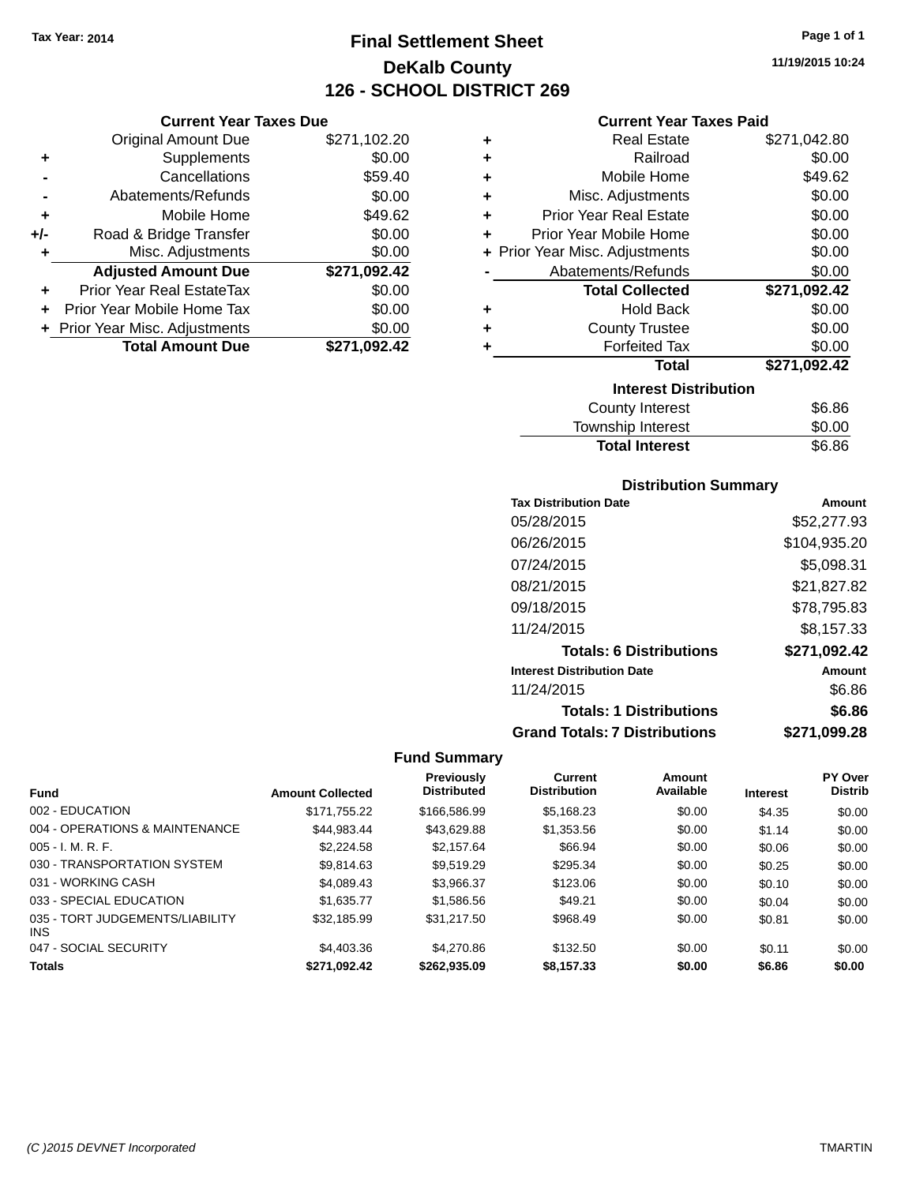Tax Year: 2014

# Final Settlement Sheet

## DeKalb County

## 126 - SCHOOL DISTRICT 269

11/19/2015 10:24

### Current Year Taxes Due

| | | |
|---|---|---|
| | Original Amount Due | $271,102.20 |
| + | Supplements | $0.00 |
| - | Cancellations | $59.40 |
| - | Abatements/Refunds | $0.00 |
| + | Mobile Home | $49.62 |
| +/- | Road & Bridge Transfer | $0.00 |
| + | Misc. Adjustments | $0.00 |
| | **Adjusted Amount Due** | **$271,092.42** |
| + | Prior Year Real EstateTax | $0.00 |
| + | Prior Year Mobile Home Tax | $0.00 |
| + | Prior Year Misc. Adjustments | $0.00 |
| | **Total Amount Due** | **$271,092.42** |

### Current Year Taxes Paid

| | | |
|---|---|---|
| + | Real Estate | $271,042.80 |
| + | Railroad | $0.00 |
| + | Mobile Home | $49.62 |
| + | Misc. Adjustments | $0.00 |
| + | Prior Year Real Estate | $0.00 |
| + | Prior Year Mobile Home | $0.00 |
| + | Prior Year Misc. Adjustments | $0.00 |
| - | Abatements/Refunds | $0.00 |
| | **Total Collected** | **$271,092.42** |
| + | Hold Back | $0.00 |
| + | County Trustee | $0.00 |
| + | Forfeited Tax | $0.00 |
| | **Total** | **$271,092.42** |

### Interest Distribution

| | |
|---|---|
| County Interest | $6.86 |
| Township Interest | $0.00 |
| **Total Interest** | $6.86 |

### Distribution Summary

| Tax Distribution Date | Amount |
|---|---|
| 05/28/2015 | $52,277.93 |
| 06/26/2015 | $104,935.20 |
| 07/24/2015 | $5,098.31 |
| 08/21/2015 | $21,827.82 |
| 09/18/2015 | $78,795.83 |
| 11/24/2015 | $8,157.33 |
| **Totals: 6 Distributions** | **$271,092.42** |
| **Interest Distribution Date** | **Amount** |
| 11/24/2015 | $6.86 |
| **Totals: 1 Distributions** | **$6.86** |
| **Grand Totals: 7 Distributions** | **$271,099.28** |

### Fund Summary

| Fund | Amount Collected | Previously Distributed | Current Distribution | Amount Available | Interest | PY Over Distrib |
|---|---|---|---|---|---|---|
| 002 - EDUCATION | $171,755.22 | $166,586.99 | $5,168.23 | $0.00 | $4.35 | $0.00 |
| 004 - OPERATIONS & MAINTENANCE | $44,983.44 | $43,629.88 | $1,353.56 | $0.00 | $1.14 | $0.00 |
| 005 - I. M. R. F. | $2,224.58 | $2,157.64 | $66.94 | $0.00 | $0.06 | $0.00 |
| 030 - TRANSPORTATION SYSTEM | $9,814.63 | $9,519.29 | $295.34 | $0.00 | $0.25 | $0.00 |
| 031 - WORKING CASH | $4,089.43 | $3,966.37 | $123.06 | $0.00 | $0.10 | $0.00 |
| 033 - SPECIAL EDUCATION | $1,635.77 | $1,586.56 | $49.21 | $0.00 | $0.04 | $0.00 |
| 035 - TORT JUDGEMENTS/LIABILITY INS | $32,185.99 | $31,217.50 | $968.49 | $0.00 | $0.81 | $0.00 |
| 047 - SOCIAL SECURITY | $4,403.36 | $4,270.86 | $132.50 | $0.00 | $0.11 | $0.00 |
| **Totals** | **$271,092.42** | **$262,935.09** | **$8,157.33** | **$0.00** | **$6.86** | **$0.00** |

(C )2015 DEVNET Incorporated TMARTIN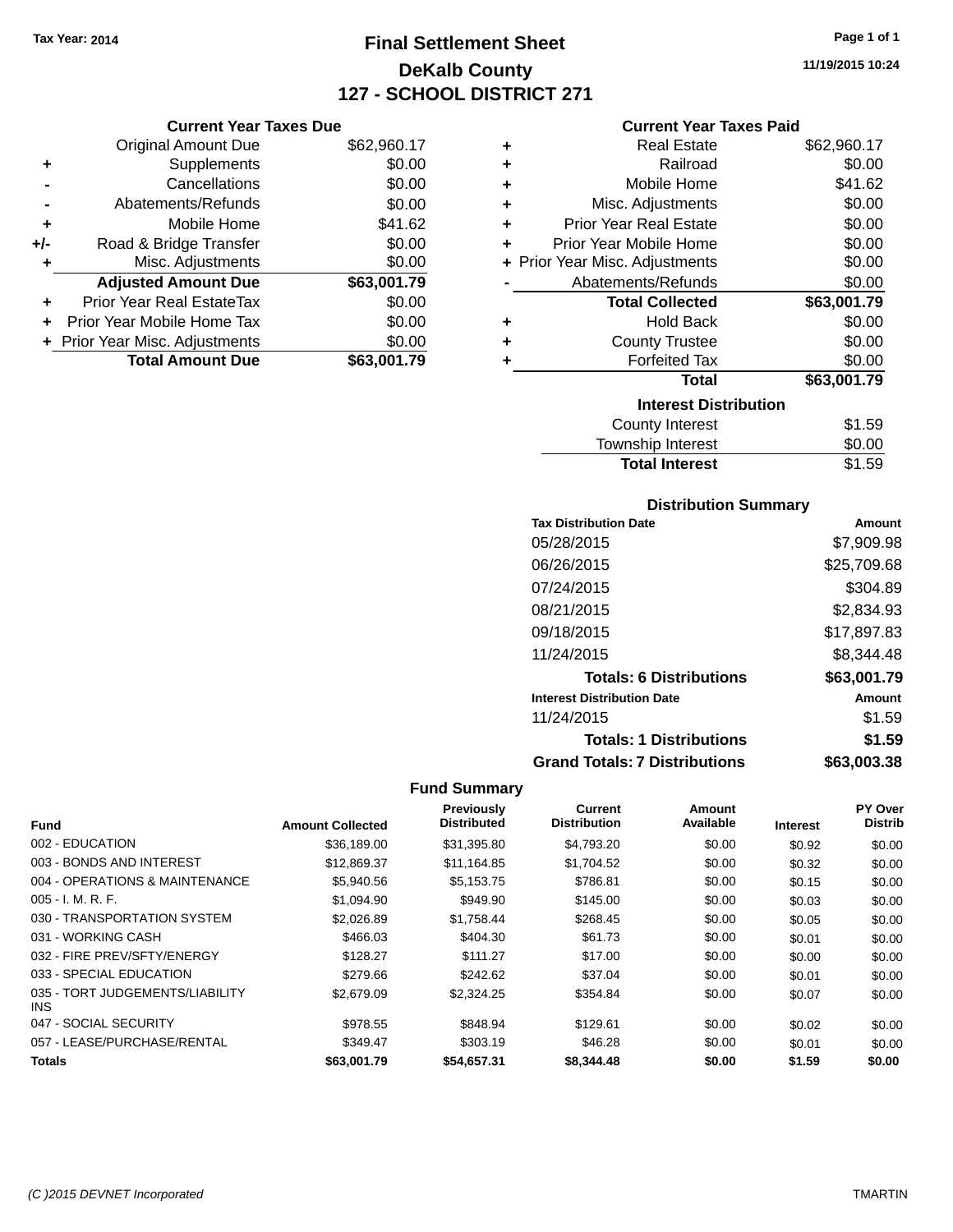Tax Year: 2014

# Final Settlement Sheet

## DeKalb County

## 127 - SCHOOL DISTRICT 271

11/19/2015 10:24

### Current Year Taxes Due

| | | |
|---|---|---|
| | Original Amount Due | $62,960.17 |
| + | Supplements | $0.00 |
| - | Cancellations | $0.00 |
| - | Abatements/Refunds | $0.00 |
| + | Mobile Home | $41.62 |
| +/- | Road & Bridge Transfer | $0.00 |
| + | Misc. Adjustments | $0.00 |
| | **Adjusted Amount Due** | **$63,001.79** |
| + | Prior Year Real EstateTax | $0.00 |
| + | Prior Year Mobile Home Tax | $0.00 |
| + | Prior Year Misc. Adjustments | $0.00 |
| | **Total Amount Due** | **$63,001.79** |

### Current Year Taxes Paid

| | | |
|---|---|---|
| + | Real Estate | $62,960.17 |
| + | Railroad | $0.00 |
| + | Mobile Home | $41.62 |
| + | Misc. Adjustments | $0.00 |
| + | Prior Year Real Estate | $0.00 |
| + | Prior Year Mobile Home | $0.00 |
| + | Prior Year Misc. Adjustments | $0.00 |
| - | Abatements/Refunds | $0.00 |
| | **Total Collected** | **$63,001.79** |
| + | Hold Back | $0.00 |
| + | County Trustee | $0.00 |
| + | Forfeited Tax | $0.00 |
| | **Total** | **$63,001.79** |

### Interest Distribution

| | |
|---|---|
| County Interest | $1.59 |
| Township Interest | $0.00 |
| **Total Interest** | $1.59 |

### Distribution Summary

| Tax Distribution Date | Amount |
|---|---|
| 05/28/2015 | $7,909.98 |
| 06/26/2015 | $25,709.68 |
| 07/24/2015 | $304.89 |
| 08/21/2015 | $2,834.93 |
| 09/18/2015 | $17,897.83 |
| 11/24/2015 | $8,344.48 |
| **Totals: 6 Distributions** | **$63,001.79** |
| **Interest Distribution Date** | **Amount** |
| 11/24/2015 | $1.59 |
| **Totals: 1 Distributions** | **$1.59** |
| **Grand Totals: 7 Distributions** | **$63,003.38** |

### Fund Summary

| Fund | Amount Collected | Previously Distributed | Current Distribution | Amount Available | Interest | PY Over Distrib |
|---|---|---|---|---|---|---|
| 002 - EDUCATION | $36,189.00 | $31,395.80 | $4,793.20 | $0.00 | $0.92 | $0.00 |
| 003 - BONDS AND INTEREST | $12,869.37 | $11,164.85 | $1,704.52 | $0.00 | $0.32 | $0.00 |
| 004 - OPERATIONS & MAINTENANCE | $5,940.56 | $5,153.75 | $786.81 | $0.00 | $0.15 | $0.00 |
| 005 - I. M. R. F. | $1,094.90 | $949.90 | $145.00 | $0.00 | $0.03 | $0.00 |
| 030 - TRANSPORTATION SYSTEM | $2,026.89 | $1,758.44 | $268.45 | $0.00 | $0.05 | $0.00 |
| 031 - WORKING CASH | $466.03 | $404.30 | $61.73 | $0.00 | $0.01 | $0.00 |
| 032 - FIRE PREV/SFTY/ENERGY | $128.27 | $111.27 | $17.00 | $0.00 | $0.00 | $0.00 |
| 033 - SPECIAL EDUCATION | $279.66 | $242.62 | $37.04 | $0.00 | $0.01 | $0.00 |
| 035 - TORT JUDGEMENTS/LIABILITY INS | $2,679.09 | $2,324.25 | $354.84 | $0.00 | $0.07 | $0.00 |
| 047 - SOCIAL SECURITY | $978.55 | $848.94 | $129.61 | $0.00 | $0.02 | $0.00 |
| 057 - LEASE/PURCHASE/RENTAL | $349.47 | $303.19 | $46.28 | $0.00 | $0.01 | $0.00 |
| **Totals** | **$63,001.79** | **$54,657.31** | **$8,344.48** | **$0.00** | **$1.59** | **$0.00** |

(C )2015 DEVNET Incorporated TMARTIN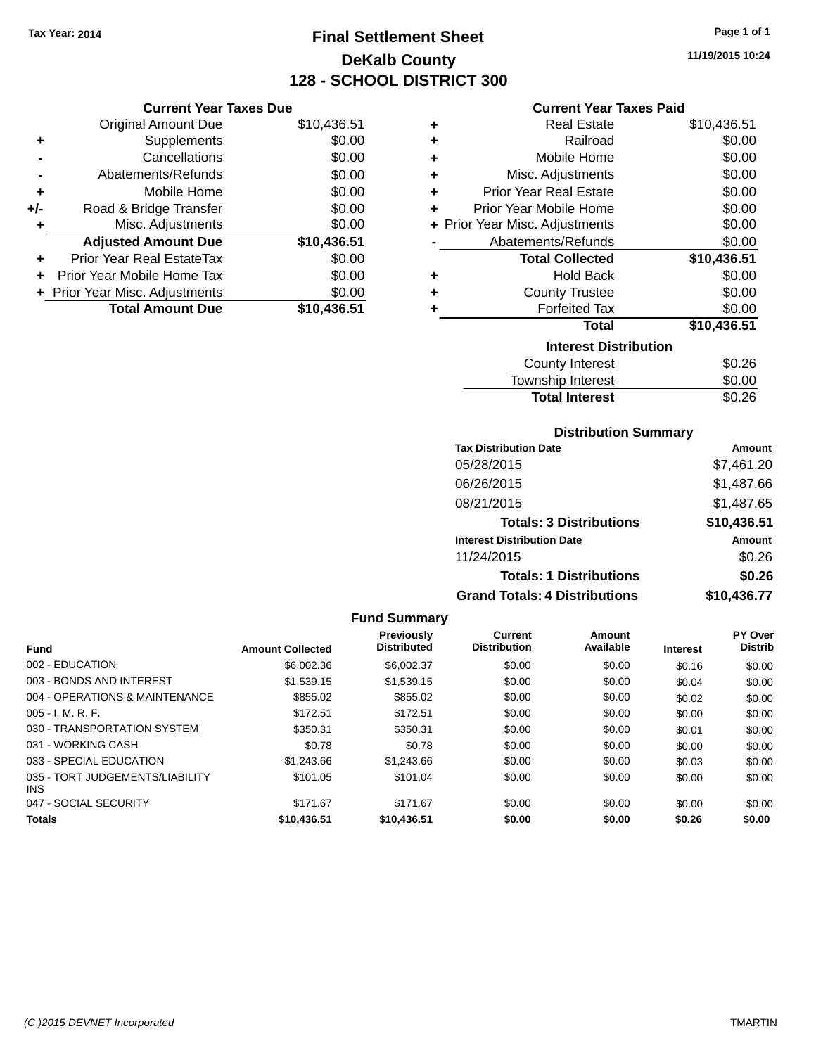Tax Year: 2014

# Final Settlement Sheet
## DeKalb County
## 128 - SCHOOL DISTRICT 300

11/19/2015 10:24

### Current Year Taxes Due

| | | |
|---|---|---|
| | Original Amount Due | $10,436.51 |
| + | Supplements | $0.00 |
| - | Cancellations | $0.00 |
| - | Abatements/Refunds | $0.00 |
| + | Mobile Home | $0.00 |
| +/- | Road & Bridge Transfer | $0.00 |
| + | Misc. Adjustments | $0.00 |
| | **Adjusted Amount Due** | **$10,436.51** |
| + | Prior Year Real EstateTax | $0.00 |
| + | Prior Year Mobile Home Tax | $0.00 |
| + | Prior Year Misc. Adjustments | $0.00 |
| | **Total Amount Due** | **$10,436.51** |

### Current Year Taxes Paid

| | | |
|---|---|---|
| + | Real Estate | $10,436.51 |
| + | Railroad | $0.00 |
| + | Mobile Home | $0.00 |
| + | Misc. Adjustments | $0.00 |
| + | Prior Year Real Estate | $0.00 |
| + | Prior Year Mobile Home | $0.00 |
| + | Prior Year Misc. Adjustments | $0.00 |
| - | Abatements/Refunds | $0.00 |
| | **Total Collected** | **$10,436.51** |
| + | Hold Back | $0.00 |
| + | County Trustee | $0.00 |
| + | Forfeited Tax | $0.00 |
| | **Total** | **$10,436.51** |

### Interest Distribution

| | |
|---|---|
| County Interest | $0.26 |
| Township Interest | $0.00 |
| **Total Interest** | $0.26 |

### Distribution Summary

| Tax Distribution Date | Amount |
|---|---|
| 05/28/2015 | $7,461.20 |
| 06/26/2015 | $1,487.66 |
| 08/21/2015 | $1,487.65 |
| **Totals: 3 Distributions** | **$10,436.51** |
| **Interest Distribution Date** | **Amount** |
| 11/24/2015 | $0.26 |
| **Totals: 1 Distributions** | **$0.26** |
| **Grand Totals: 4 Distributions** | **$10,436.77** |

### Fund Summary

| Fund | Amount Collected | Previously Distributed | Current Distribution | Amount Available | Interest | PY Over Distrib |
|---|---|---|---|---|---|---|
| 002 - EDUCATION | $6,002.36 | $6,002.37 | $0.00 | $0.00 | $0.16 | $0.00 |
| 003 - BONDS AND INTEREST | $1,539.15 | $1,539.15 | $0.00 | $0.00 | $0.04 | $0.00 |
| 004 - OPERATIONS & MAINTENANCE | $855.02 | $855.02 | $0.00 | $0.00 | $0.02 | $0.00 |
| 005 - I. M. R. F. | $172.51 | $172.51 | $0.00 | $0.00 | $0.00 | $0.00 |
| 030 - TRANSPORTATION SYSTEM | $350.31 | $350.31 | $0.00 | $0.00 | $0.01 | $0.00 |
| 031 - WORKING CASH | $0.78 | $0.78 | $0.00 | $0.00 | $0.00 | $0.00 |
| 033 - SPECIAL EDUCATION | $1,243.66 | $1,243.66 | $0.00 | $0.00 | $0.03 | $0.00 |
| 035 - TORT JUDGEMENTS/LIABILITY INS | $101.05 | $101.04 | $0.00 | $0.00 | $0.00 | $0.00 |
| 047 - SOCIAL SECURITY | $171.67 | $171.67 | $0.00 | $0.00 | $0.00 | $0.00 |
| **Totals** | **$10,436.51** | **$10,436.51** | **$0.00** | **$0.00** | **$0.26** | **$0.00** |

(C )2015 DEVNET Incorporated TMARTIN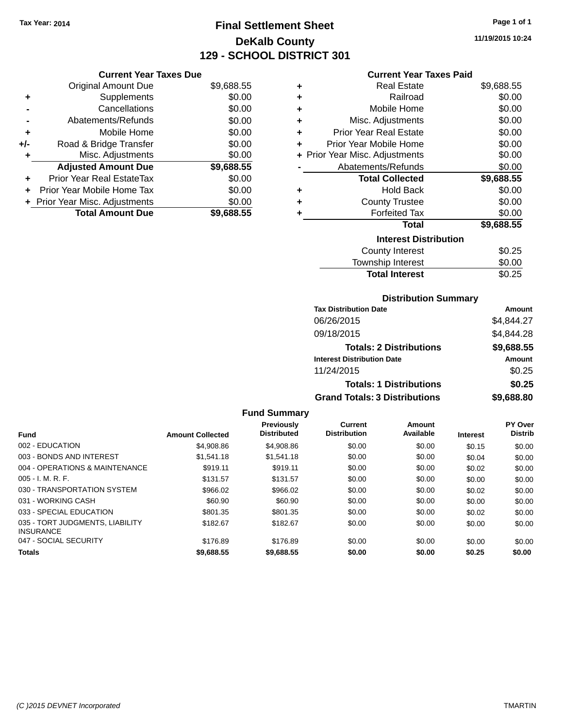Tax Year: 2014

# Final Settlement Sheet

## DeKalb County

## 129 - SCHOOL DISTRICT 301

11/19/2015 10:24

### Current Year Taxes Due

| | | |
|---|---|---|
| | Original Amount Due | $9,688.55 |
| + | Supplements | $0.00 |
| - | Cancellations | $0.00 |
| - | Abatements/Refunds | $0.00 |
| + | Mobile Home | $0.00 |
| +/- | Road & Bridge Transfer | $0.00 |
| + | Misc. Adjustments | $0.00 |
| | **Adjusted Amount Due** | **$9,688.55** |
| + | Prior Year Real EstateTax | $0.00 |
| + | Prior Year Mobile Home Tax | $0.00 |
| + | Prior Year Misc. Adjustments | $0.00 |
| | **Total Amount Due** | **$9,688.55** |

### Current Year Taxes Paid

| | | |
|---|---|---|
| + | Real Estate | $9,688.55 |
| + | Railroad | $0.00 |
| + | Mobile Home | $0.00 |
| + | Misc. Adjustments | $0.00 |
| + | Prior Year Real Estate | $0.00 |
| + | Prior Year Mobile Home | $0.00 |
| + | Prior Year Misc. Adjustments | $0.00 |
| - | Abatements/Refunds | $0.00 |
| | **Total Collected** | **$9,688.55** |
| + | Hold Back | $0.00 |
| + | County Trustee | $0.00 |
| + | Forfeited Tax | $0.00 |
| | **Total** | **$9,688.55** |

### Interest Distribution

| | |
|---|---|
| County Interest | $0.25 |
| Township Interest | $0.00 |
| **Total Interest** | $0.25 |

### Distribution Summary

| Tax Distribution Date | Amount |
|---|---|
| 06/26/2015 | $4,844.27 |
| 09/18/2015 | $4,844.28 |
| **Totals: 2 Distributions** | **$9,688.55** |
| **Interest Distribution Date** | **Amount** |
| 11/24/2015 | $0.25 |
| **Totals: 1 Distributions** | **$0.25** |
| **Grand Totals: 3 Distributions** | **$9,688.80** |

### Fund Summary

| Fund | Amount Collected | Previously Distributed | Current Distribution | Amount Available | Interest | PY Over Distrib |
|---|---|---|---|---|---|---|
| 002 - EDUCATION | $4,908.86 | $4,908.86 | $0.00 | $0.00 | $0.15 | $0.00 |
| 003 - BONDS AND INTEREST | $1,541.18 | $1,541.18 | $0.00 | $0.00 | $0.04 | $0.00 |
| 004 - OPERATIONS & MAINTENANCE | $919.11 | $919.11 | $0.00 | $0.00 | $0.02 | $0.00 |
| 005 - I. M. R. F. | $131.57 | $131.57 | $0.00 | $0.00 | $0.00 | $0.00 |
| 030 - TRANSPORTATION SYSTEM | $966.02 | $966.02 | $0.00 | $0.00 | $0.02 | $0.00 |
| 031 - WORKING CASH | $60.90 | $60.90 | $0.00 | $0.00 | $0.00 | $0.00 |
| 033 - SPECIAL EDUCATION | $801.35 | $801.35 | $0.00 | $0.00 | $0.02 | $0.00 |
| 035 - TORT JUDGMENTS, LIABILITY INSURANCE | $182.67 | $182.67 | $0.00 | $0.00 | $0.00 | $0.00 |
| 047 - SOCIAL SECURITY | $176.89 | $176.89 | $0.00 | $0.00 | $0.00 | $0.00 |
| **Totals** | **$9,688.55** | **$9,688.55** | **$0.00** | **$0.00** | **$0.25** | **$0.00** |

(C )2015 DEVNET Incorporated TMARTIN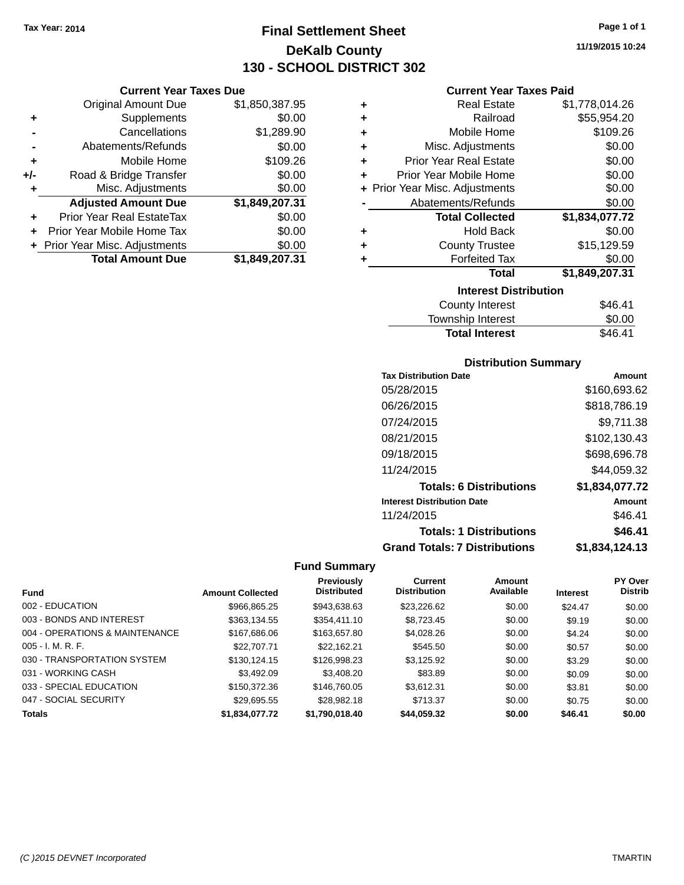Tax Year: 2014

# Final Settlement Sheet

## DeKalb County

## 130 - SCHOOL DISTRICT 302

11/19/2015 10:24

### Current Year Taxes Due

| | | |
|---|---|---|
| | Original Amount Due | $1,850,387.95 |
| + | Supplements | $0.00 |
| - | Cancellations | $1,289.90 |
| - | Abatements/Refunds | $0.00 |
| + | Mobile Home | $109.26 |
| +/- | Road & Bridge Transfer | $0.00 |
| + | Misc. Adjustments | $0.00 |
| | **Adjusted Amount Due** | **$1,849,207.31** |
| + | Prior Year Real EstateTax | $0.00 |
| + | Prior Year Mobile Home Tax | $0.00 |
| + | Prior Year Misc. Adjustments | $0.00 |
| | **Total Amount Due** | **$1,849,207.31** |

### Current Year Taxes Paid

| | | |
|---|---|---|
| + | Real Estate | $1,778,014.26 |
| + | Railroad | $55,954.20 |
| + | Mobile Home | $109.26 |
| + | Misc. Adjustments | $0.00 |
| + | Prior Year Real Estate | $0.00 |
| + | Prior Year Mobile Home | $0.00 |
| + | Prior Year Misc. Adjustments | $0.00 |
| - | Abatements/Refunds | $0.00 |
| | **Total Collected** | **$1,834,077.72** |
| + | Hold Back | $0.00 |
| + | County Trustee | $15,129.59 |
| + | Forfeited Tax | $0.00 |
| | **Total** | **$1,849,207.31** |

### Interest Distribution

| | |
|---|---|
| County Interest | $46.41 |
| Township Interest | $0.00 |
| **Total Interest** | $46.41 |

### Distribution Summary

| Tax Distribution Date | Amount |
|---|---|
| 05/28/2015 | $160,693.62 |
| 06/26/2015 | $818,786.19 |
| 07/24/2015 | $9,711.38 |
| 08/21/2015 | $102,130.43 |
| 09/18/2015 | $698,696.78 |
| 11/24/2015 | $44,059.32 |
| **Totals: 6 Distributions** | **$1,834,077.72** |
| **Interest Distribution Date** | **Amount** |
| 11/24/2015 | $46.41 |
| **Totals: 1 Distributions** | **$46.41** |
| **Grand Totals: 7 Distributions** | **$1,834,124.13** |

### Fund Summary

| Fund | Amount Collected | Previously Distributed | Current Distribution | Amount Available | Interest | PY Over Distrib |
|---|---|---|---|---|---|---|
| 002 - EDUCATION | $966,865.25 | $943,638.63 | $23,226.62 | $0.00 | $24.47 | $0.00 |
| 003 - BONDS AND INTEREST | $363,134.55 | $354,411.10 | $8,723.45 | $0.00 | $9.19 | $0.00 |
| 004 - OPERATIONS & MAINTENANCE | $167,686.06 | $163,657.80 | $4,028.26 | $0.00 | $4.24 | $0.00 |
| 005 - I. M. R. F. | $22,707.71 | $22,162.21 | $545.50 | $0.00 | $0.57 | $0.00 |
| 030 - TRANSPORTATION SYSTEM | $130,124.15 | $126,998.23 | $3,125.92 | $0.00 | $3.29 | $0.00 |
| 031 - WORKING CASH | $3,492.09 | $3,408.20 | $83.89 | $0.00 | $0.09 | $0.00 |
| 033 - SPECIAL EDUCATION | $150,372.36 | $146,760.05 | $3,612.31 | $0.00 | $3.81 | $0.00 |
| 047 - SOCIAL SECURITY | $29,695.55 | $28,982.18 | $713.37 | $0.00 | $0.75 | $0.00 |
| **Totals** | **$1,834,077.72** | **$1,790,018.40** | **$44,059.32** | **$0.00** | **$46.41** | **$0.00** |

(C )2015 DEVNET Incorporated TMARTIN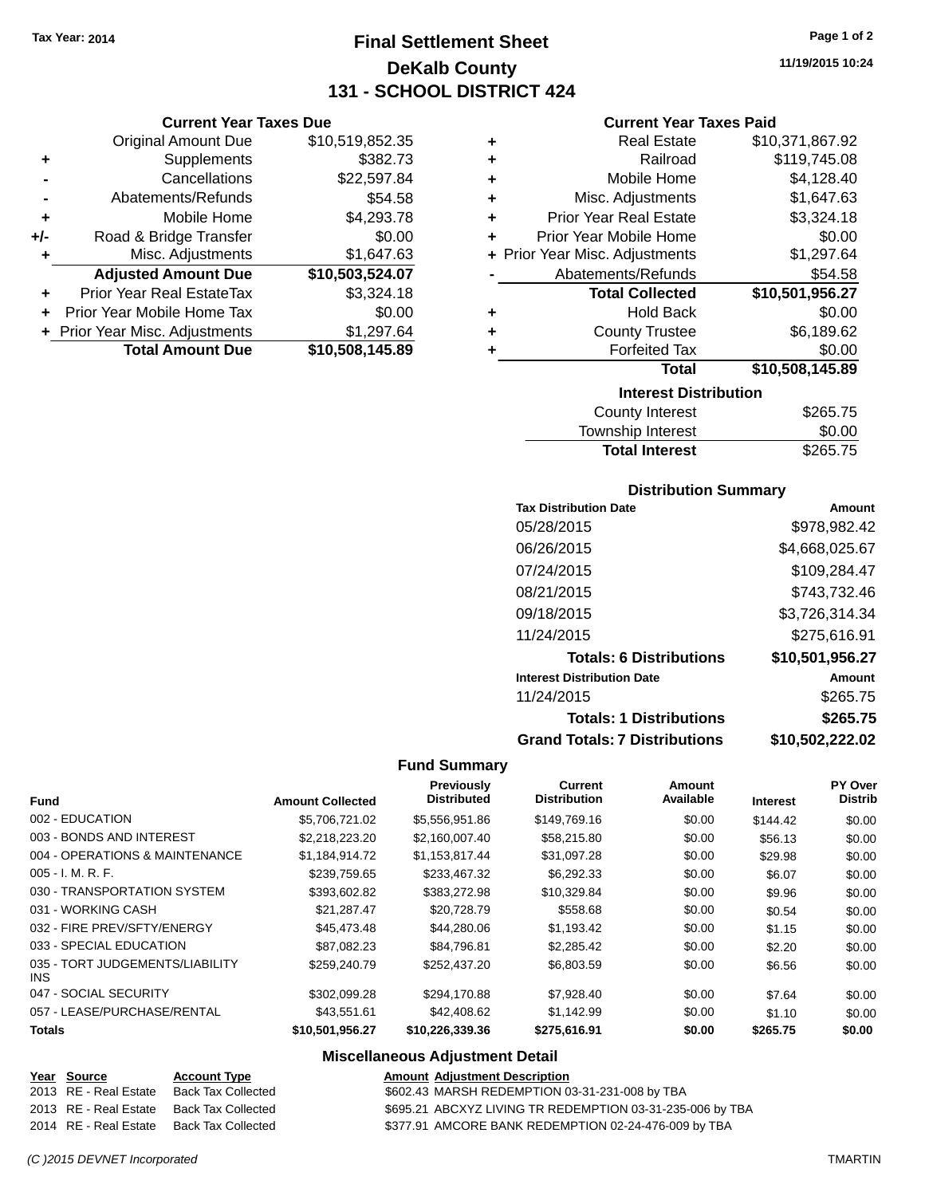Tax Year: 2014

# Final Settlement Sheet

## DeKalb County

## 131 - SCHOOL DISTRICT 424

11/19/2015 10:24

### Current Year Taxes Due

| | | |
|---|---|---|
| | Original Amount Due | $10,519,852.35 |
| + | Supplements | $382.73 |
| - | Cancellations | $22,597.84 |
| - | Abatements/Refunds | $54.58 |
| + | Mobile Home | $4,293.78 |
| +/- | Road & Bridge Transfer | $0.00 |
| + | Misc. Adjustments | $1,647.63 |
| | **Adjusted Amount Due** | **$10,503,524.07** |
| + | Prior Year Real EstateTax | $3,324.18 |
| + | Prior Year Mobile Home Tax | $0.00 |
| + | Prior Year Misc. Adjustments | $1,297.64 |
| | **Total Amount Due** | **$10,508,145.89** |

### Current Year Taxes Paid

| | | |
|---|---|---|
| + | Real Estate | $10,371,867.92 |
| + | Railroad | $119,745.08 |
| + | Mobile Home | $4,128.40 |
| + | Misc. Adjustments | $1,647.63 |
| + | Prior Year Real Estate | $3,324.18 |
| + | Prior Year Mobile Home | $0.00 |
| + | Prior Year Misc. Adjustments | $1,297.64 |
| - | Abatements/Refunds | $54.58 |
| | **Total Collected** | **$10,501,956.27** |
| + | Hold Back | $0.00 |
| + | County Trustee | $6,189.62 |
| + | Forfeited Tax | $0.00 |
| | **Total** | **$10,508,145.89** |

### Interest Distribution

| | |
|---|---|
| County Interest | $265.75 |
| Township Interest | $0.00 |
| **Total Interest** | $265.75 |

### Distribution Summary

| Tax Distribution Date | Amount |
|---|---|
| 05/28/2015 | $978,982.42 |
| 06/26/2015 | $4,668,025.67 |
| 07/24/2015 | $109,284.47 |
| 08/21/2015 | $743,732.46 |
| 09/18/2015 | $3,726,314.34 |
| 11/24/2015 | $275,616.91 |
| **Totals: 6 Distributions** | **$10,501,956.27** |
| **Interest Distribution Date** | **Amount** |
| 11/24/2015 | $265.75 |
| **Totals: 1 Distributions** | **$265.75** |
| **Grand Totals: 7 Distributions** | **$10,502,222.02** |

### Fund Summary

| Fund | Amount Collected | Previously Distributed | Current Distribution | Amount Available | Interest | PY Over Distrib |
|---|---|---|---|---|---|---|
| 002 - EDUCATION | $5,706,721.02 | $5,556,951.86 | $149,769.16 | $0.00 | $144.42 | $0.00 |
| 003 - BONDS AND INTEREST | $2,218,223.20 | $2,160,007.40 | $58,215.80 | $0.00 | $56.13 | $0.00 |
| 004 - OPERATIONS & MAINTENANCE | $1,184,914.72 | $1,153,817.44 | $31,097.28 | $0.00 | $29.98 | $0.00 |
| 005 - I. M. R. F. | $239,759.65 | $233,467.32 | $6,292.33 | $0.00 | $6.07 | $0.00 |
| 030 - TRANSPORTATION SYSTEM | $393,602.82 | $383,272.98 | $10,329.84 | $0.00 | $9.96 | $0.00 |
| 031 - WORKING CASH | $21,287.47 | $20,728.79 | $558.68 | $0.00 | $0.54 | $0.00 |
| 032 - FIRE PREV/SFTY/ENERGY | $45,473.48 | $44,280.06 | $1,193.42 | $0.00 | $1.15 | $0.00 |
| 033 - SPECIAL EDUCATION | $87,082.23 | $84,796.81 | $2,285.42 | $0.00 | $2.20 | $0.00 |
| 035 - TORT JUDGEMENTS/LIABILITY INS | $259,240.79 | $252,437.20 | $6,803.59 | $0.00 | $6.56 | $0.00 |
| 047 - SOCIAL SECURITY | $302,099.28 | $294,170.88 | $7,928.40 | $0.00 | $7.64 | $0.00 |
| 057 - LEASE/PURCHASE/RENTAL | $43,551.61 | $42,408.62 | $1,142.99 | $0.00 | $1.10 | $0.00 |
| **Totals** | **$10,501,956.27** | **$10,226,339.36** | **$275,616.91** | **$0.00** | **$265.75** | **$0.00** |

### Miscellaneous Adjustment Detail

| Year | Source | Account Type | Amount | Adjustment Description |
|---|---|---|---|---|
| 2013 | RE - Real Estate | Back Tax Collected | $602.43 | MARSH REDEMPTION 03-31-231-008 by TBA |
| 2013 | RE - Real Estate | Back Tax Collected | $695.21 | ABCXYZ LIVING TR REDEMPTION 03-31-235-006 by TBA |
| 2014 | RE - Real Estate | Back Tax Collected | $377.91 | AMCORE BANK REDEMPTION 02-24-476-009 by TBA |

(C )2015 DEVNET Incorporated TMARTIN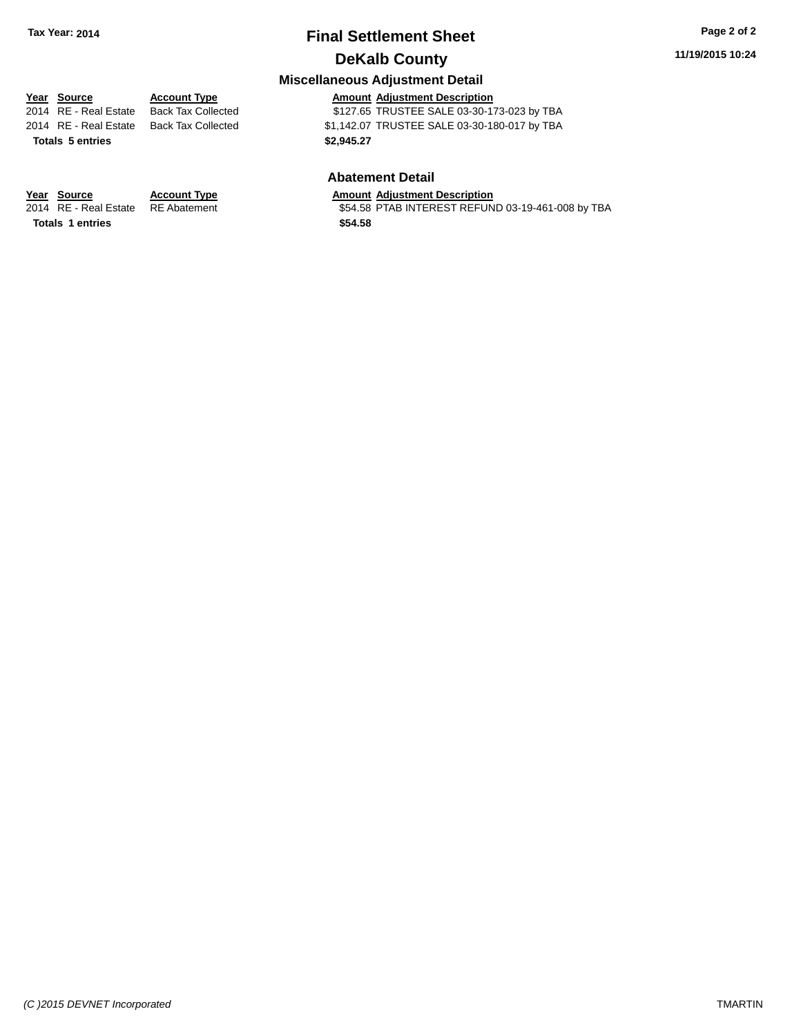# Final Settlement Sheet

## DeKalb County

Tax Year: 2014

11/19/2015 10:24

### Miscellaneous Adjustment Detail

| Year | Source | Account Type | Amount | Adjustment Description |
|---|---|---|---|---|
| 2014 | RE - Real Estate | Back Tax Collected | $127.65 | TRUSTEE SALE 03-30-173-023 by TBA |
| 2014 | RE - Real Estate | Back Tax Collected | $1,142.07 | TRUSTEE SALE 03-30-180-017 by TBA |
| **Totals 5 entries** | | | **$2,945.27** | |

### Abatement Detail

| Year | Source | Account Type | Amount | Adjustment Description |
|---|---|---|---|---|
| 2014 | RE - Real Estate | RE Abatement | $54.58 | PTAB INTEREST REFUND 03-19-461-008 by TBA |
| **Totals 1 entries** | | | **$54.58** | |

*(C )2015 DEVNET Incorporated* TMARTIN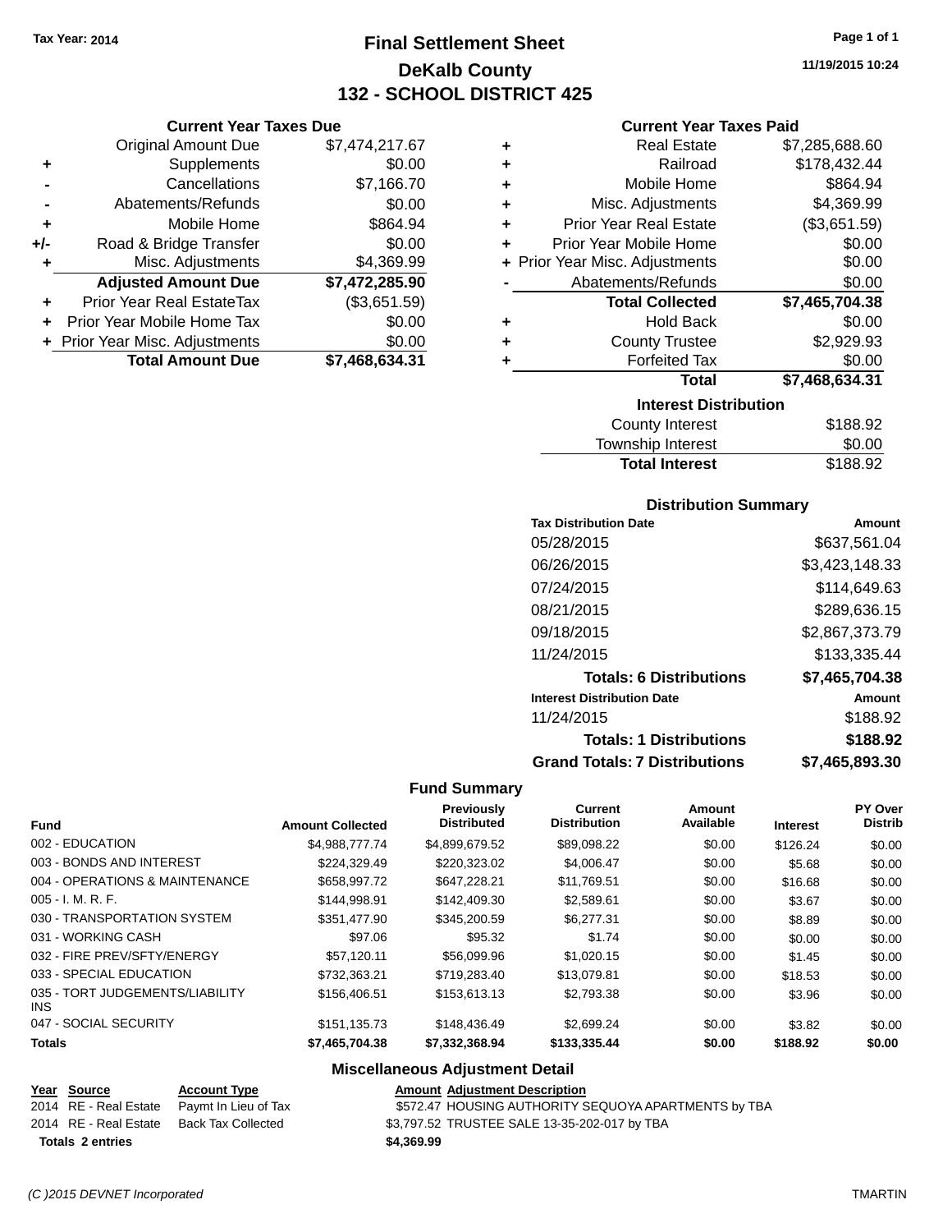Tax Year: 2014

# Final Settlement Sheet

## DeKalb County

## 132 - SCHOOL DISTRICT 425

11/19/2015 10:24

### Current Year Taxes Due

| | | |
|---|---|---|
| | Original Amount Due | $7,474,217.67 |
| + | Supplements | $0.00 |
| - | Cancellations | $7,166.70 |
| - | Abatements/Refunds | $0.00 |
| + | Mobile Home | $864.94 |
| +/- | Road & Bridge Transfer | $0.00 |
| + | Misc. Adjustments | $4,369.99 |
| | **Adjusted Amount Due** | **$7,472,285.90** |
| + | Prior Year Real EstateTax | ($3,651.59) |
| + | Prior Year Mobile Home Tax | $0.00 |
| + | Prior Year Misc. Adjustments | $0.00 |
| | **Total Amount Due** | **$7,468,634.31** |

### Current Year Taxes Paid

| | | |
|---|---|---|
| + | Real Estate | $7,285,688.60 |
| + | Railroad | $178,432.44 |
| + | Mobile Home | $864.94 |
| + | Misc. Adjustments | $4,369.99 |
| + | Prior Year Real Estate | ($3,651.59) |
| + | Prior Year Mobile Home | $0.00 |
| + | Prior Year Misc. Adjustments | $0.00 |
| - | Abatements/Refunds | $0.00 |
| | **Total Collected** | **$7,465,704.38** |
| + | Hold Back | $0.00 |
| + | County Trustee | $2,929.93 |
| + | Forfeited Tax | $0.00 |
| | **Total** | **$7,468,634.31** |

### Interest Distribution

| | |
|---|---|
| County Interest | $188.92 |
| Township Interest | $0.00 |
| **Total Interest** | $188.92 |

### Distribution Summary

| Tax Distribution Date | Amount |
|---|---|
| 05/28/2015 | $637,561.04 |
| 06/26/2015 | $3,423,148.33 |
| 07/24/2015 | $114,649.63 |
| 08/21/2015 | $289,636.15 |
| 09/18/2015 | $2,867,373.79 |
| 11/24/2015 | $133,335.44 |
| **Totals: 6 Distributions** | **$7,465,704.38** |
| **Interest Distribution Date** | **Amount** |
| 11/24/2015 | $188.92 |
| **Totals: 1 Distributions** | **$188.92** |
| **Grand Totals: 7 Distributions** | **$7,465,893.30** |

### Fund Summary

| Fund | Amount Collected | Previously Distributed | Current Distribution | Amount Available | Interest | PY Over Distrib |
|---|---|---|---|---|---|---|
| 002 - EDUCATION | $4,988,777.74 | $4,899,679.52 | $89,098.22 | $0.00 | $126.24 | $0.00 |
| 003 - BONDS AND INTEREST | $224,329.49 | $220,323.02 | $4,006.47 | $0.00 | $5.68 | $0.00 |
| 004 - OPERATIONS & MAINTENANCE | $658,997.72 | $647,228.21 | $11,769.51 | $0.00 | $16.68 | $0.00 |
| 005 - I. M. R. F. | $144,998.91 | $142,409.30 | $2,589.61 | $0.00 | $3.67 | $0.00 |
| 030 - TRANSPORTATION SYSTEM | $351,477.90 | $345,200.59 | $6,277.31 | $0.00 | $8.89 | $0.00 |
| 031 - WORKING CASH | $97.06 | $95.32 | $1.74 | $0.00 | $0.00 | $0.00 |
| 032 - FIRE PREV/SFTY/ENERGY | $57,120.11 | $56,099.96 | $1,020.15 | $0.00 | $1.45 | $0.00 |
| 033 - SPECIAL EDUCATION | $732,363.21 | $719,283.40 | $13,079.81 | $0.00 | $18.53 | $0.00 |
| 035 - TORT JUDGEMENTS/LIABILITY INS | $156,406.51 | $153,613.13 | $2,793.38 | $0.00 | $3.96 | $0.00 |
| 047 - SOCIAL SECURITY | $151,135.73 | $148,436.49 | $2,699.24 | $0.00 | $3.82 | $0.00 |
| **Totals** | **$7,465,704.38** | **$7,332,368.94** | **$133,335.44** | **$0.00** | **$188.92** | **$0.00** |

### Miscellaneous Adjustment Detail

| Year | Source | Account Type | Amount | Adjustment Description |
|---|---|---|---|---|
| 2014 | RE - Real Estate | Paymt In Lieu of Tax | $572.47 | HOUSING AUTHORITY SEQUOYA APARTMENTS by TBA |
| 2014 | RE - Real Estate | Back Tax Collected | $3,797.52 | TRUSTEE SALE 13-35-202-017 by TBA |
| **Totals 2 entries** | | | **$4,369.99** | |

(C )2015 DEVNET Incorporated — TMARTIN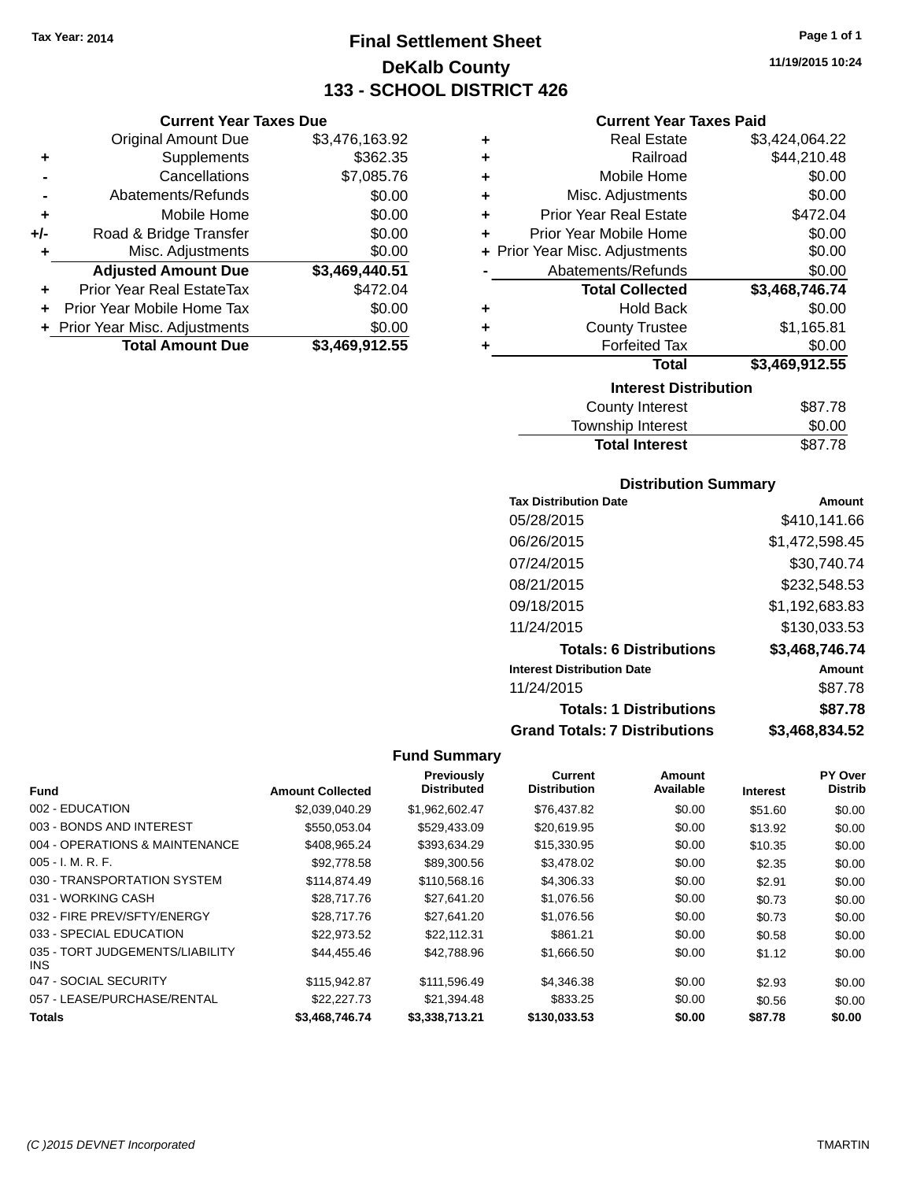Tax Year: 2014

# Final Settlement Sheet

## DeKalb County

## 133 - SCHOOL DISTRICT 426

11/19/2015 10:24

### Current Year Taxes Due

| | | |
|---|---|---|
| | Original Amount Due | $3,476,163.92 |
| + | Supplements | $362.35 |
| - | Cancellations | $7,085.76 |
| - | Abatements/Refunds | $0.00 |
| + | Mobile Home | $0.00 |
| +/- | Road & Bridge Transfer | $0.00 |
| + | Misc. Adjustments | $0.00 |
| | **Adjusted Amount Due** | **$3,469,440.51** |
| + | Prior Year Real EstateTax | $472.04 |
| + | Prior Year Mobile Home Tax | $0.00 |
| + | Prior Year Misc. Adjustments | $0.00 |
| | **Total Amount Due** | **$3,469,912.55** |

### Current Year Taxes Paid

| | | |
|---|---|---|
| + | Real Estate | $3,424,064.22 |
| + | Railroad | $44,210.48 |
| + | Mobile Home | $0.00 |
| + | Misc. Adjustments | $0.00 |
| + | Prior Year Real Estate | $472.04 |
| + | Prior Year Mobile Home | $0.00 |
| + | Prior Year Misc. Adjustments | $0.00 |
| - | Abatements/Refunds | $0.00 |
| | **Total Collected** | **$3,468,746.74** |
| + | Hold Back | $0.00 |
| + | County Trustee | $1,165.81 |
| + | Forfeited Tax | $0.00 |
| | **Total** | **$3,469,912.55** |

### Interest Distribution

| | |
|---|---|
| County Interest | $87.78 |
| Township Interest | $0.00 |
| **Total Interest** | $87.78 |

### Distribution Summary

| Tax Distribution Date | Amount |
|---|---|
| 05/28/2015 | $410,141.66 |
| 06/26/2015 | $1,472,598.45 |
| 07/24/2015 | $30,740.74 |
| 08/21/2015 | $232,548.53 |
| 09/18/2015 | $1,192,683.83 |
| 11/24/2015 | $130,033.53 |
| **Totals: 6 Distributions** | **$3,468,746.74** |
| **Interest Distribution Date** | **Amount** |
| 11/24/2015 | $87.78 |
| **Totals: 1 Distributions** | **$87.78** |
| **Grand Totals: 7 Distributions** | **$3,468,834.52** |

### Fund Summary

| Fund | Amount Collected | Previously Distributed | Current Distribution | Amount Available | Interest | PY Over Distrib |
|---|---|---|---|---|---|---|
| 002 - EDUCATION | $2,039,040.29 | $1,962,602.47 | $76,437.82 | $0.00 | $51.60 | $0.00 |
| 003 - BONDS AND INTEREST | $550,053.04 | $529,433.09 | $20,619.95 | $0.00 | $13.92 | $0.00 |
| 004 - OPERATIONS & MAINTENANCE | $408,965.24 | $393,634.29 | $15,330.95 | $0.00 | $10.35 | $0.00 |
| 005 - I. M. R. F. | $92,778.58 | $89,300.56 | $3,478.02 | $0.00 | $2.35 | $0.00 |
| 030 - TRANSPORTATION SYSTEM | $114,874.49 | $110,568.16 | $4,306.33 | $0.00 | $2.91 | $0.00 |
| 031 - WORKING CASH | $28,717.76 | $27,641.20 | $1,076.56 | $0.00 | $0.73 | $0.00 |
| 032 - FIRE PREV/SFTY/ENERGY | $28,717.76 | $27,641.20 | $1,076.56 | $0.00 | $0.73 | $0.00 |
| 033 - SPECIAL EDUCATION | $22,973.52 | $22,112.31 | $861.21 | $0.00 | $0.58 | $0.00 |
| 035 - TORT JUDGEMENTS/LIABILITY INS | $44,455.46 | $42,788.96 | $1,666.50 | $0.00 | $1.12 | $0.00 |
| 047 - SOCIAL SECURITY | $115,942.87 | $111,596.49 | $4,346.38 | $0.00 | $2.93 | $0.00 |
| 057 - LEASE/PURCHASE/RENTAL | $22,227.73 | $21,394.48 | $833.25 | $0.00 | $0.56 | $0.00 |
| **Totals** | **$3,468,746.74** | **$3,338,713.21** | **$130,033.53** | **$0.00** | **$87.78** | **$0.00** |

(C )2015 DEVNET Incorporated TMARTIN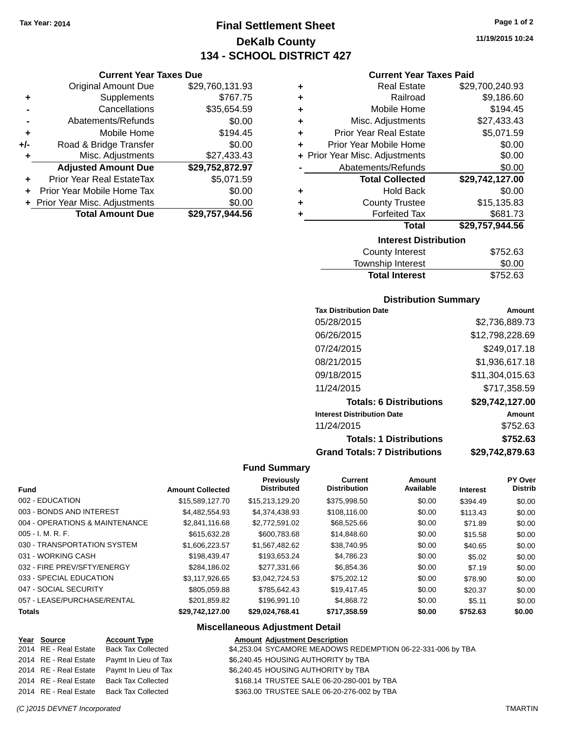Tax Year: 2014

# Final Settlement Sheet

## DeKalb County

## 134 - SCHOOL DISTRICT 427

11/19/2015 10:24

### Current Year Taxes Due

| | | |
|---|---|---|
| | Original Amount Due | $29,760,131.93 |
| + | Supplements | $767.75 |
| - | Cancellations | $35,654.59 |
| - | Abatements/Refunds | $0.00 |
| + | Mobile Home | $194.45 |
| +/- | Road & Bridge Transfer | $0.00 |
| + | Misc. Adjustments | $27,433.43 |
| | **Adjusted Amount Due** | **$29,752,872.97** |
| + | Prior Year Real EstateTax | $5,071.59 |
| + | Prior Year Mobile Home Tax | $0.00 |
| + | Prior Year Misc. Adjustments | $0.00 |
| | **Total Amount Due** | **$29,757,944.56** |

### Current Year Taxes Paid

| | | |
|---|---|---|
| + | Real Estate | $29,700,240.93 |
| + | Railroad | $9,186.60 |
| + | Mobile Home | $194.45 |
| + | Misc. Adjustments | $27,433.43 |
| + | Prior Year Real Estate | $5,071.59 |
| + | Prior Year Mobile Home | $0.00 |
| + | Prior Year Misc. Adjustments | $0.00 |
| - | Abatements/Refunds | $0.00 |
| | **Total Collected** | **$29,742,127.00** |
| + | Hold Back | $0.00 |
| + | County Trustee | $15,135.83 |
| + | Forfeited Tax | $681.73 |
| | **Total** | **$29,757,944.56** |

### Interest Distribution

| | |
|---|---|
| County Interest | $752.63 |
| Township Interest | $0.00 |
| **Total Interest** | $752.63 |

### Distribution Summary

| Tax Distribution Date | Amount |
|---|---|
| 05/28/2015 | $2,736,889.73 |
| 06/26/2015 | $12,798,228.69 |
| 07/24/2015 | $249,017.18 |
| 08/21/2015 | $1,936,617.18 |
| 09/18/2015 | $11,304,015.63 |
| 11/24/2015 | $717,358.59 |
| **Totals: 6 Distributions** | **$29,742,127.00** |
| **Interest Distribution Date** | **Amount** |
| 11/24/2015 | $752.63 |
| **Totals: 1 Distributions** | **$752.63** |
| **Grand Totals: 7 Distributions** | **$29,742,879.63** |

### Fund Summary

| Fund | Amount Collected | Previously Distributed | Current Distribution | Amount Available | Interest | PY Over Distrib |
|---|---|---|---|---|---|---|
| 002 - EDUCATION | $15,589,127.70 | $15,213,129.20 | $375,998.50 | $0.00 | $394.49 | $0.00 |
| 003 - BONDS AND INTEREST | $4,482,554.93 | $4,374,438.93 | $108,116.00 | $0.00 | $113.43 | $0.00 |
| 004 - OPERATIONS & MAINTENANCE | $2,841,116.68 | $2,772,591.02 | $68,525.66 | $0.00 | $71.89 | $0.00 |
| 005 - I. M. R. F. | $615,632.28 | $600,783.68 | $14,848.60 | $0.00 | $15.58 | $0.00 |
| 030 - TRANSPORTATION SYSTEM | $1,606,223.57 | $1,567,482.62 | $38,740.95 | $0.00 | $40.65 | $0.00 |
| 031 - WORKING CASH | $198,439.47 | $193,653.24 | $4,786.23 | $0.00 | $5.02 | $0.00 |
| 032 - FIRE PREV/SFTY/ENERGY | $284,186.02 | $277,331.66 | $6,854.36 | $0.00 | $7.19 | $0.00 |
| 033 - SPECIAL EDUCATION | $3,117,926.65 | $3,042,724.53 | $75,202.12 | $0.00 | $78.90 | $0.00 |
| 047 - SOCIAL SECURITY | $805,059.88 | $785,642.43 | $19,417.45 | $0.00 | $20.37 | $0.00 |
| 057 - LEASE/PURCHASE/RENTAL | $201,859.82 | $196,991.10 | $4,868.72 | $0.00 | $5.11 | $0.00 |
| **Totals** | **$29,742,127.00** | **$29,024,768.41** | **$717,358.59** | **$0.00** | **$752.63** | **$0.00** |

### Miscellaneous Adjustment Detail

| Year | Source | Account Type | Amount | Adjustment Description |
|---|---|---|---|---|
| 2014 | RE - Real Estate | Back Tax Collected | $4,253.04 | SYCAMORE MEADOWS REDEMPTION 06-22-331-006 by TBA |
| 2014 | RE - Real Estate | Paymt In Lieu of Tax | $6,240.45 | HOUSING AUTHORITY by TBA |
| 2014 | RE - Real Estate | Paymt In Lieu of Tax | $6,240.45 | HOUSING AUTHORITY by TBA |
| 2014 | RE - Real Estate | Back Tax Collected | $168.14 | TRUSTEE SALE 06-20-280-001 by TBA |
| 2014 | RE - Real Estate | Back Tax Collected | $363.00 | TRUSTEE SALE 06-20-276-002 by TBA |

(C )2015 DEVNET Incorporated TMARTIN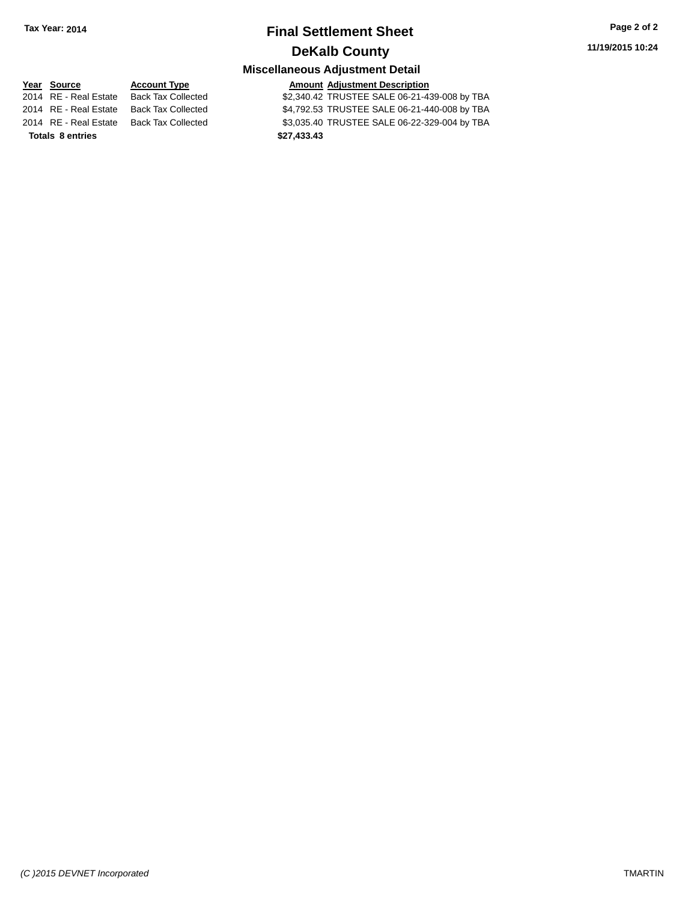# Final Settlement Sheet

## DeKalb County

### Miscellaneous Adjustment Detail

| Year | Source | Account Type | Amount | Adjustment Description |
|---|---|---|---|---|
| 2014 | RE - Real Estate | Back Tax Collected | $2,340.42 | TRUSTEE SALE 06-21-439-008 by TBA |
| 2014 | RE - Real Estate | Back Tax Collected | $4,792.53 | TRUSTEE SALE 06-21-440-008 by TBA |
| 2014 | RE - Real Estate | Back Tax Collected | $3,035.40 | TRUSTEE SALE 06-22-329-004 by TBA |
| **Totals 8 entries** | | | **$27,433.43** | |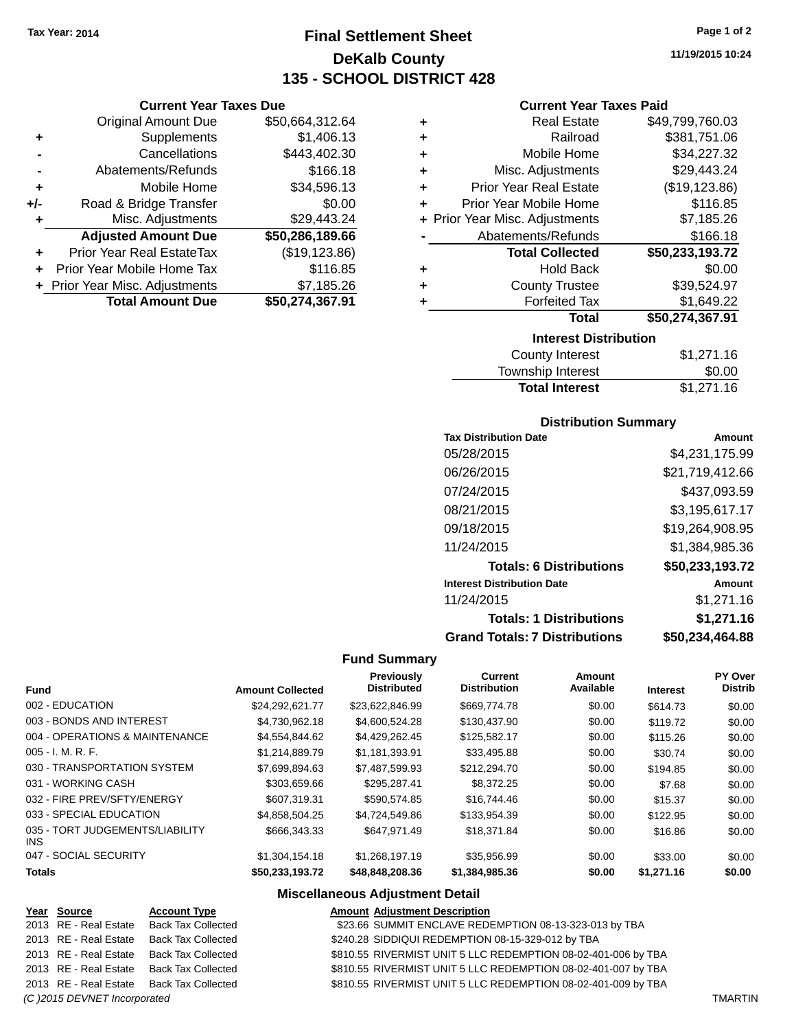Tax Year: 2014

# Final Settlement Sheet
## DeKalb County
## 135 - SCHOOL DISTRICT 428

11/19/2015 10:24

### Current Year Taxes Due

| | | |
|---|---|---|
| | Original Amount Due | $50,664,312.64 |
| + | Supplements | $1,406.13 |
| - | Cancellations | $443,402.30 |
| - | Abatements/Refunds | $166.18 |
| + | Mobile Home | $34,596.13 |
| +/- | Road & Bridge Transfer | $0.00 |
| + | Misc. Adjustments | $29,443.24 |
| | **Adjusted Amount Due** | **$50,286,189.66** |
| + | Prior Year Real EstateTax | ($19,123.86) |
| + | Prior Year Mobile Home Tax | $116.85 |
| + | Prior Year Misc. Adjustments | $7,185.26 |
| | **Total Amount Due** | **$50,274,367.91** |

### Current Year Taxes Paid

| | | |
|---|---|---|
| + | Real Estate | $49,799,760.03 |
| + | Railroad | $381,751.06 |
| + | Mobile Home | $34,227.32 |
| + | Misc. Adjustments | $29,443.24 |
| + | Prior Year Real Estate | ($19,123.86) |
| + | Prior Year Mobile Home | $116.85 |
| + | Prior Year Misc. Adjustments | $7,185.26 |
| - | Abatements/Refunds | $166.18 |
| | **Total Collected** | **$50,233,193.72** |
| + | Hold Back | $0.00 |
| + | County Trustee | $39,524.97 |
| + | Forfeited Tax | $1,649.22 |
| | **Total** | **$50,274,367.91** |

### Interest Distribution

| | |
|---|---|
| County Interest | $1,271.16 |
| Township Interest | $0.00 |
| **Total Interest** | $1,271.16 |

### Distribution Summary

| Tax Distribution Date | Amount |
|---|---|
| 05/28/2015 | $4,231,175.99 |
| 06/26/2015 | $21,719,412.66 |
| 07/24/2015 | $437,093.59 |
| 08/21/2015 | $3,195,617.17 |
| 09/18/2015 | $19,264,908.95 |
| 11/24/2015 | $1,384,985.36 |
| **Totals: 6 Distributions** | **$50,233,193.72** |
| **Interest Distribution Date** | **Amount** |
| 11/24/2015 | $1,271.16 |
| **Totals: 1 Distributions** | **$1,271.16** |
| **Grand Totals: 7 Distributions** | **$50,234,464.88** |

### Fund Summary

| Fund | Amount Collected | Previously Distributed | Current Distribution | Amount Available | Interest | PY Over Distrib |
|---|---|---|---|---|---|---|
| 002 - EDUCATION | $24,292,621.77 | $23,622,846.99 | $669,774.78 | $0.00 | $614.73 | $0.00 |
| 003 - BONDS AND INTEREST | $4,730,962.18 | $4,600,524.28 | $130,437.90 | $0.00 | $119.72 | $0.00 |
| 004 - OPERATIONS & MAINTENANCE | $4,554,844.62 | $4,429,262.45 | $125,582.17 | $0.00 | $115.26 | $0.00 |
| 005 - I. M. R. F. | $1,214,889.79 | $1,181,393.91 | $33,495.88 | $0.00 | $30.74 | $0.00 |
| 030 - TRANSPORTATION SYSTEM | $7,699,894.63 | $7,487,599.93 | $212,294.70 | $0.00 | $194.85 | $0.00 |
| 031 - WORKING CASH | $303,659.66 | $295,287.41 | $8,372.25 | $0.00 | $7.68 | $0.00 |
| 032 - FIRE PREV/SFTY/ENERGY | $607,319.31 | $590,574.85 | $16,744.46 | $0.00 | $15.37 | $0.00 |
| 033 - SPECIAL EDUCATION | $4,858,504.25 | $4,724,549.86 | $133,954.39 | $0.00 | $122.95 | $0.00 |
| 035 - TORT JUDGEMENTS/LIABILITY INS | $666,343.33 | $647,971.49 | $18,371.84 | $0.00 | $16.86 | $0.00 |
| 047 - SOCIAL SECURITY | $1,304,154.18 | $1,268,197.19 | $35,956.99 | $0.00 | $33.00 | $0.00 |
| **Totals** | **$50,233,193.72** | **$48,848,208.36** | **$1,384,985.36** | **$0.00** | **$1,271.16** | **$0.00** |

### Miscellaneous Adjustment Detail

| Year | Source | Account Type | Amount | Adjustment Description |
|---|---|---|---|---|
| 2013 | RE - Real Estate | Back Tax Collected | $23.66 | SUMMIT ENCLAVE REDEMPTION 08-13-323-013 by TBA |
| 2013 | RE - Real Estate | Back Tax Collected | $240.28 | SIDDIQUI REDEMPTION 08-15-329-012 by TBA |
| 2013 | RE - Real Estate | Back Tax Collected | $810.55 | RIVERMIST UNIT 5 LLC REDEMPTION 08-02-401-006 by TBA |
| 2013 | RE - Real Estate | Back Tax Collected | $810.55 | RIVERMIST UNIT 5 LLC REDEMPTION 08-02-401-007 by TBA |
| 2013 | RE - Real Estate | Back Tax Collected | $810.55 | RIVERMIST UNIT 5 LLC REDEMPTION 08-02-401-009 by TBA |

(C )2015 DEVNET Incorporated TMARTIN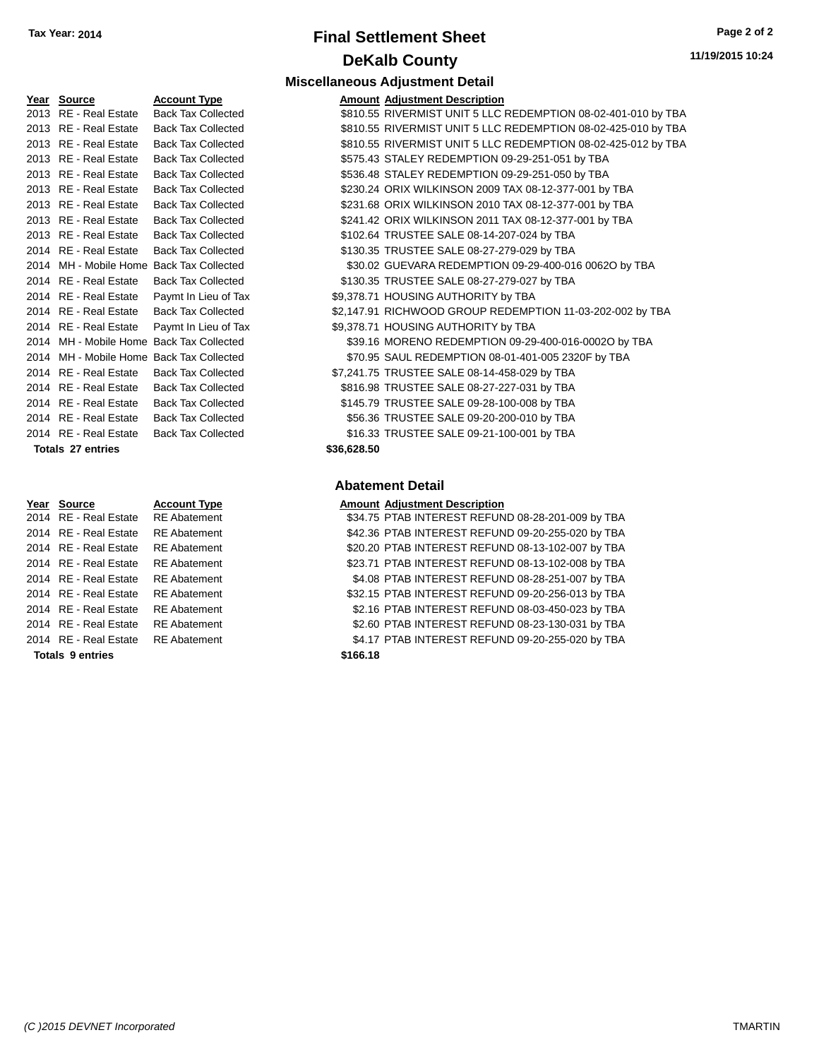# Final Settlement Sheet

## DeKalb County

Tax Year: 2014

11/19/2015 10:24

### Miscellaneous Adjustment Detail

| Year | Source | Account Type | Amount | Adjustment Description |
|---|---|---|---|---|
| 2013 | RE - Real Estate | Back Tax Collected | $810.55 | RIVERMIST UNIT 5 LLC REDEMPTION 08-02-401-010 by TBA |
| 2013 | RE - Real Estate | Back Tax Collected | $810.55 | RIVERMIST UNIT 5 LLC REDEMPTION 08-02-425-010 by TBA |
| 2013 | RE - Real Estate | Back Tax Collected | $810.55 | RIVERMIST UNIT 5 LLC REDEMPTION 08-02-425-012 by TBA |
| 2013 | RE - Real Estate | Back Tax Collected | $575.43 | STALEY REDEMPTION 09-29-251-051 by TBA |
| 2013 | RE - Real Estate | Back Tax Collected | $536.48 | STALEY REDEMPTION 09-29-251-050 by TBA |
| 2013 | RE - Real Estate | Back Tax Collected | $230.24 | ORIX WILKINSON 2009 TAX 08-12-377-001 by TBA |
| 2013 | RE - Real Estate | Back Tax Collected | $231.68 | ORIX WILKINSON 2010 TAX 08-12-377-001 by TBA |
| 2013 | RE - Real Estate | Back Tax Collected | $241.42 | ORIX WILKINSON 2011 TAX 08-12-377-001 by TBA |
| 2013 | RE - Real Estate | Back Tax Collected | $102.64 | TRUSTEE SALE 08-14-207-024 by TBA |
| 2014 | RE - Real Estate | Back Tax Collected | $130.35 | TRUSTEE SALE 08-27-279-029 by TBA |
| 2014 | MH - Mobile Home | Back Tax Collected | $30.02 | GUEVARA REDEMPTION 09-29-400-016 0062O by TBA |
| 2014 | RE - Real Estate | Back Tax Collected | $130.35 | TRUSTEE SALE 08-27-279-027 by TBA |
| 2014 | RE - Real Estate | Paymt In Lieu of Tax | $9,378.71 | HOUSING AUTHORITY by TBA |
| 2014 | RE - Real Estate | Back Tax Collected | $2,147.91 | RICHWOOD GROUP REDEMPTION 11-03-202-002 by TBA |
| 2014 | RE - Real Estate | Paymt In Lieu of Tax | $9,378.71 | HOUSING AUTHORITY by TBA |
| 2014 | MH - Mobile Home | Back Tax Collected | $39.16 | MORENO REDEMPTION 09-29-400-016-0002O by TBA |
| 2014 | MH - Mobile Home | Back Tax Collected | $70.95 | SAUL REDEMPTION 08-01-401-005 2320F by TBA |
| 2014 | RE - Real Estate | Back Tax Collected | $7,241.75 | TRUSTEE SALE 08-14-458-029 by TBA |
| 2014 | RE - Real Estate | Back Tax Collected | $816.98 | TRUSTEE SALE 08-27-227-031 by TBA |
| 2014 | RE - Real Estate | Back Tax Collected | $145.79 | TRUSTEE SALE 09-28-100-008 by TBA |
| 2014 | RE - Real Estate | Back Tax Collected | $56.36 | TRUSTEE SALE 09-20-200-010 by TBA |
| 2014 | RE - Real Estate | Back Tax Collected | $16.33 | TRUSTEE SALE 09-21-100-001 by TBA |
| **Totals 27 entries** | | | **$36,628.50** | |

### Abatement Detail

| Year | Source | Account Type | Amount | Adjustment Description |
|---|---|---|---|---|
| 2014 | RE - Real Estate | RE Abatement | $34.75 | PTAB INTEREST REFUND 08-28-201-009 by TBA |
| 2014 | RE - Real Estate | RE Abatement | $42.36 | PTAB INTEREST REFUND 09-20-255-020 by TBA |
| 2014 | RE - Real Estate | RE Abatement | $20.20 | PTAB INTEREST REFUND 08-13-102-007 by TBA |
| 2014 | RE - Real Estate | RE Abatement | $23.71 | PTAB INTEREST REFUND 08-13-102-008 by TBA |
| 2014 | RE - Real Estate | RE Abatement | $4.08 | PTAB INTEREST REFUND 08-28-251-007 by TBA |
| 2014 | RE - Real Estate | RE Abatement | $32.15 | PTAB INTEREST REFUND 09-20-256-013 by TBA |
| 2014 | RE - Real Estate | RE Abatement | $2.16 | PTAB INTEREST REFUND 08-03-450-023 by TBA |
| 2014 | RE - Real Estate | RE Abatement | $2.60 | PTAB INTEREST REFUND 08-23-130-031 by TBA |
| 2014 | RE - Real Estate | RE Abatement | $4.17 | PTAB INTEREST REFUND 09-20-255-020 by TBA |
| **Totals 9 entries** | | | **$166.18** | |

(C )2015 DEVNET Incorporated

TMARTIN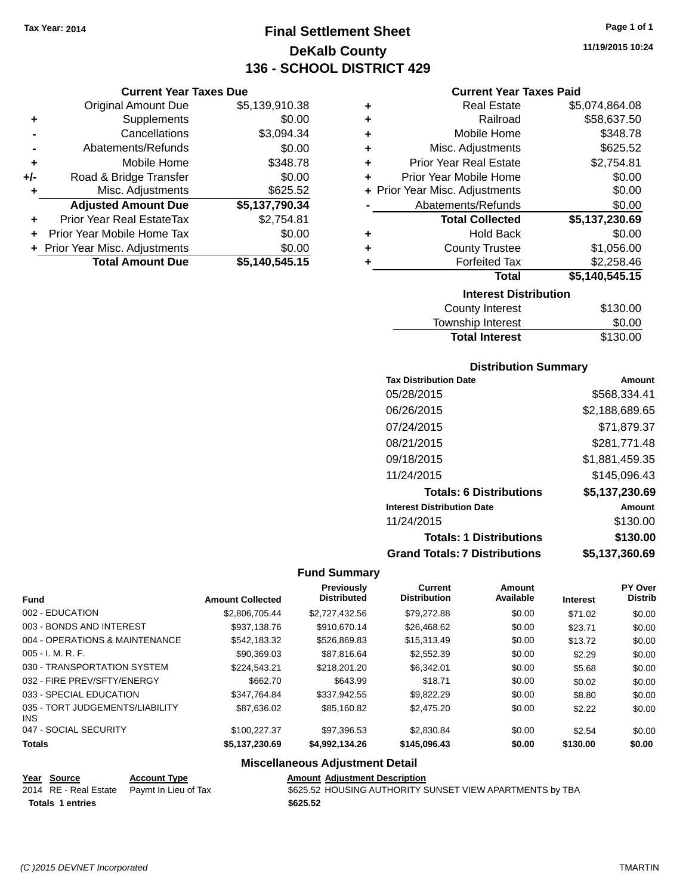Tax Year: 2014

# Final Settlement Sheet

## DeKalb County

## 136 - SCHOOL DISTRICT 429

11/19/2015 10:24

### Current Year Taxes Due

| | | |
|---|---|---|
| | Original Amount Due | $5,139,910.38 |
| + | Supplements | $0.00 |
| - | Cancellations | $3,094.34 |
| - | Abatements/Refunds | $0.00 |
| + | Mobile Home | $348.78 |
| +/- | Road & Bridge Transfer | $0.00 |
| + | Misc. Adjustments | $625.52 |
| | **Adjusted Amount Due** | **$5,137,790.34** |
| + | Prior Year Real EstateTax | $2,754.81 |
| + | Prior Year Mobile Home Tax | $0.00 |
| + | Prior Year Misc. Adjustments | $0.00 |
| | **Total Amount Due** | **$5,140,545.15** |

### Current Year Taxes Paid

| | | |
|---|---|---|
| + | Real Estate | $5,074,864.08 |
| + | Railroad | $58,637.50 |
| + | Mobile Home | $348.78 |
| + | Misc. Adjustments | $625.52 |
| + | Prior Year Real Estate | $2,754.81 |
| + | Prior Year Mobile Home | $0.00 |
| + | Prior Year Misc. Adjustments | $0.00 |
| - | Abatements/Refunds | $0.00 |
| | **Total Collected** | **$5,137,230.69** |
| + | Hold Back | $0.00 |
| + | County Trustee | $1,056.00 |
| + | Forfeited Tax | $2,258.46 |
| | **Total** | **$5,140,545.15** |

### Interest Distribution

| | |
|---|---|
| County Interest | $130.00 |
| Township Interest | $0.00 |
| **Total Interest** | $130.00 |

### Distribution Summary

| Tax Distribution Date | Amount |
|---|---|
| 05/28/2015 | $568,334.41 |
| 06/26/2015 | $2,188,689.65 |
| 07/24/2015 | $71,879.37 |
| 08/21/2015 | $281,771.48 |
| 09/18/2015 | $1,881,459.35 |
| 11/24/2015 | $145,096.43 |
| **Totals: 6 Distributions** | **$5,137,230.69** |
| **Interest Distribution Date** | **Amount** |
| 11/24/2015 | $130.00 |
| **Totals: 1 Distributions** | **$130.00** |
| **Grand Totals: 7 Distributions** | **$5,137,360.69** |

### Fund Summary

| Fund | Amount Collected | Previously Distributed | Current Distribution | Amount Available | Interest | PY Over Distrib |
|---|---|---|---|---|---|---|
| 002 - EDUCATION | $2,806,705.44 | $2,727,432.56 | $79,272.88 | $0.00 | $71.02 | $0.00 |
| 003 - BONDS AND INTEREST | $937,138.76 | $910,670.14 | $26,468.62 | $0.00 | $23.71 | $0.00 |
| 004 - OPERATIONS & MAINTENANCE | $542,183.32 | $526,869.83 | $15,313.49 | $0.00 | $13.72 | $0.00 |
| 005 - I. M. R. F. | $90,369.03 | $87,816.64 | $2,552.39 | $0.00 | $2.29 | $0.00 |
| 030 - TRANSPORTATION SYSTEM | $224,543.21 | $218,201.20 | $6,342.01 | $0.00 | $5.68 | $0.00 |
| 032 - FIRE PREV/SFTY/ENERGY | $662.70 | $643.99 | $18.71 | $0.00 | $0.02 | $0.00 |
| 033 - SPECIAL EDUCATION | $347,764.84 | $337,942.55 | $9,822.29 | $0.00 | $8.80 | $0.00 |
| 035 - TORT JUDGEMENTS/LIABILITY INS | $87,636.02 | $85,160.82 | $2,475.20 | $0.00 | $2.22 | $0.00 |
| 047 - SOCIAL SECURITY | $100,227.37 | $97,396.53 | $2,830.84 | $0.00 | $2.54 | $0.00 |
| **Totals** | **$5,137,230.69** | **$4,992,134.26** | **$145,096.43** | **$0.00** | **$130.00** | **$0.00** |

### Miscellaneous Adjustment Detail

| Year | Source | Account Type | Amount | Adjustment Description |
|---|---|---|---|---|
| 2014 | RE - Real Estate | Paymt In Lieu of Tax | $625.52 | HOUSING AUTHORITY SUNSET VIEW APARTMENTS by TBA |
| **Totals 1 entries** | | | **$625.52** | |

(C )2015 DEVNET Incorporated — TMARTIN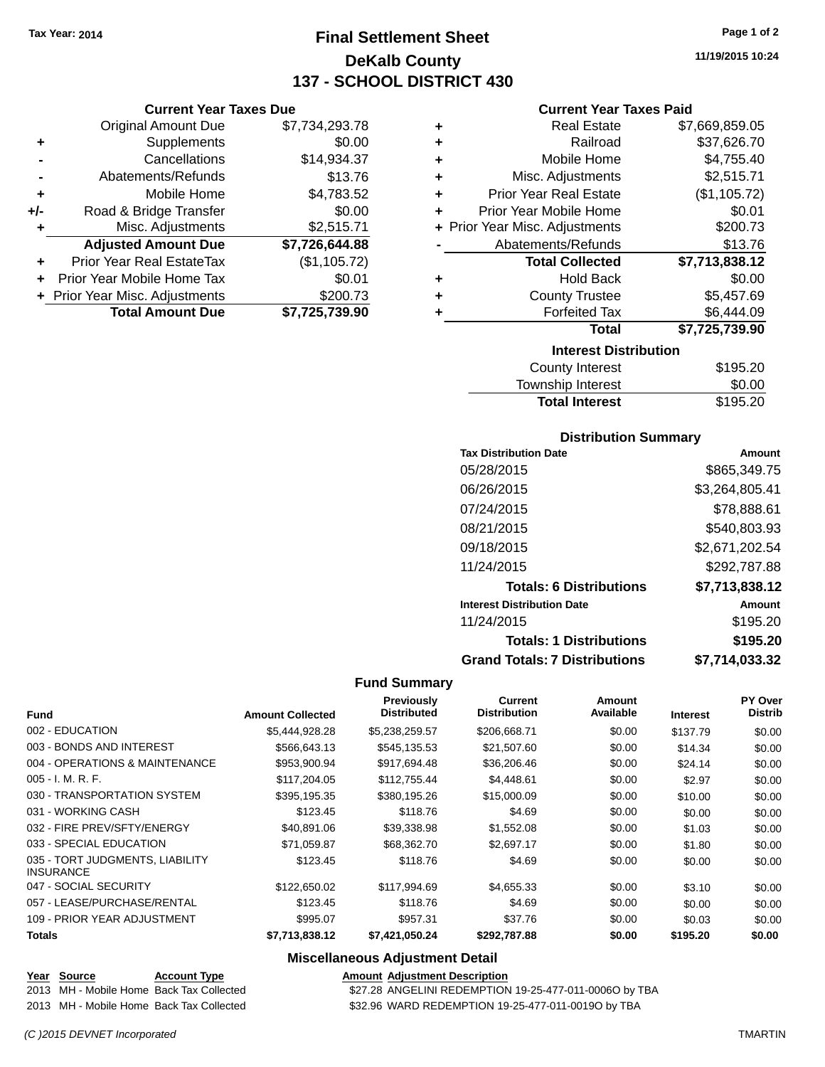Tax Year: 2014

# Final Settlement Sheet
## DeKalb County
## 137 - SCHOOL DISTRICT 430

11/19/2015 10:24

### Current Year Taxes Due

| | | |
|---|---|---|
| | Original Amount Due | $7,734,293.78 |
| + | Supplements | $0.00 |
| - | Cancellations | $14,934.37 |
| - | Abatements/Refunds | $13.76 |
| + | Mobile Home | $4,783.52 |
| +/- | Road & Bridge Transfer | $0.00 |
| + | Misc. Adjustments | $2,515.71 |
| | **Adjusted Amount Due** | **$7,726,644.88** |
| + | Prior Year Real EstateTax | ($1,105.72) |
| + | Prior Year Mobile Home Tax | $0.01 |
| + | Prior Year Misc. Adjustments | $200.73 |
| | **Total Amount Due** | **$7,725,739.90** |

### Current Year Taxes Paid

| | | |
|---|---|---|
| + | Real Estate | $7,669,859.05 |
| + | Railroad | $37,626.70 |
| + | Mobile Home | $4,755.40 |
| + | Misc. Adjustments | $2,515.71 |
| + | Prior Year Real Estate | ($1,105.72) |
| + | Prior Year Mobile Home | $0.01 |
| + | Prior Year Misc. Adjustments | $200.73 |
| - | Abatements/Refunds | $13.76 |
| | **Total Collected** | **$7,713,838.12** |
| + | Hold Back | $0.00 |
| + | County Trustee | $5,457.69 |
| + | Forfeited Tax | $6,444.09 |
| | **Total** | **$7,725,739.90** |

### Interest Distribution

| | |
|---|---|
| County Interest | $195.20 |
| Township Interest | $0.00 |
| **Total Interest** | $195.20 |

### Distribution Summary

| Tax Distribution Date | Amount |
|---|---|
| 05/28/2015 | $865,349.75 |
| 06/26/2015 | $3,264,805.41 |
| 07/24/2015 | $78,888.61 |
| 08/21/2015 | $540,803.93 |
| 09/18/2015 | $2,671,202.54 |
| 11/24/2015 | $292,787.88 |
| **Totals: 6 Distributions** | **$7,713,838.12** |
| **Interest Distribution Date** | **Amount** |
| 11/24/2015 | $195.20 |
| **Totals: 1 Distributions** | **$195.20** |
| **Grand Totals: 7 Distributions** | **$7,714,033.32** |

### Fund Summary

| Fund | Amount Collected | Previously Distributed | Current Distribution | Amount Available | Interest | PY Over Distrib |
|---|---|---|---|---|---|---|
| 002 - EDUCATION | $5,444,928.28 | $5,238,259.57 | $206,668.71 | $0.00 | $137.79 | $0.00 |
| 003 - BONDS AND INTEREST | $566,643.13 | $545,135.53 | $21,507.60 | $0.00 | $14.34 | $0.00 |
| 004 - OPERATIONS & MAINTENANCE | $953,900.94 | $917,694.48 | $36,206.46 | $0.00 | $24.14 | $0.00 |
| 005 - I. M. R. F. | $117,204.05 | $112,755.44 | $4,448.61 | $0.00 | $2.97 | $0.00 |
| 030 - TRANSPORTATION SYSTEM | $395,195.35 | $380,195.26 | $15,000.09 | $0.00 | $10.00 | $0.00 |
| 031 - WORKING CASH | $123.45 | $118.76 | $4.69 | $0.00 | $0.00 | $0.00 |
| 032 - FIRE PREV/SFTY/ENERGY | $40,891.06 | $39,338.98 | $1,552.08 | $0.00 | $1.03 | $0.00 |
| 033 - SPECIAL EDUCATION | $71,059.87 | $68,362.70 | $2,697.17 | $0.00 | $1.80 | $0.00 |
| 035 - TORT JUDGMENTS, LIABILITY INSURANCE | $123.45 | $118.76 | $4.69 | $0.00 | $0.00 | $0.00 |
| 047 - SOCIAL SECURITY | $122,650.02 | $117,994.69 | $4,655.33 | $0.00 | $3.10 | $0.00 |
| 057 - LEASE/PURCHASE/RENTAL | $123.45 | $118.76 | $4.69 | $0.00 | $0.00 | $0.00 |
| 109 - PRIOR YEAR ADJUSTMENT | $995.07 | $957.31 | $37.76 | $0.00 | $0.03 | $0.00 |
| **Totals** | **$7,713,838.12** | **$7,421,050.24** | **$292,787.88** | **$0.00** | **$195.20** | **$0.00** |

### Miscellaneous Adjustment Detail

| Year | Source | Account Type | Amount | Adjustment Description |
|---|---|---|---|---|
| 2013 | MH - Mobile Home | Back Tax Collected | $27.28 | ANGELINI REDEMPTION 19-25-477-011-0006O by TBA |
| 2013 | MH - Mobile Home | Back Tax Collected | $32.96 | WARD REDEMPTION 19-25-477-011-0019O by TBA |

(C )2015 DEVNET Incorporated — TMARTIN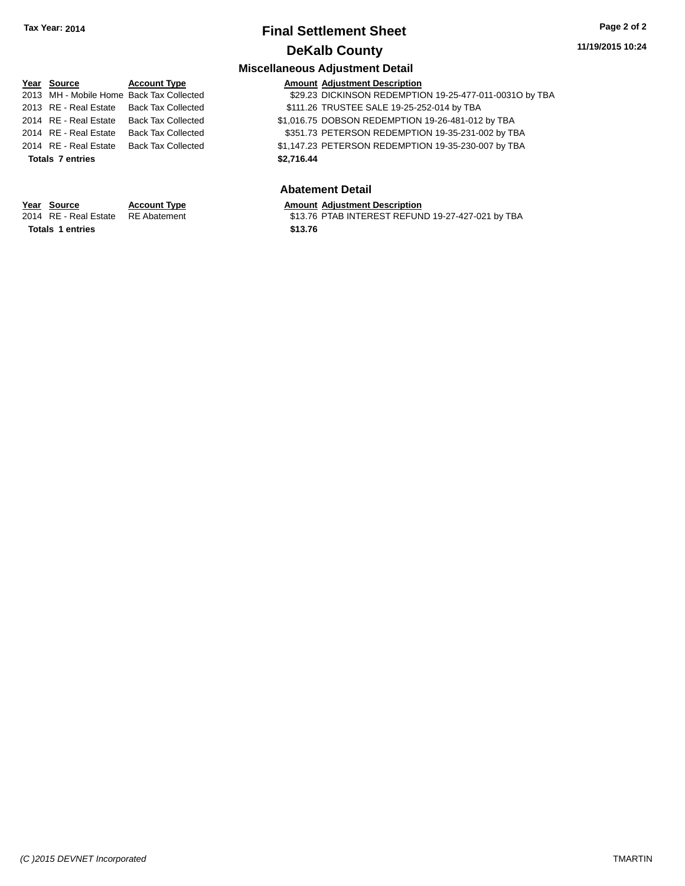# Final Settlement Sheet

## DeKalb County

Tax Year: 2014

11/19/2015 10:24

### Miscellaneous Adjustment Detail

| Year | Source | Account Type | Amount | Adjustment Description |
|---|---|---|---|---|
| 2013 | MH - Mobile Home | Back Tax Collected | $29.23 | DICKINSON REDEMPTION 19-25-477-011-0031O by TBA |
| 2013 | RE - Real Estate | Back Tax Collected | $111.26 | TRUSTEE SALE 19-25-252-014 by TBA |
| 2014 | RE - Real Estate | Back Tax Collected | $1,016.75 | DOBSON REDEMPTION 19-26-481-012 by TBA |
| 2014 | RE - Real Estate | Back Tax Collected | $351.73 | PETERSON REDEMPTION 19-35-231-002 by TBA |
| 2014 | RE - Real Estate | Back Tax Collected | $1,147.23 | PETERSON REDEMPTION 19-35-230-007 by TBA |
| **Totals 7 entries** | | | **$2,716.44** | |

### Abatement Detail

| Year | Source | Account Type | Amount | Adjustment Description |
|---|---|---|---|---|
| 2014 | RE - Real Estate | RE Abatement | $13.76 | PTAB INTEREST REFUND 19-27-427-021 by TBA |
| **Totals 1 entries** | | | **$13.76** | |

*(C )2015 DEVNET Incorporated* TMARTIN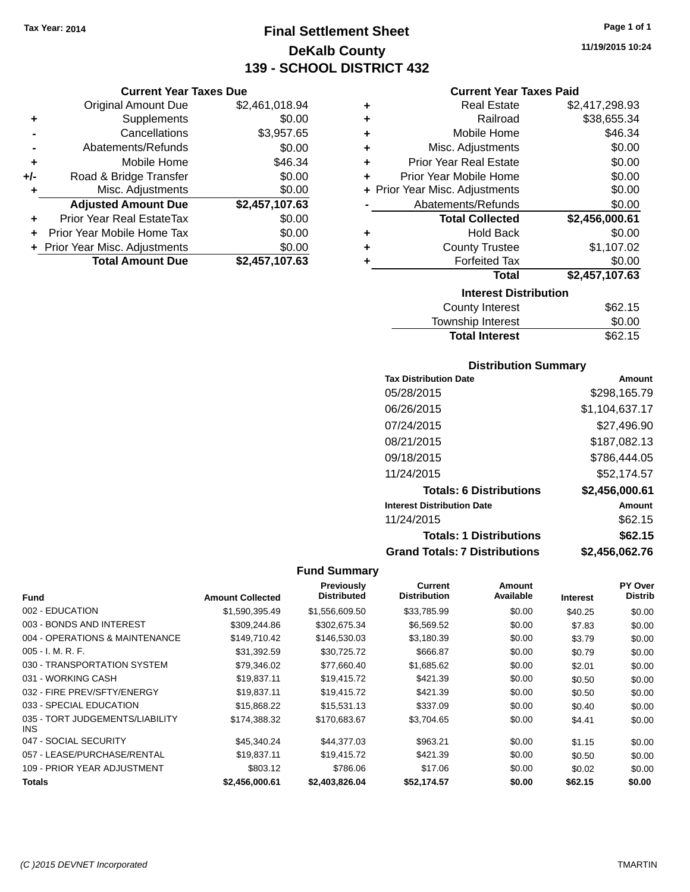Tax Year: 2014

# Final Settlement Sheet
## DeKalb County
## 139 - SCHOOL DISTRICT 432

11/19/2015 10:24

### Current Year Taxes Due

| | | |
|---|---|---|
| | Original Amount Due | $2,461,018.94 |
| + | Supplements | $0.00 |
| - | Cancellations | $3,957.65 |
| - | Abatements/Refunds | $0.00 |
| + | Mobile Home | $46.34 |
| +/- | Road & Bridge Transfer | $0.00 |
| + | Misc. Adjustments | $0.00 |
| | **Adjusted Amount Due** | **$2,457,107.63** |
| + | Prior Year Real EstateTax | $0.00 |
| + | Prior Year Mobile Home Tax | $0.00 |
| + | Prior Year Misc. Adjustments | $0.00 |
| | **Total Amount Due** | **$2,457,107.63** |

### Current Year Taxes Paid

| | | |
|---|---|---|
| + | Real Estate | $2,417,298.93 |
| + | Railroad | $38,655.34 |
| + | Mobile Home | $46.34 |
| + | Misc. Adjustments | $0.00 |
| + | Prior Year Real Estate | $0.00 |
| + | Prior Year Mobile Home | $0.00 |
| + | Prior Year Misc. Adjustments | $0.00 |
| - | Abatements/Refunds | $0.00 |
| | **Total Collected** | **$2,456,000.61** |
| + | Hold Back | $0.00 |
| + | County Trustee | $1,107.02 |
| + | Forfeited Tax | $0.00 |
| | **Total** | **$2,457,107.63** |

### Interest Distribution

| | |
|---|---|
| County Interest | $62.15 |
| Township Interest | $0.00 |
| **Total Interest** | $62.15 |

### Distribution Summary

| Tax Distribution Date | Amount |
|---|---|
| 05/28/2015 | $298,165.79 |
| 06/26/2015 | $1,104,637.17 |
| 07/24/2015 | $27,496.90 |
| 08/21/2015 | $187,082.13 |
| 09/18/2015 | $786,444.05 |
| 11/24/2015 | $52,174.57 |
| **Totals: 6 Distributions** | **$2,456,000.61** |
| **Interest Distribution Date** | **Amount** |
| 11/24/2015 | $62.15 |
| **Totals: 1 Distributions** | **$62.15** |
| **Grand Totals: 7 Distributions** | **$2,456,062.76** |

### Fund Summary

| Fund | Amount Collected | Previously Distributed | Current Distribution | Amount Available | Interest | PY Over Distrib |
|---|---|---|---|---|---|---|
| 002 - EDUCATION | $1,590,395.49 | $1,556,609.50 | $33,785.99 | $0.00 | $40.25 | $0.00 |
| 003 - BONDS AND INTEREST | $309,244.86 | $302,675.34 | $6,569.52 | $0.00 | $7.83 | $0.00 |
| 004 - OPERATIONS & MAINTENANCE | $149,710.42 | $146,530.03 | $3,180.39 | $0.00 | $3.79 | $0.00 |
| 005 - I. M. R. F. | $31,392.59 | $30,725.72 | $666.87 | $0.00 | $0.79 | $0.00 |
| 030 - TRANSPORTATION SYSTEM | $79,346.02 | $77,660.40 | $1,685.62 | $0.00 | $2.01 | $0.00 |
| 031 - WORKING CASH | $19,837.11 | $19,415.72 | $421.39 | $0.00 | $0.50 | $0.00 |
| 032 - FIRE PREV/SFTY/ENERGY | $19,837.11 | $19,415.72 | $421.39 | $0.00 | $0.50 | $0.00 |
| 033 - SPECIAL EDUCATION | $15,868.22 | $15,531.13 | $337.09 | $0.00 | $0.40 | $0.00 |
| 035 - TORT JUDGEMENTS/LIABILITY INS | $174,388.32 | $170,683.67 | $3,704.65 | $0.00 | $4.41 | $0.00 |
| 047 - SOCIAL SECURITY | $45,340.24 | $44,377.03 | $963.21 | $0.00 | $1.15 | $0.00 |
| 057 - LEASE/PURCHASE/RENTAL | $19,837.11 | $19,415.72 | $421.39 | $0.00 | $0.50 | $0.00 |
| 109 - PRIOR YEAR ADJUSTMENT | $803.12 | $786.06 | $17.06 | $0.00 | $0.02 | $0.00 |
| **Totals** | **$2,456,000.61** | **$2,403,826.04** | **$52,174.57** | **$0.00** | **$62.15** | **$0.00** |

(C )2015 DEVNET Incorporated — TMARTIN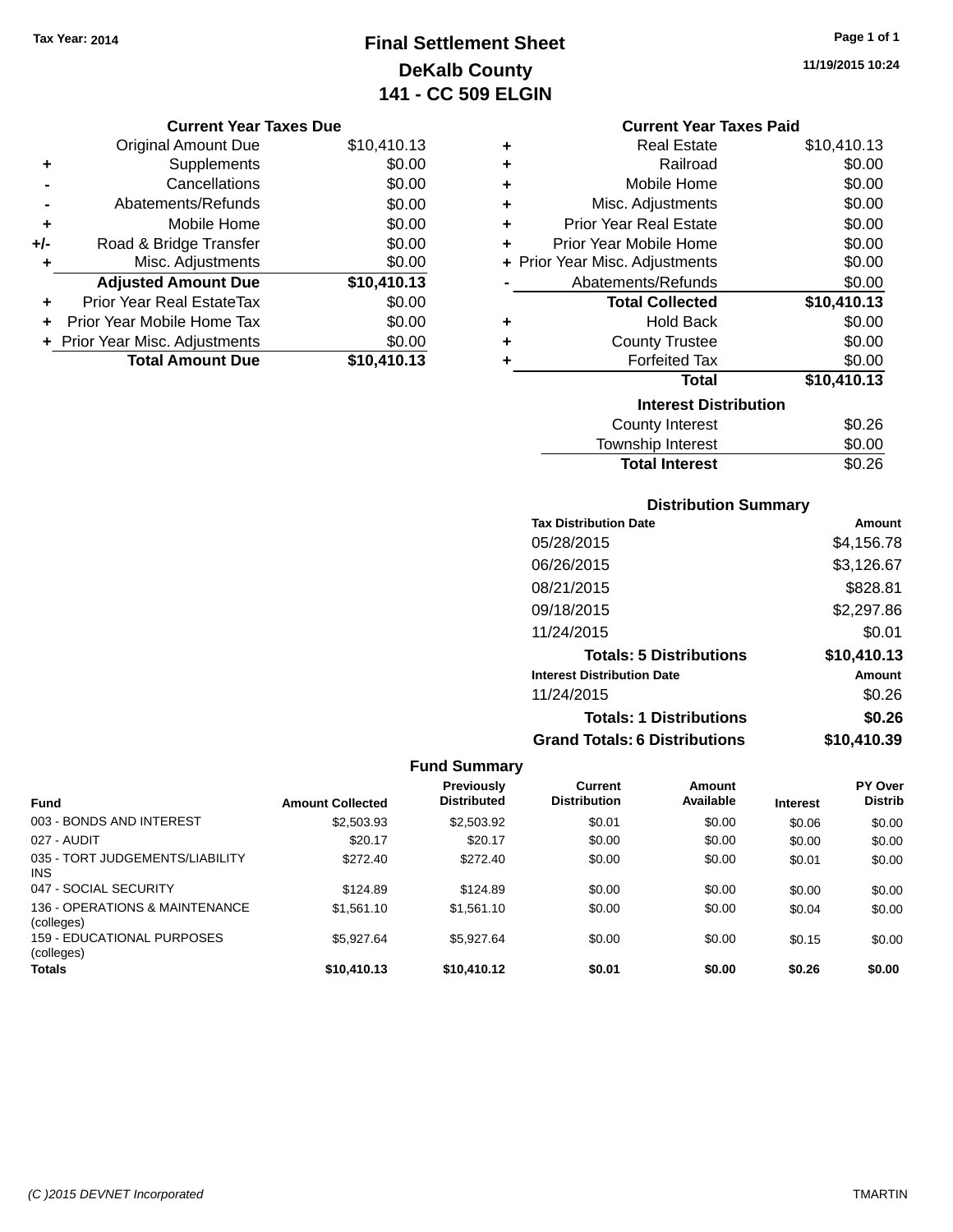Tax Year: 2014

# Final Settlement Sheet
## DeKalb County
## 141 - CC 509 ELGIN

11/19/2015 10:24

### Current Year Taxes Due

| | | |
|---|---|---|
| | Original Amount Due | $10,410.13 |
| + | Supplements | $0.00 |
| - | Cancellations | $0.00 |
| - | Abatements/Refunds | $0.00 |
| + | Mobile Home | $0.00 |
| +/- | Road & Bridge Transfer | $0.00 |
| + | Misc. Adjustments | $0.00 |
| | **Adjusted Amount Due** | **$10,410.13** |
| + | Prior Year Real EstateTax | $0.00 |
| + | Prior Year Mobile Home Tax | $0.00 |
| + | Prior Year Misc. Adjustments | $0.00 |
| | **Total Amount Due** | **$10,410.13** |

### Current Year Taxes Paid

| | | |
|---|---|---|
| + | Real Estate | $10,410.13 |
| + | Railroad | $0.00 |
| + | Mobile Home | $0.00 |
| + | Misc. Adjustments | $0.00 |
| + | Prior Year Real Estate | $0.00 |
| + | Prior Year Mobile Home | $0.00 |
| + | Prior Year Misc. Adjustments | $0.00 |
| - | Abatements/Refunds | $0.00 |
| | **Total Collected** | **$10,410.13** |
| + | Hold Back | $0.00 |
| + | County Trustee | $0.00 |
| + | Forfeited Tax | $0.00 |
| | **Total** | **$10,410.13** |

### Interest Distribution

| | |
|---|---|
| County Interest | $0.26 |
| Township Interest | $0.00 |
| **Total Interest** | $0.26 |

### Distribution Summary

| Tax Distribution Date | Amount |
|---|---|
| 05/28/2015 | $4,156.78 |
| 06/26/2015 | $3,126.67 |
| 08/21/2015 | $828.81 |
| 09/18/2015 | $2,297.86 |
| 11/24/2015 | $0.01 |
| **Totals: 5 Distributions** | **$10,410.13** |

| Interest Distribution Date | Amount |
|---|---|
| 11/24/2015 | $0.26 |
| **Totals: 1 Distributions** | **$0.26** |
| **Grand Totals: 6 Distributions** | **$10,410.39** |

### Fund Summary

| Fund | Amount Collected | Previously Distributed | Current Distribution | Amount Available | Interest | PY Over Distrib |
|---|---|---|---|---|---|---|
| 003 - BONDS AND INTEREST | $2,503.93 | $2,503.92 | $0.01 | $0.00 | $0.06 | $0.00 |
| 027 - AUDIT | $20.17 | $20.17 | $0.00 | $0.00 | $0.00 | $0.00 |
| 035 - TORT JUDGEMENTS/LIABILITY INS | $272.40 | $272.40 | $0.00 | $0.00 | $0.01 | $0.00 |
| 047 - SOCIAL SECURITY | $124.89 | $124.89 | $0.00 | $0.00 | $0.00 | $0.00 |
| 136 - OPERATIONS & MAINTENANCE (colleges) | $1,561.10 | $1,561.10 | $0.00 | $0.00 | $0.04 | $0.00 |
| 159 - EDUCATIONAL PURPOSES (colleges) | $5,927.64 | $5,927.64 | $0.00 | $0.00 | $0.15 | $0.00 |
| **Totals** | **$10,410.13** | **$10,410.12** | **$0.01** | **$0.00** | **$0.26** | **$0.00** |

(C )2015 DEVNET Incorporated — TMARTIN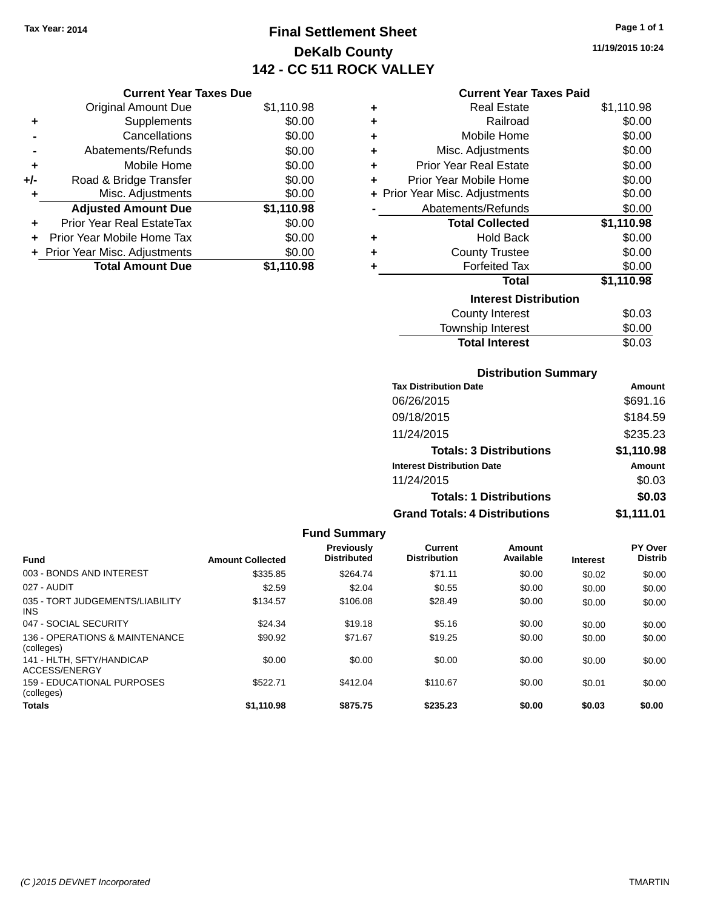Tax Year: 2014

# Final Settlement Sheet

## DeKalb County

## 142 - CC 511 ROCK VALLEY

11/19/2015 10:24

### Current Year Taxes Due

| | | |
|---|---|---|
| | Original Amount Due | $1,110.98 |
| + | Supplements | $0.00 |
| - | Cancellations | $0.00 |
| - | Abatements/Refunds | $0.00 |
| + | Mobile Home | $0.00 |
| +/- | Road & Bridge Transfer | $0.00 |
| + | Misc. Adjustments | $0.00 |
| | **Adjusted Amount Due** | **$1,110.98** |
| + | Prior Year Real EstateTax | $0.00 |
| + | Prior Year Mobile Home Tax | $0.00 |
| + | Prior Year Misc. Adjustments | $0.00 |
| | **Total Amount Due** | **$1,110.98** |

### Current Year Taxes Paid

| | | |
|---|---|---|
| + | Real Estate | $1,110.98 |
| + | Railroad | $0.00 |
| + | Mobile Home | $0.00 |
| + | Misc. Adjustments | $0.00 |
| + | Prior Year Real Estate | $0.00 |
| + | Prior Year Mobile Home | $0.00 |
| + | Prior Year Misc. Adjustments | $0.00 |
| - | Abatements/Refunds | $0.00 |
| | **Total Collected** | **$1,110.98** |
| + | Hold Back | $0.00 |
| + | County Trustee | $0.00 |
| + | Forfeited Tax | $0.00 |
| | **Total** | **$1,110.98** |

### Interest Distribution

| | |
|---|---|
| County Interest | $0.03 |
| Township Interest | $0.00 |
| **Total Interest** | $0.03 |

### Distribution Summary

| Tax Distribution Date | Amount |
|---|---|
| 06/26/2015 | $691.16 |
| 09/18/2015 | $184.59 |
| 11/24/2015 | $235.23 |
| **Totals: 3 Distributions** | **$1,110.98** |

| Interest Distribution Date | Amount |
|---|---|
| 11/24/2015 | $0.03 |
| **Totals: 1 Distributions** | **$0.03** |
| **Grand Totals: 4 Distributions** | **$1,111.01** |

### Fund Summary

| Fund | Amount Collected | Previously Distributed | Current Distribution | Amount Available | Interest | PY Over Distrib |
|---|---|---|---|---|---|---|
| 003 - BONDS AND INTEREST | $335.85 | $264.74 | $71.11 | $0.00 | $0.02 | $0.00 |
| 027 - AUDIT | $2.59 | $2.04 | $0.55 | $0.00 | $0.00 | $0.00 |
| 035 - TORT JUDGEMENTS/LIABILITY INS | $134.57 | $106.08 | $28.49 | $0.00 | $0.00 | $0.00 |
| 047 - SOCIAL SECURITY | $24.34 | $19.18 | $5.16 | $0.00 | $0.00 | $0.00 |
| 136 - OPERATIONS & MAINTENANCE (colleges) | $90.92 | $71.67 | $19.25 | $0.00 | $0.00 | $0.00 |
| 141 - HLTH, SFTY/HANDICAP ACCESS/ENERGY | $0.00 | $0.00 | $0.00 | $0.00 | $0.00 | $0.00 |
| 159 - EDUCATIONAL PURPOSES (colleges) | $522.71 | $412.04 | $110.67 | $0.00 | $0.01 | $0.00 |
| **Totals** | **$1,110.98** | **$875.75** | **$235.23** | **$0.00** | **$0.03** | **$0.00** |

(C )2015 DEVNET Incorporated TMARTIN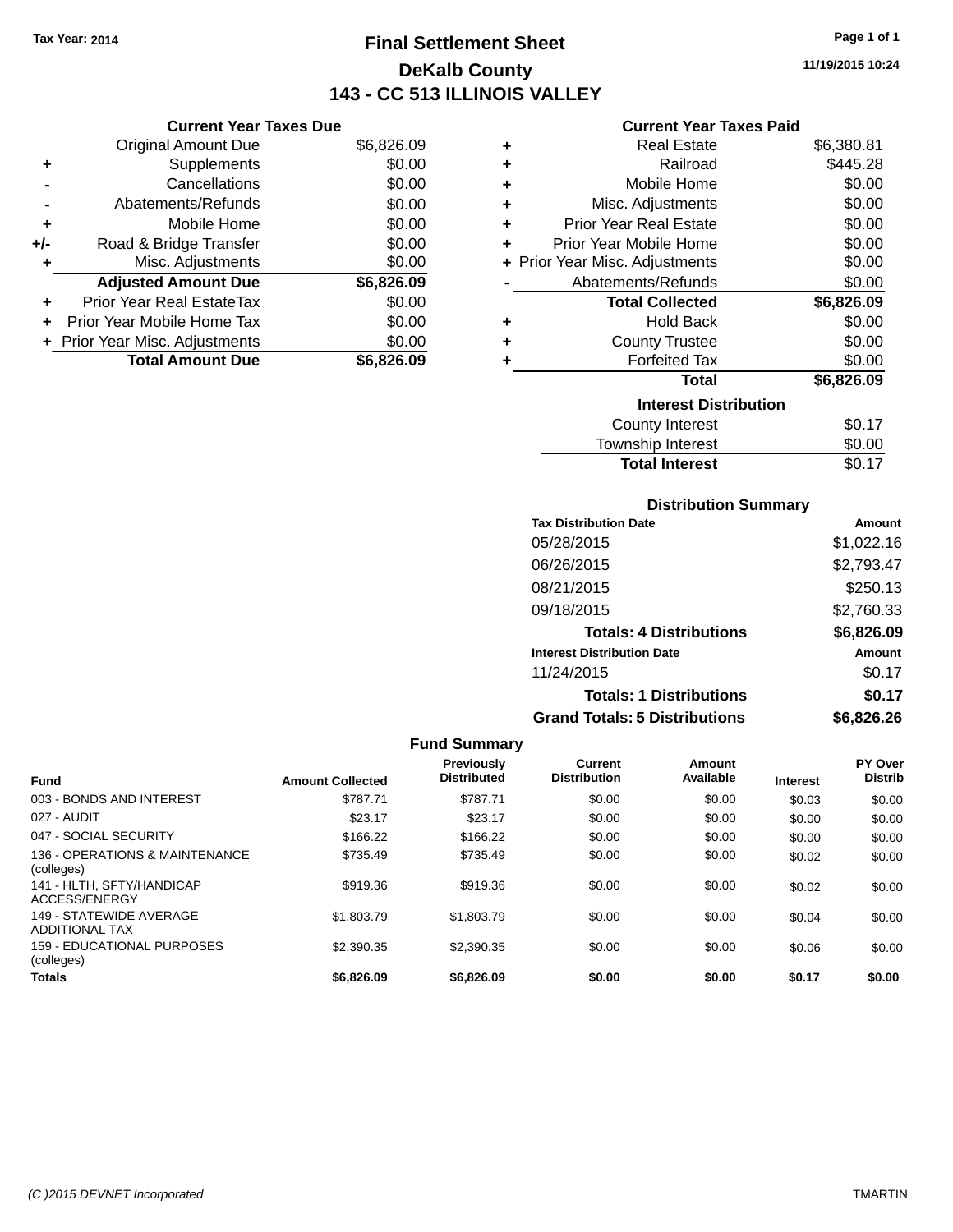Tax Year: 2014

# Final Settlement Sheet

## DeKalb County

## 143 - CC 513 ILLINOIS VALLEY

11/19/2015 10:24

### Current Year Taxes Due

| | | |
|---|---|---|
| | Original Amount Due | $6,826.09 |
| + | Supplements | $0.00 |
| - | Cancellations | $0.00 |
| - | Abatements/Refunds | $0.00 |
| + | Mobile Home | $0.00 |
| +/- | Road & Bridge Transfer | $0.00 |
| + | Misc. Adjustments | $0.00 |
| | **Adjusted Amount Due** | **$6,826.09** |
| + | Prior Year Real EstateTax | $0.00 |
| + | Prior Year Mobile Home Tax | $0.00 |
| + | Prior Year Misc. Adjustments | $0.00 |
| | **Total Amount Due** | **$6,826.09** |

### Current Year Taxes Paid

| | | |
|---|---|---|
| + | Real Estate | $6,380.81 |
| + | Railroad | $445.28 |
| + | Mobile Home | $0.00 |
| + | Misc. Adjustments | $0.00 |
| + | Prior Year Real Estate | $0.00 |
| + | Prior Year Mobile Home | $0.00 |
| + | Prior Year Misc. Adjustments | $0.00 |
| - | Abatements/Refunds | $0.00 |
| | **Total Collected** | **$6,826.09** |
| + | Hold Back | $0.00 |
| + | County Trustee | $0.00 |
| + | Forfeited Tax | $0.00 |
| | **Total** | **$6,826.09** |

### Interest Distribution

| | |
|---|---|
| County Interest | $0.17 |
| Township Interest | $0.00 |
| **Total Interest** | $0.17 |

### Distribution Summary

| Tax Distribution Date | Amount |
|---|---|
| 05/28/2015 | $1,022.16 |
| 06/26/2015 | $2,793.47 |
| 08/21/2015 | $250.13 |
| 09/18/2015 | $2,760.33 |
| **Totals: 4 Distributions** | **$6,826.09** |
| **Interest Distribution Date** | **Amount** |
| 11/24/2015 | $0.17 |
| **Totals: 1 Distributions** | **$0.17** |
| **Grand Totals: 5 Distributions** | **$6,826.26** |

### Fund Summary

| Fund | Amount Collected | Previously Distributed | Current Distribution | Amount Available | Interest | PY Over Distrib |
|---|---|---|---|---|---|---|
| 003 - BONDS AND INTEREST | $787.71 | $787.71 | $0.00 | $0.00 | $0.03 | $0.00 |
| 027 - AUDIT | $23.17 | $23.17 | $0.00 | $0.00 | $0.00 | $0.00 |
| 047 - SOCIAL SECURITY | $166.22 | $166.22 | $0.00 | $0.00 | $0.00 | $0.00 |
| 136 - OPERATIONS & MAINTENANCE (colleges) | $735.49 | $735.49 | $0.00 | $0.00 | $0.02 | $0.00 |
| 141 - HLTH, SFTY/HANDICAP ACCESS/ENERGY | $919.36 | $919.36 | $0.00 | $0.00 | $0.02 | $0.00 |
| 149 - STATEWIDE AVERAGE ADDITIONAL TAX | $1,803.79 | $1,803.79 | $0.00 | $0.00 | $0.04 | $0.00 |
| 159 - EDUCATIONAL PURPOSES (colleges) | $2,390.35 | $2,390.35 | $0.00 | $0.00 | $0.06 | $0.00 |
| **Totals** | **$6,826.09** | **$6,826.09** | **$0.00** | **$0.00** | **$0.17** | **$0.00** |

(C )2015 DEVNET Incorporated TMARTIN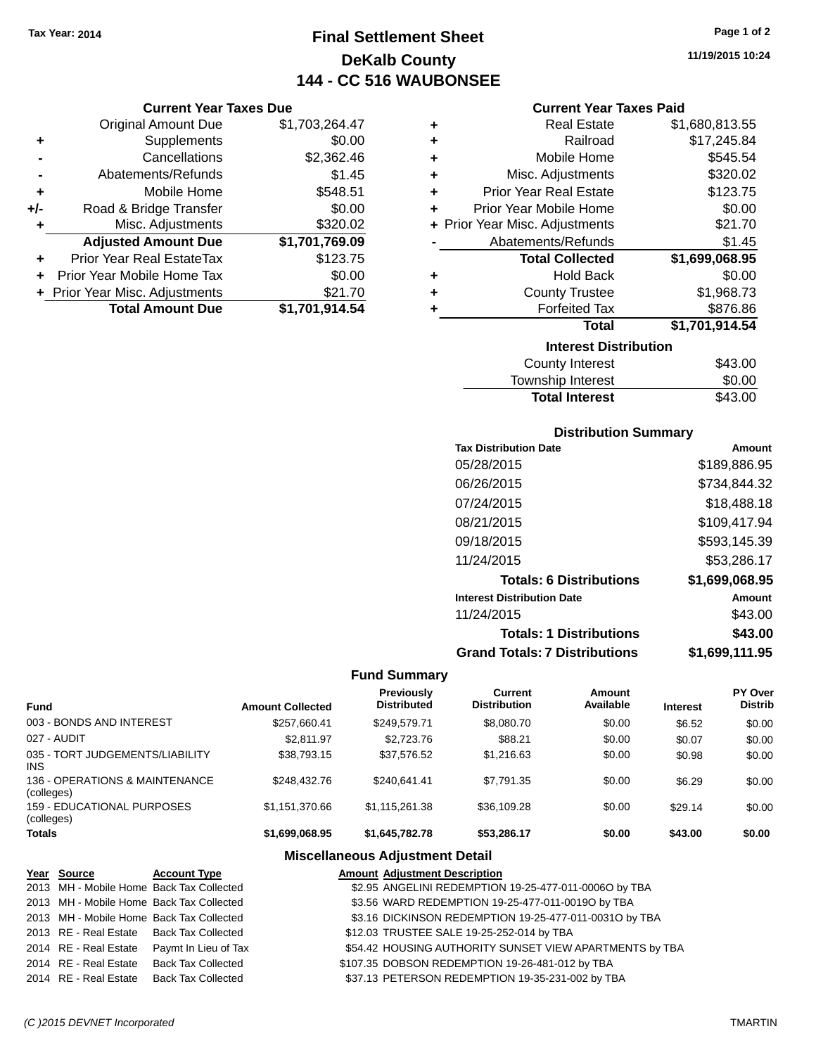Tax Year: 2014

# Final Settlement Sheet
## DeKalb County
## 144 - CC 516 WAUBONSEE

11/19/2015 10:24

### Current Year Taxes Due

| | | |
|---|---|---|
| | Original Amount Due | $1,703,264.47 |
| + | Supplements | $0.00 |
| - | Cancellations | $2,362.46 |
| - | Abatements/Refunds | $1.45 |
| + | Mobile Home | $548.51 |
| +/- | Road & Bridge Transfer | $0.00 |
| + | Misc. Adjustments | $320.02 |
| | **Adjusted Amount Due** | **$1,701,769.09** |
| + | Prior Year Real EstateTax | $123.75 |
| + | Prior Year Mobile Home Tax | $0.00 |
| + | Prior Year Misc. Adjustments | $21.70 |
| | **Total Amount Due** | **$1,701,914.54** |

### Current Year Taxes Paid

| | | |
|---|---|---|
| + | Real Estate | $1,680,813.55 |
| + | Railroad | $17,245.84 |
| + | Mobile Home | $545.54 |
| + | Misc. Adjustments | $320.02 |
| + | Prior Year Real Estate | $123.75 |
| + | Prior Year Mobile Home | $0.00 |
| + | Prior Year Misc. Adjustments | $21.70 |
| - | Abatements/Refunds | $1.45 |
| | **Total Collected** | **$1,699,068.95** |
| + | Hold Back | $0.00 |
| + | County Trustee | $1,968.73 |
| + | Forfeited Tax | $876.86 |
| | **Total** | **$1,701,914.54** |

### Interest Distribution

| | |
|---|---|
| County Interest | $43.00 |
| Township Interest | $0.00 |
| **Total Interest** | $43.00 |

### Distribution Summary

| Tax Distribution Date | Amount |
|---|---|
| 05/28/2015 | $189,886.95 |
| 06/26/2015 | $734,844.32 |
| 07/24/2015 | $18,488.18 |
| 08/21/2015 | $109,417.94 |
| 09/18/2015 | $593,145.39 |
| 11/24/2015 | $53,286.17 |
| **Totals: 6 Distributions** | **$1,699,068.95** |
| **Interest Distribution Date** | **Amount** |
| 11/24/2015 | $43.00 |
| **Totals: 1 Distributions** | **$43.00** |
| **Grand Totals: 7 Distributions** | **$1,699,111.95** |

### Fund Summary

| Fund | Amount Collected | Previously Distributed | Current Distribution | Amount Available | Interest | PY Over Distrib |
|---|---|---|---|---|---|---|
| 003 - BONDS AND INTEREST | $257,660.41 | $249,579.71 | $8,080.70 | $0.00 | $6.52 | $0.00 |
| 027 - AUDIT | $2,811.97 | $2,723.76 | $88.21 | $0.00 | $0.07 | $0.00 |
| 035 - TORT JUDGEMENTS/LIABILITY INS | $38,793.15 | $37,576.52 | $1,216.63 | $0.00 | $0.98 | $0.00 |
| 136 - OPERATIONS & MAINTENANCE (colleges) | $248,432.76 | $240,641.41 | $7,791.35 | $0.00 | $6.29 | $0.00 |
| 159 - EDUCATIONAL PURPOSES (colleges) | $1,151,370.66 | $1,115,261.38 | $36,109.28 | $0.00 | $29.14 | $0.00 |
| **Totals** | **$1,699,068.95** | **$1,645,782.78** | **$53,286.17** | **$0.00** | **$43.00** | **$0.00** |

### Miscellaneous Adjustment Detail

| Year | Source | Account Type | Amount | Adjustment Description |
|---|---|---|---|---|
| 2013 | MH - Mobile Home | Back Tax Collected | $2.95 | ANGELINI REDEMPTION 19-25-477-011-0006O by TBA |
| 2013 | MH - Mobile Home | Back Tax Collected | $3.56 | WARD REDEMPTION 19-25-477-011-0019O by TBA |
| 2013 | MH - Mobile Home | Back Tax Collected | $3.16 | DICKINSON REDEMPTION 19-25-477-011-0031O by TBA |
| 2013 | RE - Real Estate | Back Tax Collected | $12.03 | TRUSTEE SALE 19-25-252-014 by TBA |
| 2014 | RE - Real Estate | Paymt In Lieu of Tax | $54.42 | HOUSING AUTHORITY SUNSET VIEW APARTMENTS by TBA |
| 2014 | RE - Real Estate | Back Tax Collected | $107.35 | DOBSON REDEMPTION 19-26-481-012 by TBA |
| 2014 | RE - Real Estate | Back Tax Collected | $37.13 | PETERSON REDEMPTION 19-35-231-002 by TBA |

(C )2015 DEVNET Incorporated — TMARTIN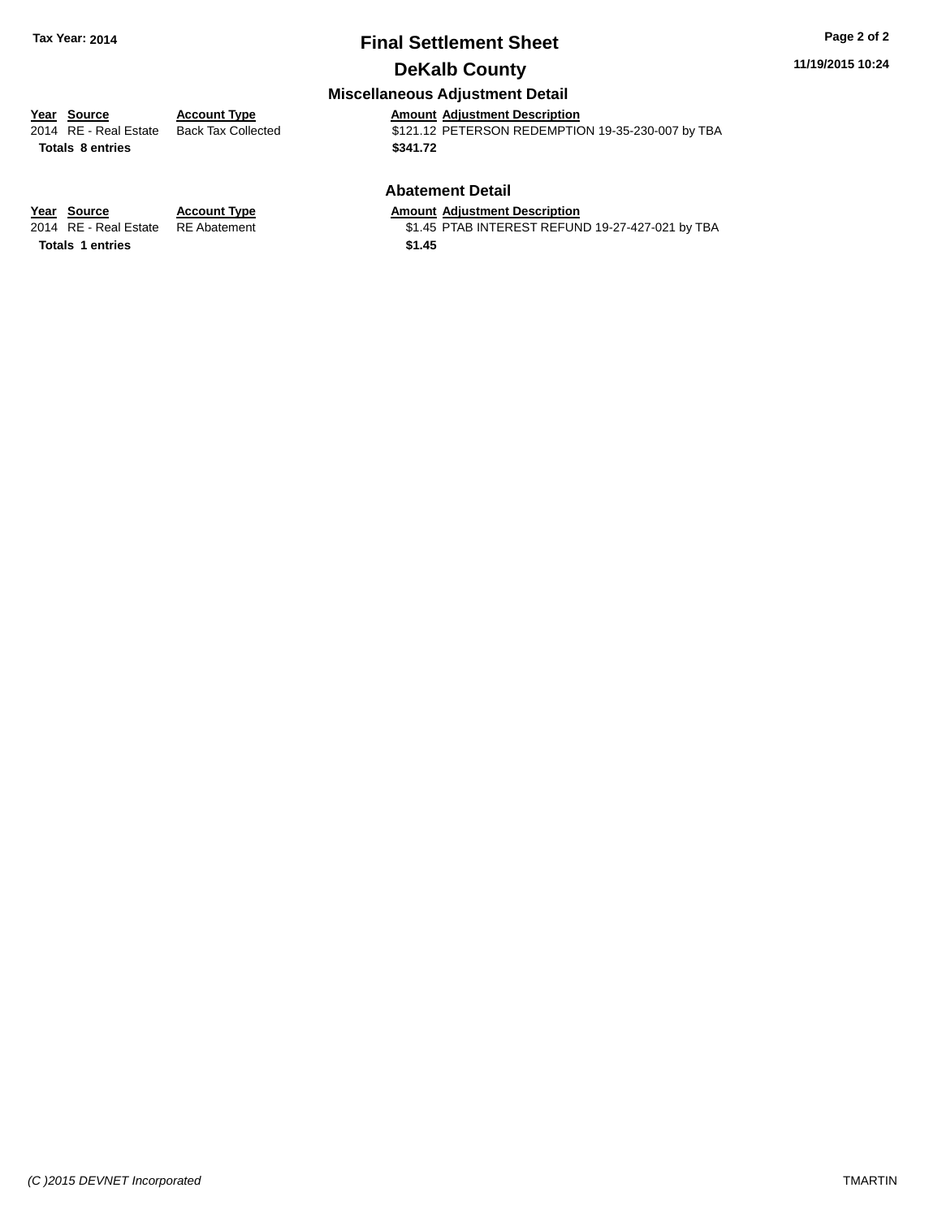## Final Settlement Sheet

## DeKalb County

### Miscellaneous Adjustment Detail

| Year | Source | Account Type | Amount | Adjustment Description |
|---|---|---|---|---|
| 2014 | RE - Real Estate | Back Tax Collected | $121.12 | PETERSON REDEMPTION 19-35-230-007 by TBA |
| **Totals 8 entries** | | | **$341.72** | |

### Abatement Detail

| Year | Source | Account Type | Amount | Adjustment Description |
|---|---|---|---|---|
| 2014 | RE - Real Estate | RE Abatement | $1.45 | PTAB INTEREST REFUND 19-27-427-021 by TBA |
| **Totals 1 entries** | | | **$1.45** | |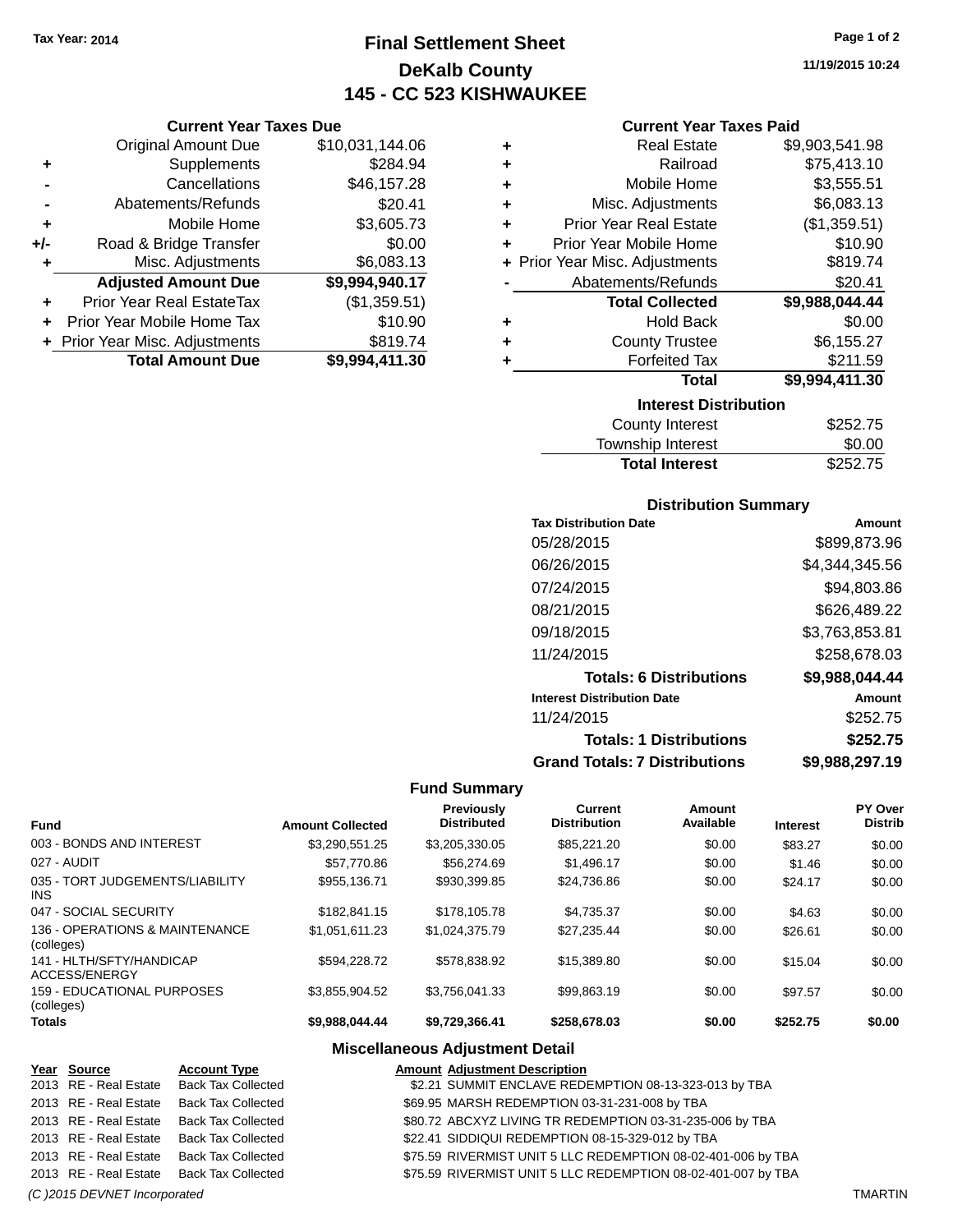Tax Year: 2014

# Final Settlement Sheet
## DeKalb County
## 145 - CC 523 KISHWAUKEE

11/19/2015 10:24

### Current Year Taxes Due

| | | |
|---|---|---|
| | Original Amount Due | $10,031,144.06 |
| + | Supplements | $284.94 |
| - | Cancellations | $46,157.28 |
| - | Abatements/Refunds | $20.41 |
| + | Mobile Home | $3,605.73 |
| +/- | Road & Bridge Transfer | $0.00 |
| + | Misc. Adjustments | $6,083.13 |
| | **Adjusted Amount Due** | **$9,994,940.17** |
| + | Prior Year Real EstateTax | ($1,359.51) |
| + | Prior Year Mobile Home Tax | $10.90 |
| + | Prior Year Misc. Adjustments | $819.74 |
| | **Total Amount Due** | **$9,994,411.30** |

### Current Year Taxes Paid

| | | |
|---|---|---|
| + | Real Estate | $9,903,541.98 |
| + | Railroad | $75,413.10 |
| + | Mobile Home | $3,555.51 |
| + | Misc. Adjustments | $6,083.13 |
| + | Prior Year Real Estate | ($1,359.51) |
| + | Prior Year Mobile Home | $10.90 |
| + | Prior Year Misc. Adjustments | $819.74 |
| - | Abatements/Refunds | $20.41 |
| | **Total Collected** | **$9,988,044.44** |
| + | Hold Back | $0.00 |
| + | County Trustee | $6,155.27 |
| + | Forfeited Tax | $211.59 |
| | **Total** | **$9,994,411.30** |

### Interest Distribution

| | |
|---|---|
| County Interest | $252.75 |
| Township Interest | $0.00 |
| **Total Interest** | $252.75 |

### Distribution Summary

| Tax Distribution Date | Amount |
|---|---|
| 05/28/2015 | $899,873.96 |
| 06/26/2015 | $4,344,345.56 |
| 07/24/2015 | $94,803.86 |
| 08/21/2015 | $626,489.22 |
| 09/18/2015 | $3,763,853.81 |
| 11/24/2015 | $258,678.03 |
| **Totals: 6 Distributions** | **$9,988,044.44** |
| **Interest Distribution Date** | **Amount** |
| 11/24/2015 | $252.75 |
| **Totals: 1 Distributions** | **$252.75** |
| **Grand Totals: 7 Distributions** | **$9,988,297.19** |

### Fund Summary

| Fund | Amount Collected | Previously Distributed | Current Distribution | Amount Available | Interest | PY Over Distrib |
|---|---|---|---|---|---|---|
| 003 - BONDS AND INTEREST | $3,290,551.25 | $3,205,330.05 | $85,221.20 | $0.00 | $83.27 | $0.00 |
| 027 - AUDIT | $57,770.86 | $56,274.69 | $1,496.17 | $0.00 | $1.46 | $0.00 |
| 035 - TORT JUDGEMENTS/LIABILITY INS | $955,136.71 | $930,399.85 | $24,736.86 | $0.00 | $24.17 | $0.00 |
| 047 - SOCIAL SECURITY | $182,841.15 | $178,105.78 | $4,735.37 | $0.00 | $4.63 | $0.00 |
| 136 - OPERATIONS & MAINTENANCE (colleges) | $1,051,611.23 | $1,024,375.79 | $27,235.44 | $0.00 | $26.61 | $0.00 |
| 141 - HLTH/SFTY/HANDICAP ACCESS/ENERGY | $594,228.72 | $578,838.92 | $15,389.80 | $0.00 | $15.04 | $0.00 |
| 159 - EDUCATIONAL PURPOSES (colleges) | $3,855,904.52 | $3,756,041.33 | $99,863.19 | $0.00 | $97.57 | $0.00 |
| **Totals** | **$9,988,044.44** | **$9,729,366.41** | **$258,678.03** | **$0.00** | **$252.75** | **$0.00** |

### Miscellaneous Adjustment Detail

| Year | Source | Account Type | Amount | Adjustment Description |
|---|---|---|---|---|
| 2013 | RE - Real Estate | Back Tax Collected | $2.21 | SUMMIT ENCLAVE REDEMPTION 08-13-323-013 by TBA |
| 2013 | RE - Real Estate | Back Tax Collected | $69.95 | MARSH REDEMPTION 03-31-231-008 by TBA |
| 2013 | RE - Real Estate | Back Tax Collected | $80.72 | ABCXYZ LIVING TR REDEMPTION 03-31-235-006 by TBA |
| 2013 | RE - Real Estate | Back Tax Collected | $22.41 | SIDDIQUI REDEMPTION 08-15-329-012 by TBA |
| 2013 | RE - Real Estate | Back Tax Collected | $75.59 | RIVERMIST UNIT 5 LLC REDEMPTION 08-02-401-006 by TBA |
| 2013 | RE - Real Estate | Back Tax Collected | $75.59 | RIVERMIST UNIT 5 LLC REDEMPTION 08-02-401-007 by TBA |

*(C )2015 DEVNET Incorporated* TMARTIN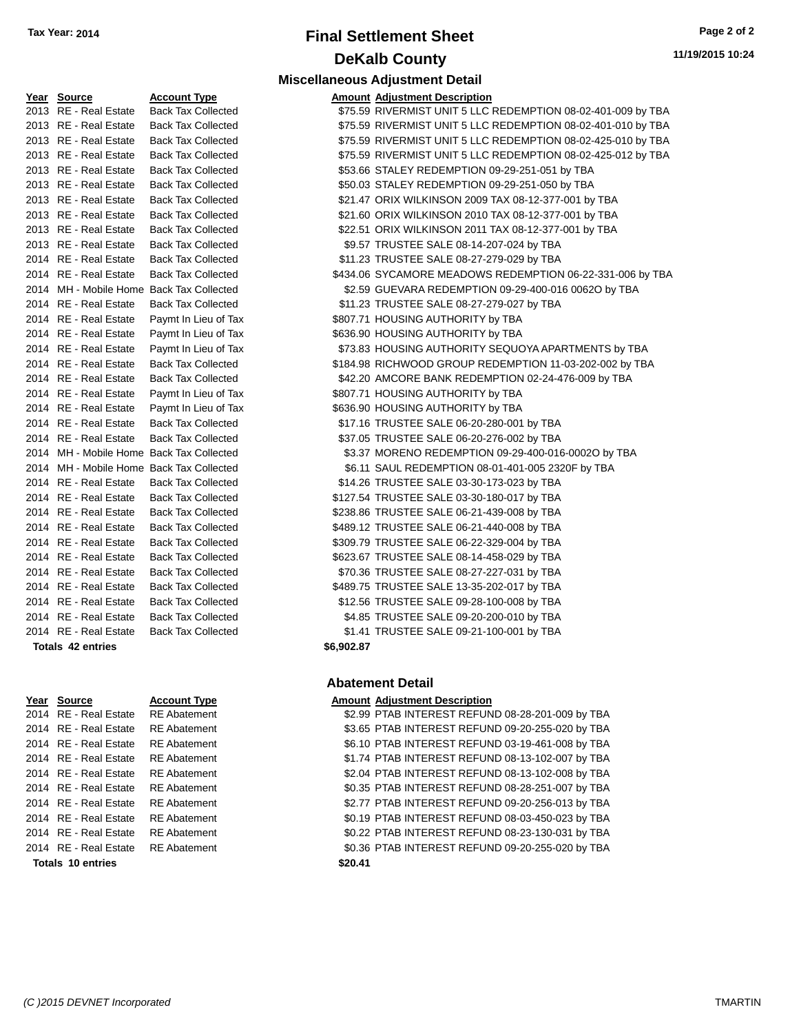**Tax Year: 2014**

# Final Settlement Sheet

## DeKalb County

**11/19/2015 10:24**

### Miscellaneous Adjustment Detail

| Year | Source | Account Type | Amount | Adjustment Description |
|---|---|---|---|---|
| 2013 | RE - Real Estate | Back Tax Collected | $75.59 | RIVERMIST UNIT 5 LLC REDEMPTION 08-02-401-009 by TBA |
| 2013 | RE - Real Estate | Back Tax Collected | $75.59 | RIVERMIST UNIT 5 LLC REDEMPTION 08-02-401-010 by TBA |
| 2013 | RE - Real Estate | Back Tax Collected | $75.59 | RIVERMIST UNIT 5 LLC REDEMPTION 08-02-425-010 by TBA |
| 2013 | RE - Real Estate | Back Tax Collected | $75.59 | RIVERMIST UNIT 5 LLC REDEMPTION 08-02-425-012 by TBA |
| 2013 | RE - Real Estate | Back Tax Collected | $53.66 | STALEY REDEMPTION 09-29-251-051 by TBA |
| 2013 | RE - Real Estate | Back Tax Collected | $50.03 | STALEY REDEMPTION 09-29-251-050 by TBA |
| 2013 | RE - Real Estate | Back Tax Collected | $21.47 | ORIX WILKINSON 2009 TAX 08-12-377-001 by TBA |
| 2013 | RE - Real Estate | Back Tax Collected | $21.60 | ORIX WILKINSON 2010 TAX 08-12-377-001 by TBA |
| 2013 | RE - Real Estate | Back Tax Collected | $22.51 | ORIX WILKINSON 2011 TAX 08-12-377-001 by TBA |
| 2013 | RE - Real Estate | Back Tax Collected | $9.57 | TRUSTEE SALE 08-14-207-024 by TBA |
| 2014 | RE - Real Estate | Back Tax Collected | $11.23 | TRUSTEE SALE 08-27-279-029 by TBA |
| 2014 | RE - Real Estate | Back Tax Collected | $434.06 | SYCAMORE MEADOWS REDEMPTION 06-22-331-006 by TBA |
| 2014 | MH - Mobile Home | Back Tax Collected | $2.59 | GUEVARA REDEMPTION 09-29-400-016 0062O by TBA |
| 2014 | RE - Real Estate | Back Tax Collected | $11.23 | TRUSTEE SALE 08-27-279-027 by TBA |
| 2014 | RE - Real Estate | Paymt In Lieu of Tax | $807.71 | HOUSING AUTHORITY by TBA |
| 2014 | RE - Real Estate | Paymt In Lieu of Tax | $636.90 | HOUSING AUTHORITY by TBA |
| 2014 | RE - Real Estate | Paymt In Lieu of Tax | $73.83 | HOUSING AUTHORITY SEQUOYA APARTMENTS by TBA |
| 2014 | RE - Real Estate | Back Tax Collected | $184.98 | RICHWOOD GROUP REDEMPTION 11-03-202-002 by TBA |
| 2014 | RE - Real Estate | Back Tax Collected | $42.20 | AMCORE BANK REDEMPTION 02-24-476-009 by TBA |
| 2014 | RE - Real Estate | Paymt In Lieu of Tax | $807.71 | HOUSING AUTHORITY by TBA |
| 2014 | RE - Real Estate | Paymt In Lieu of Tax | $636.90 | HOUSING AUTHORITY by TBA |
| 2014 | RE - Real Estate | Back Tax Collected | $17.16 | TRUSTEE SALE 06-20-280-001 by TBA |
| 2014 | RE - Real Estate | Back Tax Collected | $37.05 | TRUSTEE SALE 06-20-276-002 by TBA |
| 2014 | MH - Mobile Home | Back Tax Collected | $3.37 | MORENO REDEMPTION 09-29-400-016-0002O by TBA |
| 2014 | MH - Mobile Home | Back Tax Collected | $6.11 | SAUL REDEMPTION 08-01-401-005 2320F by TBA |
| 2014 | RE - Real Estate | Back Tax Collected | $14.26 | TRUSTEE SALE 03-30-173-023 by TBA |
| 2014 | RE - Real Estate | Back Tax Collected | $127.54 | TRUSTEE SALE 03-30-180-017 by TBA |
| 2014 | RE - Real Estate | Back Tax Collected | $238.86 | TRUSTEE SALE 06-21-439-008 by TBA |
| 2014 | RE - Real Estate | Back Tax Collected | $489.12 | TRUSTEE SALE 06-21-440-008 by TBA |
| 2014 | RE - Real Estate | Back Tax Collected | $309.79 | TRUSTEE SALE 06-22-329-004 by TBA |
| 2014 | RE - Real Estate | Back Tax Collected | $623.67 | TRUSTEE SALE 08-14-458-029 by TBA |
| 2014 | RE - Real Estate | Back Tax Collected | $70.36 | TRUSTEE SALE 08-27-227-031 by TBA |
| 2014 | RE - Real Estate | Back Tax Collected | $489.75 | TRUSTEE SALE 13-35-202-017 by TBA |
| 2014 | RE - Real Estate | Back Tax Collected | $12.56 | TRUSTEE SALE 09-28-100-008 by TBA |
| 2014 | RE - Real Estate | Back Tax Collected | $4.85 | TRUSTEE SALE 09-20-200-010 by TBA |
| 2014 | RE - Real Estate | Back Tax Collected | $1.41 | TRUSTEE SALE 09-21-100-001 by TBA |
| **Totals 42 entries** | | | **$6,902.87** | |

### Abatement Detail

| Year | Source | Account Type | Amount | Adjustment Description |
|---|---|---|---|---|
| 2014 | RE - Real Estate | RE Abatement | $2.99 | PTAB INTEREST REFUND 08-28-201-009 by TBA |
| 2014 | RE - Real Estate | RE Abatement | $3.65 | PTAB INTEREST REFUND 09-20-255-020 by TBA |
| 2014 | RE - Real Estate | RE Abatement | $6.10 | PTAB INTEREST REFUND 03-19-461-008 by TBA |
| 2014 | RE - Real Estate | RE Abatement | $1.74 | PTAB INTEREST REFUND 08-13-102-007 by TBA |
| 2014 | RE - Real Estate | RE Abatement | $2.04 | PTAB INTEREST REFUND 08-13-102-008 by TBA |
| 2014 | RE - Real Estate | RE Abatement | $0.35 | PTAB INTEREST REFUND 08-28-251-007 by TBA |
| 2014 | RE - Real Estate | RE Abatement | $2.77 | PTAB INTEREST REFUND 09-20-256-013 by TBA |
| 2014 | RE - Real Estate | RE Abatement | $0.19 | PTAB INTEREST REFUND 08-03-450-023 by TBA |
| 2014 | RE - Real Estate | RE Abatement | $0.22 | PTAB INTEREST REFUND 08-23-130-031 by TBA |
| 2014 | RE - Real Estate | RE Abatement | $0.36 | PTAB INTEREST REFUND 09-20-255-020 by TBA |
| **Totals 10 entries** | | | **$20.41** | |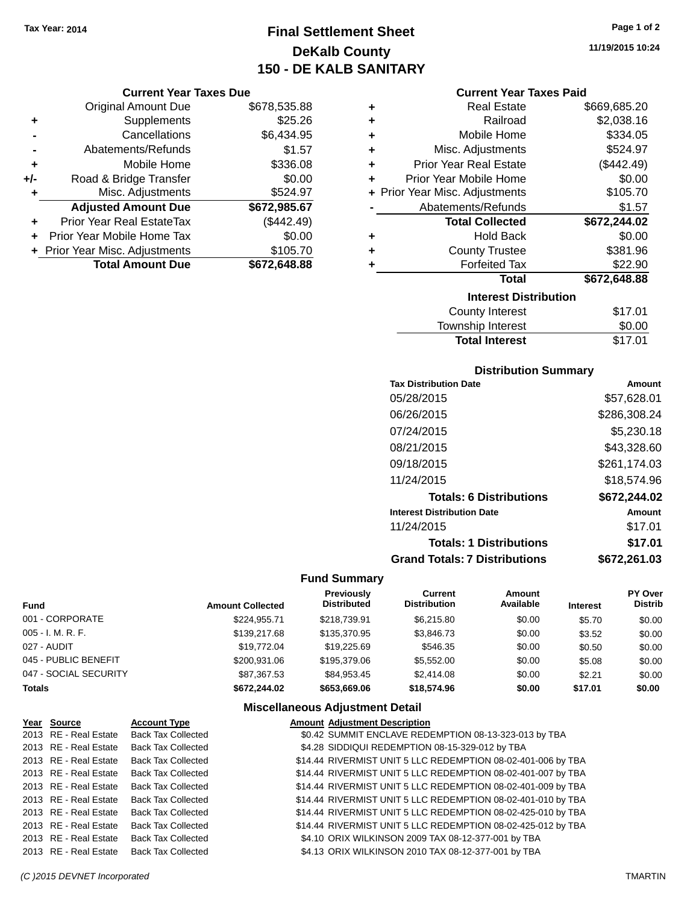Tax Year: 2014

# Final Settlement Sheet

## DeKalb County

## 150 - DE KALB SANITARY

11/19/2015 10:24

### Current Year Taxes Due

| | | |
|---|---|---|
| | Original Amount Due | $678,535.88 |
| + | Supplements | $25.26 |
| - | Cancellations | $6,434.95 |
| - | Abatements/Refunds | $1.57 |
| + | Mobile Home | $336.08 |
| +/- | Road & Bridge Transfer | $0.00 |
| + | Misc. Adjustments | $524.97 |
| | **Adjusted Amount Due** | **$672,985.67** |
| + | Prior Year Real EstateTax | ($442.49) |
| + | Prior Year Mobile Home Tax | $0.00 |
| + | Prior Year Misc. Adjustments | $105.70 |
| | **Total Amount Due** | **$672,648.88** |

### Current Year Taxes Paid

| | | |
|---|---|---|
| + | Real Estate | $669,685.20 |
| + | Railroad | $2,038.16 |
| + | Mobile Home | $334.05 |
| + | Misc. Adjustments | $524.97 |
| + | Prior Year Real Estate | ($442.49) |
| + | Prior Year Mobile Home | $0.00 |
| + | Prior Year Misc. Adjustments | $105.70 |
| - | Abatements/Refunds | $1.57 |
| | **Total Collected** | **$672,244.02** |
| + | Hold Back | $0.00 |
| + | County Trustee | $381.96 |
| + | Forfeited Tax | $22.90 |
| | **Total** | **$672,648.88** |

### Interest Distribution

| | |
|---|---|
| County Interest | $17.01 |
| Township Interest | $0.00 |
| **Total Interest** | $17.01 |

### Distribution Summary

| Tax Distribution Date | Amount |
|---|---|
| 05/28/2015 | $57,628.01 |
| 06/26/2015 | $286,308.24 |
| 07/24/2015 | $5,230.18 |
| 08/21/2015 | $43,328.60 |
| 09/18/2015 | $261,174.03 |
| 11/24/2015 | $18,574.96 |
| **Totals: 6 Distributions** | **$672,244.02** |
| **Interest Distribution Date** | **Amount** |
| 11/24/2015 | $17.01 |
| **Totals: 1 Distributions** | **$17.01** |
| **Grand Totals: 7 Distributions** | **$672,261.03** |

### Fund Summary

| Fund | Amount Collected | Previously Distributed | Current Distribution | Amount Available | Interest | PY Over Distrib |
|---|---|---|---|---|---|---|
| 001 - CORPORATE | $224,955.71 | $218,739.91 | $6,215.80 | $0.00 | $5.70 | $0.00 |
| 005 - I. M. R. F. | $139,217.68 | $135,370.95 | $3,846.73 | $0.00 | $3.52 | $0.00 |
| 027 - AUDIT | $19,772.04 | $19,225.69 | $546.35 | $0.00 | $0.50 | $0.00 |
| 045 - PUBLIC BENEFIT | $200,931.06 | $195,379.06 | $5,552.00 | $0.00 | $5.08 | $0.00 |
| 047 - SOCIAL SECURITY | $87,367.53 | $84,953.45 | $2,414.08 | $0.00 | $2.21 | $0.00 |
| **Totals** | **$672,244.02** | **$653,669.06** | **$18,574.96** | **$0.00** | **$17.01** | **$0.00** |

### Miscellaneous Adjustment Detail

| Year | Source | Account Type | Amount | Adjustment Description |
|---|---|---|---|---|
| 2013 | RE - Real Estate | Back Tax Collected | $0.42 | SUMMIT ENCLAVE REDEMPTION 08-13-323-013 by TBA |
| 2013 | RE - Real Estate | Back Tax Collected | $4.28 | SIDDIQUI REDEMPTION 08-15-329-012 by TBA |
| 2013 | RE - Real Estate | Back Tax Collected | $14.44 | RIVERMIST UNIT 5 LLC REDEMPTION 08-02-401-006 by TBA |
| 2013 | RE - Real Estate | Back Tax Collected | $14.44 | RIVERMIST UNIT 5 LLC REDEMPTION 08-02-401-007 by TBA |
| 2013 | RE - Real Estate | Back Tax Collected | $14.44 | RIVERMIST UNIT 5 LLC REDEMPTION 08-02-401-009 by TBA |
| 2013 | RE - Real Estate | Back Tax Collected | $14.44 | RIVERMIST UNIT 5 LLC REDEMPTION 08-02-401-010 by TBA |
| 2013 | RE - Real Estate | Back Tax Collected | $14.44 | RIVERMIST UNIT 5 LLC REDEMPTION 08-02-425-010 by TBA |
| 2013 | RE - Real Estate | Back Tax Collected | $14.44 | RIVERMIST UNIT 5 LLC REDEMPTION 08-02-425-012 by TBA |
| 2013 | RE - Real Estate | Back Tax Collected | $4.10 | ORIX WILKINSON 2009 TAX 08-12-377-001 by TBA |
| 2013 | RE - Real Estate | Back Tax Collected | $4.13 | ORIX WILKINSON 2010 TAX 08-12-377-001 by TBA |

(C )2015 DEVNET Incorporated TMARTIN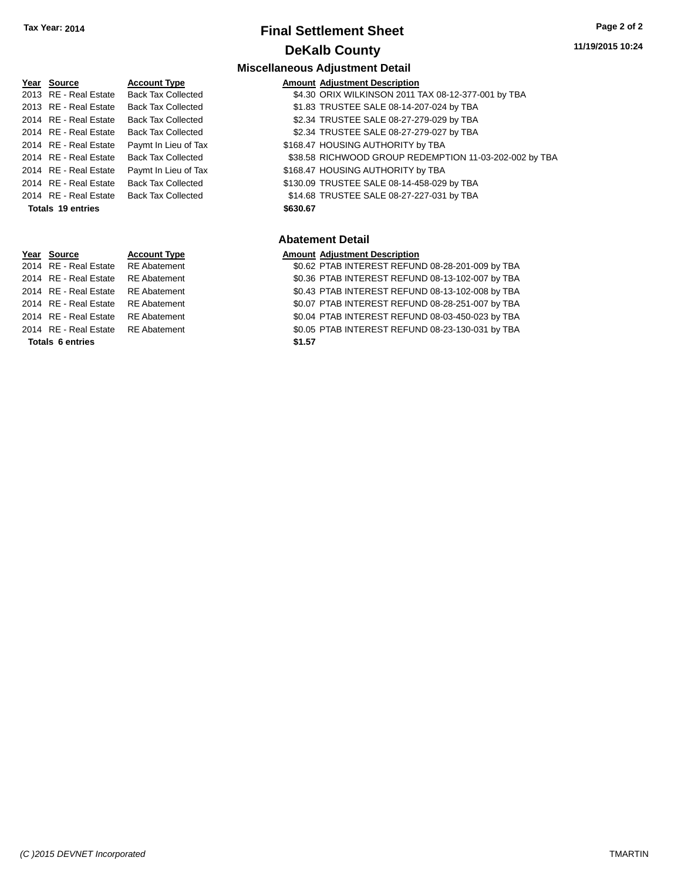**Tax Year: 2014**

# Final Settlement Sheet

## DeKalb County

**11/19/2015 10:24**

### Miscellaneous Adjustment Detail

| Year | Source | Account Type | Amount | Adjustment Description |
|---|---|---|---|---|
| 2013 | RE - Real Estate | Back Tax Collected | $4.30 | ORIX WILKINSON 2011 TAX 08-12-377-001 by TBA |
| 2013 | RE - Real Estate | Back Tax Collected | $1.83 | TRUSTEE SALE 08-14-207-024 by TBA |
| 2014 | RE - Real Estate | Back Tax Collected | $2.34 | TRUSTEE SALE 08-27-279-029 by TBA |
| 2014 | RE - Real Estate | Back Tax Collected | $2.34 | TRUSTEE SALE 08-27-279-027 by TBA |
| 2014 | RE - Real Estate | Paymt In Lieu of Tax | $168.47 | HOUSING AUTHORITY by TBA |
| 2014 | RE - Real Estate | Back Tax Collected | $38.58 | RICHWOOD GROUP REDEMPTION 11-03-202-002 by TBA |
| 2014 | RE - Real Estate | Paymt In Lieu of Tax | $168.47 | HOUSING AUTHORITY by TBA |
| 2014 | RE - Real Estate | Back Tax Collected | $130.09 | TRUSTEE SALE 08-14-458-029 by TBA |
| 2014 | RE - Real Estate | Back Tax Collected | $14.68 | TRUSTEE SALE 08-27-227-031 by TBA |
| **Totals 19 entries** | | | **$630.67** | |

### Abatement Detail

| Year | Source | Account Type | Amount | Adjustment Description |
|---|---|---|---|---|
| 2014 | RE - Real Estate | RE Abatement | $0.62 | PTAB INTEREST REFUND 08-28-201-009 by TBA |
| 2014 | RE - Real Estate | RE Abatement | $0.36 | PTAB INTEREST REFUND 08-13-102-007 by TBA |
| 2014 | RE - Real Estate | RE Abatement | $0.43 | PTAB INTEREST REFUND 08-13-102-008 by TBA |
| 2014 | RE - Real Estate | RE Abatement | $0.07 | PTAB INTEREST REFUND 08-28-251-007 by TBA |
| 2014 | RE - Real Estate | RE Abatement | $0.04 | PTAB INTEREST REFUND 08-03-450-023 by TBA |
| 2014 | RE - Real Estate | RE Abatement | $0.05 | PTAB INTEREST REFUND 08-23-130-031 by TBA |
| **Totals 6 entries** | | | **$1.57** | |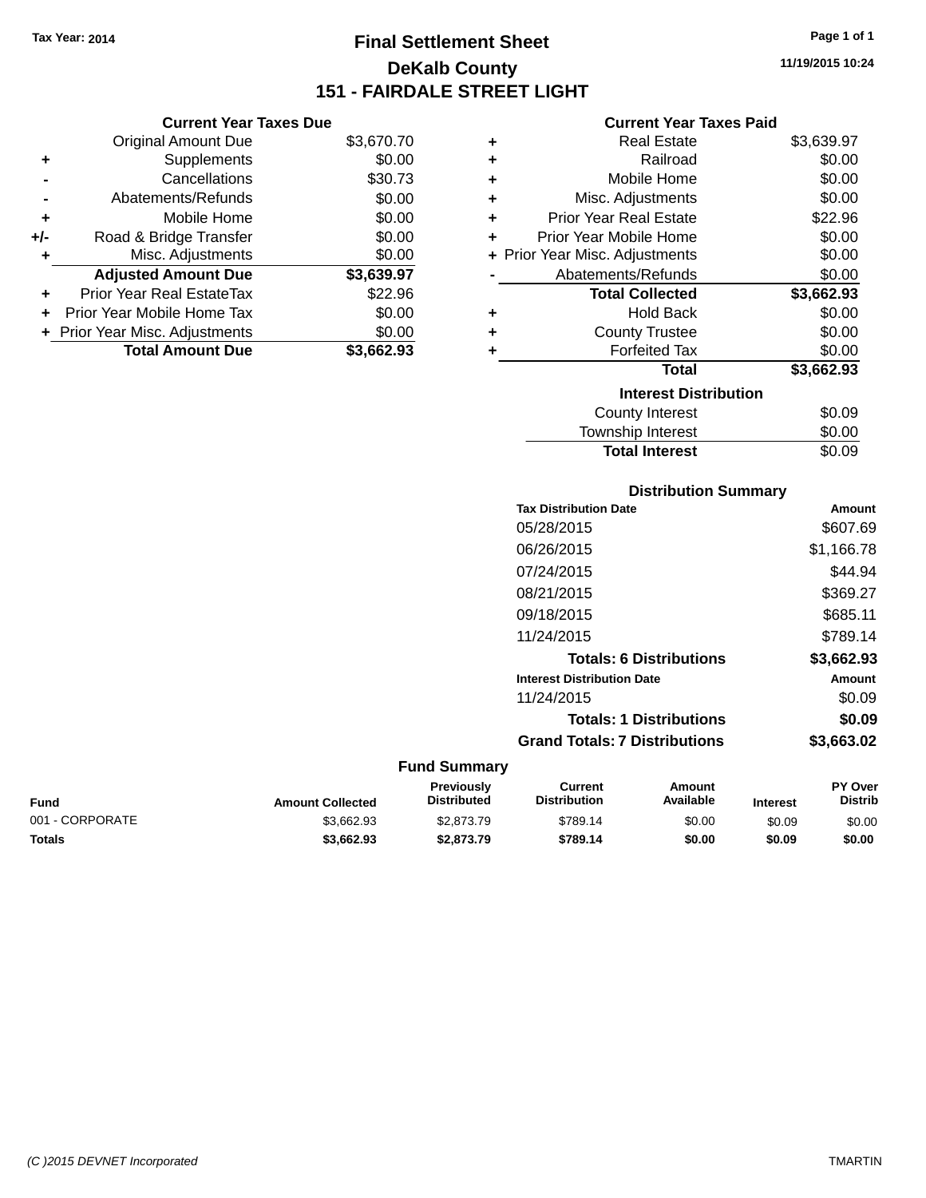Tax Year: 2014

# Final Settlement Sheet

## DeKalb County

## 151 - FAIRDALE STREET LIGHT

11/19/2015 10:24

### Current Year Taxes Due

| | | |
|---|---|---|
| | Original Amount Due | $3,670.70 |
| + | Supplements | $0.00 |
| - | Cancellations | $30.73 |
| - | Abatements/Refunds | $0.00 |
| + | Mobile Home | $0.00 |
| +/- | Road & Bridge Transfer | $0.00 |
| + | Misc. Adjustments | $0.00 |
| | **Adjusted Amount Due** | **$3,639.97** |
| + | Prior Year Real EstateTax | $22.96 |
| + | Prior Year Mobile Home Tax | $0.00 |
| + | Prior Year Misc. Adjustments | $0.00 |
| | **Total Amount Due** | **$3,662.93** |

### Current Year Taxes Paid

| | | |
|---|---|---|
| + | Real Estate | $3,639.97 |
| + | Railroad | $0.00 |
| + | Mobile Home | $0.00 |
| + | Misc. Adjustments | $0.00 |
| + | Prior Year Real Estate | $22.96 |
| + | Prior Year Mobile Home | $0.00 |
| + | Prior Year Misc. Adjustments | $0.00 |
| - | Abatements/Refunds | $0.00 |
| | **Total Collected** | **$3,662.93** |
| + | Hold Back | $0.00 |
| + | County Trustee | $0.00 |
| + | Forfeited Tax | $0.00 |
| | **Total** | **$3,662.93** |

### Interest Distribution

| | |
|---|---|
| County Interest | $0.09 |
| Township Interest | $0.00 |
| **Total Interest** | $0.09 |

### Distribution Summary

| Tax Distribution Date | Amount |
|---|---|
| 05/28/2015 | $607.69 |
| 06/26/2015 | $1,166.78 |
| 07/24/2015 | $44.94 |
| 08/21/2015 | $369.27 |
| 09/18/2015 | $685.11 |
| 11/24/2015 | $789.14 |
| **Totals: 6 Distributions** | **$3,662.93** |

| Interest Distribution Date | Amount |
|---|---|
| 11/24/2015 | $0.09 |
| **Totals: 1 Distributions** | **$0.09** |
| **Grand Totals: 7 Distributions** | **$3,663.02** |

### Fund Summary

| Fund | Amount Collected | Previously Distributed | Current Distribution | Amount Available | Interest | PY Over Distrib |
|---|---|---|---|---|---|---|
| 001 - CORPORATE | $3,662.93 | $2,873.79 | $789.14 | $0.00 | $0.09 | $0.00 |
| **Totals** | **$3,662.93** | **$2,873.79** | **$789.14** | **$0.00** | **$0.09** | **$0.00** |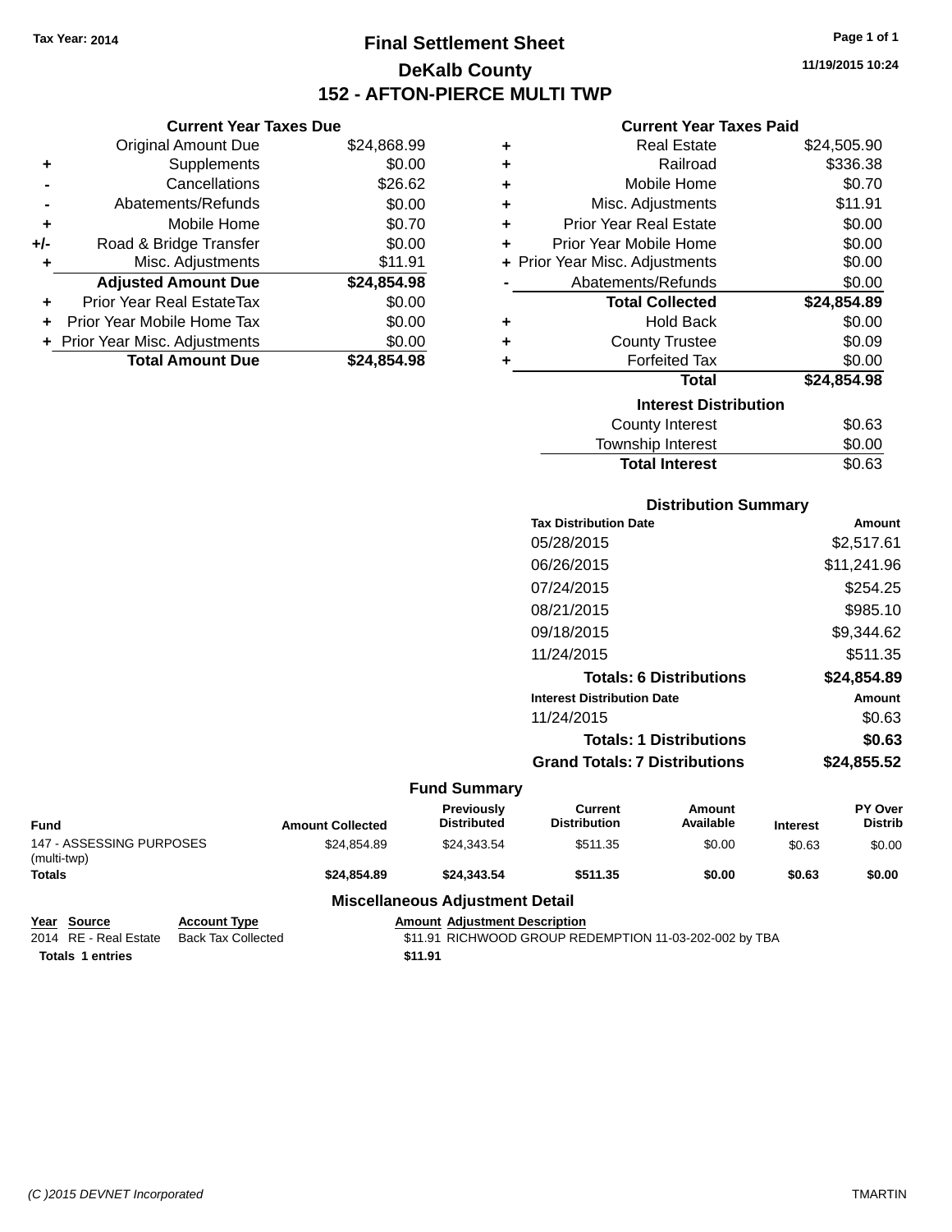Tax Year: 2014

# Final Settlement Sheet

## DeKalb County

## 152 - AFTON-PIERCE MULTI TWP

11/19/2015 10:24

### Current Year Taxes Due

| | | |
|---|---|---|
| | Original Amount Due | $24,868.99 |
| + | Supplements | $0.00 |
| - | Cancellations | $26.62 |
| - | Abatements/Refunds | $0.00 |
| + | Mobile Home | $0.70 |
| +/- | Road & Bridge Transfer | $0.00 |
| + | Misc. Adjustments | $11.91 |
| | **Adjusted Amount Due** | **$24,854.98** |
| + | Prior Year Real EstateTax | $0.00 |
| + | Prior Year Mobile Home Tax | $0.00 |
| + | Prior Year Misc. Adjustments | $0.00 |
| | **Total Amount Due** | **$24,854.98** |

### Current Year Taxes Paid

| | | |
|---|---|---|
| + | Real Estate | $24,505.90 |
| + | Railroad | $336.38 |
| + | Mobile Home | $0.70 |
| + | Misc. Adjustments | $11.91 |
| + | Prior Year Real Estate | $0.00 |
| + | Prior Year Mobile Home | $0.00 |
| + | Prior Year Misc. Adjustments | $0.00 |
| - | Abatements/Refunds | $0.00 |
| | **Total Collected** | **$24,854.89** |
| + | Hold Back | $0.00 |
| + | County Trustee | $0.09 |
| + | Forfeited Tax | $0.00 |
| | **Total** | **$24,854.98** |

### Interest Distribution

| | |
|---|---|
| County Interest | $0.63 |
| Township Interest | $0.00 |
| **Total Interest** | **$0.63** |

### Distribution Summary

| Tax Distribution Date | Amount |
|---|---|
| 05/28/2015 | $2,517.61 |
| 06/26/2015 | $11,241.96 |
| 07/24/2015 | $254.25 |
| 08/21/2015 | $985.10 |
| 09/18/2015 | $9,344.62 |
| 11/24/2015 | $511.35 |
| **Totals: 6 Distributions** | **$24,854.89** |
| **Interest Distribution Date** | **Amount** |
| 11/24/2015 | $0.63 |
| **Totals: 1 Distributions** | **$0.63** |
| **Grand Totals: 7 Distributions** | **$24,855.52** |

### Fund Summary

| Fund | Amount Collected | Previously Distributed | Current Distribution | Amount Available | Interest | PY Over Distrib |
|---|---|---|---|---|---|---|
| 147 - ASSESSING PURPOSES (multi-twp) | $24,854.89 | $24,343.54 | $511.35 | $0.00 | $0.63 | $0.00 |
| **Totals** | **$24,854.89** | **$24,343.54** | **$511.35** | **$0.00** | **$0.63** | **$0.00** |

### Miscellaneous Adjustment Detail

| Year | Source | Account Type | Amount | Adjustment Description |
|---|---|---|---|---|
| 2014 | RE - Real Estate | Back Tax Collected | $11.91 | RICHWOOD GROUP REDEMPTION 11-03-202-002 by TBA |
| **Totals 1 entries** | | | **$11.91** | |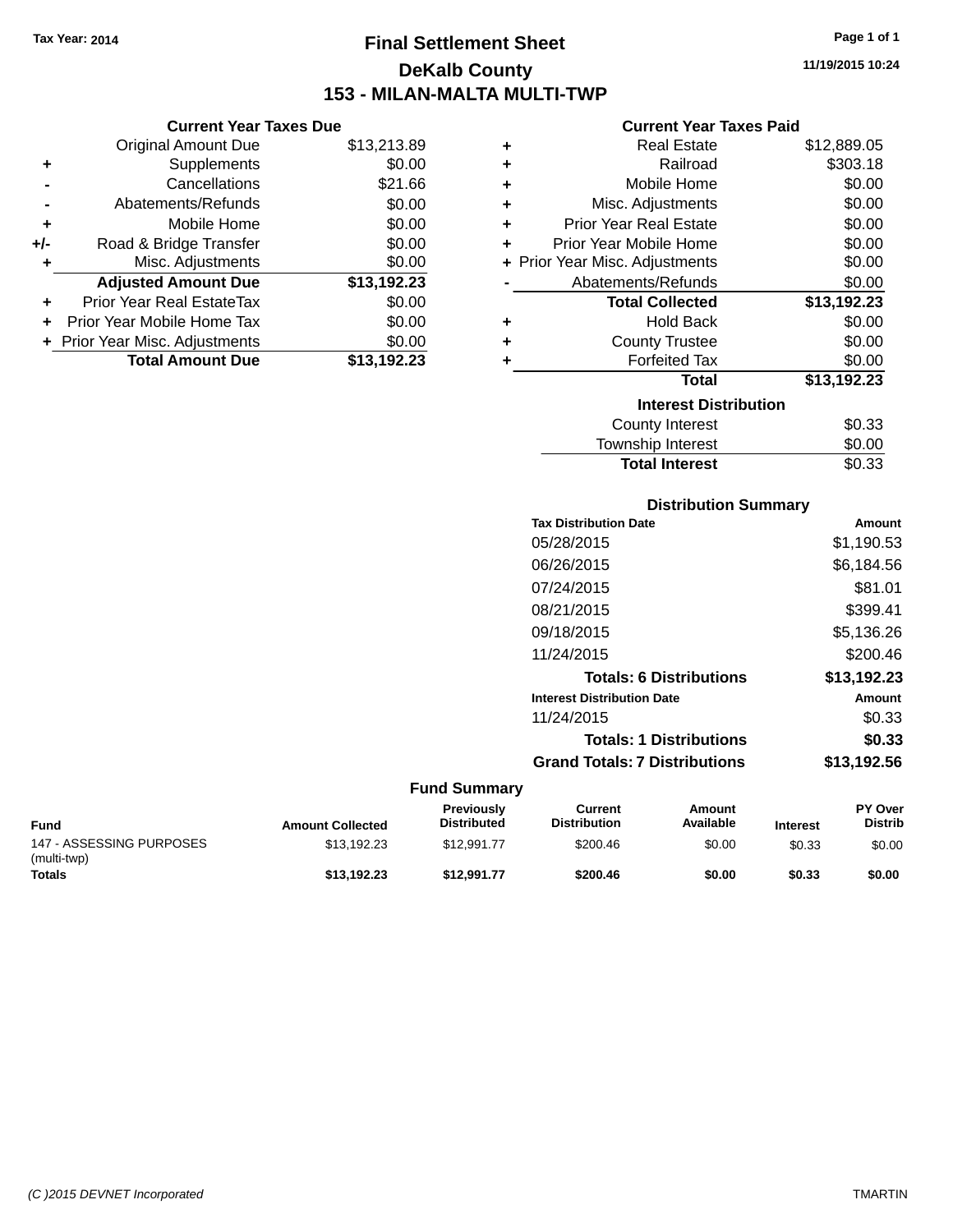Tax Year: 2014

# Final Settlement Sheet
## DeKalb County
## 153 - MILAN-MALTA MULTI-TWP

11/19/2015 10:24

### Current Year Taxes Due

| | | |
|---|---|---|
| | Original Amount Due | $13,213.89 |
| + | Supplements | $0.00 |
| - | Cancellations | $21.66 |
| - | Abatements/Refunds | $0.00 |
| + | Mobile Home | $0.00 |
| +/- | Road & Bridge Transfer | $0.00 |
| + | Misc. Adjustments | $0.00 |
| | **Adjusted Amount Due** | **$13,192.23** |
| + | Prior Year Real EstateTax | $0.00 |
| + | Prior Year Mobile Home Tax | $0.00 |
| + | Prior Year Misc. Adjustments | $0.00 |
| | **Total Amount Due** | **$13,192.23** |

### Current Year Taxes Paid

| | | |
|---|---|---|
| + | Real Estate | $12,889.05 |
| + | Railroad | $303.18 |
| + | Mobile Home | $0.00 |
| + | Misc. Adjustments | $0.00 |
| + | Prior Year Real Estate | $0.00 |
| + | Prior Year Mobile Home | $0.00 |
| + | Prior Year Misc. Adjustments | $0.00 |
| - | Abatements/Refunds | $0.00 |
| | **Total Collected** | **$13,192.23** |
| + | Hold Back | $0.00 |
| + | County Trustee | $0.00 |
| + | Forfeited Tax | $0.00 |
| | **Total** | **$13,192.23** |

### Interest Distribution

| | |
|---|---|
| County Interest | $0.33 |
| Township Interest | $0.00 |
| **Total Interest** | $0.33 |

### Distribution Summary

| Tax Distribution Date | Amount |
|---|---|
| 05/28/2015 | $1,190.53 |
| 06/26/2015 | $6,184.56 |
| 07/24/2015 | $81.01 |
| 08/21/2015 | $399.41 |
| 09/18/2015 | $5,136.26 |
| 11/24/2015 | $200.46 |
| **Totals: 6 Distributions** | **$13,192.23** |

| Interest Distribution Date | Amount |
|---|---|
| 11/24/2015 | $0.33 |
| **Totals: 1 Distributions** | **$0.33** |
| **Grand Totals: 7 Distributions** | **$13,192.56** |

### Fund Summary

| Fund | Amount Collected | Previously Distributed | Current Distribution | Amount Available | Interest | PY Over Distrib |
|---|---|---|---|---|---|---|
| 147 - ASSESSING PURPOSES (multi-twp) | $13,192.23 | $12,991.77 | $200.46 | $0.00 | $0.33 | $0.00 |
| **Totals** | **$13,192.23** | **$12,991.77** | **$200.46** | **$0.00** | **$0.33** | **$0.00** |

(C )2015 DEVNET Incorporated TMARTIN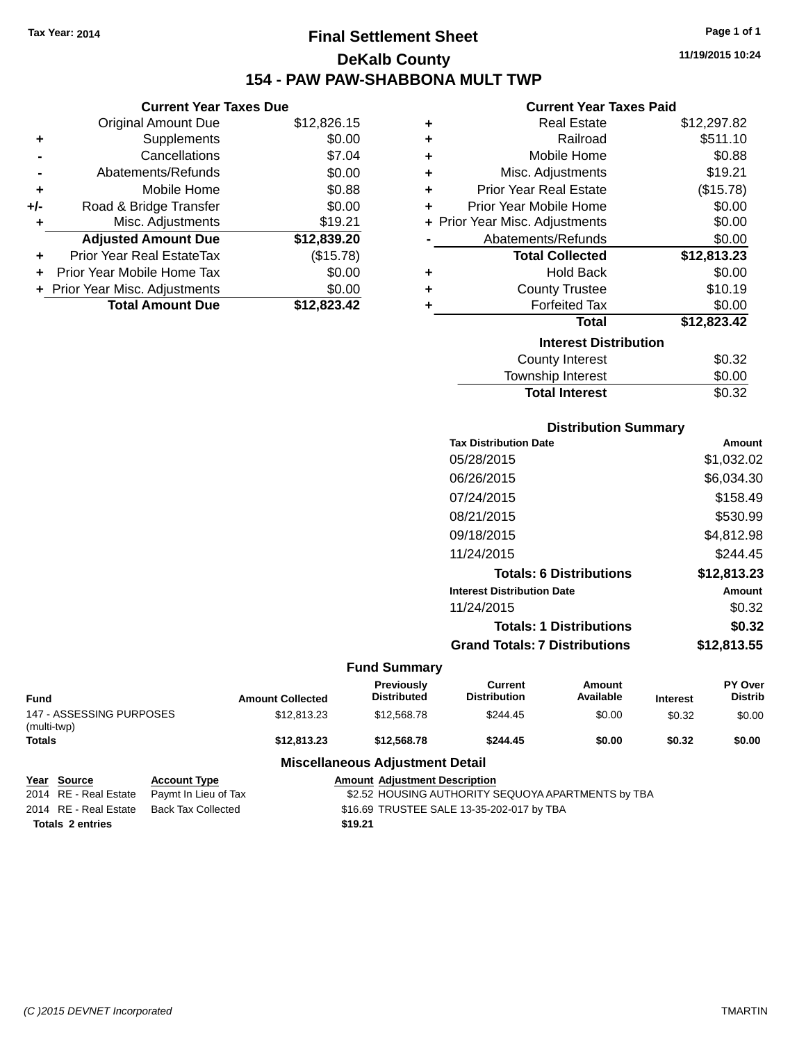**Tax Year: 2014**

# Final Settlement Sheet

## DeKalb County

## 154 - PAW PAW-SHABBONA MULT TWP

11/19/2015 10:24

### Current Year Taxes Due

| | | |
|---|---|---|
| | Original Amount Due | $12,826.15 |
| + | Supplements | $0.00 |
| - | Cancellations | $7.04 |
| - | Abatements/Refunds | $0.00 |
| + | Mobile Home | $0.88 |
| +/- | Road & Bridge Transfer | $0.00 |
| + | Misc. Adjustments | $19.21 |
| | **Adjusted Amount Due** | **$12,839.20** |
| + | Prior Year Real EstateTax | ($15.78) |
| + | Prior Year Mobile Home Tax | $0.00 |
| + | Prior Year Misc. Adjustments | $0.00 |
| | **Total Amount Due** | **$12,823.42** |

### Current Year Taxes Paid

| | | |
|---|---|---|
| + | Real Estate | $12,297.82 |
| + | Railroad | $511.10 |
| + | Mobile Home | $0.88 |
| + | Misc. Adjustments | $19.21 |
| + | Prior Year Real Estate | ($15.78) |
| + | Prior Year Mobile Home | $0.00 |
| + | Prior Year Misc. Adjustments | $0.00 |
| - | Abatements/Refunds | $0.00 |
| | **Total Collected** | **$12,813.23** |
| + | Hold Back | $0.00 |
| + | County Trustee | $10.19 |
| + | Forfeited Tax | $0.00 |
| | **Total** | **$12,823.42** |

### Interest Distribution

| | |
|---|---|
| County Interest | $0.32 |
| Township Interest | $0.00 |
| **Total Interest** | $0.32 |

### Distribution Summary

| Tax Distribution Date | Amount |
|---|---|
| 05/28/2015 | $1,032.02 |
| 06/26/2015 | $6,034.30 |
| 07/24/2015 | $158.49 |
| 08/21/2015 | $530.99 |
| 09/18/2015 | $4,812.98 |
| 11/24/2015 | $244.45 |
| **Totals: 6 Distributions** | **$12,813.23** |
| **Interest Distribution Date** | **Amount** |
| 11/24/2015 | $0.32 |
| **Totals: 1 Distributions** | **$0.32** |
| **Grand Totals: 7 Distributions** | **$12,813.55** |

### Fund Summary

| Fund | Amount Collected | Previously Distributed | Current Distribution | Amount Available | Interest | PY Over Distrib |
|---|---|---|---|---|---|---|
| 147 - ASSESSING PURPOSES (multi-twp) | $12,813.23 | $12,568.78 | $244.45 | $0.00 | $0.32 | $0.00 |
| **Totals** | **$12,813.23** | **$12,568.78** | **$244.45** | **$0.00** | **$0.32** | **$0.00** |

### Miscellaneous Adjustment Detail

| Year | Source | Account Type | Amount | Adjustment Description |
|---|---|---|---|---|
| 2014 | RE - Real Estate | Paymt In Lieu of Tax | $2.52 | HOUSING AUTHORITY SEQUOYA APARTMENTS by TBA |
| 2014 | RE - Real Estate | Back Tax Collected | $16.69 | TRUSTEE SALE 13-35-202-017 by TBA |
| **Totals 2 entries** | | | **$19.21** | |

(C )2015 DEVNET Incorporated — TMARTIN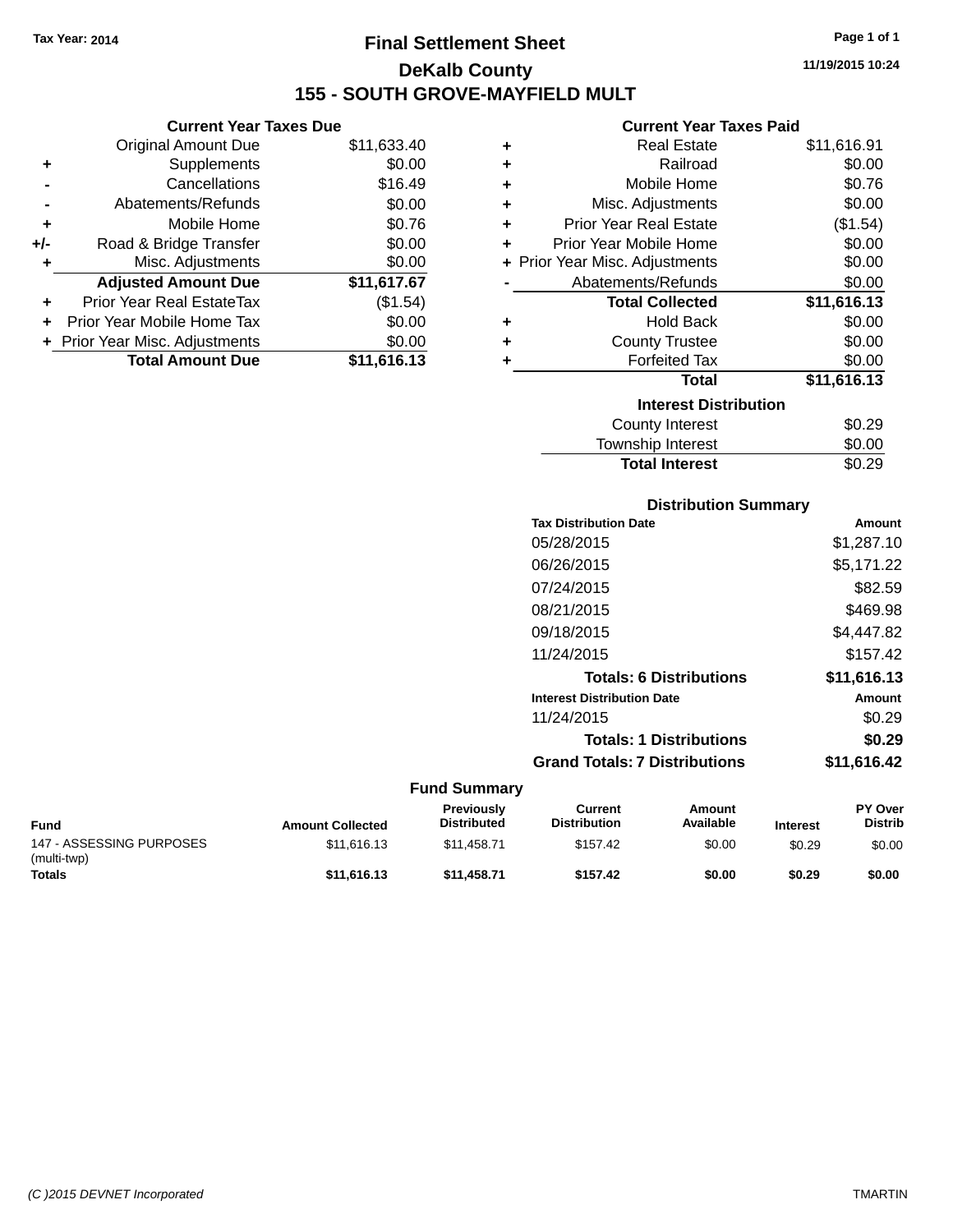Tax Year: 2014

# Final Settlement Sheet

## DeKalb County

## 155 - SOUTH GROVE-MAYFIELD MULT

11/19/2015 10:24

### Current Year Taxes Due

| | | |
|---|---|---|
| | Original Amount Due | $11,633.40 |
| + | Supplements | $0.00 |
| - | Cancellations | $16.49 |
| - | Abatements/Refunds | $0.00 |
| + | Mobile Home | $0.76 |
| +/- | Road & Bridge Transfer | $0.00 |
| + | Misc. Adjustments | $0.00 |
| | **Adjusted Amount Due** | **$11,617.67** |
| + | Prior Year Real EstateTax | ($1.54) |
| + | Prior Year Mobile Home Tax | $0.00 |
| + | Prior Year Misc. Adjustments | $0.00 |
| | **Total Amount Due** | **$11,616.13** |

### Current Year Taxes Paid

| | | |
|---|---|---|
| + | Real Estate | $11,616.91 |
| + | Railroad | $0.00 |
| + | Mobile Home | $0.76 |
| + | Misc. Adjustments | $0.00 |
| + | Prior Year Real Estate | ($1.54) |
| + | Prior Year Mobile Home | $0.00 |
| + | Prior Year Misc. Adjustments | $0.00 |
| - | Abatements/Refunds | $0.00 |
| | **Total Collected** | **$11,616.13** |
| + | Hold Back | $0.00 |
| + | County Trustee | $0.00 |
| + | Forfeited Tax | $0.00 |
| | **Total** | **$11,616.13** |

### Interest Distribution

| | |
|---|---|
| County Interest | $0.29 |
| Township Interest | $0.00 |
| **Total Interest** | $0.29 |

### Distribution Summary

| Tax Distribution Date | Amount |
|---|---|
| 05/28/2015 | $1,287.10 |
| 06/26/2015 | $5,171.22 |
| 07/24/2015 | $82.59 |
| 08/21/2015 | $469.98 |
| 09/18/2015 | $4,447.82 |
| 11/24/2015 | $157.42 |
| **Totals: 6 Distributions** | **$11,616.13** |
| **Interest Distribution Date** | **Amount** |
| 11/24/2015 | $0.29 |
| **Totals: 1 Distributions** | **$0.29** |
| **Grand Totals: 7 Distributions** | **$11,616.42** |

### Fund Summary

| Fund | Amount Collected | Previously Distributed | Current Distribution | Amount Available | Interest | PY Over Distrib |
|---|---|---|---|---|---|---|
| 147 - ASSESSING PURPOSES (multi-twp) | $11,616.13 | $11,458.71 | $157.42 | $0.00 | $0.29 | $0.00 |
| **Totals** | **$11,616.13** | **$11,458.71** | **$157.42** | **$0.00** | **$0.29** | **$0.00** |

(C )2015 DEVNET Incorporated TMARTIN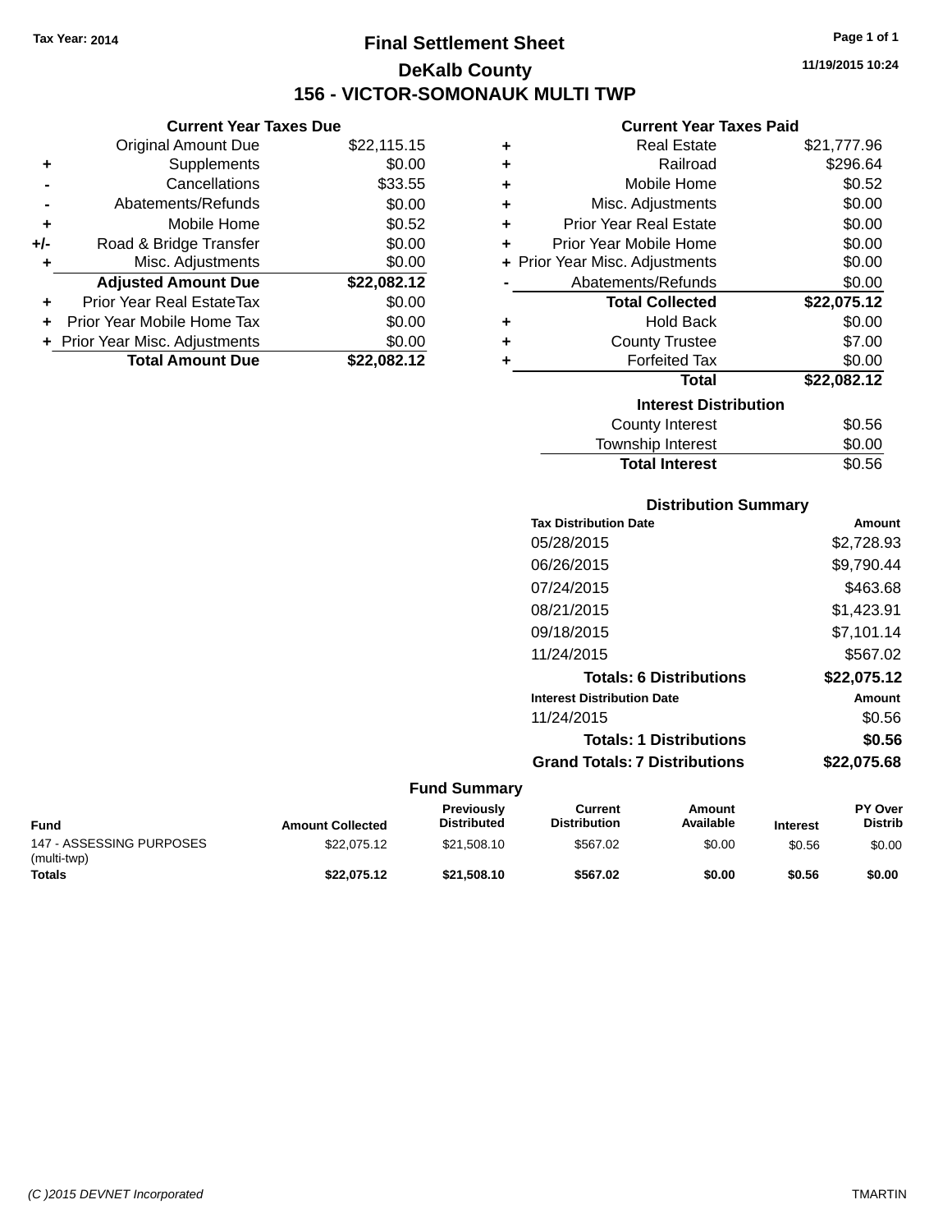Tax Year: 2014

# Final Settlement Sheet

## DeKalb County

## 156 - VICTOR-SOMONAUK MULTI TWP

11/19/2015 10:24

### Current Year Taxes Due

| | | |
|---|---|---|
| | Original Amount Due | $22,115.15 |
| + | Supplements | $0.00 |
| - | Cancellations | $33.55 |
| - | Abatements/Refunds | $0.00 |
| + | Mobile Home | $0.52 |
| +/- | Road & Bridge Transfer | $0.00 |
| + | Misc. Adjustments | $0.00 |
| | **Adjusted Amount Due** | **$22,082.12** |
| + | Prior Year Real EstateTax | $0.00 |
| + | Prior Year Mobile Home Tax | $0.00 |
| + | Prior Year Misc. Adjustments | $0.00 |
| | **Total Amount Due** | **$22,082.12** |

### Current Year Taxes Paid

| | | |
|---|---|---|
| + | Real Estate | $21,777.96 |
| + | Railroad | $296.64 |
| + | Mobile Home | $0.52 |
| + | Misc. Adjustments | $0.00 |
| + | Prior Year Real Estate | $0.00 |
| + | Prior Year Mobile Home | $0.00 |
| + | Prior Year Misc. Adjustments | $0.00 |
| - | Abatements/Refunds | $0.00 |
| | **Total Collected** | **$22,075.12** |
| + | Hold Back | $0.00 |
| + | County Trustee | $7.00 |
| + | Forfeited Tax | $0.00 |
| | **Total** | **$22,082.12** |

### Interest Distribution

| | |
|---|---|
| County Interest | $0.56 |
| Township Interest | $0.00 |
| **Total Interest** | $0.56 |

### Distribution Summary

| Tax Distribution Date | Amount |
|---|---|
| 05/28/2015 | $2,728.93 |
| 06/26/2015 | $9,790.44 |
| 07/24/2015 | $463.68 |
| 08/21/2015 | $1,423.91 |
| 09/18/2015 | $7,101.14 |
| 11/24/2015 | $567.02 |
| **Totals: 6 Distributions** | **$22,075.12** |
| **Interest Distribution Date** | **Amount** |
| 11/24/2015 | $0.56 |
| **Totals: 1 Distributions** | **$0.56** |
| **Grand Totals: 7 Distributions** | **$22,075.68** |

### Fund Summary

| Fund | Amount Collected | Previously Distributed | Current Distribution | Amount Available | Interest | PY Over Distrib |
|---|---|---|---|---|---|---|
| 147 - ASSESSING PURPOSES (multi-twp) | $22,075.12 | $21,508.10 | $567.02 | $0.00 | $0.56 | $0.00 |
| **Totals** | **$22,075.12** | **$21,508.10** | **$567.02** | **$0.00** | **$0.56** | **$0.00** |

(C )2015 DEVNET Incorporated TMARTIN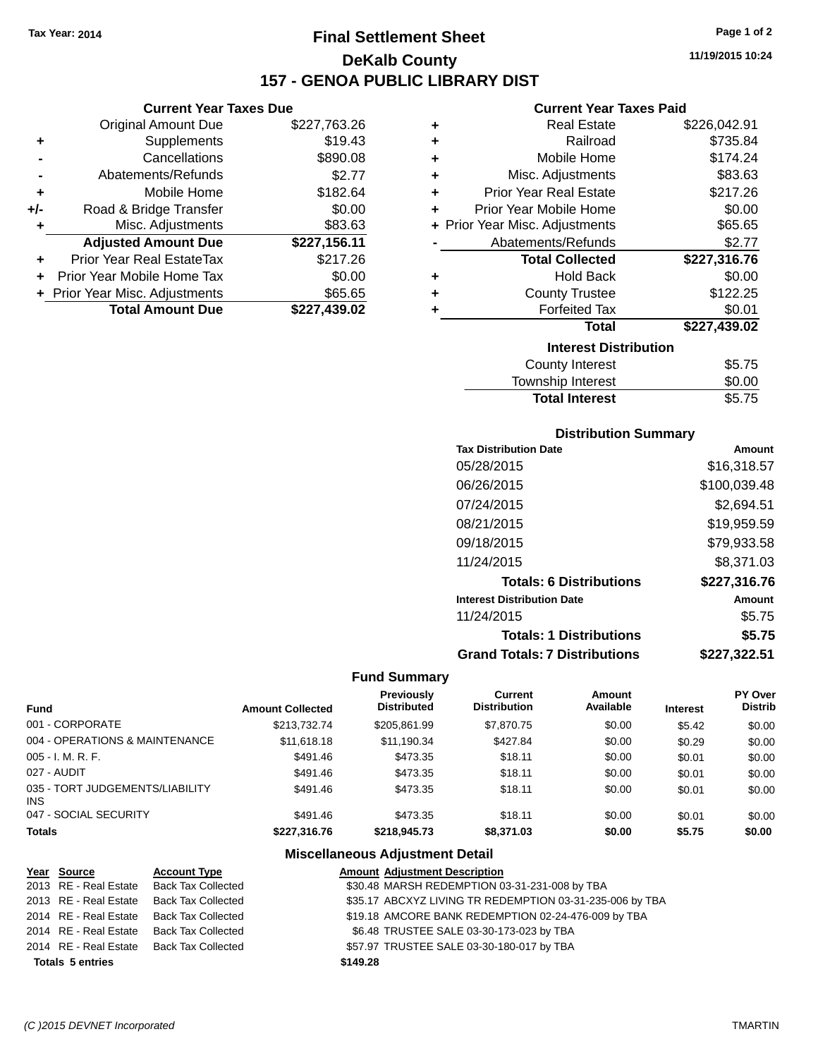Tax Year: 2014

# Final Settlement Sheet

## DeKalb County

## 157 - GENOA PUBLIC LIBRARY DIST

11/19/2015 10:24

### Current Year Taxes Due

| | | |
|---|---|---|
| | Original Amount Due | $227,763.26 |
| + | Supplements | $19.43 |
| - | Cancellations | $890.08 |
| - | Abatements/Refunds | $2.77 |
| + | Mobile Home | $182.64 |
| +/- | Road & Bridge Transfer | $0.00 |
| + | Misc. Adjustments | $83.63 |
| | **Adjusted Amount Due** | **$227,156.11** |
| + | Prior Year Real EstateTax | $217.26 |
| + | Prior Year Mobile Home Tax | $0.00 |
| + | Prior Year Misc. Adjustments | $65.65 |
| | **Total Amount Due** | **$227,439.02** |

### Current Year Taxes Paid

| | | |
|---|---|---|
| + | Real Estate | $226,042.91 |
| + | Railroad | $735.84 |
| + | Mobile Home | $174.24 |
| + | Misc. Adjustments | $83.63 |
| + | Prior Year Real Estate | $217.26 |
| + | Prior Year Mobile Home | $0.00 |
| + | Prior Year Misc. Adjustments | $65.65 |
| - | Abatements/Refunds | $2.77 |
| | **Total Collected** | **$227,316.76** |
| + | Hold Back | $0.00 |
| + | County Trustee | $122.25 |
| + | Forfeited Tax | $0.01 |
| | **Total** | **$227,439.02** |

### Interest Distribution

| | |
|---|---|
| County Interest | $5.75 |
| Township Interest | $0.00 |
| **Total Interest** | $5.75 |

### Distribution Summary

| Tax Distribution Date | Amount |
|---|---|
| 05/28/2015 | $16,318.57 |
| 06/26/2015 | $100,039.48 |
| 07/24/2015 | $2,694.51 |
| 08/21/2015 | $19,959.59 |
| 09/18/2015 | $79,933.58 |
| 11/24/2015 | $8,371.03 |
| **Totals: 6 Distributions** | **$227,316.76** |
| **Interest Distribution Date** | **Amount** |
| 11/24/2015 | $5.75 |
| **Totals: 1 Distributions** | **$5.75** |
| **Grand Totals: 7 Distributions** | **$227,322.51** |

### Fund Summary

| Fund | Amount Collected | Previously Distributed | Current Distribution | Amount Available | Interest | PY Over Distrib |
|---|---|---|---|---|---|---|
| 001 - CORPORATE | $213,732.74 | $205,861.99 | $7,870.75 | $0.00 | $5.42 | $0.00 |
| 004 - OPERATIONS & MAINTENANCE | $11,618.18 | $11,190.34 | $427.84 | $0.00 | $0.29 | $0.00 |
| 005 - I. M. R. F. | $491.46 | $473.35 | $18.11 | $0.00 | $0.01 | $0.00 |
| 027 - AUDIT | $491.46 | $473.35 | $18.11 | $0.00 | $0.01 | $0.00 |
| 035 - TORT JUDGEMENTS/LIABILITY INS | $491.46 | $473.35 | $18.11 | $0.00 | $0.01 | $0.00 |
| 047 - SOCIAL SECURITY | $491.46 | $473.35 | $18.11 | $0.00 | $0.01 | $0.00 |
| **Totals** | **$227,316.76** | **$218,945.73** | **$8,371.03** | **$0.00** | **$5.75** | **$0.00** |

### Miscellaneous Adjustment Detail

| Year | Source | Account Type | Amount | Adjustment Description |
|---|---|---|---|---|
| 2013 | RE - Real Estate | Back Tax Collected | $30.48 | MARSH REDEMPTION 03-31-231-008 by TBA |
| 2013 | RE - Real Estate | Back Tax Collected | $35.17 | ABCXYZ LIVING TR REDEMPTION 03-31-235-006 by TBA |
| 2014 | RE - Real Estate | Back Tax Collected | $19.18 | AMCORE BANK REDEMPTION 02-24-476-009 by TBA |
| 2014 | RE - Real Estate | Back Tax Collected | $6.48 | TRUSTEE SALE 03-30-173-023 by TBA |
| 2014 | RE - Real Estate | Back Tax Collected | $57.97 | TRUSTEE SALE 03-30-180-017 by TBA |
| **Totals 5 entries** | | | **$149.28** | |

(C )2015 DEVNET Incorporated TMARTIN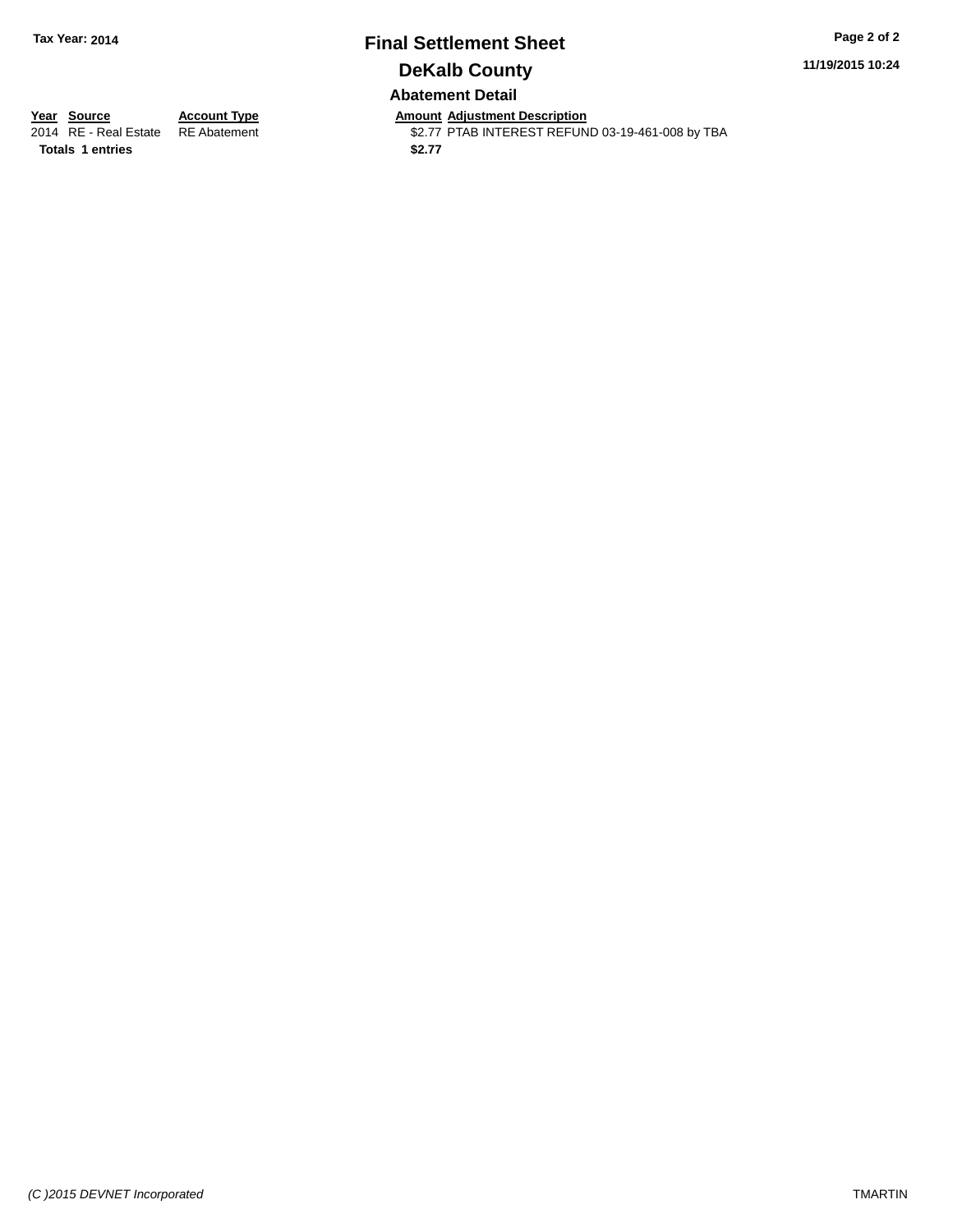**Tax Year: 2014**

# Final Settlement Sheet

## DeKalb County

### Abatement Detail

| Year | Source | Account Type | Amount | Adjustment Description |
|---|---|---|---|---|
| 2014 | RE - Real Estate | RE Abatement | $2.77 | PTAB INTEREST REFUND 03-19-461-008 by TBA |
| **Totals** | **1 entries** | | **$2.77** | |

11/19/2015 10:24

*(C )2015 DEVNET Incorporated*

TMARTIN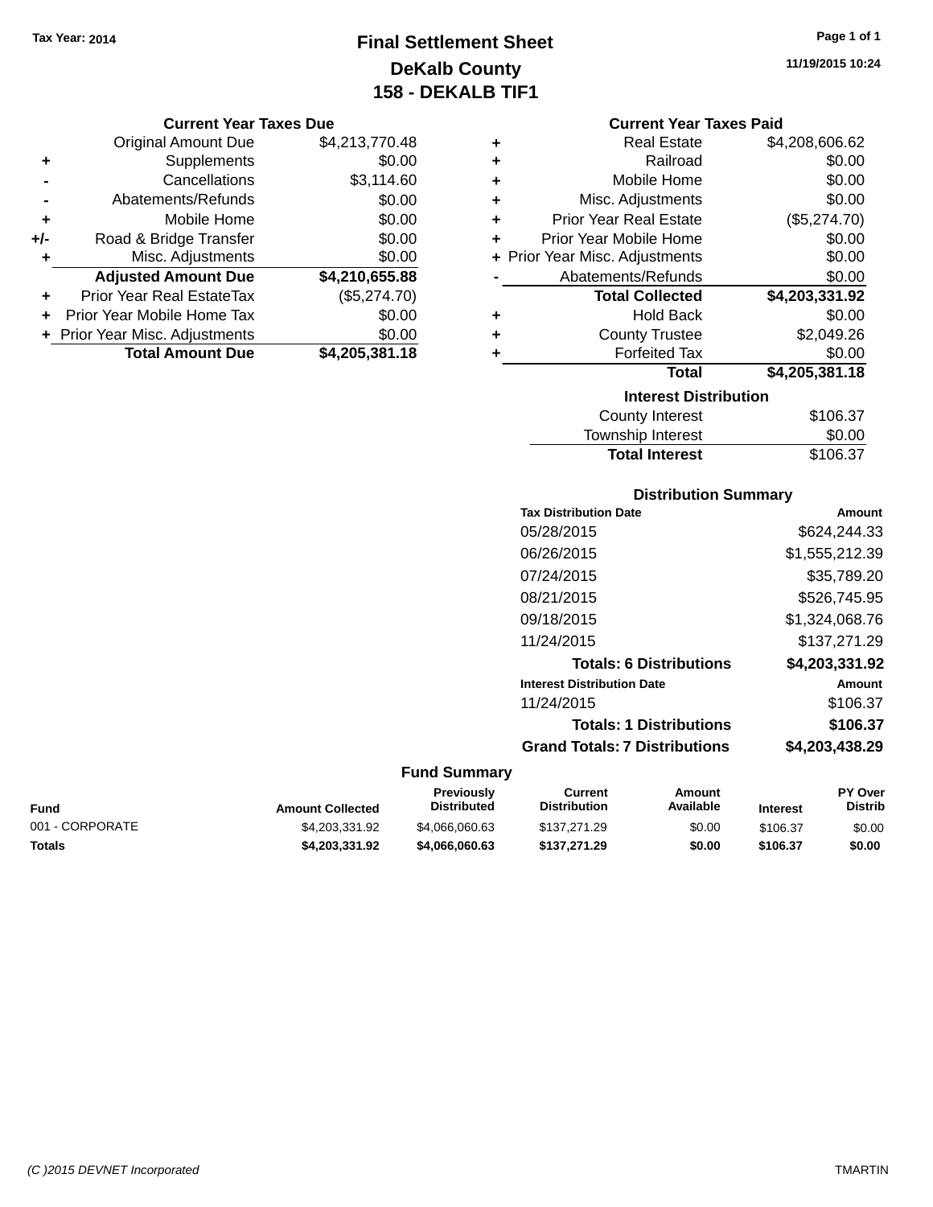Tax Year: 2014

# Final Settlement Sheet
## DeKalb County
## 158 - DEKALB TIF1

11/19/2015 10:24

### Current Year Taxes Due

| | | |
|---|---|---|
| | Original Amount Due | $4,213,770.48 |
| + | Supplements | $0.00 |
| - | Cancellations | $3,114.60 |
| - | Abatements/Refunds | $0.00 |
| + | Mobile Home | $0.00 |
| +/- | Road & Bridge Transfer | $0.00 |
| + | Misc. Adjustments | $0.00 |
| | **Adjusted Amount Due** | **$4,210,655.88** |
| + | Prior Year Real EstateTax | ($5,274.70) |
| + | Prior Year Mobile Home Tax | $0.00 |
| + | Prior Year Misc. Adjustments | $0.00 |
| | **Total Amount Due** | **$4,205,381.18** |

### Current Year Taxes Paid

| | | |
|---|---|---|
| + | Real Estate | $4,208,606.62 |
| + | Railroad | $0.00 |
| + | Mobile Home | $0.00 |
| + | Misc. Adjustments | $0.00 |
| + | Prior Year Real Estate | ($5,274.70) |
| + | Prior Year Mobile Home | $0.00 |
| + | Prior Year Misc. Adjustments | $0.00 |
| - | Abatements/Refunds | $0.00 |
| | **Total Collected** | **$4,203,331.92** |
| + | Hold Back | $0.00 |
| + | County Trustee | $2,049.26 |
| + | Forfeited Tax | $0.00 |
| | **Total** | **$4,205,381.18** |

### Interest Distribution

| | |
|---|---|
| County Interest | $106.37 |
| Township Interest | $0.00 |
| **Total Interest** | $106.37 |

### Distribution Summary

| Tax Distribution Date | Amount |
|---|---|
| 05/28/2015 | $624,244.33 |
| 06/26/2015 | $1,555,212.39 |
| 07/24/2015 | $35,789.20 |
| 08/21/2015 | $526,745.95 |
| 09/18/2015 | $1,324,068.76 |
| 11/24/2015 | $137,271.29 |
| **Totals: 6 Distributions** | **$4,203,331.92** |
| **Interest Distribution Date** | **Amount** |
| 11/24/2015 | $106.37 |
| **Totals: 1 Distributions** | **$106.37** |
| **Grand Totals: 7 Distributions** | **$4,203,438.29** |

### Fund Summary

| Fund | Amount Collected | Previously Distributed | Current Distribution | Amount Available | Interest | PY Over Distrib |
|---|---|---|---|---|---|---|
| 001 - CORPORATE | $4,203,331.92 | $4,066,060.63 | $137,271.29 | $0.00 | $106.37 | $0.00 |
| **Totals** | **$4,203,331.92** | **$4,066,060.63** | **$137,271.29** | **$0.00** | **$106.37** | **$0.00** |

(C )2015 DEVNET Incorporated — TMARTIN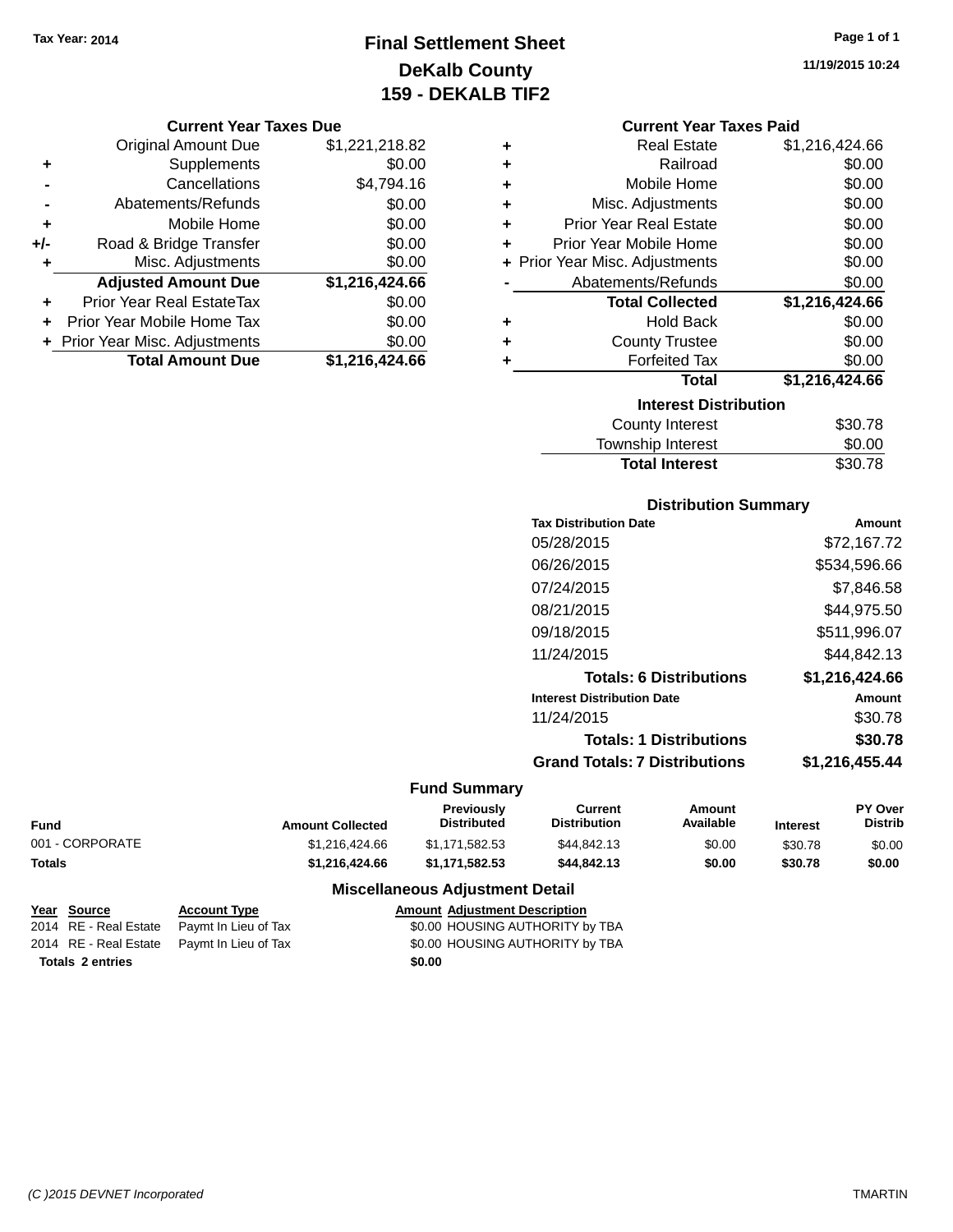Tax Year: 2014

# Final Settlement Sheet
## DeKalb County
## 159 - DEKALB TIF2

11/19/2015 10:24

### Current Year Taxes Due

| | | |
|---|---|---|
| | Original Amount Due | $1,221,218.82 |
| + | Supplements | $0.00 |
| - | Cancellations | $4,794.16 |
| - | Abatements/Refunds | $0.00 |
| + | Mobile Home | $0.00 |
| +/- | Road & Bridge Transfer | $0.00 |
| + | Misc. Adjustments | $0.00 |
| | **Adjusted Amount Due** | **$1,216,424.66** |
| + | Prior Year Real EstateTax | $0.00 |
| + | Prior Year Mobile Home Tax | $0.00 |
| + | Prior Year Misc. Adjustments | $0.00 |
| | **Total Amount Due** | **$1,216,424.66** |

### Current Year Taxes Paid

| | | |
|---|---|---|
| + | Real Estate | $1,216,424.66 |
| + | Railroad | $0.00 |
| + | Mobile Home | $0.00 |
| + | Misc. Adjustments | $0.00 |
| + | Prior Year Real Estate | $0.00 |
| + | Prior Year Mobile Home | $0.00 |
| + | Prior Year Misc. Adjustments | $0.00 |
| - | Abatements/Refunds | $0.00 |
| | **Total Collected** | **$1,216,424.66** |
| + | Hold Back | $0.00 |
| + | County Trustee | $0.00 |
| + | Forfeited Tax | $0.00 |
| | **Total** | **$1,216,424.66** |

### Interest Distribution

| | |
|---|---|
| County Interest | $30.78 |
| Township Interest | $0.00 |
| **Total Interest** | $30.78 |

### Distribution Summary

| Tax Distribution Date | Amount |
|---|---|
| 05/28/2015 | $72,167.72 |
| 06/26/2015 | $534,596.66 |
| 07/24/2015 | $7,846.58 |
| 08/21/2015 | $44,975.50 |
| 09/18/2015 | $511,996.07 |
| 11/24/2015 | $44,842.13 |
| **Totals: 6 Distributions** | **$1,216,424.66** |
| **Interest Distribution Date** | **Amount** |
| 11/24/2015 | $30.78 |
| **Totals: 1 Distributions** | **$30.78** |
| **Grand Totals: 7 Distributions** | **$1,216,455.44** |

### Fund Summary

| Fund | Amount Collected | Previously Distributed | Current Distribution | Amount Available | Interest | PY Over Distrib |
|---|---|---|---|---|---|---|
| 001 - CORPORATE | $1,216,424.66 | $1,171,582.53 | $44,842.13 | $0.00 | $30.78 | $0.00 |
| **Totals** | **$1,216,424.66** | **$1,171,582.53** | **$44,842.13** | **$0.00** | **$30.78** | **$0.00** |

### Miscellaneous Adjustment Detail

| Year | Source | Account Type | Amount | Adjustment Description |
|---|---|---|---|---|
| 2014 | RE - Real Estate | Paymt In Lieu of Tax | $0.00 | HOUSING AUTHORITY by TBA |
| 2014 | RE - Real Estate | Paymt In Lieu of Tax | $0.00 | HOUSING AUTHORITY by TBA |
| **Totals 2 entries** | | | **$0.00** | |

(C )2015 DEVNET Incorporated TMARTIN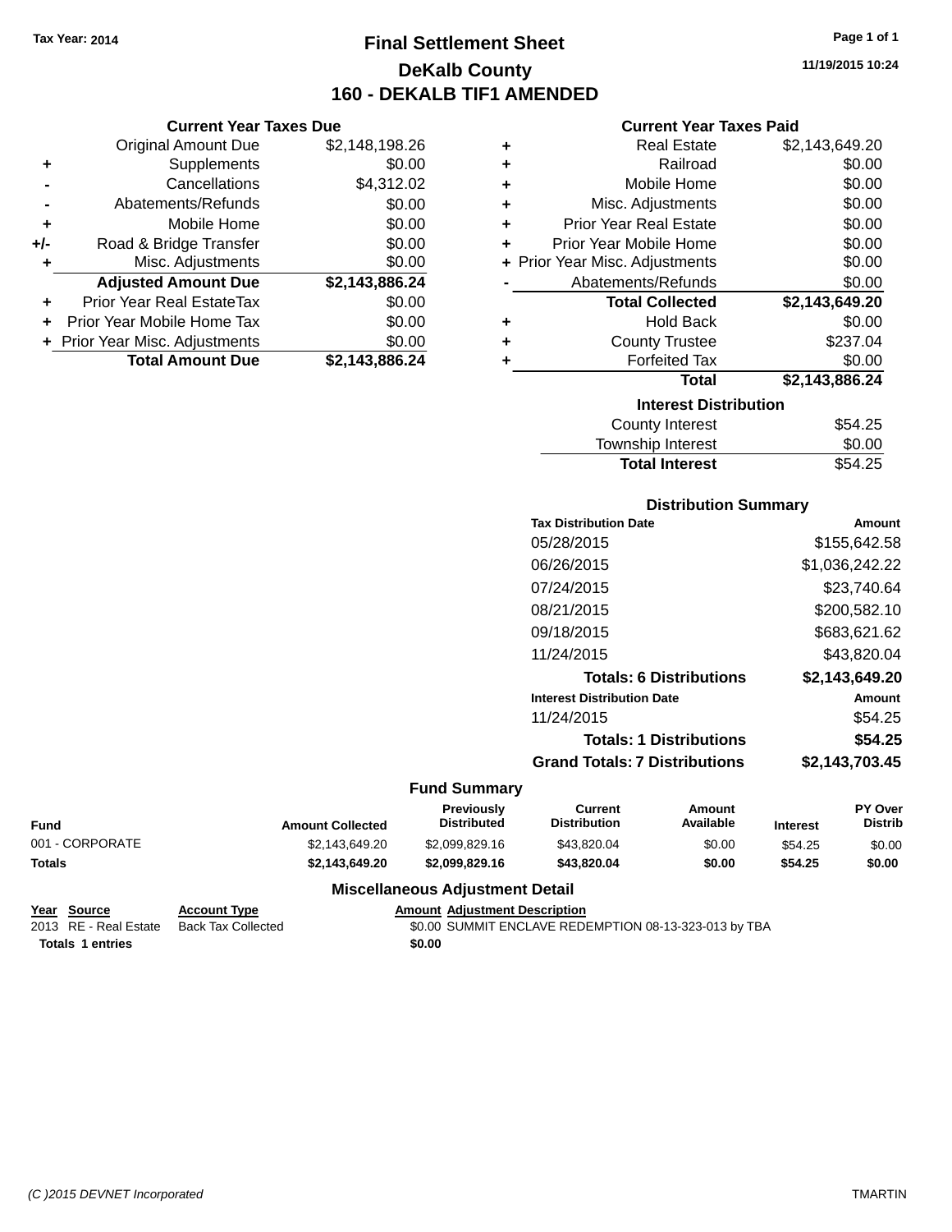Tax Year: 2014

# Final Settlement Sheet
## DeKalb County
## 160 - DEKALB TIF1 AMENDED

11/19/2015 10:24

### Current Year Taxes Due

| | | |
|---|---|---|
| | Original Amount Due | $2,148,198.26 |
| + | Supplements | $0.00 |
| - | Cancellations | $4,312.02 |
| - | Abatements/Refunds | $0.00 |
| + | Mobile Home | $0.00 |
| +/- | Road & Bridge Transfer | $0.00 |
| + | Misc. Adjustments | $0.00 |
| | **Adjusted Amount Due** | **$2,143,886.24** |
| + | Prior Year Real EstateTax | $0.00 |
| + | Prior Year Mobile Home Tax | $0.00 |
| + | Prior Year Misc. Adjustments | $0.00 |
| | **Total Amount Due** | **$2,143,886.24** |

### Current Year Taxes Paid

| | | |
|---|---|---|
| + | Real Estate | $2,143,649.20 |
| + | Railroad | $0.00 |
| + | Mobile Home | $0.00 |
| + | Misc. Adjustments | $0.00 |
| + | Prior Year Real Estate | $0.00 |
| + | Prior Year Mobile Home | $0.00 |
| + | Prior Year Misc. Adjustments | $0.00 |
| - | Abatements/Refunds | $0.00 |
| | **Total Collected** | **$2,143,649.20** |
| + | Hold Back | $0.00 |
| + | County Trustee | $237.04 |
| + | Forfeited Tax | $0.00 |
| | **Total** | **$2,143,886.24** |

### Interest Distribution

| | |
|---|---|
| County Interest | $54.25 |
| Township Interest | $0.00 |
| **Total Interest** | $54.25 |

### Distribution Summary

| Tax Distribution Date | Amount |
|---|---|
| 05/28/2015 | $155,642.58 |
| 06/26/2015 | $1,036,242.22 |
| 07/24/2015 | $23,740.64 |
| 08/21/2015 | $200,582.10 |
| 09/18/2015 | $683,621.62 |
| 11/24/2015 | $43,820.04 |
| **Totals: 6 Distributions** | **$2,143,649.20** |
| **Interest Distribution Date** | **Amount** |
| 11/24/2015 | $54.25 |
| **Totals: 1 Distributions** | **$54.25** |
| **Grand Totals: 7 Distributions** | **$2,143,703.45** |

### Fund Summary

| Fund | Amount Collected | Previously Distributed | Current Distribution | Amount Available | Interest | PY Over Distrib |
|---|---|---|---|---|---|---|
| 001 - CORPORATE | $2,143,649.20 | $2,099,829.16 | $43,820.04 | $0.00 | $54.25 | $0.00 |
| **Totals** | **$2,143,649.20** | **$2,099,829.16** | **$43,820.04** | **$0.00** | **$54.25** | **$0.00** |

### Miscellaneous Adjustment Detail

| Year | Source | Account Type | Amount | Adjustment Description |
|---|---|---|---|---|
| 2013 | RE - Real Estate | Back Tax Collected | $0.00 | SUMMIT ENCLAVE REDEMPTION 08-13-323-013 by TBA |
| **Totals 1 entries** | | | **$0.00** | |

(C )2015 DEVNET Incorporated TMARTIN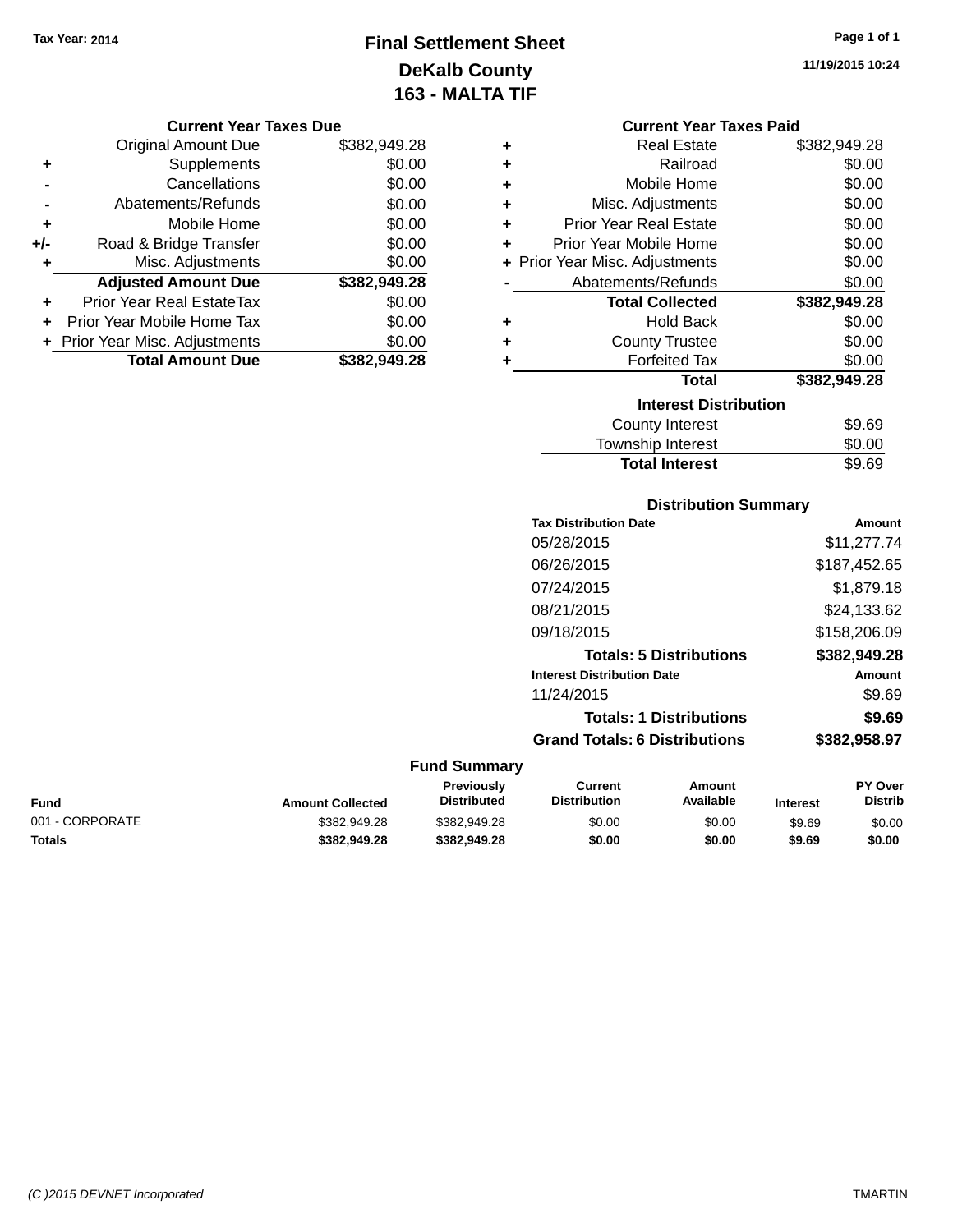Tax Year: 2014

# Final Settlement Sheet
## DeKalb County
## 163 - MALTA TIF

11/19/2015 10:24

### Current Year Taxes Due

| | | |
|---|---|---|
| | Original Amount Due | $382,949.28 |
| + | Supplements | $0.00 |
| - | Cancellations | $0.00 |
| - | Abatements/Refunds | $0.00 |
| + | Mobile Home | $0.00 |
| +/- | Road & Bridge Transfer | $0.00 |
| + | Misc. Adjustments | $0.00 |
| | **Adjusted Amount Due** | **$382,949.28** |
| + | Prior Year Real EstateTax | $0.00 |
| + | Prior Year Mobile Home Tax | $0.00 |
| + | Prior Year Misc. Adjustments | $0.00 |
| | **Total Amount Due** | **$382,949.28** |

### Current Year Taxes Paid

| | | |
|---|---|---|
| + | Real Estate | $382,949.28 |
| + | Railroad | $0.00 |
| + | Mobile Home | $0.00 |
| + | Misc. Adjustments | $0.00 |
| + | Prior Year Real Estate | $0.00 |
| + | Prior Year Mobile Home | $0.00 |
| + | Prior Year Misc. Adjustments | $0.00 |
| - | Abatements/Refunds | $0.00 |
| | **Total Collected** | **$382,949.28** |
| + | Hold Back | $0.00 |
| + | County Trustee | $0.00 |
| + | Forfeited Tax | $0.00 |
| | **Total** | **$382,949.28** |

### Interest Distribution

| | |
|---|---|
| County Interest | $9.69 |
| Township Interest | $0.00 |
| **Total Interest** | $9.69 |

### Distribution Summary

| Tax Distribution Date | Amount |
|---|---|
| 05/28/2015 | $11,277.74 |
| 06/26/2015 | $187,452.65 |
| 07/24/2015 | $1,879.18 |
| 08/21/2015 | $24,133.62 |
| 09/18/2015 | $158,206.09 |
| **Totals: 5 Distributions** | **$382,949.28** |
| **Interest Distribution Date** | **Amount** |
| 11/24/2015 | $9.69 |
| **Totals: 1 Distributions** | **$9.69** |
| **Grand Totals: 6 Distributions** | **$382,958.97** |

### Fund Summary

| Fund | Amount Collected | Previously Distributed | Current Distribution | Amount Available | Interest | PY Over Distrib |
|---|---|---|---|---|---|---|
| 001 - CORPORATE | $382,949.28 | $382,949.28 | $0.00 | $0.00 | $9.69 | $0.00 |
| **Totals** | **$382,949.28** | **$382,949.28** | **$0.00** | **$0.00** | **$9.69** | **$0.00** |

(C )2015 DEVNET Incorporated TMARTIN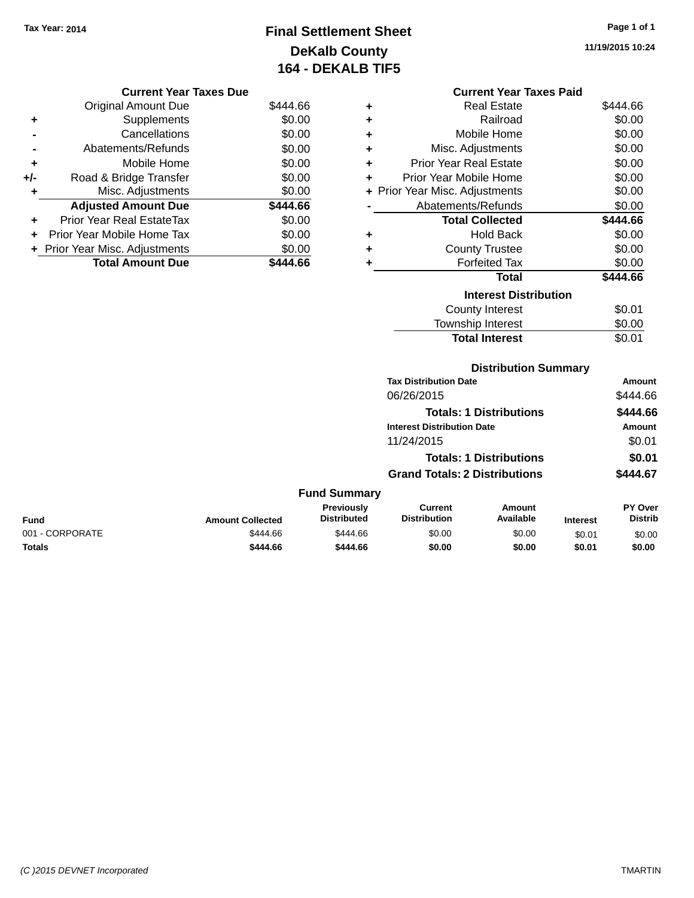Tax Year: 2014

# Final Settlement Sheet
## DeKalb County
## 164 - DEKALB TIF5

11/19/2015 10:24

### Current Year Taxes Due

| | | |
|---|---|---|
| | Original Amount Due | $444.66 |
| + | Supplements | $0.00 |
| - | Cancellations | $0.00 |
| - | Abatements/Refunds | $0.00 |
| + | Mobile Home | $0.00 |
| +/- | Road & Bridge Transfer | $0.00 |
| + | Misc. Adjustments | $0.00 |
| | **Adjusted Amount Due** | **$444.66** |
| + | Prior Year Real EstateTax | $0.00 |
| + | Prior Year Mobile Home Tax | $0.00 |
| + | Prior Year Misc. Adjustments | $0.00 |
| | **Total Amount Due** | **$444.66** |

### Current Year Taxes Paid

| | | |
|---|---|---|
| + | Real Estate | $444.66 |
| + | Railroad | $0.00 |
| + | Mobile Home | $0.00 |
| + | Misc. Adjustments | $0.00 |
| + | Prior Year Real Estate | $0.00 |
| + | Prior Year Mobile Home | $0.00 |
| + | Prior Year Misc. Adjustments | $0.00 |
| - | Abatements/Refunds | $0.00 |
| | **Total Collected** | **$444.66** |
| + | Hold Back | $0.00 |
| + | County Trustee | $0.00 |
| + | Forfeited Tax | $0.00 |
| | **Total** | **$444.66** |

### Interest Distribution

| | |
|---|---|
| County Interest | $0.01 |
| Township Interest | $0.00 |
| **Total Interest** | $0.01 |

### Distribution Summary

| Tax Distribution Date | Amount |
|---|---|
| 06/26/2015 | $444.66 |
| **Totals: 1 Distributions** | **$444.66** |
| **Interest Distribution Date** | **Amount** |
| 11/24/2015 | $0.01 |
| **Totals: 1 Distributions** | **$0.01** |
| **Grand Totals: 2 Distributions** | **$444.67** |

### Fund Summary

| Fund | Amount Collected | Previously Distributed | Current Distribution | Amount Available | Interest | PY Over Distrib |
|---|---|---|---|---|---|---|
| 001 - CORPORATE | $444.66 | $444.66 | $0.00 | $0.00 | $0.01 | $0.00 |
| **Totals** | **$444.66** | **$444.66** | **$0.00** | **$0.00** | **$0.01** | **$0.00** |

(C )2015 DEVNET Incorporated TMARTIN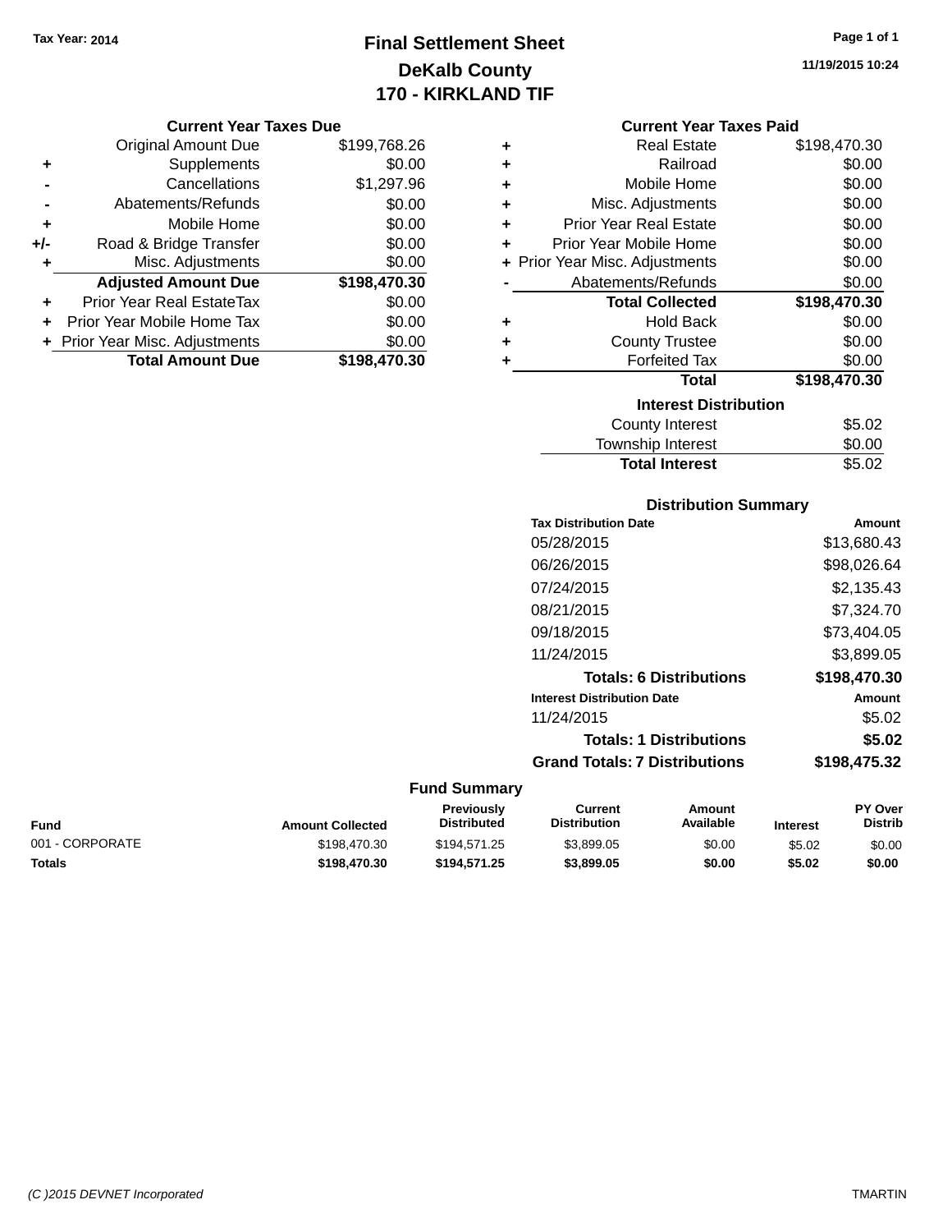Tax Year: 2014

# Final Settlement Sheet
## DeKalb County
## 170 - KIRKLAND TIF

11/19/2015 10:24

### Current Year Taxes Due

| | | |
|---|---|---|
| | Original Amount Due | $199,768.26 |
| + | Supplements | $0.00 |
| - | Cancellations | $1,297.96 |
| - | Abatements/Refunds | $0.00 |
| + | Mobile Home | $0.00 |
| +/- | Road & Bridge Transfer | $0.00 |
| + | Misc. Adjustments | $0.00 |
| | **Adjusted Amount Due** | **$198,470.30** |
| + | Prior Year Real EstateTax | $0.00 |
| + | Prior Year Mobile Home Tax | $0.00 |
| + | Prior Year Misc. Adjustments | $0.00 |
| | **Total Amount Due** | **$198,470.30** |

### Current Year Taxes Paid

| | | |
|---|---|---|
| + | Real Estate | $198,470.30 |
| + | Railroad | $0.00 |
| + | Mobile Home | $0.00 |
| + | Misc. Adjustments | $0.00 |
| + | Prior Year Real Estate | $0.00 |
| + | Prior Year Mobile Home | $0.00 |
| + | Prior Year Misc. Adjustments | $0.00 |
| - | Abatements/Refunds | $0.00 |
| | **Total Collected** | **$198,470.30** |
| + | Hold Back | $0.00 |
| + | County Trustee | $0.00 |
| + | Forfeited Tax | $0.00 |
| | **Total** | **$198,470.30** |

### Interest Distribution

| | |
|---|---|
| County Interest | $5.02 |
| Township Interest | $0.00 |
| **Total Interest** | **$5.02** |

### Distribution Summary

| Tax Distribution Date | Amount |
|---|---|
| 05/28/2015 | $13,680.43 |
| 06/26/2015 | $98,026.64 |
| 07/24/2015 | $2,135.43 |
| 08/21/2015 | $7,324.70 |
| 09/18/2015 | $73,404.05 |
| 11/24/2015 | $3,899.05 |
| **Totals: 6 Distributions** | **$198,470.30** |
| **Interest Distribution Date** | **Amount** |
| 11/24/2015 | $5.02 |
| **Totals: 1 Distributions** | **$5.02** |
| **Grand Totals: 7 Distributions** | **$198,475.32** |

### Fund Summary

| Fund | Amount Collected | Previously Distributed | Current Distribution | Amount Available | Interest | PY Over Distrib |
|---|---|---|---|---|---|---|
| 001 - CORPORATE | $198,470.30 | $194,571.25 | $3,899.05 | $0.00 | $5.02 | $0.00 |
| **Totals** | **$198,470.30** | **$194,571.25** | **$3,899.05** | **$0.00** | **$5.02** | **$0.00** |

(C )2015 DEVNET Incorporated TMARTIN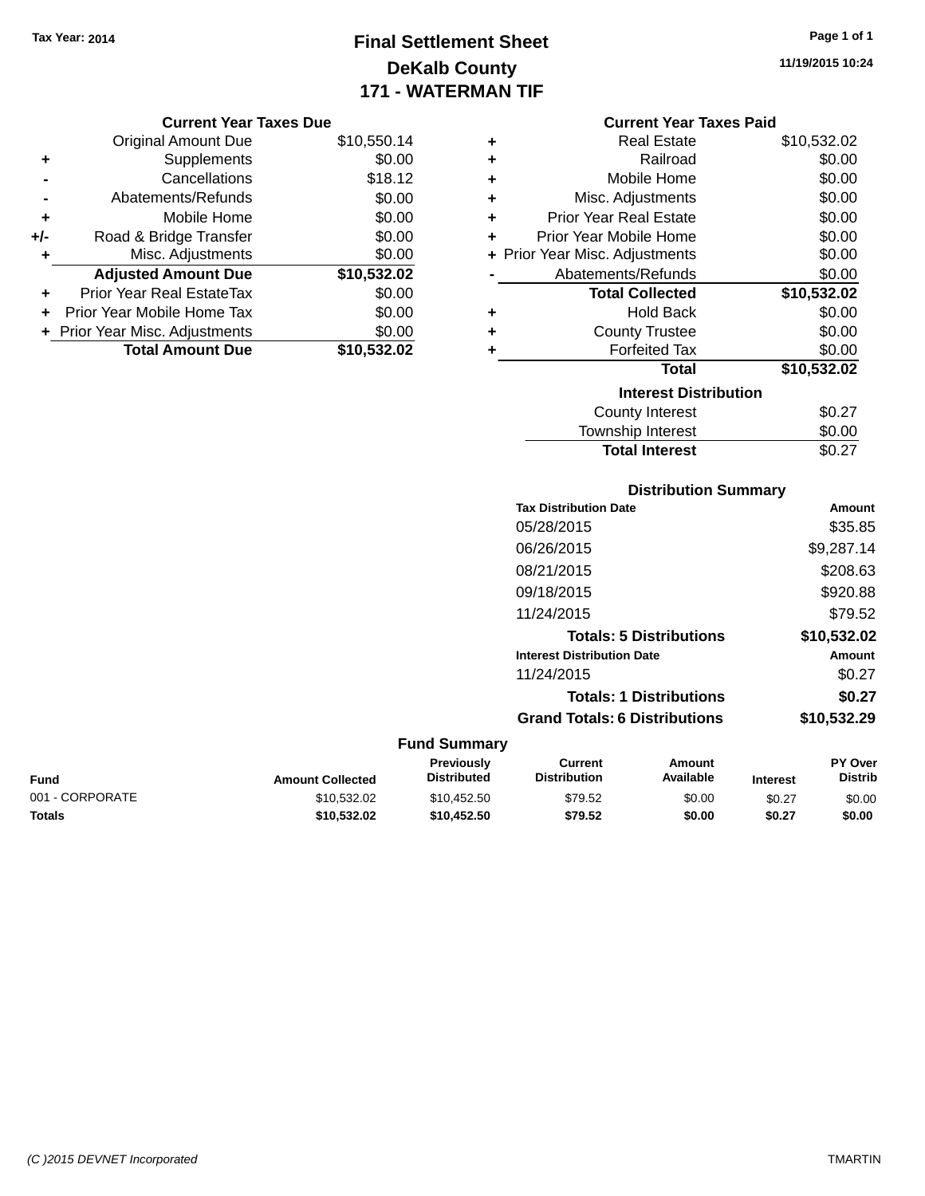Tax Year: 2014

# Final Settlement Sheet

## DeKalb County

## 171 - WATERMAN TIF

11/19/2015 10:24

### Current Year Taxes Due

| | | |
|---|---|---|
| | Original Amount Due | $10,550.14 |
| + | Supplements | $0.00 |
| - | Cancellations | $18.12 |
| - | Abatements/Refunds | $0.00 |
| + | Mobile Home | $0.00 |
| +/- | Road & Bridge Transfer | $0.00 |
| + | Misc. Adjustments | $0.00 |
| | **Adjusted Amount Due** | **$10,532.02** |
| + | Prior Year Real EstateTax | $0.00 |
| + | Prior Year Mobile Home Tax | $0.00 |
| + | Prior Year Misc. Adjustments | $0.00 |
| | **Total Amount Due** | **$10,532.02** |

### Current Year Taxes Paid

| | | |
|---|---|---|
| + | Real Estate | $10,532.02 |
| + | Railroad | $0.00 |
| + | Mobile Home | $0.00 |
| + | Misc. Adjustments | $0.00 |
| + | Prior Year Real Estate | $0.00 |
| + | Prior Year Mobile Home | $0.00 |
| + | Prior Year Misc. Adjustments | $0.00 |
| - | Abatements/Refunds | $0.00 |
| | **Total Collected** | **$10,532.02** |
| + | Hold Back | $0.00 |
| + | County Trustee | $0.00 |
| + | Forfeited Tax | $0.00 |
| | **Total** | **$10,532.02** |

### Interest Distribution

| | |
|---|---|
| County Interest | $0.27 |
| Township Interest | $0.00 |
| **Total Interest** | $0.27 |

### Distribution Summary

| Tax Distribution Date | Amount |
|---|---|
| 05/28/2015 | $35.85 |
| 06/26/2015 | $9,287.14 |
| 08/21/2015 | $208.63 |
| 09/18/2015 | $920.88 |
| 11/24/2015 | $79.52 |
| **Totals: 5 Distributions** | **$10,532.02** |
| **Interest Distribution Date** | **Amount** |
| 11/24/2015 | $0.27 |
| **Totals: 1 Distributions** | **$0.27** |
| **Grand Totals: 6 Distributions** | **$10,532.29** |

### Fund Summary

| Fund | Amount Collected | Previously Distributed | Current Distribution | Amount Available | Interest | PY Over Distrib |
|---|---|---|---|---|---|---|
| 001 - CORPORATE | $10,532.02 | $10,452.50 | $79.52 | $0.00 | $0.27 | $0.00 |
| **Totals** | **$10,532.02** | **$10,452.50** | **$79.52** | **$0.00** | **$0.27** | **$0.00** |

(C )2015 DEVNET Incorporated TMARTIN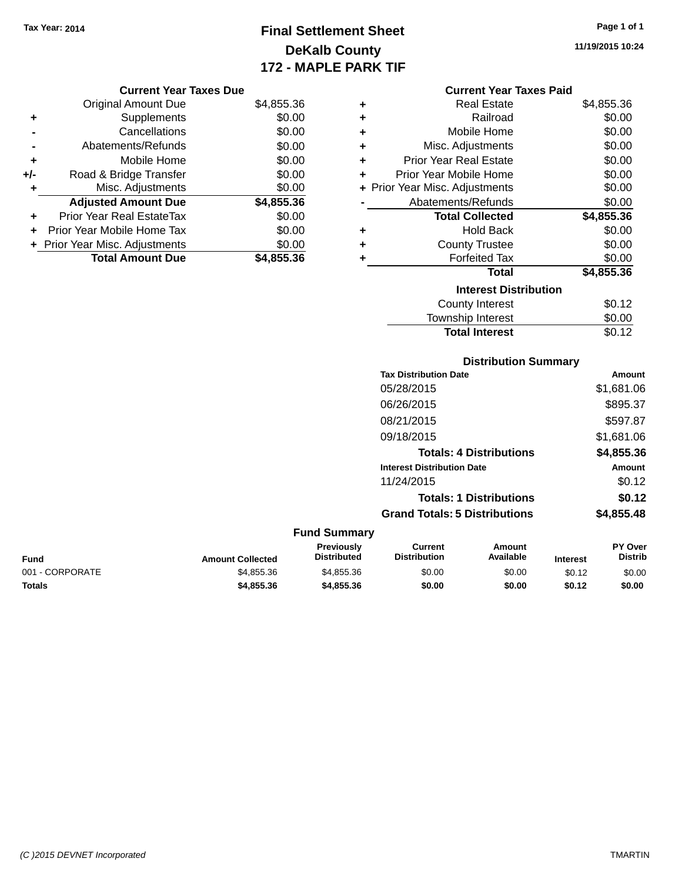Tax Year: 2014

# Final Settlement Sheet
## DeKalb County
## 172 - MAPLE PARK TIF

11/19/2015 10:24

### Current Year Taxes Due

| | | |
|---|---|---|
| | Original Amount Due | $4,855.36 |
| + | Supplements | $0.00 |
| - | Cancellations | $0.00 |
| - | Abatements/Refunds | $0.00 |
| + | Mobile Home | $0.00 |
| +/- | Road & Bridge Transfer | $0.00 |
| + | Misc. Adjustments | $0.00 |
| | **Adjusted Amount Due** | **$4,855.36** |
| + | Prior Year Real EstateTax | $0.00 |
| + | Prior Year Mobile Home Tax | $0.00 |
| + | Prior Year Misc. Adjustments | $0.00 |
| | **Total Amount Due** | **$4,855.36** |

### Current Year Taxes Paid

| | | |
|---|---|---|
| + | Real Estate | $4,855.36 |
| + | Railroad | $0.00 |
| + | Mobile Home | $0.00 |
| + | Misc. Adjustments | $0.00 |
| + | Prior Year Real Estate | $0.00 |
| + | Prior Year Mobile Home | $0.00 |
| + | Prior Year Misc. Adjustments | $0.00 |
| - | Abatements/Refunds | $0.00 |
| | **Total Collected** | **$4,855.36** |
| + | Hold Back | $0.00 |
| + | County Trustee | $0.00 |
| + | Forfeited Tax | $0.00 |
| | **Total** | **$4,855.36** |

### Interest Distribution

| | |
|---|---|
| County Interest | $0.12 |
| Township Interest | $0.00 |
| **Total Interest** | $0.12 |

### Distribution Summary

| Tax Distribution Date | Amount |
|---|---|
| 05/28/2015 | $1,681.06 |
| 06/26/2015 | $895.37 |
| 08/21/2015 | $597.87 |
| 09/18/2015 | $1,681.06 |
| **Totals: 4 Distributions** | **$4,855.36** |

| Interest Distribution Date | Amount |
|---|---|
| 11/24/2015 | $0.12 |
| **Totals: 1 Distributions** | **$0.12** |
| **Grand Totals: 5 Distributions** | **$4,855.48** |

### Fund Summary

| Fund | Amount Collected | Previously Distributed | Current Distribution | Amount Available | Interest | PY Over Distrib |
|---|---|---|---|---|---|---|
| 001 - CORPORATE | $4,855.36 | $4,855.36 | $0.00 | $0.00 | $0.12 | $0.00 |
| **Totals** | **$4,855.36** | **$4,855.36** | **$0.00** | **$0.00** | **$0.12** | **$0.00** |

(C )2015 DEVNET Incorporated — TMARTIN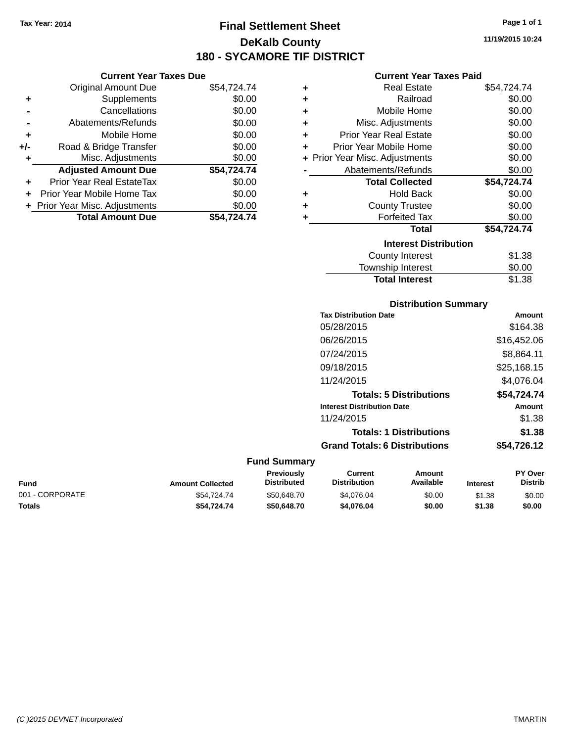Tax Year: 2014

# Final Settlement Sheet

## DeKalb County

## 180 - SYCAMORE TIF DISTRICT

11/19/2015 10:24

### Current Year Taxes Due

| | | |
|---|---|---|
| | Original Amount Due | $54,724.74 |
| + | Supplements | $0.00 |
| - | Cancellations | $0.00 |
| - | Abatements/Refunds | $0.00 |
| + | Mobile Home | $0.00 |
| +/- | Road & Bridge Transfer | $0.00 |
| + | Misc. Adjustments | $0.00 |
| | **Adjusted Amount Due** | **$54,724.74** |
| + | Prior Year Real EstateTax | $0.00 |
| + | Prior Year Mobile Home Tax | $0.00 |
| + | Prior Year Misc. Adjustments | $0.00 |
| | **Total Amount Due** | **$54,724.74** |

### Current Year Taxes Paid

| | | |
|---|---|---|
| + | Real Estate | $54,724.74 |
| + | Railroad | $0.00 |
| + | Mobile Home | $0.00 |
| + | Misc. Adjustments | $0.00 |
| + | Prior Year Real Estate | $0.00 |
| + | Prior Year Mobile Home | $0.00 |
| + | Prior Year Misc. Adjustments | $0.00 |
| - | Abatements/Refunds | $0.00 |
| | **Total Collected** | **$54,724.74** |
| + | Hold Back | $0.00 |
| + | County Trustee | $0.00 |
| + | Forfeited Tax | $0.00 |
| | **Total** | **$54,724.74** |

### Interest Distribution

| | |
|---|---|
| County Interest | $1.38 |
| Township Interest | $0.00 |
| **Total Interest** | $1.38 |

### Distribution Summary

| Tax Distribution Date | Amount |
|---|---|
| 05/28/2015 | $164.38 |
| 06/26/2015 | $16,452.06 |
| 07/24/2015 | $8,864.11 |
| 09/18/2015 | $25,168.15 |
| 11/24/2015 | $4,076.04 |
| **Totals: 5 Distributions** | **$54,724.74** |
| **Interest Distribution Date** | **Amount** |
| 11/24/2015 | $1.38 |
| **Totals: 1 Distributions** | **$1.38** |
| **Grand Totals: 6 Distributions** | **$54,726.12** |

### Fund Summary

| Fund | Amount Collected | Previously Distributed | Current Distribution | Amount Available | Interest | PY Over Distrib |
|---|---|---|---|---|---|---|
| 001 - CORPORATE | $54,724.74 | $50,648.70 | $4,076.04 | $0.00 | $1.38 | $0.00 |
| **Totals** | **$54,724.74** | **$50,648.70** | **$4,076.04** | **$0.00** | **$1.38** | **$0.00** |

(C )2015 DEVNET Incorporated TMARTIN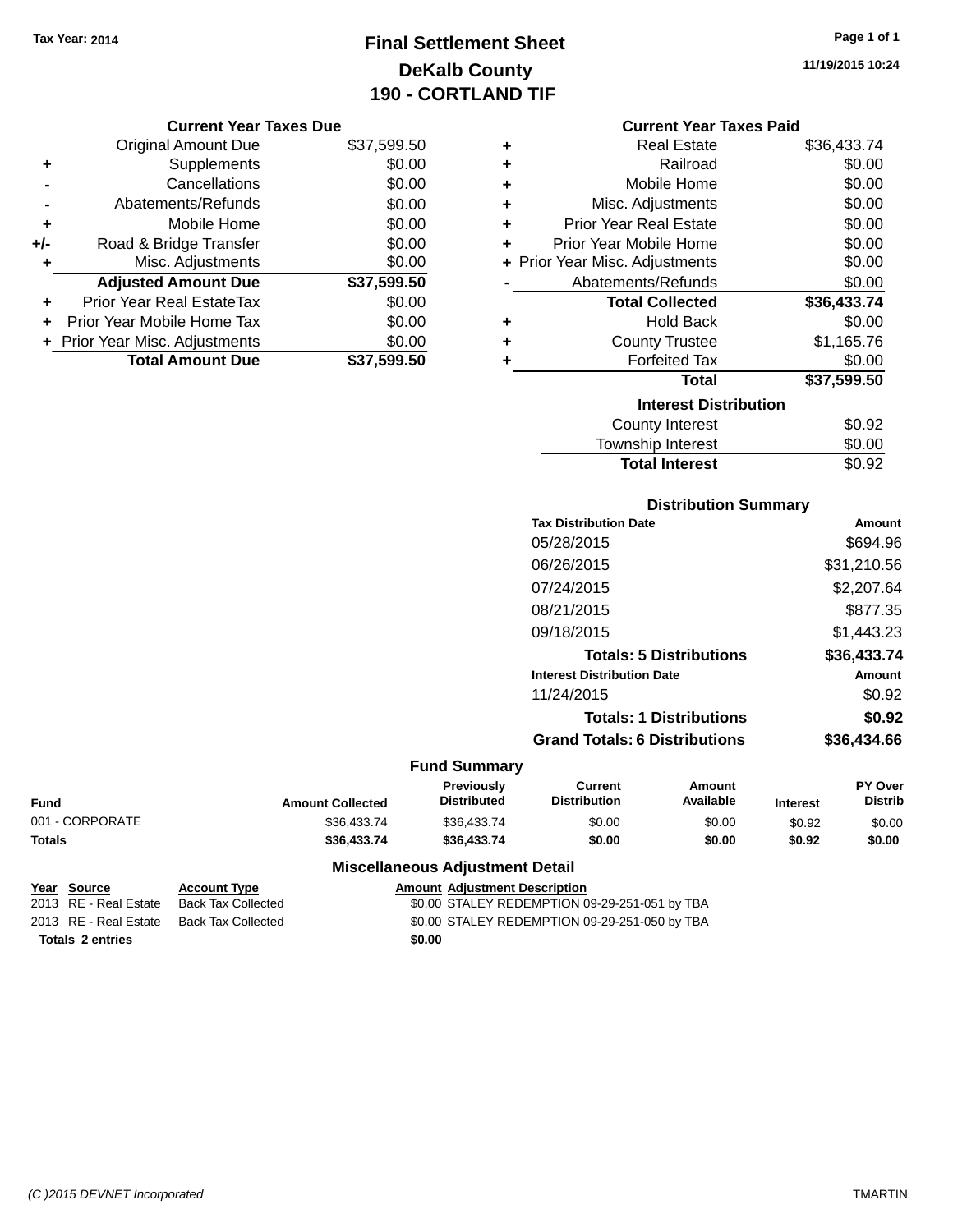Tax Year: 2014

# Final Settlement Sheet
## DeKalb County
## 190 - CORTLAND TIF

11/19/2015 10:24

### Current Year Taxes Due

| | | Amount |
|---|---|---|
| | Original Amount Due | $37,599.50 |
| + | Supplements | $0.00 |
| - | Cancellations | $0.00 |
| - | Abatements/Refunds | $0.00 |
| + | Mobile Home | $0.00 |
| +/- | Road & Bridge Transfer | $0.00 |
| + | Misc. Adjustments | $0.00 |
| | **Adjusted Amount Due** | **$37,599.50** |
| + | Prior Year Real EstateTax | $0.00 |
| + | Prior Year Mobile Home Tax | $0.00 |
| + | Prior Year Misc. Adjustments | $0.00 |
| | **Total Amount Due** | **$37,599.50** |

### Current Year Taxes Paid

| | | Amount |
|---|---|---|
| + | Real Estate | $36,433.74 |
| + | Railroad | $0.00 |
| + | Mobile Home | $0.00 |
| + | Misc. Adjustments | $0.00 |
| + | Prior Year Real Estate | $0.00 |
| + | Prior Year Mobile Home | $0.00 |
| + | Prior Year Misc. Adjustments | $0.00 |
| - | Abatements/Refunds | $0.00 |
| | **Total Collected** | **$36,433.74** |
| + | Hold Back | $0.00 |
| + | County Trustee | $1,165.76 |
| + | Forfeited Tax | $0.00 |
| | **Total** | **$37,599.50** |

### Interest Distribution

| | Amount |
|---|---|
| County Interest | $0.92 |
| Township Interest | $0.00 |
| **Total Interest** | $0.92 |

### Distribution Summary

| Tax Distribution Date | Amount |
|---|---|
| 05/28/2015 | $694.96 |
| 06/26/2015 | $31,210.56 |
| 07/24/2015 | $2,207.64 |
| 08/21/2015 | $877.35 |
| 09/18/2015 | $1,443.23 |
| **Totals: 5 Distributions** | **$36,433.74** |

| Interest Distribution Date | Amount |
|---|---|
| 11/24/2015 | $0.92 |
| **Totals: 1 Distributions** | **$0.92** |
| **Grand Totals: 6 Distributions** | **$36,434.66** |

### Fund Summary

| Fund | Amount Collected | Previously Distributed | Current Distribution | Amount Available | Interest | PY Over Distrib |
|---|---|---|---|---|---|---|
| 001 - CORPORATE | $36,433.74 | $36,433.74 | $0.00 | $0.00 | $0.92 | $0.00 |
| **Totals** | **$36,433.74** | **$36,433.74** | **$0.00** | **$0.00** | **$0.92** | **$0.00** |

### Miscellaneous Adjustment Detail

| Year | Source | Account Type | Amount | Adjustment Description |
|---|---|---|---|---|
| 2013 | RE - Real Estate | Back Tax Collected | $0.00 | STALEY REDEMPTION 09-29-251-051 by TBA |
| 2013 | RE - Real Estate | Back Tax Collected | $0.00 | STALEY REDEMPTION 09-29-251-050 by TBA |
| **Totals 2 entries** | | | **$0.00** | |

(C )2015 DEVNET Incorporated — TMARTIN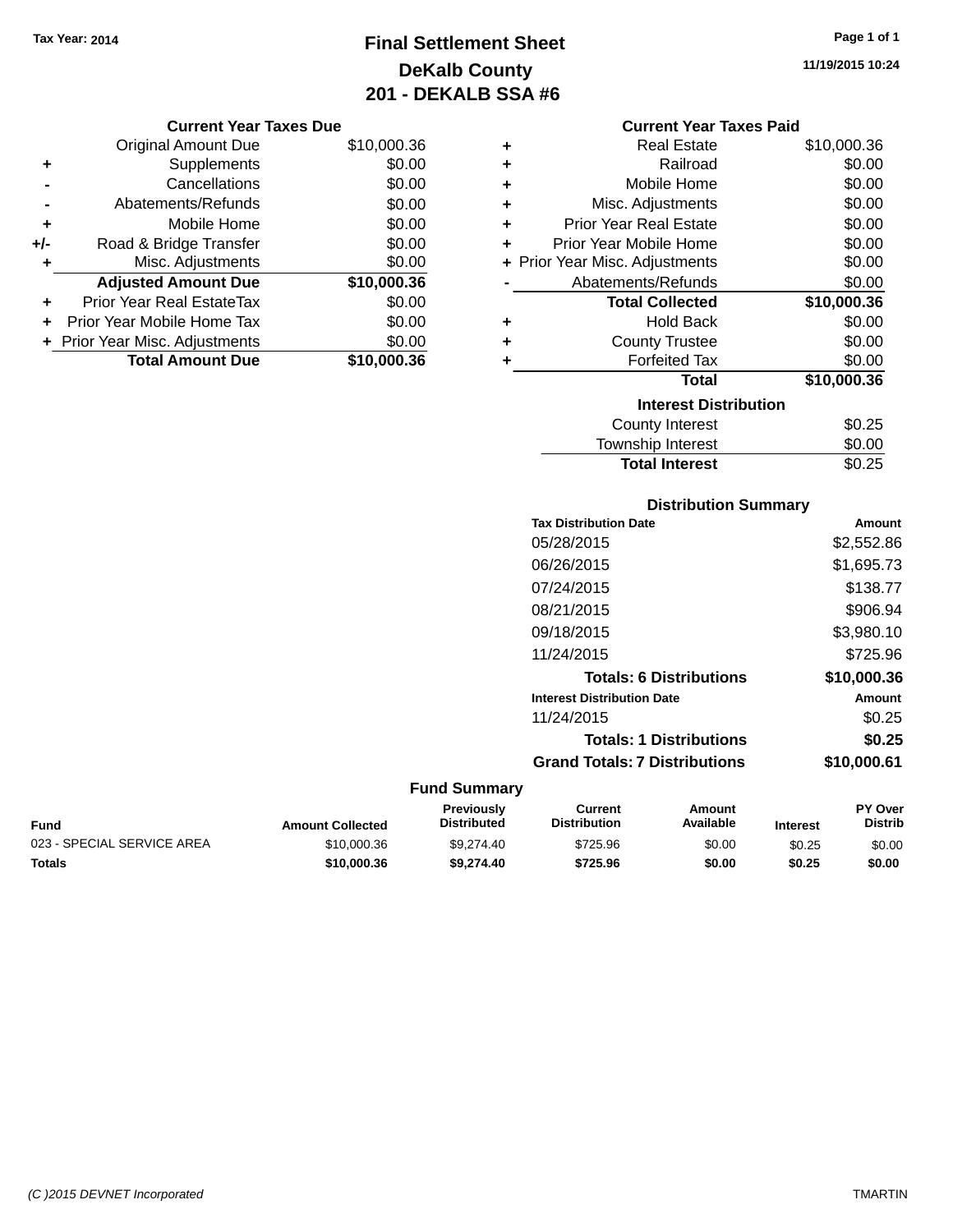Tax Year: 2014

# Final Settlement Sheet
## DeKalb County
## 201 - DEKALB SSA #6

11/19/2015 10:24

### Current Year Taxes Due

| | | |
|---|---|---|
| | Original Amount Due | $10,000.36 |
| + | Supplements | $0.00 |
| - | Cancellations | $0.00 |
| - | Abatements/Refunds | $0.00 |
| + | Mobile Home | $0.00 |
| +/- | Road & Bridge Transfer | $0.00 |
| + | Misc. Adjustments | $0.00 |
| | **Adjusted Amount Due** | **$10,000.36** |
| + | Prior Year Real EstateTax | $0.00 |
| + | Prior Year Mobile Home Tax | $0.00 |
| + | Prior Year Misc. Adjustments | $0.00 |
| | **Total Amount Due** | **$10,000.36** |

### Current Year Taxes Paid

| | | |
|---|---|---|
| + | Real Estate | $10,000.36 |
| + | Railroad | $0.00 |
| + | Mobile Home | $0.00 |
| + | Misc. Adjustments | $0.00 |
| + | Prior Year Real Estate | $0.00 |
| + | Prior Year Mobile Home | $0.00 |
| + | Prior Year Misc. Adjustments | $0.00 |
| - | Abatements/Refunds | $0.00 |
| | **Total Collected** | **$10,000.36** |
| + | Hold Back | $0.00 |
| + | County Trustee | $0.00 |
| + | Forfeited Tax | $0.00 |
| | **Total** | **$10,000.36** |

### Interest Distribution

| | |
|---|---|
| County Interest | $0.25 |
| Township Interest | $0.00 |
| **Total Interest** | $0.25 |

### Distribution Summary

| Tax Distribution Date | Amount |
|---|---|
| 05/28/2015 | $2,552.86 |
| 06/26/2015 | $1,695.73 |
| 07/24/2015 | $138.77 |
| 08/21/2015 | $906.94 |
| 09/18/2015 | $3,980.10 |
| 11/24/2015 | $725.96 |
| **Totals: 6 Distributions** | **$10,000.36** |
| **Interest Distribution Date** | **Amount** |
| 11/24/2015 | $0.25 |
| **Totals: 1 Distributions** | **$0.25** |
| **Grand Totals: 7 Distributions** | **$10,000.61** |

### Fund Summary

| Fund | Amount Collected | Previously Distributed | Current Distribution | Amount Available | Interest | PY Over Distrib |
|---|---|---|---|---|---|---|
| 023 - SPECIAL SERVICE AREA | $10,000.36 | $9,274.40 | $725.96 | $0.00 | $0.25 | $0.00 |
| **Totals** | **$10,000.36** | **$9,274.40** | **$725.96** | **$0.00** | **$0.25** | **$0.00** |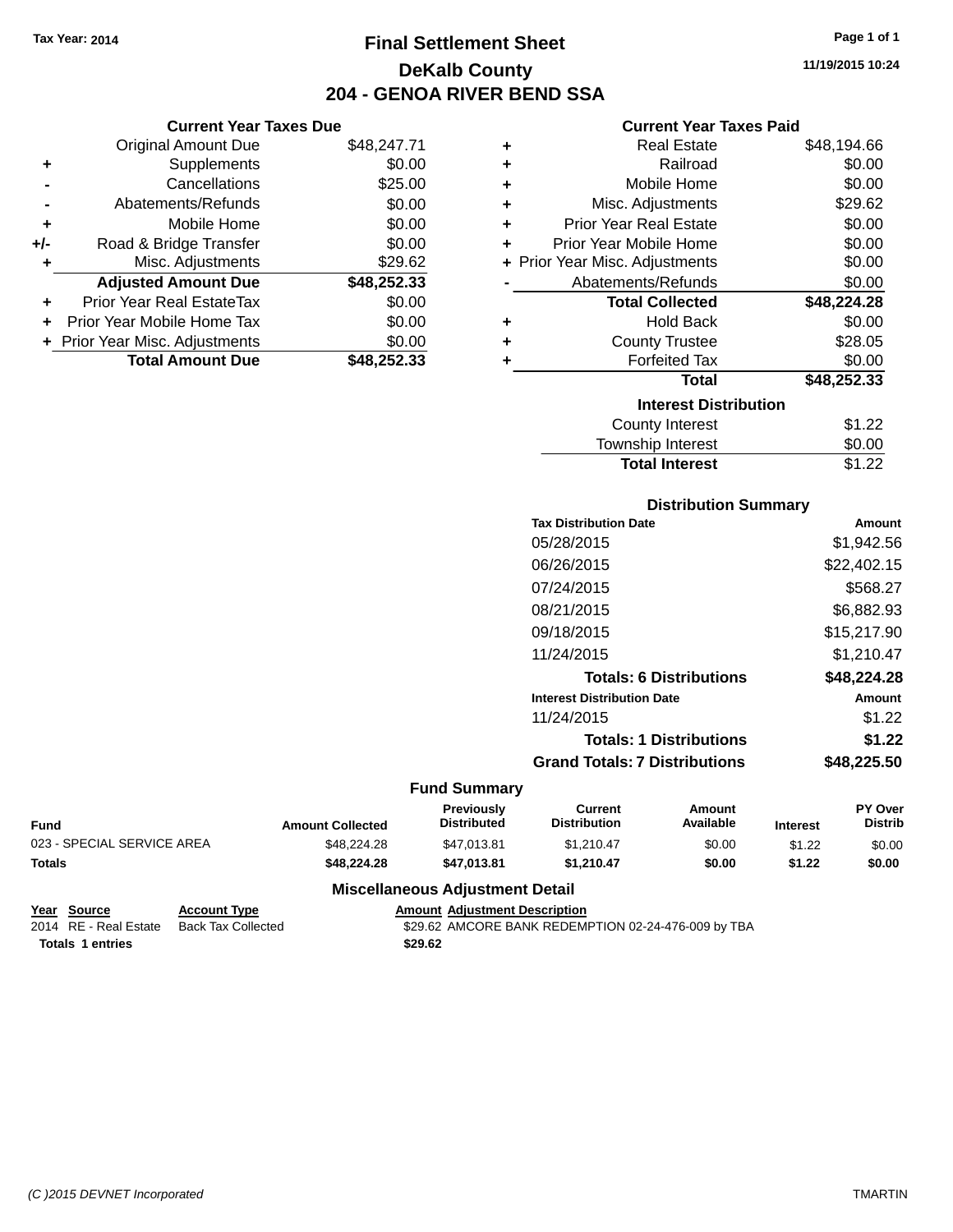Tax Year: 2014

# Final Settlement Sheet

## DeKalb County

## 204 - GENOA RIVER BEND SSA

11/19/2015 10:24

### Current Year Taxes Due

| | | |
|---|---|---|
| | Original Amount Due | $48,247.71 |
| + | Supplements | $0.00 |
| - | Cancellations | $25.00 |
| - | Abatements/Refunds | $0.00 |
| + | Mobile Home | $0.00 |
| +/- | Road & Bridge Transfer | $0.00 |
| + | Misc. Adjustments | $29.62 |
| | **Adjusted Amount Due** | **$48,252.33** |
| + | Prior Year Real EstateTax | $0.00 |
| + | Prior Year Mobile Home Tax | $0.00 |
| + | Prior Year Misc. Adjustments | $0.00 |
| | **Total Amount Due** | **$48,252.33** |

### Current Year Taxes Paid

| | | |
|---|---|---|
| + | Real Estate | $48,194.66 |
| + | Railroad | $0.00 |
| + | Mobile Home | $0.00 |
| + | Misc. Adjustments | $29.62 |
| + | Prior Year Real Estate | $0.00 |
| + | Prior Year Mobile Home | $0.00 |
| + | Prior Year Misc. Adjustments | $0.00 |
| - | Abatements/Refunds | $0.00 |
| | **Total Collected** | **$48,224.28** |
| + | Hold Back | $0.00 |
| + | County Trustee | $28.05 |
| + | Forfeited Tax | $0.00 |
| | **Total** | **$48,252.33** |

### Interest Distribution

| | |
|---|---|
| County Interest | $1.22 |
| Township Interest | $0.00 |
| **Total Interest** | $1.22 |

### Distribution Summary

| Tax Distribution Date | Amount |
|---|---|
| 05/28/2015 | $1,942.56 |
| 06/26/2015 | $22,402.15 |
| 07/24/2015 | $568.27 |
| 08/21/2015 | $6,882.93 |
| 09/18/2015 | $15,217.90 |
| 11/24/2015 | $1,210.47 |
| **Totals: 6 Distributions** | **$48,224.28** |
| **Interest Distribution Date** | **Amount** |
| 11/24/2015 | $1.22 |
| **Totals: 1 Distributions** | **$1.22** |
| **Grand Totals: 7 Distributions** | **$48,225.50** |

### Fund Summary

| Fund | Amount Collected | Previously Distributed | Current Distribution | Amount Available | Interest | PY Over Distrib |
|---|---|---|---|---|---|---|
| 023 - SPECIAL SERVICE AREA | $48,224.28 | $47,013.81 | $1,210.47 | $0.00 | $1.22 | $0.00 |
| **Totals** | **$48,224.28** | **$47,013.81** | **$1,210.47** | **$0.00** | **$1.22** | **$0.00** |

### Miscellaneous Adjustment Detail

| Year | Source | Account Type | Amount | Adjustment Description |
|---|---|---|---|---|
| 2014 | RE - Real Estate | Back Tax Collected | $29.62 | AMCORE BANK REDEMPTION 02-24-476-009 by TBA |
| **Totals** | **1 entries** | | **$29.62** | |

(C )2015 DEVNET Incorporated — TMARTIN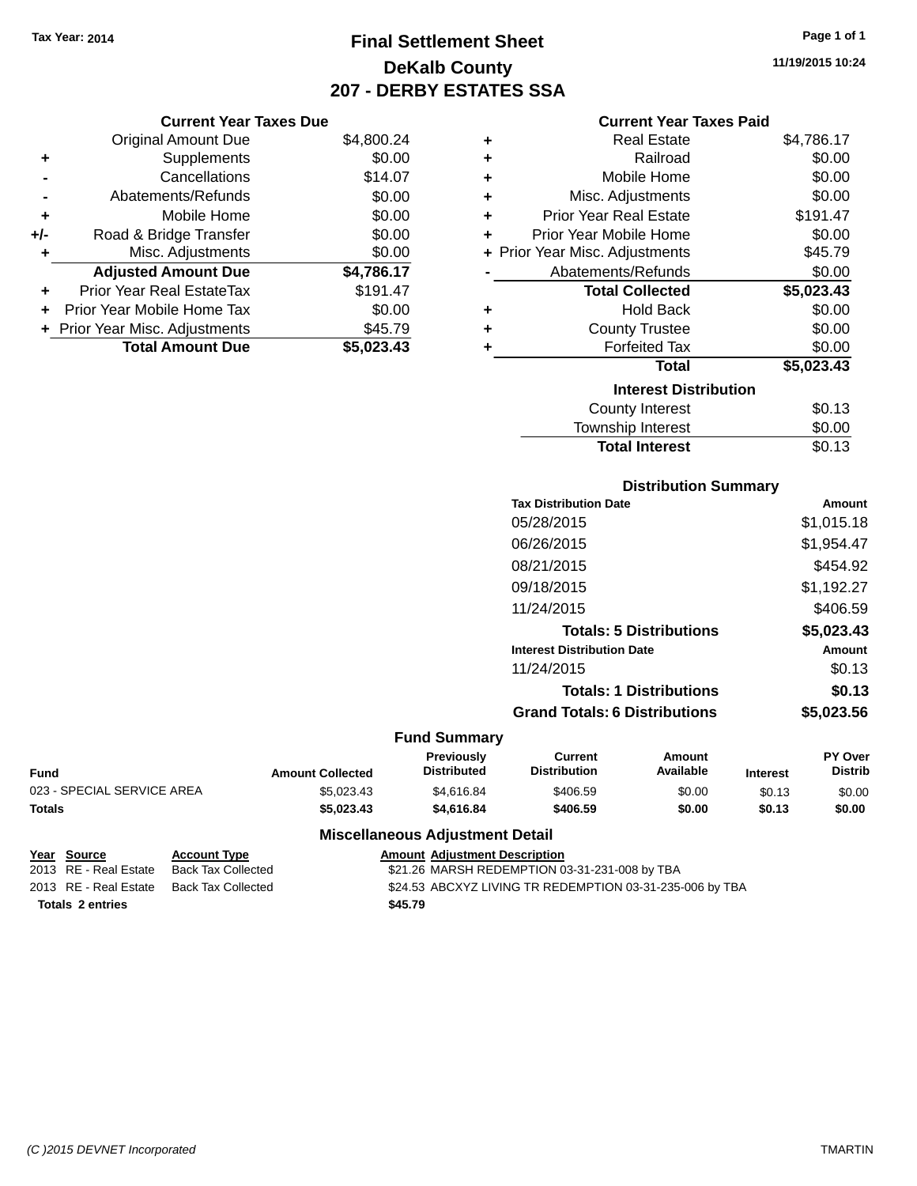Tax Year: 2014

# Final Settlement Sheet

## DeKalb County

## 207 - DERBY ESTATES SSA

11/19/2015 10:24

### Current Year Taxes Due

| | | |
|---|---|---|
| | Original Amount Due | $4,800.24 |
| + | Supplements | $0.00 |
| - | Cancellations | $14.07 |
| - | Abatements/Refunds | $0.00 |
| + | Mobile Home | $0.00 |
| +/- | Road & Bridge Transfer | $0.00 |
| + | Misc. Adjustments | $0.00 |
| | **Adjusted Amount Due** | **$4,786.17** |
| + | Prior Year Real EstateTax | $191.47 |
| + | Prior Year Mobile Home Tax | $0.00 |
| + | Prior Year Misc. Adjustments | $45.79 |
| | **Total Amount Due** | **$5,023.43** |

### Current Year Taxes Paid

| | | |
|---|---|---|
| + | Real Estate | $4,786.17 |
| + | Railroad | $0.00 |
| + | Mobile Home | $0.00 |
| + | Misc. Adjustments | $0.00 |
| + | Prior Year Real Estate | $191.47 |
| + | Prior Year Mobile Home | $0.00 |
| + | Prior Year Misc. Adjustments | $45.79 |
| - | Abatements/Refunds | $0.00 |
| | **Total Collected** | **$5,023.43** |
| + | Hold Back | $0.00 |
| + | County Trustee | $0.00 |
| + | Forfeited Tax | $0.00 |
| | **Total** | **$5,023.43** |

### Interest Distribution

| | |
|---|---|
| County Interest | $0.13 |
| Township Interest | $0.00 |
| **Total Interest** | $0.13 |

### Distribution Summary

| Tax Distribution Date | Amount |
|---|---|
| 05/28/2015 | $1,015.18 |
| 06/26/2015 | $1,954.47 |
| 08/21/2015 | $454.92 |
| 09/18/2015 | $1,192.27 |
| 11/24/2015 | $406.59 |
| **Totals: 5 Distributions** | **$5,023.43** |
| **Interest Distribution Date** | **Amount** |
| 11/24/2015 | $0.13 |
| **Totals: 1 Distributions** | **$0.13** |
| **Grand Totals: 6 Distributions** | **$5,023.56** |

### Fund Summary

| Fund | Amount Collected | Previously Distributed | Current Distribution | Amount Available | Interest | PY Over Distrib |
|---|---|---|---|---|---|---|
| 023 - SPECIAL SERVICE AREA | $5,023.43 | $4,616.84 | $406.59 | $0.00 | $0.13 | $0.00 |
| **Totals** | **$5,023.43** | **$4,616.84** | **$406.59** | **$0.00** | **$0.13** | **$0.00** |

### Miscellaneous Adjustment Detail

| Year | Source | Account Type | Amount | Adjustment Description |
|---|---|---|---|---|
| 2013 | RE - Real Estate | Back Tax Collected | $21.26 | MARSH REDEMPTION 03-31-231-008 by TBA |
| 2013 | RE - Real Estate | Back Tax Collected | $24.53 | ABCXYZ LIVING TR REDEMPTION 03-31-235-006 by TBA |
| **Totals 2 entries** | | | **$45.79** | |

(C )2015 DEVNET Incorporated TMARTIN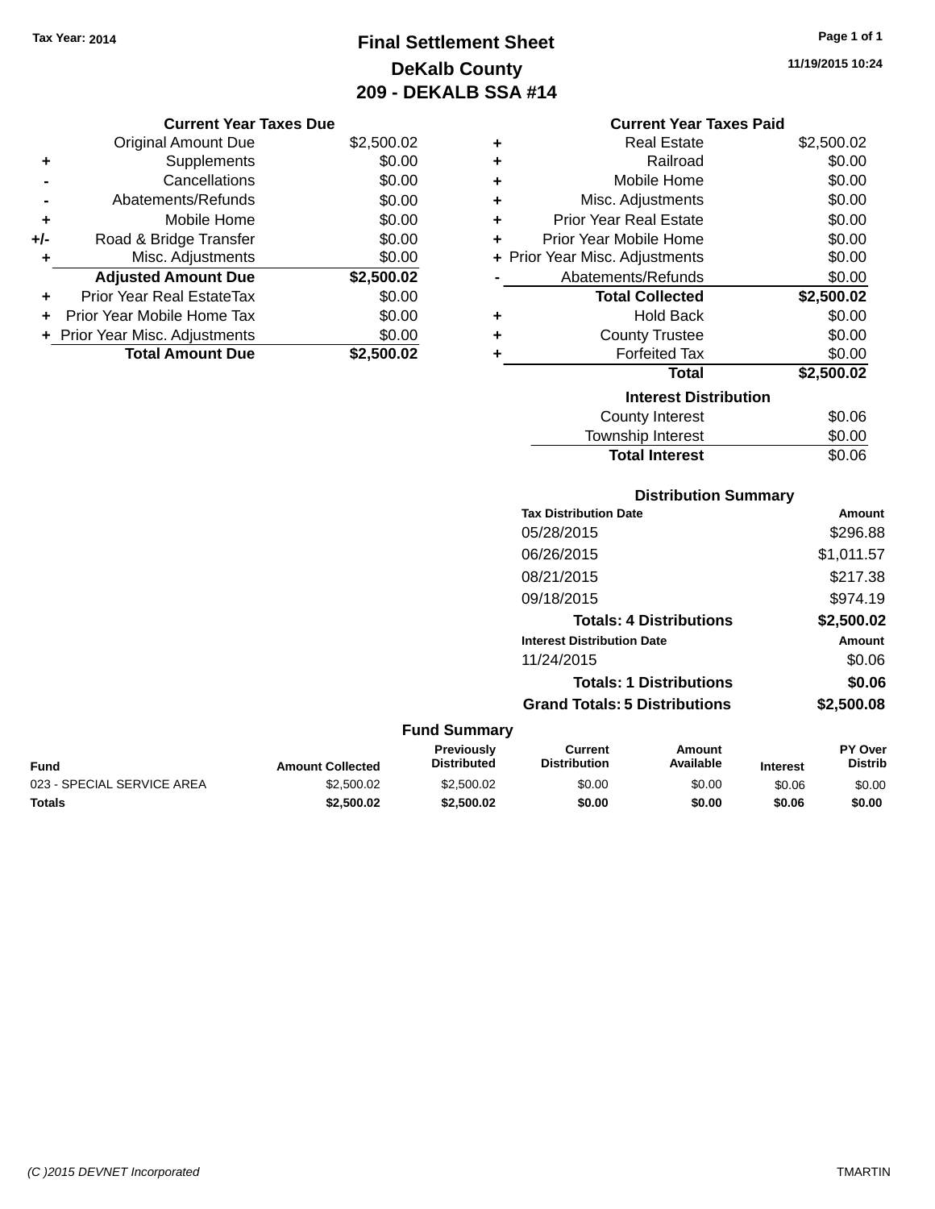Tax Year: 2014

# Final Settlement Sheet
## DeKalb County
## 209 - DEKALB SSA #14

11/19/2015 10:24

### Current Year Taxes Due

| | | |
|---|---|---|
| | Original Amount Due | $2,500.02 |
| + | Supplements | $0.00 |
| - | Cancellations | $0.00 |
| - | Abatements/Refunds | $0.00 |
| + | Mobile Home | $0.00 |
| +/- | Road & Bridge Transfer | $0.00 |
| + | Misc. Adjustments | $0.00 |
| | **Adjusted Amount Due** | **$2,500.02** |
| + | Prior Year Real EstateTax | $0.00 |
| + | Prior Year Mobile Home Tax | $0.00 |
| + | Prior Year Misc. Adjustments | $0.00 |
| | **Total Amount Due** | **$2,500.02** |

### Current Year Taxes Paid

| | | |
|---|---|---|
| + | Real Estate | $2,500.02 |
| + | Railroad | $0.00 |
| + | Mobile Home | $0.00 |
| + | Misc. Adjustments | $0.00 |
| + | Prior Year Real Estate | $0.00 |
| + | Prior Year Mobile Home | $0.00 |
| + | Prior Year Misc. Adjustments | $0.00 |
| - | Abatements/Refunds | $0.00 |
| | **Total Collected** | **$2,500.02** |
| + | Hold Back | $0.00 |
| + | County Trustee | $0.00 |
| + | Forfeited Tax | $0.00 |
| | **Total** | **$2,500.02** |

### Interest Distribution

| | |
|---|---|
| County Interest | $0.06 |
| Township Interest | $0.00 |
| **Total Interest** | $0.06 |

### Distribution Summary

| Tax Distribution Date | Amount |
|---|---|
| 05/28/2015 | $296.88 |
| 06/26/2015 | $1,011.57 |
| 08/21/2015 | $217.38 |
| 09/18/2015 | $974.19 |
| **Totals: 4 Distributions** | **$2,500.02** |
| **Interest Distribution Date** | **Amount** |
| 11/24/2015 | $0.06 |
| **Totals: 1 Distributions** | **$0.06** |
| **Grand Totals: 5 Distributions** | **$2,500.08** |

### Fund Summary

| Fund | Amount Collected | Previously Distributed | Current Distribution | Amount Available | Interest | PY Over Distrib |
|---|---|---|---|---|---|---|
| 023 - SPECIAL SERVICE AREA | $2,500.02 | $2,500.02 | $0.00 | $0.00 | $0.06 | $0.00 |
| **Totals** | **$2,500.02** | **$2,500.02** | **$0.00** | **$0.00** | **$0.06** | **$0.00** |

(C )2015 DEVNET Incorporated    TMARTIN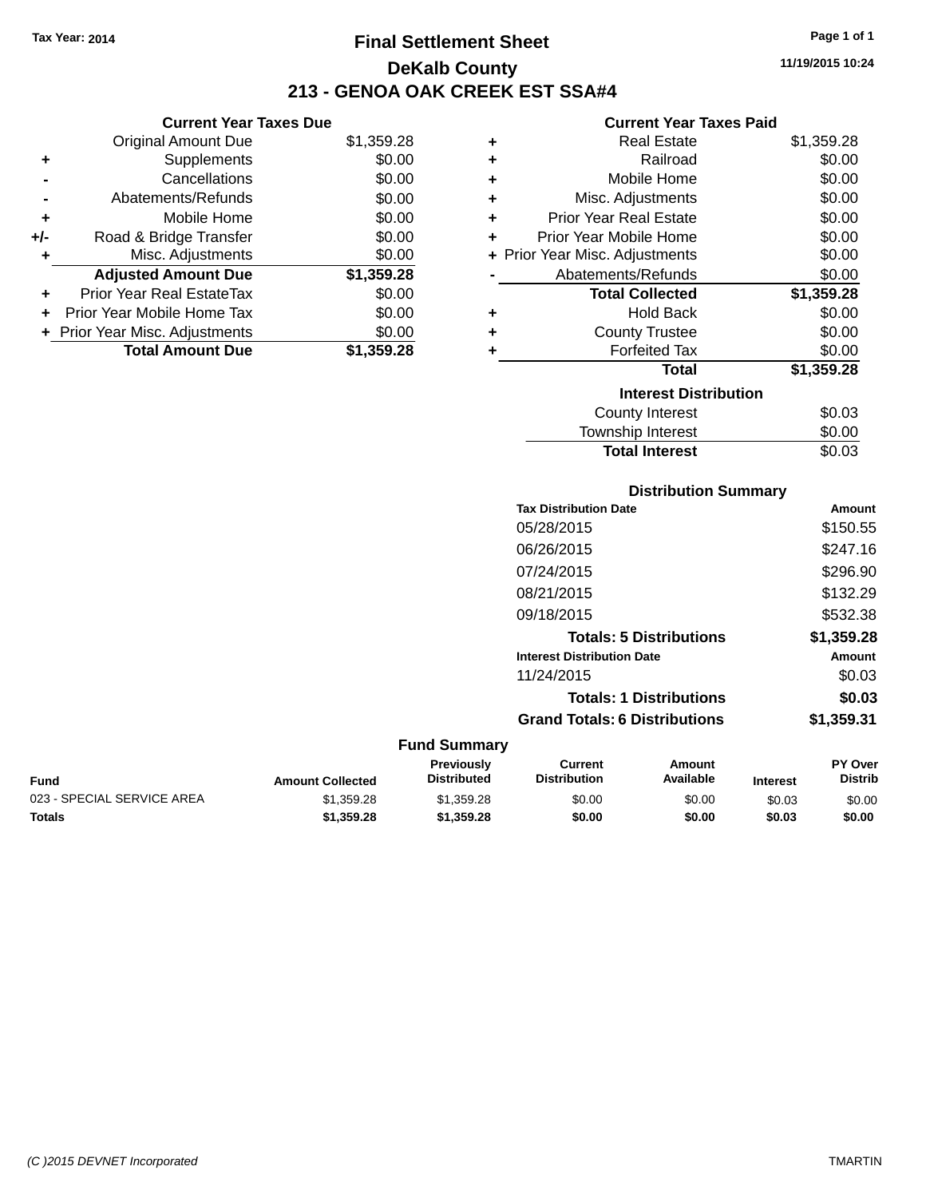Tax Year: 2014

# Final Settlement Sheet

## DeKalb County

## 213 - GENOA OAK CREEK EST SSA#4

11/19/2015 10:24

### Current Year Taxes Due

| | | |
|---|---|---|
| | Original Amount Due | $1,359.28 |
| + | Supplements | $0.00 |
| - | Cancellations | $0.00 |
| - | Abatements/Refunds | $0.00 |
| + | Mobile Home | $0.00 |
| +/- | Road & Bridge Transfer | $0.00 |
| + | Misc. Adjustments | $0.00 |
| | **Adjusted Amount Due** | **$1,359.28** |
| + | Prior Year Real EstateTax | $0.00 |
| + | Prior Year Mobile Home Tax | $0.00 |
| + | Prior Year Misc. Adjustments | $0.00 |
| | **Total Amount Due** | **$1,359.28** |

### Current Year Taxes Paid

| | | |
|---|---|---|
| + | Real Estate | $1,359.28 |
| + | Railroad | $0.00 |
| + | Mobile Home | $0.00 |
| + | Misc. Adjustments | $0.00 |
| + | Prior Year Real Estate | $0.00 |
| + | Prior Year Mobile Home | $0.00 |
| + | Prior Year Misc. Adjustments | $0.00 |
| - | Abatements/Refunds | $0.00 |
| | **Total Collected** | **$1,359.28** |
| + | Hold Back | $0.00 |
| + | County Trustee | $0.00 |
| + | Forfeited Tax | $0.00 |
| | **Total** | **$1,359.28** |

### Interest Distribution

| | |
|---|---|
| County Interest | $0.03 |
| Township Interest | $0.00 |
| **Total Interest** | $0.03 |

### Distribution Summary

| Tax Distribution Date | Amount |
|---|---|
| 05/28/2015 | $150.55 |
| 06/26/2015 | $247.16 |
| 07/24/2015 | $296.90 |
| 08/21/2015 | $132.29 |
| 09/18/2015 | $532.38 |
| **Totals: 5 Distributions** | **$1,359.28** |
| **Interest Distribution Date** | **Amount** |
| 11/24/2015 | $0.03 |
| **Totals: 1 Distributions** | **$0.03** |
| **Grand Totals: 6 Distributions** | **$1,359.31** |

### Fund Summary

| Fund | Amount Collected | Previously Distributed | Current Distribution | Amount Available | Interest | PY Over Distrib |
|---|---|---|---|---|---|---|
| 023 - SPECIAL SERVICE AREA | $1,359.28 | $1,359.28 | $0.00 | $0.00 | $0.03 | $0.00 |
| **Totals** | **$1,359.28** | **$1,359.28** | **$0.00** | **$0.00** | **$0.03** | **$0.00** |

(C )2015 DEVNET Incorporated — TMARTIN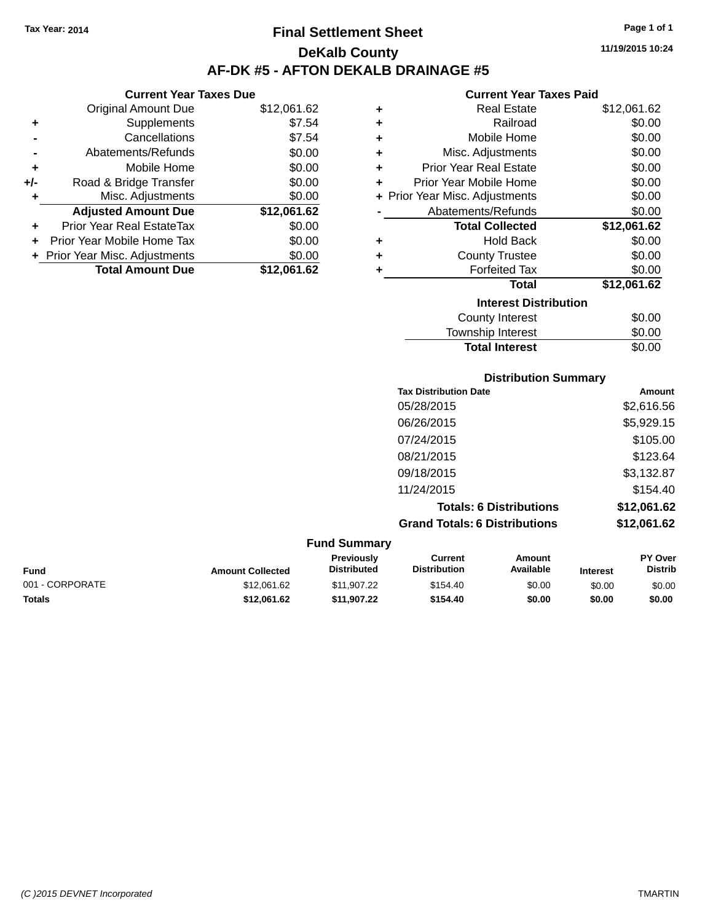Tax Year: 2014

# Final Settlement Sheet

## DeKalb County

## AF-DK #5 - AFTON DEKALB DRAINAGE #5

11/19/2015 10:24

### Current Year Taxes Due

| | | |
|---|---|---|
| | Original Amount Due | $12,061.62 |
| + | Supplements | $7.54 |
| - | Cancellations | $7.54 |
| - | Abatements/Refunds | $0.00 |
| + | Mobile Home | $0.00 |
| +/- | Road & Bridge Transfer | $0.00 |
| + | Misc. Adjustments | $0.00 |
| | **Adjusted Amount Due** | **$12,061.62** |
| + | Prior Year Real EstateTax | $0.00 |
| + | Prior Year Mobile Home Tax | $0.00 |
| + | Prior Year Misc. Adjustments | $0.00 |
| | **Total Amount Due** | **$12,061.62** |

### Current Year Taxes Paid

| | | |
|---|---|---|
| + | Real Estate | $12,061.62 |
| + | Railroad | $0.00 |
| + | Mobile Home | $0.00 |
| + | Misc. Adjustments | $0.00 |
| + | Prior Year Real Estate | $0.00 |
| + | Prior Year Mobile Home | $0.00 |
| + | Prior Year Misc. Adjustments | $0.00 |
| - | Abatements/Refunds | $0.00 |
| | **Total Collected** | **$12,061.62** |
| + | Hold Back | $0.00 |
| + | County Trustee | $0.00 |
| + | Forfeited Tax | $0.00 |
| | **Total** | **$12,061.62** |

### Interest Distribution

| | |
|---|---|
| County Interest | $0.00 |
| Township Interest | $0.00 |
| **Total Interest** | $0.00 |

### Distribution Summary

| Tax Distribution Date | Amount |
|---|---|
| 05/28/2015 | $2,616.56 |
| 06/26/2015 | $5,929.15 |
| 07/24/2015 | $105.00 |
| 08/21/2015 | $123.64 |
| 09/18/2015 | $3,132.87 |
| 11/24/2015 | $154.40 |
| **Totals: 6 Distributions** | **$12,061.62** |
| **Grand Totals: 6 Distributions** | **$12,061.62** |

### Fund Summary

| Fund | Amount Collected | Previously Distributed | Current Distribution | Amount Available | Interest | PY Over Distrib |
|---|---|---|---|---|---|---|
| 001 - CORPORATE | $12,061.62 | $11,907.22 | $154.40 | $0.00 | $0.00 | $0.00 |
| **Totals** | **$12,061.62** | **$11,907.22** | **$154.40** | **$0.00** | **$0.00** | **$0.00** |

(C )2015 DEVNET Incorporated TMARTIN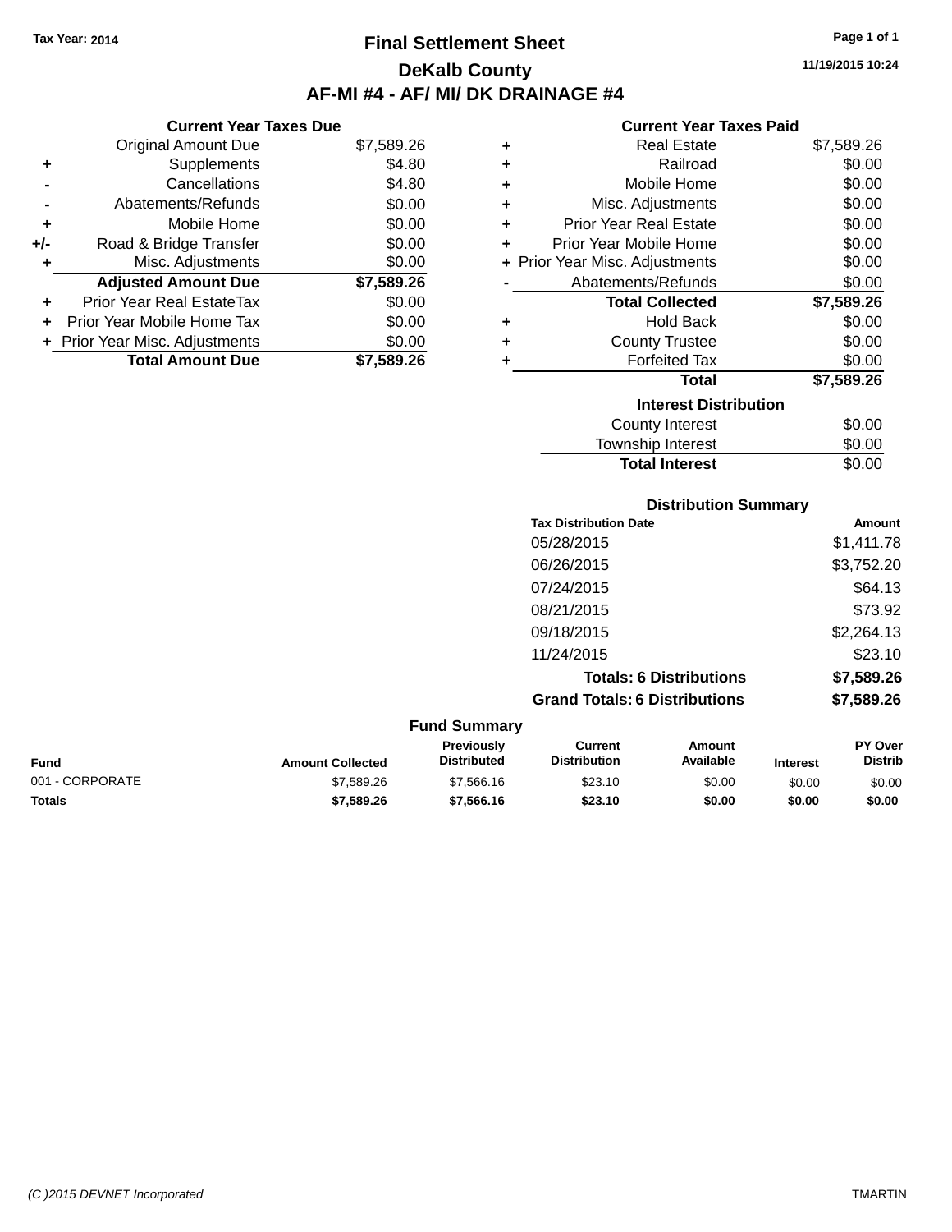Tax Year: 2014

# Final Settlement Sheet

## DeKalb County

## AF-MI #4 - AF/ MI/ DK DRAINAGE #4

11/19/2015 10:24

### Current Year Taxes Due

| | | |
|---|---|---|
| | Original Amount Due | $7,589.26 |
| + | Supplements | $4.80 |
| - | Cancellations | $4.80 |
| - | Abatements/Refunds | $0.00 |
| + | Mobile Home | $0.00 |
| +/- | Road & Bridge Transfer | $0.00 |
| + | Misc. Adjustments | $0.00 |
| | **Adjusted Amount Due** | **$7,589.26** |
| + | Prior Year Real EstateTax | $0.00 |
| + | Prior Year Mobile Home Tax | $0.00 |
| + | Prior Year Misc. Adjustments | $0.00 |
| | **Total Amount Due** | **$7,589.26** |

### Current Year Taxes Paid

| | | |
|---|---|---|
| + | Real Estate | $7,589.26 |
| + | Railroad | $0.00 |
| + | Mobile Home | $0.00 |
| + | Misc. Adjustments | $0.00 |
| + | Prior Year Real Estate | $0.00 |
| + | Prior Year Mobile Home | $0.00 |
| + | Prior Year Misc. Adjustments | $0.00 |
| - | Abatements/Refunds | $0.00 |
| | **Total Collected** | **$7,589.26** |
| + | Hold Back | $0.00 |
| + | County Trustee | $0.00 |
| + | Forfeited Tax | $0.00 |
| | **Total** | **$7,589.26** |

### Interest Distribution

| | |
|---|---|
| County Interest | $0.00 |
| Township Interest | $0.00 |
| **Total Interest** | $0.00 |

### Distribution Summary

| Tax Distribution Date | Amount |
|---|---|
| 05/28/2015 | $1,411.78 |
| 06/26/2015 | $3,752.20 |
| 07/24/2015 | $64.13 |
| 08/21/2015 | $73.92 |
| 09/18/2015 | $2,264.13 |
| 11/24/2015 | $23.10 |
| **Totals: 6 Distributions** | **$7,589.26** |
| **Grand Totals: 6 Distributions** | **$7,589.26** |

### Fund Summary

| Fund | Amount Collected | Previously Distributed | Current Distribution | Amount Available | Interest | PY Over Distrib |
|---|---|---|---|---|---|---|
| 001 - CORPORATE | $7,589.26 | $7,566.16 | $23.10 | $0.00 | $0.00 | $0.00 |
| **Totals** | **$7,589.26** | **$7,566.16** | **$23.10** | **$0.00** | **$0.00** | **$0.00** |

(C )2015 DEVNET Incorporated TMARTIN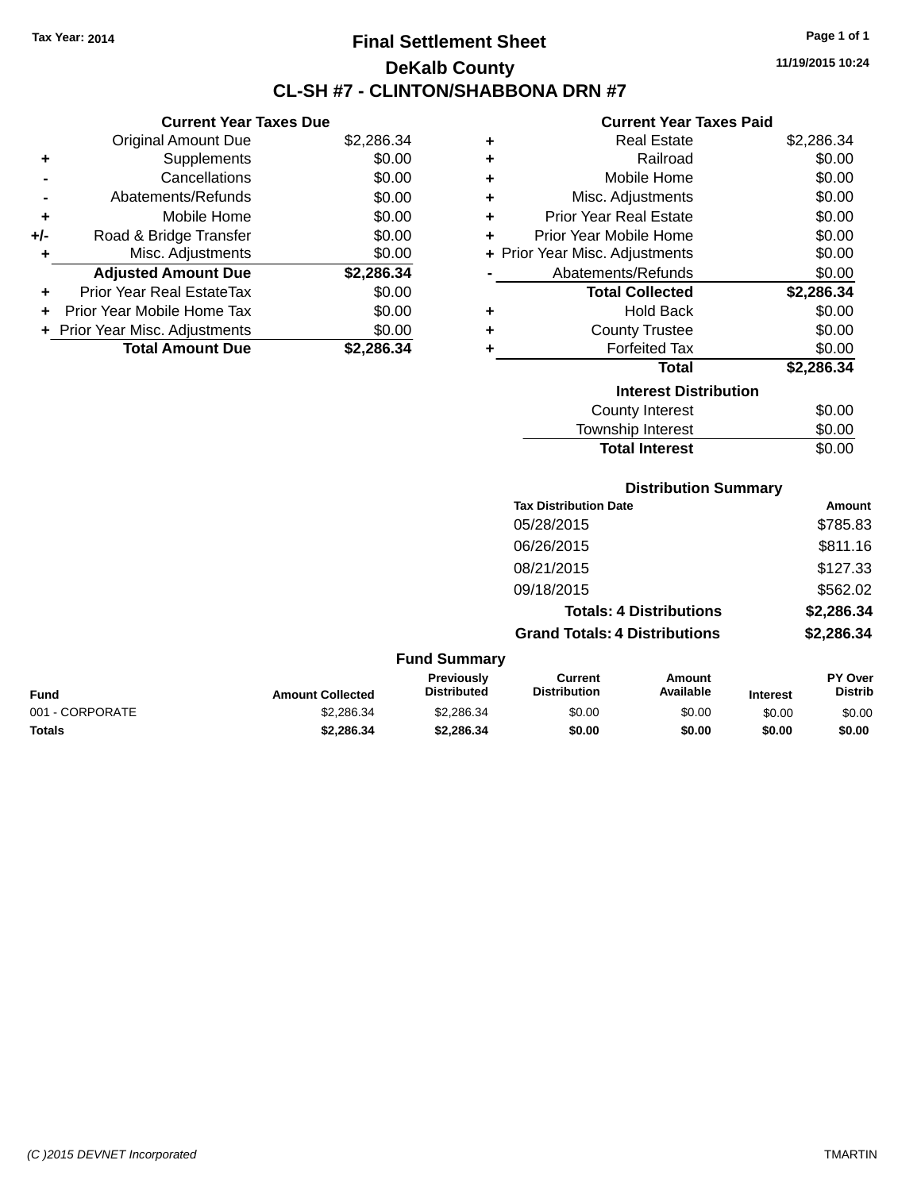Tax Year: 2014

# Final Settlement Sheet

## DeKalb County

## CL-SH #7 - CLINTON/SHABBONA DRN #7

11/19/2015 10:24

### Current Year Taxes Due

| | | |
|---|---|---|
| | Original Amount Due | $2,286.34 |
| + | Supplements | $0.00 |
| - | Cancellations | $0.00 |
| - | Abatements/Refunds | $0.00 |
| + | Mobile Home | $0.00 |
| +/- | Road & Bridge Transfer | $0.00 |
| + | Misc. Adjustments | $0.00 |
| | **Adjusted Amount Due** | **$2,286.34** |
| + | Prior Year Real EstateTax | $0.00 |
| + | Prior Year Mobile Home Tax | $0.00 |
| + | Prior Year Misc. Adjustments | $0.00 |
| | **Total Amount Due** | **$2,286.34** |

### Current Year Taxes Paid

| | | |
|---|---|---|
| + | Real Estate | $2,286.34 |
| + | Railroad | $0.00 |
| + | Mobile Home | $0.00 |
| + | Misc. Adjustments | $0.00 |
| + | Prior Year Real Estate | $0.00 |
| + | Prior Year Mobile Home | $0.00 |
| + | Prior Year Misc. Adjustments | $0.00 |
| - | Abatements/Refunds | $0.00 |
| | **Total Collected** | **$2,286.34** |
| + | Hold Back | $0.00 |
| + | County Trustee | $0.00 |
| + | Forfeited Tax | $0.00 |
| | **Total** | **$2,286.34** |

### Interest Distribution

| | |
|---|---|
| County Interest | $0.00 |
| Township Interest | $0.00 |
| **Total Interest** | $0.00 |

### Distribution Summary

| Tax Distribution Date | Amount |
|---|---|
| 05/28/2015 | $785.83 |
| 06/26/2015 | $811.16 |
| 08/21/2015 | $127.33 |
| 09/18/2015 | $562.02 |
| **Totals: 4 Distributions** | **$2,286.34** |
| **Grand Totals: 4 Distributions** | **$2,286.34** |

### Fund Summary

| Fund | Amount Collected | Previously Distributed | Current Distribution | Amount Available | Interest | PY Over Distrib |
|---|---|---|---|---|---|---|
| 001 - CORPORATE | $2,286.34 | $2,286.34 | $0.00 | $0.00 | $0.00 | $0.00 |
| **Totals** | **$2,286.34** | **$2,286.34** | **$0.00** | **$0.00** | **$0.00** | **$0.00** |

(C )2015 DEVNET Incorporated — TMARTIN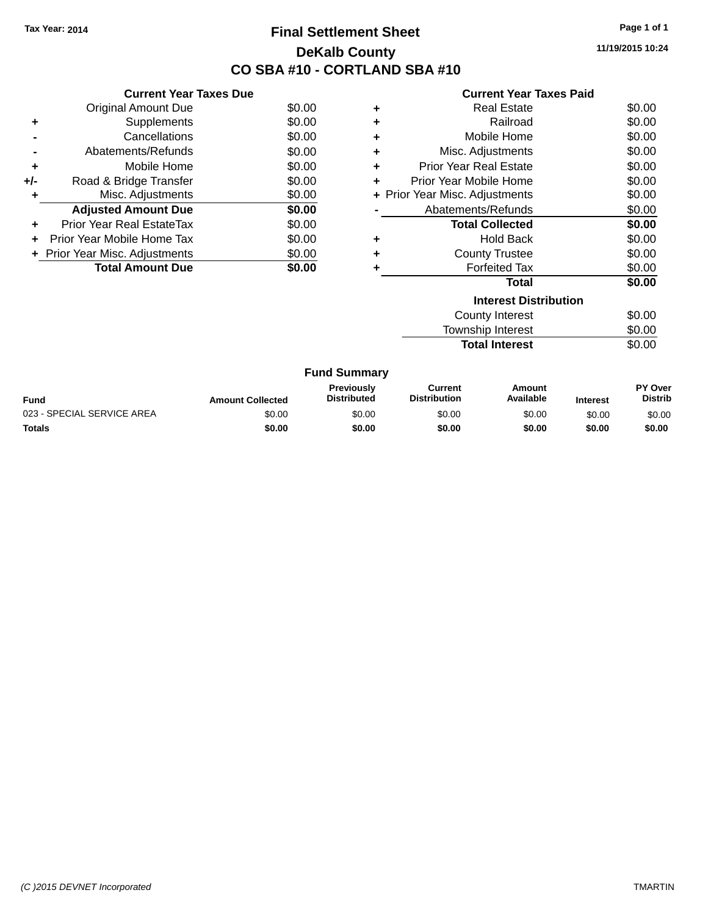Tax Year: 2014

# Final Settlement Sheet

## DeKalb County

## CO SBA #10 - CORTLAND SBA #10

11/19/2015 10:24

### Current Year Taxes Due

| | | |
|---|---|---|
| | Original Amount Due | $0.00 |
| + | Supplements | $0.00 |
| - | Cancellations | $0.00 |
| - | Abatements/Refunds | $0.00 |
| + | Mobile Home | $0.00 |
| +/- | Road & Bridge Transfer | $0.00 |
| + | Misc. Adjustments | $0.00 |
| | **Adjusted Amount Due** | **$0.00** |
| + | Prior Year Real EstateTax | $0.00 |
| + | Prior Year Mobile Home Tax | $0.00 |
| + | Prior Year Misc. Adjustments | $0.00 |
| | **Total Amount Due** | **$0.00** |

### Current Year Taxes Paid

| | | |
|---|---|---|
| + | Real Estate | $0.00 |
| + | Railroad | $0.00 |
| + | Mobile Home | $0.00 |
| + | Misc. Adjustments | $0.00 |
| + | Prior Year Real Estate | $0.00 |
| + | Prior Year Mobile Home | $0.00 |
| + | Prior Year Misc. Adjustments | $0.00 |
| - | Abatements/Refunds | $0.00 |
| | **Total Collected** | **$0.00** |
| + | Hold Back | $0.00 |
| + | County Trustee | $0.00 |
| + | Forfeited Tax | $0.00 |
| | **Total** | **$0.00** |

### Interest Distribution

| | |
|---|---|
| County Interest | $0.00 |
| Township Interest | $0.00 |
| **Total Interest** | $0.00 |

### Fund Summary

| Fund | Amount Collected | Previously Distributed | Current Distribution | Amount Available | Interest | PY Over Distrib |
|---|---|---|---|---|---|---|
| 023 - SPECIAL SERVICE AREA | $0.00 | $0.00 | $0.00 | $0.00 | $0.00 | $0.00 |
| **Totals** | **$0.00** | **$0.00** | **$0.00** | **$0.00** | **$0.00** | **$0.00** |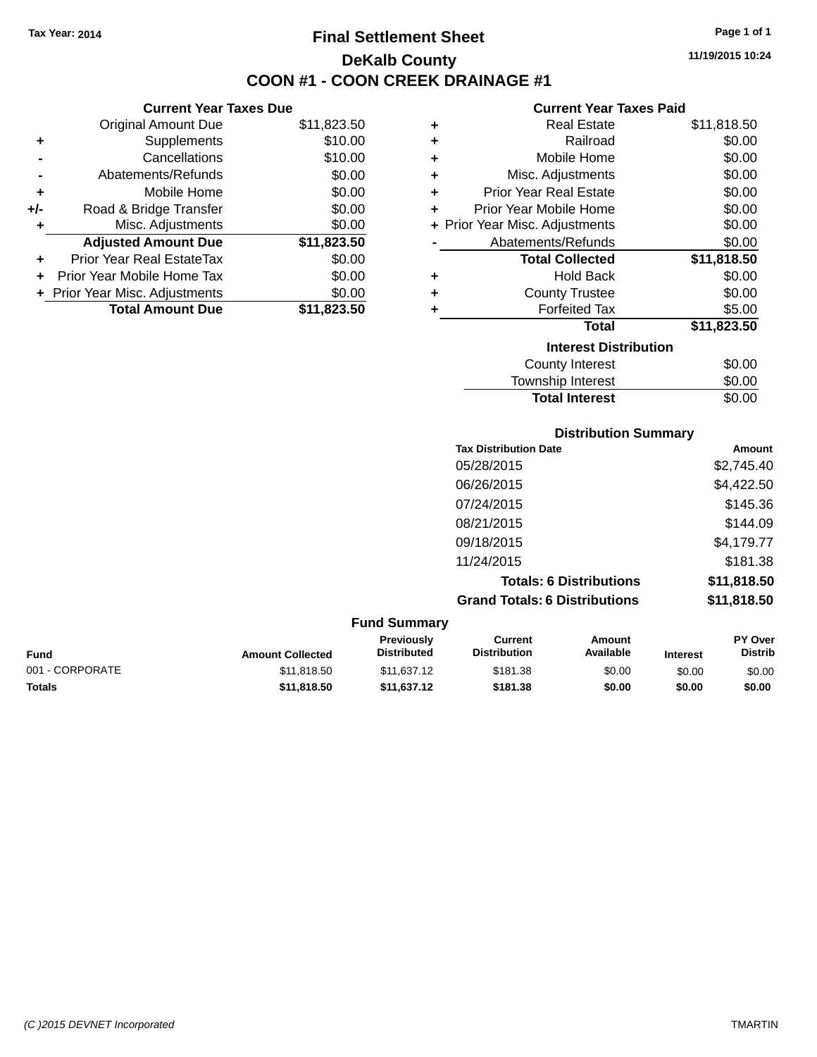Tax Year: 2014

# Final Settlement Sheet

## DeKalb County

## COON #1 - COON CREEK DRAINAGE #1

11/19/2015 10:24

### Current Year Taxes Due

| | | |
|---|---|---|
| | Original Amount Due | $11,823.50 |
| + | Supplements | $10.00 |
| - | Cancellations | $10.00 |
| - | Abatements/Refunds | $0.00 |
| + | Mobile Home | $0.00 |
| +/- | Road & Bridge Transfer | $0.00 |
| + | Misc. Adjustments | $0.00 |
| | **Adjusted Amount Due** | **$11,823.50** |
| + | Prior Year Real EstateTax | $0.00 |
| + | Prior Year Mobile Home Tax | $0.00 |
| + | Prior Year Misc. Adjustments | $0.00 |
| | **Total Amount Due** | **$11,823.50** |

### Current Year Taxes Paid

| | | |
|---|---|---|
| + | Real Estate | $11,818.50 |
| + | Railroad | $0.00 |
| + | Mobile Home | $0.00 |
| + | Misc. Adjustments | $0.00 |
| + | Prior Year Real Estate | $0.00 |
| + | Prior Year Mobile Home | $0.00 |
| + | Prior Year Misc. Adjustments | $0.00 |
| - | Abatements/Refunds | $0.00 |
| | **Total Collected** | **$11,818.50** |
| + | Hold Back | $0.00 |
| + | County Trustee | $0.00 |
| + | Forfeited Tax | $5.00 |
| | **Total** | **$11,823.50** |

### Interest Distribution

| | |
|---|---|
| County Interest | $0.00 |
| Township Interest | $0.00 |
| **Total Interest** | $0.00 |

### Distribution Summary

| Tax Distribution Date | Amount |
|---|---|
| 05/28/2015 | $2,745.40 |
| 06/26/2015 | $4,422.50 |
| 07/24/2015 | $145.36 |
| 08/21/2015 | $144.09 |
| 09/18/2015 | $4,179.77 |
| 11/24/2015 | $181.38 |
| **Totals: 6 Distributions** | **$11,818.50** |
| **Grand Totals: 6 Distributions** | **$11,818.50** |

### Fund Summary

| Fund | Amount Collected | Previously Distributed | Current Distribution | Amount Available | Interest | PY Over Distrib |
|---|---|---|---|---|---|---|
| 001 - CORPORATE | $11,818.50 | $11,637.12 | $181.38 | $0.00 | $0.00 | $0.00 |
| **Totals** | **$11,818.50** | **$11,637.12** | **$181.38** | **$0.00** | **$0.00** | **$0.00** |

(C )2015 DEVNET Incorporated TMARTIN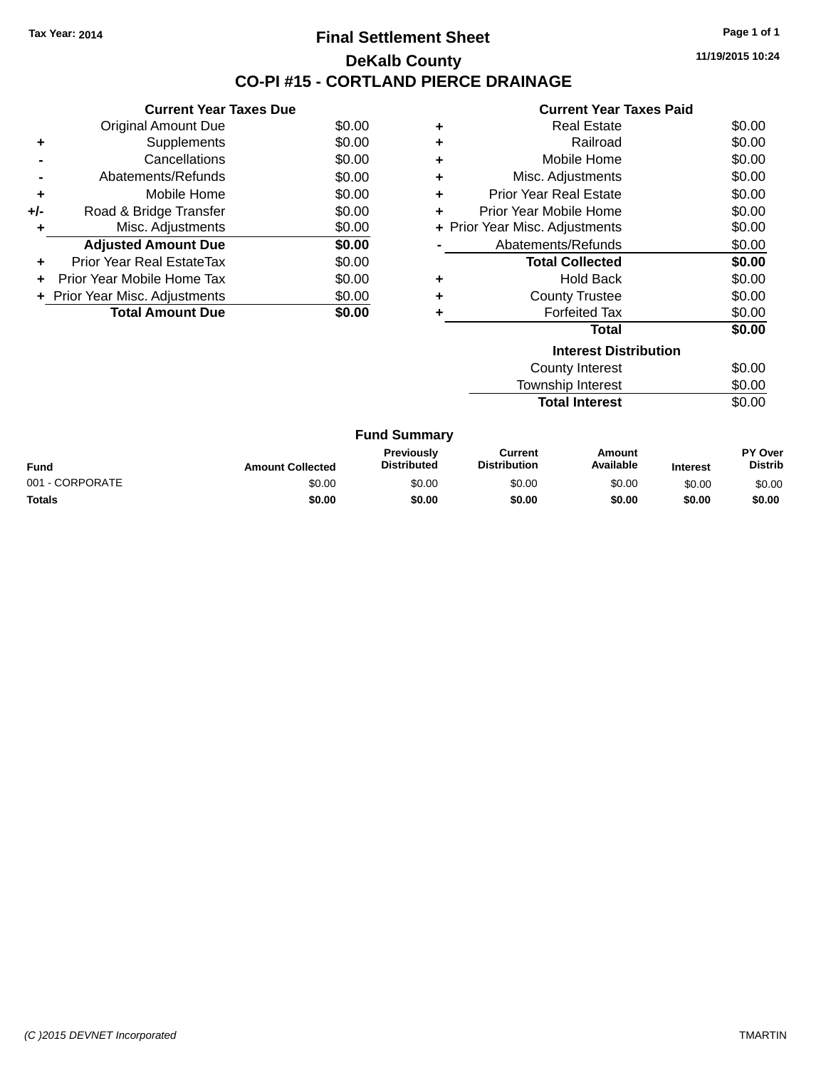Tax Year: 2014

# Final Settlement Sheet

## DeKalb County

## CO-PI #15 - CORTLAND PIERCE DRAINAGE

11/19/2015 10:24

### Current Year Taxes Due

| | | |
|---|---|---|
| | Original Amount Due | $0.00 |
| + | Supplements | $0.00 |
| - | Cancellations | $0.00 |
| - | Abatements/Refunds | $0.00 |
| + | Mobile Home | $0.00 |
| +/- | Road & Bridge Transfer | $0.00 |
| + | Misc. Adjustments | $0.00 |
| | **Adjusted Amount Due** | **$0.00** |
| + | Prior Year Real EstateTax | $0.00 |
| + | Prior Year Mobile Home Tax | $0.00 |
| + | Prior Year Misc. Adjustments | $0.00 |
| | **Total Amount Due** | **$0.00** |

### Current Year Taxes Paid

| | | |
|---|---|---|
| + | Real Estate | $0.00 |
| + | Railroad | $0.00 |
| + | Mobile Home | $0.00 |
| + | Misc. Adjustments | $0.00 |
| + | Prior Year Real Estate | $0.00 |
| + | Prior Year Mobile Home | $0.00 |
| + | Prior Year Misc. Adjustments | $0.00 |
| - | Abatements/Refunds | $0.00 |
| | **Total Collected** | **$0.00** |
| + | Hold Back | $0.00 |
| + | County Trustee | $0.00 |
| + | Forfeited Tax | $0.00 |
| | **Total** | **$0.00** |

### Interest Distribution

| | |
|---|---|
| County Interest | $0.00 |
| Township Interest | $0.00 |
| **Total Interest** | $0.00 |

### Fund Summary

| Fund | Amount Collected | Previously Distributed | Current Distribution | Amount Available | Interest | PY Over Distrib |
|---|---|---|---|---|---|---|
| 001 - CORPORATE | $0.00 | $0.00 | $0.00 | $0.00 | $0.00 | $0.00 |
| **Totals** | **$0.00** | **$0.00** | **$0.00** | **$0.00** | **$0.00** | **$0.00** |

(C )2015 DEVNET Incorporated

TMARTIN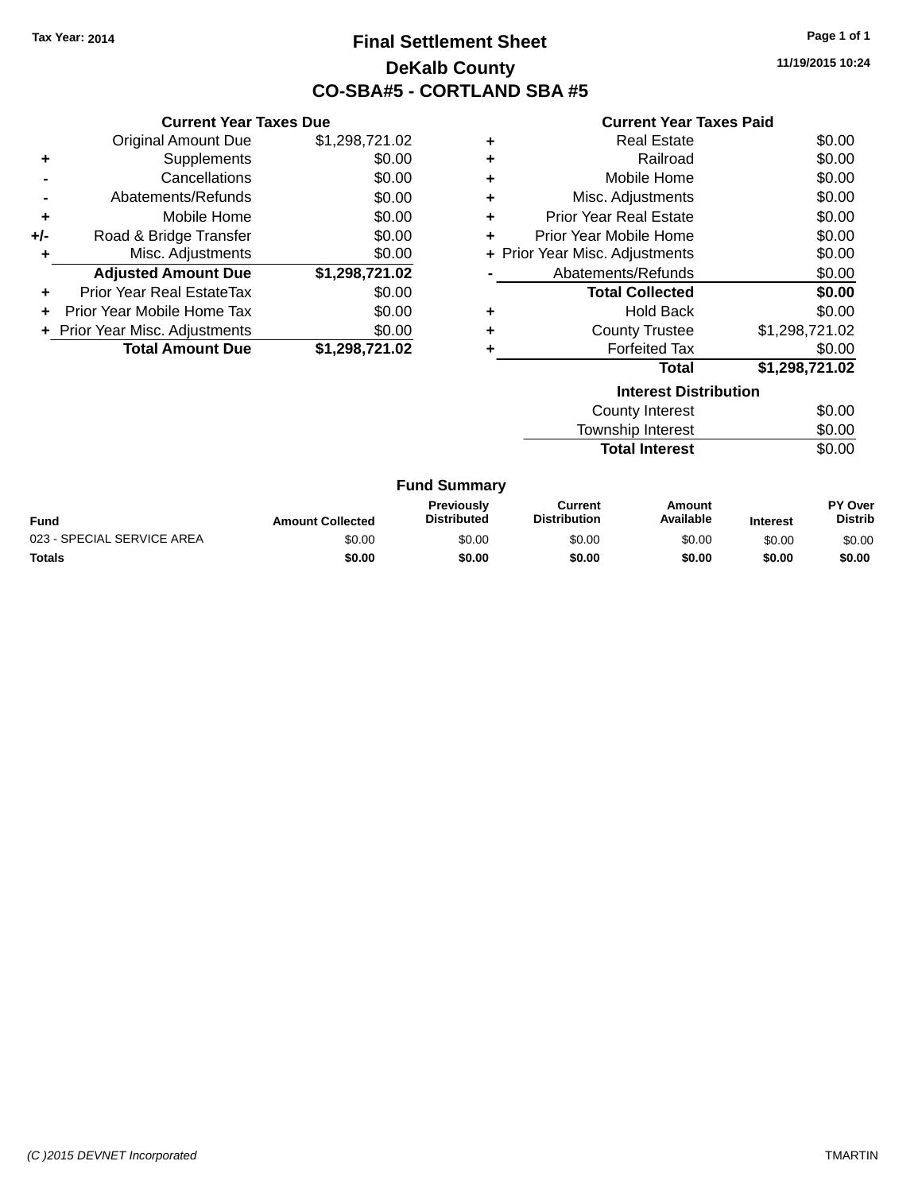Tax Year: 2014

# Final Settlement Sheet

## DeKalb County

## CO-SBA#5 - CORTLAND SBA #5

11/19/2015 10:24

### Current Year Taxes Due

| | | |
|---|---|---|
| | Original Amount Due | $1,298,721.02 |
| + | Supplements | $0.00 |
| - | Cancellations | $0.00 |
| - | Abatements/Refunds | $0.00 |
| + | Mobile Home | $0.00 |
| +/- | Road & Bridge Transfer | $0.00 |
| + | Misc. Adjustments | $0.00 |
| | **Adjusted Amount Due** | **$1,298,721.02** |
| + | Prior Year Real EstateTax | $0.00 |
| + | Prior Year Mobile Home Tax | $0.00 |
| + | Prior Year Misc. Adjustments | $0.00 |
| | **Total Amount Due** | **$1,298,721.02** |

### Current Year Taxes Paid

| | | |
|---|---|---|
| + | Real Estate | $0.00 |
| + | Railroad | $0.00 |
| + | Mobile Home | $0.00 |
| + | Misc. Adjustments | $0.00 |
| + | Prior Year Real Estate | $0.00 |
| + | Prior Year Mobile Home | $0.00 |
| + | Prior Year Misc. Adjustments | $0.00 |
| - | Abatements/Refunds | $0.00 |
| | **Total Collected** | **$0.00** |
| + | Hold Back | $0.00 |
| + | County Trustee | $1,298,721.02 |
| + | Forfeited Tax | $0.00 |
| | **Total** | **$1,298,721.02** |

### Interest Distribution

| | |
|---|---|
| County Interest | $0.00 |
| Township Interest | $0.00 |
| **Total Interest** | $0.00 |

### Fund Summary

| Fund | Amount Collected | Previously Distributed | Current Distribution | Amount Available | Interest | PY Over Distrib |
|---|---|---|---|---|---|---|
| 023 - SPECIAL SERVICE AREA | $0.00 | $0.00 | $0.00 | $0.00 | $0.00 | $0.00 |
| **Totals** | **$0.00** | **$0.00** | **$0.00** | **$0.00** | **$0.00** | **$0.00** |

(C )2015 DEVNET Incorporated TMARTIN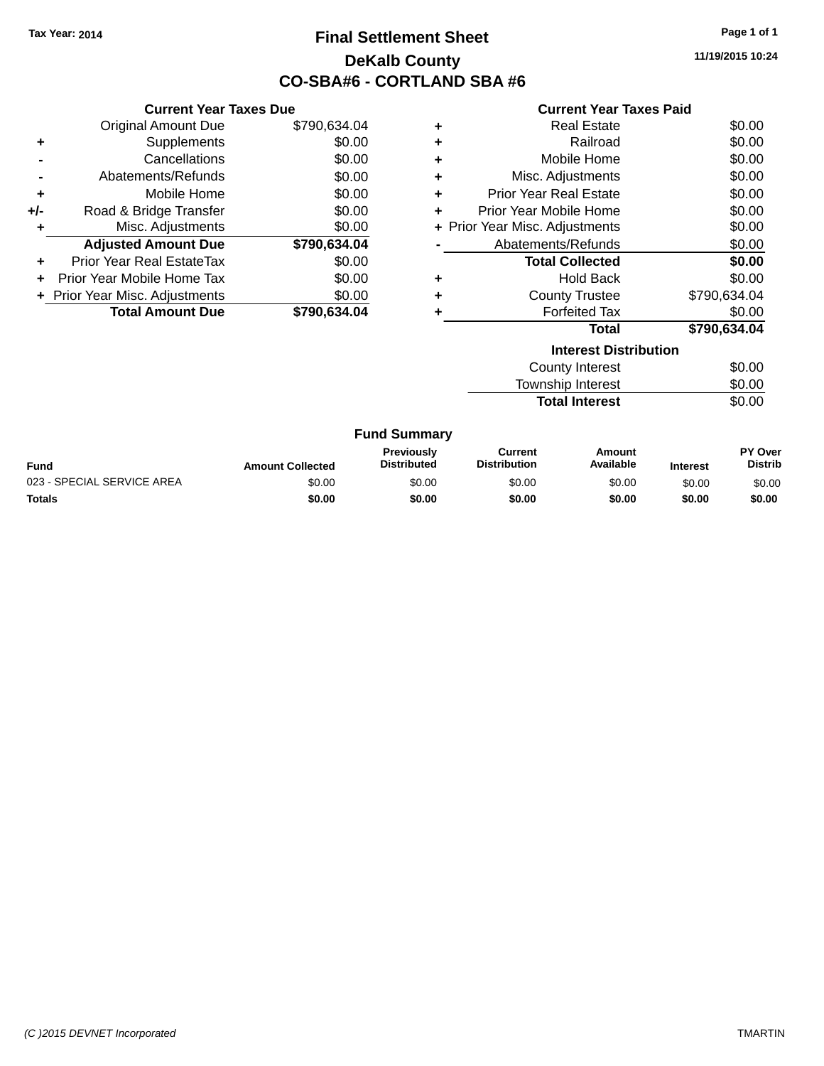Tax Year: 2014

# Final Settlement Sheet

## DeKalb County

## CO-SBA#6 - CORTLAND SBA #6

11/19/2015 10:24

### Current Year Taxes Due

| | | |
|---|---|---|
| | Original Amount Due | $790,634.04 |
| + | Supplements | $0.00 |
| - | Cancellations | $0.00 |
| - | Abatements/Refunds | $0.00 |
| + | Mobile Home | $0.00 |
| +/- | Road & Bridge Transfer | $0.00 |
| + | Misc. Adjustments | $0.00 |
| | **Adjusted Amount Due** | **$790,634.04** |
| + | Prior Year Real EstateTax | $0.00 |
| + | Prior Year Mobile Home Tax | $0.00 |
| + | Prior Year Misc. Adjustments | $0.00 |
| | **Total Amount Due** | **$790,634.04** |

### Current Year Taxes Paid

| | | |
|---|---|---|
| + | Real Estate | $0.00 |
| + | Railroad | $0.00 |
| + | Mobile Home | $0.00 |
| + | Misc. Adjustments | $0.00 |
| + | Prior Year Real Estate | $0.00 |
| + | Prior Year Mobile Home | $0.00 |
| + | Prior Year Misc. Adjustments | $0.00 |
| - | Abatements/Refunds | $0.00 |
| | **Total Collected** | **$0.00** |
| + | Hold Back | $0.00 |
| + | County Trustee | $790,634.04 |
| + | Forfeited Tax | $0.00 |
| | **Total** | **$790,634.04** |

### Interest Distribution

| | |
|---|---|
| County Interest | $0.00 |
| Township Interest | $0.00 |
| **Total Interest** | $0.00 |

### Fund Summary

| Fund | Amount Collected | Previously Distributed | Current Distribution | Amount Available | Interest | PY Over Distrib |
|---|---|---|---|---|---|---|
| 023 - SPECIAL SERVICE AREA | $0.00 | $0.00 | $0.00 | $0.00 | $0.00 | $0.00 |
| **Totals** | **$0.00** | **$0.00** | **$0.00** | **$0.00** | **$0.00** | **$0.00** |

(C )2015 DEVNET Incorporated TMARTIN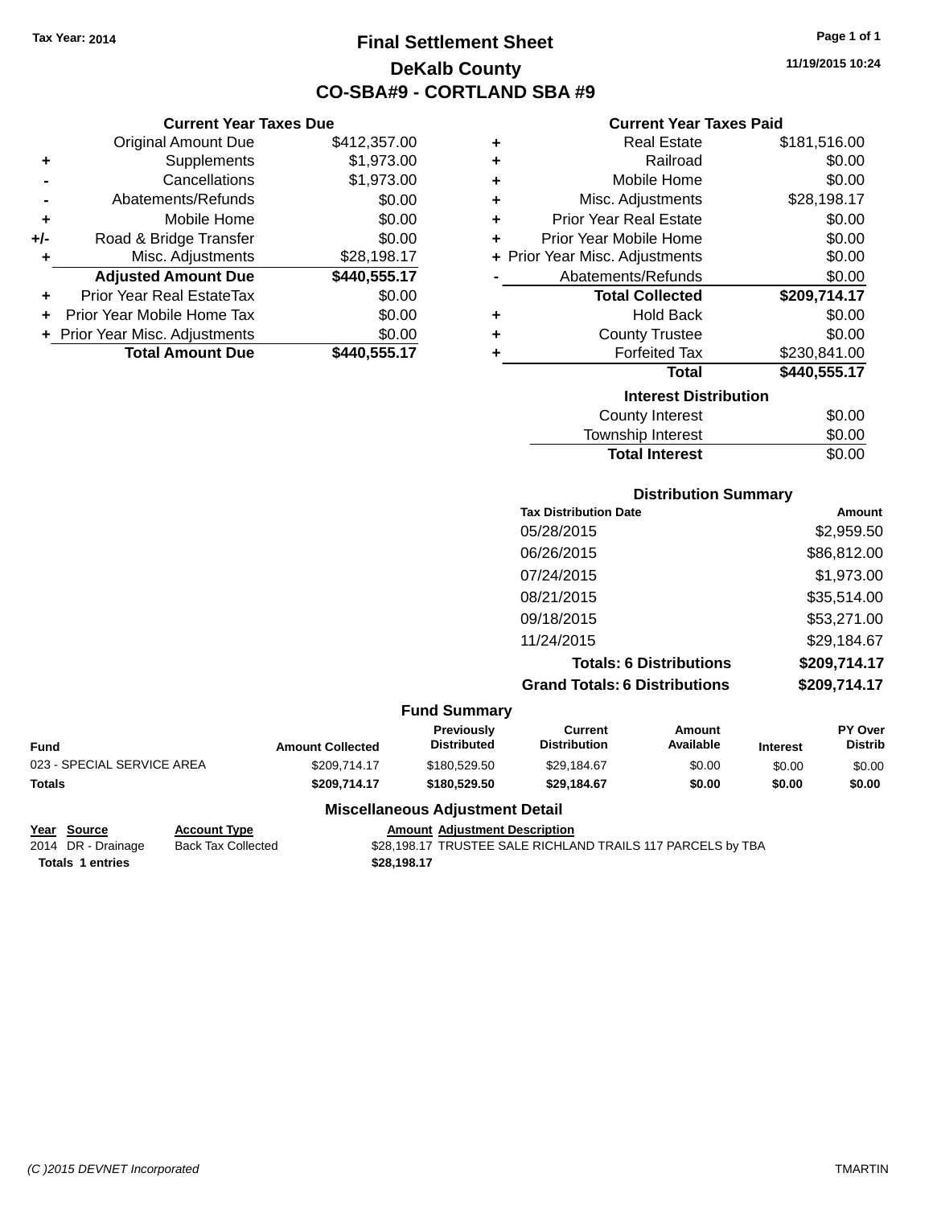Tax Year: 2014

# Final Settlement Sheet
## DeKalb County
## CO-SBA#9 - CORTLAND SBA #9

11/19/2015 10:24

### Current Year Taxes Due

| | | |
|---|---|---|
| | Original Amount Due | $412,357.00 |
| + | Supplements | $1,973.00 |
| - | Cancellations | $1,973.00 |
| - | Abatements/Refunds | $0.00 |
| + | Mobile Home | $0.00 |
| +/- | Road & Bridge Transfer | $0.00 |
| + | Misc. Adjustments | $28,198.17 |
| | **Adjusted Amount Due** | **$440,555.17** |
| + | Prior Year Real EstateTax | $0.00 |
| + | Prior Year Mobile Home Tax | $0.00 |
| + | Prior Year Misc. Adjustments | $0.00 |
| | **Total Amount Due** | **$440,555.17** |

### Current Year Taxes Paid

| | | |
|---|---|---|
| + | Real Estate | $181,516.00 |
| + | Railroad | $0.00 |
| + | Mobile Home | $0.00 |
| + | Misc. Adjustments | $28,198.17 |
| + | Prior Year Real Estate | $0.00 |
| + | Prior Year Mobile Home | $0.00 |
| + | Prior Year Misc. Adjustments | $0.00 |
| - | Abatements/Refunds | $0.00 |
| | **Total Collected** | **$209,714.17** |
| + | Hold Back | $0.00 |
| + | County Trustee | $0.00 |
| + | Forfeited Tax | $230,841.00 |
| | **Total** | **$440,555.17** |

### Interest Distribution

| | |
|---|---|
| County Interest | $0.00 |
| Township Interest | $0.00 |
| **Total Interest** | $0.00 |

### Distribution Summary

| Tax Distribution Date | Amount |
|---|---|
| 05/28/2015 | $2,959.50 |
| 06/26/2015 | $86,812.00 |
| 07/24/2015 | $1,973.00 |
| 08/21/2015 | $35,514.00 |
| 09/18/2015 | $53,271.00 |
| 11/24/2015 | $29,184.67 |
| **Totals: 6 Distributions** | **$209,714.17** |
| **Grand Totals: 6 Distributions** | **$209,714.17** |

### Fund Summary

| Fund | Amount Collected | Previously Distributed | Current Distribution | Amount Available | Interest | PY Over Distrib |
|---|---|---|---|---|---|---|
| 023 - SPECIAL SERVICE AREA | $209,714.17 | $180,529.50 | $29,184.67 | $0.00 | $0.00 | $0.00 |
| **Totals** | **$209,714.17** | **$180,529.50** | **$29,184.67** | **$0.00** | **$0.00** | **$0.00** |

### Miscellaneous Adjustment Detail

| Year | Source | Account Type | Amount | Adjustment Description |
|---|---|---|---|---|
| 2014 | DR - Drainage | Back Tax Collected | $28,198.17 | TRUSTEE SALE RICHLAND TRAILS 117 PARCELS by TBA |
| **Totals 1 entries** | | | **$28,198.17** | |

(C )2015 DEVNET Incorporated TMARTIN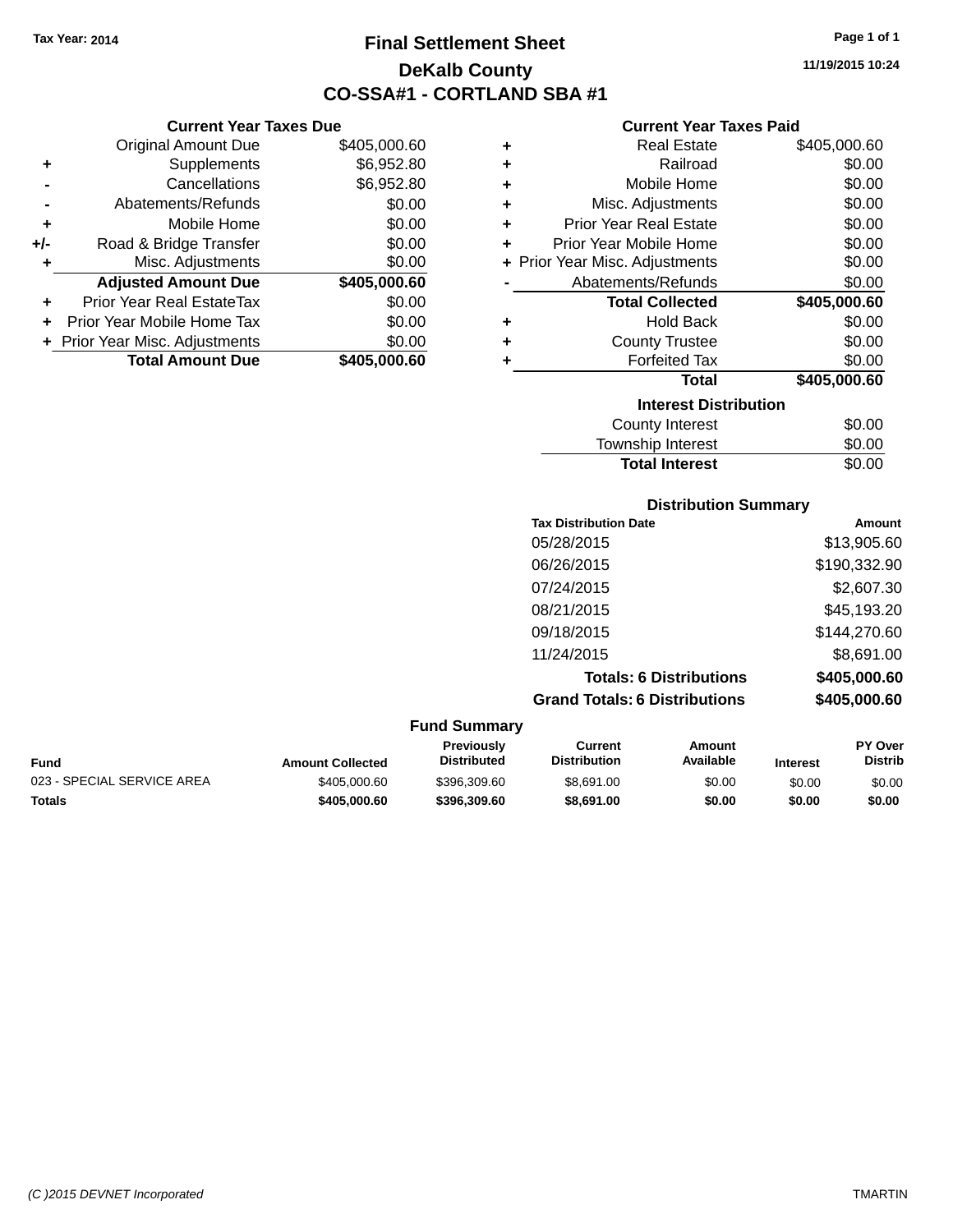Tax Year: 2014

# Final Settlement Sheet

## DeKalb County

## CO-SSA#1 - CORTLAND SBA #1

11/19/2015 10:24

### Current Year Taxes Due

| | | |
|---|---|---|
| | Original Amount Due | $405,000.60 |
| + | Supplements | $6,952.80 |
| - | Cancellations | $6,952.80 |
| - | Abatements/Refunds | $0.00 |
| + | Mobile Home | $0.00 |
| +/- | Road & Bridge Transfer | $0.00 |
| + | Misc. Adjustments | $0.00 |
| | **Adjusted Amount Due** | **$405,000.60** |
| + | Prior Year Real EstateTax | $0.00 |
| + | Prior Year Mobile Home Tax | $0.00 |
| + | Prior Year Misc. Adjustments | $0.00 |
| | **Total Amount Due** | **$405,000.60** |

### Current Year Taxes Paid

| | | |
|---|---|---|
| + | Real Estate | $405,000.60 |
| + | Railroad | $0.00 |
| + | Mobile Home | $0.00 |
| + | Misc. Adjustments | $0.00 |
| + | Prior Year Real Estate | $0.00 |
| + | Prior Year Mobile Home | $0.00 |
| + | Prior Year Misc. Adjustments | $0.00 |
| - | Abatements/Refunds | $0.00 |
| | **Total Collected** | **$405,000.60** |
| + | Hold Back | $0.00 |
| + | County Trustee | $0.00 |
| + | Forfeited Tax | $0.00 |
| | **Total** | **$405,000.60** |

### Interest Distribution

| | |
|---|---|
| County Interest | $0.00 |
| Township Interest | $0.00 |
| **Total Interest** | $0.00 |

### Distribution Summary

| Tax Distribution Date | Amount |
|---|---|
| 05/28/2015 | $13,905.60 |
| 06/26/2015 | $190,332.90 |
| 07/24/2015 | $2,607.30 |
| 08/21/2015 | $45,193.20 |
| 09/18/2015 | $144,270.60 |
| 11/24/2015 | $8,691.00 |
| **Totals: 6 Distributions** | **$405,000.60** |
| **Grand Totals: 6 Distributions** | **$405,000.60** |

### Fund Summary

| Fund | Amount Collected | Previously Distributed | Current Distribution | Amount Available | Interest | PY Over Distrib |
|---|---|---|---|---|---|---|
| 023 - SPECIAL SERVICE AREA | $405,000.60 | $396,309.60 | $8,691.00 | $0.00 | $0.00 | $0.00 |
| **Totals** | **$405,000.60** | **$396,309.60** | **$8,691.00** | **$0.00** | **$0.00** | **$0.00** |

*(C )2015 DEVNET Incorporated* TMARTIN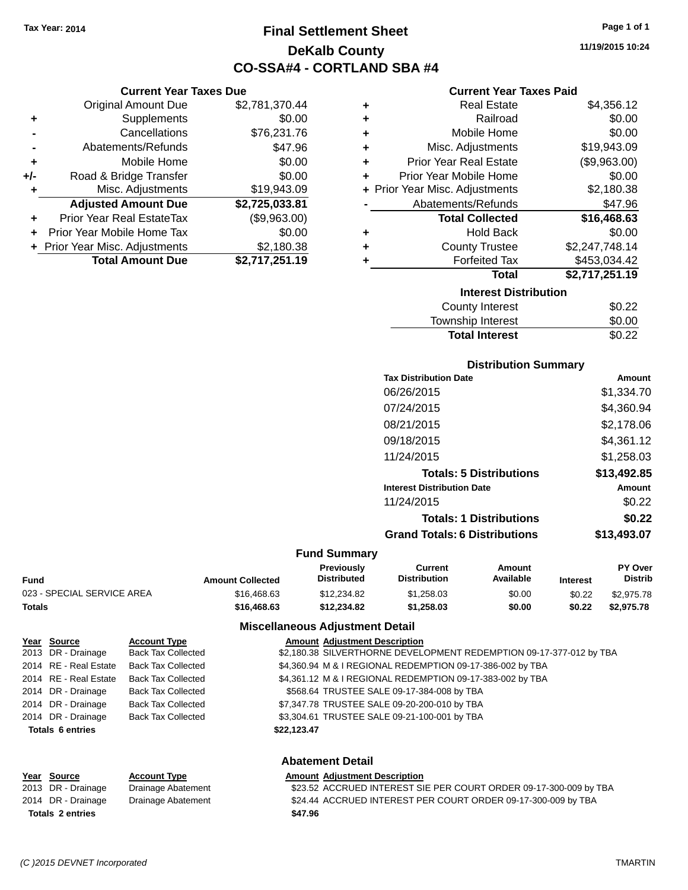Tax Year: 2014

# Final Settlement Sheet
## DeKalb County
## CO-SSA#4 - CORTLAND SBA #4

11/19/2015 10:24

### Current Year Taxes Due

| | | |
|---|---|---|
| | Original Amount Due | $2,781,370.44 |
| + | Supplements | $0.00 |
| - | Cancellations | $76,231.76 |
| - | Abatements/Refunds | $47.96 |
| + | Mobile Home | $0.00 |
| +/- | Road & Bridge Transfer | $0.00 |
| + | Misc. Adjustments | $19,943.09 |
| | **Adjusted Amount Due** | **$2,725,033.81** |
| + | Prior Year Real EstateTax | ($9,963.00) |
| + | Prior Year Mobile Home Tax | $0.00 |
| + | Prior Year Misc. Adjustments | $2,180.38 |
| | **Total Amount Due** | **$2,717,251.19** |

### Current Year Taxes Paid

| | | |
|---|---|---|
| + | Real Estate | $4,356.12 |
| + | Railroad | $0.00 |
| + | Mobile Home | $0.00 |
| + | Misc. Adjustments | $19,943.09 |
| + | Prior Year Real Estate | ($9,963.00) |
| + | Prior Year Mobile Home | $0.00 |
| + | Prior Year Misc. Adjustments | $2,180.38 |
| - | Abatements/Refunds | $47.96 |
| | **Total Collected** | **$16,468.63** |
| + | Hold Back | $0.00 |
| + | County Trustee | $2,247,748.14 |
| + | Forfeited Tax | $453,034.42 |
| | **Total** | **$2,717,251.19** |

### Interest Distribution

| | |
|---|---|
| County Interest | $0.22 |
| Township Interest | $0.00 |
| **Total Interest** | $0.22 |

### Distribution Summary

| Tax Distribution Date | Amount |
|---|---|
| 06/26/2015 | $1,334.70 |
| 07/24/2015 | $4,360.94 |
| 08/21/2015 | $2,178.06 |
| 09/18/2015 | $4,361.12 |
| 11/24/2015 | $1,258.03 |
| **Totals: 5 Distributions** | **$13,492.85** |
| **Interest Distribution Date** | **Amount** |
| 11/24/2015 | $0.22 |
| **Totals: 1 Distributions** | **$0.22** |
| **Grand Totals: 6 Distributions** | **$13,493.07** |

### Fund Summary

| Fund | Amount Collected | Previously Distributed | Current Distribution | Amount Available | Interest | PY Over Distrib |
|---|---|---|---|---|---|---|
| 023 - SPECIAL SERVICE AREA | $16,468.63 | $12,234.82 | $1,258.03 | $0.00 | $0.22 | $2,975.78 |
| **Totals** | **$16,468.63** | **$12,234.82** | **$1,258.03** | **$0.00** | **$0.22** | **$2,975.78** |

### Miscellaneous Adjustment Detail

| Year | Source | Account Type | Amount | Adjustment Description |
|---|---|---|---|---|
| 2013 | DR - Drainage | Back Tax Collected | $2,180.38 | SILVERTHORNE DEVELOPMENT REDEMPTION 09-17-377-012 by TBA |
| 2014 | RE - Real Estate | Back Tax Collected | $4,360.94 | M & I REGIONAL REDEMPTION 09-17-386-002 by TBA |
| 2014 | RE - Real Estate | Back Tax Collected | $4,361.12 | M & I REGIONAL REDEMPTION 09-17-383-002 by TBA |
| 2014 | DR - Drainage | Back Tax Collected | $568.64 | TRUSTEE SALE 09-17-384-008 by TBA |
| 2014 | DR - Drainage | Back Tax Collected | $7,347.78 | TRUSTEE SALE 09-20-200-010 by TBA |
| 2014 | DR - Drainage | Back Tax Collected | $3,304.61 | TRUSTEE SALE 09-21-100-001 by TBA |
| **Totals 6 entries** | | | **$22,123.47** | |

### Abatement Detail

| Year | Source | Account Type | Amount | Adjustment Description |
|---|---|---|---|---|
| 2013 | DR - Drainage | Drainage Abatement | $23.52 | ACCRUED INTEREST SIE PER COURT ORDER 09-17-300-009 by TBA |
| 2014 | DR - Drainage | Drainage Abatement | $24.44 | ACCRUED INTEREST PER COURT ORDER 09-17-300-009 by TBA |
| **Totals 2 entries** | | | **$47.96** | |

(C )2015 DEVNET Incorporated — TMARTIN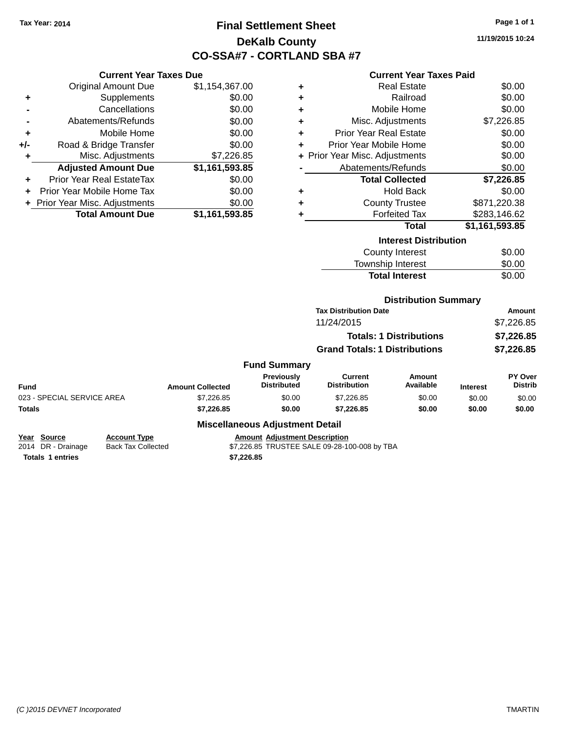Tax Year: 2014

# Final Settlement Sheet

## DeKalb County

## CO-SSA#7 - CORTLAND SBA #7

11/19/2015 10:24

### Current Year Taxes Due

| | | |
|---|---|---|
| | Original Amount Due | $1,154,367.00 |
| + | Supplements | $0.00 |
| - | Cancellations | $0.00 |
| - | Abatements/Refunds | $0.00 |
| + | Mobile Home | $0.00 |
| +/- | Road & Bridge Transfer | $0.00 |
| + | Misc. Adjustments | $7,226.85 |
| | **Adjusted Amount Due** | **$1,161,593.85** |
| + | Prior Year Real EstateTax | $0.00 |
| + | Prior Year Mobile Home Tax | $0.00 |
| + | Prior Year Misc. Adjustments | $0.00 |
| | **Total Amount Due** | **$1,161,593.85** |

### Current Year Taxes Paid

| | | |
|---|---|---|
| + | Real Estate | $0.00 |
| + | Railroad | $0.00 |
| + | Mobile Home | $0.00 |
| + | Misc. Adjustments | $7,226.85 |
| + | Prior Year Real Estate | $0.00 |
| + | Prior Year Mobile Home | $0.00 |
| + | Prior Year Misc. Adjustments | $0.00 |
| - | Abatements/Refunds | $0.00 |
| | **Total Collected** | **$7,226.85** |
| + | Hold Back | $0.00 |
| + | County Trustee | $871,220.38 |
| + | Forfeited Tax | $283,146.62 |
| | **Total** | **$1,161,593.85** |

### Interest Distribution

| | |
|---|---|
| County Interest | $0.00 |
| Township Interest | $0.00 |
| **Total Interest** | $0.00 |

### Distribution Summary

| Tax Distribution Date | Amount |
|---|---|
| 11/24/2015 | $7,226.85 |
| **Totals: 1 Distributions** | **$7,226.85** |
| **Grand Totals: 1 Distributions** | **$7,226.85** |

### Fund Summary

| Fund | Amount Collected | Previously Distributed | Current Distribution | Amount Available | Interest | PY Over Distrib |
|---|---|---|---|---|---|---|
| 023 - SPECIAL SERVICE AREA | $7,226.85 | $0.00 | $7,226.85 | $0.00 | $0.00 | $0.00 |
| **Totals** | **$7,226.85** | **$0.00** | **$7,226.85** | **$0.00** | **$0.00** | **$0.00** |

### Miscellaneous Adjustment Detail

| Year | Source | Account Type | Amount | Adjustment Description |
|---|---|---|---|---|
| 2014 | DR - Drainage | Back Tax Collected | $7,226.85 | TRUSTEE SALE 09-28-100-008 by TBA |
| **Totals 1 entries** | | | **$7,226.85** | |

(C )2015 DEVNET Incorporated TMARTIN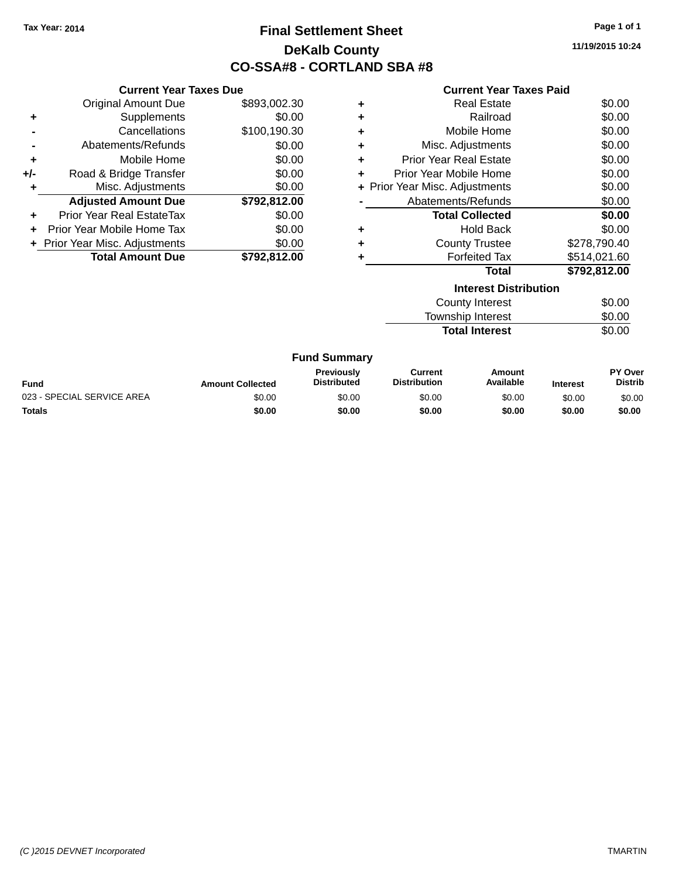Tax Year: 2014

# Final Settlement Sheet

## DeKalb County

## CO-SSA#8 - CORTLAND SBA #8

11/19/2015 10:24

### Current Year Taxes Due

| | | |
|---|---|---|
| | Original Amount Due | $893,002.30 |
| + | Supplements | $0.00 |
| - | Cancellations | $100,190.30 |
| - | Abatements/Refunds | $0.00 |
| + | Mobile Home | $0.00 |
| +/- | Road & Bridge Transfer | $0.00 |
| + | Misc. Adjustments | $0.00 |
| | **Adjusted Amount Due** | **$792,812.00** |
| + | Prior Year Real EstateTax | $0.00 |
| + | Prior Year Mobile Home Tax | $0.00 |
| + | Prior Year Misc. Adjustments | $0.00 |
| | **Total Amount Due** | **$792,812.00** |

### Current Year Taxes Paid

| | | |
|---|---|---|
| + | Real Estate | $0.00 |
| + | Railroad | $0.00 |
| + | Mobile Home | $0.00 |
| + | Misc. Adjustments | $0.00 |
| + | Prior Year Real Estate | $0.00 |
| + | Prior Year Mobile Home | $0.00 |
| + | Prior Year Misc. Adjustments | $0.00 |
| - | Abatements/Refunds | $0.00 |
| | **Total Collected** | **$0.00** |
| + | Hold Back | $0.00 |
| + | County Trustee | $278,790.40 |
| + | Forfeited Tax | $514,021.60 |
| | **Total** | **$792,812.00** |

### Interest Distribution

| | |
|---|---|
| County Interest | $0.00 |
| Township Interest | $0.00 |
| **Total Interest** | $0.00 |

### Fund Summary

| Fund | Amount Collected | Previously Distributed | Current Distribution | Amount Available | Interest | PY Over Distrib |
|---|---|---|---|---|---|---|
| 023 - SPECIAL SERVICE AREA | $0.00 | $0.00 | $0.00 | $0.00 | $0.00 | $0.00 |
| **Totals** | **$0.00** | **$0.00** | **$0.00** | **$0.00** | **$0.00** | **$0.00** |

(C )2015 DEVNET Incorporated — TMARTIN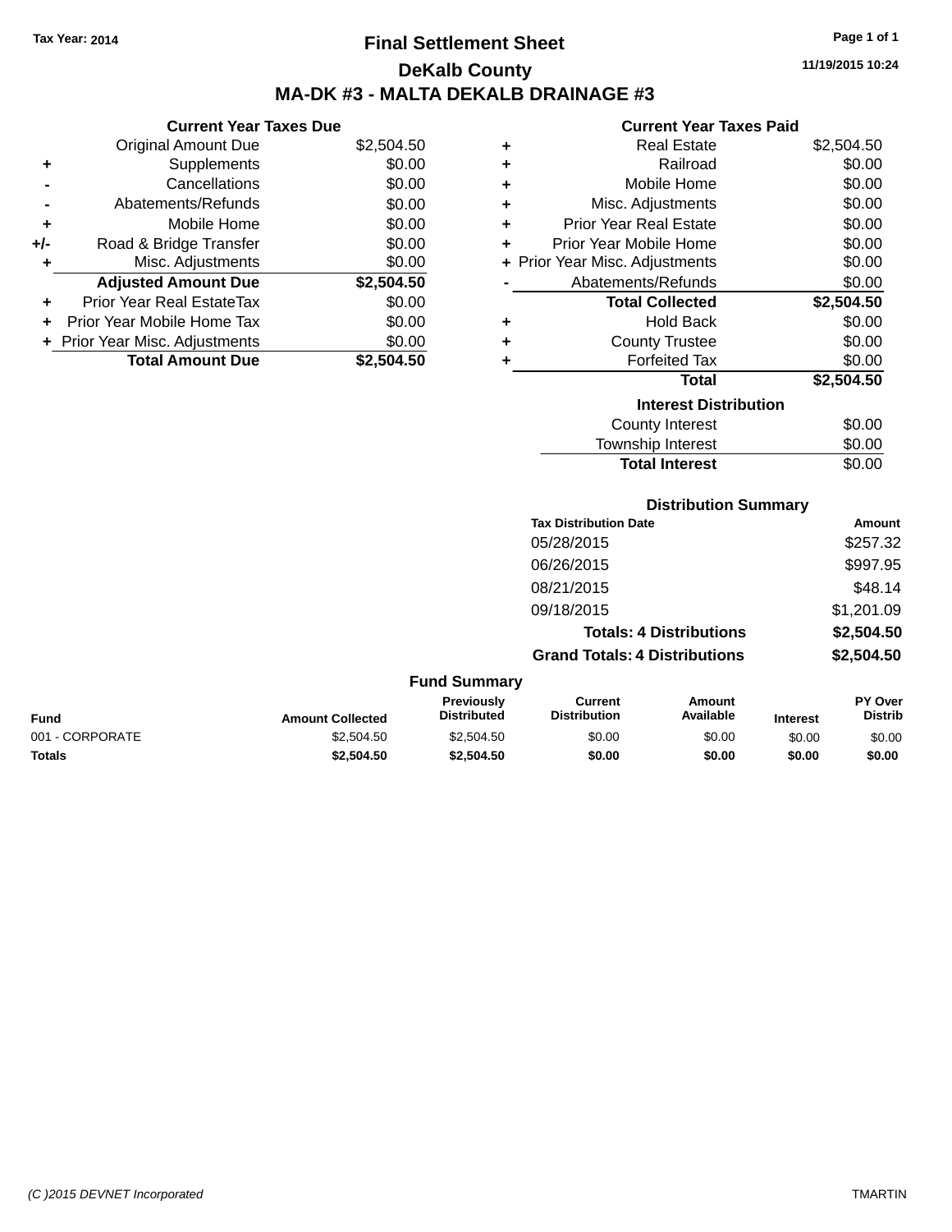Tax Year: 2014

# Final Settlement Sheet

## DeKalb County

## MA-DK #3 - MALTA DEKALB DRAINAGE #3

11/19/2015 10:24

### Current Year Taxes Due

| | | |
|---|---|---|
| | Original Amount Due | $2,504.50 |
| + | Supplements | $0.00 |
| - | Cancellations | $0.00 |
| - | Abatements/Refunds | $0.00 |
| + | Mobile Home | $0.00 |
| +/- | Road & Bridge Transfer | $0.00 |
| + | Misc. Adjustments | $0.00 |
| | **Adjusted Amount Due** | **$2,504.50** |
| + | Prior Year Real EstateTax | $0.00 |
| + | Prior Year Mobile Home Tax | $0.00 |
| + | Prior Year Misc. Adjustments | $0.00 |
| | **Total Amount Due** | **$2,504.50** |

### Current Year Taxes Paid

| | | |
|---|---|---|
| + | Real Estate | $2,504.50 |
| + | Railroad | $0.00 |
| + | Mobile Home | $0.00 |
| + | Misc. Adjustments | $0.00 |
| + | Prior Year Real Estate | $0.00 |
| + | Prior Year Mobile Home | $0.00 |
| + | Prior Year Misc. Adjustments | $0.00 |
| - | Abatements/Refunds | $0.00 |
| | **Total Collected** | **$2,504.50** |
| + | Hold Back | $0.00 |
| + | County Trustee | $0.00 |
| + | Forfeited Tax | $0.00 |
| | **Total** | **$2,504.50** |

### Interest Distribution

| | |
|---|---|
| County Interest | $0.00 |
| Township Interest | $0.00 |
| **Total Interest** | $0.00 |

### Distribution Summary

| Tax Distribution Date | Amount |
|---|---|
| 05/28/2015 | $257.32 |
| 06/26/2015 | $997.95 |
| 08/21/2015 | $48.14 |
| 09/18/2015 | $1,201.09 |
| **Totals: 4 Distributions** | **$2,504.50** |
| **Grand Totals: 4 Distributions** | **$2,504.50** |

### Fund Summary

| Fund | Amount Collected | Previously Distributed | Current Distribution | Amount Available | Interest | PY Over Distrib |
|---|---|---|---|---|---|---|
| 001 - CORPORATE | $2,504.50 | $2,504.50 | $0.00 | $0.00 | $0.00 | $0.00 |
| **Totals** | **$2,504.50** | **$2,504.50** | **$0.00** | **$0.00** | **$0.00** | **$0.00** |

(C )2015 DEVNET Incorporated    TMARTIN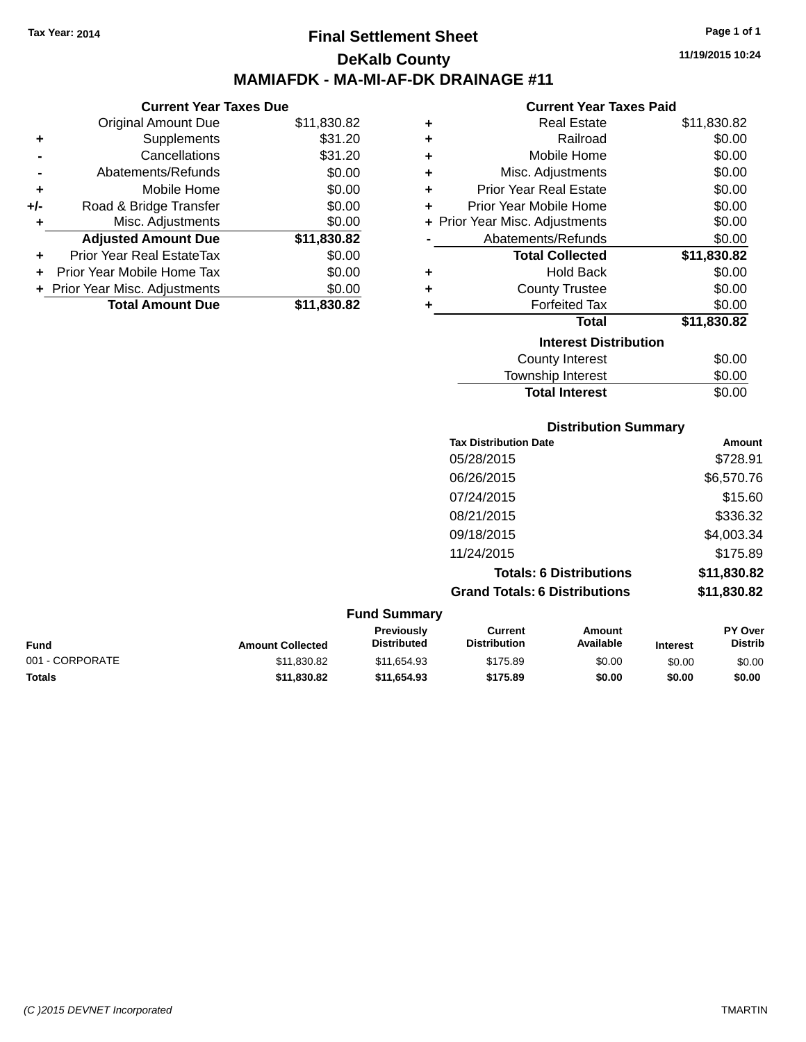Tax Year: 2014

# Final Settlement Sheet

## DeKalb County

## MAMIAFDK - MA-MI-AF-DK DRAINAGE #11

11/19/2015 10:24

### Current Year Taxes Due

| | | |
|---|---|---|
| | Original Amount Due | $11,830.82 |
| + | Supplements | $31.20 |
| - | Cancellations | $31.20 |
| - | Abatements/Refunds | $0.00 |
| + | Mobile Home | $0.00 |
| +/- | Road & Bridge Transfer | $0.00 |
| + | Misc. Adjustments | $0.00 |
| | **Adjusted Amount Due** | **$11,830.82** |
| + | Prior Year Real EstateTax | $0.00 |
| + | Prior Year Mobile Home Tax | $0.00 |
| + | Prior Year Misc. Adjustments | $0.00 |
| | **Total Amount Due** | **$11,830.82** |

### Current Year Taxes Paid

| | | |
|---|---|---|
| + | Real Estate | $11,830.82 |
| + | Railroad | $0.00 |
| + | Mobile Home | $0.00 |
| + | Misc. Adjustments | $0.00 |
| + | Prior Year Real Estate | $0.00 |
| + | Prior Year Mobile Home | $0.00 |
| + | Prior Year Misc. Adjustments | $0.00 |
| - | Abatements/Refunds | $0.00 |
| | **Total Collected** | **$11,830.82** |
| + | Hold Back | $0.00 |
| + | County Trustee | $0.00 |
| + | Forfeited Tax | $0.00 |
| | **Total** | **$11,830.82** |

### Interest Distribution

| | |
|---|---|
| County Interest | $0.00 |
| Township Interest | $0.00 |
| **Total Interest** | $0.00 |

### Distribution Summary

| Tax Distribution Date | Amount |
|---|---|
| 05/28/2015 | $728.91 |
| 06/26/2015 | $6,570.76 |
| 07/24/2015 | $15.60 |
| 08/21/2015 | $336.32 |
| 09/18/2015 | $4,003.34 |
| 11/24/2015 | $175.89 |
| **Totals: 6 Distributions** | **$11,830.82** |
| **Grand Totals: 6 Distributions** | **$11,830.82** |

### Fund Summary

| Fund | Amount Collected | Previously Distributed | Current Distribution | Amount Available | Interest | PY Over Distrib |
|---|---|---|---|---|---|---|
| 001 - CORPORATE | $11,830.82 | $11,654.93 | $175.89 | $0.00 | $0.00 | $0.00 |
| **Totals** | **$11,830.82** | **$11,654.93** | **$175.89** | **$0.00** | **$0.00** | **$0.00** |

(C )2015 DEVNET Incorporated TMARTIN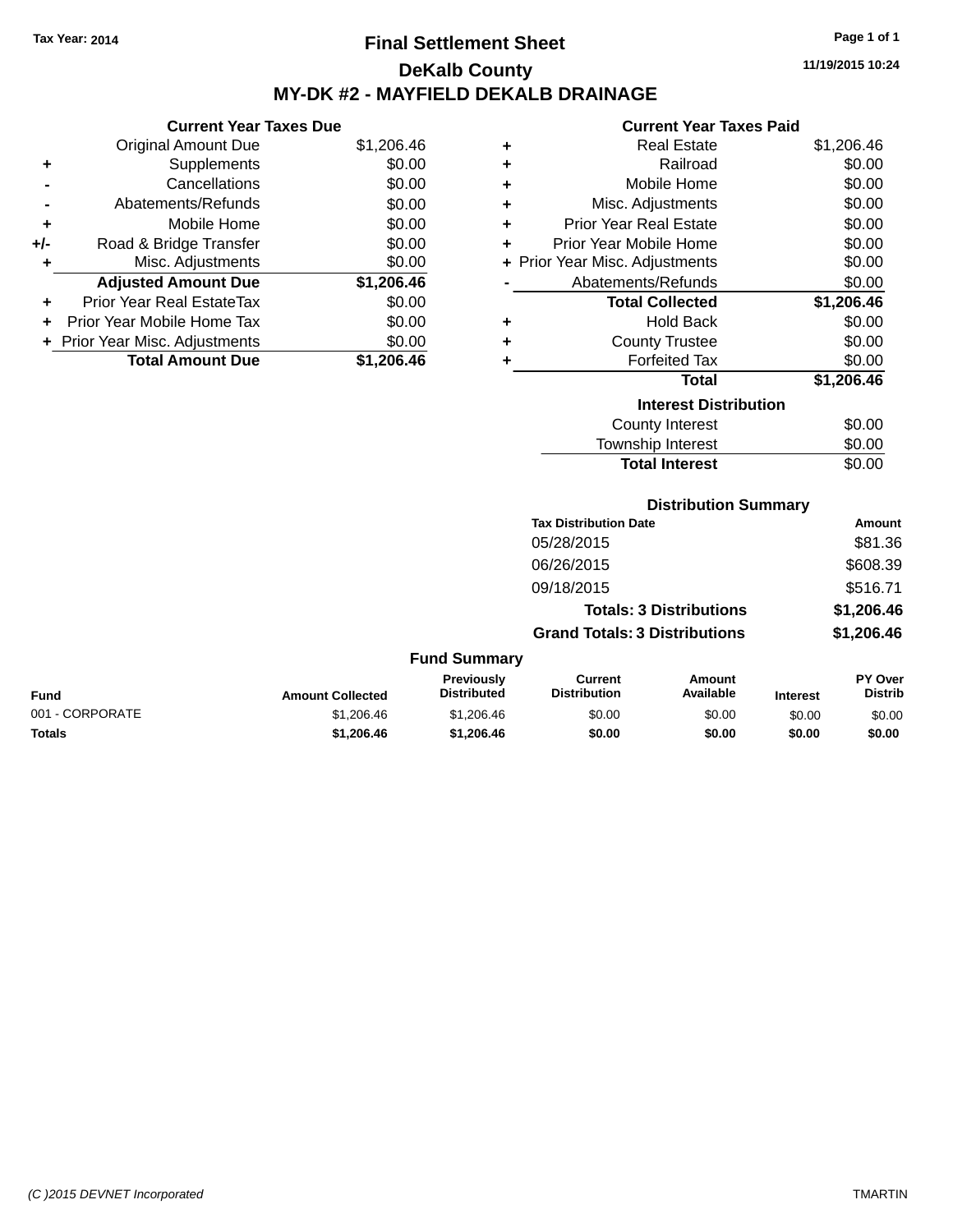Tax Year: 2014

# Final Settlement Sheet

## DeKalb County

## MY-DK #2 - MAYFIELD DEKALB DRAINAGE

11/19/2015 10:24

### Current Year Taxes Due

| | | |
|---|---|---|
| | Original Amount Due | $1,206.46 |
| + | Supplements | $0.00 |
| - | Cancellations | $0.00 |
| - | Abatements/Refunds | $0.00 |
| + | Mobile Home | $0.00 |
| +/- | Road & Bridge Transfer | $0.00 |
| + | Misc. Adjustments | $0.00 |
| | **Adjusted Amount Due** | **$1,206.46** |
| + | Prior Year Real EstateTax | $0.00 |
| + | Prior Year Mobile Home Tax | $0.00 |
| + | Prior Year Misc. Adjustments | $0.00 |
| | **Total Amount Due** | **$1,206.46** |

### Current Year Taxes Paid

| | | |
|---|---|---|
| + | Real Estate | $1,206.46 |
| + | Railroad | $0.00 |
| + | Mobile Home | $0.00 |
| + | Misc. Adjustments | $0.00 |
| + | Prior Year Real Estate | $0.00 |
| + | Prior Year Mobile Home | $0.00 |
| + | Prior Year Misc. Adjustments | $0.00 |
| - | Abatements/Refunds | $0.00 |
| | **Total Collected** | **$1,206.46** |
| + | Hold Back | $0.00 |
| + | County Trustee | $0.00 |
| + | Forfeited Tax | $0.00 |
| | **Total** | **$1,206.46** |

### Interest Distribution

| | |
|---|---|
| County Interest | $0.00 |
| Township Interest | $0.00 |
| **Total Interest** | $0.00 |

### Distribution Summary

| Tax Distribution Date | Amount |
|---|---|
| 05/28/2015 | $81.36 |
| 06/26/2015 | $608.39 |
| 09/18/2015 | $516.71 |
| **Totals: 3 Distributions** | **$1,206.46** |
| **Grand Totals: 3 Distributions** | **$1,206.46** |

### Fund Summary

| Fund | Amount Collected | Previously Distributed | Current Distribution | Amount Available | Interest | PY Over Distrib |
|---|---|---|---|---|---|---|
| 001 - CORPORATE | $1,206.46 | $1,206.46 | $0.00 | $0.00 | $0.00 | $0.00 |
| **Totals** | **$1,206.46** | **$1,206.46** | **$0.00** | **$0.00** | **$0.00** | **$0.00** |

(C )2015 DEVNET Incorporated    TMARTIN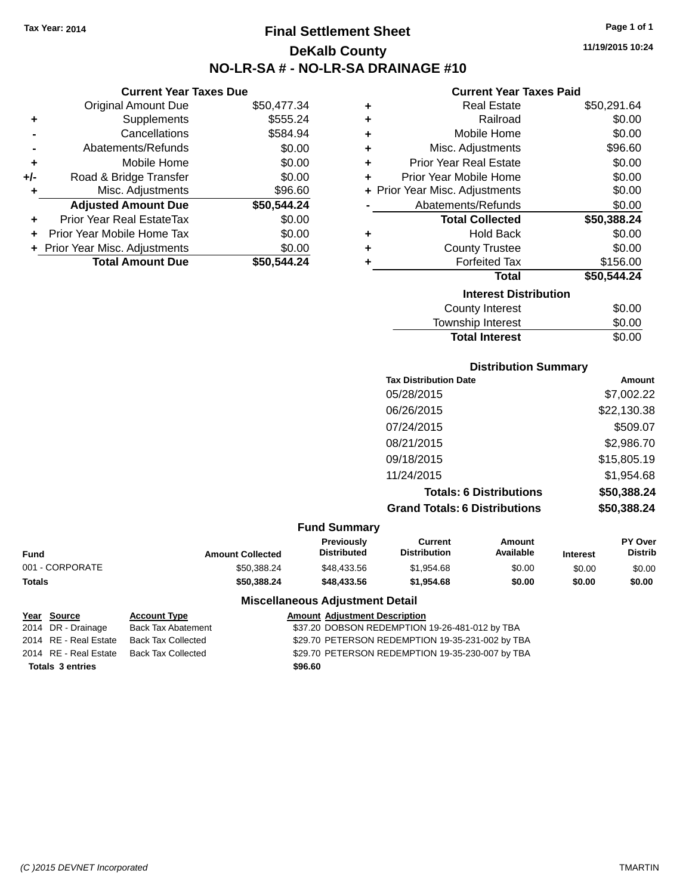Tax Year: 2014

# Final Settlement Sheet

## DeKalb County

## NO-LR-SA # - NO-LR-SA DRAINAGE #10

11/19/2015 10:24

### Current Year Taxes Due

| | | |
|---|---|---|
| | Original Amount Due | $50,477.34 |
| + | Supplements | $555.24 |
| - | Cancellations | $584.94 |
| - | Abatements/Refunds | $0.00 |
| + | Mobile Home | $0.00 |
| +/- | Road & Bridge Transfer | $0.00 |
| + | Misc. Adjustments | $96.60 |
| | **Adjusted Amount Due** | **$50,544.24** |
| + | Prior Year Real EstateTax | $0.00 |
| + | Prior Year Mobile Home Tax | $0.00 |
| + | Prior Year Misc. Adjustments | $0.00 |
| | **Total Amount Due** | **$50,544.24** |

### Current Year Taxes Paid

| | | |
|---|---|---|
| + | Real Estate | $50,291.64 |
| + | Railroad | $0.00 |
| + | Mobile Home | $0.00 |
| + | Misc. Adjustments | $96.60 |
| + | Prior Year Real Estate | $0.00 |
| + | Prior Year Mobile Home | $0.00 |
| + | Prior Year Misc. Adjustments | $0.00 |
| - | Abatements/Refunds | $0.00 |
| | **Total Collected** | **$50,388.24** |
| + | Hold Back | $0.00 |
| + | County Trustee | $0.00 |
| + | Forfeited Tax | $156.00 |
| | **Total** | **$50,544.24** |

### Interest Distribution

| | |
|---|---|
| County Interest | $0.00 |
| Township Interest | $0.00 |
| **Total Interest** | $0.00 |

### Distribution Summary

| Tax Distribution Date | Amount |
|---|---|
| 05/28/2015 | $7,002.22 |
| 06/26/2015 | $22,130.38 |
| 07/24/2015 | $509.07 |
| 08/21/2015 | $2,986.70 |
| 09/18/2015 | $15,805.19 |
| 11/24/2015 | $1,954.68 |
| **Totals: 6 Distributions** | **$50,388.24** |
| **Grand Totals: 6 Distributions** | **$50,388.24** |

### Fund Summary

| Fund | Amount Collected | Previously Distributed | Current Distribution | Amount Available | Interest | PY Over Distrib |
|---|---|---|---|---|---|---|
| 001 - CORPORATE | $50,388.24 | $48,433.56 | $1,954.68 | $0.00 | $0.00 | $0.00 |
| **Totals** | **$50,388.24** | **$48,433.56** | **$1,954.68** | **$0.00** | **$0.00** | **$0.00** |

### Miscellaneous Adjustment Detail

| Year | Source | Account Type | Amount | Adjustment Description |
|---|---|---|---|---|
| 2014 | DR - Drainage | Back Tax Abatement | $37.20 | DOBSON REDEMPTION 19-26-481-012 by TBA |
| 2014 | RE - Real Estate | Back Tax Collected | $29.70 | PETERSON REDEMPTION 19-35-231-002 by TBA |
| 2014 | RE - Real Estate | Back Tax Collected | $29.70 | PETERSON REDEMPTION 19-35-230-007 by TBA |
| **Totals 3 entries** | | | **$96.60** | |

(C )2015 DEVNET Incorporated

TMARTIN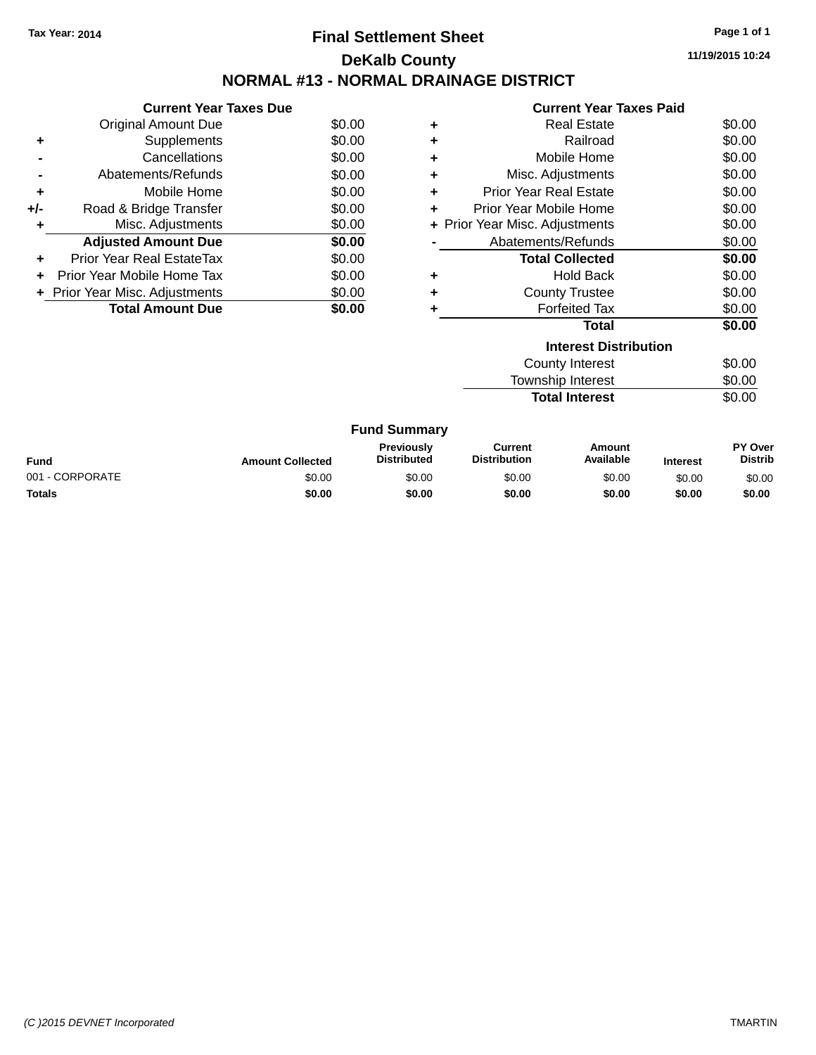Tax Year: 2014

# Final Settlement Sheet

## DeKalb County

## NORMAL #13 - NORMAL DRAINAGE DISTRICT

11/19/2015 10:24

### Current Year Taxes Due

| | | |
|---|---|---|
| | Original Amount Due | $0.00 |
| + | Supplements | $0.00 |
| - | Cancellations | $0.00 |
| - | Abatements/Refunds | $0.00 |
| + | Mobile Home | $0.00 |
| +/- | Road & Bridge Transfer | $0.00 |
| + | Misc. Adjustments | $0.00 |
| | **Adjusted Amount Due** | **$0.00** |
| + | Prior Year Real EstateTax | $0.00 |
| + | Prior Year Mobile Home Tax | $0.00 |
| + | Prior Year Misc. Adjustments | $0.00 |
| | **Total Amount Due** | **$0.00** |

### Current Year Taxes Paid

| | | |
|---|---|---|
| + | Real Estate | $0.00 |
| + | Railroad | $0.00 |
| + | Mobile Home | $0.00 |
| + | Misc. Adjustments | $0.00 |
| + | Prior Year Real Estate | $0.00 |
| + | Prior Year Mobile Home | $0.00 |
| + | Prior Year Misc. Adjustments | $0.00 |
| - | Abatements/Refunds | $0.00 |
| | **Total Collected** | **$0.00** |
| + | Hold Back | $0.00 |
| + | County Trustee | $0.00 |
| + | Forfeited Tax | $0.00 |
| | **Total** | **$0.00** |

### Interest Distribution

| | |
|---|---|
| County Interest | $0.00 |
| Township Interest | $0.00 |
| **Total Interest** | $0.00 |

### Fund Summary

| Fund | Amount Collected | Previously Distributed | Current Distribution | Amount Available | Interest | PY Over Distrib |
|---|---|---|---|---|---|---|
| 001 - CORPORATE | $0.00 | $0.00 | $0.00 | $0.00 | $0.00 | $0.00 |
| **Totals** | **$0.00** | **$0.00** | **$0.00** | **$0.00** | **$0.00** | **$0.00** |

(C )2015 DEVNET Incorporated TMARTIN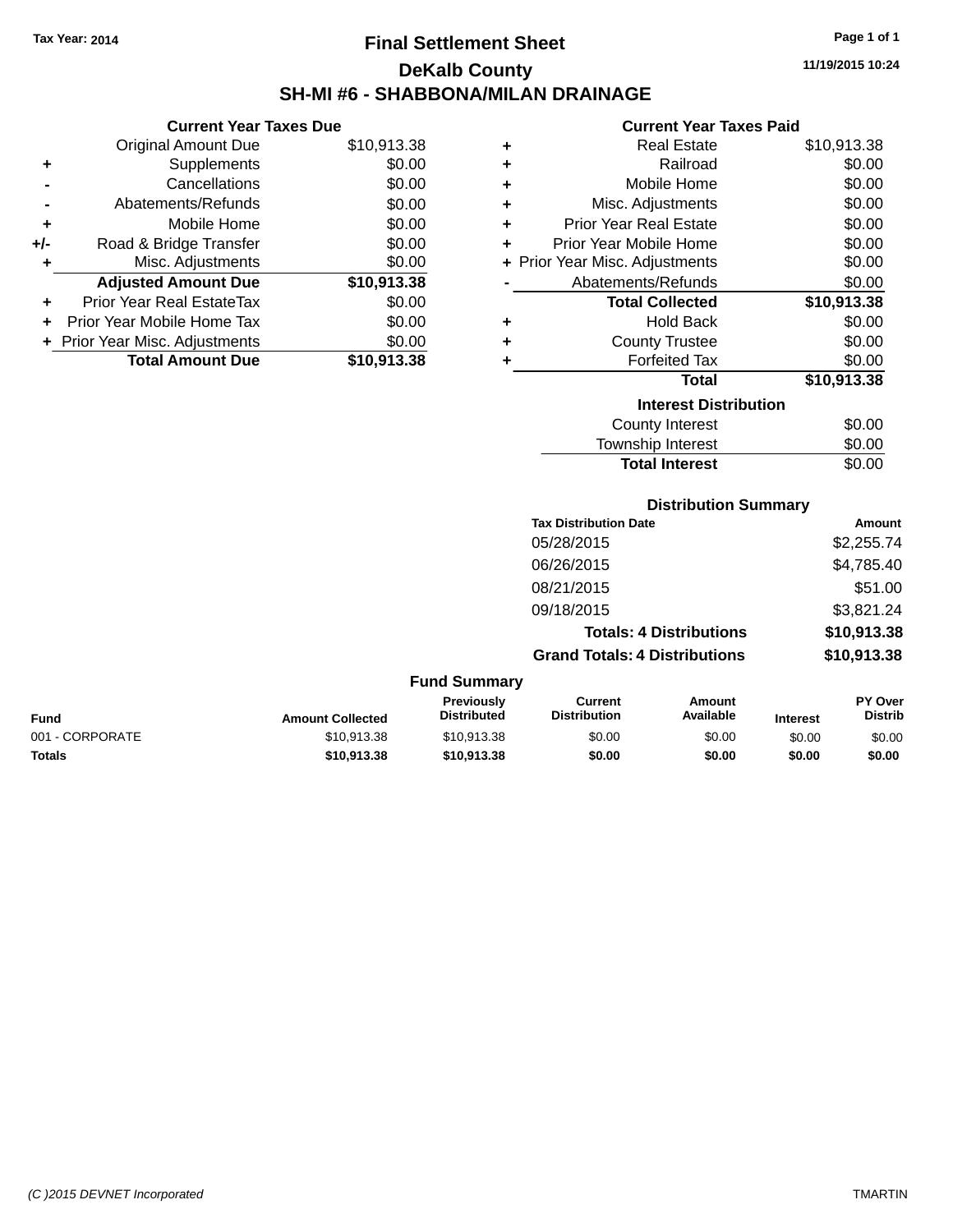Tax Year: 2014

# Final Settlement Sheet

## DeKalb County

## SH-MI #6 - SHABBONA/MILAN DRAINAGE

11/19/2015 10:24

### Current Year Taxes Due

| | | Amount |
|---|---|---|
| | Original Amount Due | $10,913.38 |
| + | Supplements | $0.00 |
| - | Cancellations | $0.00 |
| - | Abatements/Refunds | $0.00 |
| + | Mobile Home | $0.00 |
| +/- | Road & Bridge Transfer | $0.00 |
| + | Misc. Adjustments | $0.00 |
| | **Adjusted Amount Due** | **$10,913.38** |
| + | Prior Year Real EstateTax | $0.00 |
| + | Prior Year Mobile Home Tax | $0.00 |
| + | Prior Year Misc. Adjustments | $0.00 |
| | **Total Amount Due** | **$10,913.38** |

### Current Year Taxes Paid

| | | Amount |
|---|---|---|
| + | Real Estate | $10,913.38 |
| + | Railroad | $0.00 |
| + | Mobile Home | $0.00 |
| + | Misc. Adjustments | $0.00 |
| + | Prior Year Real Estate | $0.00 |
| + | Prior Year Mobile Home | $0.00 |
| + | Prior Year Misc. Adjustments | $0.00 |
| - | Abatements/Refunds | $0.00 |
| | **Total Collected** | **$10,913.38** |
| + | Hold Back | $0.00 |
| + | County Trustee | $0.00 |
| + | Forfeited Tax | $0.00 |
| | **Total** | **$10,913.38** |

### Interest Distribution

| | Amount |
|---|---|
| County Interest | $0.00 |
| Township Interest | $0.00 |
| **Total Interest** | $0.00 |

### Distribution Summary

| Tax Distribution Date | Amount |
|---|---|
| 05/28/2015 | $2,255.74 |
| 06/26/2015 | $4,785.40 |
| 08/21/2015 | $51.00 |
| 09/18/2015 | $3,821.24 |
| **Totals: 4 Distributions** | **$10,913.38** |
| **Grand Totals: 4 Distributions** | **$10,913.38** |

### Fund Summary

| Fund | Amount Collected | Previously Distributed | Current Distribution | Amount Available | Interest | PY Over Distrib |
|---|---|---|---|---|---|---|
| 001 - CORPORATE | $10,913.38 | $10,913.38 | $0.00 | $0.00 | $0.00 | $0.00 |
| **Totals** | **$10,913.38** | **$10,913.38** | **$0.00** | **$0.00** | **$0.00** | **$0.00** |

(C )2015 DEVNET Incorporated TMARTIN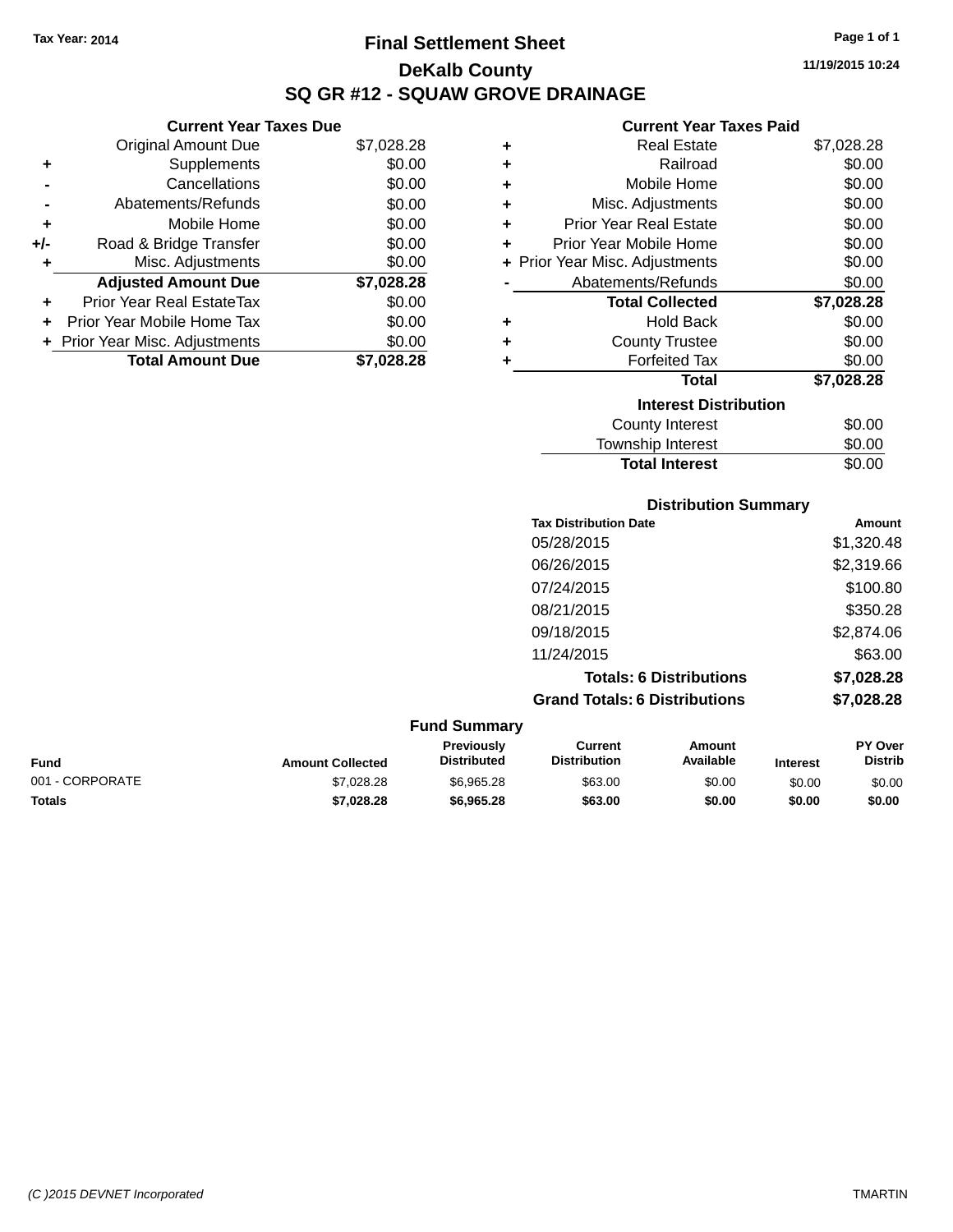Tax Year: 2014

# Final Settlement Sheet

## DeKalb County

## SQ GR #12 - SQUAW GROVE DRAINAGE

11/19/2015 10:24

### Current Year Taxes Due

| | | |
|---|---|---|
| | Original Amount Due | $7,028.28 |
| + | Supplements | $0.00 |
| - | Cancellations | $0.00 |
| - | Abatements/Refunds | $0.00 |
| + | Mobile Home | $0.00 |
| +/- | Road & Bridge Transfer | $0.00 |
| + | Misc. Adjustments | $0.00 |
| | **Adjusted Amount Due** | **$7,028.28** |
| + | Prior Year Real EstateTax | $0.00 |
| + | Prior Year Mobile Home Tax | $0.00 |
| + | Prior Year Misc. Adjustments | $0.00 |
| | **Total Amount Due** | **$7,028.28** |

### Current Year Taxes Paid

| | | |
|---|---|---|
| + | Real Estate | $7,028.28 |
| + | Railroad | $0.00 |
| + | Mobile Home | $0.00 |
| + | Misc. Adjustments | $0.00 |
| + | Prior Year Real Estate | $0.00 |
| + | Prior Year Mobile Home | $0.00 |
| + | Prior Year Misc. Adjustments | $0.00 |
| - | Abatements/Refunds | $0.00 |
| | **Total Collected** | **$7,028.28** |
| + | Hold Back | $0.00 |
| + | County Trustee | $0.00 |
| + | Forfeited Tax | $0.00 |
| | **Total** | **$7,028.28** |

### Interest Distribution

| | |
|---|---|
| County Interest | $0.00 |
| Township Interest | $0.00 |
| **Total Interest** | $0.00 |

### Distribution Summary

| Tax Distribution Date | Amount |
|---|---|
| 05/28/2015 | $1,320.48 |
| 06/26/2015 | $2,319.66 |
| 07/24/2015 | $100.80 |
| 08/21/2015 | $350.28 |
| 09/18/2015 | $2,874.06 |
| 11/24/2015 | $63.00 |
| **Totals: 6 Distributions** | **$7,028.28** |
| **Grand Totals: 6 Distributions** | **$7,028.28** |

### Fund Summary

| Fund | Amount Collected | Previously Distributed | Current Distribution | Amount Available | Interest | PY Over Distrib |
|---|---|---|---|---|---|---|
| 001 - CORPORATE | $7,028.28 | $6,965.28 | $63.00 | $0.00 | $0.00 | $0.00 |
| **Totals** | **$7,028.28** | **$6,965.28** | **$63.00** | **$0.00** | **$0.00** | **$0.00** |

(C )2015 DEVNET Incorporated

TMARTIN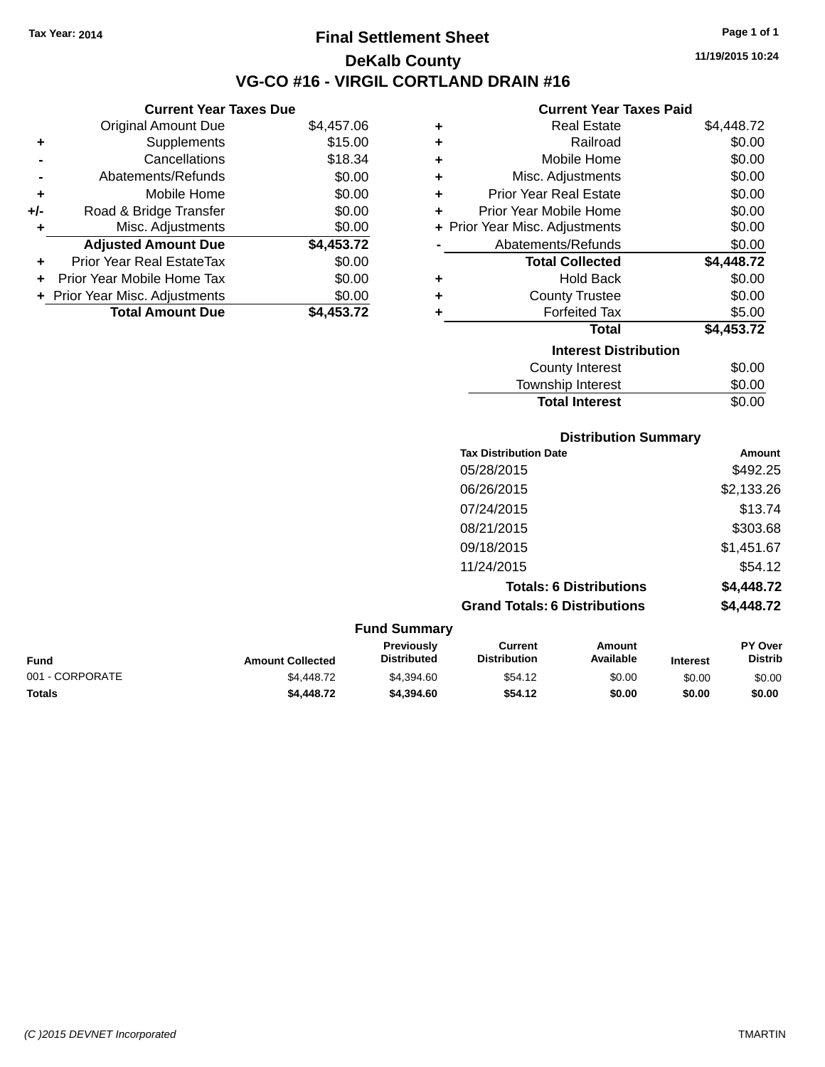Tax Year: 2014

# Final Settlement Sheet

## DeKalb County

## VG-CO #16 - VIRGIL CORTLAND DRAIN #16

11/19/2015 10:24

### Current Year Taxes Due

| | | |
|---|---|---|
| | Original Amount Due | $4,457.06 |
| + | Supplements | $15.00 |
| - | Cancellations | $18.34 |
| - | Abatements/Refunds | $0.00 |
| + | Mobile Home | $0.00 |
| +/- | Road & Bridge Transfer | $0.00 |
| + | Misc. Adjustments | $0.00 |
| | **Adjusted Amount Due** | **$4,453.72** |
| + | Prior Year Real EstateTax | $0.00 |
| + | Prior Year Mobile Home Tax | $0.00 |
| + | Prior Year Misc. Adjustments | $0.00 |
| | **Total Amount Due** | **$4,453.72** |

### Current Year Taxes Paid

| | | |
|---|---|---|
| + | Real Estate | $4,448.72 |
| + | Railroad | $0.00 |
| + | Mobile Home | $0.00 |
| + | Misc. Adjustments | $0.00 |
| + | Prior Year Real Estate | $0.00 |
| + | Prior Year Mobile Home | $0.00 |
| + | Prior Year Misc. Adjustments | $0.00 |
| - | Abatements/Refunds | $0.00 |
| | **Total Collected** | **$4,448.72** |
| + | Hold Back | $0.00 |
| + | County Trustee | $0.00 |
| + | Forfeited Tax | $5.00 |
| | **Total** | **$4,453.72** |

### Interest Distribution

| | |
|---|---|
| County Interest | $0.00 |
| Township Interest | $0.00 |
| **Total Interest** | $0.00 |

### Distribution Summary

| Tax Distribution Date | Amount |
|---|---|
| 05/28/2015 | $492.25 |
| 06/26/2015 | $2,133.26 |
| 07/24/2015 | $13.74 |
| 08/21/2015 | $303.68 |
| 09/18/2015 | $1,451.67 |
| 11/24/2015 | $54.12 |
| **Totals: 6 Distributions** | **$4,448.72** |
| **Grand Totals: 6 Distributions** | **$4,448.72** |

### Fund Summary

| Fund | Amount Collected | Previously Distributed | Current Distribution | Amount Available | Interest | PY Over Distrib |
|---|---|---|---|---|---|---|
| 001 - CORPORATE | $4,448.72 | $4,394.60 | $54.12 | $0.00 | $0.00 | $0.00 |
| **Totals** | **$4,448.72** | **$4,394.60** | **$54.12** | **$0.00** | **$0.00** | **$0.00** |

(C )2015 DEVNET Incorporated TMARTIN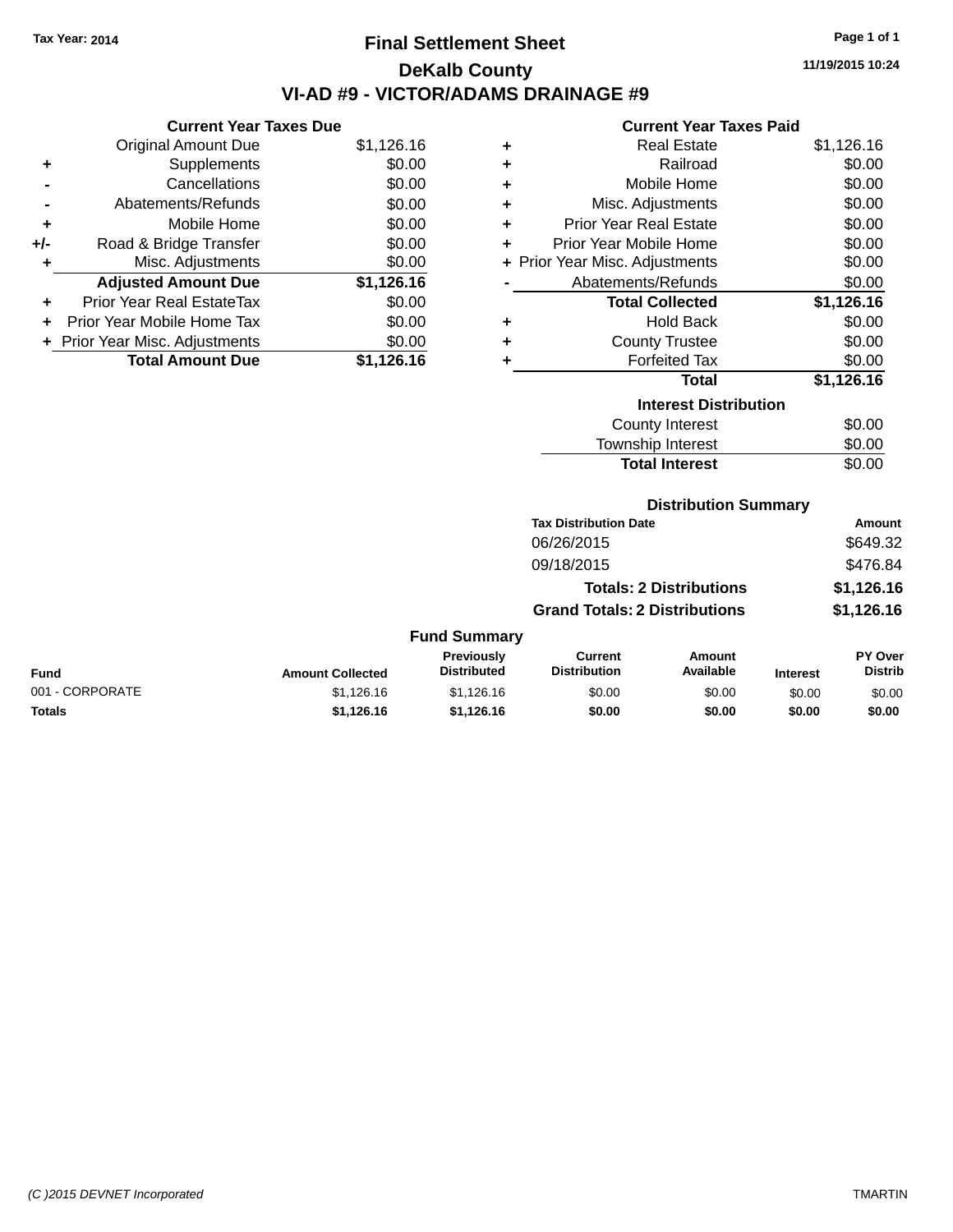Tax Year: 2014

# Final Settlement Sheet

## DeKalb County

## VI-AD #9 - VICTOR/ADAMS DRAINAGE #9

11/19/2015 10:24

### Current Year Taxes Due

| | | |
|---|---|---|
| | Original Amount Due | $1,126.16 |
| + | Supplements | $0.00 |
| - | Cancellations | $0.00 |
| - | Abatements/Refunds | $0.00 |
| + | Mobile Home | $0.00 |
| +/- | Road & Bridge Transfer | $0.00 |
| + | Misc. Adjustments | $0.00 |
| | **Adjusted Amount Due** | **$1,126.16** |
| + | Prior Year Real EstateTax | $0.00 |
| + | Prior Year Mobile Home Tax | $0.00 |
| + | Prior Year Misc. Adjustments | $0.00 |
| | **Total Amount Due** | **$1,126.16** |

### Current Year Taxes Paid

| | | |
|---|---|---|
| + | Real Estate | $1,126.16 |
| + | Railroad | $0.00 |
| + | Mobile Home | $0.00 |
| + | Misc. Adjustments | $0.00 |
| + | Prior Year Real Estate | $0.00 |
| + | Prior Year Mobile Home | $0.00 |
| + | Prior Year Misc. Adjustments | $0.00 |
| - | Abatements/Refunds | $0.00 |
| | **Total Collected** | **$1,126.16** |
| + | Hold Back | $0.00 |
| + | County Trustee | $0.00 |
| + | Forfeited Tax | $0.00 |
| | **Total** | **$1,126.16** |

### Interest Distribution

| | |
|---|---|
| County Interest | $0.00 |
| Township Interest | $0.00 |
| **Total Interest** | $0.00 |

### Distribution Summary

| Tax Distribution Date | Amount |
|---|---|
| 06/26/2015 | $649.32 |
| 09/18/2015 | $476.84 |
| **Totals: 2 Distributions** | **$1,126.16** |
| **Grand Totals: 2 Distributions** | **$1,126.16** |

### Fund Summary

| Fund | Amount Collected | Previously Distributed | Current Distribution | Amount Available | Interest | PY Over Distrib |
|---|---|---|---|---|---|---|
| 001 - CORPORATE | $1,126.16 | $1,126.16 | $0.00 | $0.00 | $0.00 | $0.00 |
| **Totals** | **$1,126.16** | **$1,126.16** | **$0.00** | **$0.00** | **$0.00** | **$0.00** |

(C )2015 DEVNET Incorporated TMARTIN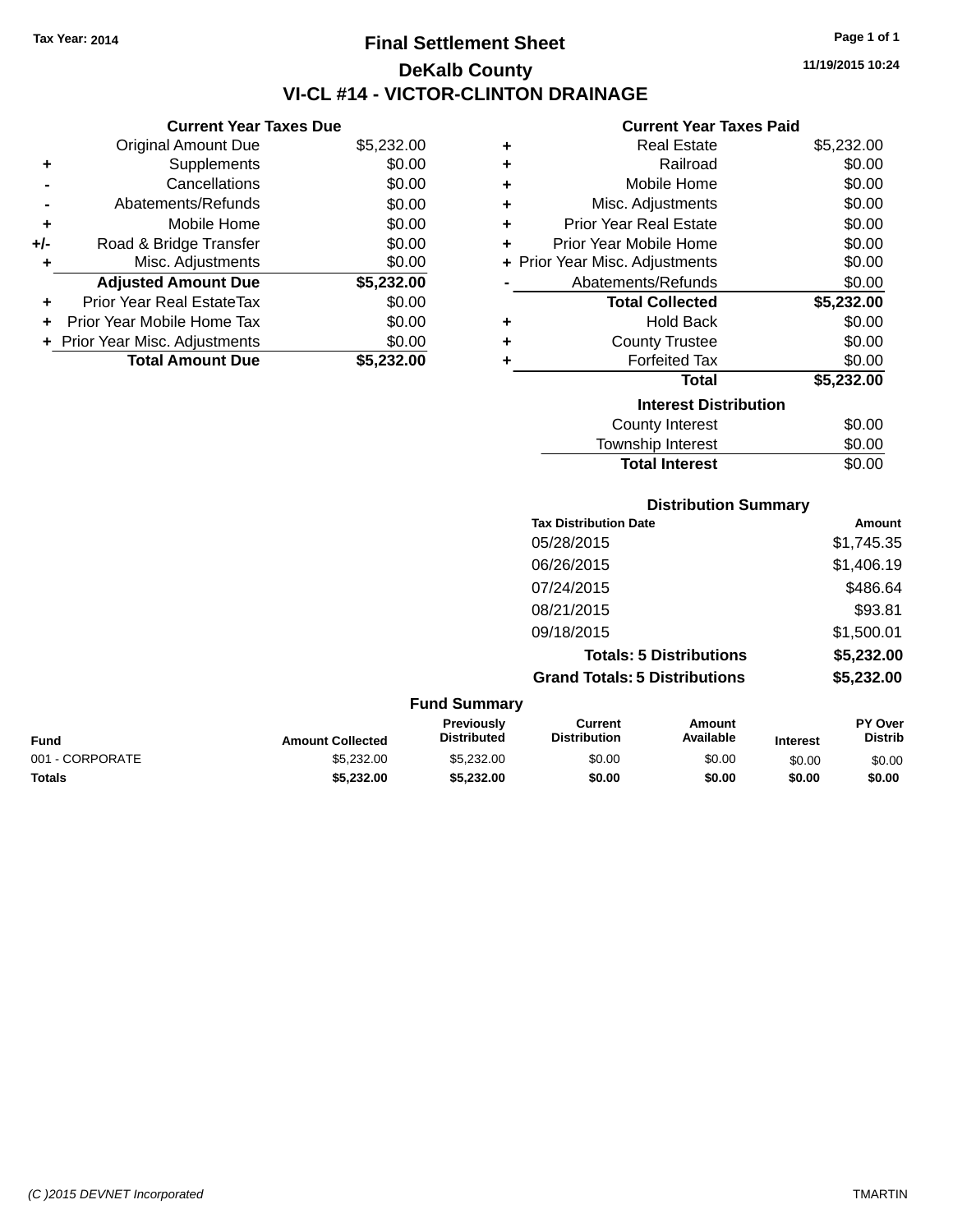Tax Year: 2014

# Final Settlement Sheet

## DeKalb County

## VI-CL #14 - VICTOR-CLINTON DRAINAGE

11/19/2015 10:24

### Current Year Taxes Due

| | | |
|---|---|---|
| | Original Amount Due | $5,232.00 |
| + | Supplements | $0.00 |
| - | Cancellations | $0.00 |
| - | Abatements/Refunds | $0.00 |
| + | Mobile Home | $0.00 |
| +/- | Road & Bridge Transfer | $0.00 |
| + | Misc. Adjustments | $0.00 |
| | **Adjusted Amount Due** | **$5,232.00** |
| + | Prior Year Real EstateTax | $0.00 |
| + | Prior Year Mobile Home Tax | $0.00 |
| + | Prior Year Misc. Adjustments | $0.00 |
| | **Total Amount Due** | **$5,232.00** |

### Current Year Taxes Paid

| | | |
|---|---|---|
| + | Real Estate | $5,232.00 |
| + | Railroad | $0.00 |
| + | Mobile Home | $0.00 |
| + | Misc. Adjustments | $0.00 |
| + | Prior Year Real Estate | $0.00 |
| + | Prior Year Mobile Home | $0.00 |
| + | Prior Year Misc. Adjustments | $0.00 |
| - | Abatements/Refunds | $0.00 |
| | **Total Collected** | **$5,232.00** |
| + | Hold Back | $0.00 |
| + | County Trustee | $0.00 |
| + | Forfeited Tax | $0.00 |
| | **Total** | **$5,232.00** |

### Interest Distribution

| | |
|---|---|
| County Interest | $0.00 |
| Township Interest | $0.00 |
| **Total Interest** | $0.00 |

### Distribution Summary

| Tax Distribution Date | Amount |
|---|---|
| 05/28/2015 | $1,745.35 |
| 06/26/2015 | $1,406.19 |
| 07/24/2015 | $486.64 |
| 08/21/2015 | $93.81 |
| 09/18/2015 | $1,500.01 |
| **Totals: 5 Distributions** | **$5,232.00** |
| **Grand Totals: 5 Distributions** | **$5,232.00** |

### Fund Summary

| Fund | Amount Collected | Previously Distributed | Current Distribution | Amount Available | Interest | PY Over Distrib |
|---|---|---|---|---|---|---|
| 001 - CORPORATE | $5,232.00 | $5,232.00 | $0.00 | $0.00 | $0.00 | $0.00 |
| **Totals** | **$5,232.00** | **$5,232.00** | **$0.00** | **$0.00** | **$0.00** | **$0.00** |

(C )2015 DEVNET Incorporated TMARTIN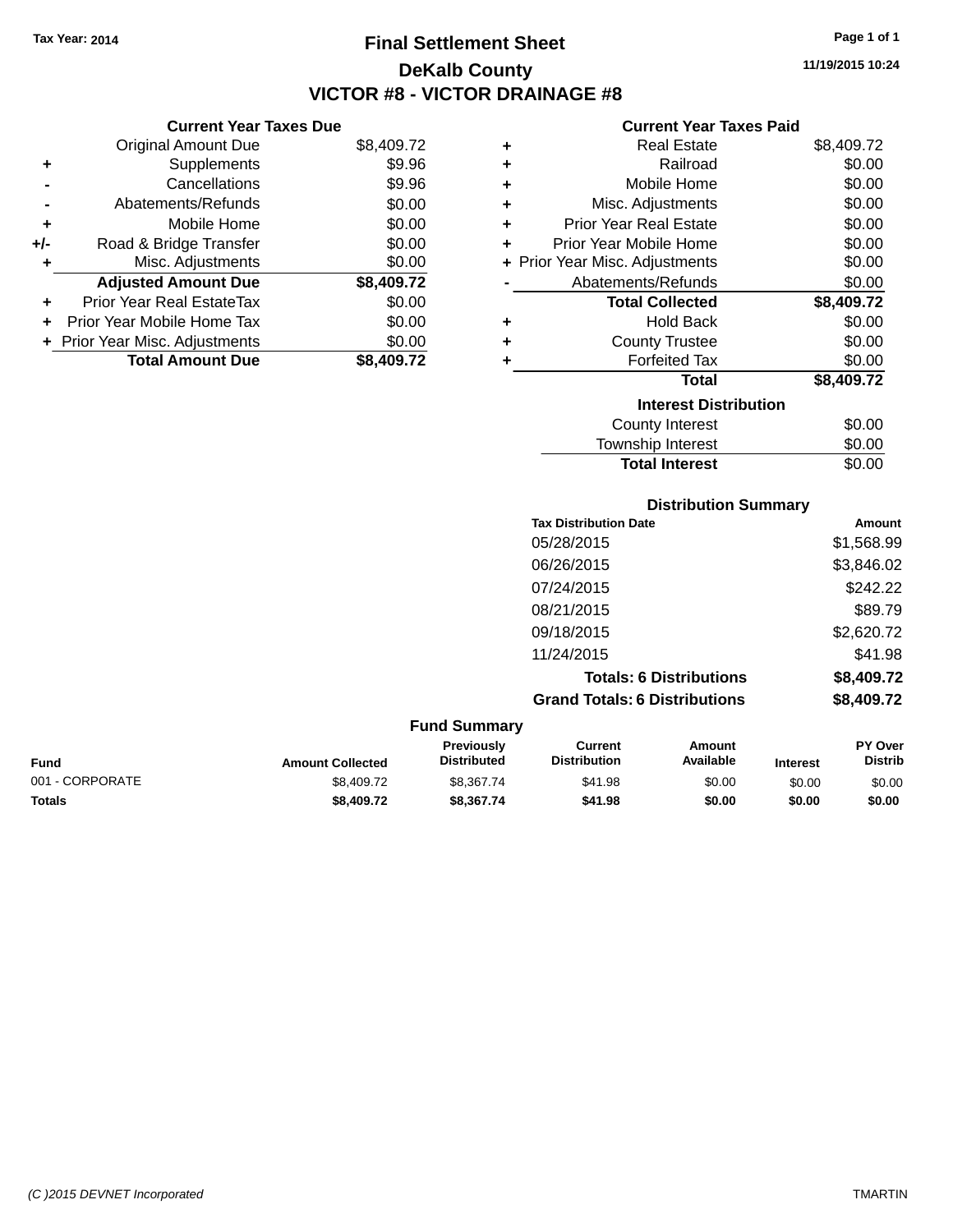Tax Year: 2014

# Final Settlement Sheet

## DeKalb County

## VICTOR #8 - VICTOR DRAINAGE #8

11/19/2015 10:24

### Current Year Taxes Due

| | | |
|---|---|---|
| | Original Amount Due | $8,409.72 |
| + | Supplements | $9.96 |
| - | Cancellations | $9.96 |
| - | Abatements/Refunds | $0.00 |
| + | Mobile Home | $0.00 |
| +/- | Road & Bridge Transfer | $0.00 |
| + | Misc. Adjustments | $0.00 |
| | **Adjusted Amount Due** | **$8,409.72** |
| + | Prior Year Real EstateTax | $0.00 |
| + | Prior Year Mobile Home Tax | $0.00 |
| + | Prior Year Misc. Adjustments | $0.00 |
| | **Total Amount Due** | **$8,409.72** |

### Current Year Taxes Paid

| | | |
|---|---|---|
| + | Real Estate | $8,409.72 |
| + | Railroad | $0.00 |
| + | Mobile Home | $0.00 |
| + | Misc. Adjustments | $0.00 |
| + | Prior Year Real Estate | $0.00 |
| + | Prior Year Mobile Home | $0.00 |
| + | Prior Year Misc. Adjustments | $0.00 |
| - | Abatements/Refunds | $0.00 |
| | **Total Collected** | **$8,409.72** |
| + | Hold Back | $0.00 |
| + | County Trustee | $0.00 |
| + | Forfeited Tax | $0.00 |
| | **Total** | **$8,409.72** |

### Interest Distribution

| | |
|---|---|
| County Interest | $0.00 |
| Township Interest | $0.00 |
| **Total Interest** | $0.00 |

### Distribution Summary

| Tax Distribution Date | Amount |
|---|---|
| 05/28/2015 | $1,568.99 |
| 06/26/2015 | $3,846.02 |
| 07/24/2015 | $242.22 |
| 08/21/2015 | $89.79 |
| 09/18/2015 | $2,620.72 |
| 11/24/2015 | $41.98 |
| **Totals: 6 Distributions** | **$8,409.72** |
| **Grand Totals: 6 Distributions** | **$8,409.72** |

### Fund Summary

| Fund | Amount Collected | Previously Distributed | Current Distribution | Amount Available | Interest | PY Over Distrib |
|---|---|---|---|---|---|---|
| 001 - CORPORATE | $8,409.72 | $8,367.74 | $41.98 | $0.00 | $0.00 | $0.00 |
| **Totals** | **$8,409.72** | **$8,367.74** | **$41.98** | **$0.00** | **$0.00** | **$0.00** |

(C )2015 DEVNET Incorporated TMARTIN